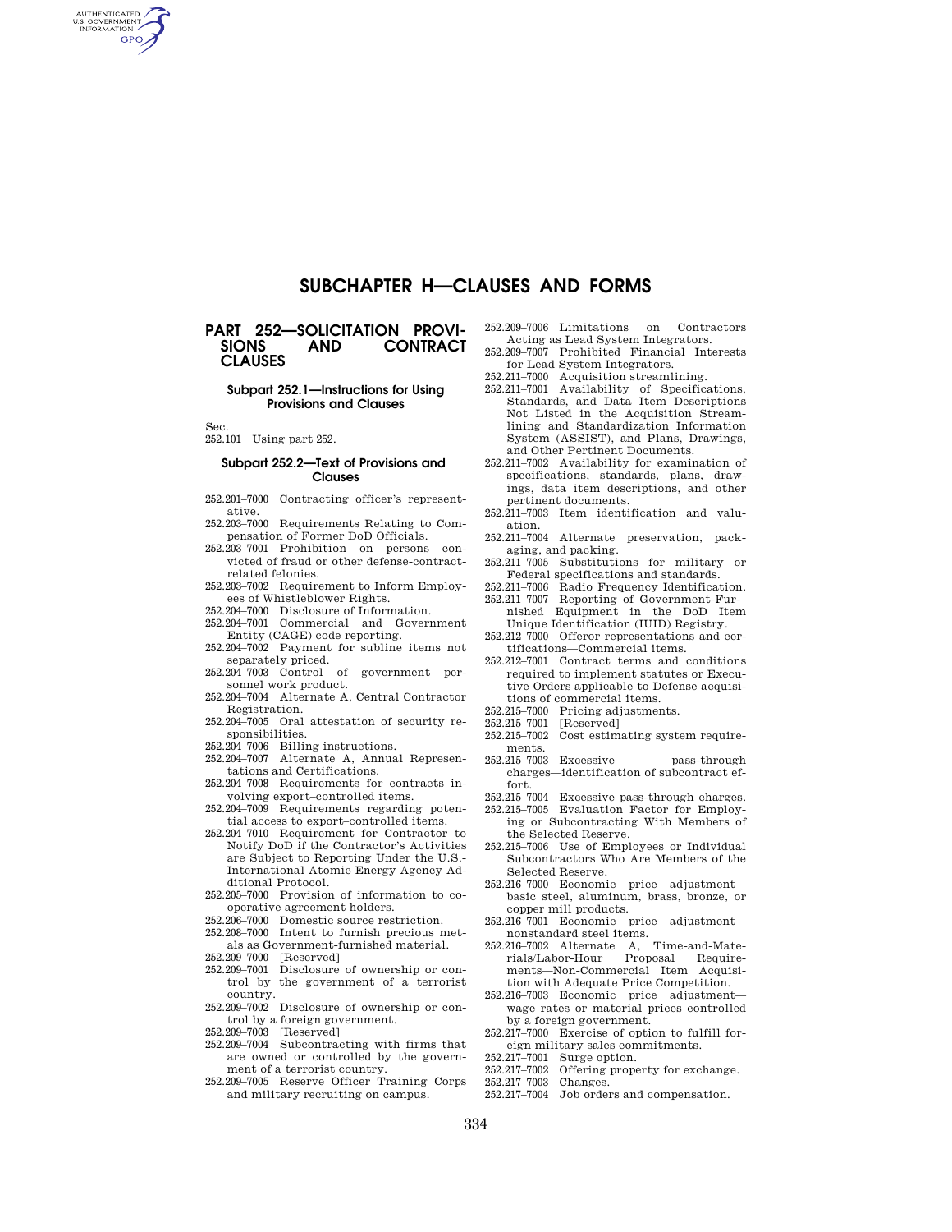# SUBCHAPTER H—CLAUSES AND FORMS

## PART 252—SOLICITATION PROVISIONS AND CONTRACT CLAUSES

### Subpart 252.1—Instructions for Using Provisions and Clauses

Sec.

252.101 Using part 252.

### Subpart 252.2—Text of Provisions and Clauses

252.201–7000 Contracting officer's representative.

252.203–7000 Requirements Relating to Compensation of Former DoD Officials.

252.203–7001 Prohibition on persons convicted of fraud or other defense-contract-related felonies.

252.203–7002 Requirement to Inform Employees of Whistleblower Rights.

252.204–7000 Disclosure of Information.

252.204–7001 Commercial and Government Entity (CAGE) code reporting.

252.204–7002 Payment for subline items not separately priced.

252.204–7003 Control of government personnel work product.

252.204–7004 Alternate A, Central Contractor Registration.

252.204–7005 Oral attestation of security responsibilities.

252.204–7006 Billing instructions.

252.204–7007 Alternate A, Annual Representations and Certifications.

252.204–7008 Requirements for contracts involving export–controlled items.

252.204–7009 Requirements regarding potential access to export–controlled items.

252.204–7010 Requirement for Contractor to Notify DoD if the Contractor's Activities are Subject to Reporting Under the U.S.-International Atomic Energy Agency Additional Protocol.

252.205–7000 Provision of information to cooperative agreement holders.

252.206–7000 Domestic source restriction.

252.208–7000 Intent to furnish precious metals as Government-furnished material.

252.209–7000 [Reserved]

252.209–7001 Disclosure of ownership or control by the government of a terrorist country.

252.209–7002 Disclosure of ownership or control by a foreign government.

252.209–7003 [Reserved]

252.209–7004 Subcontracting with firms that are owned or controlled by the government of a terrorist country.

252.209–7005 Reserve Officer Training Corps and military recruiting on campus.

252.209–7006 Limitations on Contractors Acting as Lead System Integrators.

252.209–7007 Prohibited Financial Interests for Lead System Integrators.

252.211–7000 Acquisition streamlining.

252.211–7001 Availability of Specifications, Standards, and Data Item Descriptions Not Listed in the Acquisition Streamlining and Standardization Information System (ASSIST), and Plans, Drawings, and Other Pertinent Documents.

252.211–7002 Availability for examination of specifications, standards, plans, drawings, data item descriptions, and other pertinent documents.

252.211–7003 Item identification and valuation.

252.211–7004 Alternate preservation, packaging, and packing.

252.211–7005 Substitutions for military or Federal specifications and standards.

252.211–7006 Radio Frequency Identification.

252.211–7007 Reporting of Government-Furnished Equipment in the DoD Item Unique Identification (IUID) Registry.

252.212–7000 Offeror representations and certifications—Commercial items.

252.212–7001 Contract terms and conditions required to implement statutes or Executive Orders applicable to Defense acquisitions of commercial items.

252.215–7000 Pricing adjustments.

252.215–7001 [Reserved]

252.215–7002 Cost estimating system requirements.

252.215–7003 Excessive pass-through charges—identification of subcontract effort.

252.215–7004 Excessive pass-through charges.

252.215–7005 Evaluation Factor for Employing or Subcontracting With Members of the Selected Reserve.

252.215–7006 Use of Employees or Individual Subcontractors Who Are Members of the Selected Reserve.

252.216–7000 Economic price adjustment—basic steel, aluminum, brass, bronze, or copper mill products.

252.216–7001 Economic price adjustment—nonstandard steel items.

252.216–7002 Alternate A, Time-and-Materials/Labor-Hour Proposal Requirements—Non-Commercial Item Acquisition with Adequate Price Competition.

252.216–7003 Economic price adjustment—wage rates or material prices controlled by a foreign government.

252.217–7000 Exercise of option to fulfill foreign military sales commitments.

252.217–7001 Surge option.

252.217–7002 Offering property for exchange.

252.217–7003 Changes.

252.217–7004 Job orders and compensation.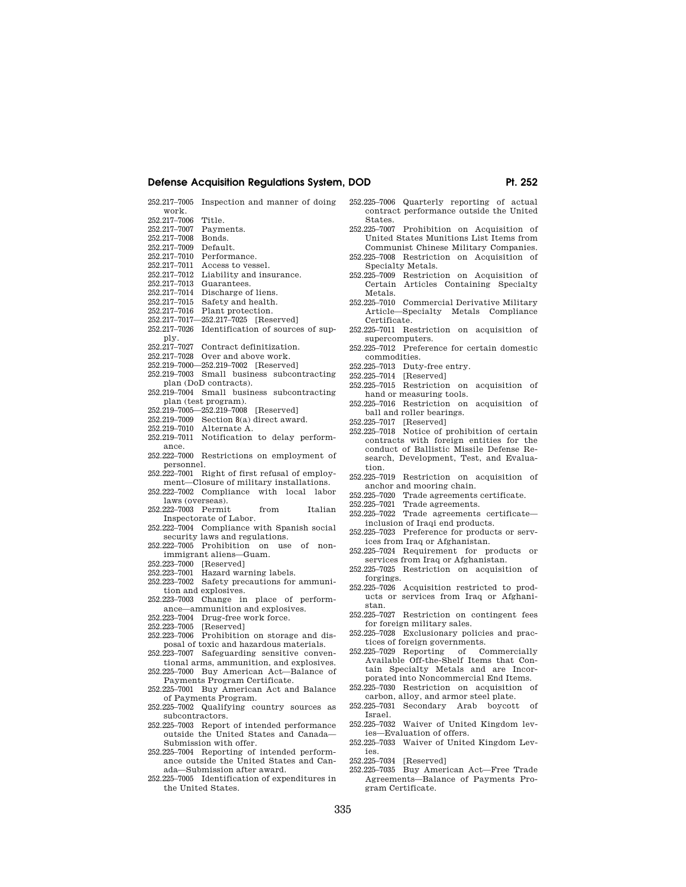252.217–7005 Inspection and manner of doing work.
252.217–7006 Title.
252.217–7007 Payments.
252.217–7008 Bonds.
252.217–7009 Default.
252.217–7010 Performance.
252.217–7011 Access to vessel.
252.217–7012 Liability and insurance.
252.217–7013 Guarantees.
252.217–7014 Discharge of liens.
252.217–7015 Safety and health.
252.217–7016 Plant protection.
252.217–7017—252.217–7025 [Reserved]
252.217–7026 Identification of sources of supply.
252.217–7027 Contract definitization.
252.217–7028 Over and above work.
252.219–7000—252.219–7002 [Reserved]
252.219–7003 Small business subcontracting plan (DoD contracts).
252.219–7004 Small business subcontracting plan (test program).
252.219–7005—252.219–7008 [Reserved]
252.219–7009 Section 8(a) direct award.
252.219–7010 Alternate A.
252.219–7011 Notification to delay performance.
252.222–7000 Restrictions on employment of personnel.
252.222–7001 Right of first refusal of employment—Closure of military installations.
252.222–7002 Compliance with local labor laws (overseas).
252.222–7003 Permit from Italian Inspectorate of Labor.
252.222–7004 Compliance with Spanish social security laws and regulations.
252.222–7005 Prohibition on use of nonimmigrant aliens—Guam.
252.223–7000 [Reserved]
252.223–7001 Hazard warning labels.
252.223–7002 Safety precautions for ammunition and explosives.
252.223–7003 Change in place of performance—ammunition and explosives.
252.223–7004 Drug-free work force.
252.223–7005 [Reserved]
252.223–7006 Prohibition on storage and disposal of toxic and hazardous materials.
252.223–7007 Safeguarding sensitive conventional arms, ammunition, and explosives.
252.225–7000 Buy American Act—Balance of Payments Program Certificate.
252.225–7001 Buy American Act and Balance of Payments Program.
252.225–7002 Qualifying country sources as subcontractors.
252.225–7003 Report of intended performance outside the United States and Canada—Submission with offer.
252.225–7004 Reporting of intended performance outside the United States and Canada—Submission after award.
252.225–7005 Identification of expenditures in the United States.
252.225–7006 Quarterly reporting of actual contract performance outside the United States.
252.225–7007 Prohibition on Acquisition of United States Munitions List Items from Communist Chinese Military Companies.
252.225–7008 Restriction on Acquisition of Specialty Metals.
252.225–7009 Restriction on Acquisition of Certain Articles Containing Specialty Metals.
252.225–7010 Commercial Derivative Military Article—Specialty Metals Compliance Certificate.
252.225–7011 Restriction on acquisition of supercomputers.
252.225–7012 Preference for certain domestic commodities.
252.225–7013 Duty-free entry.
252.225–7014 [Reserved]
252.225–7015 Restriction on acquisition of hand or measuring tools.
252.225–7016 Restriction on acquisition of ball and roller bearings.
252.225–7017 [Reserved]
252.225–7018 Notice of prohibition of certain contracts with foreign entities for the conduct of Ballistic Missile Defense Research, Development, Test, and Evaluation.
252.225–7019 Restriction on acquisition of anchor and mooring chain.
252.225–7020 Trade agreements certificate.
252.225–7021 Trade agreements.
252.225–7022 Trade agreements certificate—inclusion of Iraqi end products.
252.225–7023 Preference for products or services from Iraq or Afghanistan.
252.225–7024 Requirement for products or services from Iraq or Afghanistan.
252.225–7025 Restriction on acquisition of forgings.
252.225–7026 Acquisition restricted to products or services from Iraq or Afghanistan.
252.225–7027 Restriction on contingent fees for foreign military sales.
252.225–7028 Exclusionary policies and practices of foreign governments.
252.225–7029 Reporting of Commercially Available Off-the-Shelf Items that Contain Specialty Metals and are Incorporated into Noncommercial End Items.
252.225–7030 Restriction on acquisition of carbon, alloy, and armor steel plate.
252.225–7031 Secondary Arab boycott of Israel.
252.225–7032 Waiver of United Kingdom levies—Evaluation of offers.
252.225–7033 Waiver of United Kingdom Levies.
252.225–7034 [Reserved]
252.225–7035 Buy American Act—Free Trade Agreements—Balance of Payments Program Certificate.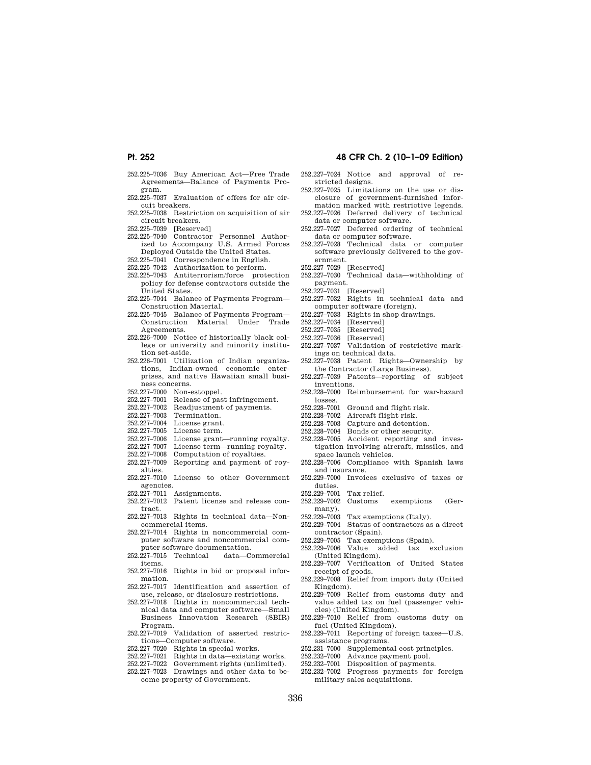252.225–7036 Buy American Act—Free Trade Agreements—Balance of Payments Program.
252.225–7037 Evaluation of offers for air circuit breakers.
252.225–7038 Restriction on acquisition of air circuit breakers.
252.225–7039 [Reserved]
252.225–7040 Contractor Personnel Authorized to Accompany U.S. Armed Forces Deployed Outside the United States.
252.225–7041 Correspondence in English.
252.225–7042 Authorization to perform.
252.225–7043 Antiterrorism/force protection policy for defense contractors outside the United States.
252.225–7044 Balance of Payments Program—Construction Material.
252.225–7045 Balance of Payments Program—Construction Material Under Trade Agreements.
252.226–7000 Notice of historically black college or university and minority institution set-aside.
252.226–7001 Utilization of Indian organizations, Indian-owned economic enterprises, and native Hawaiian small business concerns.
252.227–7000 Non-estoppel.
252.227–7001 Release of past infringement.
252.227–7002 Readjustment of payments.
252.227–7003 Termination.
252.227–7004 License grant.
252.227–7005 License term.
252.227–7006 License grant—running royalty.
252.227–7007 License term—running royalty.
252.227–7008 Computation of royalties.
252.227–7009 Reporting and payment of royalties.
252.227–7010 License to other Government agencies.
252.227–7011 Assignments.
252.227–7012 Patent license and release contract.
252.227–7013 Rights in technical data—Noncommercial items.
252.227–7014 Rights in noncommercial computer software and noncommercial computer software documentation.
252.227–7015 Technical data—Commercial items.
252.227–7016 Rights in bid or proposal information.
252.227–7017 Identification and assertion of use, release, or disclosure restrictions.
252.227–7018 Rights in noncommercial technical data and computer software—Small Business Innovation Research (SBIR) Program.
252.227–7019 Validation of asserted restrictions—Computer software.
252.227–7020 Rights in special works.
252.227–7021 Rights in data—existing works.
252.227–7022 Government rights (unlimited).
252.227–7023 Drawings and other data to become property of Government.
252.227–7024 Notice and approval of restricted designs.
252.227–7025 Limitations on the use or disclosure of government-furnished information marked with restrictive legends.
252.227–7026 Deferred delivery of technical data or computer software.
252.227–7027 Deferred ordering of technical data or computer software.
252.227–7028 Technical data or computer software previously delivered to the government.
252.227–7029 [Reserved]
252.227–7030 Technical data—withholding of payment.
252.227–7031 [Reserved]
252.227–7032 Rights in technical data and computer software (foreign).
252.227–7033 Rights in shop drawings.
252.227–7034 [Reserved]
252.227–7035 [Reserved]
252.227–7036 [Reserved]
252.227–7037 Validation of restrictive markings on technical data.
252.227–7038 Patent Rights—Ownership by the Contractor (Large Business).
252.227–7039 Patents—reporting of subject inventions.
252.228–7000 Reimbursement for war-hazard losses.
252.228–7001 Ground and flight risk.
252.228–7002 Aircraft flight risk.
252.228–7003 Capture and detention.
252.228–7004 Bonds or other security.
252.228–7005 Accident reporting and investigation involving aircraft, missiles, and space launch vehicles.
252.228–7006 Compliance with Spanish laws and insurance.
252.229–7000 Invoices exclusive of taxes or duties.
252.229–7001 Tax relief.
252.229–7002 Customs exemptions (Germany).
252.229–7003 Tax exemptions (Italy).
252.229–7004 Status of contractors as a direct contractor (Spain).
252.229–7005 Tax exemptions (Spain).
252.229–7006 Value added tax exclusion (United Kingdom).
252.229–7007 Verification of United States receipt of goods.
252.229–7008 Relief from import duty (United Kingdom).
252.229–7009 Relief from customs duty and value added tax on fuel (passenger vehicles) (United Kingdom).
252.229–7010 Relief from customs duty on fuel (United Kingdom).
252.229–7011 Reporting of foreign taxes—U.S. assistance programs.
252.231–7000 Supplemental cost principles.
252.232–7000 Advance payment pool.
252.232–7001 Disposition of payments.
252.232–7002 Progress payments for foreign military sales acquisitions.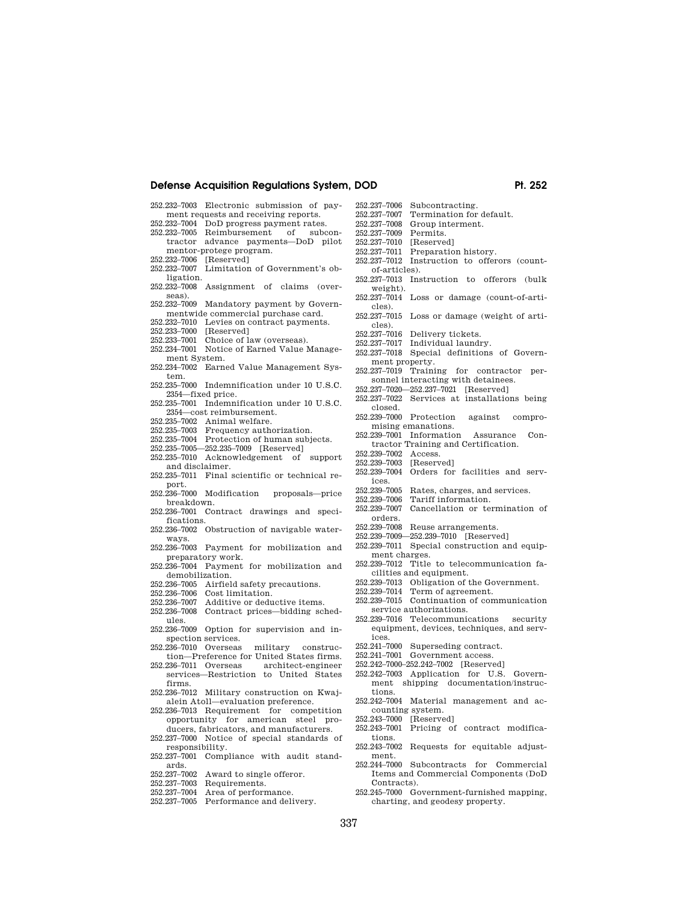252.232–7003 Electronic submission of payment requests and receiving reports.
252.232–7004 DoD progress payment rates.
252.232–7005 Reimbursement of subcontractor advance payments—DoD pilot mentor-protege program.
252.232–7006 [Reserved]
252.232–7007 Limitation of Government's obligation.
252.232–7008 Assignment of claims (overseas).
252.232–7009 Mandatory payment by Governmentwide commercial purchase card.
252.232–7010 Levies on contract payments.
252.233–7000 [Reserved]
252.233–7001 Choice of law (overseas).
252.234–7001 Notice of Earned Value Management System.
252.234–7002 Earned Value Management System.
252.235–7000 Indemnification under 10 U.S.C. 2354—fixed price.
252.235–7001 Indemnification under 10 U.S.C. 2354—cost reimbursement.
252.235–7002 Animal welfare.
252.235–7003 Frequency authorization.
252.235–7004 Protection of human subjects.
252.235–7005—252.235–7009 [Reserved]
252.235–7010 Acknowledgement of support and disclaimer.
252.235–7011 Final scientific or technical report.
252.236–7000 Modification proposals—price breakdown.
252.236–7001 Contract drawings and specifications.
252.236–7002 Obstruction of navigable waterways.
252.236–7003 Payment for mobilization and preparatory work.
252.236–7004 Payment for mobilization and demobilization.
252.236–7005 Airfield safety precautions.
252.236–7006 Cost limitation.
252.236–7007 Additive or deductive items.
252.236–7008 Contract prices—bidding schedules.
252.236–7009 Option for supervision and inspection services.
252.236–7010 Overseas military construction—Preference for United States firms.
252.236–7011 Overseas architect-engineer services—Restriction to United States firms.
252.236–7012 Military construction on Kwajalein Atoll—evaluation preference.
252.236–7013 Requirement for competition opportunity for american steel producers, fabricators, and manufacturers.
252.237–7000 Notice of special standards of responsibility.
252.237–7001 Compliance with audit standards.
252.237–7002 Award to single offeror.
252.237–7003 Requirements.
252.237–7004 Area of performance.
252.237–7005 Performance and delivery.
252.237–7006 Subcontracting.
252.237–7007 Termination for default.
252.237–7008 Group interment.
252.237–7009 Permits.
252.237–7010 [Reserved]
252.237–7011 Preparation history.
252.237–7012 Instruction to offerors (count-of-articles).
252.237–7013 Instruction to offerors (bulk weight).
252.237–7014 Loss or damage (count-of-articles).
252.237–7015 Loss or damage (weight of articles).
252.237–7016 Delivery tickets.
252.237–7017 Individual laundry.
252.237–7018 Special definitions of Government property.
252.237–7019 Training for contractor personnel interacting with detainees.
252.237–7020—252.237–7021 [Reserved]
252.237–7022 Services at installations being closed.
252.239–7000 Protection against compromising emanations.
252.239–7001 Information Assurance Contractor Training and Certification.
252.239–7002 Access.
252.239–7003 [Reserved]
252.239–7004 Orders for facilities and services.
252.239–7005 Rates, charges, and services.
252.239–7006 Tariff information.
252.239–7007 Cancellation or termination of orders.
252.239–7008 Reuse arrangements.
252.239–7009—252.239–7010 [Reserved]
252.239–7011 Special construction and equipment charges.
252.239–7012 Title to telecommunication facilities and equipment.
252.239–7013 Obligation of the Government.
252.239–7014 Term of agreement.
252.239–7015 Continuation of communication service authorizations.
252.239–7016 Telecommunications security equipment, devices, techniques, and services.
252.241–7000 Superseding contract.
252.241–7001 Government access.
252.242–7000–252.242–7002 [Reserved]
252.242–7003 Application for U.S. Government shipping documentation/instructions.
252.242–7004 Material management and accounting system.
252.243–7000 [Reserved]
252.243–7001 Pricing of contract modifications.
252.243–7002 Requests for equitable adjustment.
252.244–7000 Subcontracts for Commercial Items and Commercial Components (DoD Contracts).
252.245–7000 Government-furnished mapping, charting, and geodesy property.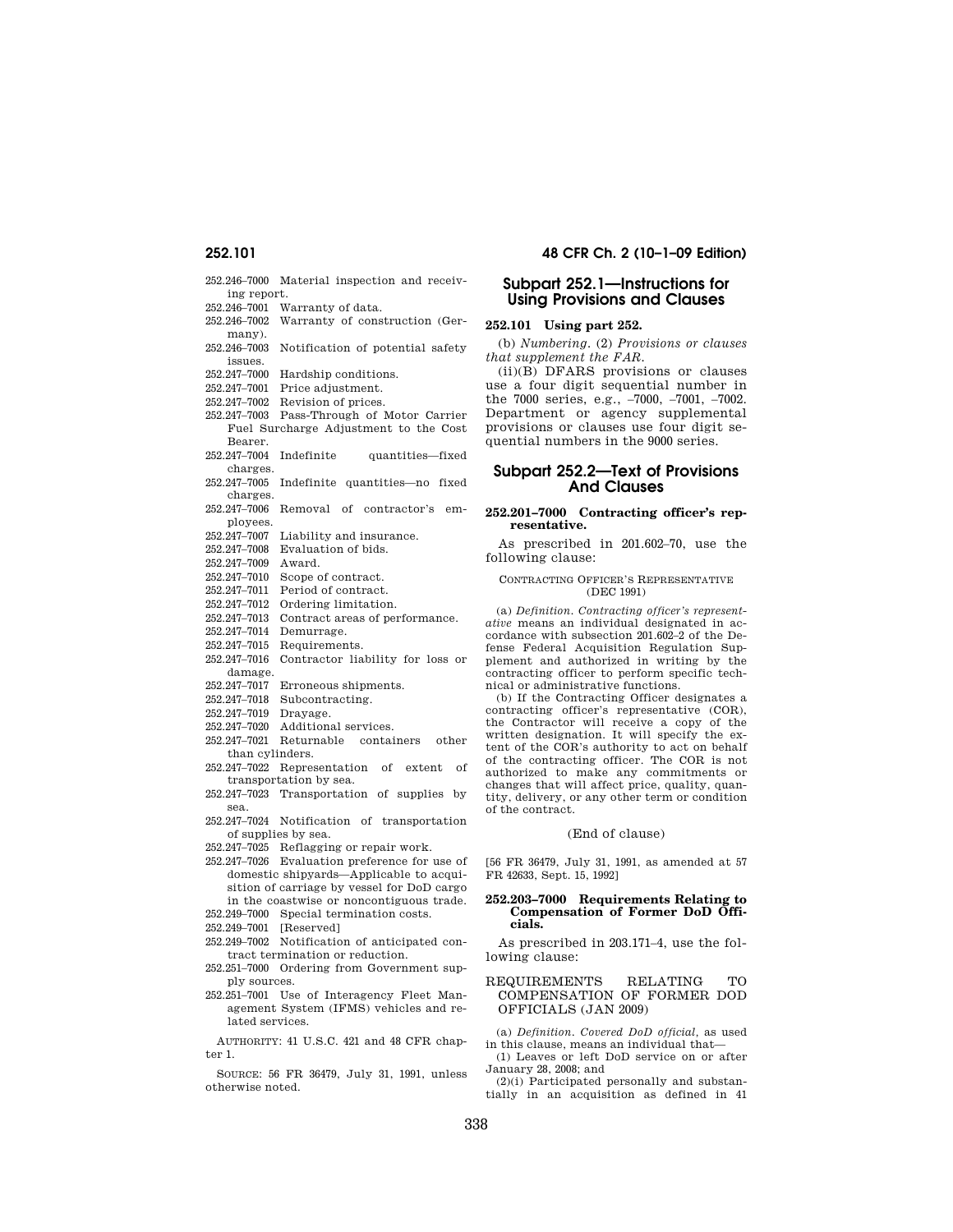252.246–7000 Material inspection and receiving report.
252.246–7001 Warranty of data.
252.246–7002 Warranty of construction (Germany).
252.246–7003 Notification of potential safety issues.
252.247–7000 Hardship conditions.
252.247–7001 Price adjustment.
252.247–7002 Revision of prices.
252.247–7003 Pass-Through of Motor Carrier Fuel Surcharge Adjustment to the Cost Bearer.
252.247–7004 Indefinite quantities—fixed charges.
252.247–7005 Indefinite quantities—no fixed charges.
252.247–7006 Removal of contractor's employees.
252.247–7007 Liability and insurance.
252.247–7008 Evaluation of bids.
252.247–7009 Award.
252.247–7010 Scope of contract.
252.247–7011 Period of contract.
252.247–7012 Ordering limitation.
252.247–7013 Contract areas of performance.
252.247–7014 Demurrage.
252.247–7015 Requirements.
252.247–7016 Contractor liability for loss or damage.
252.247–7017 Erroneous shipments.
252.247–7018 Subcontracting.
252.247–7019 Drayage.
252.247–7020 Additional services.
252.247–7021 Returnable containers other than cylinders.
252.247–7022 Representation of extent of transportation by sea.
252.247–7023 Transportation of supplies by sea.
252.247–7024 Notification of transportation of supplies by sea.
252.247–7025 Reflagging or repair work.
252.247–7026 Evaluation preference for use of domestic shipyards—Applicable to acquisition of carriage by vessel for DoD cargo in the coastwise or noncontiguous trade.
252.249–7000 Special termination costs.
252.249–7001 [Reserved]
252.249–7002 Notification of anticipated contract termination or reduction.
252.251–7000 Ordering from Government supply sources.
252.251–7001 Use of Interagency Fleet Management System (IFMS) vehicles and related services.

AUTHORITY: 41 U.S.C. 421 and 48 CFR chapter 1.

SOURCE: 56 FR 36479, July 31, 1991, unless otherwise noted.

## Subpart 252.1—Instructions for Using Provisions and Clauses

### 252.101 Using part 252.

(b) *Numbering.* (2) *Provisions or clauses that supplement the FAR.*

(ii)(B) DFARS provisions or clauses use a four digit sequential number in the 7000 series, e.g., –7000, –7001, –7002. Department or agency supplemental provisions or clauses use four digit sequential numbers in the 9000 series.

## Subpart 252.2—Text of Provisions And Clauses

### 252.201–7000 Contracting officer's representative.

As prescribed in 201.602–70, use the following clause:

CONTRACTING OFFICER'S REPRESENTATIVE (DEC 1991)

(a) *Definition. Contracting officer's representative* means an individual designated in accordance with subsection 201.602–2 of the Defense Federal Acquisition Regulation Supplement and authorized in writing by the contracting officer to perform specific technical or administrative functions.

(b) If the Contracting Officer designates a contracting officer's representative (COR), the Contractor will receive a copy of the written designation. It will specify the extent of the COR's authority to act on behalf of the contracting officer. The COR is not authorized to make any commitments or changes that will affect price, quality, quantity, delivery, or any other term or condition of the contract.

(End of clause)

[56 FR 36479, July 31, 1991, as amended at 57 FR 42633, Sept. 15, 1992]

### 252.203–7000 Requirements Relating to Compensation of Former DoD Officials.

As prescribed in 203.171–4, use the following clause:

REQUIREMENTS RELATING TO COMPENSATION OF FORMER DOD OFFICIALS (JAN 2009)

(a) *Definition. Covered DoD official,* as used in this clause, means an individual that—

(1) Leaves or left DoD service on or after January 28, 2008; and

(2)(i) Participated personally and substantially in an acquisition as defined in 41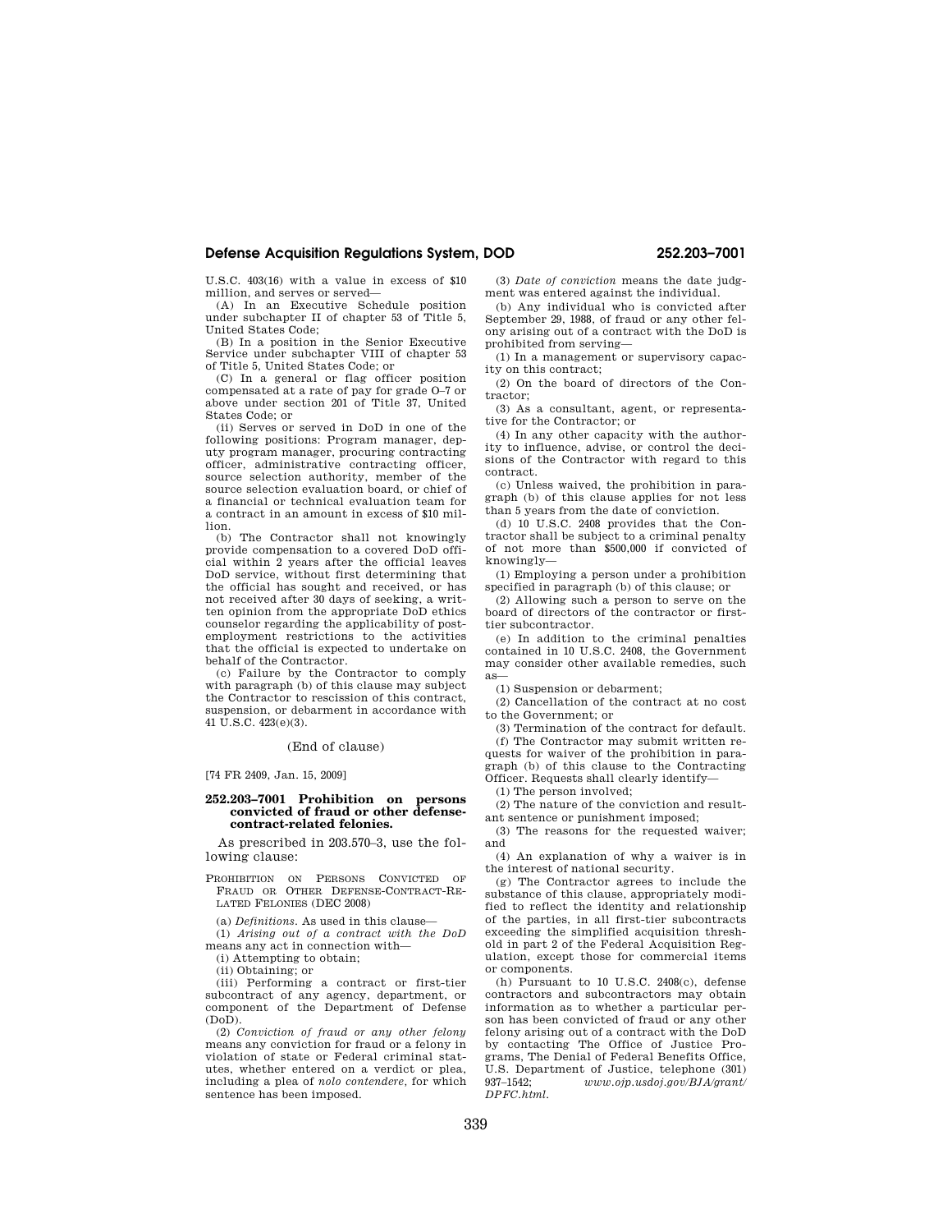U.S.C. 403(16) with a value in excess of $10 million, and serves or served—

(A) In an Executive Schedule position under subchapter II of chapter 53 of Title 5, United States Code;

(B) In a position in the Senior Executive Service under subchapter VIII of chapter 53 of Title 5, United States Code; or

(C) In a general or flag officer position compensated at a rate of pay for grade O–7 or above under section 201 of Title 37, United States Code; or

(ii) Serves or served in DoD in one of the following positions: Program manager, deputy program manager, procuring contracting officer, administrative contracting officer, source selection authority, member of the source selection evaluation board, or chief of a financial or technical evaluation team for a contract in an amount in excess of $10 million.

(b) The Contractor shall not knowingly provide compensation to a covered DoD official within 2 years after the official leaves DoD service, without first determining that the official has sought and received, or has not received after 30 days of seeking, a written opinion from the appropriate DoD ethics counselor regarding the applicability of post-employment restrictions to the activities that the official is expected to undertake on behalf of the Contractor.

(c) Failure by the Contractor to comply with paragraph (b) of this clause may subject the Contractor to rescission of this contract, suspension, or debarment in accordance with 41 U.S.C. 423(e)(3).

(End of clause)

[74 FR 2409, Jan. 15, 2009]

### 252.203–7001 Prohibition on persons convicted of fraud or other defense-contract-related felonies.

As prescribed in 203.570–3, use the following clause:

PROHIBITION ON PERSONS CONVICTED OF FRAUD OR OTHER DEFENSE-CONTRACT-RELATED FELONIES (DEC 2008)

(a) *Definitions.* As used in this clause—

(1) *Arising out of a contract with the DoD* means any act in connection with—

(i) Attempting to obtain;

(ii) Obtaining; or

(iii) Performing a contract or first-tier subcontract of any agency, department, or component of the Department of Defense (DoD).

(2) *Conviction of fraud or any other felony* means any conviction for fraud or a felony in violation of state or Federal criminal statutes, whether entered on a verdict or plea, including a plea of *nolo contendere*, for which sentence has been imposed.

(3) *Date of conviction* means the date judgment was entered against the individual.

(b) Any individual who is convicted after September 29, 1988, of fraud or any other felony arising out of a contract with the DoD is prohibited from serving—

(1) In a management or supervisory capacity on this contract;

(2) On the board of directors of the Contractor;

(3) As a consultant, agent, or representative for the Contractor; or

(4) In any other capacity with the authority to influence, advise, or control the decisions of the Contractor with regard to this contract.

(c) Unless waived, the prohibition in paragraph (b) of this clause applies for not less than 5 years from the date of conviction.

(d) 10 U.S.C. 2408 provides that the Contractor shall be subject to a criminal penalty of not more than $500,000 if convicted of knowingly—

(1) Employing a person under a prohibition specified in paragraph (b) of this clause; or

(2) Allowing such a person to serve on the board of directors of the contractor or first-tier subcontractor.

(e) In addition to the criminal penalties contained in 10 U.S.C. 2408, the Government may consider other available remedies, such as—

(1) Suspension or debarment;

(2) Cancellation of the contract at no cost to the Government; or

(3) Termination of the contract for default.

(f) The Contractor may submit written requests for waiver of the prohibition in paragraph (b) of this clause to the Contracting Officer. Requests shall clearly identify—

(1) The person involved;

(2) The nature of the conviction and resultant sentence or punishment imposed;

(3) The reasons for the requested waiver; and

(4) An explanation of why a waiver is in the interest of national security.

(g) The Contractor agrees to include the substance of this clause, appropriately modified to reflect the identity and relationship of the parties, in all first-tier subcontracts exceeding the simplified acquisition threshold in part 2 of the Federal Acquisition Regulation, except those for commercial items or components.

(h) Pursuant to 10 U.S.C. 2408(c), defense contractors and subcontractors may obtain information as to whether a particular person has been convicted of fraud or any other felony arising out of a contract with the DoD by contacting The Office of Justice Programs, The Denial of Federal Benefits Office, U.S. Department of Justice, telephone (301) 937–1542; *www.ojp.usdoj.gov/BJA/grant/DPFC.html*.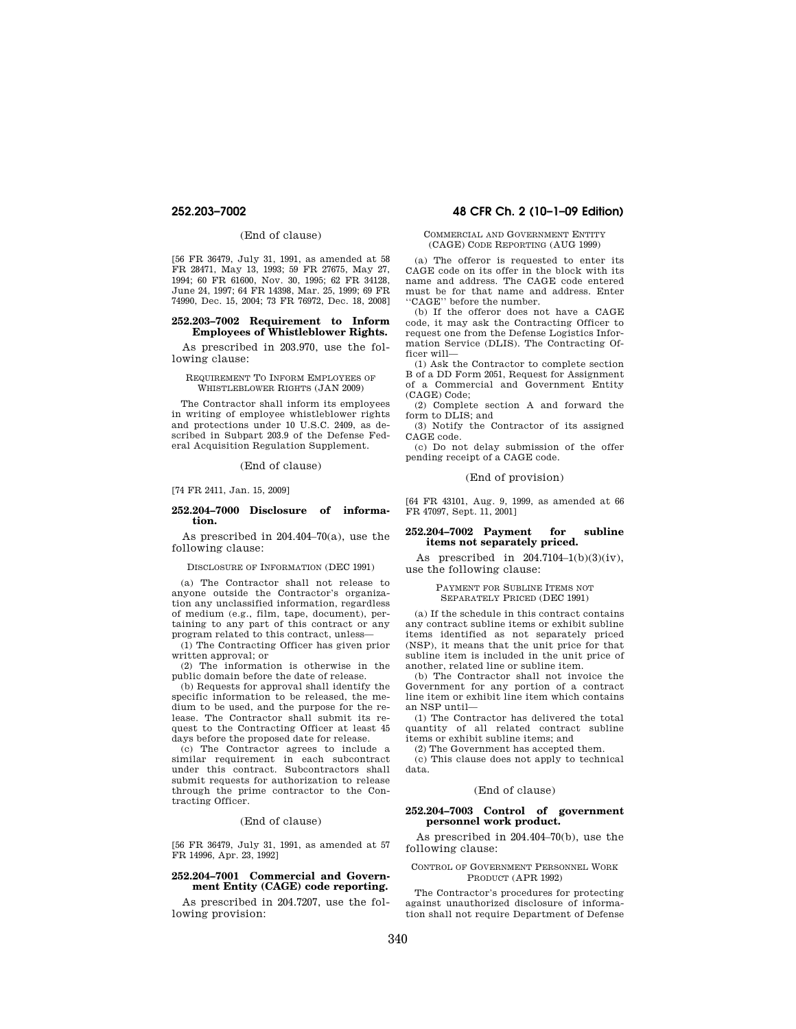(End of clause)

[56 FR 36479, July 31, 1991, as amended at 58 FR 28471, May 13, 1993; 59 FR 27675, May 27, 1994; 60 FR 61600, Nov. 30, 1995; 62 FR 34128, June 24, 1997; 64 FR 14398, Mar. 25, 1999; 69 FR 74990, Dec. 15, 2004; 73 FR 76972, Dec. 18, 2008]

### 252.203–7002 Requirement to Inform Employees of Whistleblower Rights.

As prescribed in 203.970, use the following clause:

REQUIREMENT TO INFORM EMPLOYEES OF WHISTLEBLOWER RIGHTS (JAN 2009)

The Contractor shall inform its employees in writing of employee whistleblower rights and protections under 10 U.S.C. 2409, as described in Subpart 203.9 of the Defense Federal Acquisition Regulation Supplement.

(End of clause)

[74 FR 2411, Jan. 15, 2009]

### 252.204–7000 Disclosure of information.

As prescribed in 204.404–70(a), use the following clause:

DISCLOSURE OF INFORMATION (DEC 1991)

(a) The Contractor shall not release to anyone outside the Contractor's organization any unclassified information, regardless of medium (e.g., film, tape, document), pertaining to any part of this contract or any program related to this contract, unless—

(1) The Contracting Officer has given prior written approval; or

(2) The information is otherwise in the public domain before the date of release.

(b) Requests for approval shall identify the specific information to be released, the medium to be used, and the purpose for the release. The Contractor shall submit its request to the Contracting Officer at least 45 days before the proposed date for release.

(c) The Contractor agrees to include a similar requirement in each subcontract under this contract. Subcontractors shall submit requests for authorization to release through the prime contractor to the Contracting Officer.

(End of clause)

[56 FR 36479, July 31, 1991, as amended at 57 FR 14996, Apr. 23, 1992]

### 252.204–7001 Commercial and Government Entity (CAGE) code reporting.

As prescribed in 204.7207, use the following provision:

COMMERCIAL AND GOVERNMENT ENTITY (CAGE) CODE REPORTING (AUG 1999)

(a) The offeror is requested to enter its CAGE code on its offer in the block with its name and address. The CAGE code entered must be for that name and address. Enter "CAGE" before the number.

(b) If the offeror does not have a CAGE code, it may ask the Contracting Officer to request one from the Defense Logistics Information Service (DLIS). The Contracting Officer will—

(1) Ask the Contractor to complete section B of a DD Form 2051, Request for Assignment of a Commercial and Government Entity (CAGE) Code;

(2) Complete section A and forward the form to DLIS; and

(3) Notify the Contractor of its assigned CAGE code.

(c) Do not delay submission of the offer pending receipt of a CAGE code.

(End of provision)

[64 FR 43101, Aug. 9, 1999, as amended at 66 FR 47097, Sept. 11, 2001]

### 252.204–7002 Payment for subline items not separately priced.

As prescribed in 204.7104–1(b)(3)(iv), use the following clause:

PAYMENT FOR SUBLINE ITEMS NOT SEPARATELY PRICED (DEC 1991)

(a) If the schedule in this contract contains any contract subline items or exhibit subline items identified as not separately priced (NSP), it means that the unit price for that subline item is included in the unit price of another, related line or subline item.

(b) The Contractor shall not invoice the Government for any portion of a contract line item or exhibit line item which contains an NSP until—

(1) The Contractor has delivered the total quantity of all related contract subline items or exhibit subline items; and

(2) The Government has accepted them.

(c) This clause does not apply to technical data.

(End of clause)

### 252.204–7003 Control of government personnel work product.

As prescribed in 204.404–70(b), use the following clause:

CONTROL OF GOVERNMENT PERSONNEL WORK PRODUCT (APR 1992)

The Contractor's procedures for protecting against unauthorized disclosure of information shall not require Department of Defense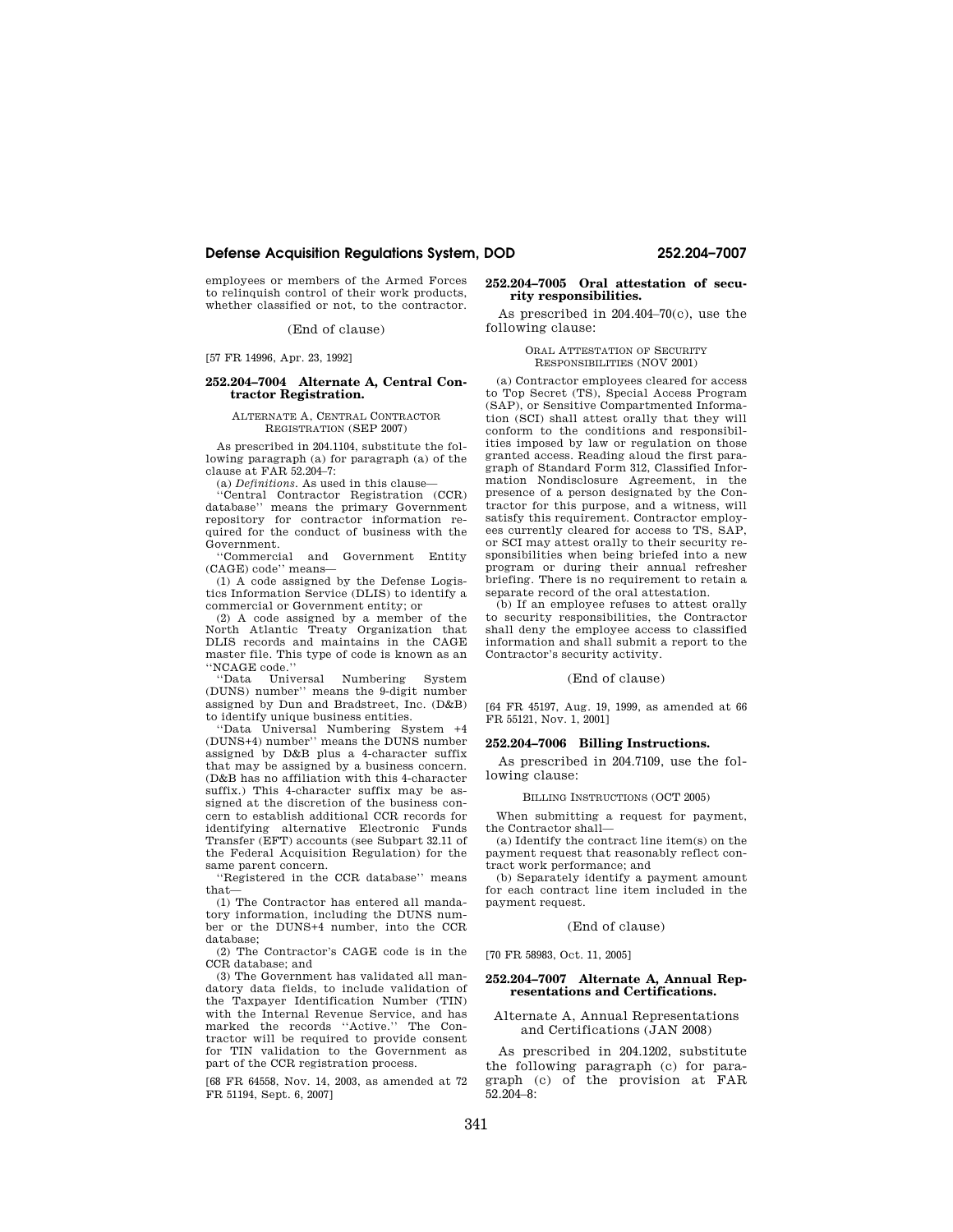employees or members of the Armed Forces to relinquish control of their work products, whether classified or not, to the contractor.

(End of clause)

[57 FR 14996, Apr. 23, 1992]

### 252.204–7004 Alternate A, Central Contractor Registration.

ALTERNATE A, CENTRAL CONTRACTOR REGISTRATION (SEP 2007)

As prescribed in 204.1104, substitute the following paragraph (a) for paragraph (a) of the clause at FAR 52.204–7:

(a) *Definitions.* As used in this clause—

''Central Contractor Registration (CCR) database'' means the primary Government repository for contractor information required for the conduct of business with the Government.

''Commercial and Government Entity (CAGE) code'' means—

(1) A code assigned by the Defense Logistics Information Service (DLIS) to identify a commercial or Government entity; or

(2) A code assigned by a member of the North Atlantic Treaty Organization that DLIS records and maintains in the CAGE master file. This type of code is known as an ''NCAGE code.''

''Data Universal Numbering System (DUNS) number'' means the 9-digit number assigned by Dun and Bradstreet, Inc. (D&B) to identify unique business entities.

''Data Universal Numbering System +4 (DUNS+4) number'' means the DUNS number assigned by D&B plus a 4-character suffix that may be assigned by a business concern. (D&B has no affiliation with this 4-character suffix.) This 4-character suffix may be assigned at the discretion of the business concern to establish additional CCR records for identifying alternative Electronic Funds Transfer (EFT) accounts (see Subpart 32.11 of the Federal Acquisition Regulation) for the same parent concern.

''Registered in the CCR database'' means that—

(1) The Contractor has entered all mandatory information, including the DUNS number or the DUNS+4 number, into the CCR database;

(2) The Contractor's CAGE code is in the CCR database; and

(3) The Government has validated all mandatory data fields, to include validation of the Taxpayer Identification Number (TIN) with the Internal Revenue Service, and has marked the records ''Active.'' The Contractor will be required to provide consent for TIN validation to the Government as part of the CCR registration process.

[68 FR 64558, Nov. 14, 2003, as amended at 72 FR 51194, Sept. 6, 2007]

### 252.204–7005 Oral attestation of security responsibilities.

As prescribed in 204.404–70(c), use the following clause:

ORAL ATTESTATION OF SECURITY RESPONSIBILITIES (NOV 2001)

(a) Contractor employees cleared for access to Top Secret (TS), Special Access Program (SAP), or Sensitive Compartmented Information (SCI) shall attest orally that they will conform to the conditions and responsibilities imposed by law or regulation on those granted access. Reading aloud the first paragraph of Standard Form 312, Classified Information Nondisclosure Agreement, in the presence of a person designated by the Contractor for this purpose, and a witness, will satisfy this requirement. Contractor employees currently cleared for access to TS, SAP, or SCI may attest orally to their security responsibilities when being briefed into a new program or during their annual refresher briefing. There is no requirement to retain a separate record of the oral attestation.

(b) If an employee refuses to attest orally to security responsibilities, the Contractor shall deny the employee access to classified information and shall submit a report to the Contractor's security activity.

(End of clause)

[64 FR 45197, Aug. 19, 1999, as amended at 66 FR 55121, Nov. 1, 2001]

### 252.204–7006 Billing Instructions.

As prescribed in 204.7109, use the following clause:

BILLING INSTRUCTIONS (OCT 2005)

When submitting a request for payment, the Contractor shall—

(a) Identify the contract line item(s) on the payment request that reasonably reflect contract work performance; and

(b) Separately identify a payment amount for each contract line item included in the payment request.

(End of clause)

[70 FR 58983, Oct. 11, 2005]

### 252.204–7007 Alternate A, Annual Representations and Certifications.

Alternate A, Annual Representations and Certifications (JAN 2008)

As prescribed in 204.1202, substitute the following paragraph (c) for paragraph (c) of the provision at FAR 52.204–8: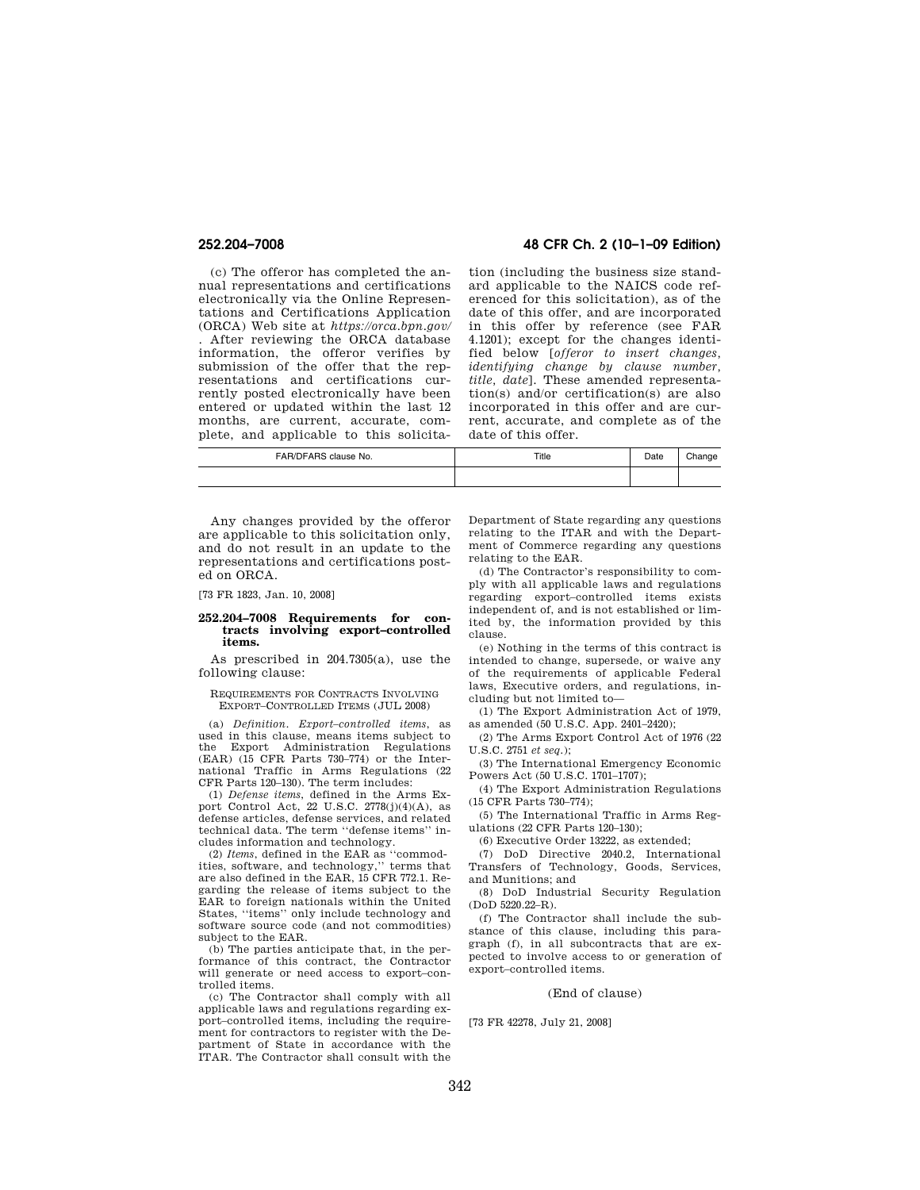(c) The offeror has completed the annual representations and certifications electronically via the Online Representations and Certifications Application (ORCA) Web site at *https://orca.bpn.gov/* . After reviewing the ORCA database information, the offeror verifies by submission of the offer that the representations and certifications currently posted electronically have been entered or updated within the last 12 months, are current, accurate, complete, and applicable to this solicitation (including the business size standard applicable to the NAICS code referenced for this solicitation), as of the date of this offer, and are incorporated in this offer by reference (see FAR 4.1201); except for the changes identified below [*offeror to insert changes, identifying change by clause number, title, date*]. These amended representation(s) and/or certification(s) are also incorporated in this offer and are current, accurate, and complete as of the date of this offer.

| FAR/DFARS clause No. | Title | Date | Change |
|---|---|---|---|
| | | | |

Any changes provided by the offeror are applicable to this solicitation only, and do not result in an update to the representations and certifications posted on ORCA.

[73 FR 1823, Jan. 10, 2008]

### 252.204–7008 Requirements for contracts involving export–controlled items.

As prescribed in 204.7305(a), use the following clause:

REQUIREMENTS FOR CONTRACTS INVOLVING EXPORT–CONTROLLED ITEMS (JUL 2008)

(a) *Definition. Export–controlled items*, as used in this clause, means items subject to the Export Administration Regulations (EAR) (15 CFR Parts 730–774) or the International Traffic in Arms Regulations (22 CFR Parts 120–130). The term includes:

(1) *Defense items*, defined in the Arms Export Control Act, 22 U.S.C. 2778(j)(4)(A), as defense articles, defense services, and related technical data. The term ''defense items'' includes information and technology.

(2) *Items*, defined in the EAR as ''commodities, software, and technology,'' terms that are also defined in the EAR, 15 CFR 772.1. Regarding the release of items subject to the EAR to foreign nationals within the United States, ''items'' only include technology and software source code (and not commodities) subject to the EAR.

(b) The parties anticipate that, in the performance of this contract, the Contractor will generate or need access to export–controlled items.

(c) The Contractor shall comply with all applicable laws and regulations regarding export–controlled items, including the requirement for contractors to register with the Department of State in accordance with the ITAR. The Contractor shall consult with the Department of State regarding any questions relating to the ITAR and with the Department of Commerce regarding any questions relating to the EAR.

(d) The Contractor's responsibility to comply with all applicable laws and regulations regarding export–controlled items exists independent of, and is not established or limited by, the information provided by this clause.

(e) Nothing in the terms of this contract is intended to change, supersede, or waive any of the requirements of applicable Federal laws, Executive orders, and regulations, including but not limited to—

(1) The Export Administration Act of 1979, as amended (50 U.S.C. App. 2401–2420);

(2) The Arms Export Control Act of 1976 (22 U.S.C. 2751 *et seq.*);

(3) The International Emergency Economic Powers Act (50 U.S.C. 1701–1707);

(4) The Export Administration Regulations (15 CFR Parts 730–774);

(5) The International Traffic in Arms Regulations (22 CFR Parts 120–130);

(6) Executive Order 13222, as extended;

(7) DoD Directive 2040.2, International Transfers of Technology, Goods, Services, and Munitions; and

(8) DoD Industrial Security Regulation (DoD 5220.22–R).

(f) The Contractor shall include the substance of this clause, including this paragraph (f), in all subcontracts that are expected to involve access to or generation of export–controlled items.

(End of clause)

[73 FR 42278, July 21, 2008]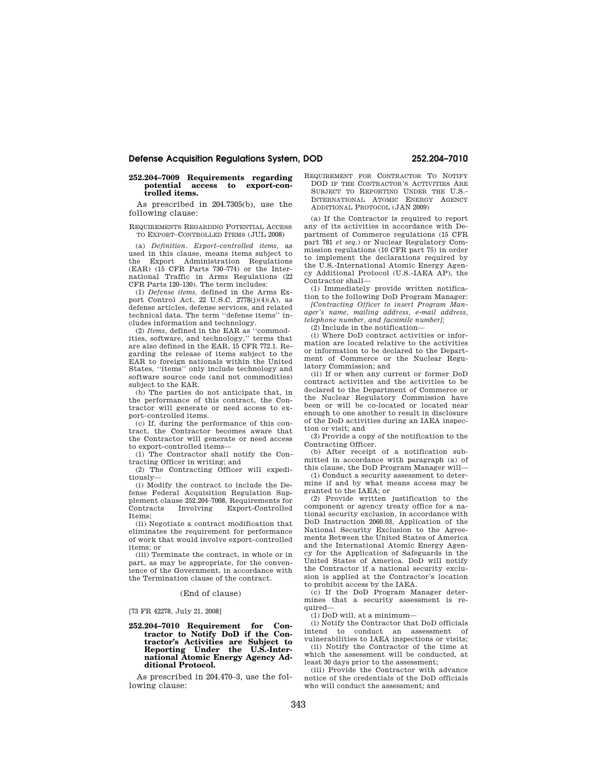### 252.204–7009 Requirements regarding potential access to export-controlled items.

As prescribed in 204.7305(b), use the following clause:

REQUIREMENTS REGARDING POTENTIAL ACCESS TO EXPORT–CONTROLLED ITEMS (JUL 2008)

(a) *Definition. Export–controlled items,* as used in this clause, means items subject to the Export Administration Regulations (EAR) (15 CFR Parts 730–774) or the International Traffic in Arms Regulations (22 CFR Parts 120–130). The term includes:

(1) *Defense items,* defined in the Arms Export Control Act, 22 U.S.C. 2778(j)(4)(A), as defense articles, defense services, and related technical data. The term ''defense items'' includes information and technology.

(2) *Items,* defined in the EAR as ''commodities, software, and technology,'' terms that are also defined in the EAR, 15 CFR 772.1. Regarding the release of items subject to the EAR to foreign nationals within the United States, ''items'' only include technology and software source code (and not commodities) subject to the EAR.

(b) The parties do not anticipate that, in the performance of this contract, the Contractor will generate or need access to export–controlled items.

(c) If, during the performance of this contract, the Contractor becomes aware that the Contractor will generate or need access to export-controlled items—

(1) The Contractor shall notify the Contracting Officer in writing; and

(2) The Contracting Officer will expeditiously—

(i) Modify the contract to include the Defense Federal Acquisition Regulation Supplement clause 252.204–7008, Requirements for Contracts Involving Export-Controlled Items;

(ii) Negotiate a contract modification that eliminates the requirement for performance of work that would involve export–controlled items; or

(iii) Terminate the contract, in whole or in part, as may be appropriate, for the convenience of the Government, in accordance with the Termination clause of the contract.

(End of clause)

[73 FR 42278, July 21, 2008]

### 252.204–7010 Requirement for Contractor to Notify DoD if the Contractor's Activities are Subject to Reporting Under the U.S.-International Atomic Energy Agency Additional Protocol.

As prescribed in 204.470–3, use the following clause:

REQUIREMENT FOR CONTRACTOR TO NOTIFY DOD IF THE CONTRACTOR'S ACTIVITIES ARE SUBJECT TO REPORTING UNDER THE U.S.-INTERNATIONAL ATOMIC ENERGY AGENCY ADDITIONAL PROTOCOL (JAN 2009)

(a) If the Contractor is required to report any of its activities in accordance with Department of Commerce regulations (15 CFR part 781 *et seq.*) or Nuclear Regulatory Commission regulations (10 CFR part 75) in order to implement the declarations required by the U.S.-International Atomic Energy Agency Additional Protocol (U.S.-IAEA AP), the Contractor shall—

(1) Immediately provide written notification to the following DoD Program Manager: *[Contracting Officer to insert Program Manager's name, mailing address, e-mail address, telephone number, and facsimile number];*

(2) Include in the notification—

(i) Where DoD contract activities or information are located relative to the activities or information to be declared to the Department of Commerce or the Nuclear Regulatory Commission; and

(ii) If or when any current or former DoD contract activities and the activities to be declared to the Department of Commerce or the Nuclear Regulatory Commission have been or will be co-located or located near enough to one another to result in disclosure of the DoD activities during an IAEA inspection or visit; and

(3) Provide a copy of the notification to the Contracting Officer.

(b) After receipt of a notification submitted in accordance with paragraph (a) of this clause, the DoD Program Manager will—

(1) Conduct a security assessment to determine if and by what means access may be granted to the IAEA; or

(2) Provide written justification to the component or agency treaty office for a national security exclusion, in accordance with DoD Instruction 2060.03, Application of the National Security Exclusion to the Agreements Between the United States of America and the International Atomic Energy Agency for the Application of Safeguards in the United States of America. DoD will notify the Contractor if a national security exclusion is applied at the Contractor's location to prohibit access by the IAEA.

(c) If the DoD Program Manager determines that a security assessment is required—

(1) DoD will, at a minimum—

(i) Notify the Contractor that DoD officials intend to conduct an assessment of vulnerabilities to IAEA inspections or visits;

(ii) Notify the Contractor of the time at which the assessment will be conducted, at least 30 days prior to the assessment;

(iii) Provide the Contractor with advance notice of the credentials of the DoD officials who will conduct the assessment; and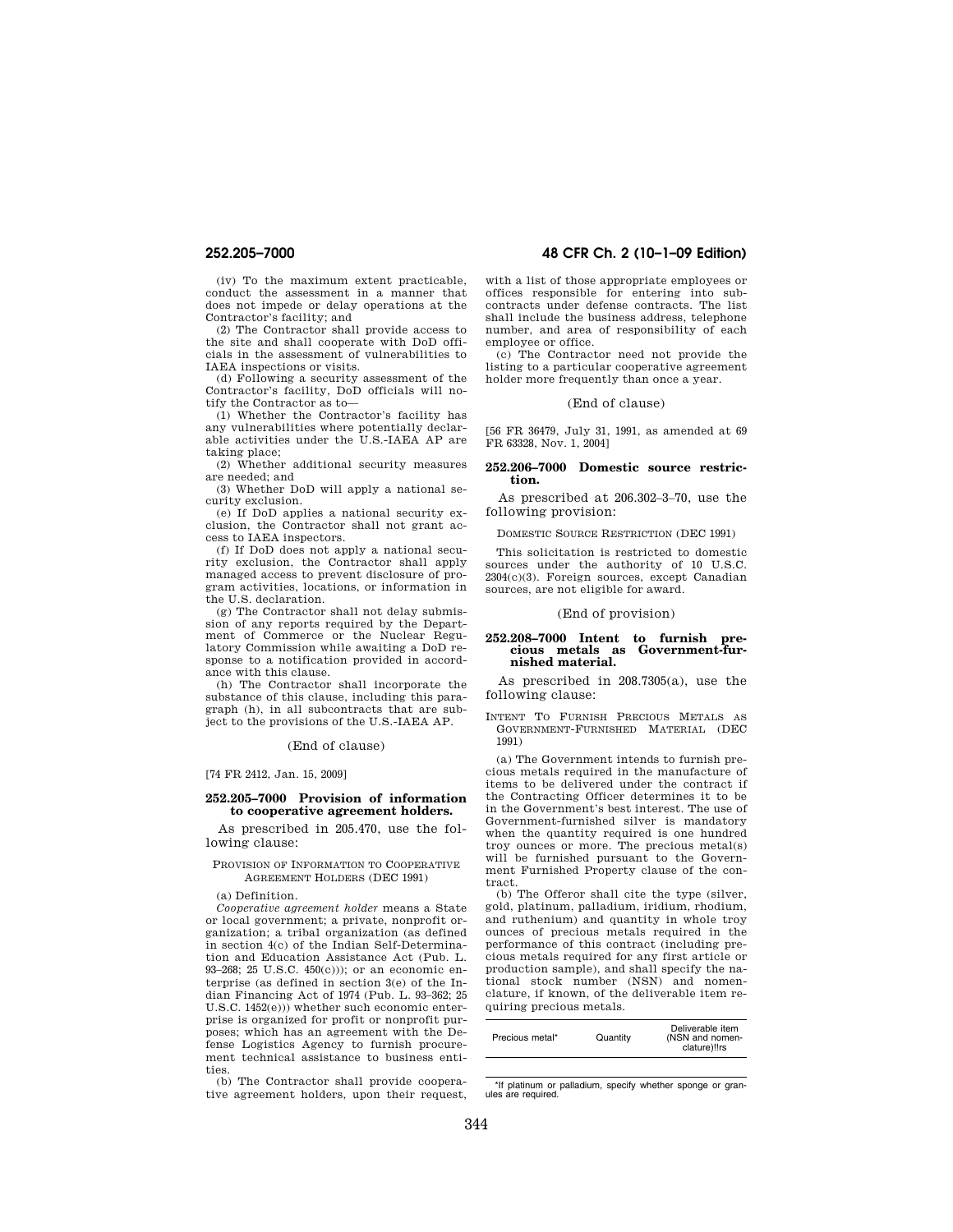(iv) To the maximum extent practicable, conduct the assessment in a manner that does not impede or delay operations at the Contractor's facility; and

(2) The Contractor shall provide access to the site and shall cooperate with DoD officials in the assessment of vulnerabilities to IAEA inspections or visits.

(d) Following a security assessment of the Contractor's facility, DoD officials will notify the Contractor as to—

(1) Whether the Contractor's facility has any vulnerabilities where potentially declarable activities under the U.S.-IAEA AP are taking place;

(2) Whether additional security measures are needed; and

(3) Whether DoD will apply a national security exclusion.

(e) If DoD applies a national security exclusion, the Contractor shall not grant access to IAEA inspectors.

(f) If DoD does not apply a national security exclusion, the Contractor shall apply managed access to prevent disclosure of program activities, locations, or information in the U.S. declaration.

(g) The Contractor shall not delay submission of any reports required by the Department of Commerce or the Nuclear Regulatory Commission while awaiting a DoD response to a notification provided in accordance with this clause.

(h) The Contractor shall incorporate the substance of this clause, including this paragraph (h), in all subcontracts that are subject to the provisions of the U.S.-IAEA AP.

(End of clause)

[74 FR 2412, Jan. 15, 2009]

### 252.205–7000 Provision of information to cooperative agreement holders.

As prescribed in 205.470, use the following clause:

PROVISION OF INFORMATION TO COOPERATIVE AGREEMENT HOLDERS (DEC 1991)

(a) Definition.

*Cooperative agreement holder* means a State or local government; a private, nonprofit organization; a tribal organization (as defined in section 4(c) of the Indian Self-Determination and Education Assistance Act (Pub. L. 93–268; 25 U.S.C. 450(c))); or an economic enterprise (as defined in section 3(e) of the Indian Financing Act of 1974 (Pub. L. 93–362; 25 U.S.C. 1452(e))) whether such economic enterprise is organized for profit or nonprofit purposes; which has an agreement with the Defense Logistics Agency to furnish procurement technical assistance to business entities.

(b) The Contractor shall provide cooperative agreement holders, upon their request, with a list of those appropriate employees or offices responsible for entering into subcontracts under defense contracts. The list shall include the business address, telephone number, and area of responsibility of each employee or office.

(c) The Contractor need not provide the listing to a particular cooperative agreement holder more frequently than once a year.

(End of clause)

[56 FR 36479, July 31, 1991, as amended at 69 FR 63328, Nov. 1, 2004]

### 252.206–7000 Domestic source restriction.

As prescribed at 206.302–3–70, use the following provision:

DOMESTIC SOURCE RESTRICTION (DEC 1991)

This solicitation is restricted to domestic sources under the authority of 10 U.S.C. 2304(c)(3). Foreign sources, except Canadian sources, are not eligible for award.

(End of provision)

### 252.208–7000 Intent to furnish precious metals as Government-furnished material.

As prescribed in 208.7305(a), use the following clause:

INTENT TO FURNISH PRECIOUS METALS AS GOVERNMENT-FURNISHED MATERIAL (DEC 1991)

(a) The Government intends to furnish precious metals required in the manufacture of items to be delivered under the contract if the Contracting Officer determines it to be in the Government's best interest. The use of Government-furnished silver is mandatory when the quantity required is one hundred troy ounces or more. The precious metal(s) will be furnished pursuant to the Government Furnished Property clause of the contract.

(b) The Offeror shall cite the type (silver, gold, platinum, palladium, iridium, rhodium, and ruthenium) and quantity in whole troy ounces of precious metals required in the performance of this contract (including precious metals required for any first article or production sample), and shall specify the national stock number (NSN) and nomenclature, if known, of the deliverable item requiring precious metals.

| Precious metal* | Quantity | Deliverable item (NSN and nomenclature)!!rs |
|---|---|---|
| | | |

*If platinum or palladium, specify whether sponge or granules are required.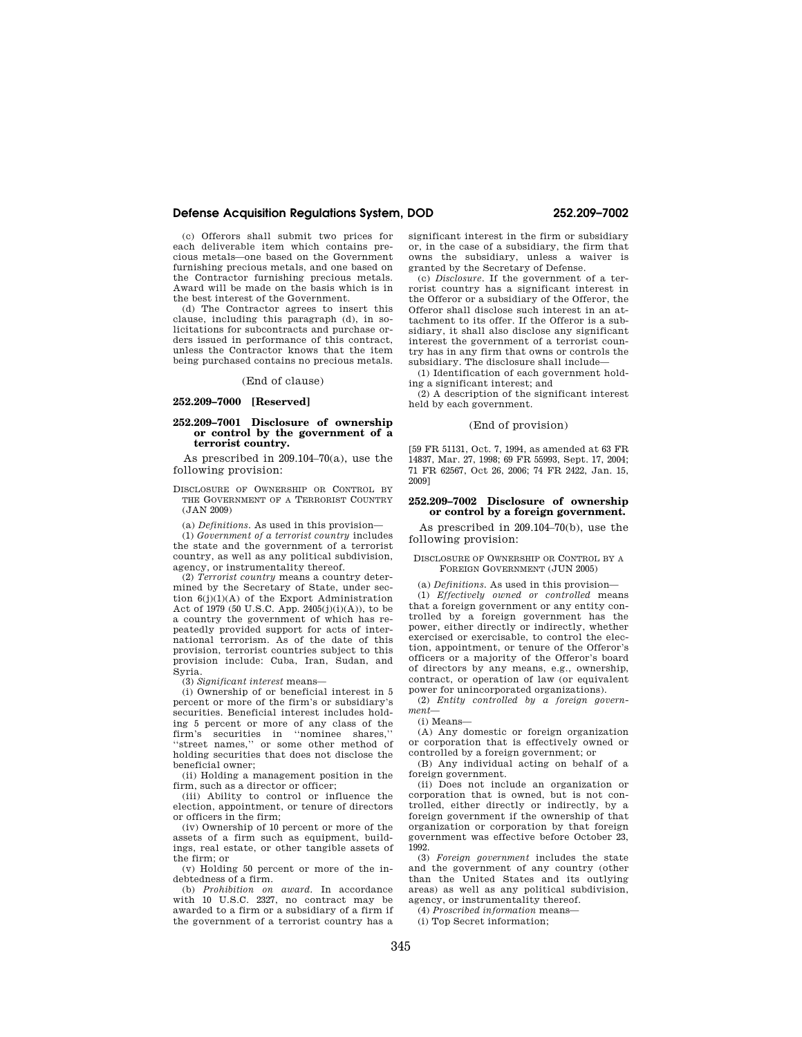(c) Offerors shall submit two prices for each deliverable item which contains precious metals—one based on the Government furnishing precious metals, and one based on the Contractor furnishing precious metals. Award will be made on the basis which is in the best interest of the Government.

(d) The Contractor agrees to insert this clause, including this paragraph (d), in solicitations for subcontracts and purchase orders issued in performance of this contract, unless the Contractor knows that the item being purchased contains no precious metals.

(End of clause)

### 252.209–7000 [Reserved]

### 252.209–7001 Disclosure of ownership or control by the government of a terrorist country.

As prescribed in 209.104–70(a), use the following provision:

DISCLOSURE OF OWNERSHIP OR CONTROL BY THE GOVERNMENT OF A TERRORIST COUNTRY (JAN 2009)

(a) *Definitions.* As used in this provision—

(1) *Government of a terrorist country* includes the state and the government of a terrorist country, as well as any political subdivision, agency, or instrumentality thereof.

(2) *Terrorist country* means a country determined by the Secretary of State, under section 6(j)(1)(A) of the Export Administration Act of 1979 (50 U.S.C. App. 2405(j)(i)(A)), to be a country the government of which has repeatedly provided support for acts of international terrorism. As of the date of this provision, terrorist countries subject to this provision include: Cuba, Iran, Sudan, and Syria.

(3) *Significant interest* means—

(i) Ownership of or beneficial interest in 5 percent or more of the firm's or subsidiary's securities. Beneficial interest includes holding 5 percent or more of any class of the firm's securities in ''nominee shares,'' ''street names,'' or some other method of holding securities that does not disclose the beneficial owner;

(ii) Holding a management position in the firm, such as a director or officer;

(iii) Ability to control or influence the election, appointment, or tenure of directors or officers in the firm;

(iv) Ownership of 10 percent or more of the assets of a firm such as equipment, buildings, real estate, or other tangible assets of the firm; or

(v) Holding 50 percent or more of the indebtedness of a firm.

(b) *Prohibition on award.* In accordance with 10 U.S.C. 2327, no contract may be awarded to a firm or a subsidiary of a firm if the government of a terrorist country has a significant interest in the firm or subsidiary or, in the case of a subsidiary, the firm that owns the subsidiary, unless a waiver is granted by the Secretary of Defense.

(c) *Disclosure.* If the government of a terrorist country has a significant interest in the Offeror or a subsidiary of the Offeror, the Offeror shall disclose such interest in an attachment to its offer. If the Offeror is a subsidiary, it shall also disclose any significant interest the government of a terrorist country has in any firm that owns or controls the subsidiary. The disclosure shall include—

(1) Identification of each government holding a significant interest; and

(2) A description of the significant interest held by each government.

(End of provision)

[59 FR 51131, Oct. 7, 1994, as amended at 63 FR 14837, Mar. 27, 1998; 69 FR 55993, Sept. 17, 2004; 71 FR 62567, Oct 26, 2006; 74 FR 2422, Jan. 15, 2009]

### 252.209–7002 Disclosure of ownership or control by a foreign government.

As prescribed in 209.104–70(b), use the following provision:

DISCLOSURE OF OWNERSHIP OR CONTROL BY A FOREIGN GOVERNMENT (JUN 2005)

(a) *Definitions.* As used in this provision—

(1) *Effectively owned or controlled* means that a foreign government or any entity controlled by a foreign government has the power, either directly or indirectly, whether exercised or exercisable, to control the election, appointment, or tenure of the Offeror's officers or a majority of the Offeror's board of directors by any means, e.g., ownership, contract, or operation of law (or equivalent power for unincorporated organizations).

(2) *Entity controlled by a foreign government*—

(i) Means—

(A) Any domestic or foreign organization or corporation that is effectively owned or controlled by a foreign government; or

(B) Any individual acting on behalf of a foreign government.

(ii) Does not include an organization or corporation that is owned, but is not controlled, either directly or indirectly, by a foreign government if the ownership of that organization or corporation by that foreign government was effective before October 23, 1992.

(3) *Foreign government* includes the state and the government of any country (other than the United States and its outlying areas) as well as any political subdivision, agency, or instrumentality thereof.

(4) *Proscribed information* means—

(i) Top Secret information;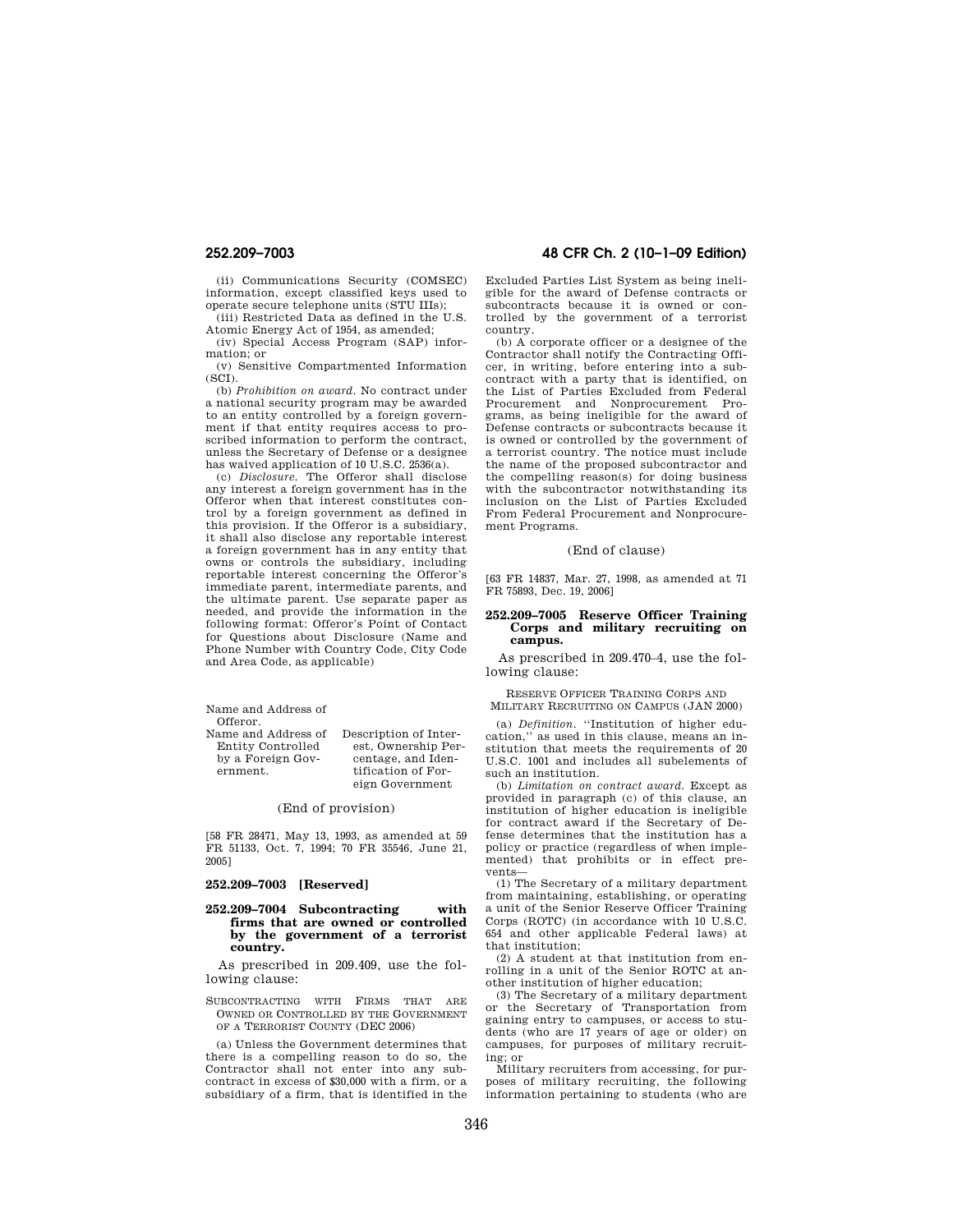(ii) Communications Security (COMSEC) information, except classified keys used to operate secure telephone units (STU IIIs);

(iii) Restricted Data as defined in the U.S. Atomic Energy Act of 1954, as amended;

(iv) Special Access Program (SAP) information; or

(v) Sensitive Compartmented Information (SCI).

(b) *Prohibition on award.* No contract under a national security program may be awarded to an entity controlled by a foreign government if that entity requires access to proscribed information to perform the contract, unless the Secretary of Defense or a designee has waived application of 10 U.S.C. 2536(a).

(c) *Disclosure.* The Offeror shall disclose any interest a foreign government has in the Offeror when that interest constitutes control by a foreign government as defined in this provision. If the Offeror is a subsidiary, it shall also disclose any reportable interest a foreign government has in any entity that owns or controls the subsidiary, including reportable interest concerning the Offeror's immediate parent, intermediate parents, and the ultimate parent. Use separate paper as needed, and provide the information in the following format: Offeror's Point of Contact for Questions about Disclosure (Name and Phone Number with Country Code, City Code and Area Code, as applicable)

Name and Address of Offeror.

| | |
|---|---|
| Name and Address of Entity Controlled by a Foreign Government. | Description of Interest, Ownership Percentage, and Identification of Foreign Government |

(End of provision)

[58 FR 28471, May 13, 1993, as amended at 59 FR 51133, Oct. 7, 1994; 70 FR 35546, June 21, 2005]

## 252.209–7003 [Reserved]

## 252.209–7004 Subcontracting with firms that are owned or controlled by the government of a terrorist country.

As prescribed in 209.409, use the following clause:

SUBCONTRACTING WITH FIRMS THAT ARE OWNED OR CONTROLLED BY THE GOVERNMENT OF A TERRORIST COUNTY (DEC 2006)

(a) Unless the Government determines that there is a compelling reason to do so, the Contractor shall not enter into any subcontract in excess of $30,000 with a firm, or a subsidiary of a firm, that is identified in the Excluded Parties List System as being ineligible for the award of Defense contracts or subcontracts because it is owned or controlled by the government of a terrorist country.

(b) A corporate officer or a designee of the Contractor shall notify the Contracting Officer, in writing, before entering into a subcontract with a party that is identified, on the List of Parties Excluded from Federal Procurement and Nonprocurement Programs, as being ineligible for the award of Defense contracts or subcontracts because it is owned or controlled by the government of a terrorist country. The notice must include the name of the proposed subcontractor and the compelling reason(s) for doing business with the subcontractor notwithstanding its inclusion on the List of Parties Excluded From Federal Procurement and Nonprocurement Programs.

(End of clause)

[63 FR 14837, Mar. 27, 1998, as amended at 71 FR 75893, Dec. 19, 2006]

## 252.209–7005 Reserve Officer Training Corps and military recruiting on campus.

As prescribed in 209.470–4, use the following clause:

RESERVE OFFICER TRAINING CORPS AND MILITARY RECRUITING ON CAMPUS (JAN 2000)

(a) *Definition.* "Institution of higher education," as used in this clause, means an institution that meets the requirements of 20 U.S.C. 1001 and includes all subelements of such an institution.

(b) *Limitation on contract award.* Except as provided in paragraph (c) of this clause, an institution of higher education is ineligible for contract award if the Secretary of Defense determines that the institution has a policy or practice (regardless of when implemented) that prohibits or in effect prevents—

(1) The Secretary of a military department from maintaining, establishing, or operating a unit of the Senior Reserve Officer Training Corps (ROTC) (in accordance with 10 U.S.C. 654 and other applicable Federal laws) at that institution;

(2) A student at that institution from enrolling in a unit of the Senior ROTC at another institution of higher education;

(3) The Secretary of a military department or the Secretary of Transportation from gaining entry to campuses, or access to students (who are 17 years of age or older) on campuses, for purposes of military recruiting; or

Military recruiters from accessing, for purposes of military recruiting, the following information pertaining to students (who are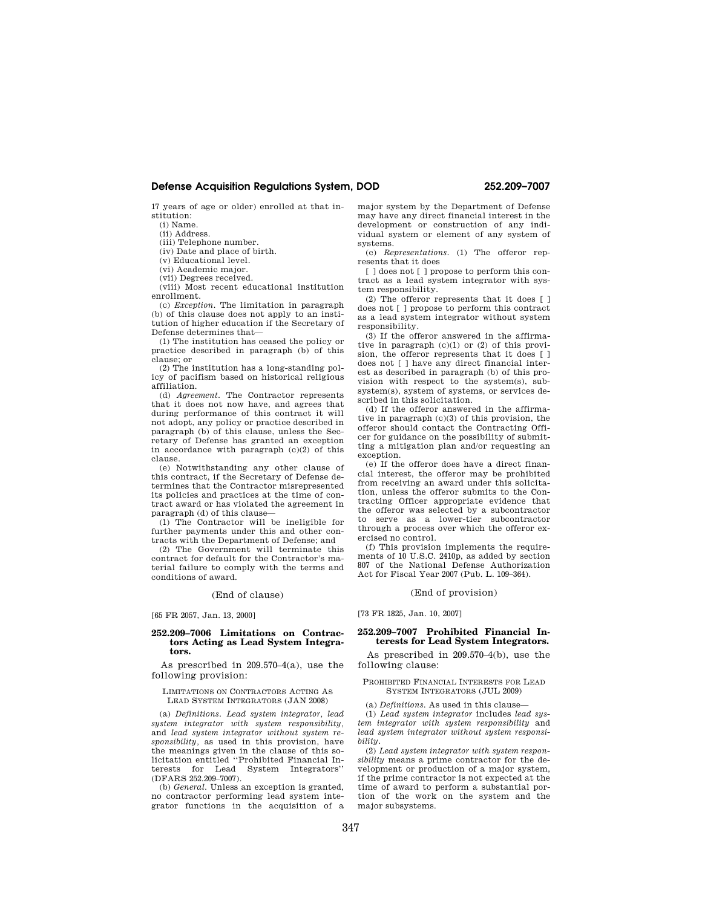17 years of age or older) enrolled at that institution:

(i) Name.

(ii) Address.

(iii) Telephone number.

(iv) Date and place of birth.

(v) Educational level.

(vi) Academic major.

(vii) Degrees received.

(viii) Most recent educational institution enrollment.

(c) *Exception.* The limitation in paragraph (b) of this clause does not apply to an institution of higher education if the Secretary of Defense determines that—

(1) The institution has ceased the policy or practice described in paragraph (b) of this clause; or

(2) The institution has a long-standing policy of pacifism based on historical religious affiliation.

(d) *Agreement.* The Contractor represents that it does not now have, and agrees that during performance of this contract it will not adopt, any policy or practice described in paragraph (b) of this clause, unless the Secretary of Defense has granted an exception in accordance with paragraph (c)(2) of this clause.

(e) Notwithstanding any other clause of this contract, if the Secretary of Defense determines that the Contractor misrepresented its policies and practices at the time of contract award or has violated the agreement in paragraph (d) of this clause—

(1) The Contractor will be ineligible for further payments under this and other contracts with the Department of Defense; and

(2) The Government will terminate this contract for default for the Contractor's material failure to comply with the terms and conditions of award.

(End of clause)

[65 FR 2057, Jan. 13, 2000]

## 252.209–7006 Limitations on Contractors Acting as Lead System Integrators.

As prescribed in 209.570–4(a), use the following provision:

LIMITATIONS ON CONTRACTORS ACTING AS LEAD SYSTEM INTEGRATORS (JAN 2008)

(a) *Definitions. Lead system integrator, lead system integrator with system responsibility,* and *lead system integrator without system responsibility,* as used in this provision, have the meanings given in the clause of this solicitation entitled "Prohibited Financial Interests for Lead System Integrators" (DFARS 252.209–7007).

(b) *General.* Unless an exception is granted, no contractor performing lead system integrator functions in the acquisition of a major system by the Department of Defense may have any direct financial interest in the development or construction of any individual system or element of any system of systems.

(c) *Representations.* (1) The offeror represents that it does

[ ] does not [ ] propose to perform this contract as a lead system integrator with system responsibility.

(2) The offeror represents that it does [ ] does not [ ] propose to perform this contract as a lead system integrator without system responsibility.

(3) If the offeror answered in the affirmative in paragraph (c)(1) or (2) of this provision, the offeror represents that it does [ ] does not [ ] have any direct financial interest as described in paragraph (b) of this provision with respect to the system(s), subsystem(s), system of systems, or services described in this solicitation.

(d) If the offeror answered in the affirmative in paragraph (c)(3) of this provision, the offeror should contact the Contracting Officer for guidance on the possibility of submitting a mitigation plan and/or requesting an exception.

(e) If the offeror does have a direct financial interest, the offeror may be prohibited from receiving an award under this solicitation, unless the offeror submits to the Contracting Officer appropriate evidence that the offeror was selected by a subcontractor to serve as a lower-tier subcontractor through a process over which the offeror exercised no control.

(f) This provision implements the requirements of 10 U.S.C. 2410p, as added by section 807 of the National Defense Authorization Act for Fiscal Year 2007 (Pub. L. 109–364).

(End of provision)

[73 FR 1825, Jan. 10, 2007]

## 252.209–7007 Prohibited Financial Interests for Lead System Integrators.

As prescribed in 209.570–4(b), use the following clause:

PROHIBITED FINANCIAL INTERESTS FOR LEAD SYSTEM INTEGRATORS (JUL 2009)

(a) *Definitions.* As used in this clause—

(1) *Lead system integrator* includes *lead system integrator with system responsibility* and *lead system integrator without system responsibility.*

(2) *Lead system integrator with system responsibility* means a prime contractor for the development or production of a major system, if the prime contractor is not expected at the time of award to perform a substantial portion of the work on the system and the major subsystems.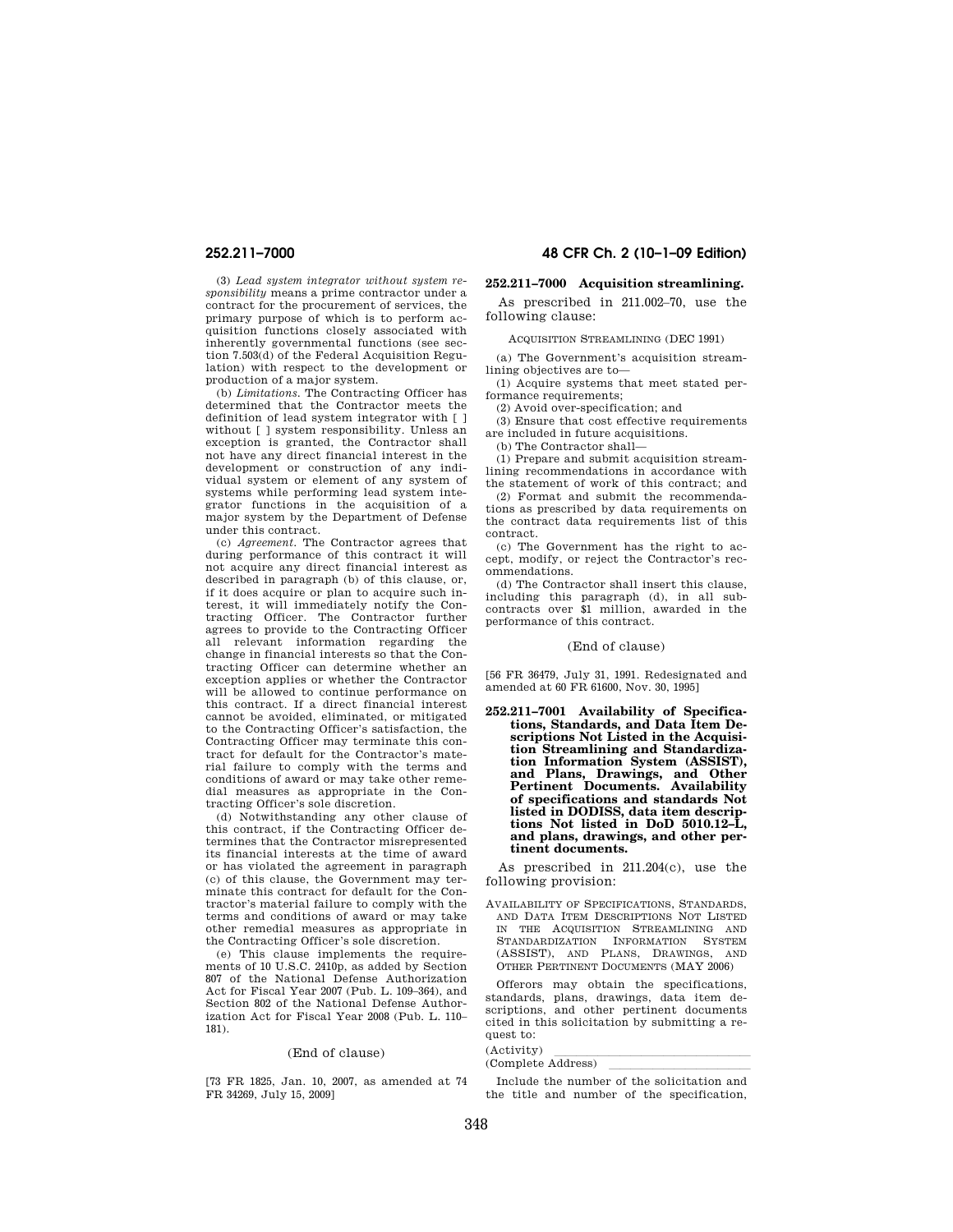(3) *Lead system integrator without system responsibility* means a prime contractor under a contract for the procurement of services, the primary purpose of which is to perform acquisition functions closely associated with inherently governmental functions (see section 7.503(d) of the Federal Acquisition Regulation) with respect to the development or production of a major system.

(b) *Limitations.* The Contracting Officer has determined that the Contractor meets the definition of lead system integrator with [ ] without [ ] system responsibility. Unless an exception is granted, the Contractor shall not have any direct financial interest in the development or construction of any individual system or element of any system of systems while performing lead system integrator functions in the acquisition of a major system by the Department of Defense under this contract.

(c) *Agreement.* The Contractor agrees that during performance of this contract it will not acquire any direct financial interest as described in paragraph (b) of this clause, or, if it does acquire or plan to acquire such interest, it will immediately notify the Contracting Officer. The Contractor further agrees to provide to the Contracting Officer all relevant information regarding the change in financial interests so that the Contracting Officer can determine whether an exception applies or whether the Contractor will be allowed to continue performance on this contract. If a direct financial interest cannot be avoided, eliminated, or mitigated to the Contracting Officer's satisfaction, the Contracting Officer may terminate this contract for default for the Contractor's material failure to comply with the terms and conditions of award or may take other remedial measures as appropriate in the Contracting Officer's sole discretion.

(d) Notwithstanding any other clause of this contract, if the Contracting Officer determines that the Contractor misrepresented its financial interests at the time of award or has violated the agreement in paragraph (c) of this clause, the Government may terminate this contract for default for the Contractor's material failure to comply with the terms and conditions of award or may take other remedial measures as appropriate in the Contracting Officer's sole discretion.

(e) This clause implements the requirements of 10 U.S.C. 2410p, as added by Section 807 of the National Defense Authorization Act for Fiscal Year 2007 (Pub. L. 109–364), and Section 802 of the National Defense Authorization Act for Fiscal Year 2008 (Pub. L. 110–181).

(End of clause)

[73 FR 1825, Jan. 10, 2007, as amended at 74 FR 34269, July 15, 2009]

## 252.211–7000 Acquisition streamlining.

As prescribed in 211.002–70, use the following clause:

ACQUISITION STREAMLINING (DEC 1991)

(a) The Government's acquisition streamlining objectives are to—

(1) Acquire systems that meet stated performance requirements;

(2) Avoid over-specification; and

(3) Ensure that cost effective requirements are included in future acquisitions.

(b) The Contractor shall—

(1) Prepare and submit acquisition streamlining recommendations in accordance with the statement of work of this contract; and

(2) Format and submit the recommendations as prescribed by data requirements on the contract data requirements list of this contract.

(c) The Government has the right to accept, modify, or reject the Contractor's recommendations.

(d) The Contractor shall insert this clause, including this paragraph (d), in all subcontracts over $1 million, awarded in the performance of this contract.

(End of clause)

[56 FR 36479, July 31, 1991. Redesignated and amended at 60 FR 61600, Nov. 30, 1995]

## 252.211–7001 Availability of Specifications, Standards, and Data Item Descriptions Not Listed in the Acquisition Streamlining and Standardization Information System (ASSIST), and Plans, Drawings, and Other Pertinent Documents. Availability of specifications and standards Not listed in DODISS, data item descriptions Not listed in DoD 5010.12–L, and plans, drawings, and other pertinent documents.

As prescribed in 211.204(c), use the following provision:

AVAILABILITY OF SPECIFICATIONS, STANDARDS, AND DATA ITEM DESCRIPTIONS NOT LISTED IN THE ACQUISITION STREAMLINING AND STANDARDIZATION INFORMATION SYSTEM (ASSIST), AND PLANS, DRAWINGS, AND OTHER PERTINENT DOCUMENTS (MAY 2006)

Offerors may obtain the specifications, standards, plans, drawings, data item descriptions, and other pertinent documents cited in this solicitation by submitting a request to:

(Activity) \_\_\_\_\_\_\_\_\_\_\_\_\_\_\_\_\_\_\_\_\_\_\_\_\_\_\_\_

(Complete Address) \_\_\_\_\_\_\_\_\_\_\_\_\_\_\_\_\_\_\_\_

Include the number of the solicitation and the title and number of the specification,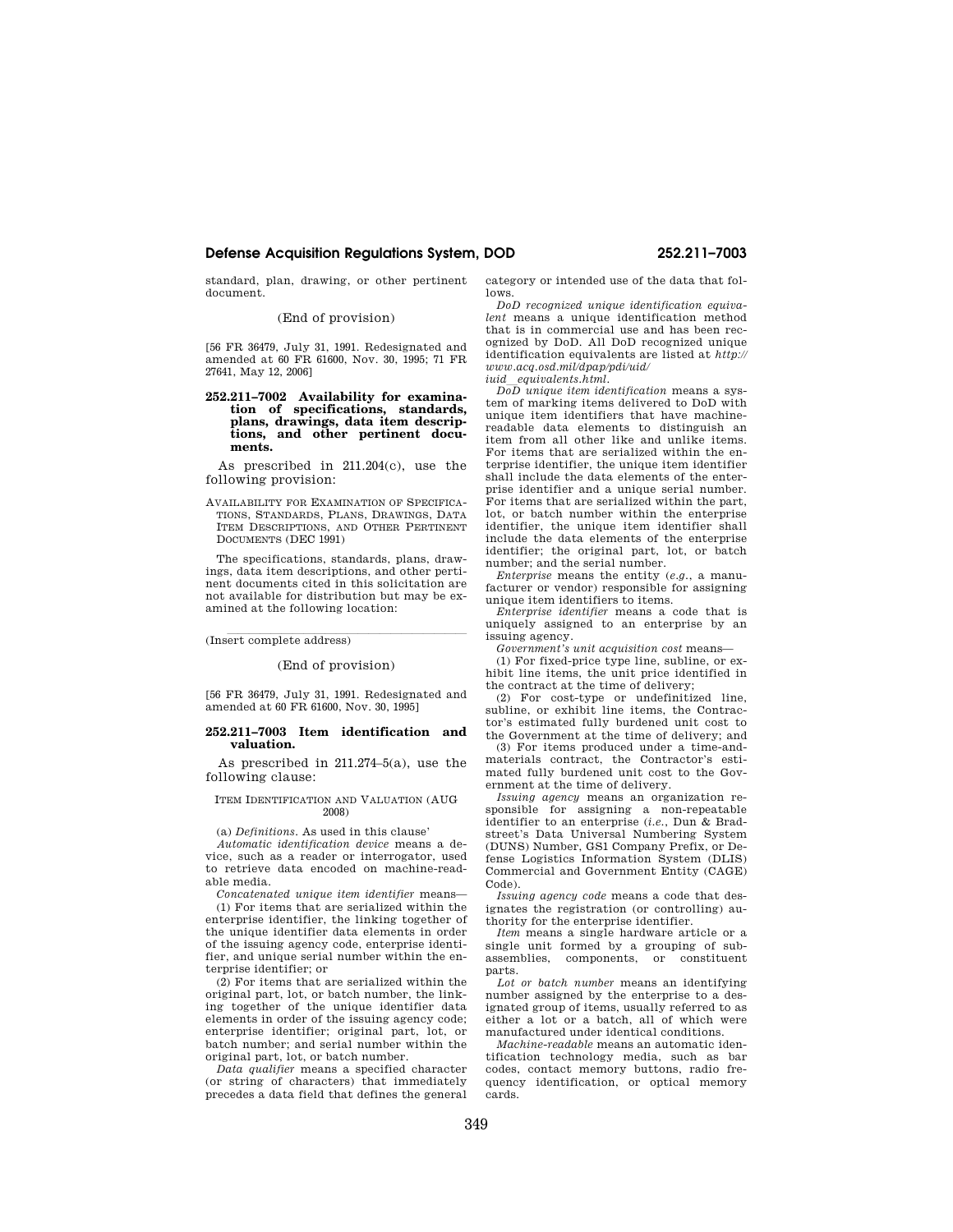standard, plan, drawing, or other pertinent document.

(End of provision)

[56 FR 36479, July 31, 1991. Redesignated and amended at 60 FR 61600, Nov. 30, 1995; 71 FR 27641, May 12, 2006]

### 252.211–7002 Availability for examination of specifications, standards, plans, drawings, data item descriptions, and other pertinent documents.

As prescribed in 211.204(c), use the following provision:

AVAILABILITY FOR EXAMINATION OF SPECIFICATIONS, STANDARDS, PLANS, DRAWINGS, DATA ITEM DESCRIPTIONS, AND OTHER PERTINENT DOCUMENTS (DEC 1991)

The specifications, standards, plans, drawings, data item descriptions, and other pertinent documents cited in this solicitation are not available for distribution but may be examined at the following location:

\_\_\_\_\_\_\_\_\_\_\_\_\_\_\_\_\_\_\_\_\_\_\_\_\_\_\_\_\_\_\_\_\_\_\_\_\_\_\_\_

(Insert complete address)

(End of provision)

[56 FR 36479, July 31, 1991. Redesignated and amended at 60 FR 61600, Nov. 30, 1995]

### 252.211–7003 Item identification and valuation.

As prescribed in 211.274–5(a), use the following clause:

ITEM IDENTIFICATION AND VALUATION (AUG 2008)

(a) *Definitions*. As used in this clause'

*Automatic identification device* means a device, such as a reader or interrogator, used to retrieve data encoded on machine-readable media.

*Concatenated unique item identifier* means—

(1) For items that are serialized within the enterprise identifier, the linking together of the unique identifier data elements in order of the issuing agency code, enterprise identifier, and unique serial number within the enterprise identifier; or

(2) For items that are serialized within the original part, lot, or batch number, the linking together of the unique identifier data elements in order of the issuing agency code; enterprise identifier; original part, lot, or batch number; and serial number within the original part, lot, or batch number.

*Data qualifier* means a specified character (or string of characters) that immediately precedes a data field that defines the general category or intended use of the data that follows.

*DoD recognized unique identification equivalent* means a unique identification method that is in commercial use and has been recognized by DoD. All DoD recognized unique identification equivalents are listed at *http://www.acq.osd.mil/dpap/pdi/uid/iuid_equivalents.html.*

*DoD unique item identification* means a system of marking items delivered to DoD with unique item identifiers that have machine-readable data elements to distinguish an item from all other like and unlike items. For items that are serialized within the enterprise identifier, the unique item identifier shall include the data elements of the enterprise identifier and a unique serial number. For items that are serialized within the part, lot, or batch number within the enterprise identifier, the unique item identifier shall include the data elements of the enterprise identifier; the original part, lot, or batch number; and the serial number.

*Enterprise* means the entity (*e.g.*, a manufacturer or vendor) responsible for assigning unique item identifiers to items.

*Enterprise identifier* means a code that is uniquely assigned to an enterprise by an issuing agency.

*Government's unit acquisition cost* means—

(1) For fixed-price type line, subline, or exhibit line items, the unit price identified in the contract at the time of delivery;

(2) For cost-type or undefinitized line, subline, or exhibit line items, the Contractor's estimated fully burdened unit cost to the Government at the time of delivery; and

(3) For items produced under a time-and-materials contract, the Contractor's estimated fully burdened unit cost to the Government at the time of delivery.

*Issuing agency* means an organization responsible for assigning a non-repeatable identifier to an enterprise (*i.e.*, Dun & Bradstreet's Data Universal Numbering System (DUNS) Number, GS1 Company Prefix, or Defense Logistics Information System (DLIS) Commercial and Government Entity (CAGE) Code).

*Issuing agency code* means a code that designates the registration (or controlling) authority for the enterprise identifier.

*Item* means a single hardware article or a single unit formed by a grouping of subassemblies, components, or constituent parts.

*Lot or batch number* means an identifying number assigned by the enterprise to a designated group of items, usually referred to as either a lot or a batch, all of which were manufactured under identical conditions.

*Machine-readable* means an automatic identification technology media, such as bar codes, contact memory buttons, radio frequency identification, or optical memory cards.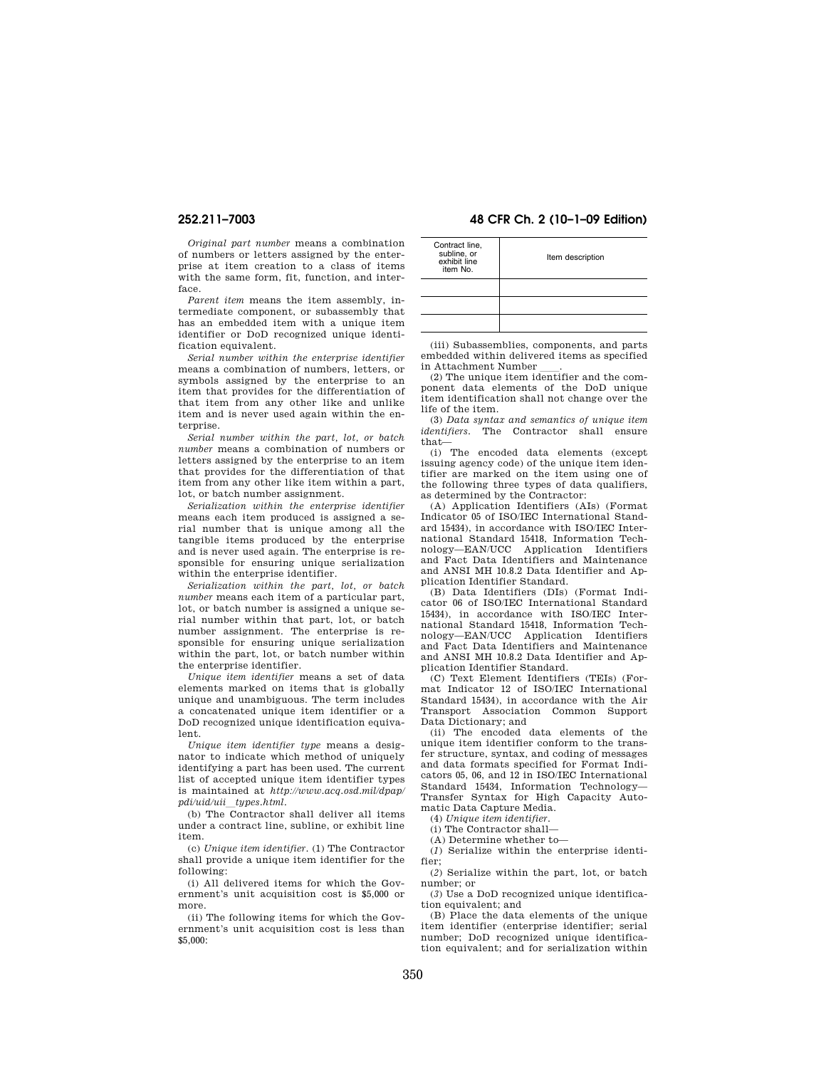*Original part number* means a combination of numbers or letters assigned by the enterprise at item creation to a class of items with the same form, fit, function, and interface.

*Parent item* means the item assembly, intermediate component, or subassembly that has an embedded item with a unique item identifier or DoD recognized unique identification equivalent.

*Serial number within the enterprise identifier* means a combination of numbers, letters, or symbols assigned by the enterprise to an item that provides for the differentiation of that item from any other like and unlike item and is never used again within the enterprise.

*Serial number within the part, lot, or batch number* means a combination of numbers or letters assigned by the enterprise to an item that provides for the differentiation of that item from any other like item within a part, lot, or batch number assignment.

*Serialization within the enterprise identifier* means each item produced is assigned a serial number that is unique among all the tangible items produced by the enterprise and is never used again. The enterprise is responsible for ensuring unique serialization within the enterprise identifier.

*Serialization within the part, lot, or batch number* means each item of a particular part, lot, or batch number is assigned a unique serial number within that part, lot, or batch number assignment. The enterprise is responsible for ensuring unique serialization within the part, lot, or batch number within the enterprise identifier.

*Unique item identifier* means a set of data elements marked on items that is globally unique and unambiguous. The term includes a concatenated unique item identifier or a DoD recognized unique identification equivalent.

*Unique item identifier type* means a designator to indicate which method of uniquely identifying a part has been used. The current list of accepted unique item identifier types is maintained at *http://www.acq.osd.mil/dpap/pdi/uid/uii_types.html*.

(b) The Contractor shall deliver all items under a contract line, subline, or exhibit line item.

(c) *Unique item identifier.* (1) The Contractor shall provide a unique item identifier for the following:

(i) All delivered items for which the Government's unit acquisition cost is $5,000 or more.

(ii) The following items for which the Government's unit acquisition cost is less than $5,000:

| Contract line, subline, or exhibit line item No. | Item description |
|---|---|
| | |
| | |
| | |

(iii) Subassemblies, components, and parts embedded within delivered items as specified in Attachment Number ____.

(2) The unique item identifier and the component data elements of the DoD unique item identification shall not change over the life of the item.

(3) *Data syntax and semantics of unique item identifiers.* The Contractor shall ensure that—

(i) The encoded data elements (except issuing agency code) of the unique item identifier are marked on the item using one of the following three types of data qualifiers, as determined by the Contractor:

(A) Application Identifiers (AIs) (Format Indicator 05 of ISO/IEC International Standard 15434), in accordance with ISO/IEC International Standard 15418, Information Technology—EAN/UCC Application Identifiers and Fact Data Identifiers and Maintenance and ANSI MH 10.8.2 Data Identifier and Application Identifier Standard.

(B) Data Identifiers (DIs) (Format Indicator 06 of ISO/IEC International Standard 15434), in accordance with ISO/IEC International Standard 15418, Information Technology—EAN/UCC Application Identifiers and Fact Data Identifiers and Maintenance and ANSI MH 10.8.2 Data Identifier and Application Identifier Standard.

(C) Text Element Identifiers (TEIs) (Format Indicator 12 of ISO/IEC International Standard 15434), in accordance with the Air Transport Association Common Support Data Dictionary; and

(ii) The encoded data elements of the unique item identifier conform to the transfer structure, syntax, and coding of messages and data formats specified for Format Indicators 05, 06, and 12 in ISO/IEC International Standard 15434, Information Technology—Transfer Syntax for High Capacity Automatic Data Capture Media.

(4) *Unique item identifier.*

(i) The Contractor shall—

(A) Determine whether to—

(*1*) Serialize within the enterprise identifier;

(*2*) Serialize within the part, lot, or batch number; or

(*3*) Use a DoD recognized unique identification equivalent; and

(B) Place the data elements of the unique item identifier (enterprise identifier; serial number; DoD recognized unique identification equivalent; and for serialization within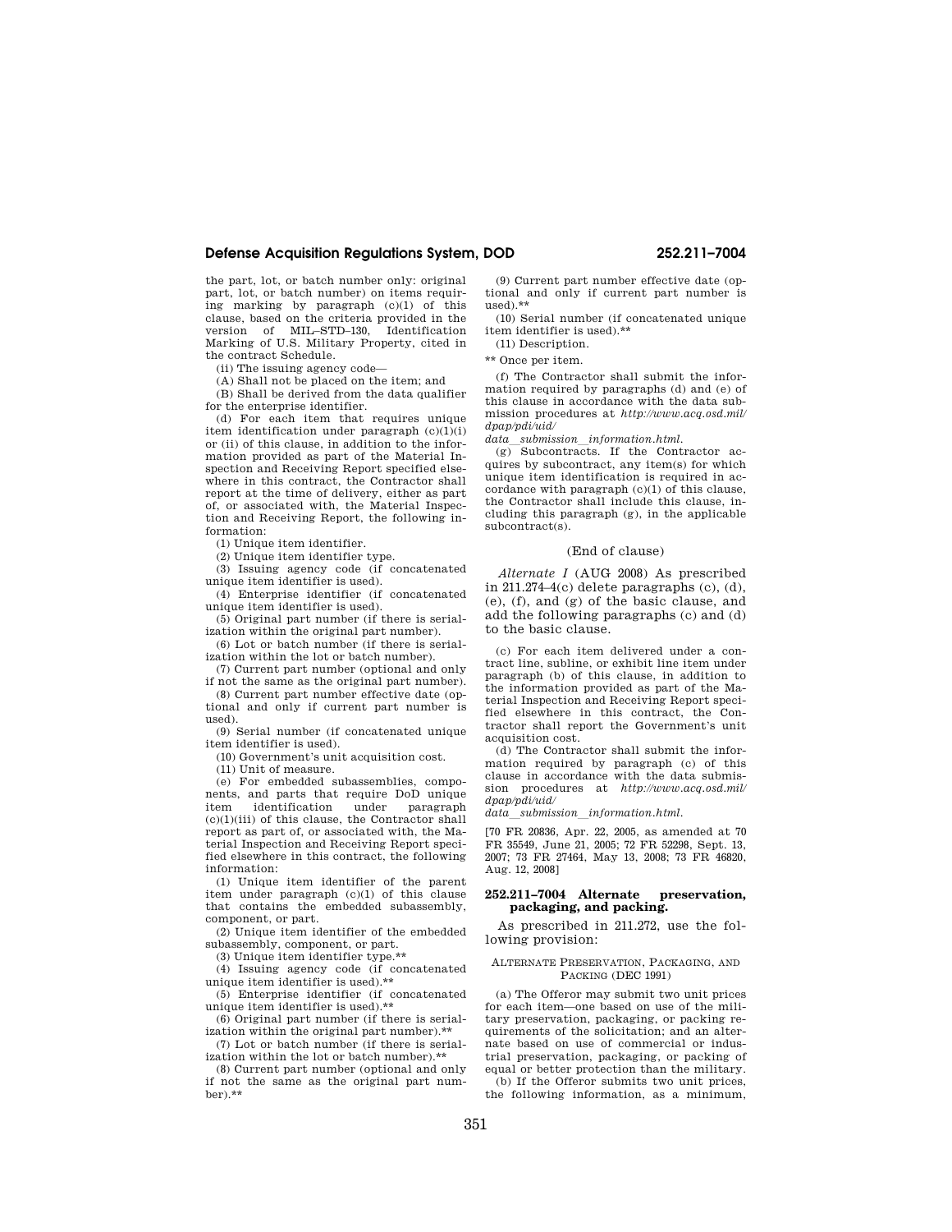the part, lot, or batch number only: original part, lot, or batch number) on items requiring marking by paragraph (c)(1) of this clause, based on the criteria provided in the version of MIL–STD–130, Identification Marking of U.S. Military Property, cited in the contract Schedule.

(ii) The issuing agency code—

(A) Shall not be placed on the item; and

(B) Shall be derived from the data qualifier for the enterprise identifier.

(d) For each item that requires unique item identification under paragraph (c)(1)(i) or (ii) of this clause, in addition to the information provided as part of the Material Inspection and Receiving Report specified elsewhere in this contract, the Contractor shall report at the time of delivery, either as part of, or associated with, the Material Inspection and Receiving Report, the following information:

(1) Unique item identifier.

(2) Unique item identifier type.

(3) Issuing agency code (if concatenated unique item identifier is used).

(4) Enterprise identifier (if concatenated unique item identifier is used).

(5) Original part number (if there is serialization within the original part number).

(6) Lot or batch number (if there is serialization within the lot or batch number).

(7) Current part number (optional and only if not the same as the original part number).

(8) Current part number effective date (optional and only if current part number is used).

(9) Serial number (if concatenated unique item identifier is used).

(10) Government's unit acquisition cost.

(11) Unit of measure.

(e) For embedded subassemblies, components, and parts that require DoD unique item identification under paragraph (c)(1)(iii) of this clause, the Contractor shall report as part of, or associated with, the Material Inspection and Receiving Report specified elsewhere in this contract, the following information:

(1) Unique item identifier of the parent item under paragraph (c)(1) of this clause that contains the embedded subassembly, component, or part.

(2) Unique item identifier of the embedded subassembly, component, or part.

(3) Unique item identifier type.**

(4) Issuing agency code (if concatenated unique item identifier is used).**

(5) Enterprise identifier (if concatenated unique item identifier is used).**

(6) Original part number (if there is serialization within the original part number).**

(7) Lot or batch number (if there is serialization within the lot or batch number).**

(8) Current part number (optional and only if not the same as the original part number).**

(9) Current part number effective date (optional and only if current part number is used).**

(10) Serial number (if concatenated unique item identifier is used).**

(11) Description.

** Once per item.

(f) The Contractor shall submit the information required by paragraphs (d) and (e) of this clause in accordance with the data submission procedures at *http://www.acq.osd.mil/dpap/pdi/uid/data_submission_information.html*.

(g) Subcontracts. If the Contractor acquires by subcontract, any item(s) for which unique item identification is required in accordance with paragraph (c)(1) of this clause, the Contractor shall include this clause, including this paragraph (g), in the applicable subcontract(s).

(End of clause)

*Alternate I* (AUG 2008) As prescribed in 211.274–4(c) delete paragraphs (c), (d), (e), (f), and (g) of the basic clause, and add the following paragraphs (c) and (d) to the basic clause.

(c) For each item delivered under a contract line, subline, or exhibit line item under paragraph (b) of this clause, in addition to the information provided as part of the Material Inspection and Receiving Report specified elsewhere in this contract, the Contractor shall report the Government's unit acquisition cost.

(d) The Contractor shall submit the information required by paragraph (c) of this clause in accordance with the data submission procedures at *http://www.acq.osd.mil/dpap/pdi/uid/data_submission_information.html*.

[70 FR 20836, Apr. 22, 2005, as amended at 70 FR 35549, June 21, 2005; 72 FR 52298, Sept. 13, 2007; 73 FR 27464, May 13, 2008; 73 FR 46820, Aug. 12, 2008]

## 252.211–7004 Alternate preservation, packaging, and packing.

As prescribed in 211.272, use the following provision:

ALTERNATE PRESERVATION, PACKAGING, AND PACKING (DEC 1991)

(a) The Offeror may submit two unit prices for each item—one based on use of the military preservation, packaging, or packing requirements of the solicitation; and an alternate based on use of commercial or industrial preservation, packaging, or packing of equal or better protection than the military.

(b) If the Offeror submits two unit prices, the following information, as a minimum,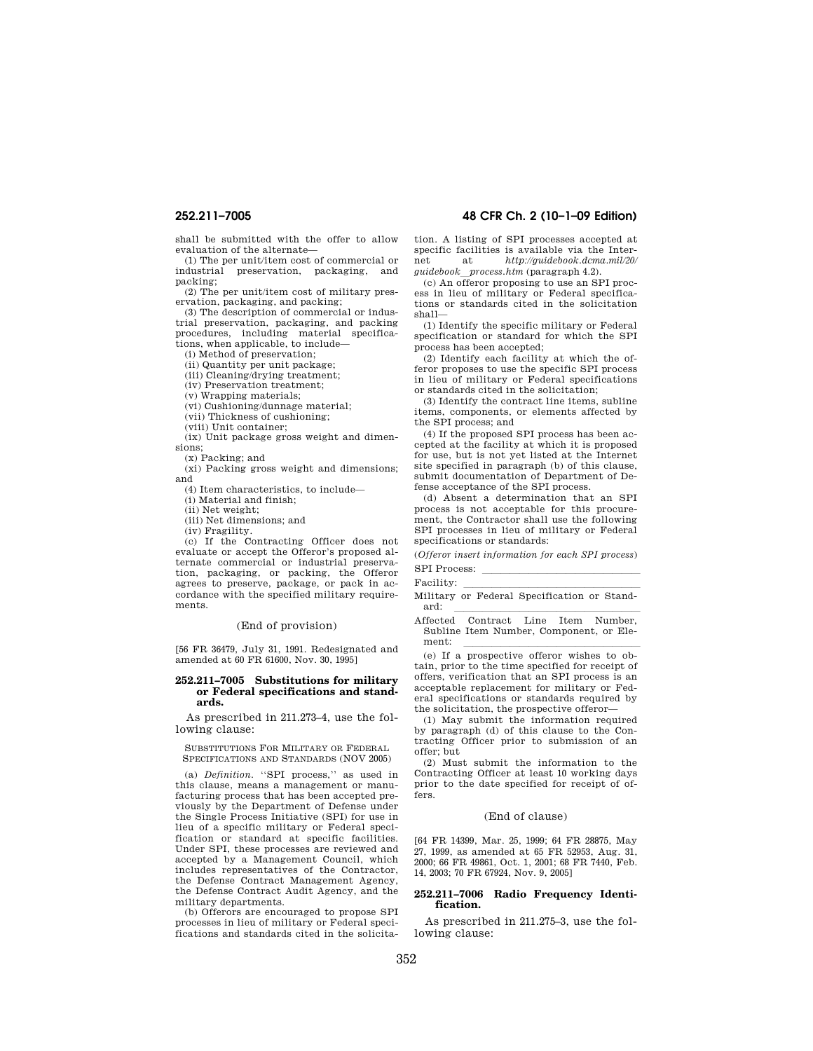shall be submitted with the offer to allow evaluation of the alternate—

(1) The per unit/item cost of commercial or industrial preservation, packaging, and packing;

(2) The per unit/item cost of military preservation, packaging, and packing;

(3) The description of commercial or industrial preservation, packaging, and packing procedures, including material specifications, when applicable, to include—

(i) Method of preservation;

(ii) Quantity per unit package;

(iii) Cleaning/drying treatment;

(iv) Preservation treatment;

(v) Wrapping materials;

(vi) Cushioning/dunnage material;

(vii) Thickness of cushioning;

(viii) Unit container;

(ix) Unit package gross weight and dimensions;

(x) Packing; and

(xi) Packing gross weight and dimensions; and

(4) Item characteristics, to include—

(i) Material and finish;

(ii) Net weight;

(iii) Net dimensions; and

(iv) Fragility.

(c) If the Contracting Officer does not evaluate or accept the Offeror's proposed alternate commercial or industrial preservation, packaging, or packing, the Offeror agrees to preserve, package, or pack in accordance with the specified military requirements.

(End of provision)

[56 FR 36479, July 31, 1991. Redesignated and amended at 60 FR 61600, Nov. 30, 1995]

### 252.211–7005 Substitutions for military or Federal specifications and standards.

As prescribed in 211.273–4, use the following clause:

SUBSTITUTIONS FOR MILITARY OR FEDERAL SPECIFICATIONS AND STANDARDS (NOV 2005)

(a) *Definition.* ''SPI process,'' as used in this clause, means a management or manufacturing process that has been accepted previously by the Department of Defense under the Single Process Initiative (SPI) for use in lieu of a specific military or Federal specification or standard at specific facilities. Under SPI, these processes are reviewed and accepted by a Management Council, which includes representatives of the Contractor, the Defense Contract Management Agency, the Defense Contract Audit Agency, and the military departments.

(b) Offerors are encouraged to propose SPI processes in lieu of military or Federal specifications and standards cited in the solicitation. A listing of SPI processes accepted at specific facilities is available via the Internet at *http://guidebook.dcma.mil/20/guidebook_process.htm* (paragraph 4.2).

(c) An offeror proposing to use an SPI process in lieu of military or Federal specifications or standards cited in the solicitation shall—

(1) Identify the specific military or Federal specification or standard for which the SPI process has been accepted;

(2) Identify each facility at which the offeror proposes to use the specific SPI process in lieu of military or Federal specifications or standards cited in the solicitation;

(3) Identify the contract line items, subline items, components, or elements affected by the SPI process; and

(4) If the proposed SPI process has been accepted at the facility at which it is proposed for use, but is not yet listed at the Internet site specified in paragraph (b) of this clause, submit documentation of Department of Defense acceptance of the SPI process.

(d) Absent a determination that an SPI process is not acceptable for this procurement, the Contractor shall use the following SPI processes in lieu of military or Federal specifications or standards:

(*Offeror insert information for each SPI process*)

SPI Process: \_\_\_\_\_\_\_\_\_\_\_\_\_\_\_\_\_\_\_\_\_\_\_\_

Facility: \_\_\_\_\_\_\_\_\_\_\_\_\_\_\_\_\_\_\_\_\_\_\_\_

Military or Federal Specification or Standard: \_\_\_\_\_\_\_\_\_\_\_\_\_\_\_\_\_\_\_\_\_\_\_\_

Affected Contract Line Item Number, Subline Item Number, Component, or Element: \_\_\_\_\_\_\_\_\_\_\_\_\_\_\_\_\_\_\_\_\_\_\_\_

(e) If a prospective offeror wishes to obtain, prior to the time specified for receipt of offers, verification that an SPI process is an acceptable replacement for military or Federal specifications or standards required by the solicitation, the prospective offeror—

(1) May submit the information required by paragraph (d) of this clause to the Contracting Officer prior to submission of an offer; but

(2) Must submit the information to the Contracting Officer at least 10 working days prior to the date specified for receipt of offers.

(End of clause)

[64 FR 14399, Mar. 25, 1999; 64 FR 28875, May 27, 1999, as amended at 65 FR 52953, Aug. 31, 2000; 66 FR 49861, Oct. 1, 2001; 68 FR 7440, Feb. 14, 2003; 70 FR 67924, Nov. 9, 2005]

### 252.211–7006 Radio Frequency Identification.

As prescribed in 211.275–3, use the following clause: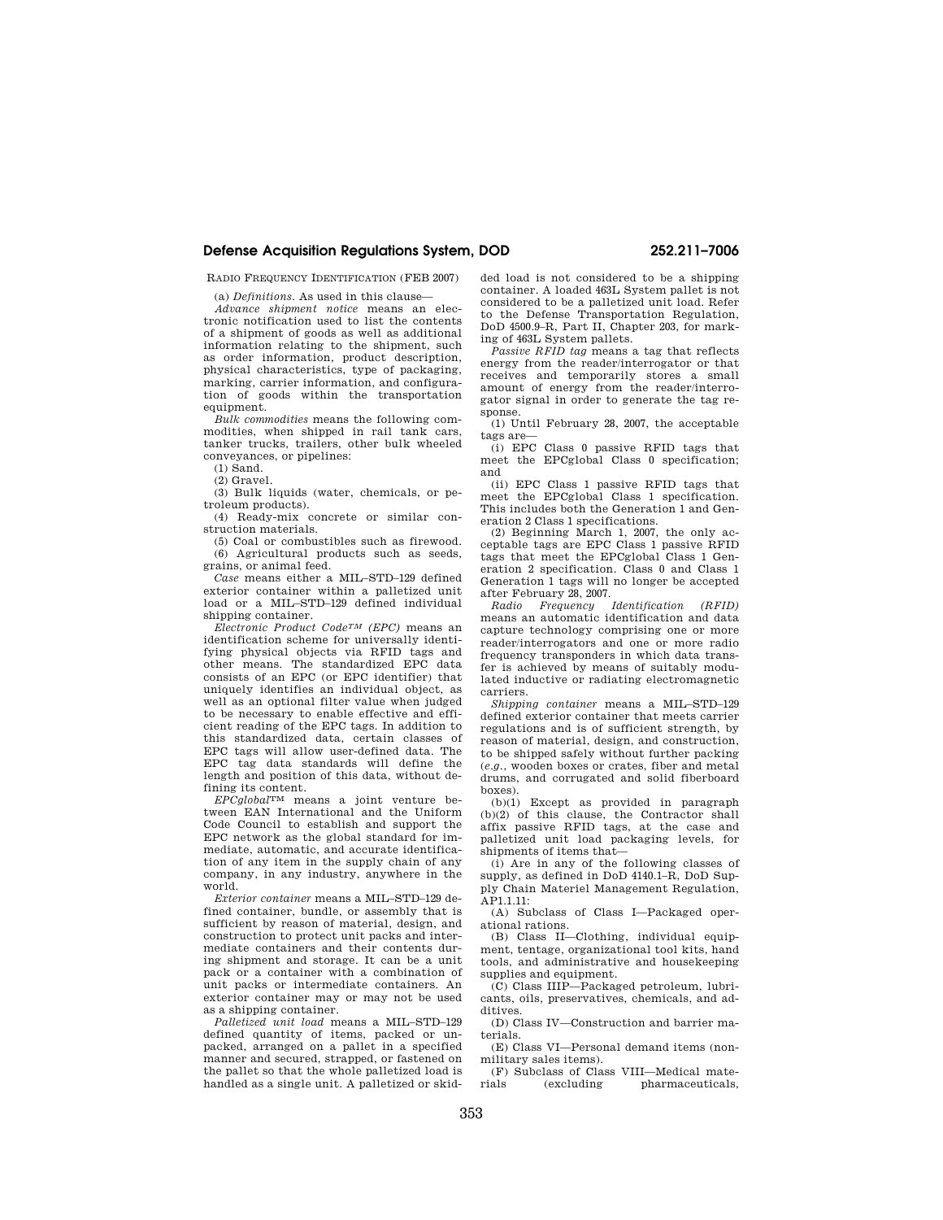RADIO FREQUENCY IDENTIFICATION (FEB 2007)

(a) *Definitions.* As used in this clause—

*Advance shipment notice* means an electronic notification used to list the contents of a shipment of goods as well as additional information relating to the shipment, such as order information, product description, physical characteristics, type of packaging, marking, carrier information, and configuration of goods within the transportation equipment.

*Bulk commodities* means the following commodities, when shipped in rail tank cars, tanker trucks, trailers, other bulk wheeled conveyances, or pipelines:

(1) Sand.

(2) Gravel.

(3) Bulk liquids (water, chemicals, or petroleum products).

(4) Ready-mix concrete or similar construction materials.

(5) Coal or combustibles such as firewood.

(6) Agricultural products such as seeds, grains, or animal feed.

*Case* means either a MIL–STD–129 defined exterior container within a palletized unit load or a MIL–STD–129 defined individual shipping container.

*Electronic Product Code™ (EPC)* means an identification scheme for universally identifying physical objects via RFID tags and other means. The standardized EPC data consists of an EPC (or EPC identifier) that uniquely identifies an individual object, as well as an optional filter value when judged to be necessary to enable effective and efficient reading of the EPC tags. In addition to this standardized data, certain classes of EPC tags will allow user-defined data. The EPC tag data standards will define the length and position of this data, without defining its content.

*EPCglobal™* means a joint venture between EAN International and the Uniform Code Council to establish and support the EPC network as the global standard for immediate, automatic, and accurate identification of any item in the supply chain of any company, in any industry, anywhere in the world.

*Exterior container* means a MIL–STD–129 defined container, bundle, or assembly that is sufficient by reason of material, design, and construction to protect unit packs and intermediate containers and their contents during shipment and storage. It can be a unit pack or a container with a combination of unit packs or intermediate containers. An exterior container may or may not be used as a shipping container.

*Palletized unit load* means a MIL–STD–129 defined quantity of items, packed or unpacked, arranged on a pallet in a specified manner and secured, strapped, or fastened on the pallet so that the whole palletized load is handled as a single unit. A palletized or skidded load is not considered to be a shipping container. A loaded 463L System pallet is not considered to be a palletized unit load. Refer to the Defense Transportation Regulation, DoD 4500.9–R, Part II, Chapter 203, for marking of 463L System pallets.

*Passive RFID tag* means a tag that reflects energy from the reader/interrogator or that receives and temporarily stores a small amount of energy from the reader/interrogator signal in order to generate the tag response.

(1) Until February 28, 2007, the acceptable tags are—

(i) EPC Class 0 passive RFID tags that meet the EPCglobal Class 0 specification; and

(ii) EPC Class 1 passive RFID tags that meet the EPCglobal Class 1 specification. This includes both the Generation 1 and Generation 2 Class 1 specifications.

(2) Beginning March 1, 2007, the only acceptable tags are EPC Class 1 passive RFID tags that meet the EPCglobal Class 1 Generation 2 specification. Class 0 and Class 1 Generation 1 tags will no longer be accepted after February 28, 2007.

*Radio Frequency Identification (RFID)* means an automatic identification and data capture technology comprising one or more reader/interrogators and one or more radio frequency transponders in which data transfer is achieved by means of suitably modulated inductive or radiating electromagnetic carriers.

*Shipping container* means a MIL–STD–129 defined exterior container that meets carrier regulations and is of sufficient strength, by reason of material, design, and construction, to be shipped safely without further packing (*e.g.*, wooden boxes or crates, fiber and metal drums, and corrugated and solid fiberboard boxes).

(b)(1) Except as provided in paragraph (b)(2) of this clause, the Contractor shall affix passive RFID tags, at the case and palletized unit load packaging levels, for shipments of items that—

(i) Are in any of the following classes of supply, as defined in DoD 4140.1–R, DoD Supply Chain Materiel Management Regulation, AP1.1.11:

(A) Subclass of Class I—Packaged operational rations.

(B) Class II—Clothing, individual equipment, tentage, organizational tool kits, hand tools, and administrative and housekeeping supplies and equipment.

(C) Class IIIP—Packaged petroleum, lubricants, oils, preservatives, chemicals, and additives.

(D) Class IV—Construction and barrier materials.

(E) Class VI—Personal demand items (non-military sales items).

(F) Subclass of Class VIII—Medical materials (excluding pharmaceuticals,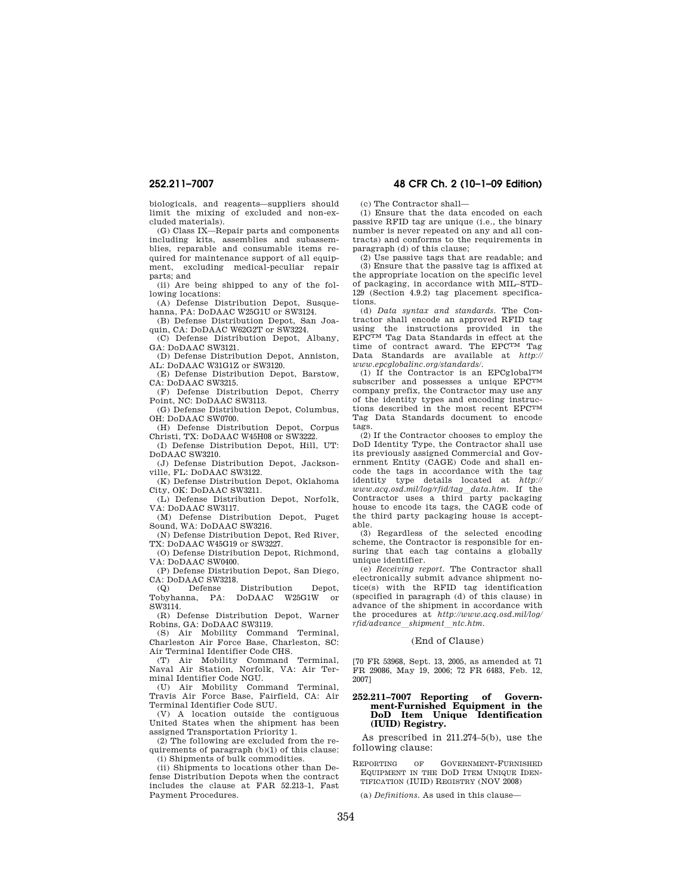biologicals, and reagents—suppliers should limit the mixing of excluded and non-excluded materials).

(G) Class IX—Repair parts and components including kits, assemblies and subassemblies, reparable and consumable items required for maintenance support of all equipment, excluding medical-peculiar repair parts; and

(ii) Are being shipped to any of the following locations:

(A) Defense Distribution Depot, Susquehanna, PA: DoDAAC W25G1U or SW3124.

(B) Defense Distribution Depot, San Joaquin, CA: DoDAAC W62G2T or SW3224.

(C) Defense Distribution Depot, Albany, GA: DoDAAC SW3121.

(D) Defense Distribution Depot, Anniston, AL: DoDAAC W31G1Z or SW3120.

(E) Defense Distribution Depot, Barstow, CA: DoDAAC SW3215.

(F) Defense Distribution Depot, Cherry Point, NC: DoDAAC SW3113.

(G) Defense Distribution Depot, Columbus, OH: DoDAAC SW0700.

(H) Defense Distribution Depot, Corpus Christi, TX: DoDAAC W45H08 or SW3222.

(I) Defense Distribution Depot, Hill, UT: DoDAAC SW3210.

(J) Defense Distribution Depot, Jacksonville, FL: DoDAAC SW3122.

(K) Defense Distribution Depot, Oklahoma City, OK: DoDAAC SW3211.

(L) Defense Distribution Depot, Norfolk, VA: DoDAAC SW3117.

(M) Defense Distribution Depot, Puget Sound, WA: DoDAAC SW3216.

(N) Defense Distribution Depot, Red River, TX: DoDAAC W45G19 or SW3227.

(O) Defense Distribution Depot, Richmond, VA: DoDAAC SW0400.

(P) Defense Distribution Depot, San Diego, CA: DoDAAC SW3218.

(Q) Defense Distribution Depot, Tobyhanna, PA: DoDAAC W25G1W or SW3114.

(R) Defense Distribution Depot, Warner Robins, GA: DoDAAC SW3119.

(S) Air Mobility Command Terminal, Charleston Air Force Base, Charleston, SC: Air Terminal Identifier Code CHS.

(T) Air Mobility Command Terminal, Naval Air Station, Norfolk, VA: Air Terminal Identifier Code NGU.

(U) Air Mobility Command Terminal, Travis Air Force Base, Fairfield, CA: Air Terminal Identifier Code SUU.

(V) A location outside the contiguous United States when the shipment has been assigned Transportation Priority 1.

(2) The following are excluded from the requirements of paragraph (b)(1) of this clause:

(i) Shipments of bulk commodities.

(ii) Shipments to locations other than Defense Distribution Depots when the contract includes the clause at FAR 52.213–1, Fast Payment Procedures.

(c) The Contractor shall—

(1) Ensure that the data encoded on each passive RFID tag are unique (i.e., the binary number is never repeated on any and all contracts) and conforms to the requirements in paragraph (d) of this clause;

(2) Use passive tags that are readable; and

(3) Ensure that the passive tag is affixed at the appropriate location on the specific level of packaging, in accordance with MIL–STD–129 (Section 4.9.2) tag placement specifications.

(d) *Data syntax and standards.* The Contractor shall encode an approved RFID tag using the instructions provided in the EPC™ Tag Data Standards in effect at the time of contract award. The EPC™ Tag Data Standards are available at *http://www.epcglobalinc.org/standards/.*

(1) If the Contractor is an EPCglobal™ subscriber and possesses a unique EPC™ company prefix, the Contractor may use any of the identity types and encoding instructions described in the most recent EPC™ Tag Data Standards document to encode tags.

(2) If the Contractor chooses to employ the DoD Identity Type, the Contractor shall use its previously assigned Commercial and Government Entity (CAGE) Code and shall encode the tags in accordance with the tag identity type details located at *http://www.acq.osd.mil/log/rfid/tag_data.htm.* If the Contractor uses a third party packaging house to encode its tags, the CAGE code of the third party packaging house is acceptable.

(3) Regardless of the selected encoding scheme, the Contractor is responsible for ensuring that each tag contains a globally unique identifier.

(e) *Receiving report.* The Contractor shall electronically submit advance shipment notice(s) with the RFID tag identification (specified in paragraph (d) of this clause) in advance of the shipment in accordance with the procedures at *http://www.acq.osd.mil/log/rfid/advance_shipment_ntc.htm.*

(End of Clause)

[70 FR 53968, Sept. 13, 2005, as amended at 71 FR 29086, May 19, 2006; 72 FR 6483, Feb. 12, 2007]

### 252.211–7007 Reporting of Government-Furnished Equipment in the DoD Item Unique Identification (IUID) Registry.

As prescribed in 211.274–5(b), use the following clause:

REPORTING OF GOVERNMENT-FURNISHED EQUIPMENT IN THE DOD ITEM UNIQUE IDENTIFICATION (IUID) REGISTRY (NOV 2008)

(a) *Definitions.* As used in this clause—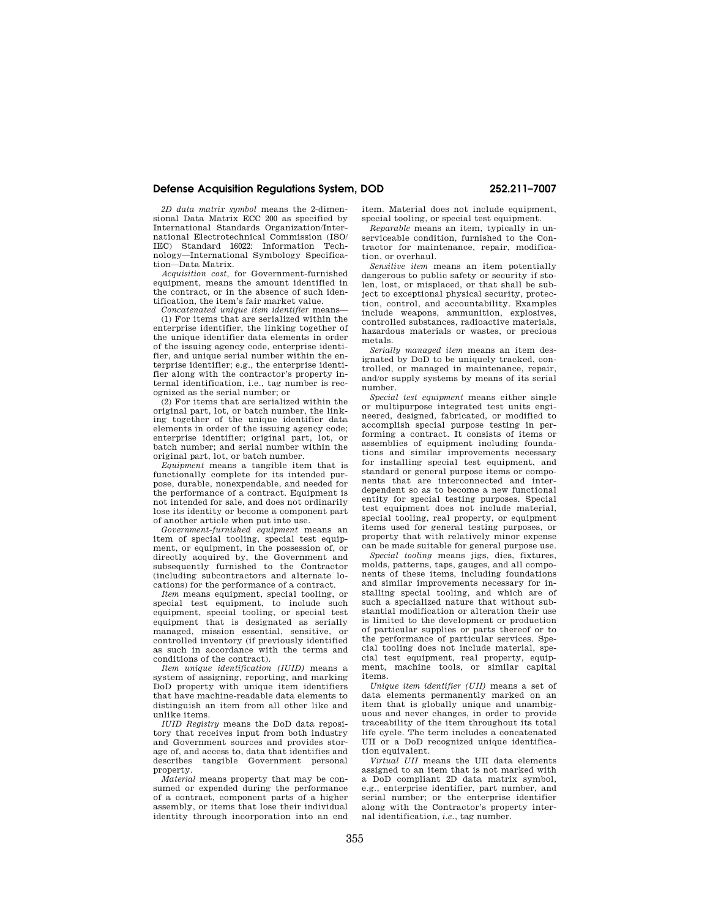*2D data matrix symbol* means the 2-dimensional Data Matrix ECC 200 as specified by International Standards Organization/International Electrotechnical Commission (ISO/IEC) Standard 16022: Information Technology—International Symbology Specification—Data Matrix.

*Acquisition cost,* for Government-furnished equipment, means the amount identified in the contract, or in the absence of such identification, the item's fair market value.

*Concatenated unique item identifier* means—

(1) For items that are serialized within the enterprise identifier, the linking together of the unique identifier data elements in order of the issuing agency code, enterprise identifier, and unique serial number within the enterprise identifier; e.g., the enterprise identifier along with the contractor's property internal identification, i.e., tag number is recognized as the serial number; or

(2) For items that are serialized within the original part, lot, or batch number, the linking together of the unique identifier data elements in order of the issuing agency code; enterprise identifier; original part, lot, or batch number; and serial number within the original part, lot, or batch number.

*Equipment* means a tangible item that is functionally complete for its intended purpose, durable, nonexpendable, and needed for the performance of a contract. Equipment is not intended for sale, and does not ordinarily lose its identity or become a component part of another article when put into use.

*Government-furnished equipment* means an item of special tooling, special test equipment, or equipment, in the possession of, or directly acquired by, the Government and subsequently furnished to the Contractor (including subcontractors and alternate locations) for the performance of a contract.

*Item* means equipment, special tooling, or special test equipment, to include such equipment, special tooling, or special test equipment that is designated as serially managed, mission essential, sensitive, or controlled inventory (if previously identified as such in accordance with the terms and conditions of the contract).

*Item unique identification (IUID)* means a system of assigning, reporting, and marking DoD property with unique item identifiers that have machine-readable data elements to distinguish an item from all other like and unlike items.

*IUID Registry* means the DoD data repository that receives input from both industry and Government sources and provides storage of, and access to, data that identifies and describes tangible Government personal property.

*Material* means property that may be consumed or expended during the performance of a contract, component parts of a higher assembly, or items that lose their individual identity through incorporation into an end item. Material does not include equipment, special tooling, or special test equipment.

*Reparable* means an item, typically in unserviceable condition, furnished to the Contractor for maintenance, repair, modification, or overhaul.

*Sensitive item* means an item potentially dangerous to public safety or security if stolen, lost, or misplaced, or that shall be subject to exceptional physical security, protection, control, and accountability. Examples include weapons, ammunition, explosives, controlled substances, radioactive materials, hazardous materials or wastes, or precious metals.

*Serially managed item* means an item designated by DoD to be uniquely tracked, controlled, or managed in maintenance, repair, and/or supply systems by means of its serial number.

*Special test equipment* means either single or multipurpose integrated test units engineered, designed, fabricated, or modified to accomplish special purpose testing in performing a contract. It consists of items or assemblies of equipment including foundations and similar improvements necessary for installing special test equipment, and standard or general purpose items or components that are interconnected and interdependent so as to become a new functional entity for special testing purposes. Special test equipment does not include material, special tooling, real property, or equipment items used for general testing purposes, or property that with relatively minor expense can be made suitable for general purpose use.

*Special tooling* means jigs, dies, fixtures, molds, patterns, taps, gauges, and all components of these items, including foundations and similar improvements necessary for installing special tooling, and which are of such a specialized nature that without substantial modification or alteration their use is limited to the development or production of particular supplies or parts thereof or to the performance of particular services. Special tooling does not include material, special test equipment, real property, equipment, machine tools, or similar capital items.

*Unique item identifier (UII)* means a set of data elements permanently marked on an item that is globally unique and unambiguous and never changes, in order to provide traceability of the item throughout its total life cycle. The term includes a concatenated UII or a DoD recognized unique identification equivalent.

*Virtual UII* means the UII data elements assigned to an item that is not marked with a DoD compliant 2D data matrix symbol, e.g., enterprise identifier, part number, and serial number; or the enterprise identifier along with the Contractor's property internal identification, *i.e.*, tag number.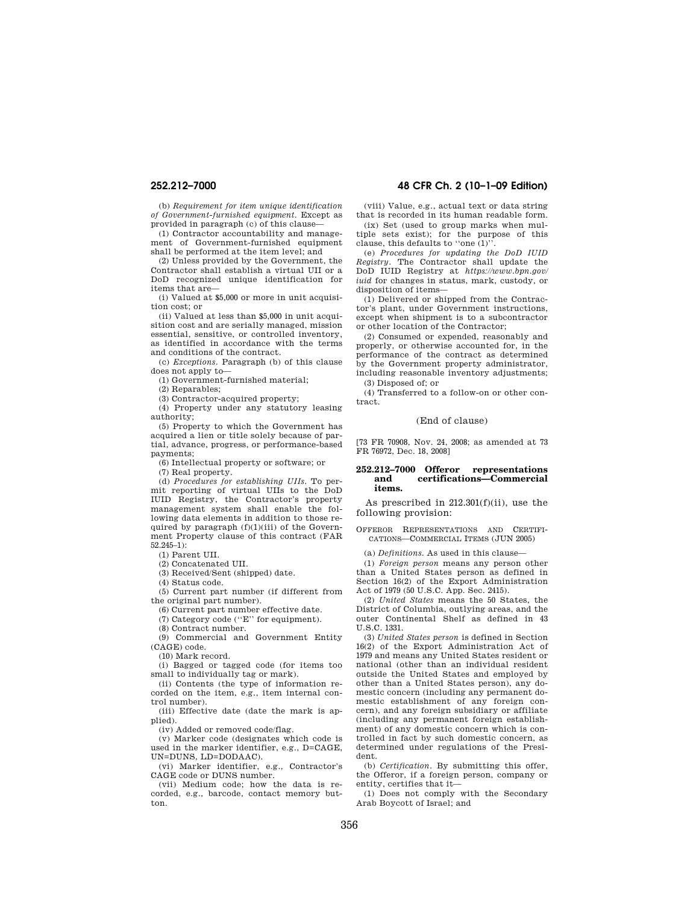(b) *Requirement for item unique identification of Government-furnished equipment.* Except as provided in paragraph (c) of this clause—

(1) Contractor accountability and management of Government-furnished equipment shall be performed at the item level; and

(2) Unless provided by the Government, the Contractor shall establish a virtual UII or a DoD recognized unique identification for items that are—

(i) Valued at $5,000 or more in unit acquisition cost; or

(ii) Valued at less than $5,000 in unit acquisition cost and are serially managed, mission essential, sensitive, or controlled inventory, as identified in accordance with the terms and conditions of the contract.

(c) *Exceptions.* Paragraph (b) of this clause does not apply to—

(1) Government-furnished material;

(2) Reparables;

(3) Contractor-acquired property;

(4) Property under any statutory leasing authority;

(5) Property to which the Government has acquired a lien or title solely because of partial, advance, progress, or performance-based payments;

(6) Intellectual property or software; or

(7) Real property.

(d) *Procedures for establishing UIIs.* To permit reporting of virtual UIIs to the DoD IUID Registry, the Contractor's property management system shall enable the following data elements in addition to those required by paragraph (f)(1)(iii) of the Government Property clause of this contract (FAR 52.245–1):

(1) Parent UII.

(2) Concatenated UII.

(3) Received/Sent (shipped) date.

(4) Status code.

(5) Current part number (if different from the original part number).

(6) Current part number effective date.

(7) Category code (''E'' for equipment).

(8) Contract number.

(9) Commercial and Government Entity (CAGE) code.

(10) Mark record.

(i) Bagged or tagged code (for items too small to individually tag or mark).

(ii) Contents (the type of information recorded on the item, e.g., item internal control number).

(iii) Effective date (date the mark is applied).

(iv) Added or removed code/flag.

(v) Marker code (designates which code is used in the marker identifier, e.g., D=CAGE, UN=DUNS, LD=DODAAC).

(vi) Marker identifier, e.g., Contractor's CAGE code or DUNS number.

(vii) Medium code; how the data is recorded, e.g., barcode, contact memory button.

(viii) Value, e.g., actual text or data string that is recorded in its human readable form.

(ix) Set (used to group marks when multiple sets exist); for the purpose of this clause, this defaults to ''one (1)''.

(e) *Procedures for updating the DoD IUID Registry.* The Contractor shall update the DoD IUID Registry at *https://www.bpn.gov/iuid* for changes in status, mark, custody, or disposition of items—

(1) Delivered or shipped from the Contractor's plant, under Government instructions, except when shipment is to a subcontractor or other location of the Contractor;

(2) Consumed or expended, reasonably and properly, or otherwise accounted for, in the performance of the contract as determined by the Government property administrator, including reasonable inventory adjustments;

(3) Disposed of; or

(4) Transferred to a follow-on or other contract.

(End of clause)

[73 FR 70908, Nov. 24, 2008; as amended at 73 FR 76972, Dec. 18, 2008]

## 252.212–7000 Offeror representations and certifications—Commercial items.

As prescribed in 212.301(f)(ii), use the following provision:

OFFEROR REPRESENTATIONS AND CERTIFICATIONS—COMMERCIAL ITEMS (JUN 2005)

(a) *Definitions.* As used in this clause—

(1) *Foreign person* means any person other than a United States person as defined in Section 16(2) of the Export Administration Act of 1979 (50 U.S.C. App. Sec. 2415).

(2) *United States* means the 50 States, the District of Columbia, outlying areas, and the outer Continental Shelf as defined in 43 U.S.C. 1331.

(3) *United States person* is defined in Section 16(2) of the Export Administration Act of 1979 and means any United States resident or national (other than an individual resident outside the United States and employed by other than a United States person), any domestic concern (including any permanent domestic establishment of any foreign concern), and any foreign subsidiary or affiliate (including any permanent foreign establishment) of any domestic concern which is controlled in fact by such domestic concern, as determined under regulations of the President.

(b) *Certification.* By submitting this offer, the Offeror, if a foreign person, company or entity, certifies that it—

(1) Does not comply with the Secondary Arab Boycott of Israel; and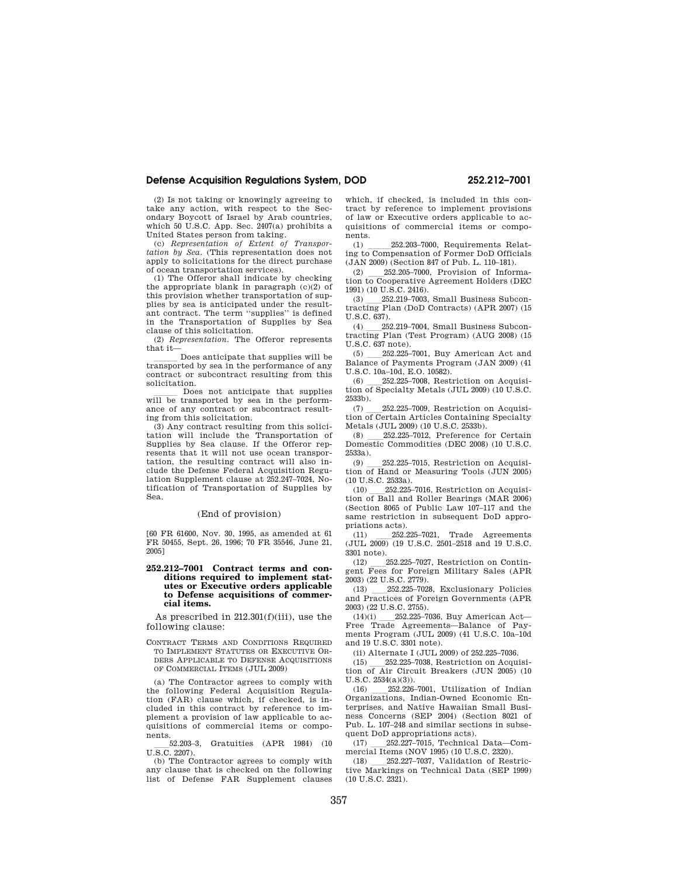(2) Is not taking or knowingly agreeing to take any action, with respect to the Secondary Boycott of Israel by Arab countries, which 50 U.S.C. App. Sec. 2407(a) prohibits a United States person from taking.

(c) *Representation of Extent of Transportation by Sea.* (This representation does not apply to solicitations for the direct purchase of ocean transportation services).

(1) The Offeror shall indicate by checking the appropriate blank in paragraph (c)(2) of this provision whether transportation of supplies by sea is anticipated under the resultant contract. The term ''supplies'' is defined in the Transportation of Supplies by Sea clause of this solicitation.

(2) *Representation.* The Offeror represents that it—

\_\_\_\_\_ Does anticipate that supplies will be transported by sea in the performance of any contract or subcontract resulting from this solicitation.

\_\_\_\_\_ Does not anticipate that supplies will be transported by sea in the performance of any contract or subcontract resulting from this solicitation.

(3) Any contract resulting from this solicitation will include the Transportation of Supplies by Sea clause. If the Offeror represents that it will not use ocean transportation, the resulting contract will also include the Defense Federal Acquisition Regulation Supplement clause at 252.247–7024, Notification of Transportation of Supplies by Sea.

(End of provision)

[60 FR 61600, Nov. 30, 1995, as amended at 61 FR 50455, Sept. 26, 1996; 70 FR 35546, June 21, 2005]

### 252.212–7001 Contract terms and conditions required to implement statutes or Executive orders applicable to Defense acquisitions of commercial items.

As prescribed in 212.301(f)(iii), use the following clause:

CONTRACT TERMS AND CONDITIONS REQUIRED TO IMPLEMENT STATUTES OR EXECUTIVE ORDERS APPLICABLE TO DEFENSE ACQUISITIONS OF COMMERCIAL ITEMS (JUL 2009)

(a) The Contractor agrees to comply with the following Federal Acquisition Regulation (FAR) clause which, if checked, is included in this contract by reference to implement a provision of law applicable to acquisitions of commercial items or components.

\_\_\_\_52.203–3, Gratuities (APR 1984) (10 U.S.C. 2207).

(b) The Contractor agrees to comply with any clause that is checked on the following list of Defense FAR Supplement clauses which, if checked, is included in this contract by reference to implement provisions of law or Executive orders applicable to acquisitions of commercial items or components.

(1) \_\_\_\_\_252.203–7000, Requirements Relating to Compensation of Former DoD Officials (JAN 2009) (Section 847 of Pub. L. 110–181).

(2) \_\_\_\_252.205–7000, Provision of Information to Cooperative Agreement Holders (DEC 1991) (10 U.S.C. 2416).

(3) \_\_\_\_252.219–7003, Small Business Subcontracting Plan (DoD Contracts) (APR 2007) (15 U.S.C. 637).

(4) \_\_\_\_252.219–7004, Small Business Subcontracting Plan (Test Program) (AUG 2008) (15 U.S.C. 637 note).

(5) \_\_\_\_252.225–7001, Buy American Act and Balance of Payments Program (JAN 2009) (41 U.S.C. 10a–10d, E.O. 10582).

(6) \_\_\_\_252.225–7008, Restriction on Acquisition of Specialty Metals (JUL 2009) (10 U.S.C. 2533b).

(7) \_\_\_\_252.225–7009, Restriction on Acquisition of Certain Articles Containing Specialty Metals (JUL 2009) (10 U.S.C. 2533b).

(8) \_\_\_\_252.225–7012, Preference for Certain Domestic Commodities (DEC 2008) (10 U.S.C. 2533a).

(9) \_\_\_\_252.225–7015, Restriction on Acquisition of Hand or Measuring Tools (JUN 2005) (10 U.S.C. 2533a).

(10) \_\_\_\_252.225–7016, Restriction on Acquisition of Ball and Roller Bearings (MAR 2006) (Section 8065 of Public Law 107–117 and the same restriction in subsequent DoD appropriations acts).

(11) \_\_\_\_252.225–7021, Trade Agreements (JUL 2009) (19 U.S.C. 2501–2518 and 19 U.S.C. 3301 note).

(12) \_\_\_\_252.225–7027, Restriction on Contingent Fees for Foreign Military Sales (APR 2003) (22 U.S.C. 2779).

(13) \_\_\_\_252.225–7028, Exclusionary Policies and Practices of Foreign Governments (APR 2003) (22 U.S.C. 2755).

(14)(i) \_\_\_\_252.225–7036, Buy American Act—Free Trade Agreements—Balance of Payments Program (JUL 2009) (41 U.S.C. 10a–10d and 19 U.S.C. 3301 note).

(ii) Alternate I (JUL 2009) of 252.225–7036.

(15) \_\_\_\_252.225–7038, Restriction on Acquisition of Air Circuit Breakers (JUN 2005) (10 U.S.C. 2534(a)(3)).

(16) \_\_\_\_252.226–7001, Utilization of Indian Organizations, Indian-Owned Economic Enterprises, and Native Hawaiian Small Business Concerns (SEP 2004) (Section 8021 of Pub. L. 107–248 and similar sections in subsequent DoD appropriations acts).

(17) \_\_\_\_252.227–7015, Technical Data—Commercial Items (NOV 1995) (10 U.S.C. 2320).

(18) \_\_\_\_252.227–7037, Validation of Restrictive Markings on Technical Data (SEP 1999) (10 U.S.C. 2321).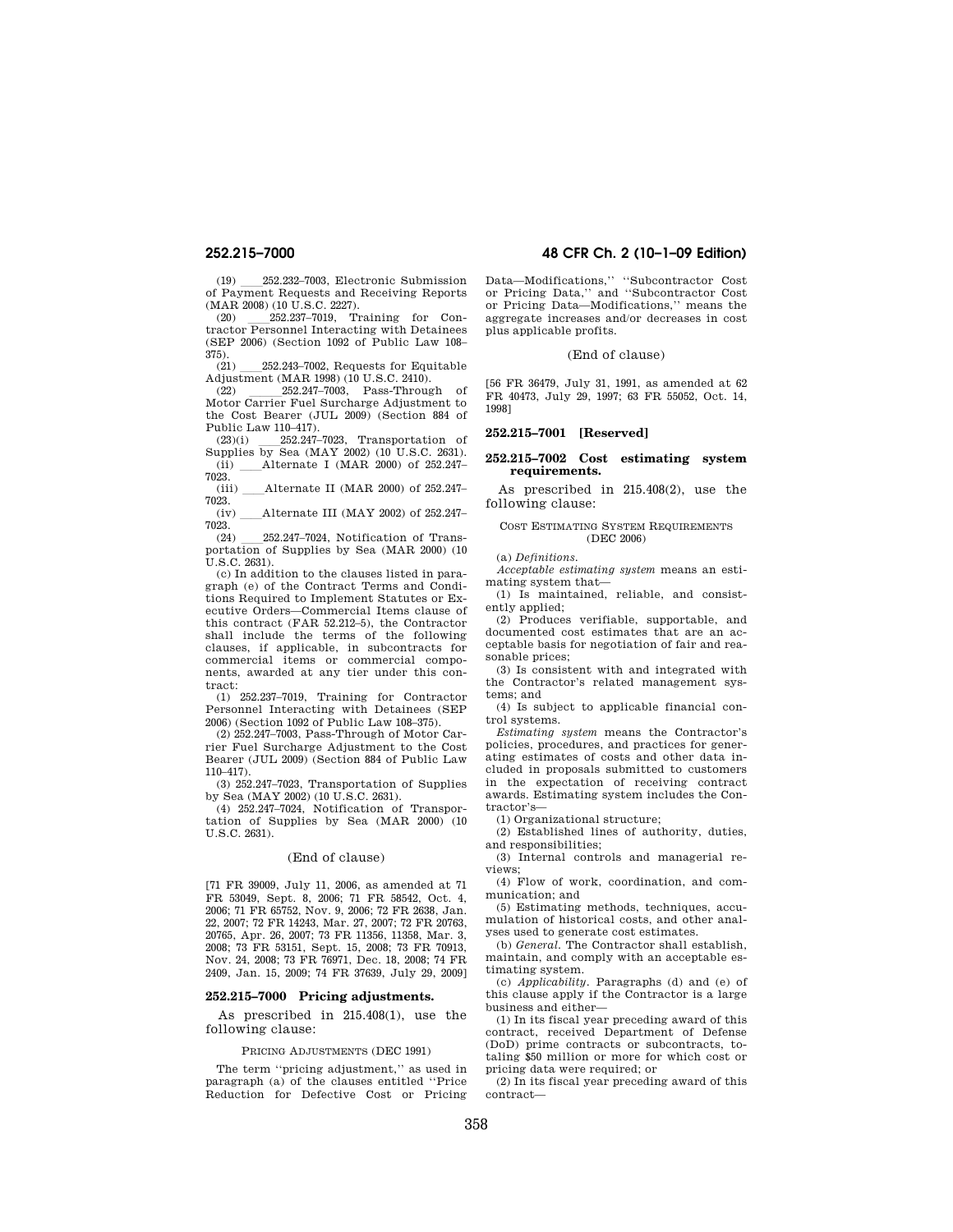(19) ____252.232–7003, Electronic Submission of Payment Requests and Receiving Reports (MAR 2008) (10 U.S.C. 2227).

(20) ____252.237–7019, Training for Contractor Personnel Interacting with Detainees (SEP 2006) (Section 1092 of Public Law 108–375).

(21) ____252.243–7002, Requests for Equitable Adjustment (MAR 1998) (10 U.S.C. 2410).

(22) ______252.247–7003, Pass-Through of Motor Carrier Fuel Surcharge Adjustment to the Cost Bearer (JUL 2009) (Section 884 of Public Law 110–417).

(23)(i) ____252.247–7023, Transportation of Supplies by Sea (MAY 2002) (10 U.S.C. 2631).

(ii) ____Alternate I (MAR 2000) of 252.247–7023.

(iii) ____Alternate II (MAR 2000) of 252.247–7023.

(iv) ____Alternate III (MAY 2002) of 252.247–7023.

(24) ____252.247–7024, Notification of Transportation of Supplies by Sea (MAR 2000) (10 U.S.C. 2631).

(c) In addition to the clauses listed in paragraph (e) of the Contract Terms and Conditions Required to Implement Statutes or Executive Orders—Commercial Items clause of this contract (FAR 52.212–5), the Contractor shall include the terms of the following clauses, if applicable, in subcontracts for commercial items or commercial components, awarded at any tier under this contract:

(1) 252.237–7019, Training for Contractor Personnel Interacting with Detainees (SEP 2006) (Section 1092 of Public Law 108–375).

(2) 252.247–7003, Pass-Through of Motor Carrier Fuel Surcharge Adjustment to the Cost Bearer (JUL 2009) (Section 884 of Public Law 110–417).

(3) 252.247–7023, Transportation of Supplies by Sea (MAY 2002) (10 U.S.C. 2631).

(4) 252.247–7024, Notification of Transportation of Supplies by Sea (MAR 2000) (10 U.S.C. 2631).

(End of clause)

[71 FR 39009, July 11, 2006, as amended at 71 FR 53049, Sept. 8, 2006; 71 FR 58542, Oct. 4, 2006; 71 FR 65752, Nov. 9, 2006; 72 FR 2638, Jan. 22, 2007; 72 FR 14243, Mar. 27, 2007; 72 FR 20763, 20765, Apr. 26, 2007; 73 FR 11356, 11358, Mar. 3, 2008; 73 FR 53151, Sept. 15, 2008; 73 FR 70913, Nov. 24, 2008; 73 FR 76971, Dec. 18, 2008; 74 FR 2409, Jan. 15, 2009; 74 FR 37639, July 29, 2009]

### 252.215–7000 Pricing adjustments.

As prescribed in 215.408(1), use the following clause:

PRICING ADJUSTMENTS (DEC 1991)

The term "pricing adjustment," as used in paragraph (a) of the clauses entitled "Price Reduction for Defective Cost or Pricing Data—Modifications," "Subcontractor Cost or Pricing Data," and "Subcontractor Cost or Pricing Data—Modifications," means the aggregate increases and/or decreases in cost plus applicable profits.

(End of clause)

[56 FR 36479, July 31, 1991, as amended at 62 FR 40473, July 29, 1997; 63 FR 55052, Oct. 14, 1998]

### 252.215–7001 [Reserved]

### 252.215–7002 Cost estimating system requirements.

As prescribed in 215.408(2), use the following clause:

COST ESTIMATING SYSTEM REQUIREMENTS (DEC 2006)

(a) *Definitions.*

*Acceptable estimating system* means an estimating system that—

(1) Is maintained, reliable, and consistently applied;

(2) Produces verifiable, supportable, and documented cost estimates that are an acceptable basis for negotiation of fair and reasonable prices;

(3) Is consistent with and integrated with the Contractor's related management systems; and

(4) Is subject to applicable financial control systems.

*Estimating system* means the Contractor's policies, procedures, and practices for generating estimates of costs and other data included in proposals submitted to customers in the expectation of receiving contract awards. Estimating system includes the Contractor's—

(1) Organizational structure;

(2) Established lines of authority, duties, and responsibilities;

(3) Internal controls and managerial reviews;

(4) Flow of work, coordination, and communication; and

(5) Estimating methods, techniques, accumulation of historical costs, and other analyses used to generate cost estimates.

(b) *General.* The Contractor shall establish, maintain, and comply with an acceptable estimating system.

(c) *Applicability.* Paragraphs (d) and (e) of this clause apply if the Contractor is a large business and either—

(1) In its fiscal year preceding award of this contract, received Department of Defense (DoD) prime contracts or subcontracts, totaling $50 million or more for which cost or pricing data were required; or

(2) In its fiscal year preceding award of this contract—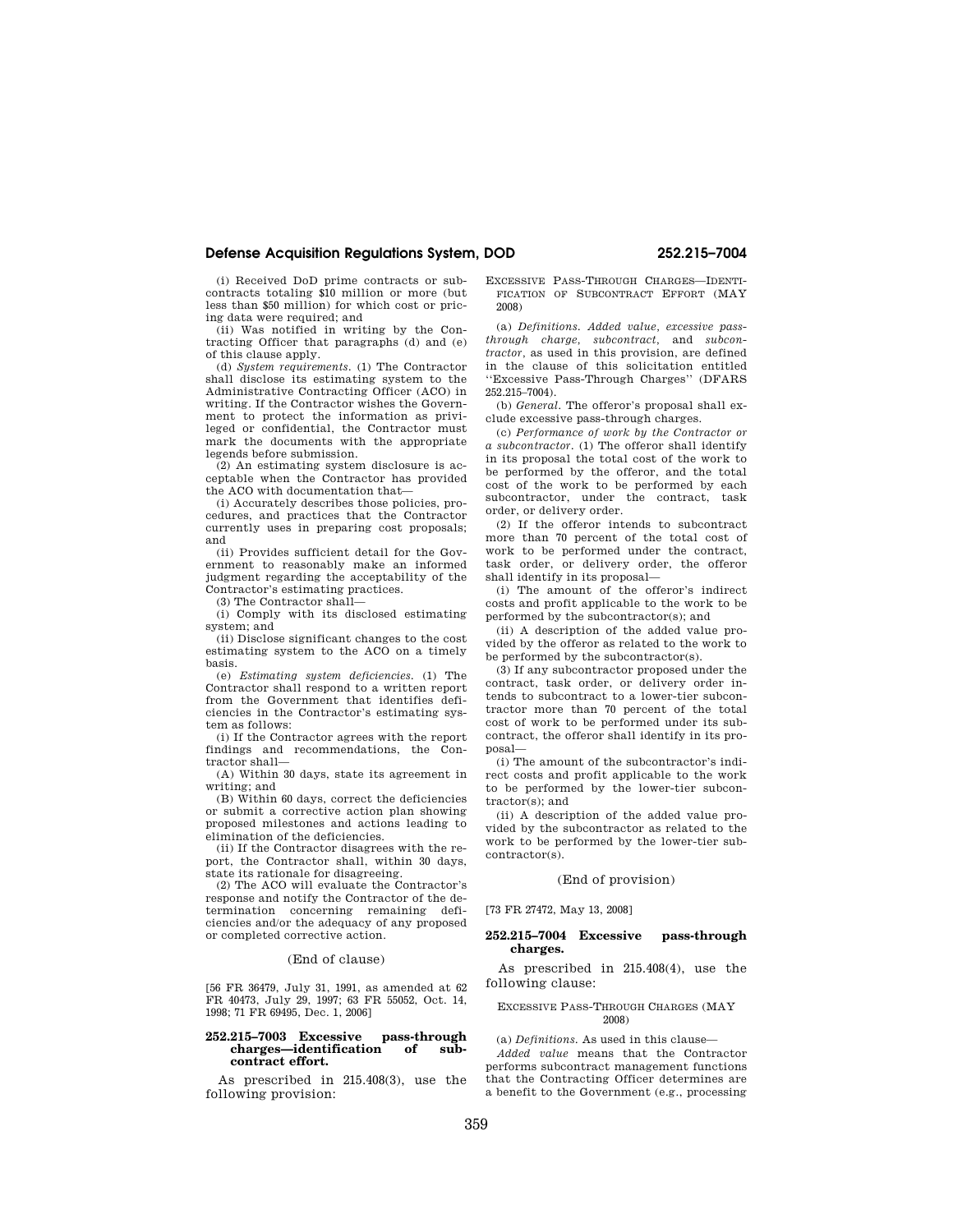(i) Received DoD prime contracts or subcontracts totaling $10 million or more (but less than $50 million) for which cost or pricing data were required; and

(ii) Was notified in writing by the Contracting Officer that paragraphs (d) and (e) of this clause apply.

(d) *System requirements.* (1) The Contractor shall disclose its estimating system to the Administrative Contracting Officer (ACO) in writing. If the Contractor wishes the Government to protect the information as privileged or confidential, the Contractor must mark the documents with the appropriate legends before submission.

(2) An estimating system disclosure is acceptable when the Contractor has provided the ACO with documentation that—

(i) Accurately describes those policies, procedures, and practices that the Contractor currently uses in preparing cost proposals; and

(ii) Provides sufficient detail for the Government to reasonably make an informed judgment regarding the acceptability of the Contractor's estimating practices.

(3) The Contractor shall—

(i) Comply with its disclosed estimating system; and

(ii) Disclose significant changes to the cost estimating system to the ACO on a timely basis.

(e) *Estimating system deficiencies.* (1) The Contractor shall respond to a written report from the Government that identifies deficiencies in the Contractor's estimating system as follows:

(i) If the Contractor agrees with the report findings and recommendations, the Contractor shall—

(A) Within 30 days, state its agreement in writing; and

(B) Within 60 days, correct the deficiencies or submit a corrective action plan showing proposed milestones and actions leading to elimination of the deficiencies.

(ii) If the Contractor disagrees with the report, the Contractor shall, within 30 days, state its rationale for disagreeing.

(2) The ACO will evaluate the Contractor's response and notify the Contractor of the determination concerning remaining deficiencies and/or the adequacy of any proposed or completed corrective action.

(End of clause)

[56 FR 36479, July 31, 1991, as amended at 62 FR 40473, July 29, 1997; 63 FR 55052, Oct. 14, 1998; 71 FR 69495, Dec. 1, 2006]

### 252.215–7003 Excessive pass-through charges—identification of subcontract effort.

As prescribed in 215.408(3), use the following provision:

EXCESSIVE PASS-THROUGH CHARGES—IDENTIFICATION OF SUBCONTRACT EFFORT (MAY 2008)

(a) *Definitions. Added value, excessive pass-through charge, subcontract,* and *subcontractor*, as used in this provision, are defined in the clause of this solicitation entitled ''Excessive Pass-Through Charges'' (DFARS 252.215–7004).

(b) *General.* The offeror's proposal shall exclude excessive pass-through charges.

(c) *Performance of work by the Contractor or a subcontractor.* (1) The offeror shall identify in its proposal the total cost of the work to be performed by the offeror, and the total cost of the work to be performed by each subcontractor, under the contract, task order, or delivery order.

(2) If the offeror intends to subcontract more than 70 percent of the total cost of work to be performed under the contract, task order, or delivery order, the offeror shall identify in its proposal—

(i) The amount of the offeror's indirect costs and profit applicable to the work to be performed by the subcontractor(s); and

(ii) A description of the added value provided by the offeror as related to the work to be performed by the subcontractor(s).

(3) If any subcontractor proposed under the contract, task order, or delivery order intends to subcontract to a lower-tier subcontractor more than 70 percent of the total cost of work to be performed under its subcontract, the offeror shall identify in its proposal—

(i) The amount of the subcontractor's indirect costs and profit applicable to the work to be performed by the lower-tier subcontractor(s); and

(ii) A description of the added value provided by the subcontractor as related to the work to be performed by the lower-tier subcontractor(s).

(End of provision)

[73 FR 27472, May 13, 2008]

### 252.215–7004 Excessive pass-through charges.

As prescribed in 215.408(4), use the following clause:

EXCESSIVE PASS-THROUGH CHARGES (MAY 2008)

(a) *Definitions.* As used in this clause—

*Added value* means that the Contractor performs subcontract management functions that the Contracting Officer determines are a benefit to the Government (e.g., processing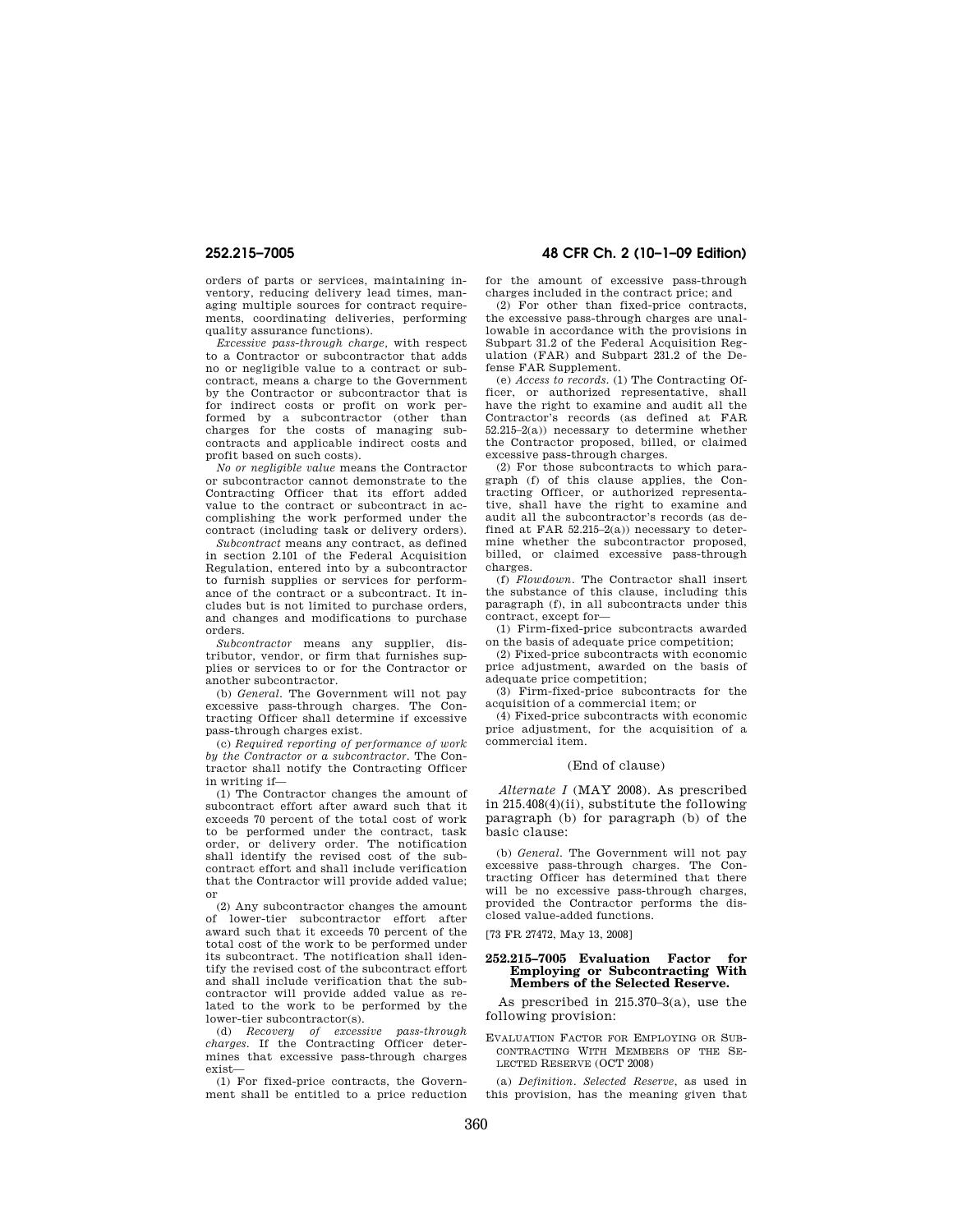orders of parts or services, maintaining inventory, reducing delivery lead times, managing multiple sources for contract requirements, coordinating deliveries, performing quality assurance functions).

*Excessive pass-through charge,* with respect to a Contractor or subcontractor that adds no or negligible value to a contract or subcontract, means a charge to the Government by the Contractor or subcontractor that is for indirect costs or profit on work performed by a subcontractor (other than charges for the costs of managing subcontracts and applicable indirect costs and profit based on such costs).

*No or negligible value* means the Contractor or subcontractor cannot demonstrate to the Contracting Officer that its effort added value to the contract or subcontract in accomplishing the work performed under the contract (including task or delivery orders).

*Subcontract* means any contract, as defined in section 2.101 of the Federal Acquisition Regulation, entered into by a subcontractor to furnish supplies or services for performance of the contract or a subcontract. It includes but is not limited to purchase orders, and changes and modifications to purchase orders.

*Subcontractor* means any supplier, distributor, vendor, or firm that furnishes supplies or services to or for the Contractor or another subcontractor.

(b) *General.* The Government will not pay excessive pass-through charges. The Contracting Officer shall determine if excessive pass-through charges exist.

(c) *Required reporting of performance of work by the Contractor or a subcontractor.* The Contractor shall notify the Contracting Officer in writing if—

(1) The Contractor changes the amount of subcontract effort after award such that it exceeds 70 percent of the total cost of work to be performed under the contract, task order, or delivery order. The notification shall identify the revised cost of the subcontract effort and shall include verification that the Contractor will provide added value; or

(2) Any subcontractor changes the amount of lower-tier subcontractor effort after award such that it exceeds 70 percent of the total cost of the work to be performed under its subcontract. The notification shall identify the revised cost of the subcontract effort and shall include verification that the subcontractor will provide added value as related to the work to be performed by the lower-tier subcontractor(s).

(d) *Recovery of excessive pass-through charges.* If the Contracting Officer determines that excessive pass-through charges exist—

(1) For fixed-price contracts, the Government shall be entitled to a price reduction for the amount of excessive pass-through charges included in the contract price; and

(2) For other than fixed-price contracts, the excessive pass-through charges are unallowable in accordance with the provisions in Subpart 31.2 of the Federal Acquisition Regulation (FAR) and Subpart 231.2 of the Defense FAR Supplement.

(e) *Access to records.* (1) The Contracting Officer, or authorized representative, shall have the right to examine and audit all the Contractor's records (as defined at FAR 52.215–2(a)) necessary to determine whether the Contractor proposed, billed, or claimed excessive pass-through charges.

(2) For those subcontracts to which paragraph (f) of this clause applies, the Contracting Officer, or authorized representative, shall have the right to examine and audit all the subcontractor's records (as defined at FAR 52.215–2(a)) necessary to determine whether the subcontractor proposed, billed, or claimed excessive pass-through charges.

(f) *Flowdown.* The Contractor shall insert the substance of this clause, including this paragraph (f), in all subcontracts under this contract, except for—

(1) Firm-fixed-price subcontracts awarded on the basis of adequate price competition;

(2) Fixed-price subcontracts with economic price adjustment, awarded on the basis of adequate price competition;

(3) Firm-fixed-price subcontracts for the acquisition of a commercial item; or

(4) Fixed-price subcontracts with economic price adjustment, for the acquisition of a commercial item.

(End of clause)

*Alternate I* (MAY 2008). As prescribed in 215.408(4)(ii), substitute the following paragraph (b) for paragraph (b) of the basic clause:

(b) *General.* The Government will not pay excessive pass-through charges. The Contracting Officer has determined that there will be no excessive pass-through charges, provided the Contractor performs the disclosed value-added functions.

[73 FR 27472, May 13, 2008]

### 252.215–7005 Evaluation Factor for Employing or Subcontracting With Members of the Selected Reserve.

As prescribed in 215.370–3(a), use the following provision:

EVALUATION FACTOR FOR EMPLOYING OR SUBCONTRACTING WITH MEMBERS OF THE SELECTED RESERVE (OCT 2008)

(a) *Definition. Selected Reserve,* as used in this provision, has the meaning given that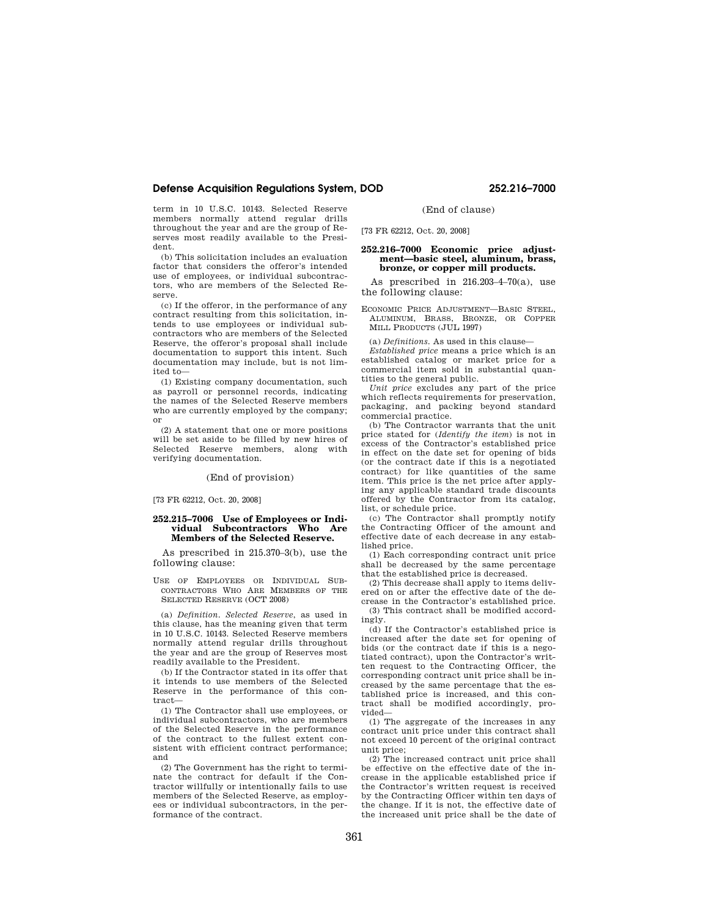term in 10 U.S.C. 10143. Selected Reserve members normally attend regular drills throughout the year and are the group of Reserves most readily available to the President.

(b) This solicitation includes an evaluation factor that considers the offeror's intended use of employees, or individual subcontractors, who are members of the Selected Reserve.

(c) If the offeror, in the performance of any contract resulting from this solicitation, intends to use employees or individual subcontractors who are members of the Selected Reserve, the offeror's proposal shall include documentation to support this intent. Such documentation may include, but is not limited to—

(1) Existing company documentation, such as payroll or personnel records, indicating the names of the Selected Reserve members who are currently employed by the company; or

(2) A statement that one or more positions will be set aside to be filled by new hires of Selected Reserve members, along with verifying documentation.

(End of provision)

[73 FR 62212, Oct. 20, 2008]

### 252.215–7006 Use of Employees or Individual Subcontractors Who Are Members of the Selected Reserve.

As prescribed in 215.370–3(b), use the following clause:

USE OF EMPLOYEES OR INDIVIDUAL SUBCONTRACTORS WHO ARE MEMBERS OF THE SELECTED RESERVE (OCT 2008)

(a) *Definition. Selected Reserve*, as used in this clause, has the meaning given that term in 10 U.S.C. 10143. Selected Reserve members normally attend regular drills throughout the year and are the group of Reserves most readily available to the President.

(b) If the Contractor stated in its offer that it intends to use members of the Selected Reserve in the performance of this contract—

(1) The Contractor shall use employees, or individual subcontractors, who are members of the Selected Reserve in the performance of the contract to the fullest extent consistent with efficient contract performance; and

(2) The Government has the right to terminate the contract for default if the Contractor willfully or intentionally fails to use members of the Selected Reserve, as employees or individual subcontractors, in the performance of the contract.

(End of clause)

[73 FR 62212, Oct. 20, 2008]

### 252.216–7000 Economic price adjustment—basic steel, aluminum, brass, bronze, or copper mill products.

As prescribed in 216.203–4–70(a), use the following clause:

ECONOMIC PRICE ADJUSTMENT—BASIC STEEL, ALUMINUM, BRASS, BRONZE, OR COPPER MILL PRODUCTS (JUL 1997)

(a) *Definitions.* As used in this clause—

*Established price* means a price which is an established catalog or market price for a commercial item sold in substantial quantities to the general public.

*Unit price* excludes any part of the price which reflects requirements for preservation, packaging, and packing beyond standard commercial practice.

(b) The Contractor warrants that the unit price stated for (*Identify the item*) is not in excess of the Contractor's established price in effect on the date set for opening of bids (or the contract date if this is a negotiated contract) for like quantities of the same item. This price is the net price after applying any applicable standard trade discounts offered by the Contractor from its catalog, list, or schedule price.

(c) The Contractor shall promptly notify the Contracting Officer of the amount and effective date of each decrease in any established price.

(1) Each corresponding contract unit price shall be decreased by the same percentage that the established price is decreased.

(2) This decrease shall apply to items delivered on or after the effective date of the decrease in the Contractor's established price.

(3) This contract shall be modified accordingly.

(d) If the Contractor's established price is increased after the date set for opening of bids (or the contract date if this is a negotiated contract), upon the Contractor's written request to the Contracting Officer, the corresponding contract unit price shall be increased by the same percentage that the established price is increased, and this contract shall be modified accordingly, provided—

(1) The aggregate of the increases in any contract unit price under this contract shall not exceed 10 percent of the original contract unit price;

(2) The increased contract unit price shall be effective on the effective date of the increase in the applicable established price if the Contractor's written request is received by the Contracting Officer within ten days of the change. If it is not, the effective date of the increased unit price shall be the date of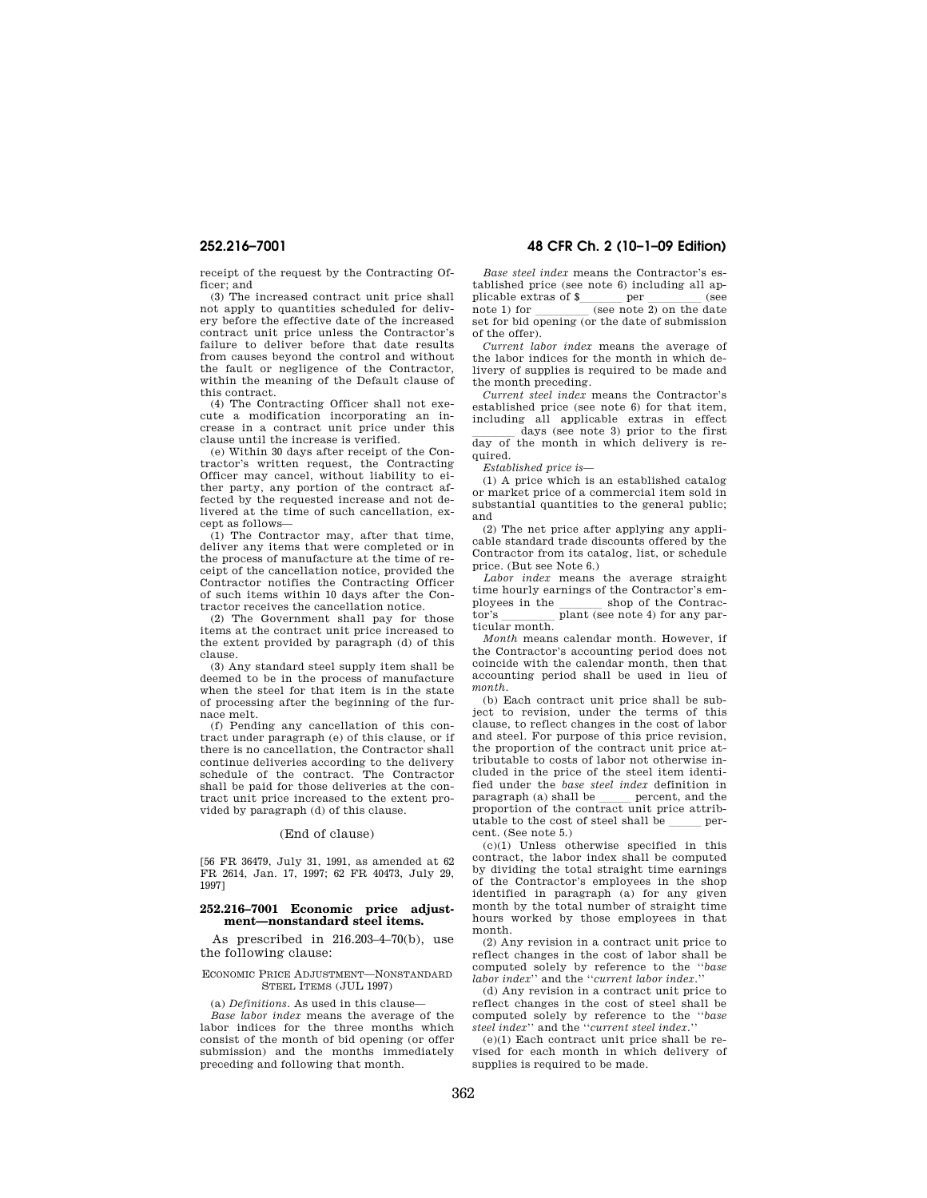receipt of the request by the Contracting Officer; and

(3) The increased contract unit price shall not apply to quantities scheduled for delivery before the effective date of the increased contract unit price unless the Contractor's failure to deliver before that date results from causes beyond the control and without the fault or negligence of the Contractor, within the meaning of the Default clause of this contract.

(4) The Contracting Officer shall not execute a modification incorporating an increase in a contract unit price under this clause until the increase is verified.

(e) Within 30 days after receipt of the Contractor's written request, the Contracting Officer may cancel, without liability to either party, any portion of the contract affected by the requested increase and not delivered at the time of such cancellation, except as follows—

(1) The Contractor may, after that time, deliver any items that were completed or in the process of manufacture at the time of receipt of the cancellation notice, provided the Contractor notifies the Contracting Officer of such items within 10 days after the Contractor receives the cancellation notice.

(2) The Government shall pay for those items at the contract unit price increased to the extent provided by paragraph (d) of this clause.

(3) Any standard steel supply item shall be deemed to be in the process of manufacture when the steel for that item is in the state of processing after the beginning of the furnace melt.

(f) Pending any cancellation of this contract under paragraph (e) of this clause, or if there is no cancellation, the Contractor shall continue deliveries according to the delivery schedule of the contract. The Contractor shall be paid for those deliveries at the contract unit price increased to the extent provided by paragraph (d) of this clause.

(End of clause)

[56 FR 36479, July 31, 1991, as amended at 62 FR 2614, Jan. 17, 1997; 62 FR 40473, July 29, 1997]

## 252.216–7001 Economic price adjustment—nonstandard steel items.

As prescribed in 216.203–4–70(b), use the following clause:

ECONOMIC PRICE ADJUSTMENT—NONSTANDARD STEEL ITEMS (JUL 1997)

(a) *Definitions.* As used in this clause—

*Base labor index* means the average of the labor indices for the three months which consist of the month of bid opening (or offer submission) and the months immediately preceding and following that month.

*Base steel index* means the Contractor's established price (see note 6) including all applicable extras of $_______ per _________ (see note 1) for _________ (see note 2) on the date set for bid opening (or the date of submission of the offer).

*Current labor index* means the average of the labor indices for the month in which delivery of supplies is required to be made and the month preceding.

*Current steel index* means the Contractor's established price (see note 6) for that item, including all applicable extras in effect _______ days (see note 3) prior to the first day of the month in which delivery is required.

*Established price is*—

(1) A price which is an established catalog or market price of a commercial item sold in substantial quantities to the general public; and

(2) The net price after applying any applicable standard trade discounts offered by the Contractor from its catalog, list, or schedule price. (But see Note 6.)

*Labor index* means the average straight time hourly earnings of the Contractor's employees in the _______ shop of the Contractor's _________ plant (see note 4) for any particular month.

*Month* means calendar month. However, if the Contractor's accounting period does not coincide with the calendar month, then that accounting period shall be used in lieu of *month.*

(b) Each contract unit price shall be subject to revision, under the terms of this clause, to reflect changes in the cost of labor and steel. For purpose of this price revision, the proportion of the contract unit price attributable to costs of labor not otherwise included in the price of the steel item identified under the *base steel index* definition in paragraph (a) shall be _____ percent, and the proportion of the contract unit price attributable to the cost of steel shall be _____ percent. (See note 5.)

(c)(1) Unless otherwise specified in this contract, the labor index shall be computed by dividing the total straight time earnings of the Contractor's employees in the shop identified in paragraph (a) for any given month by the total number of straight time hours worked by those employees in that month.

(2) Any revision in a contract unit price to reflect changes in the cost of labor shall be computed solely by reference to the ''*base labor index*'' and the ''*current labor index.*''

(d) Any revision in a contract unit price to reflect changes in the cost of steel shall be computed solely by reference to the ''*base steel index*'' and the ''*current steel index.*''

(e)(1) Each contract unit price shall be revised for each month in which delivery of supplies is required to be made.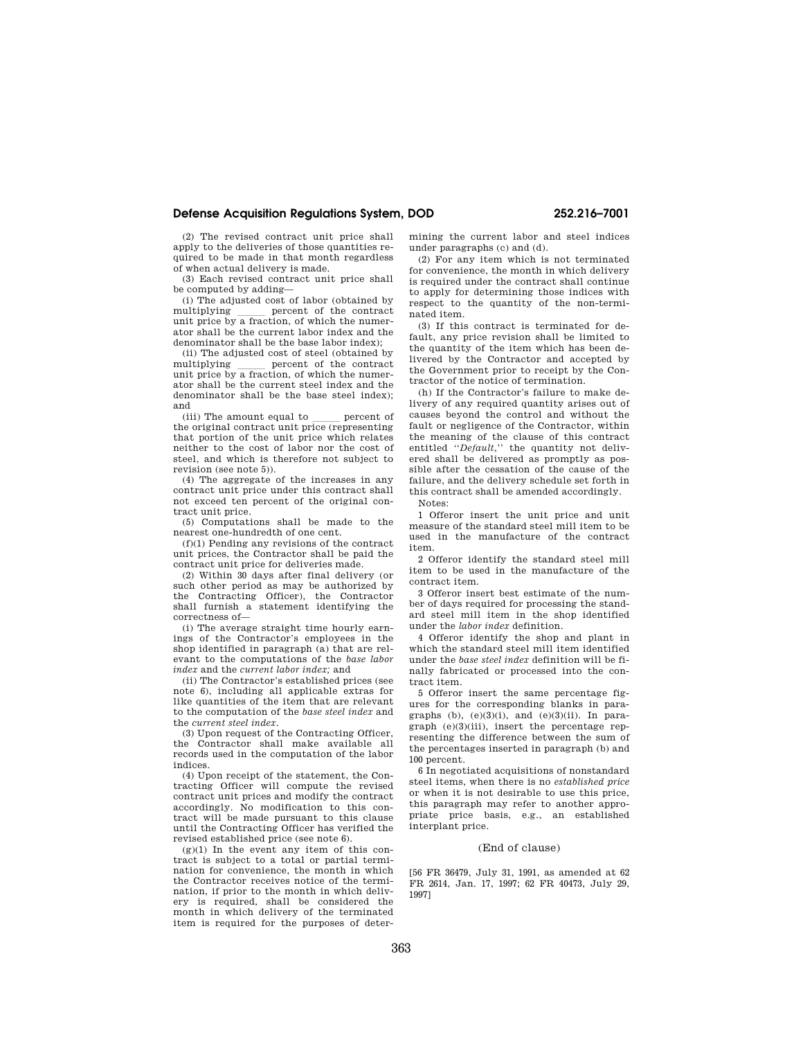(2) The revised contract unit price shall apply to the deliveries of those quantities required to be made in that month regardless of when actual delivery is made.

(3) Each revised contract unit price shall be computed by adding—

(i) The adjusted cost of labor (obtained by multiplying _____ percent of the contract unit price by a fraction, of which the numerator shall be the current labor index and the denominator shall be the base labor index);

(ii) The adjusted cost of steel (obtained by multiplying _____ percent of the contract unit price by a fraction, of which the numerator shall be the current steel index and the denominator shall be the base steel index); and

(iii) The amount equal to _____ percent of the original contract unit price (representing that portion of the unit price which relates neither to the cost of labor nor the cost of steel, and which is therefore not subject to revision (see note 5)).

(4) The aggregate of the increases in any contract unit price under this contract shall not exceed ten percent of the original contract unit price.

(5) Computations shall be made to the nearest one-hundredth of one cent.

(f)(1) Pending any revisions of the contract unit prices, the Contractor shall be paid the contract unit price for deliveries made.

(2) Within 30 days after final delivery (or such other period as may be authorized by the Contracting Officer), the Contractor shall furnish a statement identifying the correctness of—

(i) The average straight time hourly earnings of the Contractor's employees in the shop identified in paragraph (a) that are relevant to the computations of the *base labor index* and the *current labor index;* and

(ii) The Contractor's established prices (see note 6), including all applicable extras for like quantities of the item that are relevant to the computation of the *base steel index* and the *current steel index*.

(3) Upon request of the Contracting Officer, the Contractor shall make available all records used in the computation of the labor indices.

(4) Upon receipt of the statement, the Contracting Officer will compute the revised contract unit prices and modify the contract accordingly. No modification to this contract will be made pursuant to this clause until the Contracting Officer has verified the revised established price (see note 6).

(g)(1) In the event any item of this contract is subject to a total or partial termination for convenience, the month in which the Contractor receives notice of the termination, if prior to the month in which delivery is required, shall be considered the month in which delivery of the terminated item is required for the purposes of determining the current labor and steel indices under paragraphs (c) and (d).

(2) For any item which is not terminated for convenience, the month in which delivery is required under the contract shall continue to apply for determining those indices with respect to the quantity of the non-terminated item.

(3) If this contract is terminated for default, any price revision shall be limited to the quantity of the item which has been delivered by the Contractor and accepted by the Government prior to receipt by the Contractor of the notice of termination.

(h) If the Contractor's failure to make delivery of any required quantity arises out of causes beyond the control and without the fault or negligence of the Contractor, within the meaning of the clause of this contract entitled ''*Default*,'' the quantity not delivered shall be delivered as promptly as possible after the cessation of the cause of the failure, and the delivery schedule set forth in this contract shall be amended accordingly.

Notes:

1 Offeror insert the unit price and unit measure of the standard steel mill item to be used in the manufacture of the contract item.

2 Offeror identify the standard steel mill item to be used in the manufacture of the contract item.

3 Offeror insert best estimate of the number of days required for processing the standard steel mill item in the shop identified under the *labor index* definition.

4 Offeror identify the shop and plant in which the standard steel mill item identified under the *base steel index* definition will be finally fabricated or processed into the contract item.

5 Offeror insert the same percentage figures for the corresponding blanks in paragraphs (b), (e)(3)(i), and (e)(3)(ii). In paragraph (e)(3)(iii), insert the percentage representing the difference between the sum of the percentages inserted in paragraph (b) and 100 percent.

6 In negotiated acquisitions of nonstandard steel items, when there is no *established price* or when it is not desirable to use this price, this paragraph may refer to another appropriate price basis, e.g., an established interplant price.

(End of clause)

[56 FR 36479, July 31, 1991, as amended at 62 FR 2614, Jan. 17, 1997; 62 FR 40473, July 29, 1997]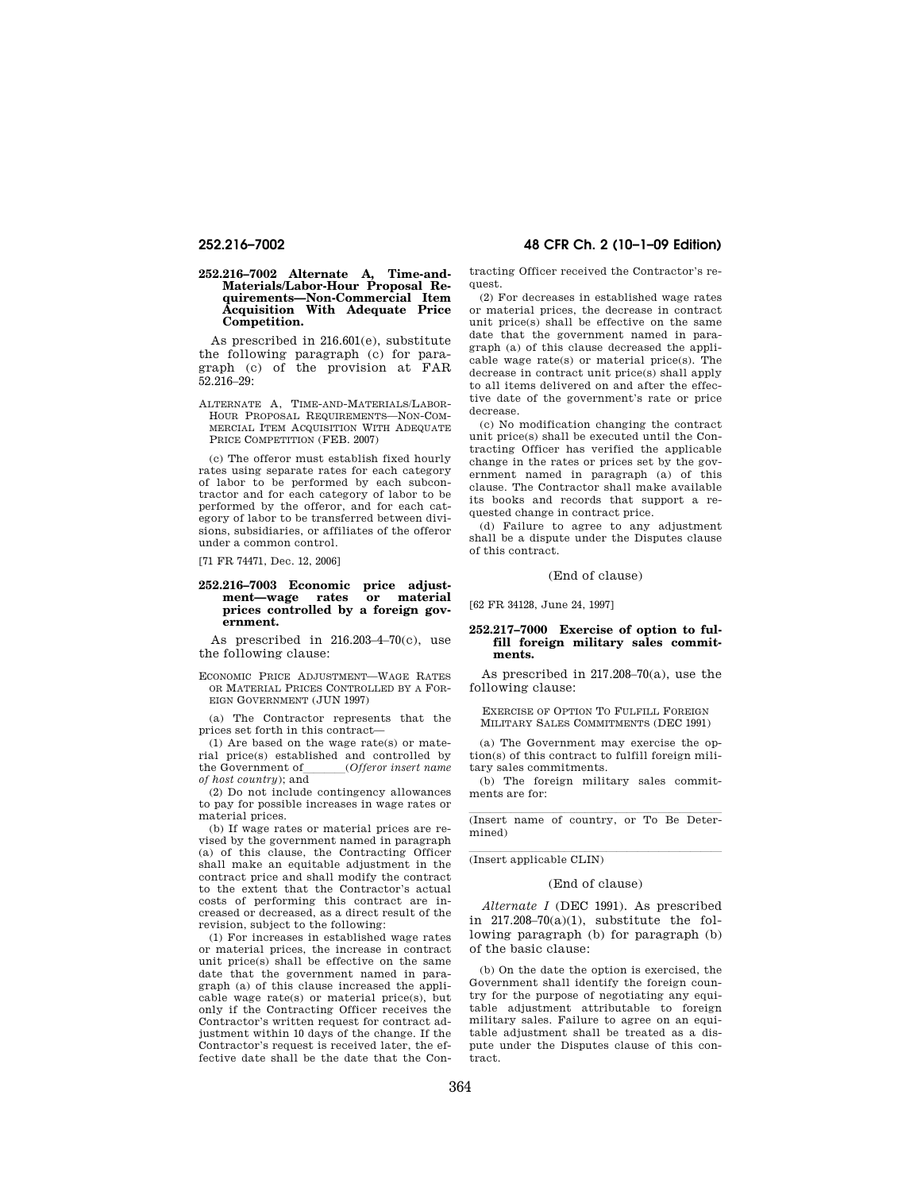### 252.216–7002 Alternate A, Time-and-Materials/Labor-Hour Proposal Requirements—Non-Commercial Item Acquisition With Adequate Price Competition.

As prescribed in 216.601(e), substitute the following paragraph (c) for paragraph (c) of the provision at FAR 52.216–29:

ALTERNATE A, TIME-AND-MATERIALS/LABOR-HOUR PROPOSAL REQUIREMENTS—NON-COMMERCIAL ITEM ACQUISITION WITH ADEQUATE PRICE COMPETITION (FEB. 2007)

(c) The offeror must establish fixed hourly rates using separate rates for each category of labor to be performed by each subcontractor and for each category of labor to be performed by the offeror, and for each category of labor to be transferred between divisions, subsidiaries, or affiliates of the offeror under a common control.

[71 FR 74471, Dec. 12, 2006]

### 252.216–7003 Economic price adjustment—wage rates or material prices controlled by a foreign government.

As prescribed in 216.203–4–70(c), use the following clause:

ECONOMIC PRICE ADJUSTMENT—WAGE RATES OR MATERIAL PRICES CONTROLLED BY A FOREIGN GOVERNMENT (JUN 1997)

(a) The Contractor represents that the prices set forth in this contract—

(1) Are based on the wage rate(s) or material price(s) established and controlled by the Government of_______(*Offeror insert name of host country*); and

(2) Do not include contingency allowances to pay for possible increases in wage rates or material prices.

(b) If wage rates or material prices are revised by the government named in paragraph (a) of this clause, the Contracting Officer shall make an equitable adjustment in the contract price and shall modify the contract to the extent that the Contractor's actual costs of performing this contract are increased or decreased, as a direct result of the revision, subject to the following:

(1) For increases in established wage rates or material prices, the increase in contract unit price(s) shall be effective on the same date that the government named in paragraph (a) of this clause increased the applicable wage rate(s) or material price(s), but only if the Contracting Officer receives the Contractor's written request for contract adjustment within 10 days of the change. If the Contractor's request is received later, the effective date shall be the date that the Contracting Officer received the Contractor's request.

(2) For decreases in established wage rates or material prices, the decrease in contract unit price(s) shall be effective on the same date that the government named in paragraph (a) of this clause decreased the applicable wage rate(s) or material price(s). The decrease in contract unit price(s) shall apply to all items delivered on and after the effective date of the government's rate or price decrease.

(c) No modification changing the contract unit price(s) shall be executed until the Contracting Officer has verified the applicable change in the rates or prices set by the government named in paragraph (a) of this clause. The Contractor shall make available its books and records that support a requested change in contract price.

(d) Failure to agree to any adjustment shall be a dispute under the Disputes clause of this contract.

(End of clause)

[62 FR 34128, June 24, 1997]

### 252.217–7000 Exercise of option to fulfill foreign military sales commitments.

As prescribed in 217.208–70(a), use the following clause:

EXERCISE OF OPTION TO FULFILL FOREIGN MILITARY SALES COMMITMENTS (DEC 1991)

(a) The Government may exercise the option(s) of this contract to fulfill foreign military sales commitments.

(b) The foreign military sales commitments are for:

______________________________

(Insert name of country, or To Be Determined)

______________________________

(Insert applicable CLIN)

(End of clause)

*Alternate I* (DEC 1991). As prescribed in 217.208–70(a)(1), substitute the following paragraph (b) for paragraph (b) of the basic clause:

(b) On the date the option is exercised, the Government shall identify the foreign country for the purpose of negotiating any equitable adjustment attributable to foreign military sales. Failure to agree on an equitable adjustment shall be treated as a dispute under the Disputes clause of this contract.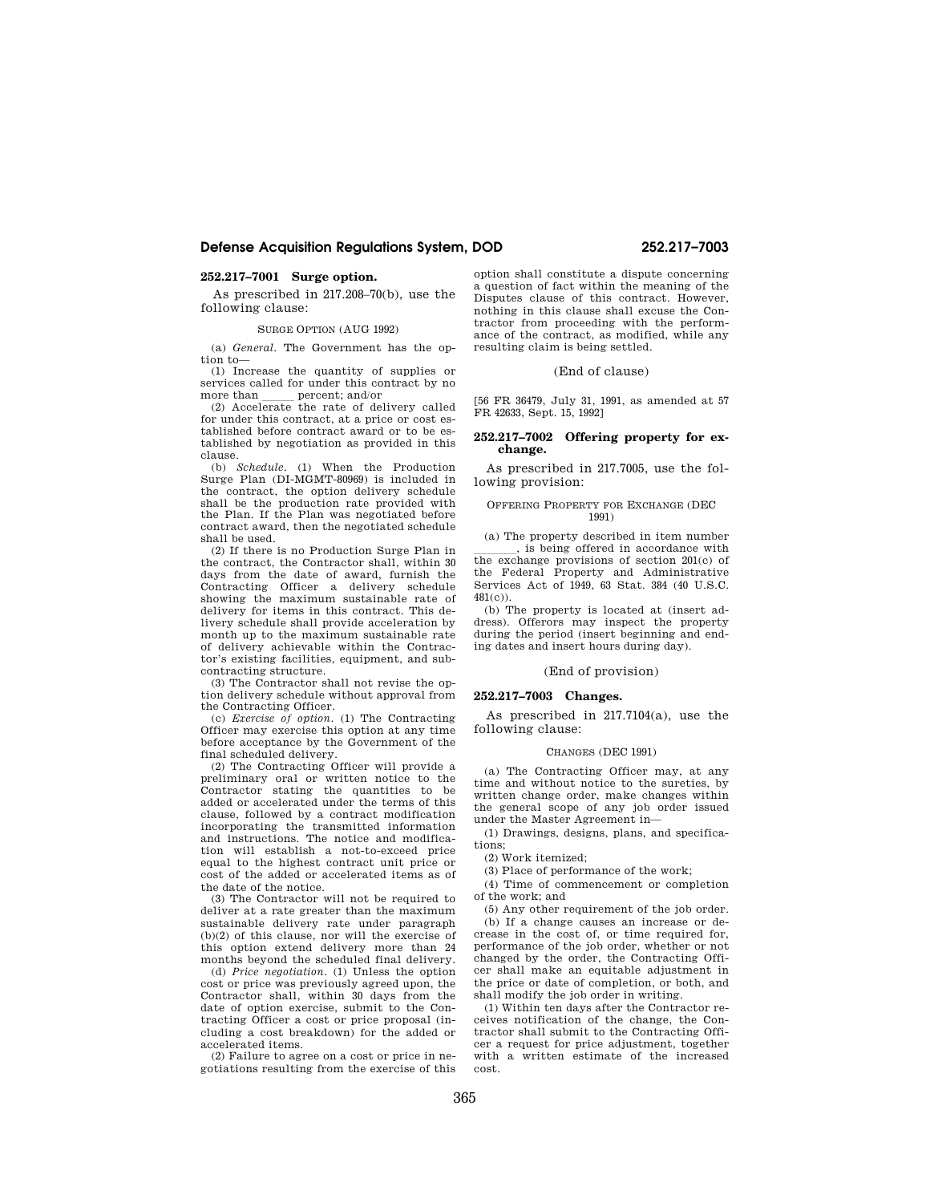### 252.217–7001 Surge option.

As prescribed in 217.208–70(b), use the following clause:

SURGE OPTION (AUG 1992)

(a) *General.* The Government has the option to—

(1) Increase the quantity of supplies or services called for under this contract by no more than \_\_\_\_\_ percent; and/or

(2) Accelerate the rate of delivery called for under this contract, at a price or cost established before contract award or to be established by negotiation as provided in this clause.

(b) *Schedule.* (1) When the Production Surge Plan (DI-MGMT-80969) is included in the contract, the option delivery schedule shall be the production rate provided with the Plan. If the Plan was negotiated before contract award, then the negotiated schedule shall be used.

(2) If there is no Production Surge Plan in the contract, the Contractor shall, within 30 days from the date of award, furnish the Contracting Officer a delivery schedule showing the maximum sustainable rate of delivery for items in this contract. This delivery schedule shall provide acceleration by month up to the maximum sustainable rate of delivery achievable within the Contractor's existing facilities, equipment, and subcontracting structure.

(3) The Contractor shall not revise the option delivery schedule without approval from the Contracting Officer.

(c) *Exercise of option.* (1) The Contracting Officer may exercise this option at any time before acceptance by the Government of the final scheduled delivery.

(2) The Contracting Officer will provide a preliminary oral or written notice to the Contractor stating the quantities to be added or accelerated under the terms of this clause, followed by a contract modification incorporating the transmitted information and instructions. The notice and modification will establish a not-to-exceed price equal to the highest contract unit price or cost of the added or accelerated items as of the date of the notice.

(3) The Contractor will not be required to deliver at a rate greater than the maximum sustainable delivery rate under paragraph (b)(2) of this clause, nor will the exercise of this option extend delivery more than 24 months beyond the scheduled final delivery.

(d) *Price negotiation.* (1) Unless the option cost or price was previously agreed upon, the Contractor shall, within 30 days from the date of option exercise, submit to the Contracting Officer a cost or price proposal (including a cost breakdown) for the added or accelerated items.

(2) Failure to agree on a cost or price in negotiations resulting from the exercise of this option shall constitute a dispute concerning a question of fact within the meaning of the Disputes clause of this contract. However, nothing in this clause shall excuse the Contractor from proceeding with the performance of the contract, as modified, while any resulting claim is being settled.

(End of clause)

[56 FR 36479, July 31, 1991, as amended at 57 FR 42633, Sept. 15, 1992]

### 252.217–7002 Offering property for exchange.

As prescribed in 217.7005, use the following provision:

OFFERING PROPERTY FOR EXCHANGE (DEC 1991)

(a) The property described in item number \_\_\_\_\_\_, is being offered in accordance with the exchange provisions of section 201(c) of the Federal Property and Administrative Services Act of 1949, 63 Stat. 384 (40 U.S.C. 481(c)).

(b) The property is located at (insert address). Offerors may inspect the property during the period (insert beginning and ending dates and insert hours during day).

(End of provision)

### 252.217–7003 Changes.

As prescribed in 217.7104(a), use the following clause:

CHANGES (DEC 1991)

(a) The Contracting Officer may, at any time and without notice to the sureties, by written change order, make changes within the general scope of any job order issued under the Master Agreement in—

(1) Drawings, designs, plans, and specifications;

(2) Work itemized;

(3) Place of performance of the work;

(4) Time of commencement or completion of the work; and

(5) Any other requirement of the job order.

(b) If a change causes an increase or decrease in the cost of, or time required for, performance of the job order, whether or not changed by the order, the Contracting Officer shall make an equitable adjustment in the price or date of completion, or both, and shall modify the job order in writing.

(1) Within ten days after the Contractor receives notification of the change, the Contractor shall submit to the Contracting Officer a request for price adjustment, together with a written estimate of the increased cost.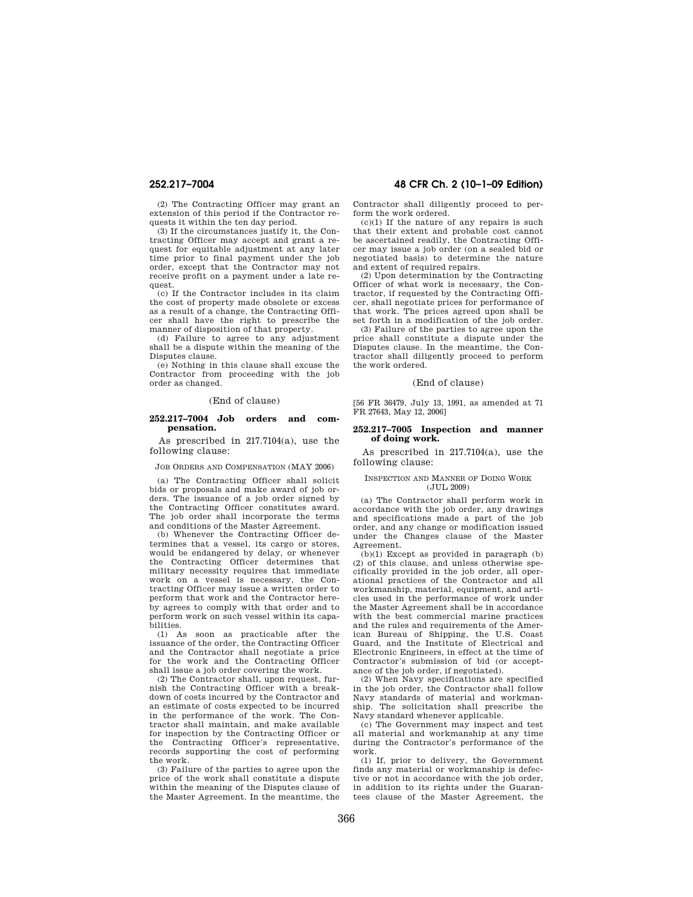(2) The Contracting Officer may grant an extension of this period if the Contractor requests it within the ten day period.

(3) If the circumstances justify it, the Contracting Officer may accept and grant a request for equitable adjustment at any later time prior to final payment under the job order, except that the Contractor may not receive profit on a payment under a late request.

(c) If the Contractor includes in its claim the cost of property made obsolete or excess as a result of a change, the Contracting Officer shall have the right to prescribe the manner of disposition of that property.

(d) Failure to agree to any adjustment shall be a dispute within the meaning of the Disputes clause.

(e) Nothing in this clause shall excuse the Contractor from proceeding with the job order as changed.

(End of clause)

### 252.217-7004 Job orders and compensation.

As prescribed in 217.7104(a), use the following clause:

JOB ORDERS AND COMPENSATION (MAY 2006)

(a) The Contracting Officer shall solicit bids or proposals and make award of job orders. The issuance of a job order signed by the Contracting Officer constitutes award. The job order shall incorporate the terms and conditions of the Master Agreement.

(b) Whenever the Contracting Officer determines that a vessel, its cargo or stores, would be endangered by delay, or whenever the Contracting Officer determines that military necessity requires that immediate work on a vessel is necessary, the Contracting Officer may issue a written order to perform that work and the Contractor hereby agrees to comply with that order and to perform work on such vessel within its capabilities.

(1) As soon as practicable after the issuance of the order, the Contracting Officer and the Contractor shall negotiate a price for the work and the Contracting Officer shall issue a job order covering the work.

(2) The Contractor shall, upon request, furnish the Contracting Officer with a breakdown of costs incurred by the Contractor and an estimate of costs expected to be incurred in the performance of the work. The Contractor shall maintain, and make available for inspection by the Contracting Officer or the Contracting Officer's representative, records supporting the cost of performing the work.

(3) Failure of the parties to agree upon the price of the work shall constitute a dispute within the meaning of the Disputes clause of the Master Agreement. In the meantime, the Contractor shall diligently proceed to perform the work ordered.

(c)(1) If the nature of any repairs is such that their extent and probable cost cannot be ascertained readily, the Contracting Officer may issue a job order (on a sealed bid or negotiated basis) to determine the nature and extent of required repairs.

(2) Upon determination by the Contracting Officer of what work is necessary, the Contractor, if requested by the Contracting Officer, shall negotiate prices for performance of that work. The prices agreed upon shall be set forth in a modification of the job order.

(3) Failure of the parties to agree upon the price shall constitute a dispute under the Disputes clause. In the meantime, the Contractor shall diligently proceed to perform the work ordered.

(End of clause)

[56 FR 36479, July 13, 1991, as amended at 71 FR 27643, May 12, 2006]

### 252.217-7005 Inspection and manner of doing work.

As prescribed in 217.7104(a), use the following clause:

INSPECTION AND MANNER OF DOING WORK (JUL 2009)

(a) The Contractor shall perform work in accordance with the job order, any drawings and specifications made a part of the job order, and any change or modification issued under the Changes clause of the Master Agreement.

(b)(1) Except as provided in paragraph (b)(2) of this clause, and unless otherwise specifically provided in the job order, all operational practices of the Contractor and all workmanship, material, equipment, and articles used in the performance of work under the Master Agreement shall be in accordance with the best commercial marine practices and the rules and requirements of the American Bureau of Shipping, the U.S. Coast Guard, and the Institute of Electrical and Electronic Engineers, in effect at the time of Contractor's submission of bid (or acceptance of the job order, if negotiated).

(2) When Navy specifications are specified in the job order, the Contractor shall follow Navy standards of material and workmanship. The solicitation shall prescribe the Navy standard whenever applicable.

(c) The Government may inspect and test all material and workmanship at any time during the Contractor's performance of the work.

(1) If, prior to delivery, the Government finds any material or workmanship is defective or not in accordance with the job order, in addition to its rights under the Guarantees clause of the Master Agreement, the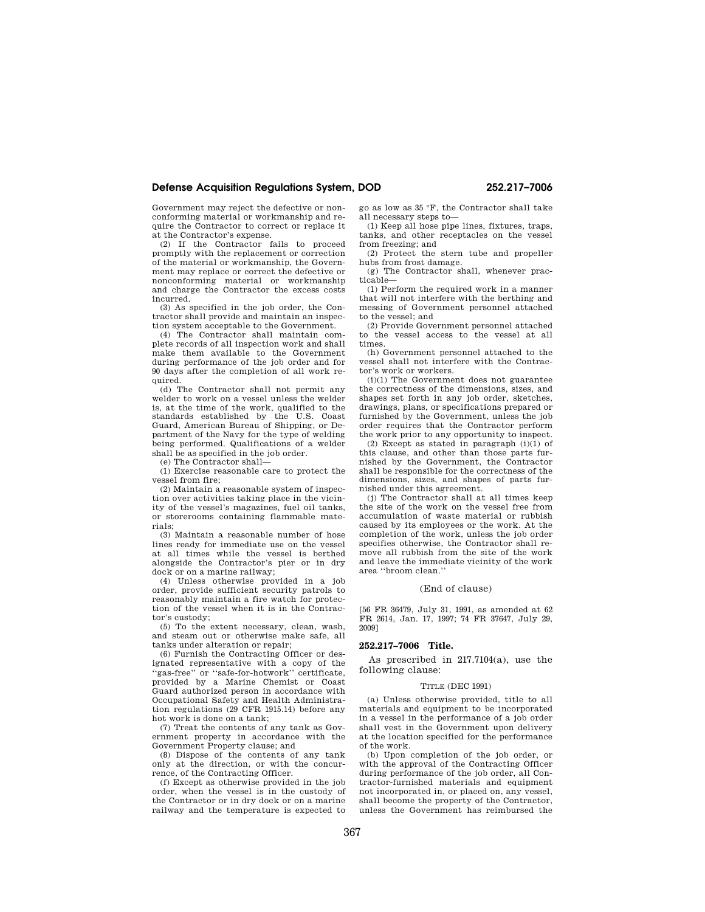Government may reject the defective or nonconforming material or workmanship and require the Contractor to correct or replace it at the Contractor's expense.

(2) If the Contractor fails to proceed promptly with the replacement or correction of the material or workmanship, the Government may replace or correct the defective or nonconforming material or workmanship and charge the Contractor the excess costs incurred.

(3) As specified in the job order, the Contractor shall provide and maintain an inspection system acceptable to the Government.

(4) The Contractor shall maintain complete records of all inspection work and shall make them available to the Government during performance of the job order and for 90 days after the completion of all work required.

(d) The Contractor shall not permit any welder to work on a vessel unless the welder is, at the time of the work, qualified to the standards established by the U.S. Coast Guard, American Bureau of Shipping, or Department of the Navy for the type of welding being performed. Qualifications of a welder shall be as specified in the job order.

(e) The Contractor shall—

(1) Exercise reasonable care to protect the vessel from fire;

(2) Maintain a reasonable system of inspection over activities taking place in the vicinity of the vessel's magazines, fuel oil tanks, or storerooms containing flammable materials;

(3) Maintain a reasonable number of hose lines ready for immediate use on the vessel at all times while the vessel is berthed alongside the Contractor's pier or in dry dock or on a marine railway;

(4) Unless otherwise provided in a job order, provide sufficient security patrols to reasonably maintain a fire watch for protection of the vessel when it is in the Contractor's custody;

(5) To the extent necessary, clean, wash, and steam out or otherwise make safe, all tanks under alteration or repair;

(6) Furnish the Contracting Officer or designated representative with a copy of the "gas-free" or "safe-for-hotwork" certificate, provided by a Marine Chemist or Coast Guard authorized person in accordance with Occupational Safety and Health Administration regulations (29 CFR 1915.14) before any hot work is done on a tank;

(7) Treat the contents of any tank as Government property in accordance with the Government Property clause; and

(8) Dispose of the contents of any tank only at the direction, or with the concurrence, of the Contracting Officer.

(f) Except as otherwise provided in the job order, when the vessel is in the custody of the Contractor or in dry dock or on a marine railway and the temperature is expected to go as low as 35 °F, the Contractor shall take all necessary steps to—

(1) Keep all hose pipe lines, fixtures, traps, tanks, and other receptacles on the vessel from freezing; and

(2) Protect the stern tube and propeller hubs from frost damage.

(g) The Contractor shall, whenever practicable—

(1) Perform the required work in a manner that will not interfere with the berthing and messing of Government personnel attached to the vessel; and

(2) Provide Government personnel attached to the vessel access to the vessel at all times.

(h) Government personnel attached to the vessel shall not interfere with the Contractor's work or workers.

(i)(1) The Government does not guarantee the correctness of the dimensions, sizes, and shapes set forth in any job order, sketches, drawings, plans, or specifications prepared or furnished by the Government, unless the job order requires that the Contractor perform the work prior to any opportunity to inspect.

(2) Except as stated in paragraph (i)(1) of this clause, and other than those parts furnished by the Government, the Contractor shall be responsible for the correctness of the dimensions, sizes, and shapes of parts furnished under this agreement.

(j) The Contractor shall at all times keep the site of the work on the vessel free from accumulation of waste material or rubbish caused by its employees or the work. At the completion of the work, unless the job order specifies otherwise, the Contractor shall remove all rubbish from the site of the work and leave the immediate vicinity of the work area "broom clean."

(End of clause)

[56 FR 36479, July 31, 1991, as amended at 62 FR 2614, Jan. 17, 1997; 74 FR 37647, July 29, 2009]

### 252.217–7006 Title.

As prescribed in 217.7104(a), use the following clause:

TITLE (DEC 1991)

(a) Unless otherwise provided, title to all materials and equipment to be incorporated in a vessel in the performance of a job order shall vest in the Government upon delivery at the location specified for the performance of the work.

(b) Upon completion of the job order, or with the approval of the Contracting Officer during performance of the job order, all Contractor-furnished materials and equipment not incorporated in, or placed on, any vessel, shall become the property of the Contractor, unless the Government has reimbursed the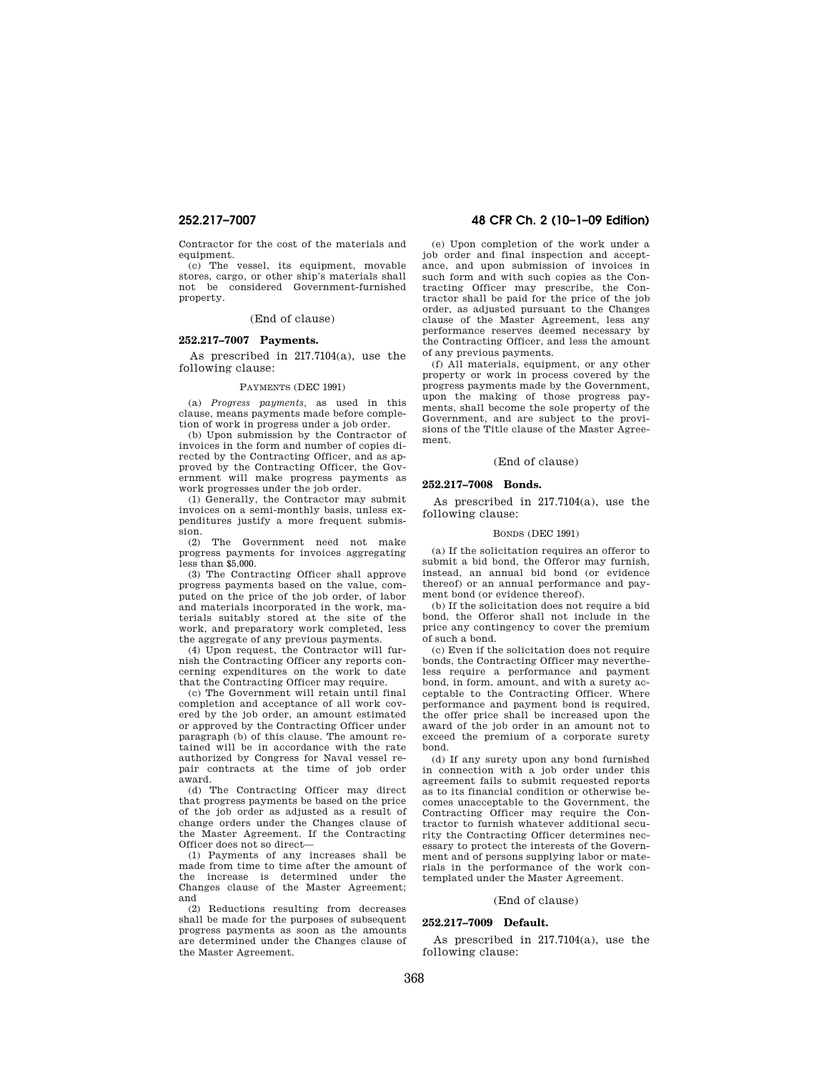Contractor for the cost of the materials and equipment.

(c) The vessel, its equipment, movable stores, cargo, or other ship's materials shall not be considered Government-furnished property.

(End of clause)

### 252.217–7007 Payments.

As prescribed in 217.7104(a), use the following clause:

PAYMENTS (DEC 1991)

(a) *Progress payments*, as used in this clause, means payments made before completion of work in progress under a job order.

(b) Upon submission by the Contractor of invoices in the form and number of copies directed by the Contracting Officer, and as approved by the Contracting Officer, the Government will make progress payments as work progresses under the job order.

(1) Generally, the Contractor may submit invoices on a semi-monthly basis, unless expenditures justify a more frequent submission.

(2) The Government need not make progress payments for invoices aggregating less than $5,000.

(3) The Contracting Officer shall approve progress payments based on the value, computed on the price of the job order, of labor and materials incorporated in the work, materials suitably stored at the site of the work, and preparatory work completed, less the aggregate of any previous payments.

(4) Upon request, the Contractor will furnish the Contracting Officer any reports concerning expenditures on the work to date that the Contracting Officer may require.

(c) The Government will retain until final completion and acceptance of all work covered by the job order, an amount estimated or approved by the Contracting Officer under paragraph (b) of this clause. The amount retained will be in accordance with the rate authorized by Congress for Naval vessel repair contracts at the time of job order award.

(d) The Contracting Officer may direct that progress payments be based on the price of the job order as adjusted as a result of change orders under the Changes clause of the Master Agreement. If the Contracting Officer does not so direct—

(1) Payments of any increases shall be made from time to time after the amount of the increase is determined under the Changes clause of the Master Agreement; and

(2) Reductions resulting from decreases shall be made for the purposes of subsequent progress payments as soon as the amounts are determined under the Changes clause of the Master Agreement.

(e) Upon completion of the work under a job order and final inspection and acceptance, and upon submission of invoices in such form and with such copies as the Contracting Officer may prescribe, the Contractor shall be paid for the price of the job order, as adjusted pursuant to the Changes clause of the Master Agreement, less any performance reserves deemed necessary by the Contracting Officer, and less the amount of any previous payments.

(f) All materials, equipment, or any other property or work in process covered by the progress payments made by the Government, upon the making of those progress payments, shall become the sole property of the Government, and are subject to the provisions of the Title clause of the Master Agreement.

(End of clause)

### 252.217–7008 Bonds.

As prescribed in 217.7104(a), use the following clause:

BONDS (DEC 1991)

(a) If the solicitation requires an offeror to submit a bid bond, the Offeror may furnish, instead, an annual bid bond (or evidence thereof) or an annual performance and payment bond (or evidence thereof).

(b) If the solicitation does not require a bid bond, the Offeror shall not include in the price any contingency to cover the premium of such a bond.

(c) Even if the solicitation does not require bonds, the Contracting Officer may nevertheless require a performance and payment bond, in form, amount, and with a surety acceptable to the Contracting Officer. Where performance and payment bond is required, the offer price shall be increased upon the award of the job order in an amount not to exceed the premium of a corporate surety bond.

(d) If any surety upon any bond furnished in connection with a job order under this agreement fails to submit requested reports as to its financial condition or otherwise becomes unacceptable to the Government, the Contracting Officer may require the Contractor to furnish whatever additional security the Contracting Officer determines necessary to protect the interests of the Government and of persons supplying labor or materials in the performance of the work contemplated under the Master Agreement.

(End of clause)

### 252.217–7009 Default.

As prescribed in 217.7104(a), use the following clause: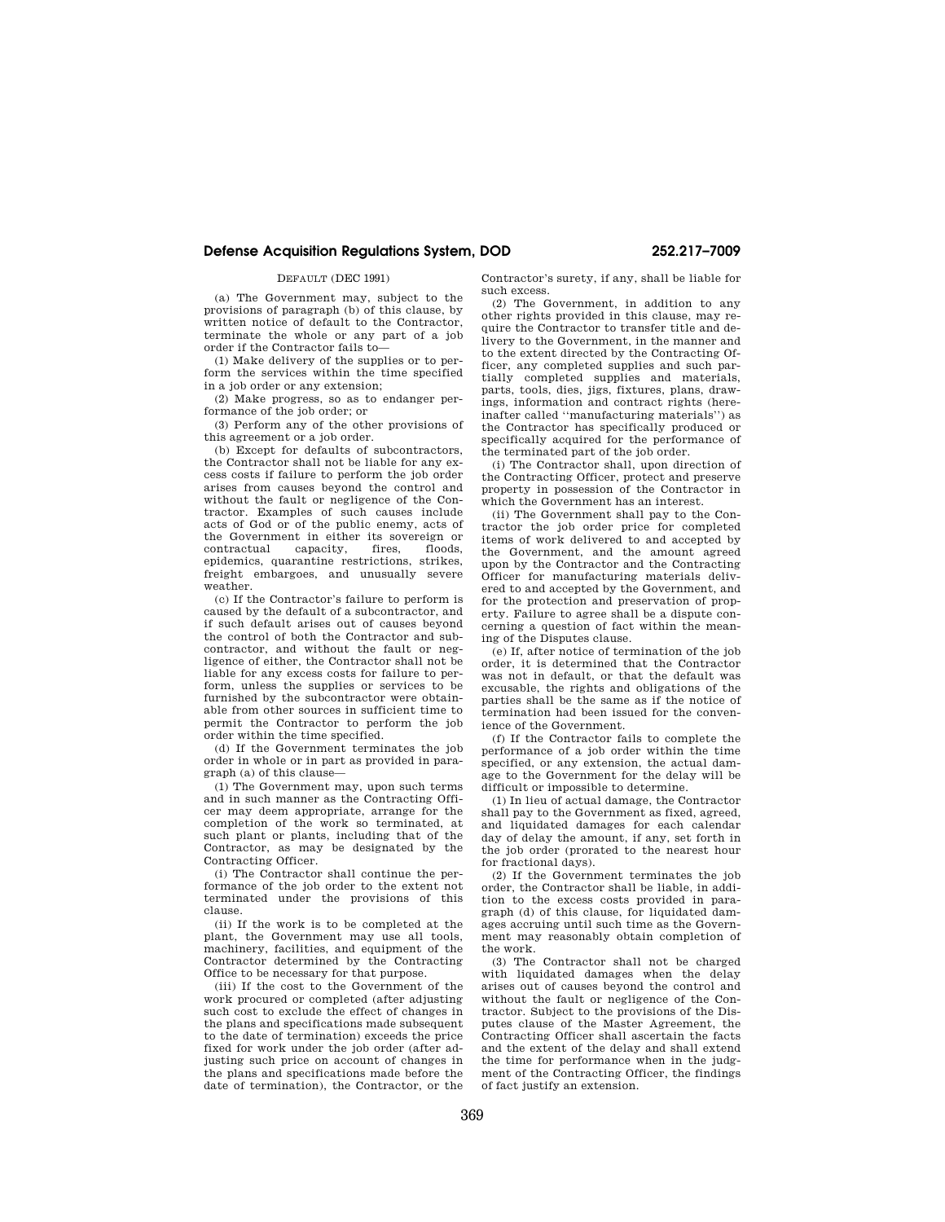DEFAULT (DEC 1991)

(a) The Government may, subject to the provisions of paragraph (b) of this clause, by written notice of default to the Contractor, terminate the whole or any part of a job order if the Contractor fails to—

(1) Make delivery of the supplies or to perform the services within the time specified in a job order or any extension;

(2) Make progress, so as to endanger performance of the job order; or

(3) Perform any of the other provisions of this agreement or a job order.

(b) Except for defaults of subcontractors, the Contractor shall not be liable for any excess costs if failure to perform the job order arises from causes beyond the control and without the fault or negligence of the Contractor. Examples of such causes include acts of God or of the public enemy, acts of the Government in either its sovereign or contractual capacity, fires, floods, epidemics, quarantine restrictions, strikes, freight embargoes, and unusually severe weather.

(c) If the Contractor's failure to perform is caused by the default of a subcontractor, and if such default arises out of causes beyond the control of both the Contractor and subcontractor, and without the fault or negligence of either, the Contractor shall not be liable for any excess costs for failure to perform, unless the supplies or services to be furnished by the subcontractor were obtainable from other sources in sufficient time to permit the Contractor to perform the job order within the time specified.

(d) If the Government terminates the job order in whole or in part as provided in paragraph (a) of this clause—

(1) The Government may, upon such terms and in such manner as the Contracting Officer may deem appropriate, arrange for the completion of the work so terminated, at such plant or plants, including that of the Contractor, as may be designated by the Contracting Officer.

(i) The Contractor shall continue the performance of the job order to the extent not terminated under the provisions of this clause.

(ii) If the work is to be completed at the plant, the Government may use all tools, machinery, facilities, and equipment of the Contractor determined by the Contracting Office to be necessary for that purpose.

(iii) If the cost to the Government of the work procured or completed (after adjusting such cost to exclude the effect of changes in the plans and specifications made subsequent to the date of termination) exceeds the price fixed for work under the job order (after adjusting such price on account of changes in the plans and specifications made before the date of termination), the Contractor, or the Contractor's surety, if any, shall be liable for such excess.

(2) The Government, in addition to any other rights provided in this clause, may require the Contractor to transfer title and delivery to the Government, in the manner and to the extent directed by the Contracting Officer, any completed supplies and such partially completed supplies and materials, parts, tools, dies, jigs, fixtures, plans, drawings, information and contract rights (hereinafter called ''manufacturing materials'') as the Contractor has specifically produced or specifically acquired for the performance of the terminated part of the job order.

(i) The Contractor shall, upon direction of the Contracting Officer, protect and preserve property in possession of the Contractor in which the Government has an interest.

(ii) The Government shall pay to the Contractor the job order price for completed items of work delivered to and accepted by the Government, and the amount agreed upon by the Contractor and the Contracting Officer for manufacturing materials delivered to and accepted by the Government, and for the protection and preservation of property. Failure to agree shall be a dispute concerning a question of fact within the meaning of the Disputes clause.

(e) If, after notice of termination of the job order, it is determined that the Contractor was not in default, or that the default was excusable, the rights and obligations of the parties shall be the same as if the notice of termination had been issued for the convenience of the Government.

(f) If the Contractor fails to complete the performance of a job order within the time specified, or any extension, the actual damage to the Government for the delay will be difficult or impossible to determine.

(1) In lieu of actual damage, the Contractor shall pay to the Government as fixed, agreed, and liquidated damages for each calendar day of delay the amount, if any, set forth in the job order (prorated to the nearest hour for fractional days).

(2) If the Government terminates the job order, the Contractor shall be liable, in addition to the excess costs provided in paragraph (d) of this clause, for liquidated damages accruing until such time as the Government may reasonably obtain completion of the work.

(3) The Contractor shall not be charged with liquidated damages when the delay arises out of causes beyond the control and without the fault or negligence of the Contractor. Subject to the provisions of the Disputes clause of the Master Agreement, the Contracting Officer shall ascertain the facts and the extent of the delay and shall extend the time for performance when in the judgment of the Contracting Officer, the findings of fact justify an extension.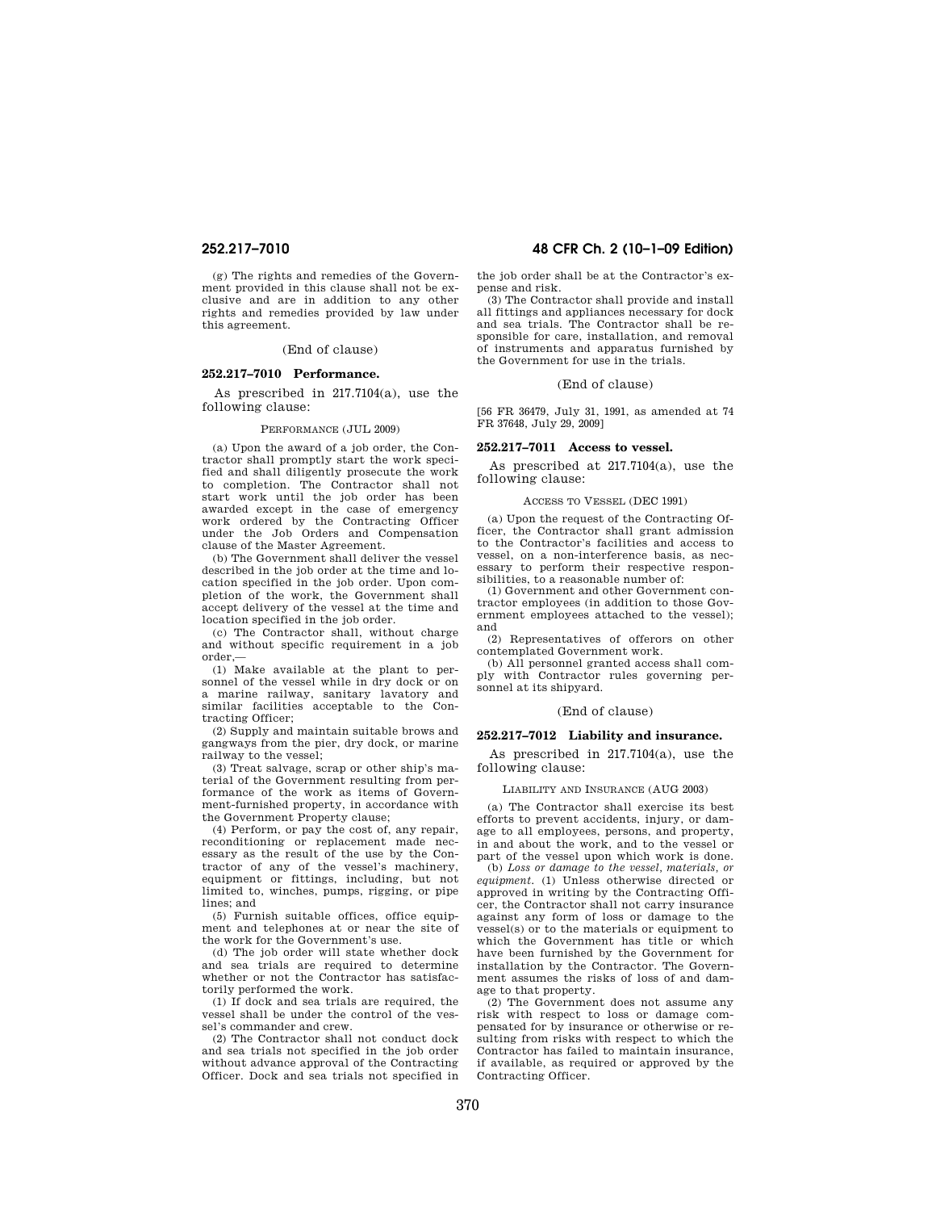(g) The rights and remedies of the Government provided in this clause shall not be exclusive and are in addition to any other rights and remedies provided by law under this agreement.

(End of clause)

### 252.217–7010 Performance.

As prescribed in 217.7104(a), use the following clause:

PERFORMANCE (JUL 2009)

(a) Upon the award of a job order, the Contractor shall promptly start the work specified and shall diligently prosecute the work to completion. The Contractor shall not start work until the job order has been awarded except in the case of emergency work ordered by the Contracting Officer under the Job Orders and Compensation clause of the Master Agreement.

(b) The Government shall deliver the vessel described in the job order at the time and location specified in the job order. Upon completion of the work, the Government shall accept delivery of the vessel at the time and location specified in the job order.

(c) The Contractor shall, without charge and without specific requirement in a job order,—

(1) Make available at the plant to personnel of the vessel while in dry dock or on a marine railway, sanitary lavatory and similar facilities acceptable to the Contracting Officer;

(2) Supply and maintain suitable brows and gangways from the pier, dry dock, or marine railway to the vessel;

(3) Treat salvage, scrap or other ship's material of the Government resulting from performance of the work as items of Government-furnished property, in accordance with the Government Property clause;

(4) Perform, or pay the cost of, any repair, reconditioning or replacement made necessary as the result of the use by the Contractor of any of the vessel's machinery, equipment or fittings, including, but not limited to, winches, pumps, rigging, or pipe lines; and

(5) Furnish suitable offices, office equipment and telephones at or near the site of the work for the Government's use.

(d) The job order will state whether dock and sea trials are required to determine whether or not the Contractor has satisfactorily performed the work.

(1) If dock and sea trials are required, the vessel shall be under the control of the vessel's commander and crew.

(2) The Contractor shall not conduct dock and sea trials not specified in the job order without advance approval of the Contracting Officer. Dock and sea trials not specified in the job order shall be at the Contractor's expense and risk.

(3) The Contractor shall provide and install all fittings and appliances necessary for dock and sea trials. The Contractor shall be responsible for care, installation, and removal of instruments and apparatus furnished by the Government for use in the trials.

(End of clause)

[56 FR 36479, July 31, 1991, as amended at 74 FR 37648, July 29, 2009]

### 252.217–7011 Access to vessel.

As prescribed at 217.7104(a), use the following clause:

ACCESS TO VESSEL (DEC 1991)

(a) Upon the request of the Contracting Officer, the Contractor shall grant admission to the Contractor's facilities and access to vessel, on a non-interference basis, as necessary to perform their respective responsibilities, to a reasonable number of:

(1) Government and other Government contractor employees (in addition to those Government employees attached to the vessel); and

(2) Representatives of offerors on other contemplated Government work.

(b) All personnel granted access shall comply with Contractor rules governing personnel at its shipyard.

(End of clause)

### 252.217–7012 Liability and insurance.

As prescribed in 217.7104(a), use the following clause:

LIABILITY AND INSURANCE (AUG 2003)

(a) The Contractor shall exercise its best efforts to prevent accidents, injury, or damage to all employees, persons, and property, in and about the work, and to the vessel or part of the vessel upon which work is done.

(b) *Loss or damage to the vessel, materials, or equipment.* (1) Unless otherwise directed or approved in writing by the Contracting Officer, the Contractor shall not carry insurance against any form of loss or damage to the vessel(s) or to the materials or equipment to which the Government has title or which have been furnished by the Government for installation by the Contractor. The Government assumes the risks of loss of and damage to that property.

(2) The Government does not assume any risk with respect to loss or damage compensated for by insurance or otherwise or resulting from risks with respect to which the Contractor has failed to maintain insurance, if available, as required or approved by the Contracting Officer.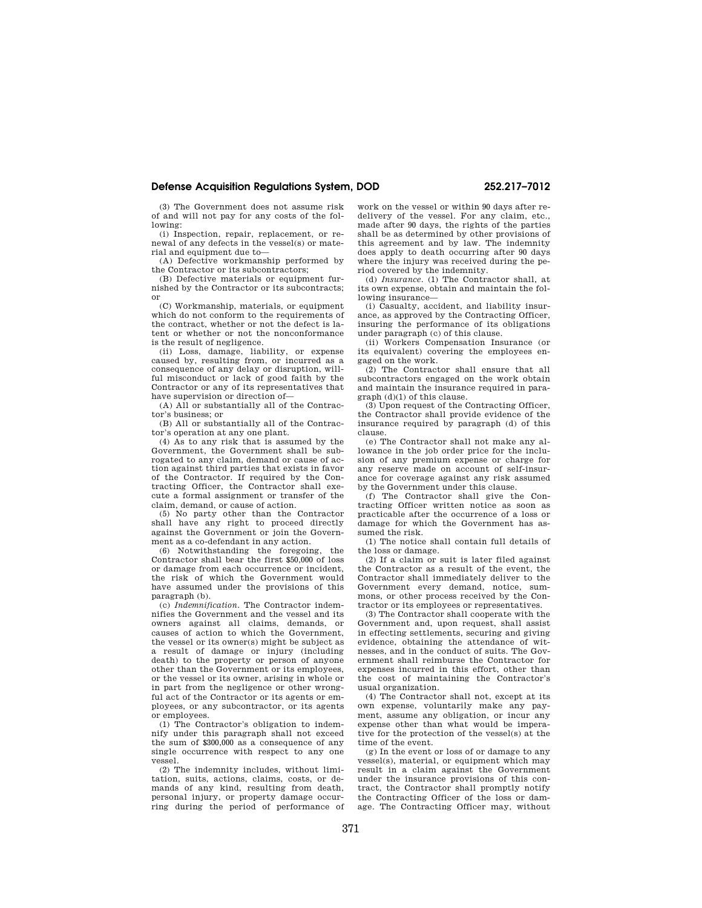(3) The Government does not assume risk of and will not pay for any costs of the following:

(i) Inspection, repair, replacement, or renewal of any defects in the vessel(s) or material and equipment due to—

(A) Defective workmanship performed by the Contractor or its subcontractors;

(B) Defective materials or equipment furnished by the Contractor or its subcontracts; or

(C) Workmanship, materials, or equipment which do not conform to the requirements of the contract, whether or not the defect is latent or whether or not the nonconformance is the result of negligence.

(ii) Loss, damage, liability, or expense caused by, resulting from, or incurred as a consequence of any delay or disruption, willful misconduct or lack of good faith by the Contractor or any of its representatives that have supervision or direction of—

(A) All or substantially all of the Contractor's business; or

(B) All or substantially all of the Contractor's operation at any one plant.

(4) As to any risk that is assumed by the Government, the Government shall be subrogated to any claim, demand or cause of action against third parties that exists in favor of the Contractor. If required by the Contracting Officer, the Contractor shall execute a formal assignment or transfer of the claim, demand, or cause of action.

(5) No party other than the Contractor shall have any right to proceed directly against the Government or join the Government as a co-defendant in any action.

(6) Notwithstanding the foregoing, the Contractor shall bear the first $50,000 of loss or damage from each occurrence or incident, the risk of which the Government would have assumed under the provisions of this paragraph (b).

(c) *Indemnification.* The Contractor indemnifies the Government and the vessel and its owners against all claims, demands, or causes of action to which the Government, the vessel or its owner(s) might be subject as a result of damage or injury (including death) to the property or person of anyone other than the Government or its employees, or the vessel or its owner, arising in whole or in part from the negligence or other wrongful act of the Contractor or its agents or employees, or any subcontractor, or its agents or employees.

(1) The Contractor's obligation to indemnify under this paragraph shall not exceed the sum of $300,000 as a consequence of any single occurrence with respect to any one vessel.

(2) The indemnity includes, without limitation, suits, actions, claims, costs, or demands of any kind, resulting from death, personal injury, or property damage occurring during the period of performance of work on the vessel or within 90 days after redelivery of the vessel. For any claim, etc., made after 90 days, the rights of the parties shall be as determined by other provisions of this agreement and by law. The indemnity does apply to death occurring after 90 days where the injury was received during the period covered by the indemnity.

(d) *Insurance.* (1) The Contractor shall, at its own expense, obtain and maintain the following insurance—

(i) Casualty, accident, and liability insurance, as approved by the Contracting Officer, insuring the performance of its obligations under paragraph (c) of this clause.

(ii) Workers Compensation Insurance (or its equivalent) covering the employees engaged on the work.

(2) The Contractor shall ensure that all subcontractors engaged on the work obtain and maintain the insurance required in paragraph (d)(1) of this clause.

(3) Upon request of the Contracting Officer, the Contractor shall provide evidence of the insurance required by paragraph (d) of this clause.

(e) The Contractor shall not make any allowance in the job order price for the inclusion of any premium expense or charge for any reserve made on account of self-insurance for coverage against any risk assumed by the Government under this clause.

(f) The Contractor shall give the Contracting Officer written notice as soon as practicable after the occurrence of a loss or damage for which the Government has assumed the risk.

(1) The notice shall contain full details of the loss or damage.

(2) If a claim or suit is later filed against the Contractor as a result of the event, the Contractor shall immediately deliver to the Government every demand, notice, summons, or other process received by the Contractor or its employees or representatives.

(3) The Contractor shall cooperate with the Government and, upon request, shall assist in effecting settlements, securing and giving evidence, obtaining the attendance of witnesses, and in the conduct of suits. The Government shall reimburse the Contractor for expenses incurred in this effort, other than the cost of maintaining the Contractor's usual organization.

(4) The Contractor shall not, except at its own expense, voluntarily make any payment, assume any obligation, or incur any expense other than what would be imperative for the protection of the vessel(s) at the time of the event.

(g) In the event or loss of or damage to any vessel(s), material, or equipment which may result in a claim against the Government under the insurance provisions of this contract, the Contractor shall promptly notify the Contracting Officer of the loss or damage. The Contracting Officer may, without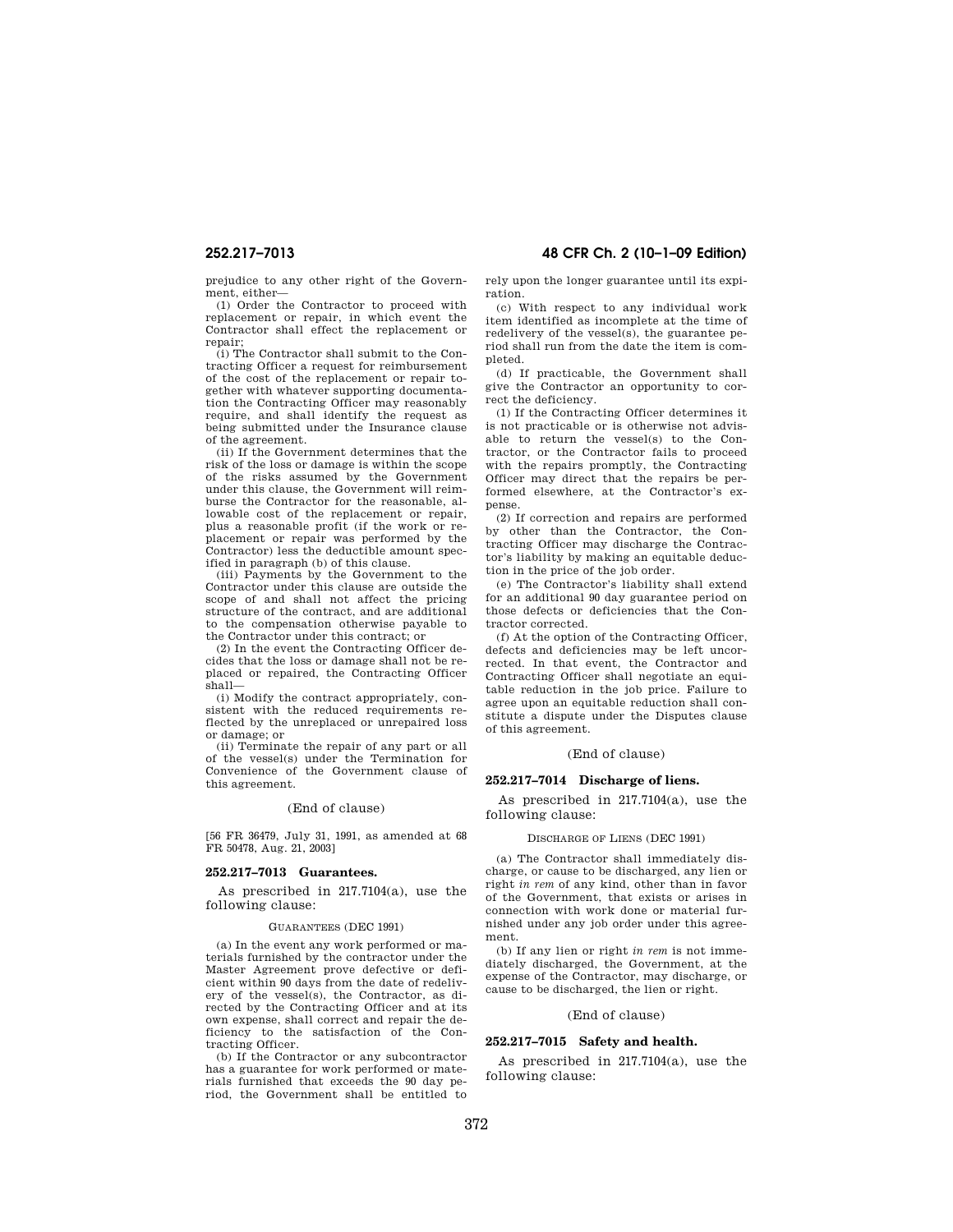prejudice to any other right of the Government, either—

(1) Order the Contractor to proceed with replacement or repair, in which event the Contractor shall effect the replacement or repair;

(i) The Contractor shall submit to the Contracting Officer a request for reimbursement of the cost of the replacement or repair together with whatever supporting documentation the Contracting Officer may reasonably require, and shall identify the request as being submitted under the Insurance clause of the agreement.

(ii) If the Government determines that the risk of the loss or damage is within the scope of the risks assumed by the Government under this clause, the Government will reimburse the Contractor for the reasonable, allowable cost of the replacement or repair, plus a reasonable profit (if the work or replacement or repair was performed by the Contractor) less the deductible amount specified in paragraph (b) of this clause.

(iii) Payments by the Government to the Contractor under this clause are outside the scope of and shall not affect the pricing structure of the contract, and are additional to the compensation otherwise payable to the Contractor under this contract; or

(2) In the event the Contracting Officer decides that the loss or damage shall not be replaced or repaired, the Contracting Officer shall—

(i) Modify the contract appropriately, consistent with the reduced requirements reflected by the unreplaced or unrepaired loss or damage; or

(ii) Terminate the repair of any part or all of the vessel(s) under the Termination for Convenience of the Government clause of this agreement.

(End of clause)

[56 FR 36479, July 31, 1991, as amended at 68 FR 50478, Aug. 21, 2003]

### 252.217–7013 Guarantees.

As prescribed in 217.7104(a), use the following clause:

GUARANTEES (DEC 1991)

(a) In the event any work performed or materials furnished by the contractor under the Master Agreement prove defective or deficient within 90 days from the date of redelivery of the vessel(s), the Contractor, as directed by the Contracting Officer and at its own expense, shall correct and repair the deficiency to the satisfaction of the Contracting Officer.

(b) If the Contractor or any subcontractor has a guarantee for work performed or materials furnished that exceeds the 90 day period, the Government shall be entitled to rely upon the longer guarantee until its expiration.

(c) With respect to any individual work item identified as incomplete at the time of redelivery of the vessel(s), the guarantee period shall run from the date the item is completed.

(d) If practicable, the Government shall give the Contractor an opportunity to correct the deficiency.

(1) If the Contracting Officer determines it is not practicable or is otherwise not advisable to return the vessel(s) to the Contractor, or the Contractor fails to proceed with the repairs promptly, the Contracting Officer may direct that the repairs be performed elsewhere, at the Contractor's expense.

(2) If correction and repairs are performed by other than the Contractor, the Contracting Officer may discharge the Contractor's liability by making an equitable deduction in the price of the job order.

(e) The Contractor's liability shall extend for an additional 90 day guarantee period on those defects or deficiencies that the Contractor corrected.

(f) At the option of the Contracting Officer, defects and deficiencies may be left uncorrected. In that event, the Contractor and Contracting Officer shall negotiate an equitable reduction in the job price. Failure to agree upon an equitable reduction shall constitute a dispute under the Disputes clause of this agreement.

(End of clause)

### 252.217–7014 Discharge of liens.

As prescribed in 217.7104(a), use the following clause:

DISCHARGE OF LIENS (DEC 1991)

(a) The Contractor shall immediately discharge, or cause to be discharged, any lien or right *in rem* of any kind, other than in favor of the Government, that exists or arises in connection with work done or material furnished under any job order under this agreement.

(b) If any lien or right *in rem* is not immediately discharged, the Government, at the expense of the Contractor, may discharge, or cause to be discharged, the lien or right.

(End of clause)

### 252.217–7015 Safety and health.

As prescribed in 217.7104(a), use the following clause: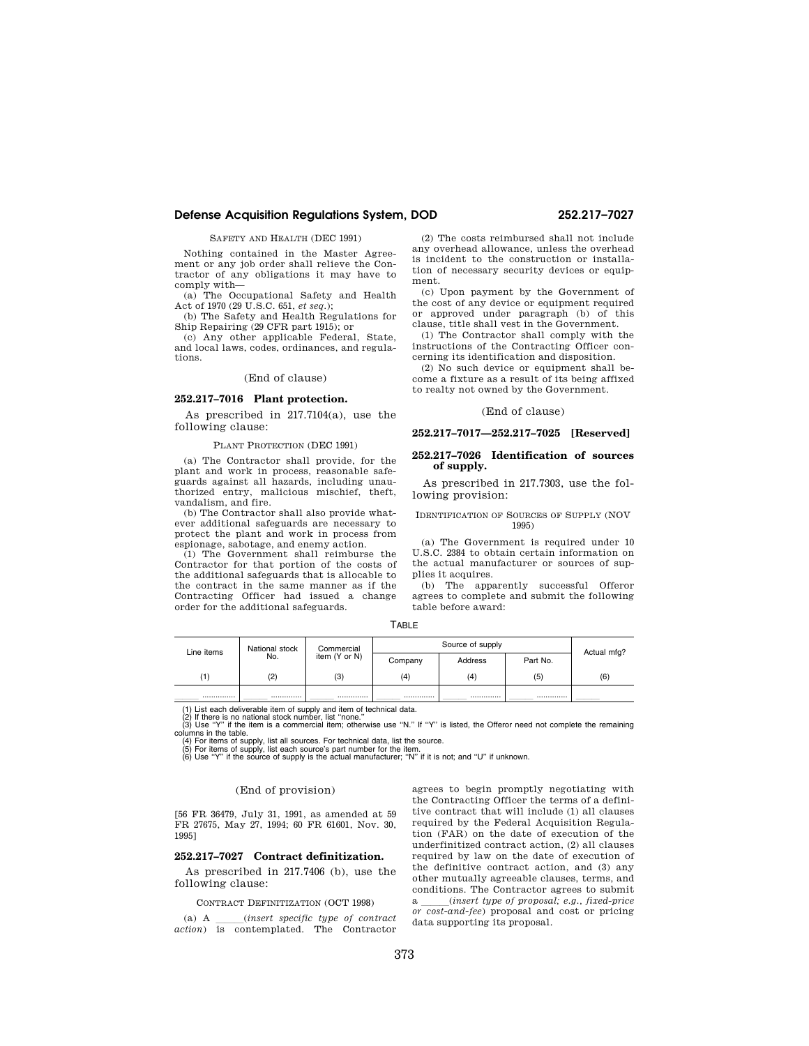SAFETY AND HEALTH (DEC 1991)

Nothing contained in the Master Agreement or any job order shall relieve the Contractor of any obligations it may have to comply with—

(a) The Occupational Safety and Health Act of 1970 (29 U.S.C. 651, *et seq.*);

(b) The Safety and Health Regulations for Ship Repairing (29 CFR part 1915); or

(c) Any other applicable Federal, State, and local laws, codes, ordinances, and regulations.

(End of clause)

### 252.217–7016 Plant protection.

As prescribed in 217.7104(a), use the following clause:

PLANT PROTECTION (DEC 1991)

(a) The Contractor shall provide, for the plant and work in process, reasonable safeguards against all hazards, including unauthorized entry, malicious mischief, theft, vandalism, and fire.

(b) The Contractor shall also provide whatever additional safeguards are necessary to protect the plant and work in process from espionage, sabotage, and enemy action.

(1) The Government shall reimburse the Contractor for that portion of the costs of the additional safeguards that is allocable to the contract in the same manner as if the Contracting Officer had issued a change order for the additional safeguards.

(2) The costs reimbursed shall not include any overhead allowance, unless the overhead is incident to the construction or installation of necessary security devices or equipment.

(c) Upon payment by the Government of the cost of any device or equipment required or approved under paragraph (b) of this clause, title shall vest in the Government.

(1) The Contractor shall comply with the instructions of the Contracting Officer concerning its identification and disposition.

(2) No such device or equipment shall become a fixture as a result of its being affixed to realty not owned by the Government.

(End of clause)

### 252.217–7017—252.217–7025 [Reserved]

### 252.217–7026 Identification of sources of supply.

As prescribed in 217.7303, use the following provision:

IDENTIFICATION OF SOURCES OF SUPPLY (NOV 1995)

(a) The Government is required under 10 U.S.C. 2384 to obtain certain information on the actual manufacturer or sources of supplies it acquires.

(b) The apparently successful Offeror agrees to complete and submit the following table before award:

TABLE

| Line items | National stock No. | Commercial item (Y or N) | Source of supply | | | Actual mfg? |
|---|---|---|---|---|---|---|
| | | | Company | Address | Part No. | |
| (1) | (2) | (3) | (4) | (4) | (5) | (6) |
| _____ ............... | _____ ............... | _____ ............... | _____ ............... | _____ ............... | _____ ............... | _____ |

(1) List each deliverable item of supply and item of technical data.
(2) If there is no national stock number, list "none."
(3) Use "Y" if the item is a commercial item; otherwise use "N." If "Y" is listed, the Offeror need not complete the remaining columns in the table.
(4) For items of supply, list all sources. For technical data, list the source.
(5) For items of supply, list each source's part number for the item.
(6) Use "Y" if the source of supply is the actual manufacturer; "N" if it is not; and "U" if unknown.

(End of provision)

[56 FR 36479, July 31, 1991, as amended at 59 FR 27675, May 27, 1994; 60 FR 61601, Nov. 30, 1995]

### 252.217–7027 Contract definitization.

As prescribed in 217.7406 (b), use the following clause:

CONTRACT DEFINITIZATION (OCT 1998)

(a) A _____(*insert specific type of contract action*) is contemplated. The Contractor agrees to begin promptly negotiating with the Contracting Officer the terms of a definitive contract that will include (1) all clauses required by the Federal Acquisition Regulation (FAR) on the date of execution of the underfinitized contract action, (2) all clauses required by law on the date of execution of the definitive contract action, and (3) any other mutually agreeable clauses, terms, and conditions. The Contractor agrees to submit a _____(*insert type of proposal; e.g., fixed-price or cost-and-fee*) proposal and cost or pricing data supporting its proposal.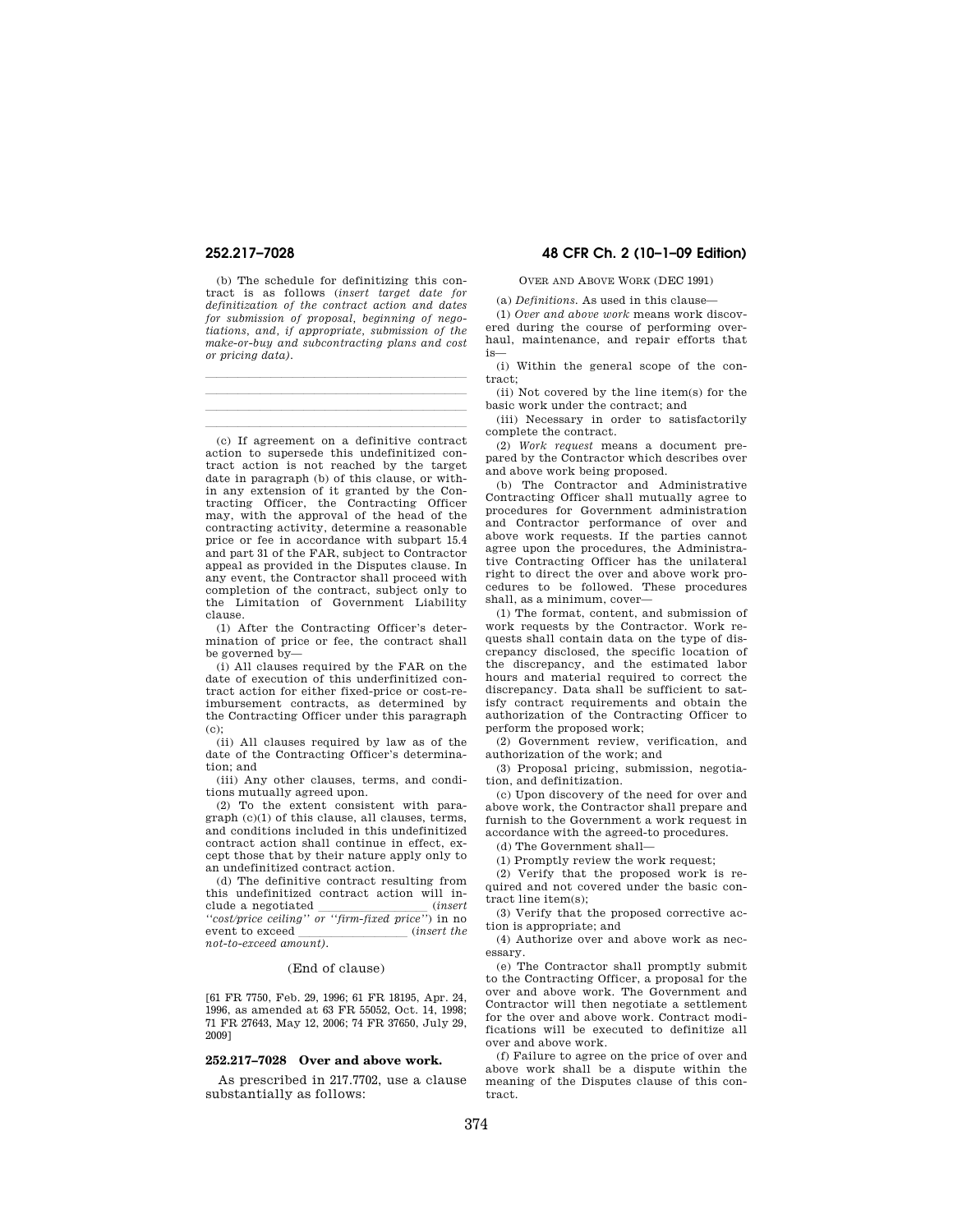(b) The schedule for definitizing this contract is as follows (*insert target date for definitization of the contract action and dates for submission of proposal, beginning of negotiations, and, if appropriate, submission of the make-or-buy and subcontracting plans and cost or pricing data).*

\_\_\_\_\_\_\_\_\_\_\_\_\_\_\_\_\_\_\_\_\_\_\_\_\_\_\_\_\_\_\_\_\_\_\_\_\_\_\_\_

\_\_\_\_\_\_\_\_\_\_\_\_\_\_\_\_\_\_\_\_\_\_\_\_\_\_\_\_\_\_\_\_\_\_\_\_\_\_\_\_

\_\_\_\_\_\_\_\_\_\_\_\_\_\_\_\_\_\_\_\_\_\_\_\_\_\_\_\_\_\_\_\_\_\_\_\_\_\_\_\_

\_\_\_\_\_\_\_\_\_\_\_\_\_\_\_\_\_\_\_\_\_\_\_\_\_\_\_\_\_\_\_\_\_\_\_\_\_\_\_\_

(c) If agreement on a definitive contract action to supersede this undefinitized contract action is not reached by the target date in paragraph (b) of this clause, or within any extension of it granted by the Contracting Officer, the Contracting Officer may, with the approval of the head of the contracting activity, determine a reasonable price or fee in accordance with subpart 15.4 and part 31 of the FAR, subject to Contractor appeal as provided in the Disputes clause. In any event, the Contractor shall proceed with completion of the contract, subject only to the Limitation of Government Liability clause.

(1) After the Contracting Officer's determination of price or fee, the contract shall be governed by—

(i) All clauses required by the FAR on the date of execution of this underfinitized contract action for either fixed-price or cost-reimbursement contracts, as determined by the Contracting Officer under this paragraph (c);

(ii) All clauses required by law as of the date of the Contracting Officer's determination; and

(iii) Any other clauses, terms, and conditions mutually agreed upon.

(2) To the extent consistent with paragraph (c)(1) of this clause, all clauses, terms, and conditions included in this undefinitized contract action shall continue in effect, except those that by their nature apply only to an undefinitized contract action.

(d) The definitive contract resulting from this undefinitized contract action will include a negotiated \_\_\_\_\_\_\_\_\_\_\_\_\_\_\_\_\_\_ (*insert ''cost/price ceiling'' or ''firm-fixed price''*) in no event to exceed \_\_\_\_\_\_\_\_\_\_\_\_\_\_\_\_\_\_ (*insert the not-to-exceed amount).*

(End of clause)

[61 FR 7750, Feb. 29, 1996; 61 FR 18195, Apr. 24, 1996, as amended at 63 FR 55052, Oct. 14, 1998; 71 FR 27643, May 12, 2006; 74 FR 37650, July 29, 2009]

### 252.217–7028 Over and above work.

As prescribed in 217.7702, use a clause substantially as follows:

OVER AND ABOVE WORK (DEC 1991)

(a) *Definitions.* As used in this clause—

(1) *Over and above work* means work discovered during the course of performing overhaul, maintenance, and repair efforts that is—

(i) Within the general scope of the contract;

(ii) Not covered by the line item(s) for the basic work under the contract; and

(iii) Necessary in order to satisfactorily complete the contract.

(2) *Work request* means a document prepared by the Contractor which describes over and above work being proposed.

(b) The Contractor and Administrative Contracting Officer shall mutually agree to procedures for Government administration and Contractor performance of over and above work requests. If the parties cannot agree upon the procedures, the Administrative Contracting Officer has the unilateral right to direct the over and above work procedures to be followed. These procedures shall, as a minimum, cover—

(1) The format, content, and submission of work requests by the Contractor. Work requests shall contain data on the type of discrepancy disclosed, the specific location of the discrepancy, and the estimated labor hours and material required to correct the discrepancy. Data shall be sufficient to satisfy contract requirements and obtain the authorization of the Contracting Officer to perform the proposed work;

(2) Government review, verification, and authorization of the work; and

(3) Proposal pricing, submission, negotiation, and definitization.

(c) Upon discovery of the need for over and above work, the Contractor shall prepare and furnish to the Government a work request in accordance with the agreed-to procedures.

(d) The Government shall—

(1) Promptly review the work request;

(2) Verify that the proposed work is required and not covered under the basic contract line item(s);

(3) Verify that the proposed corrective action is appropriate; and

(4) Authorize over and above work as necessary.

(e) The Contractor shall promptly submit to the Contracting Officer, a proposal for the over and above work. The Government and Contractor will then negotiate a settlement for the over and above work. Contract modifications will be executed to definitize all over and above work.

(f) Failure to agree on the price of over and above work shall be a dispute within the meaning of the Disputes clause of this contract.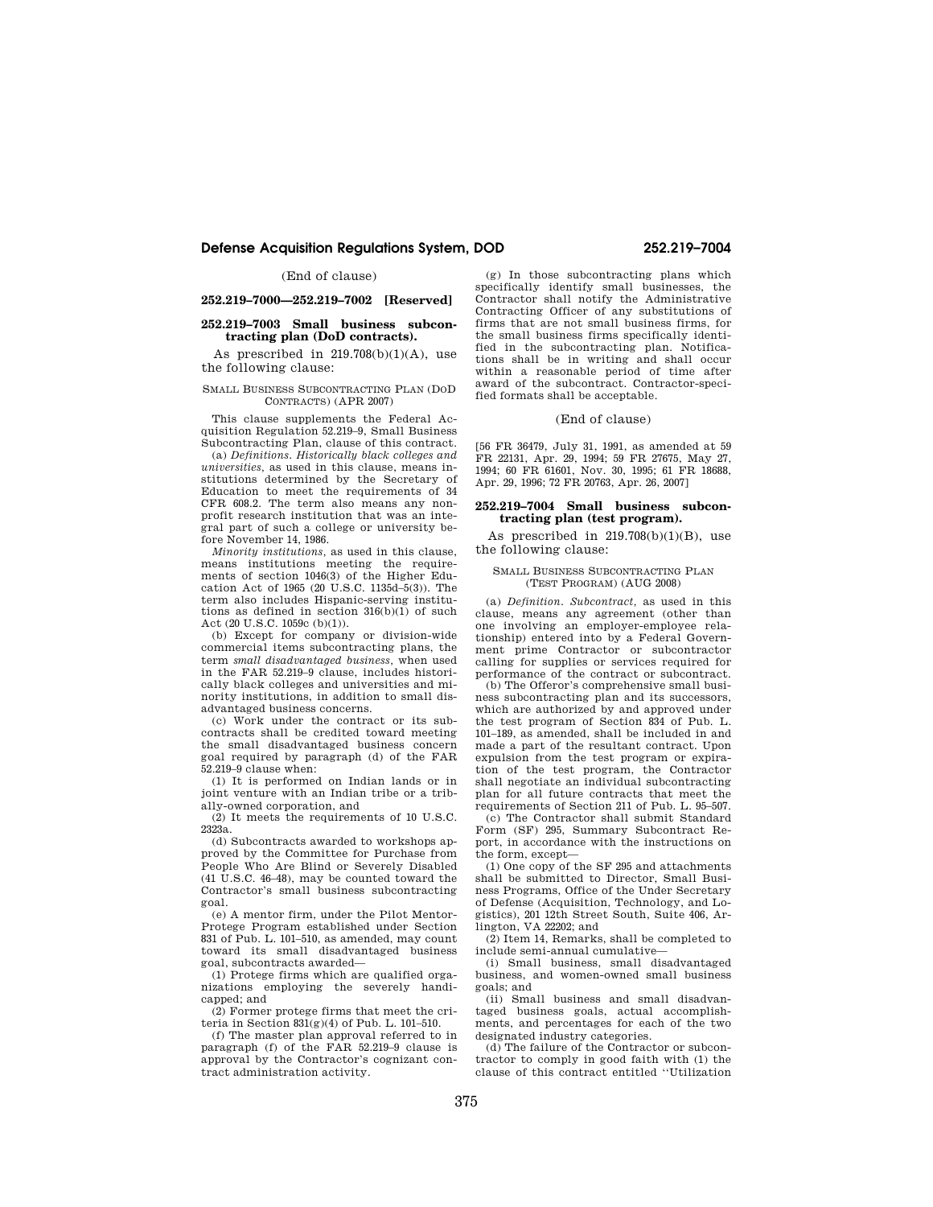(End of clause)

### 252.219–7000—252.219–7002 [Reserved]

### 252.219–7003 Small business subcontracting plan (DoD contracts).

As prescribed in 219.708(b)(1)(A), use the following clause:

SMALL BUSINESS SUBCONTRACTING PLAN (DOD CONTRACTS) (APR 2007)

This clause supplements the Federal Acquisition Regulation 52.219–9, Small Business Subcontracting Plan, clause of this contract.

(a) *Definitions. Historically black colleges and universities,* as used in this clause, means institutions determined by the Secretary of Education to meet the requirements of 34 CFR 608.2. The term also means any nonprofit research institution that was an integral part of such a college or university before November 14, 1986.

*Minority institutions,* as used in this clause, means institutions meeting the requirements of section 1046(3) of the Higher Education Act of 1965 (20 U.S.C. 1135d–5(3)). The term also includes Hispanic-serving institutions as defined in section 316(b)(1) of such Act (20 U.S.C. 1059c (b)(1)).

(b) Except for company or division-wide commercial items subcontracting plans, the term *small disadvantaged business,* when used in the FAR 52.219–9 clause, includes historically black colleges and universities and minority institutions, in addition to small disadvantaged business concerns.

(c) Work under the contract or its subcontracts shall be credited toward meeting the small disadvantaged business concern goal required by paragraph (d) of the FAR 52.219–9 clause when:

(1) It is performed on Indian lands or in joint venture with an Indian tribe or a tribally-owned corporation, and

(2) It meets the requirements of 10 U.S.C. 2323a.

(d) Subcontracts awarded to workshops approved by the Committee for Purchase from People Who Are Blind or Severely Disabled (41 U.S.C. 46–48), may be counted toward the Contractor's small business subcontracting goal.

(e) A mentor firm, under the Pilot Mentor-Protege Program established under Section 831 of Pub. L. 101–510, as amended, may count toward its small disadvantaged business goal, subcontracts awarded—

(1) Protege firms which are qualified organizations employing the severely handicapped; and

(2) Former protege firms that meet the criteria in Section 831(g)(4) of Pub. L. 101–510.

(f) The master plan approval referred to in paragraph (f) of the FAR 52.219–9 clause is approval by the Contractor's cognizant contract administration activity.

(g) In those subcontracting plans which specifically identify small businesses, the Contractor shall notify the Administrative Contracting Officer of any substitutions of firms that are not small business firms, for the small business firms specifically identified in the subcontracting plan. Notifications shall be in writing and shall occur within a reasonable period of time after award of the subcontract. Contractor-specified formats shall be acceptable.

(End of clause)

[56 FR 36479, July 31, 1991, as amended at 59 FR 22131, Apr. 29, 1994; 59 FR 27675, May 27, 1994; 60 FR 61601, Nov. 30, 1995; 61 FR 18688, Apr. 29, 1996; 72 FR 20763, Apr. 26, 2007]

### 252.219–7004 Small business subcontracting plan (test program).

As prescribed in 219.708(b)(1)(B), use the following clause:

SMALL BUSINESS SUBCONTRACTING PLAN (TEST PROGRAM) (AUG 2008)

(a) *Definition. Subcontract,* as used in this clause, means any agreement (other than one involving an employer-employee relationship) entered into by a Federal Government prime Contractor or subcontractor calling for supplies or services required for performance of the contract or subcontract.

(b) The Offeror's comprehensive small business subcontracting plan and its successors, which are authorized by and approved under the test program of Section 834 of Pub. L. 101–189, as amended, shall be included in and made a part of the resultant contract. Upon expulsion from the test program or expiration of the test program, the Contractor shall negotiate an individual subcontracting plan for all future contracts that meet the requirements of Section 211 of Pub. L. 95–507.

(c) The Contractor shall submit Standard Form (SF) 295, Summary Subcontract Report, in accordance with the instructions on the form, except—

(1) One copy of the SF 295 and attachments shall be submitted to Director, Small Business Programs, Office of the Under Secretary of Defense (Acquisition, Technology, and Logistics), 201 12th Street South, Suite 406, Arlington, VA 22202; and

(2) Item 14, Remarks, shall be completed to include semi-annual cumulative—

(i) Small business, small disadvantaged business, and women-owned small business goals; and

(ii) Small business and small disadvantaged business goals, actual accomplishments, and percentages for each of the two designated industry categories.

(d) The failure of the Contractor or subcontractor to comply in good faith with (1) the clause of this contract entitled ''Utilization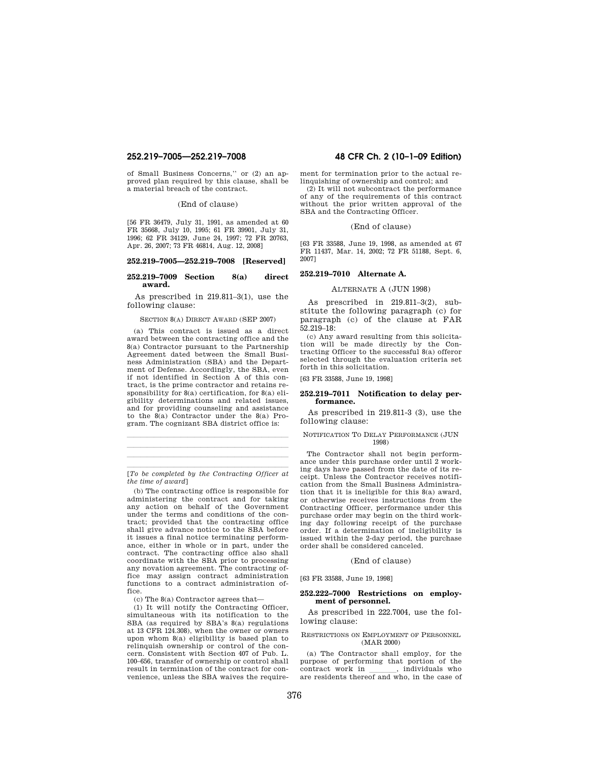of Small Business Concerns,'' or (2) an approved plan required by this clause, shall be a material breach of the contract.

(End of clause)

[56 FR 36479, July 31, 1991, as amended at 60 FR 35668, July 10, 1995; 61 FR 39901, July 31, 1996; 62 FR 34129, June 24, 1997; 72 FR 20763, Apr. 26, 2007; 73 FR 46814, Aug. 12, 2008]

## 252.219–7005—252.219–7008 [Reserved]

## 252.219–7009 Section 8(a) direct award.

As prescribed in 219.811–3(1), use the following clause:

SECTION 8(A) DIRECT AWARD (SEP 2007)

(a) This contract is issued as a direct award between the contracting office and the 8(a) Contractor pursuant to the Partnership Agreement dated between the Small Business Administration (SBA) and the Department of Defense. Accordingly, the SBA, even if not identified in Section A of this contract, is the prime contractor and retains responsibility for 8(a) certification, for 8(a) eligibility determinations and related issues, and for providing counseling and assistance to the 8(a) Contractor under the 8(a) Program. The cognizant SBA district office is:

\_\_\_\_\_\_\_\_\_\_\_\_\_\_\_\_\_\_\_\_\_\_\_\_\_\_\_\_\_\_\_\_\_\_\_\_\_\_\_\_

\_\_\_\_\_\_\_\_\_\_\_\_\_\_\_\_\_\_\_\_\_\_\_\_\_\_\_\_\_\_\_\_\_\_\_\_\_\_\_\_

\_\_\_\_\_\_\_\_\_\_\_\_\_\_\_\_\_\_\_\_\_\_\_\_\_\_\_\_\_\_\_\_\_\_\_\_\_\_\_\_

\_\_\_\_\_\_\_\_\_\_\_\_\_\_\_\_\_\_\_\_\_\_\_\_\_\_\_\_\_\_\_\_\_\_\_\_\_\_\_\_

[*To be completed by the Contracting Officer at the time of award*]

(b) The contracting office is responsible for administering the contract and for taking any action on behalf of the Government under the terms and conditions of the contract; provided that the contracting office shall give advance notice to the SBA before it issues a final notice terminating performance, either in whole or in part, under the contract. The contracting office also shall coordinate with the SBA prior to processing any novation agreement. The contracting office may assign contract administration functions to a contract administration office.

(c) The 8(a) Contractor agrees that—

(1) It will notify the Contracting Officer, simultaneous with its notification to the SBA (as required by SBA's 8(a) regulations at 13 CFR 124.308), when the owner or owners upon whom 8(a) eligibility is based plan to relinquish ownership or control of the concern. Consistent with Section 407 of Pub. L. 100–656, transfer of ownership or control shall result in termination of the contract for convenience, unless the SBA waives the requirement for termination prior to the actual relinquishing of ownership and control; and

(2) It will not subcontract the performance of any of the requirements of this contract without the prior written approval of the SBA and the Contracting Officer.

(End of clause)

[63 FR 33588, June 19, 1998, as amended at 67 FR 11437, Mar. 14, 2002; 72 FR 51188, Sept. 6, 2007]

## 252.219–7010 Alternate A.

ALTERNATE A (JUN 1998)

As prescribed in 219.811–3(2), substitute the following paragraph (c) for paragraph (c) of the clause at FAR 52.219–18:

(c) Any award resulting from this solicitation will be made directly by the Contracting Officer to the successful 8(a) offeror selected through the evaluation criteria set forth in this solicitation.

[63 FR 33588, June 19, 1998]

## 252.219–7011 Notification to delay performance.

As prescribed in 219.811-3 (3), use the following clause:

NOTIFICATION TO DELAY PERFORMANCE (JUN 1998)

The Contractor shall not begin performance under this purchase order until 2 working days have passed from the date of its receipt. Unless the Contractor receives notification from the Small Business Administration that it is ineligible for this 8(a) award, or otherwise receives instructions from the Contracting Officer, performance under this purchase order may begin on the third working day following receipt of the purchase order. If a determination of ineligibility is issued within the 2-day period, the purchase order shall be considered canceled.

(End of clause)

[63 FR 33588, June 19, 1998]

## 252.222–7000 Restrictions on employment of personnel.

As prescribed in 222.7004, use the following clause:

RESTRICTIONS ON EMPLOYMENT OF PERSONNEL (MAR 2000)

(a) The Contractor shall employ, for the purpose of performing that portion of the contract work in \_\_\_\_\_\_\_, individuals who are residents thereof and who, in the case of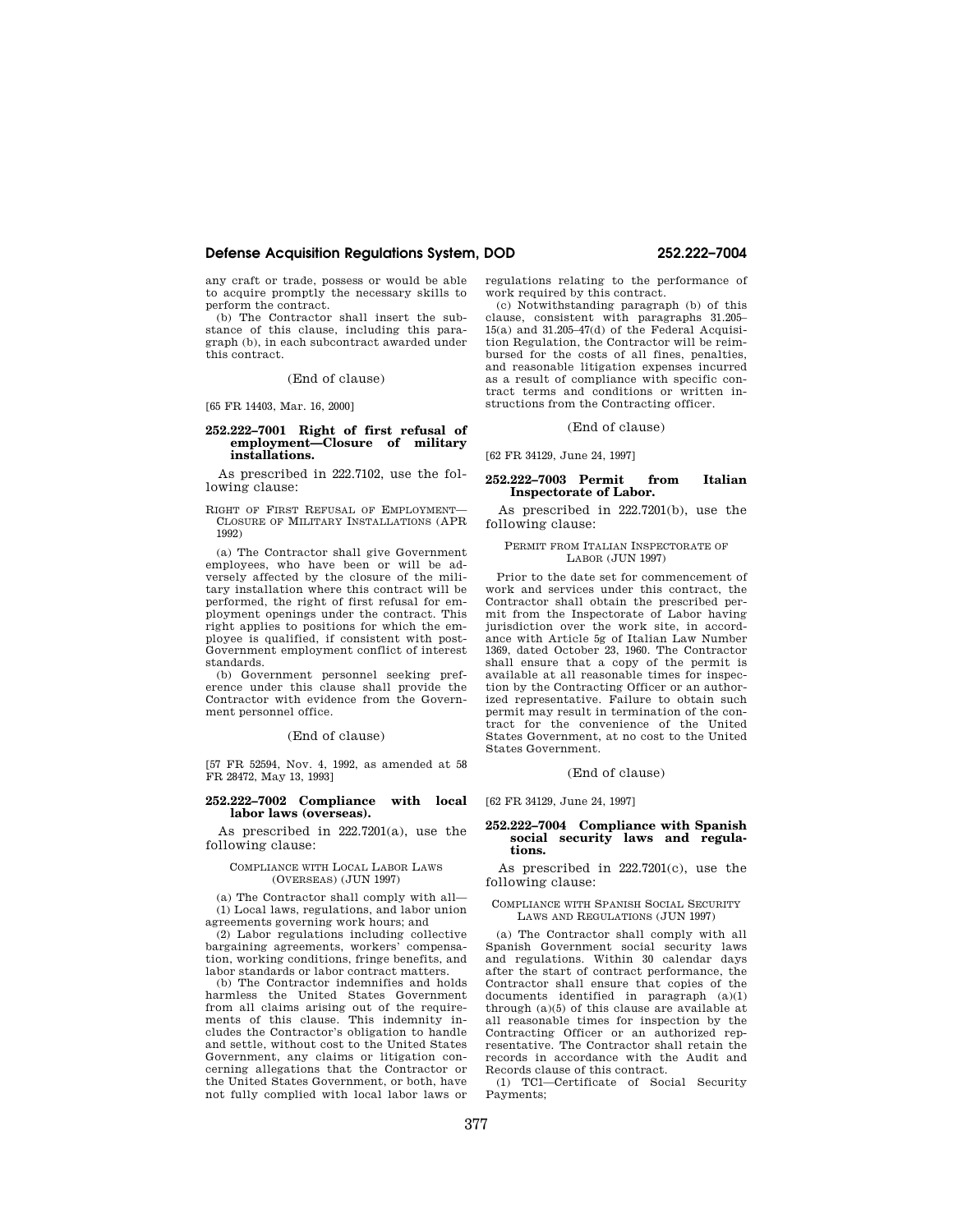any craft or trade, possess or would be able to acquire promptly the necessary skills to perform the contract.

(b) The Contractor shall insert the substance of this clause, including this paragraph (b), in each subcontract awarded under this contract.

(End of clause)

[65 FR 14403, Mar. 16, 2000]

### 252.222–7001 Right of first refusal of employment—Closure of military installations.

As prescribed in 222.7102, use the following clause:

RIGHT OF FIRST REFUSAL OF EMPLOYMENT—CLOSURE OF MILITARY INSTALLATIONS (APR 1992)

(a) The Contractor shall give Government employees, who have been or will be adversely affected by the closure of the military installation where this contract will be performed, the right of first refusal for employment openings under the contract. This right applies to positions for which the employee is qualified, if consistent with post-Government employment conflict of interest standards.

(b) Government personnel seeking preference under this clause shall provide the Contractor with evidence from the Government personnel office.

(End of clause)

[57 FR 52594, Nov. 4, 1992, as amended at 58 FR 28472, May 13, 1993]

### 252.222–7002 Compliance with local labor laws (overseas).

As prescribed in 222.7201(a), use the following clause:

COMPLIANCE WITH LOCAL LABOR LAWS (OVERSEAS) (JUN 1997)

(a) The Contractor shall comply with all—

(1) Local laws, regulations, and labor union agreements governing work hours; and

(2) Labor regulations including collective bargaining agreements, workers' compensation, working conditions, fringe benefits, and labor standards or labor contract matters.

(b) The Contractor indemnifies and holds harmless the United States Government from all claims arising out of the requirements of this clause. This indemnity includes the Contractor's obligation to handle and settle, without cost to the United States Government, any claims or litigation concerning allegations that the Contractor or the United States Government, or both, have not fully complied with local labor laws or regulations relating to the performance of work required by this contract.

(c) Notwithstanding paragraph (b) of this clause, consistent with paragraphs 31.205–15(a) and 31.205–47(d) of the Federal Acquisition Regulation, the Contractor will be reimbursed for the costs of all fines, penalties, and reasonable litigation expenses incurred as a result of compliance with specific contract terms and conditions or written instructions from the Contracting officer.

(End of clause)

[62 FR 34129, June 24, 1997]

### 252.222–7003 Permit from Italian Inspectorate of Labor.

As prescribed in 222.7201(b), use the following clause:

PERMIT FROM ITALIAN INSPECTORATE OF LABOR (JUN 1997)

Prior to the date set for commencement of work and services under this contract, the Contractor shall obtain the prescribed permit from the Inspectorate of Labor having jurisdiction over the work site, in accordance with Article 5g of Italian Law Number 1369, dated October 23, 1960. The Contractor shall ensure that a copy of the permit is available at all reasonable times for inspection by the Contracting Officer or an authorized representative. Failure to obtain such permit may result in termination of the contract for the convenience of the United States Government, at no cost to the United States Government.

(End of clause)

[62 FR 34129, June 24, 1997]

### 252.222–7004 Compliance with Spanish social security laws and regulations.

As prescribed in 222.7201(c), use the following clause:

COMPLIANCE WITH SPANISH SOCIAL SECURITY LAWS AND REGULATIONS (JUN 1997)

(a) The Contractor shall comply with all Spanish Government social security laws and regulations. Within 30 calendar days after the start of contract performance, the Contractor shall ensure that copies of the documents identified in paragraph (a)(1) through (a)(5) of this clause are available at all reasonable times for inspection by the Contracting Officer or an authorized representative. The Contractor shall retain the records in accordance with the Audit and Records clause of this contract.

(1) TC1—Certificate of Social Security Payments;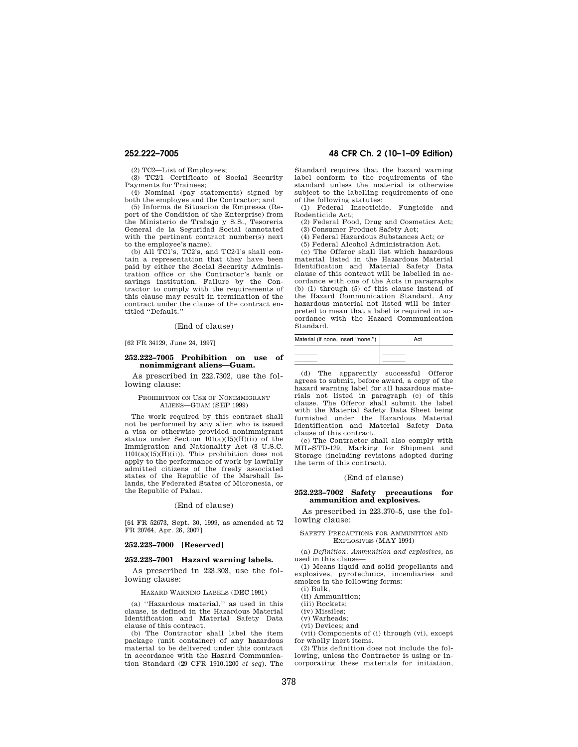(2) TC2—List of Employees;

(3) TC2/1—Certificate of Social Security Payments for Trainees;

(4) Nominal (pay statements) signed by both the employee and the Contractor; and

(5) Informa de Situacion de Empressa (Report of the Condition of the Enterprise) from the Ministerio de Trabajo y S.S., Tesoreria General de la Seguridad Social (annotated with the pertinent contract number(s) next to the employee's name).

(b) All TC1's, TC2's, and TC2/1's shall contain a representation that they have been paid by either the Social Security Administration office or the Contractor's bank or savings institution. Failure by the Contractor to comply with the requirements of this clause may result in termination of the contract under the clause of the contract entitled ''Default.''

(End of clause)

[62 FR 34129, June 24, 1997]

### 252.222–7005 Prohibition on use of nonimmigrant aliens—Guam.

As prescribed in 222.7302, use the following clause:

PROHIBITION ON USE OF NONIMMIGRANT ALIENS—GUAM (SEP 1999)

The work required by this contract shall not be performed by any alien who is issued a visa or otherwise provided nonimmigrant status under Section 101(a)(15)(H)(ii) of the Immigration and Nationality Act (8 U.S.C. 1101(a)(15)(H)(ii)). This prohibition does not apply to the performance of work by lawfully admitted citizens of the freely associated states of the Republic of the Marshall Islands, the Federated States of Micronesia, or the Republic of Palau.

(End of clause)

[64 FR 52673, Sept. 30, 1999, as amended at 72 FR 20764, Apr. 26, 2007]

### 252.223–7000 [Reserved]

### 252.223–7001 Hazard warning labels.

As prescribed in 223.303, use the following clause:

HAZARD WARNING LABELS (DEC 1991)

(a) ''Hazardous material,'' as used in this clause, is defined in the Hazardous Material Identification and Material Safety Data clause of this contract.

(b) The Contractor shall label the item package (unit container) of any hazardous material to be delivered under this contract in accordance with the Hazard Communication Standard (29 CFR 1910.1200 *et seq*). The Standard requires that the hazard warning label conform to the requirements of the standard unless the material is otherwise subject to the labelling requirements of one of the following statutes:

(1) Federal Insecticide, Fungicide and Rodenticide Act;

(2) Federal Food, Drug and Cosmetics Act;

(3) Consumer Product Safety Act;

(4) Federal Hazardous Substances Act; or

(5) Federal Alcohol Administration Act.

(c) The Offeror shall list which hazardous material listed in the Hazardous Material Identification and Material Safety Data clause of this contract will be labelled in accordance with one of the Acts in paragraphs (b) (1) through (5) of this clause instead of the Hazard Communication Standard. Any hazardous material not listed will be interpreted to mean that a label is required in accordance with the Hazard Communication Standard.

| Material (if none, insert ''none.'') | Act |
| --- | --- |
| | |

(d) The apparently successful Offeror agrees to submit, before award, a copy of the hazard warning label for all hazardous materials not listed in paragraph (c) of this clause. The Offeror shall submit the label with the Material Safety Data Sheet being furnished under the Hazardous Material Identification and Material Safety Data clause of this contract.

(e) The Contractor shall also comply with MIL-STD-129, Marking for Shipment and Storage (including revisions adopted during the term of this contract).

(End of clause)

### 252.223–7002 Safety precautions for ammunition and explosives.

As prescribed in 223.370–5, use the following clause:

SAFETY PRECAUTIONS FOR AMMUNITION AND EXPLOSIVES (MAY 1994)

(a) *Definition. Ammunition and explosives,* as used in this clause—

(1) Means liquid and solid propellants and explosives, pyrotechnics, incendiaries and smokes in the following forms:

(i) Bulk,

(ii) Ammunition;

(iii) Rockets;

(iv) Missiles;

(v) Warheads;

(vi) Devices; and

(vii) Components of (i) through (vi), except for wholly inert items.

(2) This definition does not include the following, unless the Contractor is using or incorporating these materials for initiation,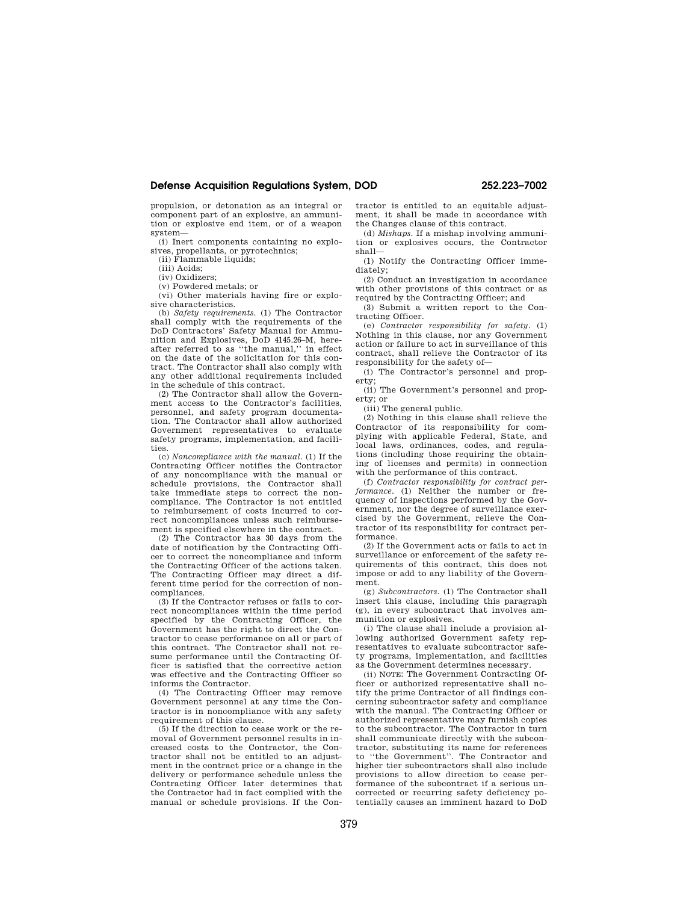propulsion, or detonation as an integral or component part of an explosive, an ammunition or explosive end item, or of a weapon system—

(i) Inert components containing no explosives, propellants, or pyrotechnics;

(ii) Flammable liquids;

(iii) Acids;

(iv) Oxidizers;

(v) Powdered metals; or

(vi) Other materials having fire or explosive characteristics.

(b) *Safety requirements.* (1) The Contractor shall comply with the requirements of the DoD Contractors' Safety Manual for Ammunition and Explosives, DoD 4145.26–M, hereafter referred to as ''the manual,'' in effect on the date of the solicitation for this contract. The Contractor shall also comply with any other additional requirements included in the schedule of this contract.

(2) The Contractor shall allow the Government access to the Contractor's facilities, personnel, and safety program documentation. The Contractor shall allow authorized Government representatives to evaluate safety programs, implementation, and facilities.

(c) *Noncompliance with the manual.* (1) If the Contracting Officer notifies the Contractor of any noncompliance with the manual or schedule provisions, the Contractor shall take immediate steps to correct the noncompliance. The Contractor is not entitled to reimbursement of costs incurred to correct noncompliances unless such reimbursement is specified elsewhere in the contract.

(2) The Contractor has 30 days from the date of notification by the Contracting Officer to correct the noncompliance and inform the Contracting Officer of the actions taken. The Contracting Officer may direct a different time period for the correction of noncompliances.

(3) If the Contractor refuses or fails to correct noncompliances within the time period specified by the Contracting Officer, the Government has the right to direct the Contractor to cease performance on all or part of this contract. The Contractor shall not resume performance until the Contracting Officer is satisfied that the corrective action was effective and the Contracting Officer so informs the Contractor.

(4) The Contracting Officer may remove Government personnel at any time the Contractor is in noncompliance with any safety requirement of this clause.

(5) If the direction to cease work or the removal of Government personnel results in increased costs to the Contractor, the Contractor shall not be entitled to an adjustment in the contract price or a change in the delivery or performance schedule unless the Contracting Officer later determines that the Contractor had in fact complied with the manual or schedule provisions. If the Contractor is entitled to an equitable adjustment, it shall be made in accordance with the Changes clause of this contract.

(d) *Mishaps.* If a mishap involving ammunition or explosives occurs, the Contractor shall—

(1) Notify the Contracting Officer immediately;

(2) Conduct an investigation in accordance with other provisions of this contract or as required by the Contracting Officer; and

(3) Submit a written report to the Contracting Officer.

(e) *Contractor responsibility for safety.* (1) Nothing in this clause, nor any Government action or failure to act in surveillance of this contract, shall relieve the Contractor of its responsibility for the safety of—

(i) The Contractor's personnel and property;

(ii) The Government's personnel and property; or

(iii) The general public.

(2) Nothing in this clause shall relieve the Contractor of its responsibility for complying with applicable Federal, State, and local laws, ordinances, codes, and regulations (including those requiring the obtaining of licenses and permits) in connection with the performance of this contract.

(f) *Contractor responsibility for contract performance.* (1) Neither the number or frequency of inspections performed by the Government, nor the degree of surveillance exercised by the Government, relieve the Contractor of its responsibility for contract performance.

(2) If the Government acts or fails to act in surveillance or enforcement of the safety requirements of this contract, this does not impose or add to any liability of the Government.

(g) *Subcontractors.* (1) The Contractor shall insert this clause, including this paragraph (g), in every subcontract that involves ammunition or explosives.

(i) The clause shall include a provision allowing authorized Government safety representatives to evaluate subcontractor safety programs, implementation, and facilities as the Government determines necessary.

(ii) NOTE: The Government Contracting Officer or authorized representative shall notify the prime Contractor of all findings concerning subcontractor safety and compliance with the manual. The Contracting Officer or authorized representative may furnish copies to the subcontractor. The Contractor in turn shall communicate directly with the subcontractor, substituting its name for references to ''the Government''. The Contractor and higher tier subcontractors shall also include provisions to allow direction to cease performance of the subcontract if a serious uncorrected or recurring safety deficiency potentially causes an imminent hazard to DoD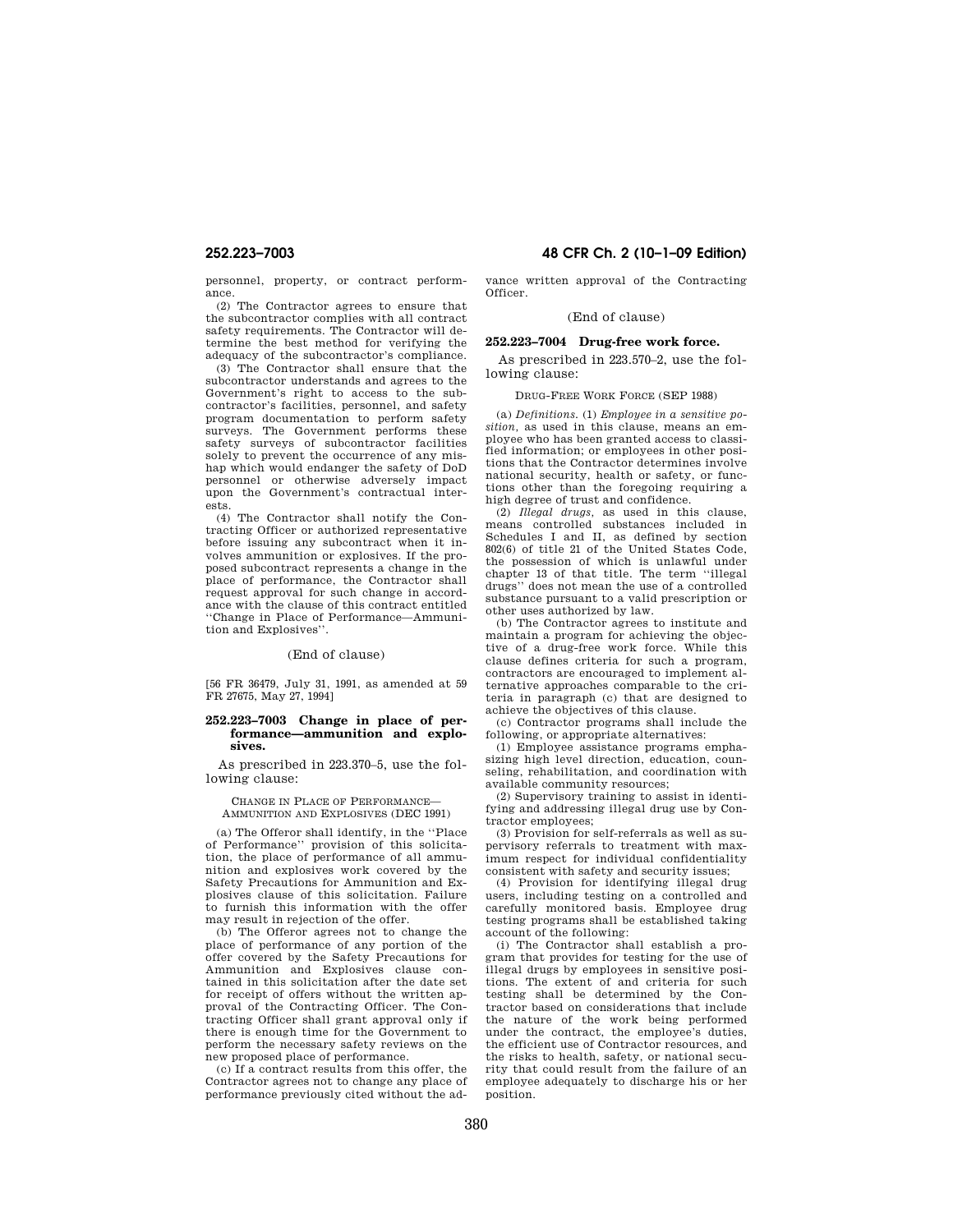personnel, property, or contract performance.

(2) The Contractor agrees to ensure that the subcontractor complies with all contract safety requirements. The Contractor will determine the best method for verifying the adequacy of the subcontractor's compliance.

(3) The Contractor shall ensure that the subcontractor understands and agrees to the Government's right to access to the subcontractor's facilities, personnel, and safety program documentation to perform safety surveys. The Government performs these safety surveys of subcontractor facilities solely to prevent the occurrence of any mishap which would endanger the safety of DoD personnel or otherwise adversely impact upon the Government's contractual interests.

(4) The Contractor shall notify the Contracting Officer or authorized representative before issuing any subcontract when it involves ammunition or explosives. If the proposed subcontract represents a change in the place of performance, the Contractor shall request approval for such change in accordance with the clause of this contract entitled ''Change in Place of Performance—Ammunition and Explosives''.

(End of clause)

[56 FR 36479, July 31, 1991, as amended at 59 FR 27675, May 27, 1994]

### 252.223–7003 Change in place of performance—ammunition and explosives.

As prescribed in 223.370–5, use the following clause:

CHANGE IN PLACE OF PERFORMANCE—AMMUNITION AND EXPLOSIVES (DEC 1991)

(a) The Offeror shall identify, in the ''Place of Performance'' provision of this solicitation, the place of performance of all ammunition and explosives work covered by the Safety Precautions for Ammunition and Explosives clause of this solicitation. Failure to furnish this information with the offer may result in rejection of the offer.

(b) The Offeror agrees not to change the place of performance of any portion of the offer covered by the Safety Precautions for Ammunition and Explosives clause contained in this solicitation after the date set for receipt of offers without the written approval of the Contracting Officer. The Contracting Officer shall grant approval only if there is enough time for the Government to perform the necessary safety reviews on the new proposed place of performance.

(c) If a contract results from this offer, the Contractor agrees not to change any place of performance previously cited without the advance written approval of the Contracting Officer.

(End of clause)

### 252.223–7004 Drug-free work force.

As prescribed in 223.570–2, use the following clause:

DRUG-FREE WORK FORCE (SEP 1988)

(a) *Definitions.* (1) *Employee in a sensitive position,* as used in this clause, means an employee who has been granted access to classified information; or employees in other positions that the Contractor determines involve national security, health or safety, or functions other than the foregoing requiring a high degree of trust and confidence.

(2) *Illegal drugs,* as used in this clause, means controlled substances included in Schedules I and II, as defined by section 802(6) of title 21 of the United States Code, the possession of which is unlawful under chapter 13 of that title. The term ''illegal drugs'' does not mean the use of a controlled substance pursuant to a valid prescription or other uses authorized by law.

(b) The Contractor agrees to institute and maintain a program for achieving the objective of a drug-free work force. While this clause defines criteria for such a program, contractors are encouraged to implement alternative approaches comparable to the criteria in paragraph (c) that are designed to achieve the objectives of this clause.

(c) Contractor programs shall include the following, or appropriate alternatives:

(1) Employee assistance programs emphasizing high level direction, education, counseling, rehabilitation, and coordination with available community resources;

(2) Supervisory training to assist in identifying and addressing illegal drug use by Contractor employees;

(3) Provision for self-referrals as well as supervisory referrals to treatment with maximum respect for individual confidentiality consistent with safety and security issues;

(4) Provision for identifying illegal drug users, including testing on a controlled and carefully monitored basis. Employee drug testing programs shall be established taking account of the following:

(i) The Contractor shall establish a program that provides for testing for the use of illegal drugs by employees in sensitive positions. The extent of and criteria for such testing shall be determined by the Contractor based on considerations that include the nature of the work being performed under the contract, the employee's duties, the efficient use of Contractor resources, and the risks to health, safety, or national security that could result from the failure of an employee adequately to discharge his or her position.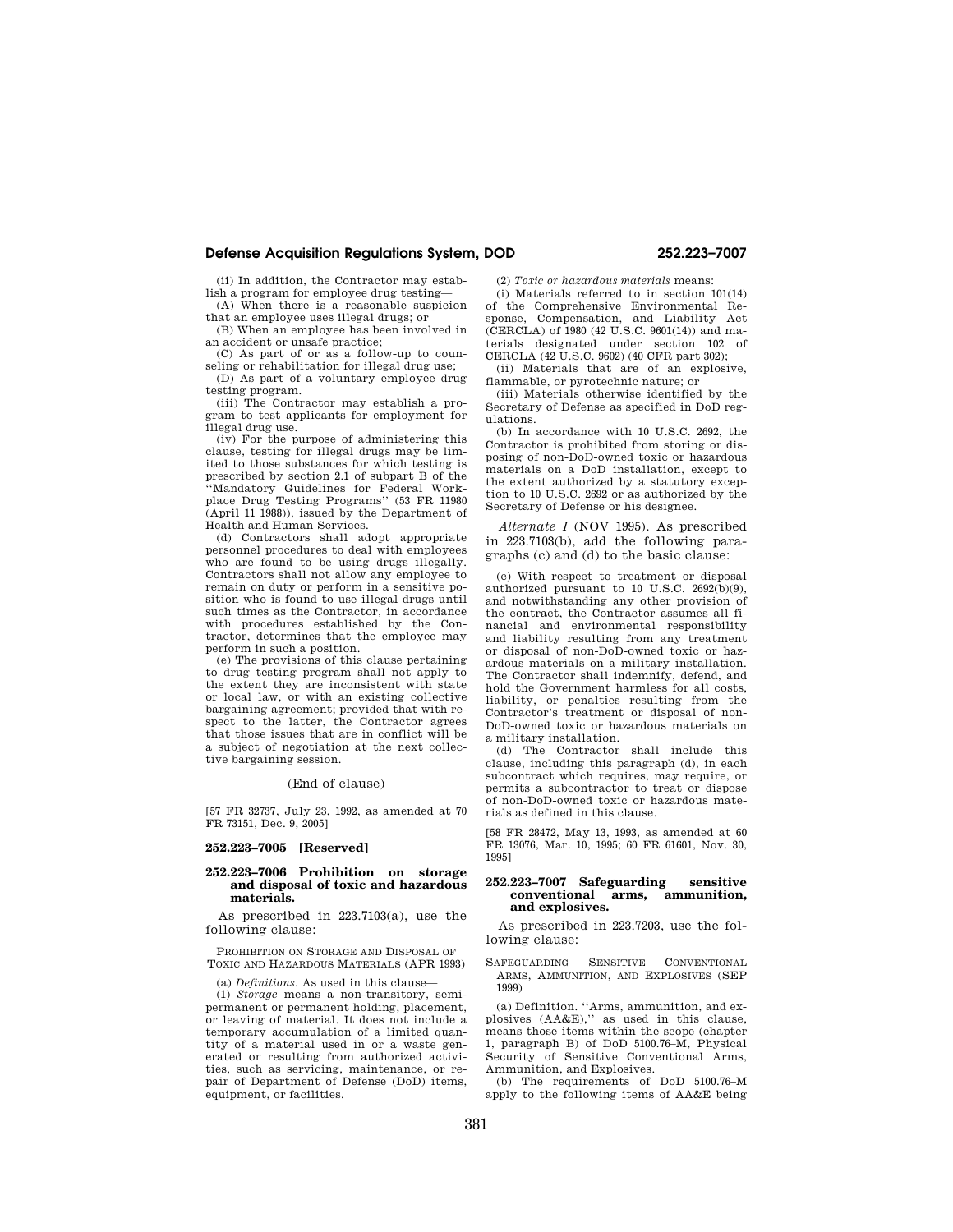(ii) In addition, the Contractor may establish a program for employee drug testing—

(A) When there is a reasonable suspicion that an employee uses illegal drugs; or

(B) When an employee has been involved in an accident or unsafe practice;

(C) As part of or as a follow-up to counseling or rehabilitation for illegal drug use;

(D) As part of a voluntary employee drug testing program.

(iii) The Contractor may establish a program to test applicants for employment for illegal drug use.

(iv) For the purpose of administering this clause, testing for illegal drugs may be limited to those substances for which testing is prescribed by section 2.1 of subpart B of the ''Mandatory Guidelines for Federal Workplace Drug Testing Programs'' (53 FR 11980 (April 11 1988)), issued by the Department of Health and Human Services.

(d) Contractors shall adopt appropriate personnel procedures to deal with employees who are found to be using drugs illegally. Contractors shall not allow any employee to remain on duty or perform in a sensitive position who is found to use illegal drugs until such times as the Contractor, in accordance with procedures established by the Contractor, determines that the employee may perform in such a position.

(e) The provisions of this clause pertaining to drug testing program shall not apply to the extent they are inconsistent with state or local law, or with an existing collective bargaining agreement; provided that with respect to the latter, the Contractor agrees that those issues that are in conflict will be a subject of negotiation at the next collective bargaining session.

(End of clause)

[57 FR 32737, July 23, 1992, as amended at 70 FR 73151, Dec. 9, 2005]

### 252.223–7005 [Reserved]

### 252.223–7006 Prohibition on storage and disposal of toxic and hazardous materials.

As prescribed in 223.7103(a), use the following clause:

PROHIBITION ON STORAGE AND DISPOSAL OF TOXIC AND HAZARDOUS MATERIALS (APR 1993)

(a) *Definitions*. As used in this clause—

(1) *Storage* means a non-transitory, semi-permanent or permanent holding, placement, or leaving of material. It does not include a temporary accumulation of a limited quantity of a material used in or a waste generated or resulting from authorized activities, such as servicing, maintenance, or repair of Department of Defense (DoD) items, equipment, or facilities.

(2) *Toxic or hazardous materials* means:

(i) Materials referred to in section 101(14) of the Comprehensive Environmental Response, Compensation, and Liability Act (CERCLA) of 1980 (42 U.S.C. 9601(14)) and materials designated under section 102 of CERCLA (42 U.S.C. 9602) (40 CFR part 302);

(ii) Materials that are of an explosive, flammable, or pyrotechnic nature; or

(iii) Materials otherwise identified by the Secretary of Defense as specified in DoD regulations.

(b) In accordance with 10 U.S.C. 2692, the Contractor is prohibited from storing or disposing of non-DoD-owned toxic or hazardous materials on a DoD installation, except to the extent authorized by a statutory exception to 10 U.S.C. 2692 or as authorized by the Secretary of Defense or his designee.

*Alternate I* (NOV 1995). As prescribed in 223.7103(b), add the following paragraphs (c) and (d) to the basic clause:

(c) With respect to treatment or disposal authorized pursuant to 10 U.S.C. 2692(b)(9), and notwithstanding any other provision of the contract, the Contractor assumes all financial and environmental responsibility and liability resulting from any treatment or disposal of non-DoD-owned toxic or hazardous materials on a military installation. The Contractor shall indemnify, defend, and hold the Government harmless for all costs, liability, or penalties resulting from the Contractor's treatment or disposal of non-DoD-owned toxic or hazardous materials on a military installation.

(d) The Contractor shall include this clause, including this paragraph (d), in each subcontract which requires, may require, or permits a subcontractor to treat or dispose of non-DoD-owned toxic or hazardous materials as defined in this clause.

[58 FR 28472, May 13, 1993, as amended at 60 FR 13076, Mar. 10, 1995; 60 FR 61601, Nov. 30, 1995]

### 252.223–7007 Safeguarding sensitive conventional arms, ammunition, and explosives.

As prescribed in 223.7203, use the following clause:

SAFEGUARDING SENSITIVE CONVENTIONAL ARMS, AMMUNITION, AND EXPLOSIVES (SEP 1999)

(a) Definition. ''Arms, ammunition, and explosives (AA&E),'' as used in this clause, means those items within the scope (chapter 1, paragraph B) of DoD 5100.76–M, Physical Security of Sensitive Conventional Arms, Ammunition, and Explosives.

(b) The requirements of DoD 5100.76–M apply to the following items of AA&E being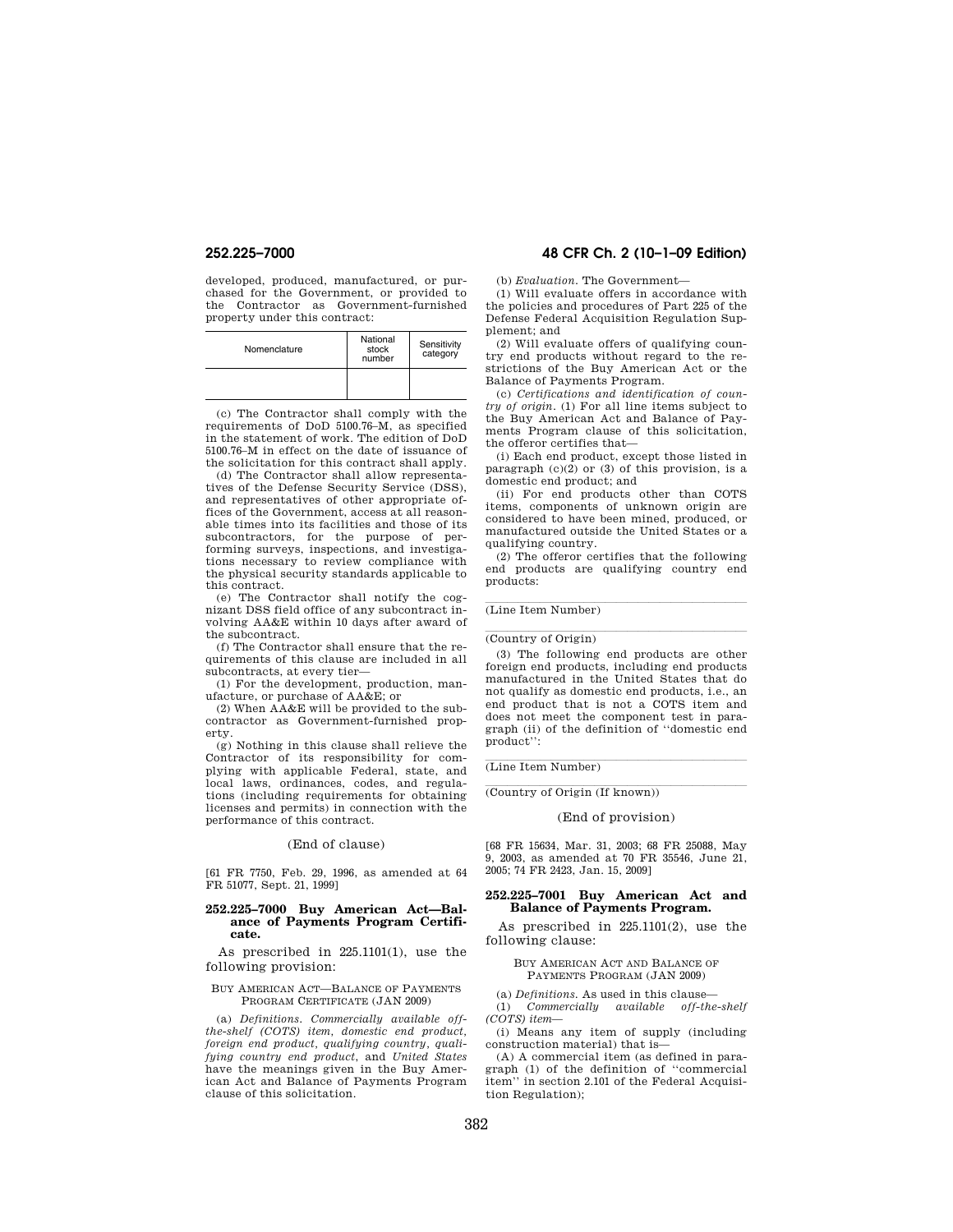developed, produced, manufactured, or purchased for the Government, or provided to the Contractor as Government-furnished property under this contract:

| Nomenclature | National stock number | Sensitivity category |
|---|---|---|
| | | |

(c) The Contractor shall comply with the requirements of DoD 5100.76–M, as specified in the statement of work. The edition of DoD 5100.76–M in effect on the date of issuance of the solicitation for this contract shall apply.

(d) The Contractor shall allow representatives of the Defense Security Service (DSS), and representatives of other appropriate offices of the Government, access at all reasonable times into its facilities and those of its subcontractors, for the purpose of performing surveys, inspections, and investigations necessary to review compliance with the physical security standards applicable to this contract.

(e) The Contractor shall notify the cognizant DSS field office of any subcontract involving AA&E within 10 days after award of the subcontract.

(f) The Contractor shall ensure that the requirements of this clause are included in all subcontracts, at every tier—

(1) For the development, production, manufacture, or purchase of AA&E; or

(2) When AA&E will be provided to the subcontractor as Government-furnished property.

(g) Nothing in this clause shall relieve the Contractor of its responsibility for complying with applicable Federal, state, and local laws, ordinances, codes, and regulations (including requirements for obtaining licenses and permits) in connection with the performance of this contract.

(End of clause)

[61 FR 7750, Feb. 29, 1996, as amended at 64 FR 51077, Sept. 21, 1999]

### 252.225–7000 Buy American Act—Balance of Payments Program Certificate.

As prescribed in 225.1101(1), use the following provision:

BUY AMERICAN ACT—BALANCE OF PAYMENTS PROGRAM CERTIFICATE (JAN 2009)

(a) *Definitions. Commercially available off-the-shelf (COTS) item, domestic end product, foreign end product, qualifying country, qualifying country end product*, and *United States* have the meanings given in the Buy American Act and Balance of Payments Program clause of this solicitation.

(b) *Evaluation.* The Government—

(1) Will evaluate offers in accordance with the policies and procedures of Part 225 of the Defense Federal Acquisition Regulation Supplement; and

(2) Will evaluate offers of qualifying country end products without regard to the restrictions of the Buy American Act or the Balance of Payments Program.

(c) *Certifications and identification of country of origin.* (1) For all line items subject to the Buy American Act and Balance of Payments Program clause of this solicitation, the offeror certifies that—

(i) Each end product, except those listed in paragraph (c)(2) or (3) of this provision, is a domestic end product; and

(ii) For end products other than COTS items, components of unknown origin are considered to have been mined, produced, or manufactured outside the United States or a qualifying country.

(2) The offeror certifies that the following end products are qualifying country end products:

\_\_\_\_\_\_\_\_\_\_\_\_\_\_\_\_\_\_\_\_\_\_\_\_\_\_\_\_\_\_\_\_\_\_\_\_

(Line Item Number)

\_\_\_\_\_\_\_\_\_\_\_\_\_\_\_\_\_\_\_\_\_\_\_\_\_\_\_\_\_\_\_\_\_\_\_\_

(Country of Origin)

(3) The following end products are other foreign end products, including end products manufactured in the United States that do not qualify as domestic end products, i.e., an end product that is not a COTS item and does not meet the component test in paragraph (ii) of the definition of "domestic end product":

\_\_\_\_\_\_\_\_\_\_\_\_\_\_\_\_\_\_\_\_\_\_\_\_\_\_\_\_\_\_\_\_\_\_\_\_

(Line Item Number)

\_\_\_\_\_\_\_\_\_\_\_\_\_\_\_\_\_\_\_\_\_\_\_\_\_\_\_\_\_\_\_\_\_\_\_\_

(Country of Origin (If known))

(End of provision)

[68 FR 15634, Mar. 31, 2003; 68 FR 25088, May 9, 2003, as amended at 70 FR 35546, June 21, 2005; 74 FR 2423, Jan. 15, 2009]

### 252.225–7001 Buy American Act and Balance of Payments Program.

As prescribed in 225.1101(2), use the following clause:

BUY AMERICAN ACT AND BALANCE OF PAYMENTS PROGRAM (JAN 2009)

(a) *Definitions.* As used in this clause—

(1) *Commercially available off-the-shelf (COTS) item*—

(i) Means any item of supply (including construction material) that is—

(A) A commercial item (as defined in paragraph (1) of the definition of "commercial item" in section 2.101 of the Federal Acquisition Regulation);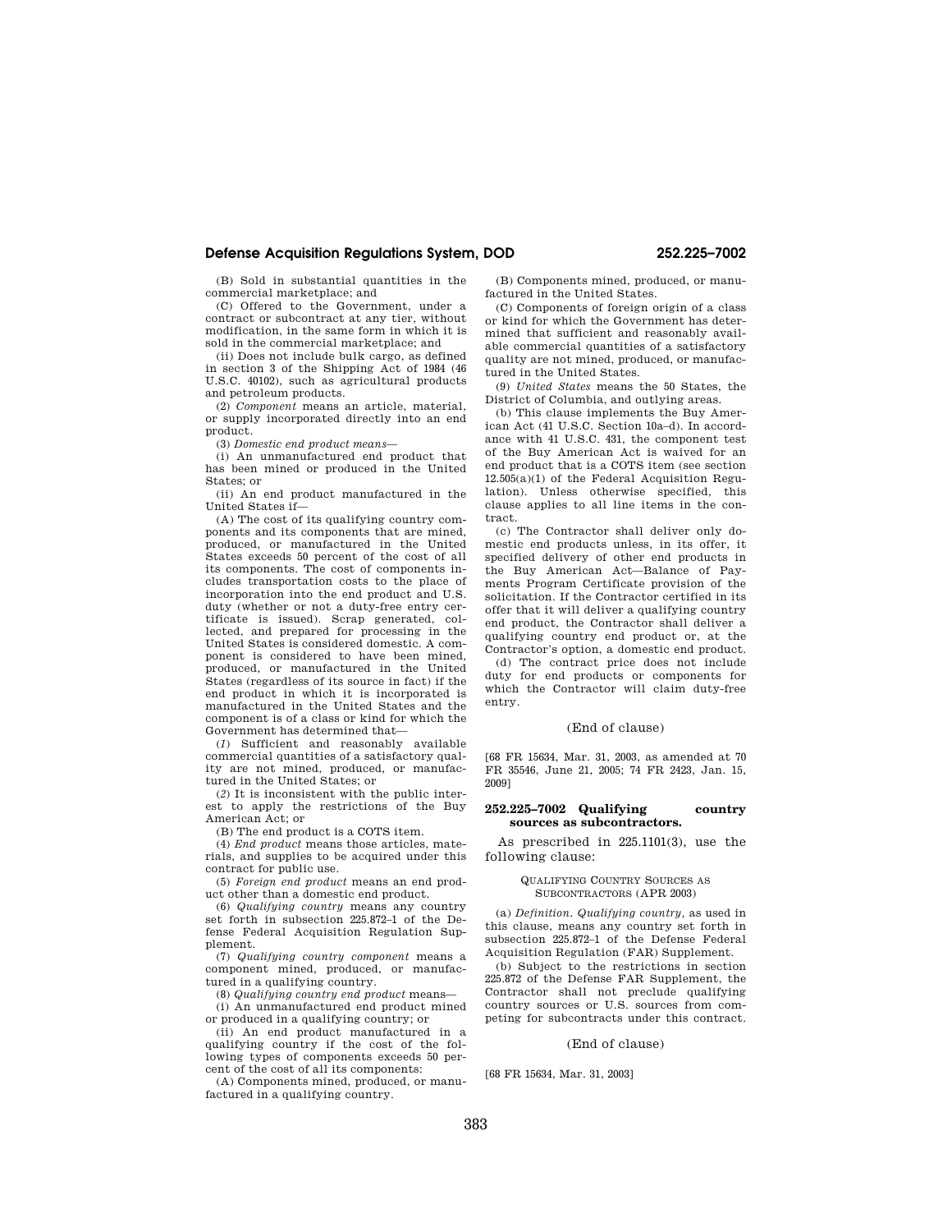(B) Sold in substantial quantities in the commercial marketplace; and

(C) Offered to the Government, under a contract or subcontract at any tier, without modification, in the same form in which it is sold in the commercial marketplace; and

(ii) Does not include bulk cargo, as defined in section 3 of the Shipping Act of 1984 (46 U.S.C. 40102), such as agricultural products and petroleum products.

(2) *Component* means an article, material, or supply incorporated directly into an end product.

(3) *Domestic end product means*—

(i) An unmanufactured end product that has been mined or produced in the United States; or

(ii) An end product manufactured in the United States if—

(A) The cost of its qualifying country components and its components that are mined, produced, or manufactured in the United States exceeds 50 percent of the cost of all its components. The cost of components includes transportation costs to the place of incorporation into the end product and U.S. duty (whether or not a duty-free entry certificate is issued). Scrap generated, collected, and prepared for processing in the United States is considered domestic. A component is considered to have been mined, produced, or manufactured in the United States (regardless of its source in fact) if the end product in which it is incorporated is manufactured in the United States and the component is of a class or kind for which the Government has determined that—

(*1*) Sufficient and reasonably available commercial quantities of a satisfactory quality are not mined, produced, or manufactured in the United States; or

(*2*) It is inconsistent with the public interest to apply the restrictions of the Buy American Act; or

(B) The end product is a COTS item.

(4) *End product* means those articles, materials, and supplies to be acquired under this contract for public use.

(5) *Foreign end product* means an end product other than a domestic end product.

(6) *Qualifying country* means any country set forth in subsection 225.872–1 of the Defense Federal Acquisition Regulation Supplement.

(7) *Qualifying country component* means a component mined, produced, or manufactured in a qualifying country.

(8) *Qualifying country end product* means—

(i) An unmanufactured end product mined or produced in a qualifying country; or

(ii) An end product manufactured in a qualifying country if the cost of the following types of components exceeds 50 percent of the cost of all its components:

(A) Components mined, produced, or manufactured in a qualifying country.

(B) Components mined, produced, or manufactured in the United States.

(C) Components of foreign origin of a class or kind for which the Government has determined that sufficient and reasonably available commercial quantities of a satisfactory quality are not mined, produced, or manufactured in the United States.

(9) *United States* means the 50 States, the District of Columbia, and outlying areas.

(b) This clause implements the Buy American Act (41 U.S.C. Section 10a–d). In accordance with 41 U.S.C. 431, the component test of the Buy American Act is waived for an end product that is a COTS item (see section 12.505(a)(1) of the Federal Acquisition Regulation). Unless otherwise specified, this clause applies to all line items in the contract.

(c) The Contractor shall deliver only domestic end products unless, in its offer, it specified delivery of other end products in the Buy American Act—Balance of Payments Program Certificate provision of the solicitation. If the Contractor certified in its offer that it will deliver a qualifying country end product, the Contractor shall deliver a qualifying country end product or, at the Contractor's option, a domestic end product.

(d) The contract price does not include duty for end products or components for which the Contractor will claim duty-free entry.

(End of clause)

[68 FR 15634, Mar. 31, 2003, as amended at 70 FR 35546, June 21, 2005; 74 FR 2423, Jan. 15, 2009]

### 252.225–7002 Qualifying country sources as subcontractors.

As prescribed in 225.1101(3), use the following clause:

QUALIFYING COUNTRY SOURCES AS SUBCONTRACTORS (APR 2003)

(a) *Definition. Qualifying country,* as used in this clause, means any country set forth in subsection 225.872–1 of the Defense Federal Acquisition Regulation (FAR) Supplement.

(b) Subject to the restrictions in section 225.872 of the Defense FAR Supplement, the Contractor shall not preclude qualifying country sources or U.S. sources from competing for subcontracts under this contract.

(End of clause)

[68 FR 15634, Mar. 31, 2003]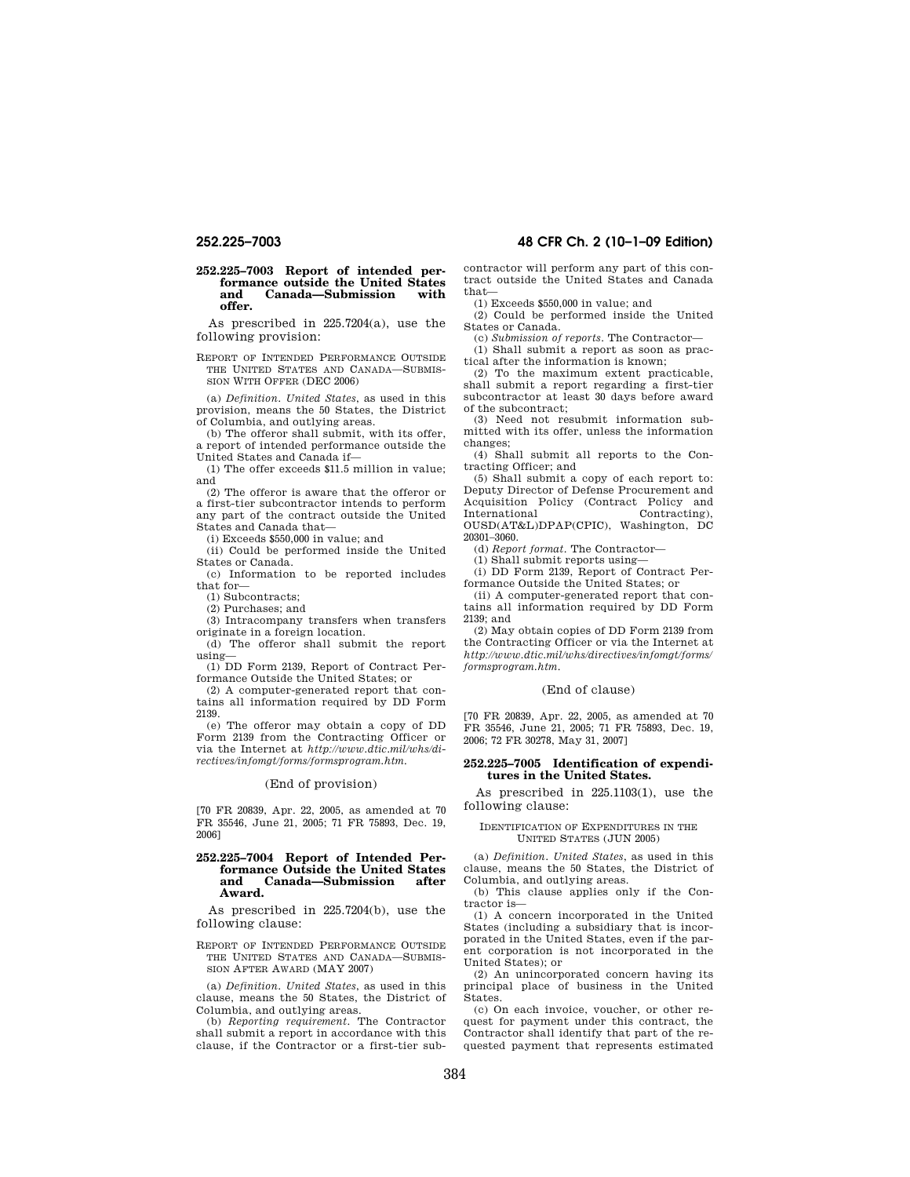**252.225–7003 Report of intended performance outside the United States and Canada—Submission with offer.**

As prescribed in 225.7204(a), use the following provision:

REPORT OF INTENDED PERFORMANCE OUTSIDE THE UNITED STATES AND CANADA—SUBMISSION WITH OFFER (DEC 2006)

(a) *Definition. United States*, as used in this provision, means the 50 States, the District of Columbia, and outlying areas.

(b) The offeror shall submit, with its offer, a report of intended performance outside the United States and Canada if—

(1) The offer exceeds $11.5 million in value; and

(2) The offeror is aware that the offeror or a first-tier subcontractor intends to perform any part of the contract outside the United States and Canada that—

(i) Exceeds $550,000 in value; and

(ii) Could be performed inside the United States or Canada.

(c) Information to be reported includes that for—

(1) Subcontracts;

(2) Purchases; and

(3) Intracompany transfers when transfers originate in a foreign location.

(d) The offeror shall submit the report using—

(1) DD Form 2139, Report of Contract Performance Outside the United States; or

(2) A computer-generated report that contains all information required by DD Form 2139.

(e) The offeror may obtain a copy of DD Form 2139 from the Contracting Officer or via the Internet at *http://www.dtic.mil/whs/directives/infomgt/forms/formsprogram.htm.*

(End of provision)

[70 FR 20839, Apr. 22, 2005, as amended at 70 FR 35546, June 21, 2005; 71 FR 75893, Dec. 19, 2006]

**252.225–7004 Report of Intended Performance Outside the United States and Canada—Submission after Award.**

As prescribed in 225.7204(b), use the following clause:

REPORT OF INTENDED PERFORMANCE OUTSIDE THE UNITED STATES AND CANADA—SUBMISSION AFTER AWARD (MAY 2007)

(a) *Definition. United States*, as used in this clause, means the 50 States, the District of Columbia, and outlying areas.

(b) *Reporting requirement.* The Contractor shall submit a report in accordance with this clause, if the Contractor or a first-tier subcontractor will perform any part of this contract outside the United States and Canada that—

(1) Exceeds $550,000 in value; and

(2) Could be performed inside the United States or Canada.

(c) *Submission of reports.* The Contractor—

(1) Shall submit a report as soon as practical after the information is known;

(2) To the maximum extent practicable, shall submit a report regarding a first-tier subcontractor at least 30 days before award of the subcontract;

(3) Need not resubmit information submitted with its offer, unless the information changes;

(4) Shall submit all reports to the Contracting Officer; and

(5) Shall submit a copy of each report to: Deputy Director of Defense Procurement and Acquisition Policy (Contract Policy and International Contracting), OUSD(AT&L)DPAP(CPIC), Washington, DC 20301–3060.

(d) *Report format.* The Contractor—

(1) Shall submit reports using—

(i) DD Form 2139, Report of Contract Performance Outside the United States; or

(ii) A computer-generated report that contains all information required by DD Form 2139; and

(2) May obtain copies of DD Form 2139 from the Contracting Officer or via the Internet at *http://www.dtic.mil/whs/directives/infomgt/forms/formsprogram.htm.*

(End of clause)

[70 FR 20839, Apr. 22, 2005, as amended at 70 FR 35546, June 21, 2005; 71 FR 75893, Dec. 19, 2006; 72 FR 30278, May 31, 2007]

**252.225–7005 Identification of expenditures in the United States.**

As prescribed in 225.1103(1), use the following clause:

IDENTIFICATION OF EXPENDITURES IN THE UNITED STATES (JUN 2005)

(a) *Definition. United States*, as used in this clause, means the 50 States, the District of Columbia, and outlying areas.

(b) This clause applies only if the Contractor is—

(1) A concern incorporated in the United States (including a subsidiary that is incorporated in the United States, even if the parent corporation is not incorporated in the United States); or

(2) An unincorporated concern having its principal place of business in the United States.

(c) On each invoice, voucher, or other request for payment under this contract, the Contractor shall identify that part of the requested payment that represents estimated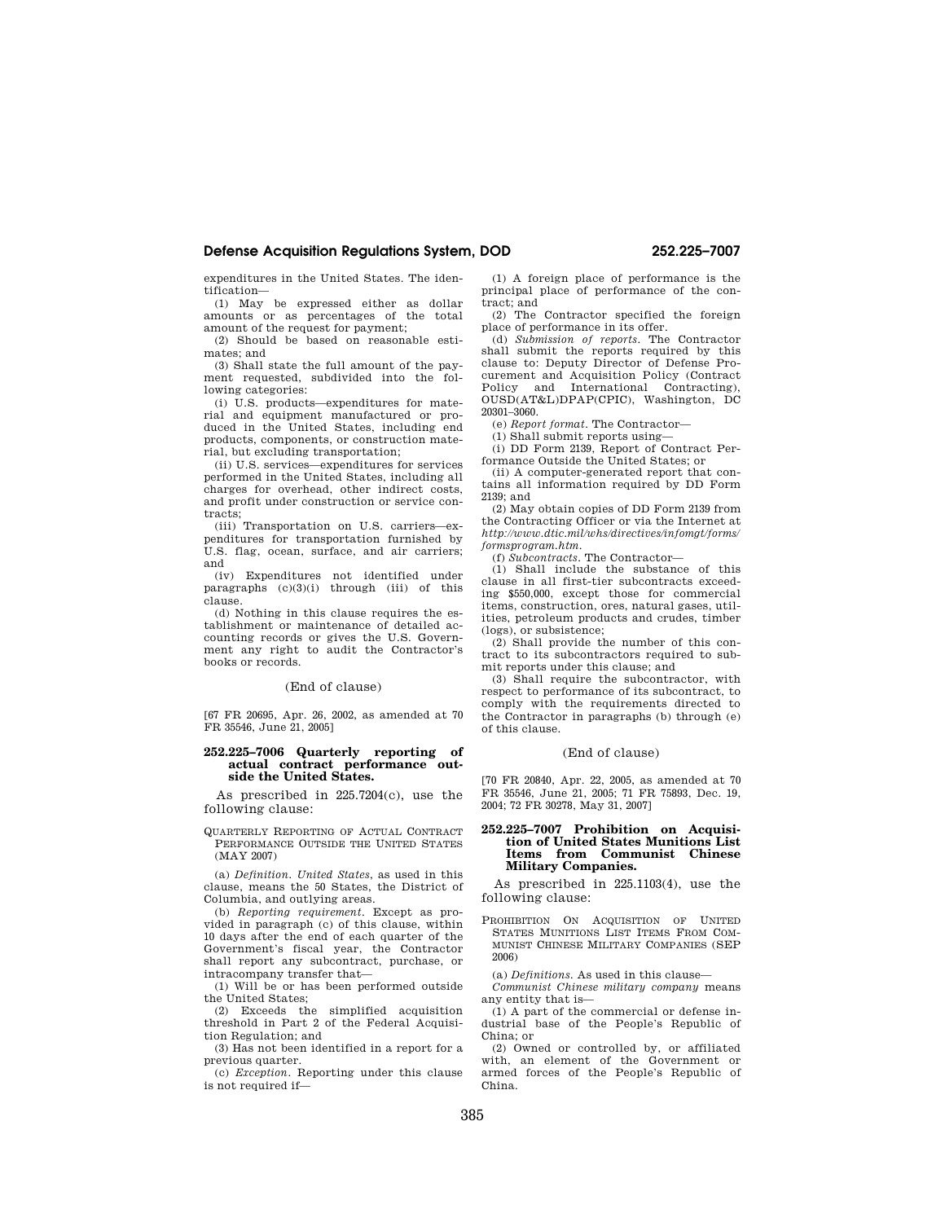expenditures in the United States. The identification—

(1) May be expressed either as dollar amounts or as percentages of the total amount of the request for payment;

(2) Should be based on reasonable estimates; and

(3) Shall state the full amount of the payment requested, subdivided into the following categories:

(i) U.S. products—expenditures for material and equipment manufactured or produced in the United States, including end products, components, or construction material, but excluding transportation;

(ii) U.S. services—expenditures for services performed in the United States, including all charges for overhead, other indirect costs, and profit under construction or service contracts;

(iii) Transportation on U.S. carriers—expenditures for transportation furnished by U.S. flag, ocean, surface, and air carriers; and

(iv) Expenditures not identified under paragraphs (c)(3)(i) through (iii) of this clause.

(d) Nothing in this clause requires the establishment or maintenance of detailed accounting records or gives the U.S. Government any right to audit the Contractor's books or records.

(End of clause)

[67 FR 20695, Apr. 26, 2002, as amended at 70 FR 35546, June 21, 2005]

### 252.225–7006 Quarterly reporting of actual contract performance outside the United States.

As prescribed in 225.7204(c), use the following clause:

QUARTERLY REPORTING OF ACTUAL CONTRACT PERFORMANCE OUTSIDE THE UNITED STATES (MAY 2007)

(a) *Definition. United States*, as used in this clause, means the 50 States, the District of Columbia, and outlying areas.

(b) *Reporting requirement*. Except as provided in paragraph (c) of this clause, within 10 days after the end of each quarter of the Government's fiscal year, the Contractor shall report any subcontract, purchase, or intracompany transfer that—

(1) Will be or has been performed outside the United States;

(2) Exceeds the simplified acquisition threshold in Part 2 of the Federal Acquisition Regulation; and

(3) Has not been identified in a report for a previous quarter.

(c) *Exception*. Reporting under this clause is not required if—

(1) A foreign place of performance is the principal place of performance of the contract; and

(2) The Contractor specified the foreign place of performance in its offer.

(d) *Submission of reports*. The Contractor shall submit the reports required by this clause to: Deputy Director of Defense Procurement and Acquisition Policy (Contract Policy and International Contracting), OUSD(AT&L)DPAP(CPIC), Washington, DC 20301–3060.

(e) *Report format*. The Contractor—

(1) Shall submit reports using—

(i) DD Form 2139, Report of Contract Performance Outside the United States; or

(ii) A computer-generated report that contains all information required by DD Form 2139; and

(2) May obtain copies of DD Form 2139 from the Contracting Officer or via the Internet at *http://www.dtic.mil/whs/directives/infomgt/forms/formsprogram.htm*.

(f) *Subcontracts*. The Contractor—

(1) Shall include the substance of this clause in all first-tier subcontracts exceeding $550,000, except those for commercial items, construction, ores, natural gases, utilities, petroleum products and crudes, timber (logs), or subsistence;

(2) Shall provide the number of this contract to its subcontractors required to submit reports under this clause; and

(3) Shall require the subcontractor, with respect to performance of its subcontract, to comply with the requirements directed to the Contractor in paragraphs (b) through (e) of this clause.

(End of clause)

[70 FR 20840, Apr. 22, 2005, as amended at 70 FR 35546, June 21, 2005; 71 FR 75893, Dec. 19, 2004; 72 FR 30278, May 31, 2007]

### 252.225–7007 Prohibition on Acquisition of United States Munitions List Items from Communist Chinese Military Companies.

As prescribed in 225.1103(4), use the following clause:

PROHIBITION ON ACQUISITION OF UNITED STATES MUNITIONS LIST ITEMS FROM COMMUNIST CHINESE MILITARY COMPANIES (SEP 2006)

(a) *Definitions*. As used in this clause—

*Communist Chinese military company* means any entity that is—

(1) A part of the commercial or defense industrial base of the People's Republic of China; or

(2) Owned or controlled by, or affiliated with, an element of the Government or armed forces of the People's Republic of China.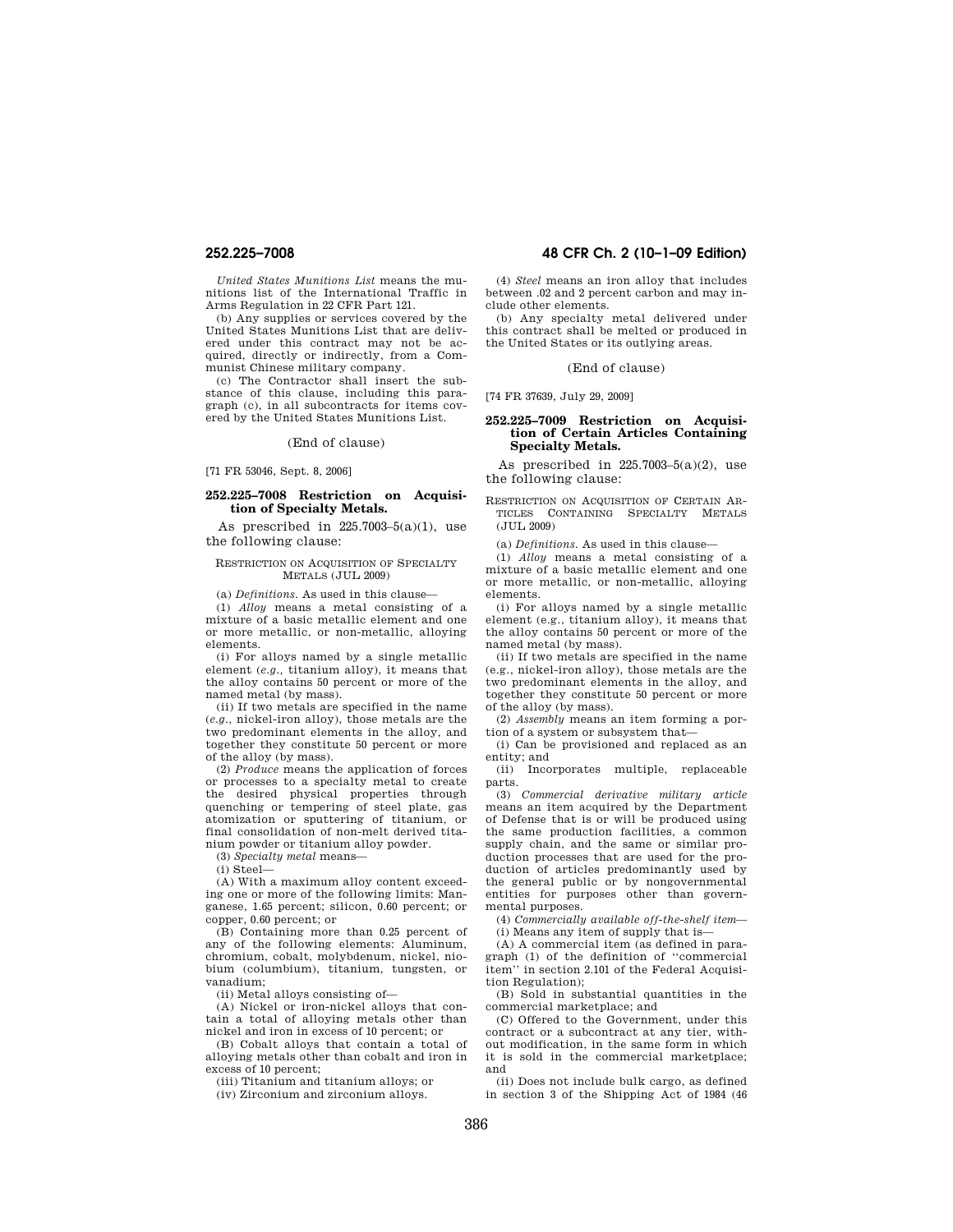*United States Munitions List* means the munitions list of the International Traffic in Arms Regulation in 22 CFR Part 121.

(b) Any supplies or services covered by the United States Munitions List that are delivered under this contract may not be acquired, directly or indirectly, from a Communist Chinese military company.

(c) The Contractor shall insert the substance of this clause, including this paragraph (c), in all subcontracts for items covered by the United States Munitions List.

(End of clause)

[71 FR 53046, Sept. 8, 2006]

### 252.225–7008 Restriction on Acquisition of Specialty Metals.

As prescribed in 225.7003–5(a)(1), use the following clause:

RESTRICTION ON ACQUISITION OF SPECIALTY METALS (JUL 2009)

(a) *Definitions.* As used in this clause—

(1) *Alloy* means a metal consisting of a mixture of a basic metallic element and one or more metallic, or non-metallic, alloying elements.

(i) For alloys named by a single metallic element (*e.g.,* titanium alloy), it means that the alloy contains 50 percent or more of the named metal (by mass).

(ii) If two metals are specified in the name (*e.g.,* nickel-iron alloy), those metals are the two predominant elements in the alloy, and together they constitute 50 percent or more of the alloy (by mass).

(2) *Produce* means the application of forces or processes to a specialty metal to create the desired physical properties through quenching or tempering of steel plate, gas atomization or sputtering of titanium, or final consolidation of non-melt derived titanium powder or titanium alloy powder.

(3) *Specialty metal* means—

(i) Steel—

(A) With a maximum alloy content exceeding one or more of the following limits: Manganese, 1.65 percent; silicon, 0.60 percent; or copper, 0.60 percent; or

(B) Containing more than 0.25 percent of any of the following elements: Aluminum, chromium, cobalt, molybdenum, nickel, niobium (columbium), titanium, tungsten, or vanadium;

(ii) Metal alloys consisting of—

(A) Nickel or iron-nickel alloys that contain a total of alloying metals other than nickel and iron in excess of 10 percent; or

(B) Cobalt alloys that contain a total of alloying metals other than cobalt and iron in excess of 10 percent;

(iii) Titanium and titanium alloys; or

(iv) Zirconium and zirconium alloys.

(4) *Steel* means an iron alloy that includes between .02 and 2 percent carbon and may include other elements.

(b) Any specialty metal delivered under this contract shall be melted or produced in the United States or its outlying areas.

(End of clause)

[74 FR 37639, July 29, 2009]

### 252.225–7009 Restriction on Acquisition of Certain Articles Containing Specialty Metals.

As prescribed in 225.7003–5(a)(2), use the following clause:

RESTRICTION ON ACQUISITION OF CERTAIN ARTICLES CONTAINING SPECIALTY METALS (JUL 2009)

(a) *Definitions.* As used in this clause—

(1) *Alloy* means a metal consisting of a mixture of a basic metallic element and one or more metallic, or non-metallic, alloying elements.

(i) For alloys named by a single metallic element (e.g., titanium alloy), it means that the alloy contains 50 percent or more of the named metal (by mass).

(ii) If two metals are specified in the name (e.g., nickel-iron alloy), those metals are the two predominant elements in the alloy, and together they constitute 50 percent or more of the alloy (by mass).

(2) *Assembly* means an item forming a portion of a system or subsystem that—

(i) Can be provisioned and replaced as an entity; and

(ii) Incorporates multiple, replaceable parts.

(3) *Commercial derivative military article* means an item acquired by the Department of Defense that is or will be produced using the same production facilities, a common supply chain, and the same or similar production processes that are used for the production of articles predominantly used by the general public or by nongovernmental entities for purposes other than governmental purposes.

(4) *Commercially available off-the-shelf item*—

(i) Means any item of supply that is—

(A) A commercial item (as defined in paragraph (1) of the definition of "commercial item" in section 2.101 of the Federal Acquisition Regulation);

(B) Sold in substantial quantities in the commercial marketplace; and

(C) Offered to the Government, under this contract or a subcontract at any tier, without modification, in the same form in which it is sold in the commercial marketplace; and

(ii) Does not include bulk cargo, as defined in section 3 of the Shipping Act of 1984 (46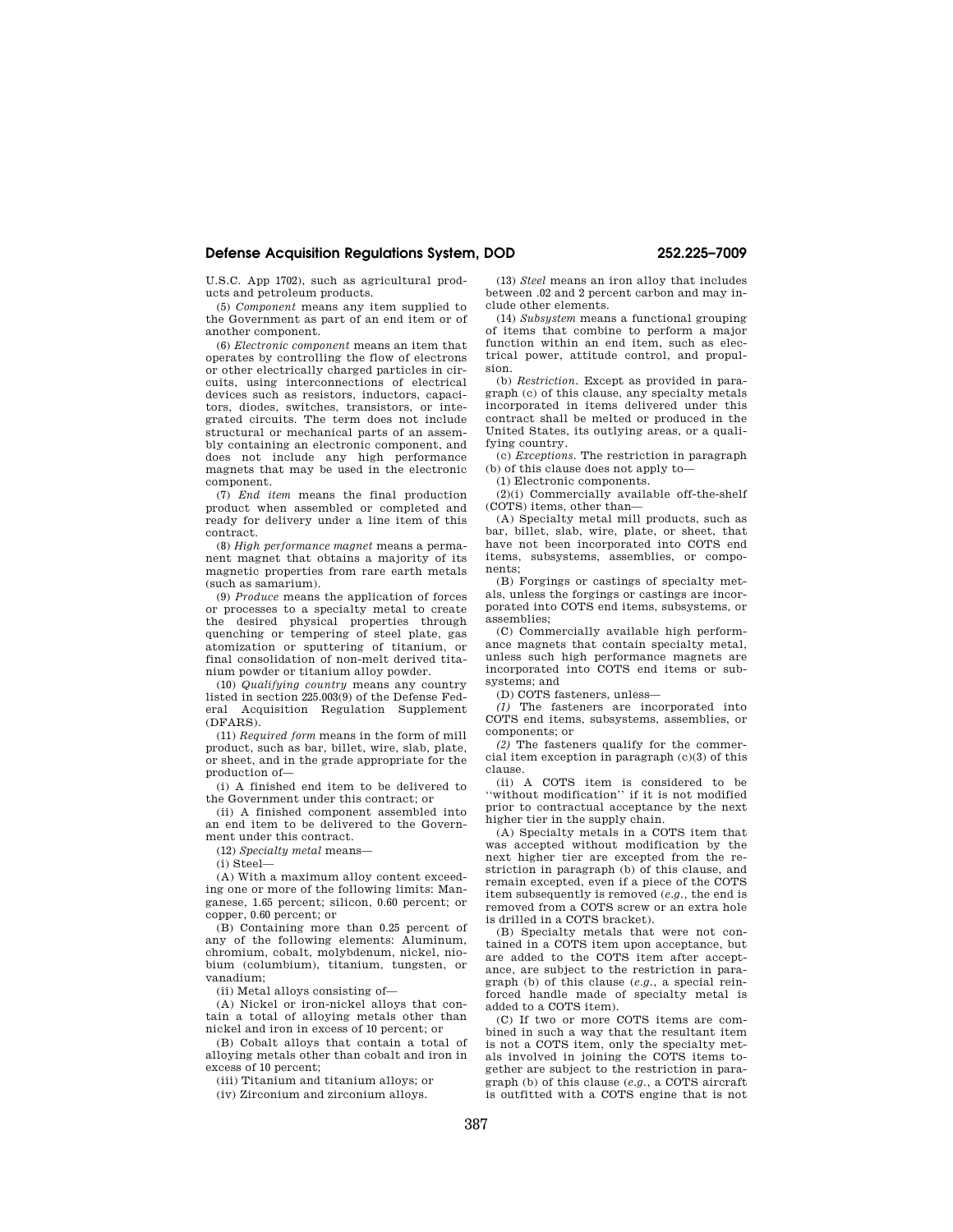U.S.C. App 1702), such as agricultural products and petroleum products.

(5) *Component* means any item supplied to the Government as part of an end item or of another component.

(6) *Electronic component* means an item that operates by controlling the flow of electrons or other electrically charged particles in circuits, using interconnections of electrical devices such as resistors, inductors, capacitors, diodes, switches, transistors, or integrated circuits. The term does not include structural or mechanical parts of an assembly containing an electronic component, and does not include any high performance magnets that may be used in the electronic component.

(7) *End item* means the final production product when assembled or completed and ready for delivery under a line item of this contract.

(8) *High performance magnet* means a permanent magnet that obtains a majority of its magnetic properties from rare earth metals (such as samarium).

(9) *Produce* means the application of forces or processes to a specialty metal to create the desired physical properties through quenching or tempering of steel plate, gas atomization or sputtering of titanium, or final consolidation of non-melt derived titanium powder or titanium alloy powder.

(10) *Qualifying country* means any country listed in section 225.003(9) of the Defense Federal Acquisition Regulation Supplement (DFARS).

(11) *Required form* means in the form of mill product, such as bar, billet, wire, slab, plate, or sheet, and in the grade appropriate for the production of—

(i) A finished end item to be delivered to the Government under this contract; or

(ii) A finished component assembled into an end item to be delivered to the Government under this contract.

(12) *Specialty metal* means—

(i) Steel—

(A) With a maximum alloy content exceeding one or more of the following limits: Manganese, 1.65 percent; silicon, 0.60 percent; or copper, 0.60 percent; or

(B) Containing more than 0.25 percent of any of the following elements: Aluminum, chromium, cobalt, molybdenum, nickel, niobium (columbium), titanium, tungsten, or vanadium;

(ii) Metal alloys consisting of—

(A) Nickel or iron-nickel alloys that contain a total of alloying metals other than nickel and iron in excess of 10 percent; or

(B) Cobalt alloys that contain a total of alloying metals other than cobalt and iron in excess of 10 percent;

(iii) Titanium and titanium alloys; or

(iv) Zirconium and zirconium alloys.

(13) *Steel* means an iron alloy that includes between .02 and 2 percent carbon and may include other elements.

(14) *Subsystem* means a functional grouping of items that combine to perform a major function within an end item, such as electrical power, attitude control, and propulsion.

(b) *Restriction*. Except as provided in paragraph (c) of this clause, any specialty metals incorporated in items delivered under this contract shall be melted or produced in the United States, its outlying areas, or a qualifying country.

(c) *Exceptions*. The restriction in paragraph (b) of this clause does not apply to—

(1) Electronic components.

(2)(i) Commercially available off-the-shelf (COTS) items, other than—

(A) Specialty metal mill products, such as bar, billet, slab, wire, plate, or sheet, that have not been incorporated into COTS end items, subsystems, assemblies, or components;

(B) Forgings or castings of specialty metals, unless the forgings or castings are incorporated into COTS end items, subsystems, or assemblies;

(C) Commercially available high performance magnets that contain specialty metal, unless such high performance magnets are incorporated into COTS end items or subsystems; and

(D) COTS fasteners, unless—

*(1)* The fasteners are incorporated into COTS end items, subsystems, assemblies, or components; or

*(2)* The fasteners qualify for the commercial item exception in paragraph (c)(3) of this clause.

(ii) A COTS item is considered to be "without modification" if it is not modified prior to contractual acceptance by the next higher tier in the supply chain.

(A) Specialty metals in a COTS item that was accepted without modification by the next higher tier are excepted from the restriction in paragraph (b) of this clause, and remain excepted, even if a piece of the COTS item subsequently is removed (*e.g.*, the end is removed from a COTS screw or an extra hole is drilled in a COTS bracket).

(B) Specialty metals that were not contained in a COTS item upon acceptance, but are added to the COTS item after acceptance, are subject to the restriction in paragraph (b) of this clause (*e.g.*, a special reinforced handle made of specialty metal is added to a COTS item).

(C) If two or more COTS items are combined in such a way that the resultant item is not a COTS item, only the specialty metals involved in joining the COTS items together are subject to the restriction in paragraph (b) of this clause (*e.g.*, a COTS aircraft is outfitted with a COTS engine that is not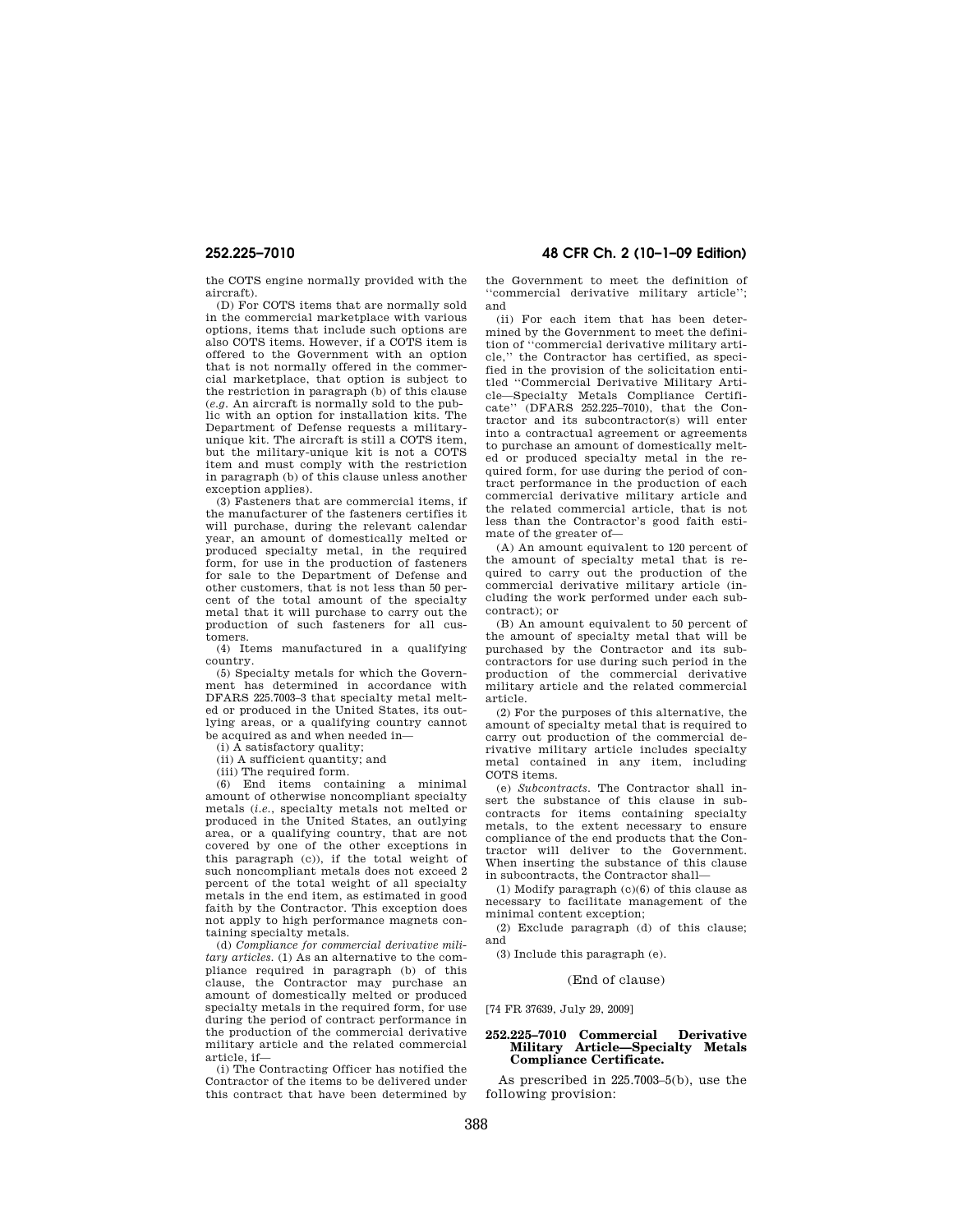the COTS engine normally provided with the aircraft).

(D) For COTS items that are normally sold in the commercial marketplace with various options, items that include such options are also COTS items. However, if a COTS item is offered to the Government with an option that is not normally offered in the commercial marketplace, that option is subject to the restriction in paragraph (b) of this clause (*e.g.* An aircraft is normally sold to the public with an option for installation kits. The Department of Defense requests a military-unique kit. The aircraft is still a COTS item, but the military-unique kit is not a COTS item and must comply with the restriction in paragraph (b) of this clause unless another exception applies).

(3) Fasteners that are commercial items, if the manufacturer of the fasteners certifies it will purchase, during the relevant calendar year, an amount of domestically melted or produced specialty metal, in the required form, for use in the production of fasteners for sale to the Department of Defense and other customers, that is not less than 50 percent of the total amount of the specialty metal that it will purchase to carry out the production of such fasteners for all customers.

(4) Items manufactured in a qualifying country.

(5) Specialty metals for which the Government has determined in accordance with DFARS 225.7003–3 that specialty metal melted or produced in the United States, its outlying areas, or a qualifying country cannot be acquired as and when needed in—

(i) A satisfactory quality;

(ii) A sufficient quantity; and

(iii) The required form.

(6) End items containing a minimal amount of otherwise noncompliant specialty metals (*i.e.*, specialty metals not melted or produced in the United States, an outlying area, or a qualifying country, that are not covered by one of the other exceptions in this paragraph (c)), if the total weight of such noncompliant metals does not exceed 2 percent of the total weight of all specialty metals in the end item, as estimated in good faith by the Contractor. This exception does not apply to high performance magnets containing specialty metals.

(d) *Compliance for commercial derivative military articles.* (1) As an alternative to the compliance required in paragraph (b) of this clause, the Contractor may purchase an amount of domestically melted or produced specialty metals in the required form, for use during the period of contract performance in the production of the commercial derivative military article and the related commercial article, if—

(i) The Contracting Officer has notified the Contractor of the items to be delivered under this contract that have been determined by the Government to meet the definition of ''commercial derivative military article''; and

(ii) For each item that has been determined by the Government to meet the definition of ''commercial derivative military article,'' the Contractor has certified, as specified in the provision of the solicitation entitled ''Commercial Derivative Military Article—Specialty Metals Compliance Certificate'' (DFARS 252.225–7010), that the Contractor and its subcontractor(s) will enter into a contractual agreement or agreements to purchase an amount of domestically melted or produced specialty metal in the required form, for use during the period of contract performance in the production of each commercial derivative military article and the related commercial article, that is not less than the Contractor's good faith estimate of the greater of—

(A) An amount equivalent to 120 percent of the amount of specialty metal that is required to carry out the production of the commercial derivative military article (including the work performed under each subcontract); or

(B) An amount equivalent to 50 percent of the amount of specialty metal that will be purchased by the Contractor and its subcontractors for use during such period in the production of the commercial derivative military article and the related commercial article.

(2) For the purposes of this alternative, the amount of specialty metal that is required to carry out production of the commercial derivative military article includes specialty metal contained in any item, including COTS items.

(e) *Subcontracts.* The Contractor shall insert the substance of this clause in subcontracts for items containing specialty metals, to the extent necessary to ensure compliance of the end products that the Contractor will deliver to the Government. When inserting the substance of this clause in subcontracts, the Contractor shall—

(1) Modify paragraph (c)(6) of this clause as necessary to facilitate management of the minimal content exception;

(2) Exclude paragraph (d) of this clause; and

(3) Include this paragraph (e).

(End of clause)

[74 FR 37639, July 29, 2009]

### 252.225–7010 Commercial Derivative Military Article—Specialty Metals Compliance Certificate.

As prescribed in 225.7003–5(b), use the following provision: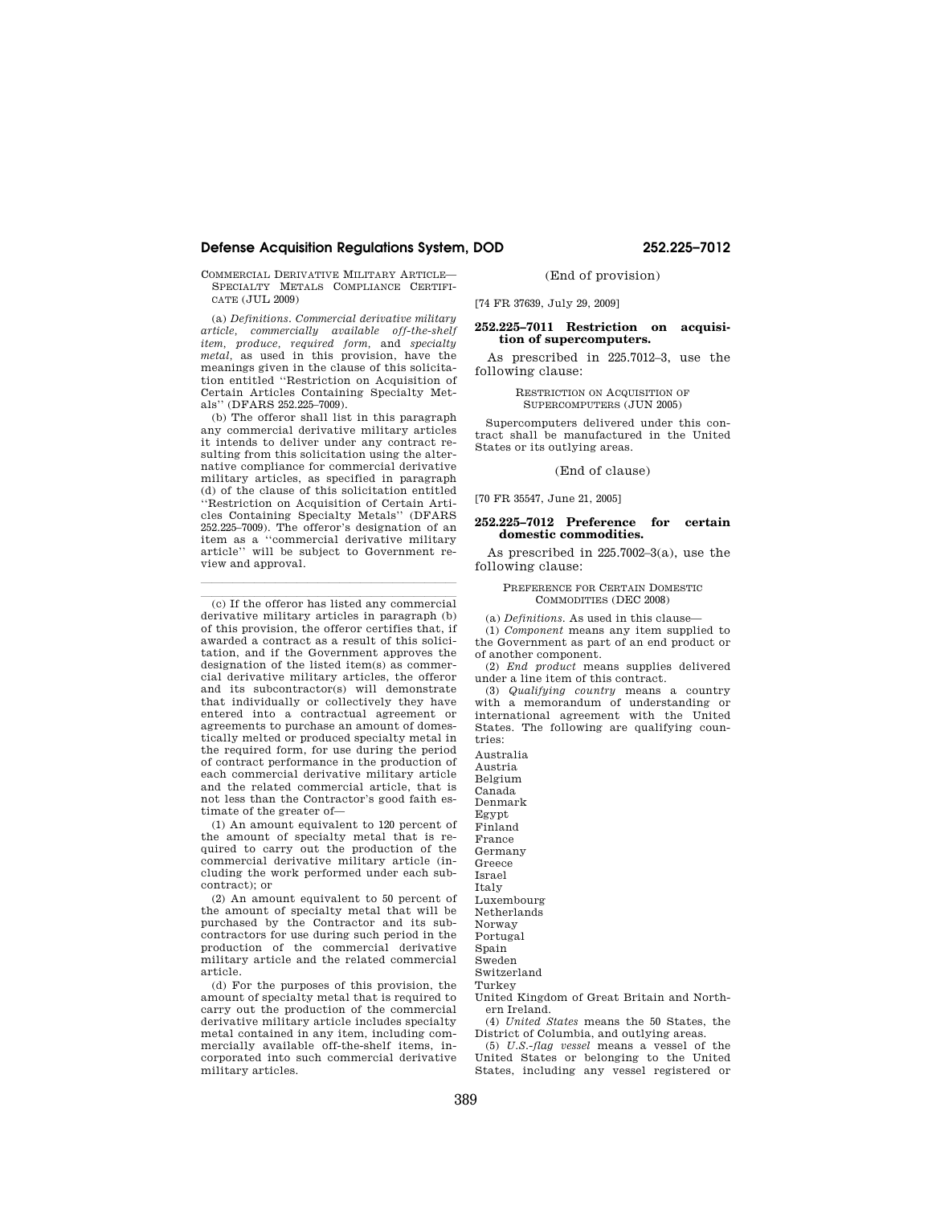COMMERCIAL DERIVATIVE MILITARY ARTICLE—SPECIALTY METALS COMPLIANCE CERTIFICATE (JUL 2009)

(a) *Definitions. Commercial derivative military article, commercially available off-the-shelf item, produce, required form,* and *specialty metal,* as used in this provision, have the meanings given in the clause of this solicitation entitled ''Restriction on Acquisition of Certain Articles Containing Specialty Metals'' (DFARS 252.225–7009).

(b) The offeror shall list in this paragraph any commercial derivative military articles it intends to deliver under any contract resulting from this solicitation using the alternative compliance for commercial derivative military articles, as specified in paragraph (d) of the clause of this solicitation entitled ''Restriction on Acquisition of Certain Articles Containing Specialty Metals'' (DFARS 252.225–7009). The offeror's designation of an item as a ''commercial derivative military article'' will be subject to Government review and approval.

---

---

(c) If the offeror has listed any commercial derivative military articles in paragraph (b) of this provision, the offeror certifies that, if awarded a contract as a result of this solicitation, and if the Government approves the designation of the listed item(s) as commercial derivative military articles, the offeror and its subcontractor(s) will demonstrate that individually or collectively they have entered into a contractual agreement or agreements to purchase an amount of domestically melted or produced specialty metal in the required form, for use during the period of contract performance in the production of each commercial derivative military article and the related commercial article, that is not less than the Contractor's good faith estimate of the greater of—

(1) An amount equivalent to 120 percent of the amount of specialty metal that is required to carry out the production of the commercial derivative military article (including the work performed under each subcontract); or

(2) An amount equivalent to 50 percent of the amount of specialty metal that will be purchased by the Contractor and its subcontractors for use during such period in the production of the commercial derivative military article and the related commercial article.

(d) For the purposes of this provision, the amount of specialty metal that is required to carry out the production of the commercial derivative military article includes specialty metal contained in any item, including commercially available off-the-shelf items, incorporated into such commercial derivative military articles.

(End of provision)

[74 FR 37639, July 29, 2009]

### 252.225–7011 Restriction on acquisition of supercomputers.

As prescribed in 225.7012–3, use the following clause:

RESTRICTION ON ACQUISITION OF SUPERCOMPUTERS (JUN 2005)

Supercomputers delivered under this contract shall be manufactured in the United States or its outlying areas.

(End of clause)

[70 FR 35547, June 21, 2005]

### 252.225–7012 Preference for certain domestic commodities.

As prescribed in 225.7002–3(a), use the following clause:

PREFERENCE FOR CERTAIN DOMESTIC COMMODITIES (DEC 2008)

(a) *Definitions.* As used in this clause—

(1) *Component* means any item supplied to the Government as part of an end product or of another component.

(2) *End product* means supplies delivered under a line item of this contract.

(3) *Qualifying country* means a country with a memorandum of understanding or international agreement with the United States. The following are qualifying countries:

Australia
Austria
Belgium
Canada
Denmark
Egypt
Finland
France
Germany
Greece
Israel
Italy
Luxembourg
Netherlands
Norway
Portugal
Spain
Sweden
Switzerland
Turkey
United Kingdom of Great Britain and Northern Ireland.

(4) *United States* means the 50 States, the District of Columbia, and outlying areas.

(5) *U.S.-flag vessel* means a vessel of the United States or belonging to the United States, including any vessel registered or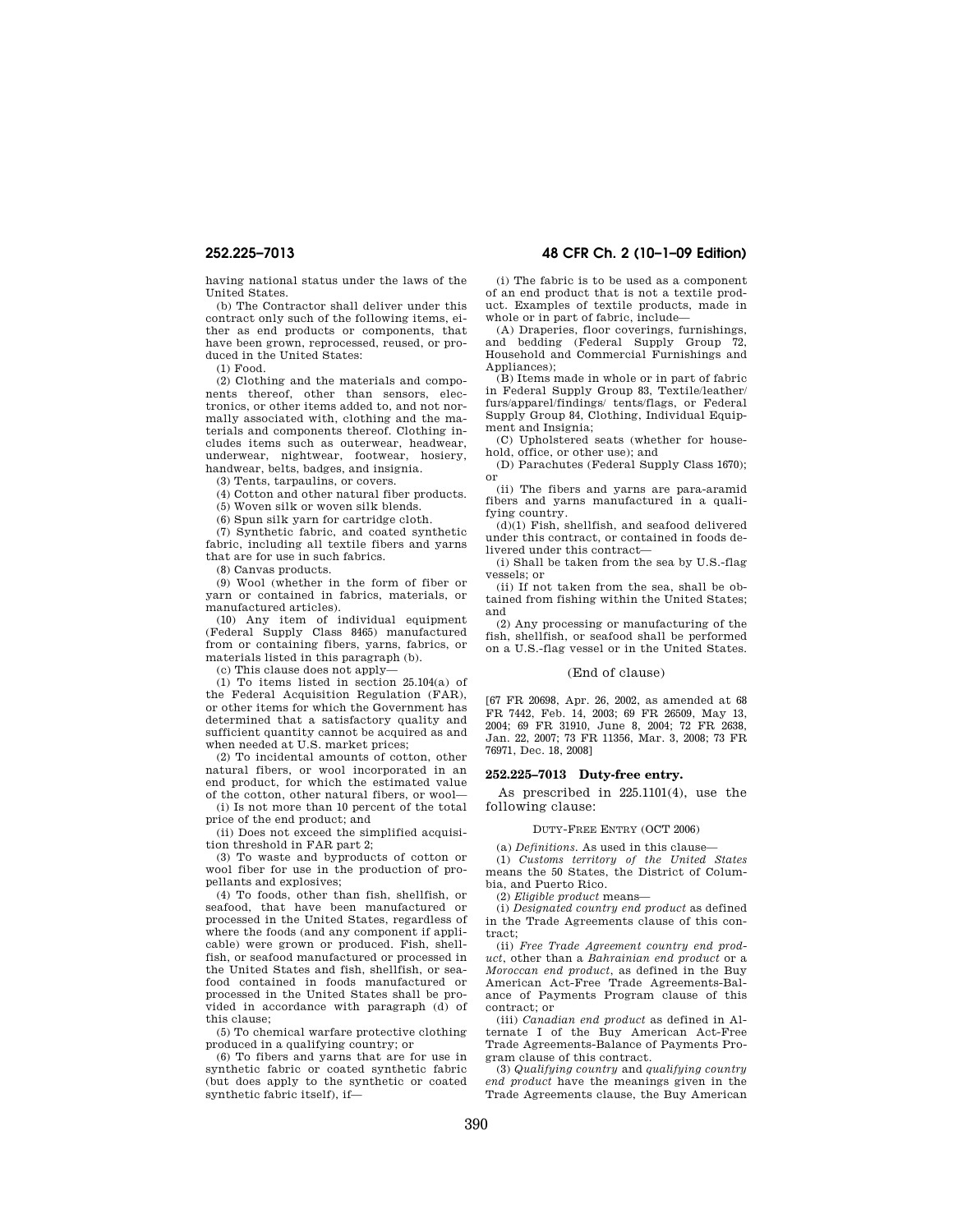having national status under the laws of the United States.

(b) The Contractor shall deliver under this contract only such of the following items, either as end products or components, that have been grown, reprocessed, reused, or produced in the United States:

(1) Food.

(2) Clothing and the materials and components thereof, other than sensors, electronics, or other items added to, and not normally associated with, clothing and the materials and components thereof. Clothing includes items such as outerwear, headwear, underwear, nightwear, footwear, hosiery, handwear, belts, badges, and insignia.

(3) Tents, tarpaulins, or covers.

(4) Cotton and other natural fiber products.

(5) Woven silk or woven silk blends.

(6) Spun silk yarn for cartridge cloth.

(7) Synthetic fabric, and coated synthetic fabric, including all textile fibers and yarns that are for use in such fabrics.

(8) Canvas products.

(9) Wool (whether in the form of fiber or yarn or contained in fabrics, materials, or manufactured articles).

(10) Any item of individual equipment (Federal Supply Class 8465) manufactured from or containing fibers, yarns, fabrics, or materials listed in this paragraph (b).

(c) This clause does not apply—

(1) To items listed in section 25.104(a) of the Federal Acquisition Regulation (FAR), or other items for which the Government has determined that a satisfactory quality and sufficient quantity cannot be acquired as and when needed at U.S. market prices;

(2) To incidental amounts of cotton, other natural fibers, or wool incorporated in an end product, for which the estimated value of the cotton, other natural fibers, or wool—

(i) Is not more than 10 percent of the total price of the end product; and

(ii) Does not exceed the simplified acquisition threshold in FAR part 2;

(3) To waste and byproducts of cotton or wool fiber for use in the production of propellants and explosives;

(4) To foods, other than fish, shellfish, or seafood, that have been manufactured or processed in the United States, regardless of where the foods (and any component if applicable) were grown or produced. Fish, shellfish, or seafood manufactured or processed in the United States and fish, shellfish, or seafood contained in foods manufactured or processed in the United States shall be provided in accordance with paragraph (d) of this clause;

(5) To chemical warfare protective clothing produced in a qualifying country; or

(6) To fibers and yarns that are for use in synthetic fabric or coated synthetic fabric (but does apply to the synthetic or coated synthetic fabric itself), if—

(i) The fabric is to be used as a component of an end product that is not a textile product. Examples of textile products, made in whole or in part of fabric, include—

(A) Draperies, floor coverings, furnishings, and bedding (Federal Supply Group 72, Household and Commercial Furnishings and Appliances);

(B) Items made in whole or in part of fabric in Federal Supply Group 83, Textile/leather/furs/apparel/findings/ tents/flags, or Federal Supply Group 84, Clothing, Individual Equipment and Insignia;

(C) Upholstered seats (whether for household, office, or other use); and

(D) Parachutes (Federal Supply Class 1670); or

(ii) The fibers and yarns are para-aramid fibers and yarns manufactured in a qualifying country.

(d)(1) Fish, shellfish, and seafood delivered under this contract, or contained in foods delivered under this contract—

(i) Shall be taken from the sea by U.S.-flag vessels; or

(ii) If not taken from the sea, shall be obtained from fishing within the United States; and

(2) Any processing or manufacturing of the fish, shellfish, or seafood shall be performed on a U.S.-flag vessel or in the United States.

(End of clause)

[67 FR 20698, Apr. 26, 2002, as amended at 68 FR 7442, Feb. 14, 2003; 69 FR 26509, May 13, 2004; 69 FR 31910, June 8, 2004; 72 FR 2638, Jan. 22, 2007; 73 FR 11356, Mar. 3, 2008; 73 FR 76971, Dec. 18, 2008]

### 252.225–7013 Duty-free entry.

As prescribed in 225.1101(4), use the following clause:

DUTY-FREE ENTRY (OCT 2006)

(a) *Definitions.* As used in this clause—

(1) *Customs territory of the United States* means the 50 States, the District of Columbia, and Puerto Rico.

(2) *Eligible product* means—

(i) *Designated country end product* as defined in the Trade Agreements clause of this contract;

(ii) *Free Trade Agreement country end product*, other than a *Bahrainian end product* or a *Moroccan end product*, as defined in the Buy American Act-Free Trade Agreements-Balance of Payments Program clause of this contract; or

(iii) *Canadian end product* as defined in Alternate I of the Buy American Act-Free Trade Agreements-Balance of Payments Program clause of this contract.

(3) *Qualifying country* and *qualifying country end product* have the meanings given in the Trade Agreements clause, the Buy American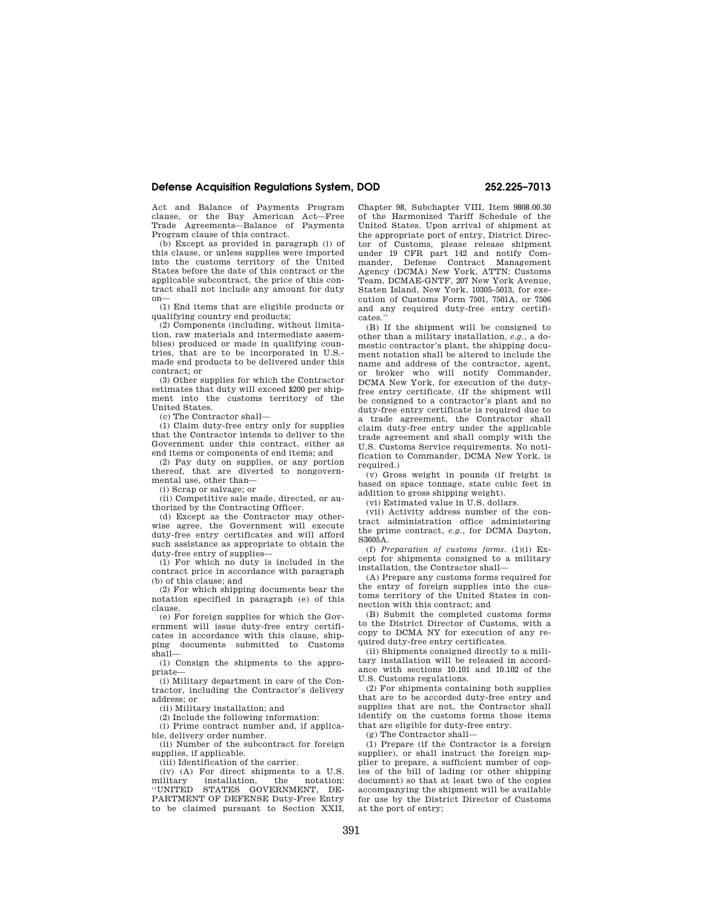Act and Balance of Payments Program clause, or the Buy American Act—Free Trade Agreements—Balance of Payments Program clause of this contract.

(b) Except as provided in paragraph (i) of this clause, or unless supplies were imported into the customs territory of the United States before the date of this contract or the applicable subcontract, the price of this contract shall not include any amount for duty on—

(1) End items that are eligible products or qualifying country end products;

(2) Components (including, without limitation, raw materials and intermediate assemblies) produced or made in qualifying countries, that are to be incorporated in U.S.-made end products to be delivered under this contract; or

(3) Other supplies for which the Contractor estimates that duty will exceed $200 per shipment into the customs territory of the United States.

(c) The Contractor shall—

(1) Claim duty-free entry only for supplies that the Contractor intends to deliver to the Government under this contract, either as end items or components of end items; and

(2) Pay duty on supplies, or any portion thereof, that are diverted to nongovernmental use, other than—

(i) Scrap or salvage; or

(ii) Competitive sale made, directed, or authorized by the Contracting Officer.

(d) Except as the Contractor may otherwise agree, the Government will execute duty-free entry certificates and will afford such assistance as appropriate to obtain the duty-free entry of supplies—

(1) For which no duty is included in the contract price in accordance with paragraph (b) of this clause; and

(2) For which shipping documents bear the notation specified in paragraph (e) of this clause.

(e) For foreign supplies for which the Government will issue duty-free entry certificates in accordance with this clause, shipping documents submitted to Customs shall—

(1) Consign the shipments to the appropriate—

(i) Military department in care of the Contractor, including the Contractor's delivery address; or

(ii) Military installation; and

(2) Include the following information:

(i) Prime contract number and, if applicable, delivery order number.

(ii) Number of the subcontract for foreign supplies, if applicable.

(iii) Identification of the carrier.

(iv) (A) For direct shipments to a U.S. military installation, the notation: ''UNITED STATES GOVERNMENT, DEPARTMENT OF DEFENSE Duty-Free Entry to be claimed pursuant to Section XXII, Chapter 98, Subchapter VIII, Item 9808.00.30 of the Harmonized Tariff Schedule of the United States. Upon arrival of shipment at the appropriate port of entry, District Director of Customs, please release shipment under 19 CFR part 142 and notify Commander, Defense Contract Management Agency (DCMA) New York, ATTN: Customs Team, DCMAE-GNTF, 207 New York Avenue, Staten Island, New York, 10305–5013, for execution of Customs Form 7501, 7501A, or 7506 and any required duty-free entry certificates.''

(B) If the shipment will be consigned to other than a military installation, *e.g.*, a domestic contractor's plant, the shipping document notation shall be altered to include the name and address of the contractor, agent, or broker who will notify Commander, DCMA New York, for execution of the duty-free entry certificate. (If the shipment will be consigned to a contractor's plant and no duty-free entry certificate is required due to a trade agreement, the Contractor shall claim duty-free entry under the applicable trade agreement and shall comply with the U.S. Customs Service requirements. No notification to Commander, DCMA New York, is required.)

(v) Gross weight in pounds (if freight is based on space tonnage, state cubic feet in addition to gross shipping weight).

(vi) Estimated value in U.S. dollars.

(vii) Activity address number of the contract administration office administering the prime contract, *e.g.*, for DCMA Dayton, S3605A.

(f) *Preparation of customs forms.* (1)(i) Except for shipments consigned to a military installation, the Contractor shall—

(A) Prepare any customs forms required for the entry of foreign supplies into the customs territory of the United States in connection with this contract; and

(B) Submit the completed customs forms to the District Director of Customs, with a copy to DCMA NY for execution of any required duty-free entry certificates.

(ii) Shipments consigned directly to a military installation will be released in accordance with sections 10.101 and 10.102 of the U.S. Customs regulations.

(2) For shipments containing both supplies that are to be accorded duty-free entry and supplies that are not, the Contractor shall identify on the customs forms those items that are eligible for duty-free entry.

(g) The Contractor shall—

(1) Prepare (if the Contractor is a foreign supplier), or shall instruct the foreign supplier to prepare, a sufficient number of copies of the bill of lading (or other shipping document) so that at least two of the copies accompanying the shipment will be available for use by the District Director of Customs at the port of entry;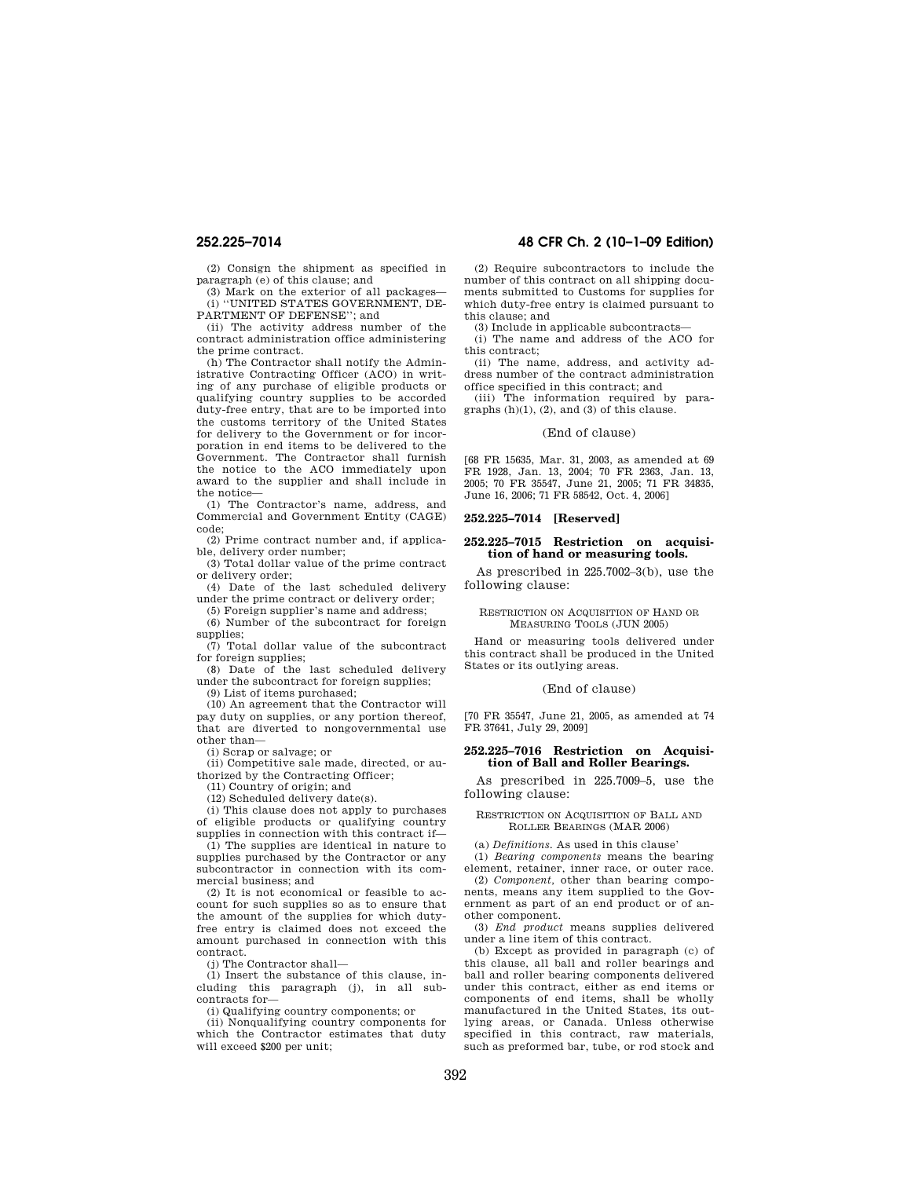(2) Consign the shipment as specified in paragraph (e) of this clause; and

(3) Mark on the exterior of all packages—

(i) ''UNITED STATES GOVERNMENT, DEPARTMENT OF DEFENSE''; and

(ii) The activity address number of the contract administration office administering the prime contract.

(h) The Contractor shall notify the Administrative Contracting Officer (ACO) in writing of any purchase of eligible products or qualifying country supplies to be accorded duty-free entry, that are to be imported into the customs territory of the United States for delivery to the Government or for incorporation in end items to be delivered to the Government. The Contractor shall furnish the notice to the ACO immediately upon award to the supplier and shall include in the notice—

(1) The Contractor's name, address, and Commercial and Government Entity (CAGE) code;

(2) Prime contract number and, if applicable, delivery order number;

(3) Total dollar value of the prime contract or delivery order;

(4) Date of the last scheduled delivery under the prime contract or delivery order;

(5) Foreign supplier's name and address;

(6) Number of the subcontract for foreign supplies;

(7) Total dollar value of the subcontract for foreign supplies;

(8) Date of the last scheduled delivery under the subcontract for foreign supplies;

(9) List of items purchased;

(10) An agreement that the Contractor will pay duty on supplies, or any portion thereof, that are diverted to nongovernmental use other than—

(i) Scrap or salvage; or

(ii) Competitive sale made, directed, or authorized by the Contracting Officer;

(11) Country of origin; and

(12) Scheduled delivery date(s).

(i) This clause does not apply to purchases of eligible products or qualifying country supplies in connection with this contract if—

(1) The supplies are identical in nature to supplies purchased by the Contractor or any subcontractor in connection with its commercial business; and

(2) It is not economical or feasible to account for such supplies so as to ensure that the amount of the supplies for which duty-free entry is claimed does not exceed the amount purchased in connection with this contract.

(j) The Contractor shall—

(1) Insert the substance of this clause, including this paragraph (j), in all subcontracts for—

(i) Qualifying country components; or

(ii) Nonqualifying country components for which the Contractor estimates that duty will exceed $200 per unit;

(2) Require subcontractors to include the number of this contract on all shipping documents submitted to Customs for supplies for which duty-free entry is claimed pursuant to this clause; and

(3) Include in applicable subcontracts—

(i) The name and address of the ACO for this contract;

(ii) The name, address, and activity address number of the contract administration office specified in this contract; and

(iii) The information required by paragraphs (h)(1), (2), and (3) of this clause.

(End of clause)

[68 FR 15635, Mar. 31, 2003, as amended at 69 FR 1928, Jan. 13, 2004; 70 FR 2363, Jan. 13, 2005; 70 FR 35547, June 21, 2005; 71 FR 34835, June 16, 2006; 71 FR 58542, Oct. 4, 2006]

### 252.225–7014 [Reserved]

### 252.225–7015 Restriction on acquisition of hand or measuring tools.

As prescribed in 225.7002–3(b), use the following clause:

RESTRICTION ON ACQUISITION OF HAND OR MEASURING TOOLS (JUN 2005)

Hand or measuring tools delivered under this contract shall be produced in the United States or its outlying areas.

(End of clause)

[70 FR 35547, June 21, 2005, as amended at 74 FR 37641, July 29, 2009]

### 252.225–7016 Restriction on Acquisition of Ball and Roller Bearings.

As prescribed in 225.7009–5, use the following clause:

RESTRICTION ON ACQUISITION OF BALL AND ROLLER BEARINGS (MAR 2006)

(a) *Definitions.* As used in this clause'

(1) *Bearing components* means the bearing element, retainer, inner race, or outer race.

(2) *Component,* other than bearing components, means any item supplied to the Government as part of an end product or of another component.

(3) *End product* means supplies delivered under a line item of this contract.

(b) Except as provided in paragraph (c) of this clause, all ball and roller bearings and ball and roller bearing components delivered under this contract, either as end items or components of end items, shall be wholly manufactured in the United States, its outlying areas, or Canada. Unless otherwise specified in this contract, raw materials, such as preformed bar, tube, or rod stock and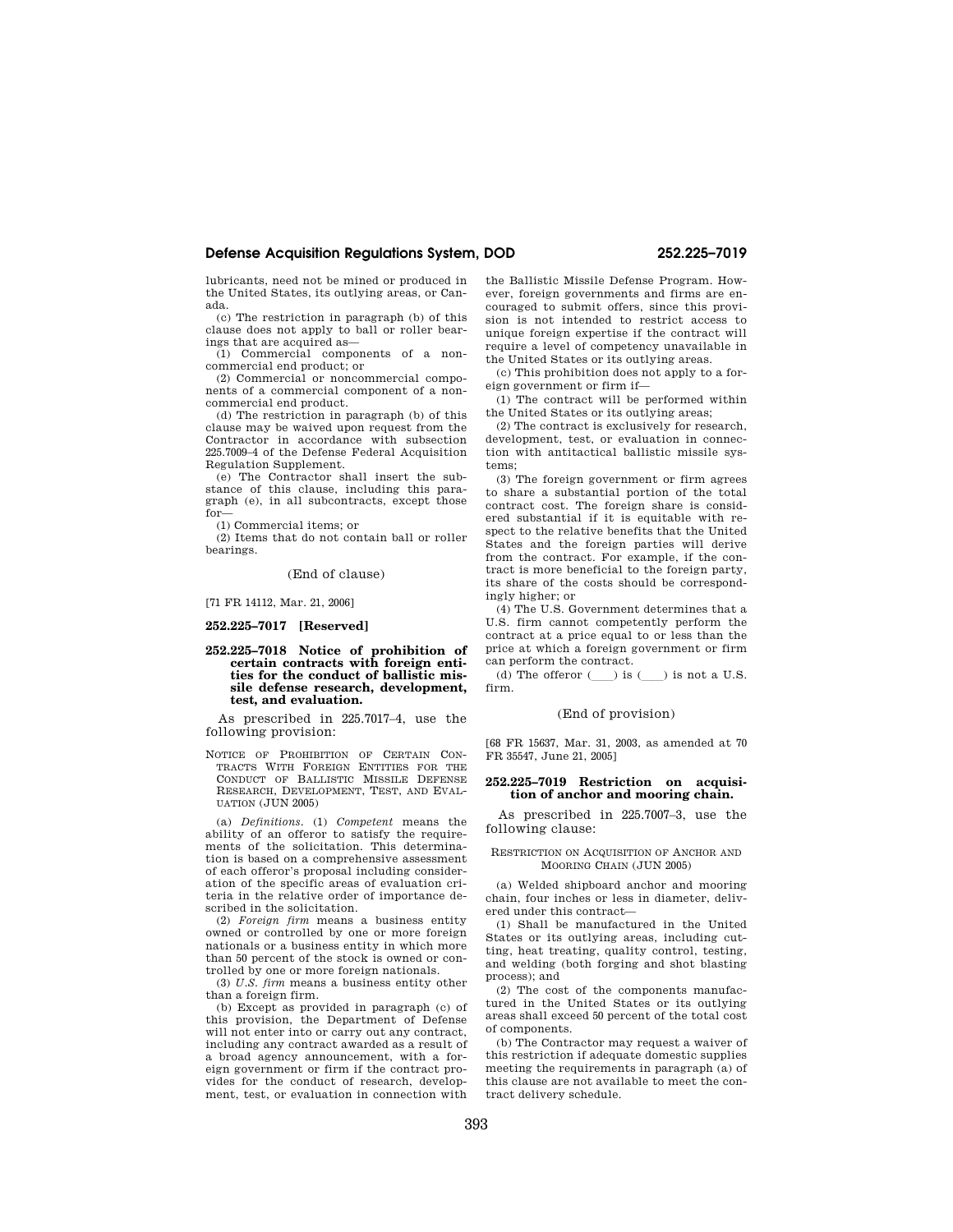lubricants, need not be mined or produced in the United States, its outlying areas, or Canada.

(c) The restriction in paragraph (b) of this clause does not apply to ball or roller bearings that are acquired as—

(1) Commercial components of a noncommercial end product; or

(2) Commercial or noncommercial components of a commercial component of a noncommercial end product.

(d) The restriction in paragraph (b) of this clause may be waived upon request from the Contractor in accordance with subsection 225.7009–4 of the Defense Federal Acquisition Regulation Supplement.

(e) The Contractor shall insert the substance of this clause, including this paragraph (e), in all subcontracts, except those for—

(1) Commercial items; or

(2) Items that do not contain ball or roller bearings.

(End of clause)

[71 FR 14112, Mar. 21, 2006]

### 252.225–7017 [Reserved]

### 252.225–7018 Notice of prohibition of certain contracts with foreign entities for the conduct of ballistic missile defense research, development, test, and evaluation.

As prescribed in 225.7017–4, use the following provision:

NOTICE OF PROHIBITION OF CERTAIN CONTRACTS WITH FOREIGN ENTITIES FOR THE CONDUCT OF BALLISTIC MISSILE DEFENSE RESEARCH, DEVELOPMENT, TEST, AND EVALUATION (JUN 2005)

(a) *Definitions.* (1) *Competent* means the ability of an offeror to satisfy the requirements of the solicitation. This determination is based on a comprehensive assessment of each offeror's proposal including consideration of the specific areas of evaluation criteria in the relative order of importance described in the solicitation.

(2) *Foreign firm* means a business entity owned or controlled by one or more foreign nationals or a business entity in which more than 50 percent of the stock is owned or controlled by one or more foreign nationals.

(3) *U.S. firm* means a business entity other than a foreign firm.

(b) Except as provided in paragraph (c) of this provision, the Department of Defense will not enter into or carry out any contract, including any contract awarded as a result of a broad agency announcement, with a foreign government or firm if the contract provides for the conduct of research, development, test, or evaluation in connection with the Ballistic Missile Defense Program. However, foreign governments and firms are encouraged to submit offers, since this provision is not intended to restrict access to unique foreign expertise if the contract will require a level of competency unavailable in the United States or its outlying areas.

(c) This prohibition does not apply to a foreign government or firm if—

(1) The contract will be performed within the United States or its outlying areas;

(2) The contract is exclusively for research, development, test, or evaluation in connection with antitactical ballistic missile systems;

(3) The foreign government or firm agrees to share a substantial portion of the total contract cost. The foreign share is considered substantial if it is equitable with respect to the relative benefits that the United States and the foreign parties will derive from the contract. For example, if the contract is more beneficial to the foreign party, its share of the costs should be correspondingly higher; or

(4) The U.S. Government determines that a U.S. firm cannot competently perform the contract at a price equal to or less than the price at which a foreign government or firm can perform the contract.

(d) The offeror (\_\_\_) is (\_\_\_) is not a U.S. firm.

(End of provision)

[68 FR 15637, Mar. 31, 2003, as amended at 70 FR 35547, June 21, 2005]

### 252.225–7019 Restriction on acquisition of anchor and mooring chain.

As prescribed in 225.7007–3, use the following clause:

RESTRICTION ON ACQUISITION OF ANCHOR AND MOORING CHAIN (JUN 2005)

(a) Welded shipboard anchor and mooring chain, four inches or less in diameter, delivered under this contract—

(1) Shall be manufactured in the United States or its outlying areas, including cutting, heat treating, quality control, testing, and welding (both forging and shot blasting process); and

(2) The cost of the components manufactured in the United States or its outlying areas shall exceed 50 percent of the total cost of components.

(b) The Contractor may request a waiver of this restriction if adequate domestic supplies meeting the requirements in paragraph (a) of this clause are not available to meet the contract delivery schedule.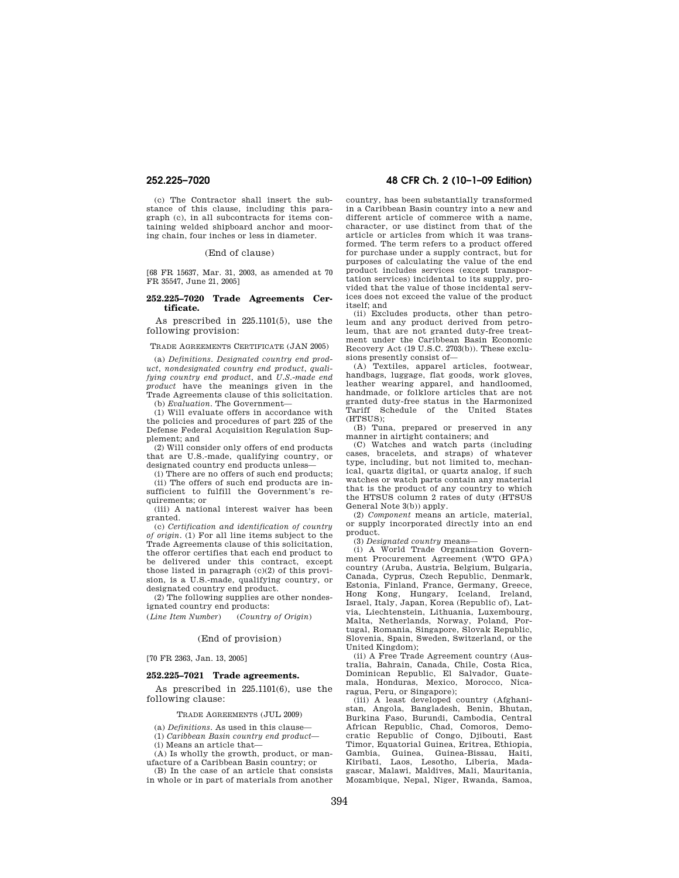(c) The Contractor shall insert the substance of this clause, including this paragraph (c), in all subcontracts for items containing welded shipboard anchor and mooring chain, four inches or less in diameter.

(End of clause)

[68 FR 15637, Mar. 31, 2003, as amended at 70 FR 35547, June 21, 2005]

### 252.225–7020 Trade Agreements Certificate.

As prescribed in 225.1101(5), use the following provision:

TRADE AGREEMENTS CERTIFICATE (JAN 2005)

(a) *Definitions. Designated country end product, nondesignated country end product, qualifying country end product,* and *U.S.-made end product* have the meanings given in the Trade Agreements clause of this solicitation.

(b) *Evaluation.* The Government—

(1) Will evaluate offers in accordance with the policies and procedures of part 225 of the Defense Federal Acquisition Regulation Supplement; and

(2) Will consider only offers of end products that are U.S.-made, qualifying country, or designated country end products unless—

(i) There are no offers of such end products;

(ii) The offers of such end products are insufficient to fulfill the Government's requirements; or

(iii) A national interest waiver has been granted.

(c) *Certification and identification of country of origin.* (1) For all line items subject to the Trade Agreements clause of this solicitation, the offeror certifies that each end product to be delivered under this contract, except those listed in paragraph (c)(2) of this provision, is a U.S.-made, qualifying country, or designated country end product.

(2) The following supplies are other nondesignated country end products:

(*Line Item Number*) (*Country of Origin*)

(End of provision)

[70 FR 2363, Jan. 13, 2005]

### 252.225–7021 Trade agreements.

As prescribed in 225.1101(6), use the following clause:

TRADE AGREEMENTS (JUL 2009)

(a) *Definitions.* As used in this clause—

(1) *Caribbean Basin country end product*—

(i) Means an article that—

(A) Is wholly the growth, product, or manufacture of a Caribbean Basin country; or

(B) In the case of an article that consists in whole or in part of materials from another country, has been substantially transformed in a Caribbean Basin country into a new and different article of commerce with a name, character, or use distinct from that of the article or articles from which it was transformed. The term refers to a product offered for purchase under a supply contract, but for purposes of calculating the value of the end product includes services (except transportation services) incidental to its supply, provided that the value of those incidental services does not exceed the value of the product itself; and

(ii) Excludes products, other than petroleum and any product derived from petroleum, that are not granted duty-free treatment under the Caribbean Basin Economic Recovery Act (19 U.S.C. 2703(b)). These exclusions presently consist of—

(A) Textiles, apparel articles, footwear, handbags, luggage, flat goods, work gloves, leather wearing apparel, and handloomed, handmade, or folklore articles that are not granted duty-free status in the Harmonized Tariff Schedule of the United States (HTSUS);

(B) Tuna, prepared or preserved in any manner in airtight containers; and

(C) Watches and watch parts (including cases, bracelets, and straps) of whatever type, including, but not limited to, mechanical, quartz digital, or quartz analog, if such watches or watch parts contain any material that is the product of any country to which the HTSUS column 2 rates of duty (HTSUS General Note 3(b)) apply.

(2) *Component* means an article, material, or supply incorporated directly into an end product.

(3) *Designated country* means—

(i) A World Trade Organization Government Procurement Agreement (WTO GPA) country (Aruba, Austria, Belgium, Bulgaria, Canada, Cyprus, Czech Republic, Denmark, Estonia, Finland, France, Germany, Greece, Hong Kong, Hungary, Iceland, Ireland, Israel, Italy, Japan, Korea (Republic of), Latvia, Liechtenstein, Lithuania, Luxembourg, Malta, Netherlands, Norway, Poland, Portugal, Romania, Singapore, Slovak Republic, Slovenia, Spain, Sweden, Switzerland, or the United Kingdom);

(ii) A Free Trade Agreement country (Australia, Bahrain, Canada, Chile, Costa Rica, Dominican Republic, El Salvador, Guatemala, Honduras, Mexico, Morocco, Nicaragua, Peru, or Singapore);

(iii) A least developed country (Afghanistan, Angola, Bangladesh, Benin, Bhutan, Burkina Faso, Burundi, Cambodia, Central African Republic, Chad, Comoros, Democratic Republic of Congo, Djibouti, East Timor, Equatorial Guinea, Eritrea, Ethiopia, Gambia, Guinea, Guinea-Bissau, Haiti, Kiribati, Laos, Lesotho, Liberia, Madagascar, Malawi, Maldives, Mali, Mauritania, Mozambique, Nepal, Niger, Rwanda, Samoa,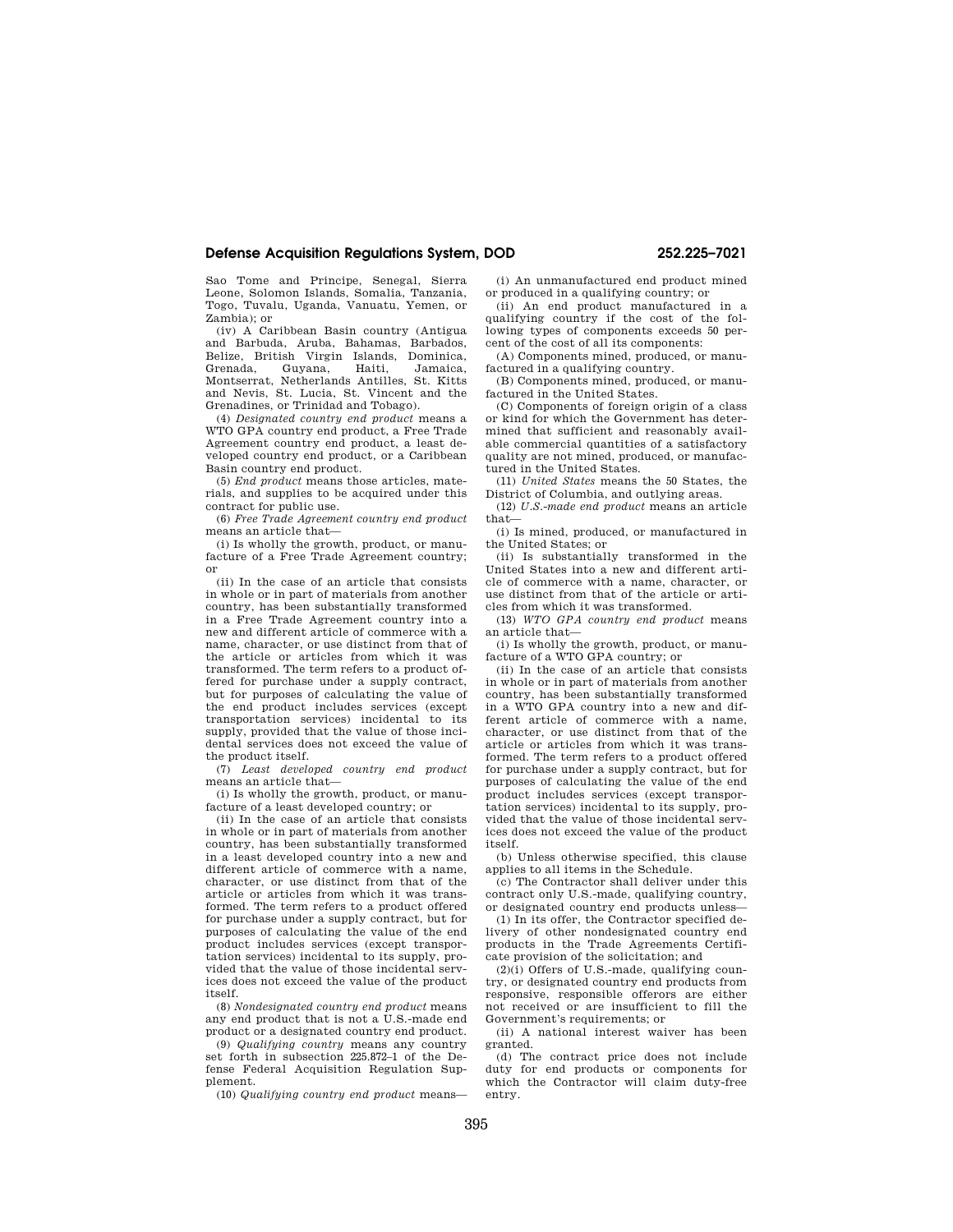Sao Tome and Principe, Senegal, Sierra Leone, Solomon Islands, Somalia, Tanzania, Togo, Tuvalu, Uganda, Vanuatu, Yemen, or Zambia); or

(iv) A Caribbean Basin country (Antigua and Barbuda, Aruba, Bahamas, Barbados, Belize, British Virgin Islands, Dominica, Grenada, Guyana, Haiti, Jamaica, Montserrat, Netherlands Antilles, St. Kitts and Nevis, St. Lucia, St. Vincent and the Grenadines, or Trinidad and Tobago).

(4) *Designated country end product* means a WTO GPA country end product, a Free Trade Agreement country end product, a least developed country end product, or a Caribbean Basin country end product.

(5) *End product* means those articles, materials, and supplies to be acquired under this contract for public use.

(6) *Free Trade Agreement country end product* means an article that—

(i) Is wholly the growth, product, or manufacture of a Free Trade Agreement country; or

(ii) In the case of an article that consists in whole or in part of materials from another country, has been substantially transformed in a Free Trade Agreement country into a new and different article of commerce with a name, character, or use distinct from that of the article or articles from which it was transformed. The term refers to a product offered for purchase under a supply contract, but for purposes of calculating the value of the end product includes services (except transportation services) incidental to its supply, provided that the value of those incidental services does not exceed the value of the product itself.

(7) *Least developed country end product* means an article that—

(i) Is wholly the growth, product, or manufacture of a least developed country; or

(ii) In the case of an article that consists in whole or in part of materials from another country, has been substantially transformed in a least developed country into a new and different article of commerce with a name, character, or use distinct from that of the article or articles from which it was transformed. The term refers to a product offered for purchase under a supply contract, but for purposes of calculating the value of the end product includes services (except transportation services) incidental to its supply, provided that the value of those incidental services does not exceed the value of the product itself.

(8) *Nondesignated country end product* means any end product that is not a U.S.-made end product or a designated country end product.

(9) *Qualifying country* means any country set forth in subsection 225.872–1 of the Defense Federal Acquisition Regulation Supplement.

(10) *Qualifying country end product* means—

(i) An unmanufactured end product mined or produced in a qualifying country; or

(ii) An end product manufactured in a qualifying country if the cost of the following types of components exceeds 50 percent of the cost of all its components:

(A) Components mined, produced, or manufactured in a qualifying country.

(B) Components mined, produced, or manufactured in the United States.

(C) Components of foreign origin of a class or kind for which the Government has determined that sufficient and reasonably available commercial quantities of a satisfactory quality are not mined, produced, or manufactured in the United States.

(11) *United States* means the 50 States, the District of Columbia, and outlying areas.

(12) *U.S.-made end product* means an article that—

(i) Is mined, produced, or manufactured in the United States; or

(ii) Is substantially transformed in the United States into a new and different article of commerce with a name, character, or use distinct from that of the article or articles from which it was transformed.

(13) *WTO GPA country end product* means an article that—

(i) Is wholly the growth, product, or manufacture of a WTO GPA country; or

(ii) In the case of an article that consists in whole or in part of materials from another country, has been substantially transformed in a WTO GPA country into a new and different article of commerce with a name, character, or use distinct from that of the article or articles from which it was transformed. The term refers to a product offered for purchase under a supply contract, but for purposes of calculating the value of the end product includes services (except transportation services) incidental to its supply, provided that the value of those incidental services does not exceed the value of the product itself.

(b) Unless otherwise specified, this clause applies to all items in the Schedule.

(c) The Contractor shall deliver under this contract only U.S.-made, qualifying country, or designated country end products unless—

(1) In its offer, the Contractor specified delivery of other nondesignated country end products in the Trade Agreements Certificate provision of the solicitation; and

(2)(i) Offers of U.S.-made, qualifying country, or designated country end products from responsive, responsible offerors are either not received or are insufficient to fill the Government's requirements; or

(ii) A national interest waiver has been granted.

(d) The contract price does not include duty for end products or components for which the Contractor will claim duty-free entry.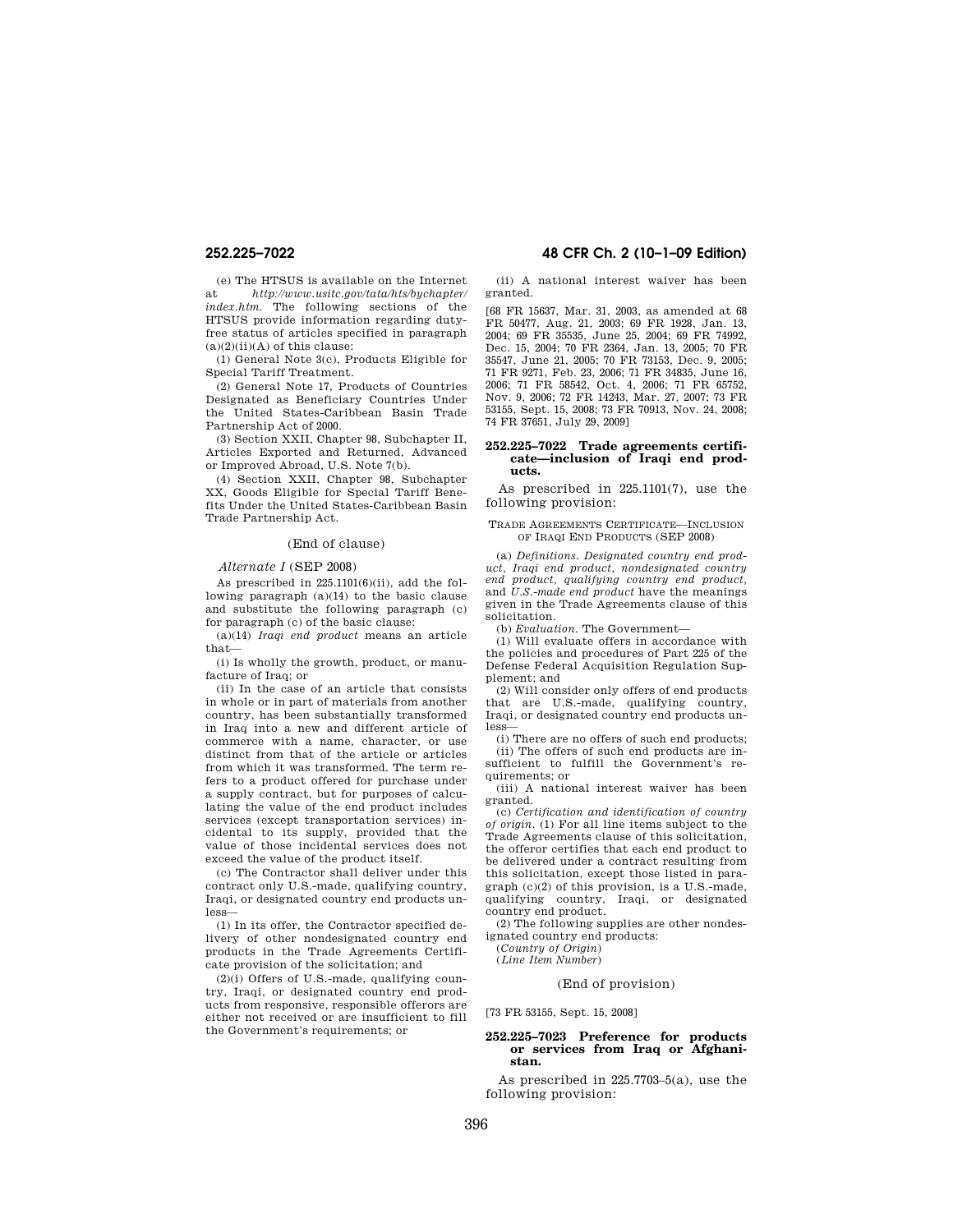(e) The HTSUS is available on the Internet at *http://www.usitc.gov/tata/hts/bychapter/index.htm*. The following sections of the HTSUS provide information regarding duty-free status of articles specified in paragraph (a)(2)(ii)(A) of this clause:

(1) General Note 3(c), Products Eligible for Special Tariff Treatment.

(2) General Note 17, Products of Countries Designated as Beneficiary Countries Under the United States-Caribbean Basin Trade Partnership Act of 2000.

(3) Section XXII, Chapter 98, Subchapter II, Articles Exported and Returned, Advanced or Improved Abroad, U.S. Note 7(b).

(4) Section XXII, Chapter 98, Subchapter XX, Goods Eligible for Special Tariff Benefits Under the United States-Caribbean Basin Trade Partnership Act.

(End of clause)

*Alternate I* (SEP 2008)

As prescribed in 225.1101(6)(ii), add the following paragraph (a)(14) to the basic clause and substitute the following paragraph (c) for paragraph (c) of the basic clause:

(a)(14) *Iraqi end product* means an article that—

(i) Is wholly the growth, product, or manufacture of Iraq; or

(ii) In the case of an article that consists in whole or in part of materials from another country, has been substantially transformed in Iraq into a new and different article of commerce with a name, character, or use distinct from that of the article or articles from which it was transformed. The term refers to a product offered for purchase under a supply contract, but for purposes of calculating the value of the end product includes services (except transportation services) incidental to its supply, provided that the value of those incidental services does not exceed the value of the product itself.

(c) The Contractor shall deliver under this contract only U.S.-made, qualifying country, Iraqi, or designated country end products unless—

(1) In its offer, the Contractor specified delivery of other nondesignated country end products in the Trade Agreements Certificate provision of the solicitation; and

(2)(i) Offers of U.S.-made, qualifying country, Iraqi, or designated country end products from responsive, responsible offerors are either not received or are insufficient to fill the Government's requirements; or

(ii) A national interest waiver has been granted.

[68 FR 15637, Mar. 31, 2003, as amended at 68 FR 50477, Aug. 21, 2003; 69 FR 1928, Jan. 13, 2004; 69 FR 35535, June 25, 2004; 69 FR 74992, Dec. 15, 2004; 70 FR 2364, Jan. 13, 2005; 70 FR 35547, June 21, 2005; 70 FR 73153, Dec. 9, 2005; 71 FR 9271, Feb. 23, 2006; 71 FR 34835, June 16, 2006; 71 FR 58542, Oct. 4, 2006; 71 FR 65752, Nov. 9, 2006; 72 FR 14243, Mar. 27, 2007; 73 FR 53155, Sept. 15, 2008; 73 FR 70913, Nov. 24, 2008; 74 FR 37651, July 29, 2009]

### 252.225–7022 Trade agreements certificate—inclusion of Iraqi end products.

As prescribed in 225.1101(7), use the following provision:

TRADE AGREEMENTS CERTIFICATE—INCLUSION OF IRAQI END PRODUCTS (SEP 2008)

(a) *Definitions. Designated country end product, Iraqi end product, nondesignated country end product, qualifying country end product,* and *U.S.-made end product* have the meanings given in the Trade Agreements clause of this solicitation.

(b) *Evaluation.* The Government—

(1) Will evaluate offers in accordance with the policies and procedures of Part 225 of the Defense Federal Acquisition Regulation Supplement; and

(2) Will consider only offers of end products that are U.S.-made, qualifying country, Iraqi, or designated country end products unless—

(i) There are no offers of such end products;

(ii) The offers of such end products are insufficient to fulfill the Government's requirements; or

(iii) A national interest waiver has been granted.

(c) *Certification and identification of country of origin.* (1) For all line items subject to the Trade Agreements clause of this solicitation, the offeror certifies that each end product to be delivered under a contract resulting from this solicitation, except those listed in paragraph (c)(2) of this provision, is a U.S.-made, qualifying country, Iraqi, or designated country end product.

(2) The following supplies are other nondesignated country end products:

(*Country of Origin*)

(*Line Item Number*)

(End of provision)

[73 FR 53155, Sept. 15, 2008]

### 252.225–7023 Preference for products or services from Iraq or Afghanistan.

As prescribed in 225.7703–5(a), use the following provision: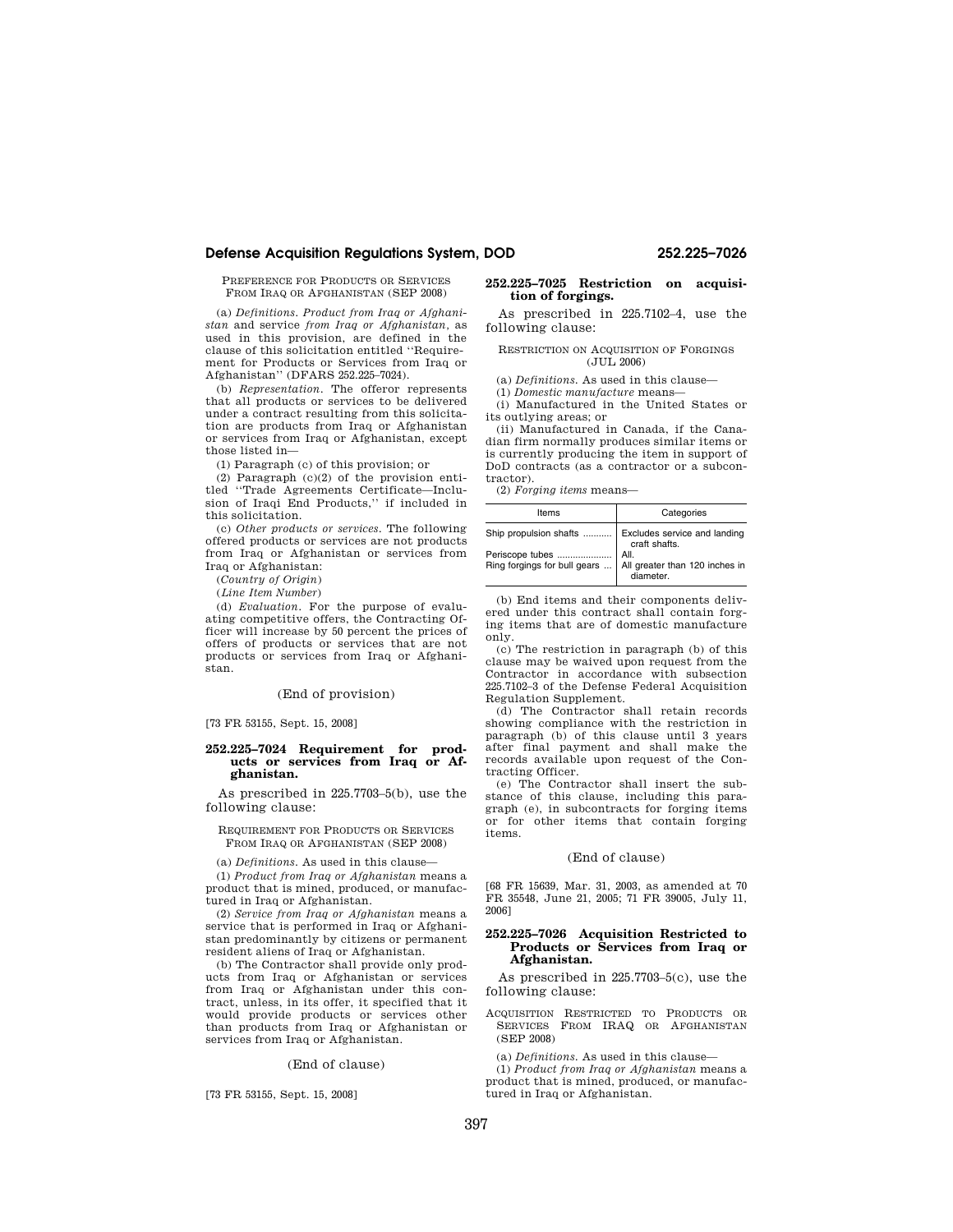PREFERENCE FOR PRODUCTS OR SERVICES FROM IRAQ OR AFGHANISTAN (SEP 2008)

(a) *Definitions. Product from Iraq or Afghanistan* and service *from Iraq or Afghanistan,* as used in this provision, are defined in the clause of this solicitation entitled ''Requirement for Products or Services from Iraq or Afghanistan'' (DFARS 252.225–7024).

(b) *Representation.* The offeror represents that all products or services to be delivered under a contract resulting from this solicitation are products from Iraq or Afghanistan or services from Iraq or Afghanistan, except those listed in—

(1) Paragraph (c) of this provision; or

(2) Paragraph (c)(2) of the provision entitled ''Trade Agreements Certificate—Inclusion of Iraqi End Products,'' if included in this solicitation.

(c) *Other products or services.* The following offered products or services are not products from Iraq or Afghanistan or services from Iraq or Afghanistan:

(*Country of Origin*)

(*Line Item Number*)

(d) *Evaluation.* For the purpose of evaluating competitive offers, the Contracting Officer will increase by 50 percent the prices of offers of products or services that are not products or services from Iraq or Afghanistan.

(End of provision)

[73 FR 53155, Sept. 15, 2008]

## 252.225–7024 Requirement for products or services from Iraq or Afghanistan.

As prescribed in 225.7703–5(b), use the following clause:

REQUIREMENT FOR PRODUCTS OR SERVICES FROM IRAQ OR AFGHANISTAN (SEP 2008)

(a) *Definitions.* As used in this clause—

(1) *Product from Iraq or Afghanistan* means a product that is mined, produced, or manufactured in Iraq or Afghanistan.

(2) *Service from Iraq or Afghanistan* means a service that is performed in Iraq or Afghanistan predominantly by citizens or permanent resident aliens of Iraq or Afghanistan.

(b) The Contractor shall provide only products from Iraq or Afghanistan or services from Iraq or Afghanistan under this contract, unless, in its offer, it specified that it would provide products or services other than products from Iraq or Afghanistan or services from Iraq or Afghanistan.

(End of clause)

[73 FR 53155, Sept. 15, 2008]

## 252.225–7025 Restriction on acquisition of forgings.

As prescribed in 225.7102–4, use the following clause:

RESTRICTION ON ACQUISITION OF FORGINGS (JUL 2006)

(a) *Definitions.* As used in this clause—

(1) *Domestic manufacture* means—

(i) Manufactured in the United States or its outlying areas; or

(ii) Manufactured in Canada, if the Canadian firm normally produces similar items or is currently producing the item in support of DoD contracts (as a contractor or a subcontractor).

(2) *Forging items* means—

| Items | Categories |
|---|---|
| Ship propulsion shafts | Excludes service and landing craft shafts. |
| Periscope tubes | All. |
| Ring forgings for bull gears | All greater than 120 inches in diameter. |

(b) End items and their components delivered under this contract shall contain forging items that are of domestic manufacture only.

(c) The restriction in paragraph (b) of this clause may be waived upon request from the Contractor in accordance with subsection 225.7102–3 of the Defense Federal Acquisition Regulation Supplement.

(d) The Contractor shall retain records showing compliance with the restriction in paragraph (b) of this clause until 3 years after final payment and shall make the records available upon request of the Contracting Officer.

(e) The Contractor shall insert the substance of this clause, including this paragraph (e), in subcontracts for forging items or for other items that contain forging items.

(End of clause)

[68 FR 15639, Mar. 31, 2003, as amended at 70 FR 35548, June 21, 2005; 71 FR 39005, July 11, 2006]

## 252.225–7026 Acquisition Restricted to Products or Services from Iraq or Afghanistan.

As prescribed in 225.7703–5(c), use the following clause:

ACQUISITION RESTRICTED TO PRODUCTS OR SERVICES FROM IRAQ OR AFGHANISTAN (SEP 2008)

(a) *Definitions.* As used in this clause—

(1) *Product from Iraq or Afghanistan* means a product that is mined, produced, or manufactured in Iraq or Afghanistan.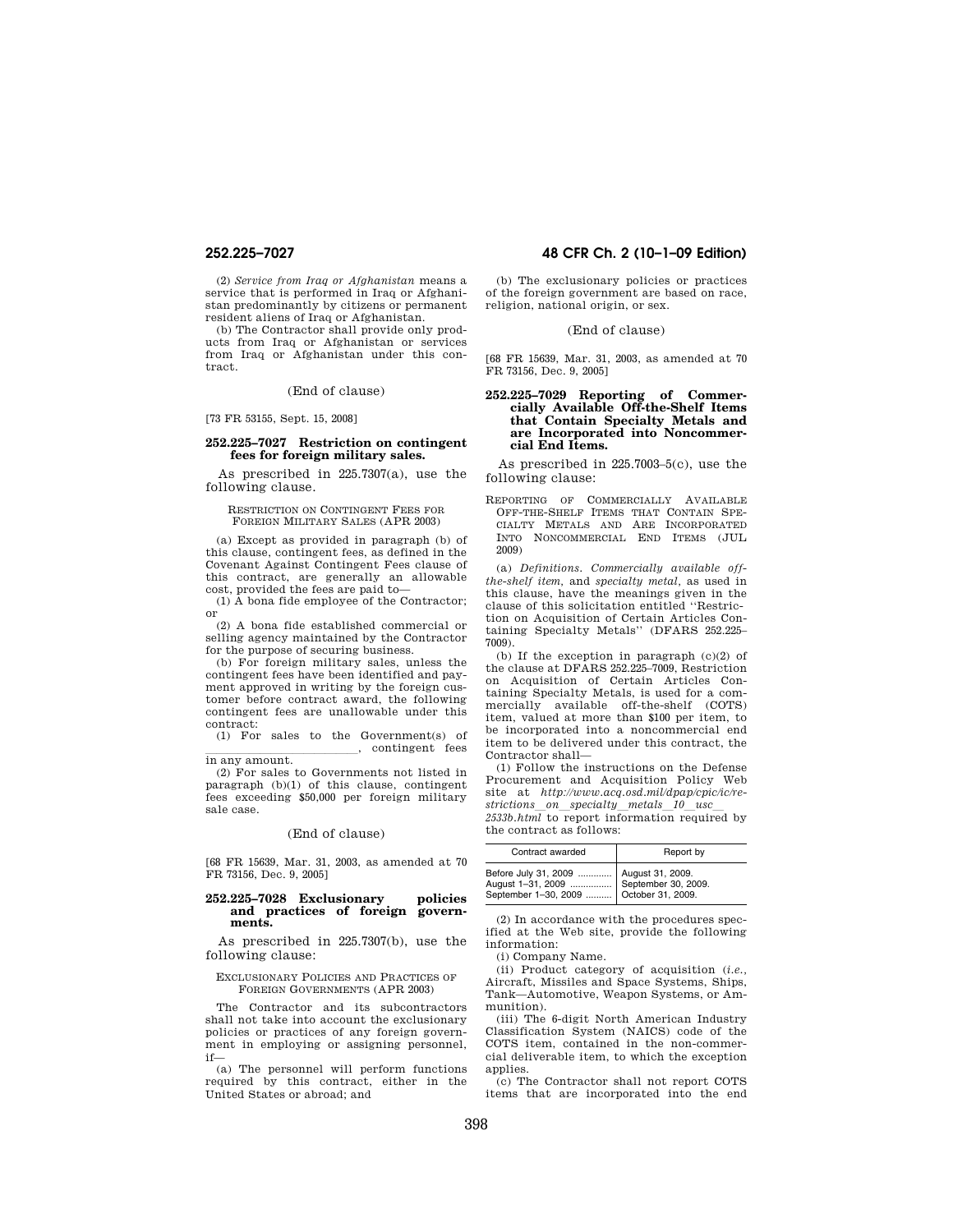(2) *Service from Iraq or Afghanistan* means a service that is performed in Iraq or Afghanistan predominantly by citizens or permanent resident aliens of Iraq or Afghanistan.

(b) The Contractor shall provide only products from Iraq or Afghanistan or services from Iraq or Afghanistan under this contract.

(End of clause)

[73 FR 53155, Sept. 15, 2008]

### 252.225–7027 Restriction on contingent fees for foreign military sales.

As prescribed in 225.7307(a), use the following clause.

RESTRICTION ON CONTINGENT FEES FOR FOREIGN MILITARY SALES (APR 2003)

(a) Except as provided in paragraph (b) of this clause, contingent fees, as defined in the Covenant Against Contingent Fees clause of this contract, are generally an allowable cost, provided the fees are paid to—

(1) A bona fide employee of the Contractor; or

(2) A bona fide established commercial or selling agency maintained by the Contractor for the purpose of securing business.

(b) For foreign military sales, unless the contingent fees have been identified and payment approved in writing by the foreign customer before contract award, the following contingent fees are unallowable under this contract:

(1) For sales to the Government(s) of \_\_\_\_\_\_\_\_\_\_\_\_\_\_\_\_\_\_\_\_\_\_\_\_, contingent fees in any amount.

(2) For sales to Governments not listed in paragraph (b)(1) of this clause, contingent fees exceeding $50,000 per foreign military sale case.

(End of clause)

[68 FR 15639, Mar. 31, 2003, as amended at 70 FR 73156, Dec. 9, 2005]

### 252.225–7028 Exclusionary policies and practices of foreign governments.

As prescribed in 225.7307(b), use the following clause:

EXCLUSIONARY POLICIES AND PRACTICES OF FOREIGN GOVERNMENTS (APR 2003)

The Contractor and its subcontractors shall not take into account the exclusionary policies or practices of any foreign government in employing or assigning personnel, if—

(a) The personnel will perform functions required by this contract, either in the United States or abroad; and

(b) The exclusionary policies or practices of the foreign government are based on race, religion, national origin, or sex.

(End of clause)

[68 FR 15639, Mar. 31, 2003, as amended at 70 FR 73156, Dec. 9, 2005]

### 252.225–7029 Reporting of Commercially Available Off-the-Shelf Items that Contain Specialty Metals and are Incorporated into Noncommercial End Items.

As prescribed in 225.7003–5(c), use the following clause:

REPORTING OF COMMERCIALLY AVAILABLE OFF-THE-SHELF ITEMS THAT CONTAIN SPECIALTY METALS AND ARE INCORPORATED INTO NONCOMMERCIAL END ITEMS (JUL 2009)

(a) *Definitions. Commercially available off-the-shelf item,* and *specialty metal,* as used in this clause, have the meanings given in the clause of this solicitation entitled "Restriction on Acquisition of Certain Articles Containing Specialty Metals" (DFARS 252.225–7009).

(b) If the exception in paragraph (c)(2) of the clause at DFARS 252.225–7009, Restriction on Acquisition of Certain Articles Containing Specialty Metals, is used for a commercially available off-the-shelf (COTS) item, valued at more than $100 per item, to be incorporated into a noncommercial end item to be delivered under this contract, the Contractor shall—

(1) Follow the instructions on the Defense Procurement and Acquisition Policy Web site at *http://www.acq.osd.mil/dpap/cpic/ic/restrictions_on_specialty_metals_10_usc_2533b.html* to report information required by the contract as follows:

| Contract awarded | Report by |
|---|---|
| Before July 31, 2009 | August 31, 2009. |
| August 1–31, 2009 | September 30, 2009. |
| September 1–30, 2009 | October 31, 2009. |

(2) In accordance with the procedures specified at the Web site, provide the following information:

(i) Company Name.

(ii) Product category of acquisition (*i.e.,* Aircraft, Missiles and Space Systems, Ships, Tank—Automotive, Weapon Systems, or Ammunition).

(iii) The 6-digit North American Industry Classification System (NAICS) code of the COTS item, contained in the non-commercial deliverable item, to which the exception applies.

(c) The Contractor shall not report COTS items that are incorporated into the end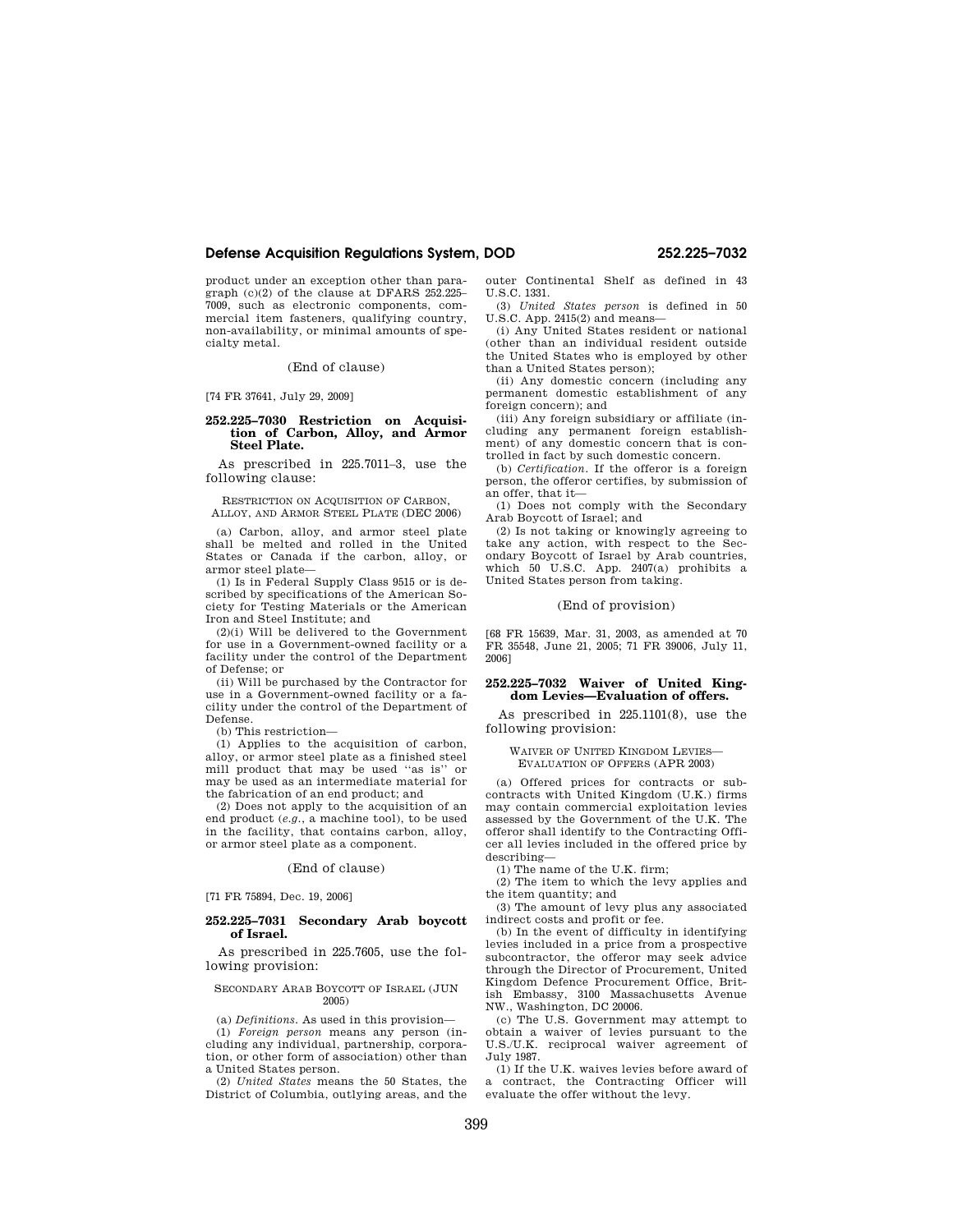product under an exception other than paragraph (c)(2) of the clause at DFARS 252.225–7009, such as electronic components, commercial item fasteners, qualifying country, non-availability, or minimal amounts of specialty metal.

(End of clause)

[74 FR 37641, July 29, 2009]

### 252.225–7030 Restriction on Acquisition of Carbon, Alloy, and Armor Steel Plate.

As prescribed in 225.7011–3, use the following clause:

RESTRICTION ON ACQUISITION OF CARBON, ALLOY, AND ARMOR STEEL PLATE (DEC 2006)

(a) Carbon, alloy, and armor steel plate shall be melted and rolled in the United States or Canada if the carbon, alloy, or armor steel plate—

(1) Is in Federal Supply Class 9515 or is described by specifications of the American Society for Testing Materials or the American Iron and Steel Institute; and

(2)(i) Will be delivered to the Government for use in a Government-owned facility or a facility under the control of the Department of Defense; or

(ii) Will be purchased by the Contractor for use in a Government-owned facility or a facility under the control of the Department of Defense.

(b) This restriction—

(1) Applies to the acquisition of carbon, alloy, or armor steel plate as a finished steel mill product that may be used "as is" or may be used as an intermediate material for the fabrication of an end product; and

(2) Does not apply to the acquisition of an end product (*e.g.*, a machine tool), to be used in the facility, that contains carbon, alloy, or armor steel plate as a component.

(End of clause)

[71 FR 75894, Dec. 19, 2006]

### 252.225–7031 Secondary Arab boycott of Israel.

As prescribed in 225.7605, use the following provision:

SECONDARY ARAB BOYCOTT OF ISRAEL (JUN 2005)

(a) *Definitions.* As used in this provision—

(1) *Foreign person* means any person (including any individual, partnership, corporation, or other form of association) other than a United States person.

(2) *United States* means the 50 States, the District of Columbia, outlying areas, and the outer Continental Shelf as defined in 43 U.S.C. 1331.

(3) *United States person* is defined in 50 U.S.C. App. 2415(2) and means—

(i) Any United States resident or national (other than an individual resident outside the United States who is employed by other than a United States person);

(ii) Any domestic concern (including any permanent domestic establishment of any foreign concern); and

(iii) Any foreign subsidiary or affiliate (including any permanent foreign establishment) of any domestic concern that is controlled in fact by such domestic concern.

(b) *Certification.* If the offeror is a foreign person, the offeror certifies, by submission of an offer, that it—

(1) Does not comply with the Secondary Arab Boycott of Israel; and

(2) Is not taking or knowingly agreeing to take any action, with respect to the Secondary Boycott of Israel by Arab countries, which 50 U.S.C. App. 2407(a) prohibits a United States person from taking.

(End of provision)

[68 FR 15639, Mar. 31, 2003, as amended at 70 FR 35548, June 21, 2005; 71 FR 39006, July 11, 2006]

### 252.225–7032 Waiver of United Kingdom Levies—Evaluation of offers.

As prescribed in 225.1101(8), use the following provision:

WAIVER OF UNITED KINGDOM LEVIES—EVALUATION OF OFFERS (APR 2003)

(a) Offered prices for contracts or subcontracts with United Kingdom (U.K.) firms may contain commercial exploitation levies assessed by the Government of the U.K. The offeror shall identify to the Contracting Officer all levies included in the offered price by describing—

(1) The name of the U.K. firm;

(2) The item to which the levy applies and the item quantity; and

(3) The amount of levy plus any associated indirect costs and profit or fee.

(b) In the event of difficulty in identifying levies included in a price from a prospective subcontractor, the offeror may seek advice through the Director of Procurement, United Kingdom Defence Procurement Office, British Embassy, 3100 Massachusetts Avenue NW., Washington, DC 20006.

(c) The U.S. Government may attempt to obtain a waiver of levies pursuant to the U.S./U.K. reciprocal waiver agreement of July 1987.

(1) If the U.K. waives levies before award of a contract, the Contracting Officer will evaluate the offer without the levy.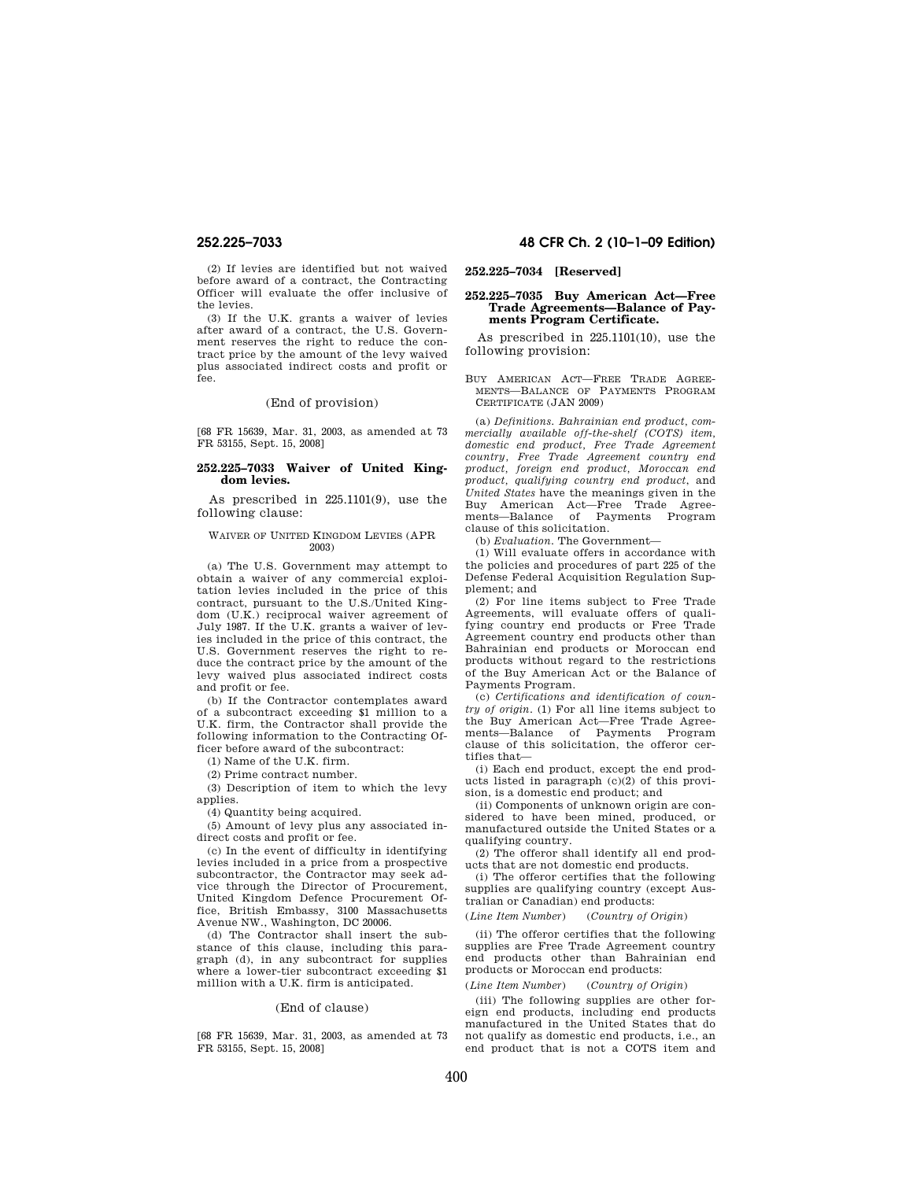(2) If levies are identified but not waived before award of a contract, the Contracting Officer will evaluate the offer inclusive of the levies.

(3) If the U.K. grants a waiver of levies after award of a contract, the U.S. Government reserves the right to reduce the contract price by the amount of the levy waived plus associated indirect costs and profit or fee.

(End of provision)

[68 FR 15639, Mar. 31, 2003, as amended at 73 FR 53155, Sept. 15, 2008]

### 252.225–7033 Waiver of United Kingdom levies.

As prescribed in 225.1101(9), use the following clause:

WAIVER OF UNITED KINGDOM LEVIES (APR 2003)

(a) The U.S. Government may attempt to obtain a waiver of any commercial exploitation levies included in the price of this contract, pursuant to the U.S./United Kingdom (U.K.) reciprocal waiver agreement of July 1987. If the U.K. grants a waiver of levies included in the price of this contract, the U.S. Government reserves the right to reduce the contract price by the amount of the levy waived plus associated indirect costs and profit or fee.

(b) If the Contractor contemplates award of a subcontract exceeding $1 million to a U.K. firm, the Contractor shall provide the following information to the Contracting Officer before award of the subcontract:

(1) Name of the U.K. firm.

(2) Prime contract number.

(3) Description of item to which the levy applies.

(4) Quantity being acquired.

(5) Amount of levy plus any associated indirect costs and profit or fee.

(c) In the event of difficulty in identifying levies included in a price from a prospective subcontractor, the Contractor may seek advice through the Director of Procurement, United Kingdom Defence Procurement Office, British Embassy, 3100 Massachusetts Avenue NW., Washington, DC 20006.

(d) The Contractor shall insert the substance of this clause, including this paragraph (d), in any subcontract for supplies where a lower-tier subcontract exceeding $1 million with a U.K. firm is anticipated.

(End of clause)

[68 FR 15639, Mar. 31, 2003, as amended at 73 FR 53155, Sept. 15, 2008]

### 252.225–7034 [Reserved]

### 252.225–7035 Buy American Act—Free Trade Agreements—Balance of Payments Program Certificate.

As prescribed in 225.1101(10), use the following provision:

BUY AMERICAN ACT—FREE TRADE AGREEMENTS—BALANCE OF PAYMENTS PROGRAM CERTIFICATE (JAN 2009)

(a) *Definitions. Bahrainian end product, commercially available off-the-shelf (COTS) item, domestic end product, Free Trade Agreement country, Free Trade Agreement country end product, foreign end product, Moroccan end product, qualifying country end product,* and *United States* have the meanings given in the Buy American Act—Free Trade Agreements—Balance of Payments Program clause of this solicitation.

(b) *Evaluation.* The Government—

(1) Will evaluate offers in accordance with the policies and procedures of part 225 of the Defense Federal Acquisition Regulation Supplement; and

(2) For line items subject to Free Trade Agreements, will evaluate offers of qualifying country end products or Free Trade Agreement country end products other than Bahrainian end products or Moroccan end products without regard to the restrictions of the Buy American Act or the Balance of Payments Program.

(c) *Certifications and identification of country of origin.* (1) For all line items subject to the Buy American Act—Free Trade Agreements—Balance of Payments Program clause of this solicitation, the offeror certifies that—

(i) Each end product, except the end products listed in paragraph (c)(2) of this provision, is a domestic end product; and

(ii) Components of unknown origin are considered to have been mined, produced, or manufactured outside the United States or a qualifying country.

(2) The offeror shall identify all end products that are not domestic end products.

(i) The offeror certifies that the following supplies are qualifying country (except Australian or Canadian) end products:

(*Line Item Number*) (*Country of Origin*)

(ii) The offeror certifies that the following supplies are Free Trade Agreement country end products other than Bahrainian end products or Moroccan end products:

(*Line Item Number*) (*Country of Origin*)

(iii) The following supplies are other foreign end products, including end products manufactured in the United States that do not qualify as domestic end products, i.e., an end product that is not a COTS item and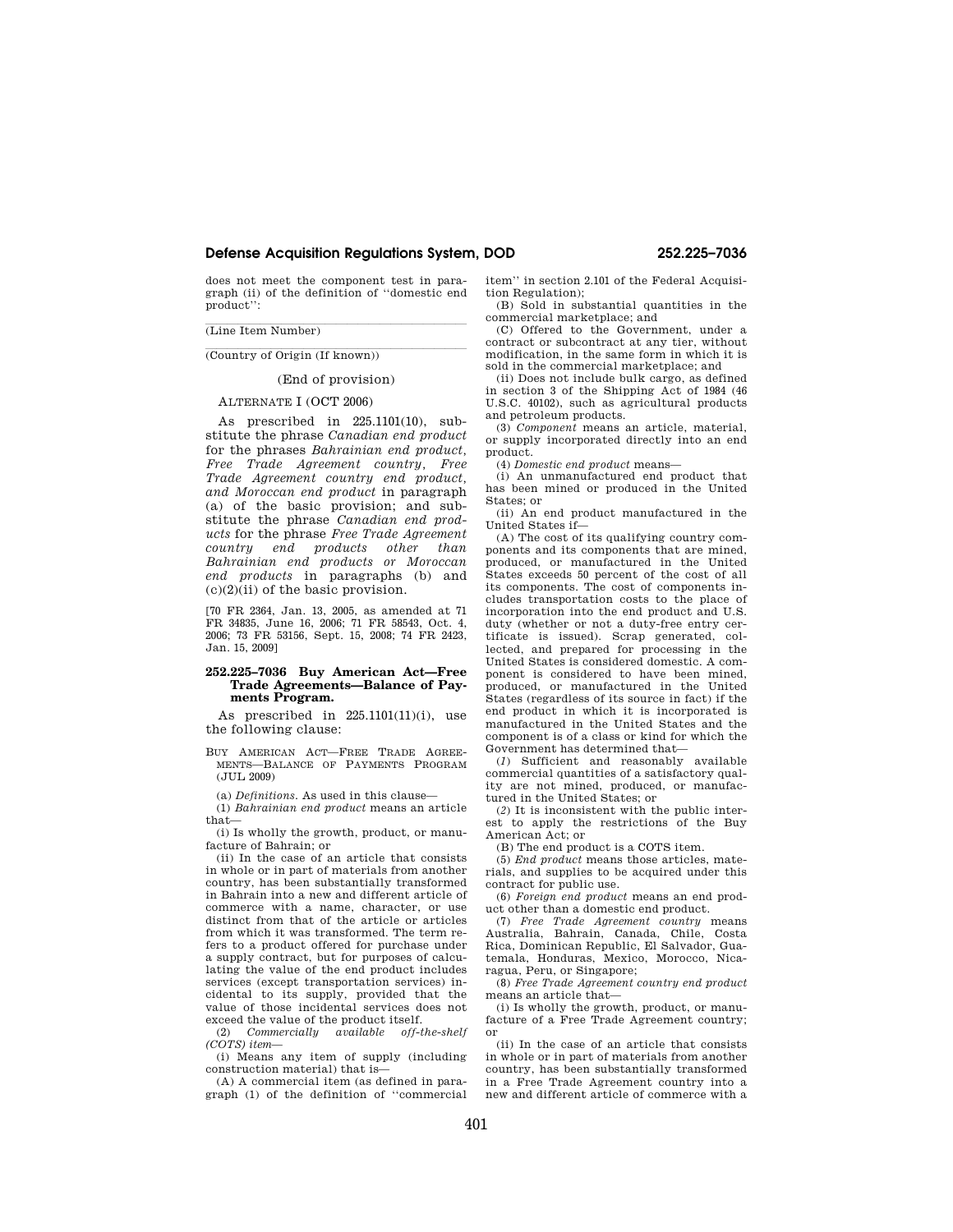does not meet the component test in paragraph (ii) of the definition of "domestic end product":

(Line Item Number)

(Country of Origin (If known))

(End of provision)

ALTERNATE I (OCT 2006)

As prescribed in 225.1101(10), substitute the phrase *Canadian end product* for the phrases *Bahrainian end product, Free Trade Agreement country, Free Trade Agreement country end product, and Moroccan end product* in paragraph (a) of the basic provision; and substitute the phrase *Canadian end products* for the phrase *Free Trade Agreement country end products other than Bahrainian end products or Moroccan end products* in paragraphs (b) and (c)(2)(ii) of the basic provision.

[70 FR 2364, Jan. 13, 2005, as amended at 71 FR 34835, June 16, 2006; 71 FR 58543, Oct. 4, 2006; 73 FR 53156, Sept. 15, 2008; 74 FR 2423, Jan. 15, 2009]

### 252.225–7036 Buy American Act—Free Trade Agreements—Balance of Payments Program.

As prescribed in 225.1101(11)(i), use the following clause:

BUY AMERICAN ACT—FREE TRADE AGREEMENTS—BALANCE OF PAYMENTS PROGRAM (JUL 2009)

(a) *Definitions*. As used in this clause—

(1) *Bahrainian end product* means an article that—

(i) Is wholly the growth, product, or manufacture of Bahrain; or

(ii) In the case of an article that consists in whole or in part of materials from another country, has been substantially transformed in Bahrain into a new and different article of commerce with a name, character, or use distinct from that of the article or articles from which it was transformed. The term refers to a product offered for purchase under a supply contract, but for purposes of calculating the value of the end product includes services (except transportation services) incidental to its supply, provided that the value of those incidental services does not exceed the value of the product itself.

(2) *Commercially available off-the-shelf (COTS) item*—

(i) Means any item of supply (including construction material) that is—

(A) A commercial item (as defined in paragraph (1) of the definition of "commercial item" in section 2.101 of the Federal Acquisition Regulation);

(B) Sold in substantial quantities in the commercial marketplace; and

(C) Offered to the Government, under a contract or subcontract at any tier, without modification, in the same form in which it is sold in the commercial marketplace; and

(ii) Does not include bulk cargo, as defined in section 3 of the Shipping Act of 1984 (46 U.S.C. 40102), such as agricultural products and petroleum products.

(3) *Component* means an article, material, or supply incorporated directly into an end product.

(4) *Domestic end product* means—

(i) An unmanufactured end product that has been mined or produced in the United States; or

(ii) An end product manufactured in the United States if—

(A) The cost of its qualifying country components and its components that are mined, produced, or manufactured in the United States exceeds 50 percent of the cost of all its components. The cost of components includes transportation costs to the place of incorporation into the end product and U.S. duty (whether or not a duty-free entry certificate is issued). Scrap generated, collected, and prepared for processing in the United States is considered domestic. A component is considered to have been mined, produced, or manufactured in the United States (regardless of its source in fact) if the end product in which it is incorporated is manufactured in the United States and the component is of a class or kind for which the Government has determined that—

(*1*) Sufficient and reasonably available commercial quantities of a satisfactory quality are not mined, produced, or manufactured in the United States; or

(*2*) It is inconsistent with the public interest to apply the restrictions of the Buy American Act; or

(B) The end product is a COTS item.

(5) *End product* means those articles, materials, and supplies to be acquired under this contract for public use.

(6) *Foreign end product* means an end product other than a domestic end product.

(7) *Free Trade Agreement country* means Australia, Bahrain, Canada, Chile, Costa Rica, Dominican Republic, El Salvador, Guatemala, Honduras, Mexico, Morocco, Nicaragua, Peru, or Singapore;

(8) *Free Trade Agreement country end product* means an article that—

(i) Is wholly the growth, product, or manufacture of a Free Trade Agreement country; or

(ii) In the case of an article that consists in whole or in part of materials from another country, has been substantially transformed in a Free Trade Agreement country into a new and different article of commerce with a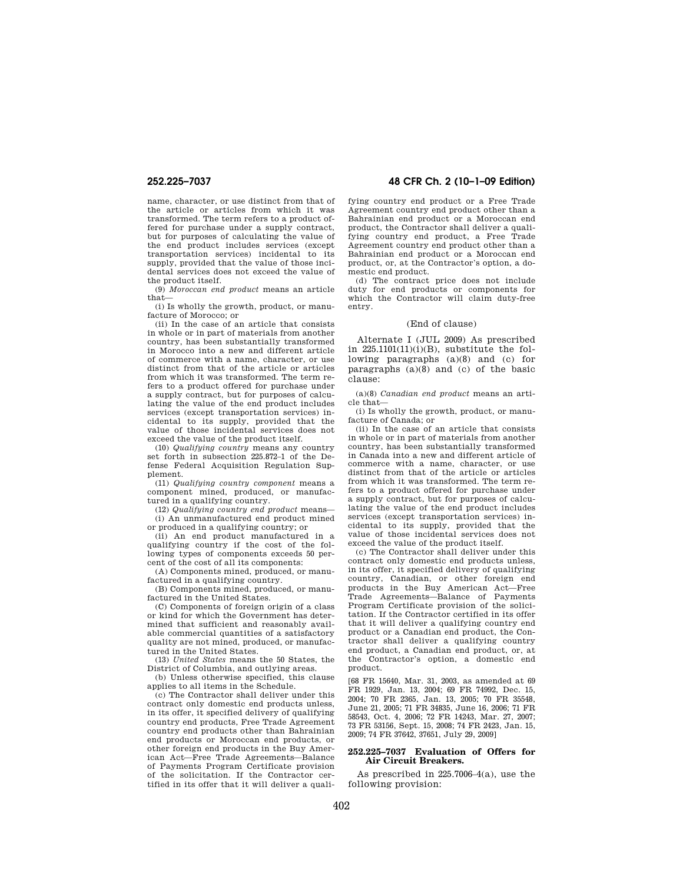name, character, or use distinct from that of the article or articles from which it was transformed. The term refers to a product offered for purchase under a supply contract, but for purposes of calculating the value of the end product includes services (except transportation services) incidental to its supply, provided that the value of those incidental services does not exceed the value of the product itself.

(9) *Moroccan end product* means an article that—

(i) Is wholly the growth, product, or manufacture of Morocco; or

(ii) In the case of an article that consists in whole or in part of materials from another country, has been substantially transformed in Morocco into a new and different article of commerce with a name, character, or use distinct from that of the article or articles from which it was transformed. The term refers to a product offered for purchase under a supply contract, but for purposes of calculating the value of the end product includes services (except transportation services) incidental to its supply, provided that the value of those incidental services does not exceed the value of the product itself.

(10) *Qualifying country* means any country set forth in subsection 225.872–1 of the Defense Federal Acquisition Regulation Supplement.

(11) *Qualifying country component* means a component mined, produced, or manufactured in a qualifying country.

(12) *Qualifying country end product* means—

(i) An unmanufactured end product mined or produced in a qualifying country; or

(ii) An end product manufactured in a qualifying country if the cost of the following types of components exceeds 50 percent of the cost of all its components:

(A) Components mined, produced, or manufactured in a qualifying country.

(B) Components mined, produced, or manufactured in the United States.

(C) Components of foreign origin of a class or kind for which the Government has determined that sufficient and reasonably available commercial quantities of a satisfactory quality are not mined, produced, or manufactured in the United States.

(13) *United States* means the 50 States, the District of Columbia, and outlying areas.

(b) Unless otherwise specified, this clause applies to all items in the Schedule.

(c) The Contractor shall deliver under this contract only domestic end products unless, in its offer, it specified delivery of qualifying country end products, Free Trade Agreement country end products other than Bahrainian end products or Moroccan end products, or other foreign end products in the Buy American Act—Free Trade Agreements—Balance of Payments Program Certificate provision of the solicitation. If the Contractor certified in its offer that it will deliver a qualifying country end product or a Free Trade Agreement country end product other than a Bahrainian end product or a Moroccan end product, the Contractor shall deliver a qualifying country end product, a Free Trade Agreement country end product other than a Bahrainian end product or a Moroccan end product, or, at the Contractor's option, a domestic end product.

(d) The contract price does not include duty for end products or components for which the Contractor will claim duty-free entry.

(End of clause)

Alternate I (JUL 2009) As prescribed in 225.1101(11)(i)(B), substitute the following paragraphs (a)(8) and (c) for paragraphs (a)(8) and (c) of the basic clause:

(a)(8) *Canadian end product* means an article that—

(i) Is wholly the growth, product, or manufacture of Canada; or

(ii) In the case of an article that consists in whole or in part of materials from another country, has been substantially transformed in Canada into a new and different article of commerce with a name, character, or use distinct from that of the article or articles from which it was transformed. The term refers to a product offered for purchase under a supply contract, but for purposes of calculating the value of the end product includes services (except transportation services) incidental to its supply, provided that the value of those incidental services does not exceed the value of the product itself.

(c) The Contractor shall deliver under this contract only domestic end products unless, in its offer, it specified delivery of qualifying country, Canadian, or other foreign end products in the Buy American Act—Free Trade Agreements—Balance of Payments Program Certificate provision of the solicitation. If the Contractor certified in its offer that it will deliver a qualifying country end product or a Canadian end product, the Contractor shall deliver a qualifying country end product, a Canadian end product, or, at the Contractor's option, a domestic end product.

[68 FR 15640, Mar. 31, 2003, as amended at 69 FR 1929, Jan. 13, 2004; 69 FR 74992, Dec. 15, 2004; 70 FR 2365, Jan. 13, 2005; 70 FR 35548, June 21, 2005; 71 FR 34835, June 16, 2006; 71 FR 58543, Oct. 4, 2006; 72 FR 14243, Mar. 27, 2007; 73 FR 53156, Sept. 15, 2008; 74 FR 2423, Jan. 15, 2009; 74 FR 37642, 37651, July 29, 2009]

## 252.225–7037 Evaluation of Offers for Air Circuit Breakers.

As prescribed in 225.7006–4(a), use the following provision: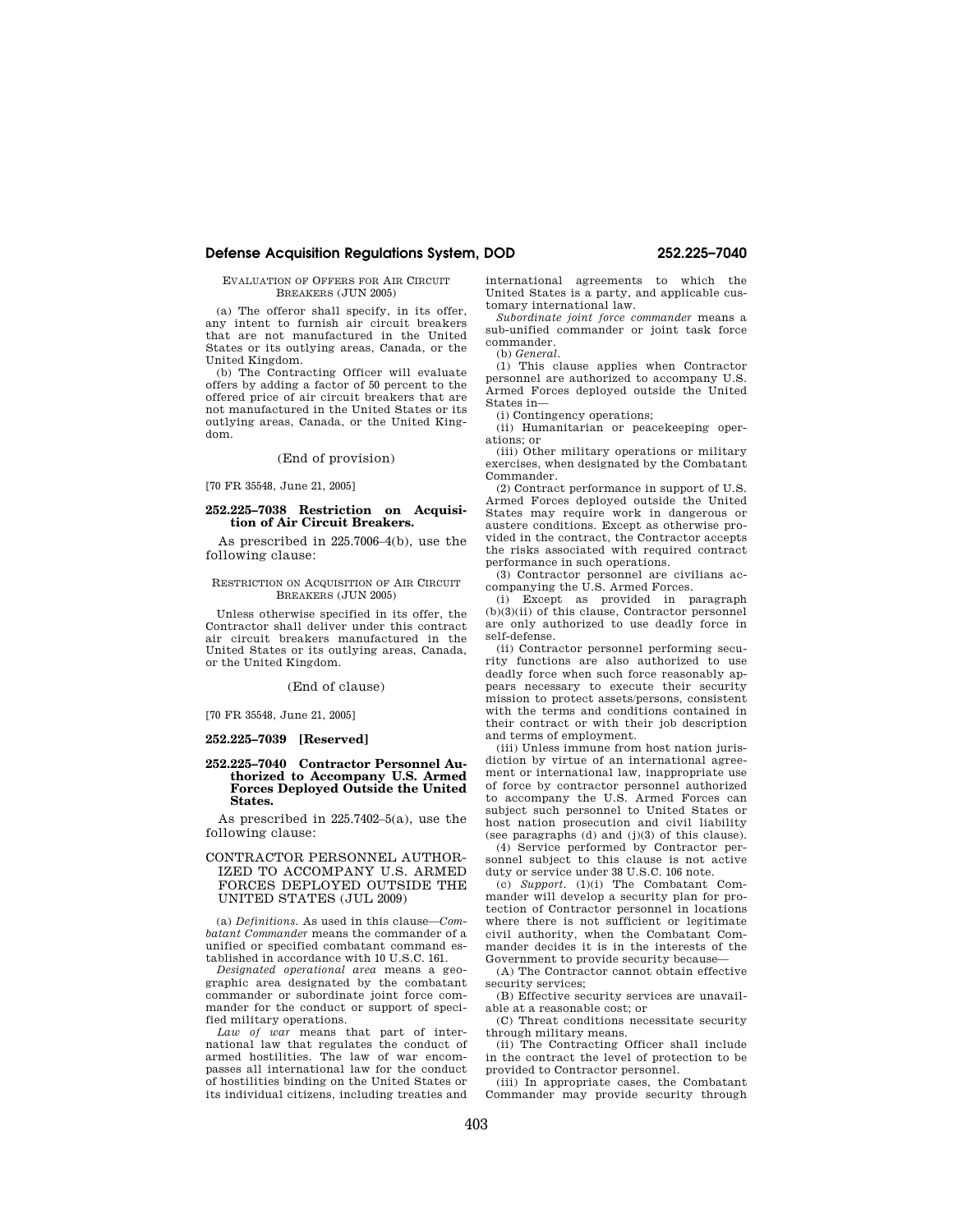EVALUATION OF OFFERS FOR AIR CIRCUIT BREAKERS (JUN 2005)

(a) The offeror shall specify, in its offer, any intent to furnish air circuit breakers that are not manufactured in the United States or its outlying areas, Canada, or the United Kingdom.

(b) The Contracting Officer will evaluate offers by adding a factor of 50 percent to the offered price of air circuit breakers that are not manufactured in the United States or its outlying areas, Canada, or the United Kingdom.

(End of provision)

[70 FR 35548, June 21, 2005]

### 252.225–7038 Restriction on Acquisition of Air Circuit Breakers.

As prescribed in 225.7006–4(b), use the following clause:

RESTRICTION ON ACQUISITION OF AIR CIRCUIT BREAKERS (JUN 2005)

Unless otherwise specified in its offer, the Contractor shall deliver under this contract air circuit breakers manufactured in the United States or its outlying areas, Canada, or the United Kingdom.

(End of clause)

[70 FR 35548, June 21, 2005]

### 252.225–7039 [Reserved]

### 252.225–7040 Contractor Personnel Authorized to Accompany U.S. Armed Forces Deployed Outside the United States.

As prescribed in 225.7402–5(a), use the following clause:

CONTRACTOR PERSONNEL AUTHORIZED TO ACCOMPANY U.S. ARMED FORCES DEPLOYED OUTSIDE THE UNITED STATES (JUL 2009)

(a) *Definitions.* As used in this clause—*Combatant Commander* means the commander of a unified or specified combatant command established in accordance with 10 U.S.C. 161.

*Designated operational area* means a geographic area designated by the combatant commander or subordinate joint force commander for the conduct or support of specified military operations.

*Law of war* means that part of international law that regulates the conduct of armed hostilities. The law of war encompasses all international law for the conduct of hostilities binding on the United States or its individual citizens, including treaties and international agreements to which the United States is a party, and applicable customary international law.

*Subordinate joint force commander* means a sub-unified commander or joint task force commander.

(b) *General.*

(1) This clause applies when Contractor personnel are authorized to accompany U.S. Armed Forces deployed outside the United States in—

(i) Contingency operations;

(ii) Humanitarian or peacekeeping operations; or

(iii) Other military operations or military exercises, when designated by the Combatant Commander.

(2) Contract performance in support of U.S. Armed Forces deployed outside the United States may require work in dangerous or austere conditions. Except as otherwise provided in the contract, the Contractor accepts the risks associated with required contract performance in such operations.

(3) Contractor personnel are civilians accompanying the U.S. Armed Forces.

(i) Except as provided in paragraph (b)(3)(ii) of this clause, Contractor personnel are only authorized to use deadly force in self-defense.

(ii) Contractor personnel performing security functions are also authorized to use deadly force when such force reasonably appears necessary to execute their security mission to protect assets/persons, consistent with the terms and conditions contained in their contract or with their job description and terms of employment.

(iii) Unless immune from host nation jurisdiction by virtue of an international agreement or international law, inappropriate use of force by contractor personnel authorized to accompany the U.S. Armed Forces can subject such personnel to United States or host nation prosecution and civil liability (see paragraphs (d) and (j)(3) of this clause).

(4) Service performed by Contractor personnel subject to this clause is not active duty or service under 38 U.S.C. 106 note.

(c) *Support.* (1)(i) The Combatant Commander will develop a security plan for protection of Contractor personnel in locations where there is not sufficient or legitimate civil authority, when the Combatant Commander decides it is in the interests of the Government to provide security because—

(A) The Contractor cannot obtain effective security services;

(B) Effective security services are unavailable at a reasonable cost; or

(C) Threat conditions necessitate security through military means.

(ii) The Contracting Officer shall include in the contract the level of protection to be provided to Contractor personnel.

(iii) In appropriate cases, the Combatant Commander may provide security through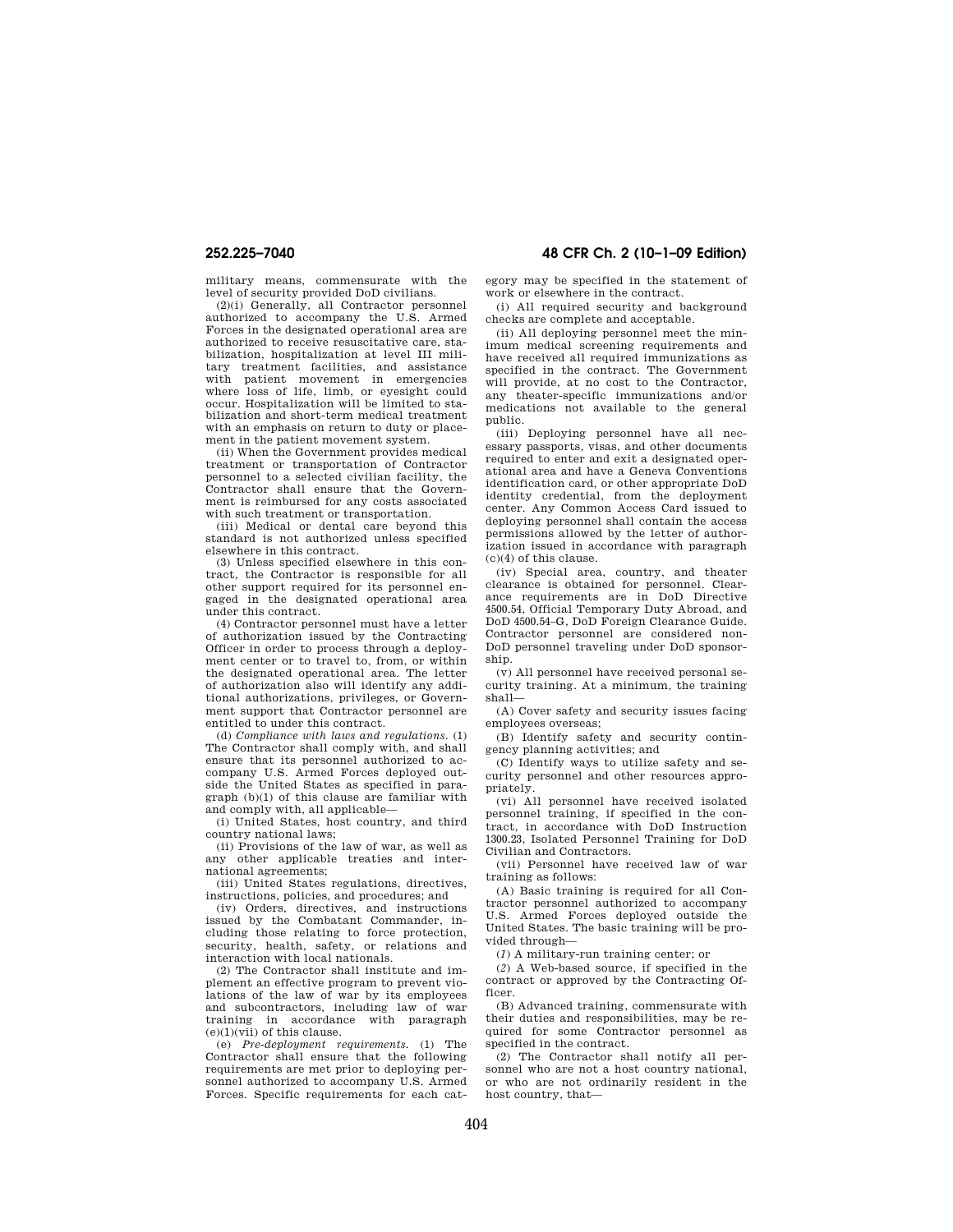military means, commensurate with the level of security provided DoD civilians.

(2)(i) Generally, all Contractor personnel authorized to accompany the U.S. Armed Forces in the designated operational area are authorized to receive resuscitative care, stabilization, hospitalization at level III military treatment facilities, and assistance with patient movement in emergencies where loss of life, limb, or eyesight could occur. Hospitalization will be limited to stabilization and short-term medical treatment with an emphasis on return to duty or placement in the patient movement system.

(ii) When the Government provides medical treatment or transportation of Contractor personnel to a selected civilian facility, the Contractor shall ensure that the Government is reimbursed for any costs associated with such treatment or transportation.

(iii) Medical or dental care beyond this standard is not authorized unless specified elsewhere in this contract.

(3) Unless specified elsewhere in this contract, the Contractor is responsible for all other support required for its personnel engaged in the designated operational area under this contract.

(4) Contractor personnel must have a letter of authorization issued by the Contracting Officer in order to process through a deployment center or to travel to, from, or within the designated operational area. The letter of authorization also will identify any additional authorizations, privileges, or Government support that Contractor personnel are entitled to under this contract.

(d) *Compliance with laws and regulations.* (1) The Contractor shall comply with, and shall ensure that its personnel authorized to accompany U.S. Armed Forces deployed outside the United States as specified in paragraph (b)(1) of this clause are familiar with and comply with, all applicable—

(i) United States, host country, and third country national laws;

(ii) Provisions of the law of war, as well as any other applicable treaties and international agreements;

(iii) United States regulations, directives, instructions, policies, and procedures; and

(iv) Orders, directives, and instructions issued by the Combatant Commander, including those relating to force protection, security, health, safety, or relations and interaction with local nationals.

(2) The Contractor shall institute and implement an effective program to prevent violations of the law of war by its employees and subcontractors, including law of war training in accordance with paragraph (e)(1)(vii) of this clause.

(e) *Pre-deployment requirements.* (1) The Contractor shall ensure that the following requirements are met prior to deploying personnel authorized to accompany U.S. Armed Forces. Specific requirements for each category may be specified in the statement of work or elsewhere in the contract.

(i) All required security and background checks are complete and acceptable.

(ii) All deploying personnel meet the minimum medical screening requirements and have received all required immunizations as specified in the contract. The Government will provide, at no cost to the Contractor, any theater-specific immunizations and/or medications not available to the general public.

(iii) Deploying personnel have all necessary passports, visas, and other documents required to enter and exit a designated operational area and have a Geneva Conventions identification card, or other appropriate DoD identity credential, from the deployment center. Any Common Access Card issued to deploying personnel shall contain the access permissions allowed by the letter of authorization issued in accordance with paragraph (c)(4) of this clause.

(iv) Special area, country, and theater clearance is obtained for personnel. Clearance requirements are in DoD Directive 4500.54, Official Temporary Duty Abroad, and DoD 4500.54–G, DoD Foreign Clearance Guide. Contractor personnel are considered non-DoD personnel traveling under DoD sponsorship.

(v) All personnel have received personal security training. At a minimum, the training shall—

(A) Cover safety and security issues facing employees overseas;

(B) Identify safety and security contingency planning activities; and

(C) Identify ways to utilize safety and security personnel and other resources appropriately.

(vi) All personnel have received isolated personnel training, if specified in the contract, in accordance with DoD Instruction 1300.23, Isolated Personnel Training for DoD Civilian and Contractors.

(vii) Personnel have received law of war training as follows:

(A) Basic training is required for all Contractor personnel authorized to accompany U.S. Armed Forces deployed outside the United States. The basic training will be provided through—

(*1*) A military-run training center; or

(*2*) A Web-based source, if specified in the contract or approved by the Contracting Officer.

(B) Advanced training, commensurate with their duties and responsibilities, may be required for some Contractor personnel as specified in the contract.

(2) The Contractor shall notify all personnel who are not a host country national, or who are not ordinarily resident in the host country, that—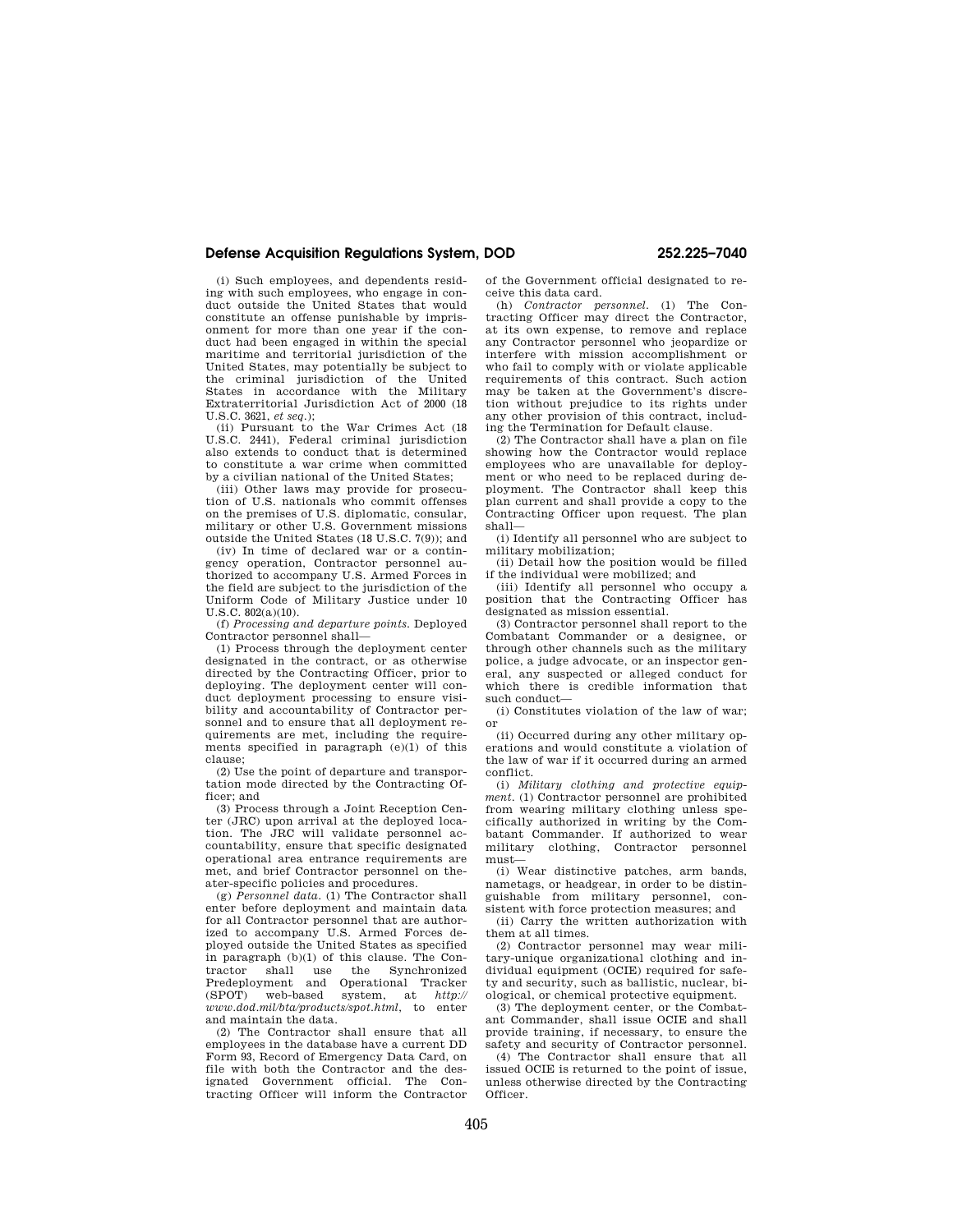(i) Such employees, and dependents residing with such employees, who engage in conduct outside the United States that would constitute an offense punishable by imprisonment for more than one year if the conduct had been engaged in within the special maritime and territorial jurisdiction of the United States, may potentially be subject to the criminal jurisdiction of the United States in accordance with the Military Extraterritorial Jurisdiction Act of 2000 (18 U.S.C. 3621, *et seq.*);

(ii) Pursuant to the War Crimes Act (18 U.S.C. 2441), Federal criminal jurisdiction also extends to conduct that is determined to constitute a war crime when committed by a civilian national of the United States;

(iii) Other laws may provide for prosecution of U.S. nationals who commit offenses on the premises of U.S. diplomatic, consular, military or other U.S. Government missions outside the United States (18 U.S.C. 7(9)); and

(iv) In time of declared war or a contingency operation, Contractor personnel authorized to accompany U.S. Armed Forces in the field are subject to the jurisdiction of the Uniform Code of Military Justice under 10 U.S.C. 802(a)(10).

(f) *Processing and departure points.* Deployed Contractor personnel shall—

(1) Process through the deployment center designated in the contract, or as otherwise directed by the Contracting Officer, prior to deploying. The deployment center will conduct deployment processing to ensure visibility and accountability of Contractor personnel and to ensure that all deployment requirements are met, including the requirements specified in paragraph (e)(1) of this clause;

(2) Use the point of departure and transportation mode directed by the Contracting Officer; and

(3) Process through a Joint Reception Center (JRC) upon arrival at the deployed location. The JRC will validate personnel accountability, ensure that specific designated operational area entrance requirements are met, and brief Contractor personnel on theater-specific policies and procedures.

(g) *Personnel data.* (1) The Contractor shall enter before deployment and maintain data for all Contractor personnel that are authorized to accompany U.S. Armed Forces deployed outside the United States as specified in paragraph (b)(1) of this clause. The Contractor shall use the Synchronized Predeployment and Operational Tracker (SPOT) web-based system, at *http://www.dod.mil/bta/products/spot.html*, to enter and maintain the data.

(2) The Contractor shall ensure that all employees in the database have a current DD Form 93, Record of Emergency Data Card, on file with both the Contractor and the designated Government official. The Contracting Officer will inform the Contractor of the Government official designated to receive this data card.

(h) *Contractor personnel.* (1) The Contracting Officer may direct the Contractor, at its own expense, to remove and replace any Contractor personnel who jeopardize or interfere with mission accomplishment or who fail to comply with or violate applicable requirements of this contract. Such action may be taken at the Government's discretion without prejudice to its rights under any other provision of this contract, including the Termination for Default clause.

(2) The Contractor shall have a plan on file showing how the Contractor would replace employees who are unavailable for deployment or who need to be replaced during deployment. The Contractor shall keep this plan current and shall provide a copy to the Contracting Officer upon request. The plan shall—

(i) Identify all personnel who are subject to military mobilization;

(ii) Detail how the position would be filled if the individual were mobilized; and

(iii) Identify all personnel who occupy a position that the Contracting Officer has designated as mission essential.

(3) Contractor personnel shall report to the Combatant Commander or a designee, or through other channels such as the military police, a judge advocate, or an inspector general, any suspected or alleged conduct for which there is credible information that such conduct—

(i) Constitutes violation of the law of war; or

(ii) Occurred during any other military operations and would constitute a violation of the law of war if it occurred during an armed conflict.

(i) *Military clothing and protective equipment.* (1) Contractor personnel are prohibited from wearing military clothing unless specifically authorized in writing by the Combatant Commander. If authorized to wear military clothing, Contractor personnel must—

(i) Wear distinctive patches, arm bands, nametags, or headgear, in order to be distinguishable from military personnel, consistent with force protection measures; and

(ii) Carry the written authorization with them at all times.

(2) Contractor personnel may wear military-unique organizational clothing and individual equipment (OCIE) required for safety and security, such as ballistic, nuclear, biological, or chemical protective equipment.

(3) The deployment center, or the Combatant Commander, shall issue OCIE and shall provide training, if necessary, to ensure the safety and security of Contractor personnel.

(4) The Contractor shall ensure that all issued OCIE is returned to the point of issue, unless otherwise directed by the Contracting Officer.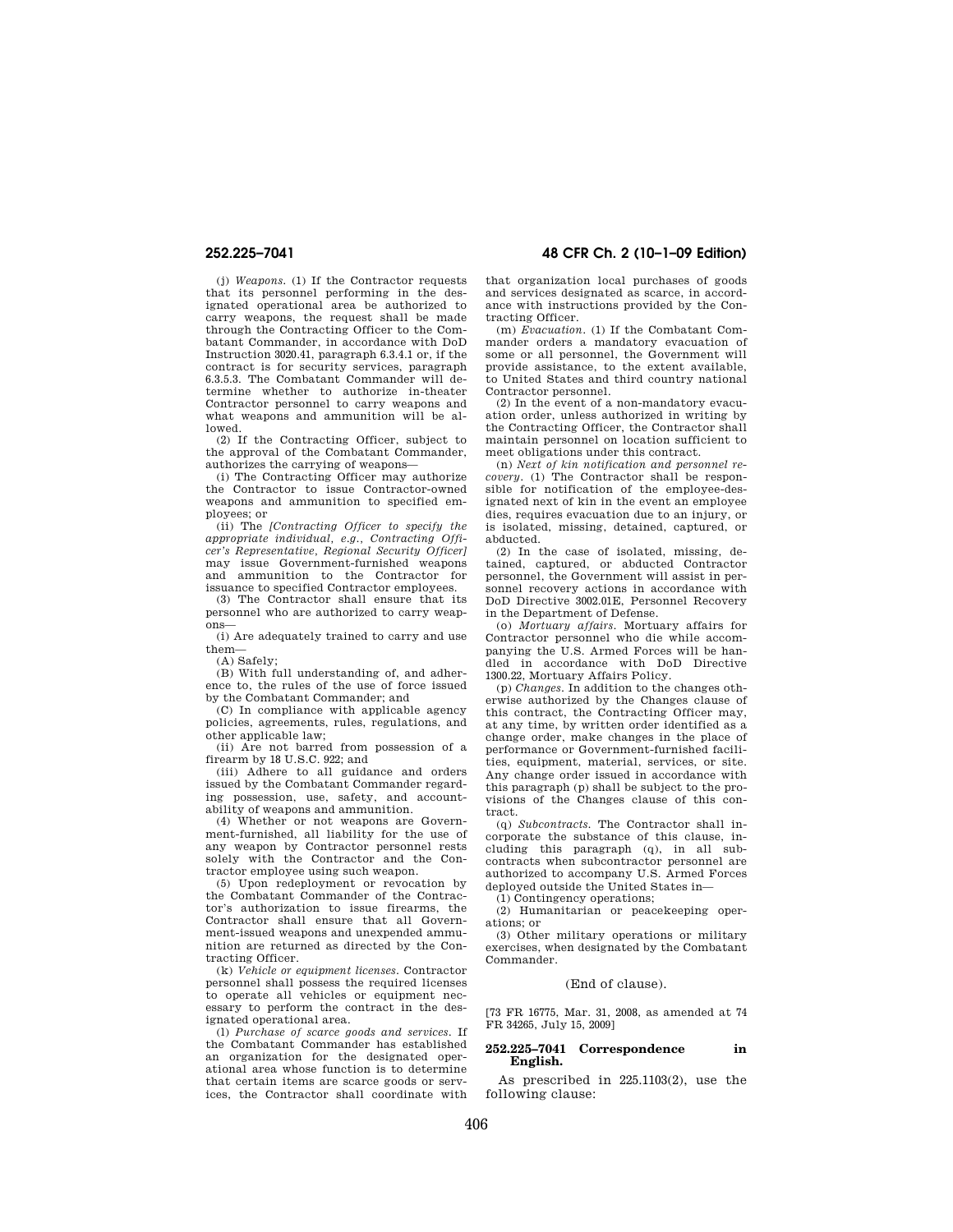(j) *Weapons.* (1) If the Contractor requests that its personnel performing in the designated operational area be authorized to carry weapons, the request shall be made through the Contracting Officer to the Combatant Commander, in accordance with DoD Instruction 3020.41, paragraph 6.3.4.1 or, if the contract is for security services, paragraph 6.3.5.3. The Combatant Commander will determine whether to authorize in-theater Contractor personnel to carry weapons and what weapons and ammunition will be allowed.

(2) If the Contracting Officer, subject to the approval of the Combatant Commander, authorizes the carrying of weapons—

(i) The Contracting Officer may authorize the Contractor to issue Contractor-owned weapons and ammunition to specified employees; or

(ii) The *[Contracting Officer to specify the appropriate individual, e.g., Contracting Officer's Representative, Regional Security Officer]* may issue Government-furnished weapons and ammunition to the Contractor for issuance to specified Contractor employees.

(3) The Contractor shall ensure that its personnel who are authorized to carry weapons—

(i) Are adequately trained to carry and use them—

(A) Safely;

(B) With full understanding of, and adherence to, the rules of the use of force issued by the Combatant Commander; and

(C) In compliance with applicable agency policies, agreements, rules, regulations, and other applicable law;

(ii) Are not barred from possession of a firearm by 18 U.S.C. 922; and

(iii) Adhere to all guidance and orders issued by the Combatant Commander regarding possession, use, safety, and accountability of weapons and ammunition.

(4) Whether or not weapons are Government-furnished, all liability for the use of any weapon by Contractor personnel rests solely with the Contractor and the Contractor employee using such weapon.

(5) Upon redeployment or revocation by the Combatant Commander of the Contractor's authorization to issue firearms, the Contractor shall ensure that all Government-issued weapons and unexpended ammunition are returned as directed by the Contracting Officer.

(k) *Vehicle or equipment licenses.* Contractor personnel shall possess the required licenses to operate all vehicles or equipment necessary to perform the contract in the designated operational area.

(l) *Purchase of scarce goods and services.* If the Combatant Commander has established an organization for the designated operational area whose function is to determine that certain items are scarce goods or services, the Contractor shall coordinate with that organization local purchases of goods and services designated as scarce, in accordance with instructions provided by the Contracting Officer.

(m) *Evacuation.* (1) If the Combatant Commander orders a mandatory evacuation of some or all personnel, the Government will provide assistance, to the extent available, to United States and third country national Contractor personnel.

(2) In the event of a non-mandatory evacuation order, unless authorized in writing by the Contracting Officer, the Contractor shall maintain personnel on location sufficient to meet obligations under this contract.

(n) *Next of kin notification and personnel recovery.* (1) The Contractor shall be responsible for notification of the employee-designated next of kin in the event an employee dies, requires evacuation due to an injury, or is isolated, missing, detained, captured, or abducted.

(2) In the case of isolated, missing, detained, captured, or abducted Contractor personnel, the Government will assist in personnel recovery actions in accordance with DoD Directive 3002.01E, Personnel Recovery in the Department of Defense.

(o) *Mortuary affairs.* Mortuary affairs for Contractor personnel who die while accompanying the U.S. Armed Forces will be handled in accordance with DoD Directive 1300.22, Mortuary Affairs Policy.

(p) *Changes.* In addition to the changes otherwise authorized by the Changes clause of this contract, the Contracting Officer may, at any time, by written order identified as a change order, make changes in the place of performance or Government-furnished facilities, equipment, material, services, or site. Any change order issued in accordance with this paragraph (p) shall be subject to the provisions of the Changes clause of this contract.

(q) *Subcontracts.* The Contractor shall incorporate the substance of this clause, including this paragraph (q), in all subcontracts when subcontractor personnel are authorized to accompany U.S. Armed Forces deployed outside the United States in—

(1) Contingency operations;

(2) Humanitarian or peacekeeping operations; or

(3) Other military operations or military exercises, when designated by the Combatant Commander.

(End of clause).

[73 FR 16775, Mar. 31, 2008, as amended at 74 FR 34265, July 15, 2009]

### 252.225–7041 Correspondence in English.

As prescribed in 225.1103(2), use the following clause: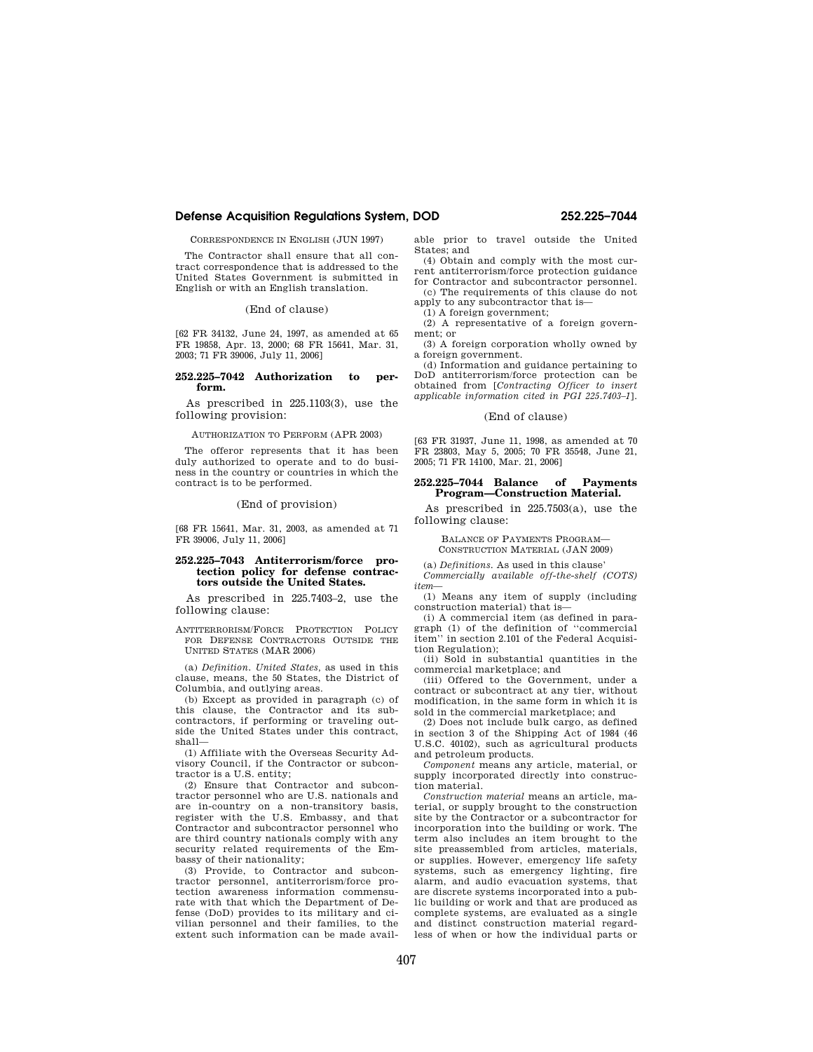CORRESPONDENCE IN ENGLISH (JUN 1997)

The Contractor shall ensure that all contract correspondence that is addressed to the United States Government is submitted in English or with an English translation.

(End of clause)

[62 FR 34132, June 24, 1997, as amended at 65 FR 19858, Apr. 13, 2000; 68 FR 15641, Mar. 31, 2003; 71 FR 39006, July 11, 2006]

### 252.225–7042 Authorization to perform.

As prescribed in 225.1103(3), use the following provision:

AUTHORIZATION TO PERFORM (APR 2003)

The offeror represents that it has been duly authorized to operate and to do business in the country or countries in which the contract is to be performed.

(End of provision)

[68 FR 15641, Mar. 31, 2003, as amended at 71 FR 39006, July 11, 2006]

### 252.225–7043 Antiterrorism/force protection policy for defense contractors outside the United States.

As prescribed in 225.7403–2, use the following clause:

ANTITERRORISM/FORCE PROTECTION POLICY FOR DEFENSE CONTRACTORS OUTSIDE THE UNITED STATES (MAR 2006)

(a) *Definition. United States*, as used in this clause, means, the 50 States, the District of Columbia, and outlying areas.

(b) Except as provided in paragraph (c) of this clause, the Contractor and its subcontractors, if performing or traveling outside the United States under this contract, shall—

(1) Affiliate with the Overseas Security Advisory Council, if the Contractor or subcontractor is a U.S. entity;

(2) Ensure that Contractor and subcontractor personnel who are U.S. nationals and are in-country on a non-transitory basis, register with the U.S. Embassy, and that Contractor and subcontractor personnel who are third country nationals comply with any security related requirements of the Embassy of their nationality;

(3) Provide, to Contractor and subcontractor personnel, antiterrorism/force protection awareness information commensurate with that which the Department of Defense (DoD) provides to its military and civilian personnel and their families, to the extent such information can be made available prior to travel outside the United States; and

(4) Obtain and comply with the most current antiterrorism/force protection guidance for Contractor and subcontractor personnel.

(c) The requirements of this clause do not apply to any subcontractor that is—

(1) A foreign government;

(2) A representative of a foreign government; or

(3) A foreign corporation wholly owned by a foreign government.

(d) Information and guidance pertaining to DoD antiterrorism/force protection can be obtained from [*Contracting Officer to insert applicable information cited in PGI 225.7403–1*].

(End of clause)

[63 FR 31937, June 11, 1998, as amended at 70 FR 23803, May 5, 2005; 70 FR 35548, June 21, 2005; 71 FR 14100, Mar. 21, 2006]

### 252.225–7044 Balance of Payments Program—Construction Material.

As prescribed in 225.7503(a), use the following clause:

BALANCE OF PAYMENTS PROGRAM—CONSTRUCTION MATERIAL (JAN 2009)

(a) *Definitions.* As used in this clause'

*Commercially available off-the-shelf (COTS) item*—

(1) Means any item of supply (including construction material) that is—

(i) A commercial item (as defined in paragraph (1) of the definition of ''commercial item'' in section 2.101 of the Federal Acquisition Regulation);

(ii) Sold in substantial quantities in the commercial marketplace; and

(iii) Offered to the Government, under a contract or subcontract at any tier, without modification, in the same form in which it is sold in the commercial marketplace; and

(2) Does not include bulk cargo, as defined in section 3 of the Shipping Act of 1984 (46 U.S.C. 40102), such as agricultural products and petroleum products.

*Component* means any article, material, or supply incorporated directly into construction material.

*Construction material* means an article, material, or supply brought to the construction site by the Contractor or a subcontractor for incorporation into the building or work. The term also includes an item brought to the site preassembled from articles, materials, or supplies. However, emergency life safety systems, such as emergency lighting, fire alarm, and audio evacuation systems, that are discrete systems incorporated into a public building or work and that are produced as complete systems, are evaluated as a single and distinct construction material regardless of when or how the individual parts or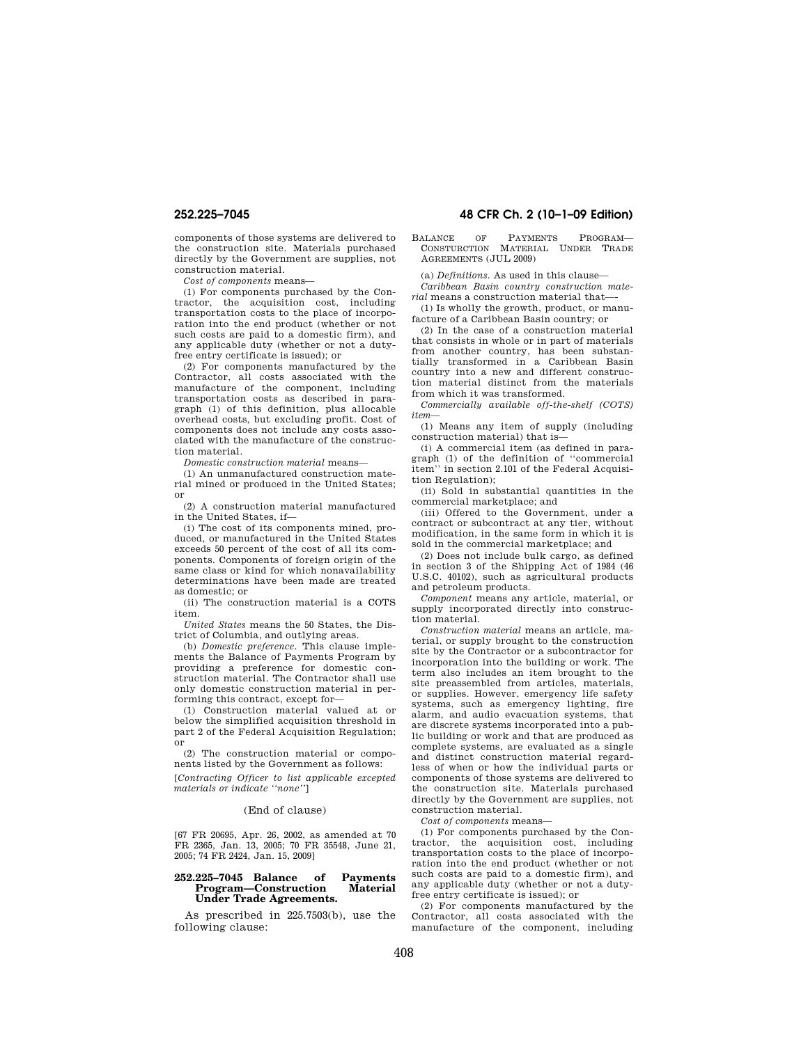components of those systems are delivered to the construction site. Materials purchased directly by the Government are supplies, not construction material.

*Cost of components* means—

(1) For components purchased by the Contractor, the acquisition cost, including transportation costs to the place of incorporation into the end product (whether or not such costs are paid to a domestic firm), and any applicable duty (whether or not a duty-free entry certificate is issued); or

(2) For components manufactured by the Contractor, all costs associated with the manufacture of the component, including transportation costs as described in paragraph (1) of this definition, plus allocable overhead costs, but excluding profit. Cost of components does not include any costs associated with the manufacture of the construction material.

*Domestic construction material* means—

(1) An unmanufactured construction material mined or produced in the United States; or

(2) A construction material manufactured in the United States, if—

(i) The cost of its components mined, produced, or manufactured in the United States exceeds 50 percent of the cost of all its components. Components of foreign origin of the same class or kind for which nonavailability determinations have been made are treated as domestic; or

(ii) The construction material is a COTS item.

*United States* means the 50 States, the District of Columbia, and outlying areas.

(b) *Domestic preference.* This clause implements the Balance of Payments Program by providing a preference for domestic construction material. The Contractor shall use only domestic construction material in performing this contract, except for—

(1) Construction material valued at or below the simplified acquisition threshold in part 2 of the Federal Acquisition Regulation; or

(2) The construction material or components listed by the Government as follows:

[*Contracting Officer to list applicable excepted materials or indicate ''none''*]

(End of clause)

[67 FR 20695, Apr. 26, 2002, as amended at 70 FR 2365, Jan. 13, 2005; 70 FR 35548, June 21, 2005; 74 FR 2424, Jan. 15, 2009]

### 252.225–7045 Balance of Payments Program—Construction Material Under Trade Agreements.

As prescribed in 225.7503(b), use the following clause:

BALANCE OF PAYMENTS PROGRAM—CONSTURCTION MATERIAL UNDER TRADE AGREEMENTS (JUL 2009)

(a) *Definitions.* As used in this clause—

*Caribbean Basin country construction material* means a construction material that—-

(1) Is wholly the growth, product, or manufacture of a Caribbean Basin country; or

(2) In the case of a construction material that consists in whole or in part of materials from another country, has been substantially transformed in a Caribbean Basin country into a new and different construction material distinct from the materials from which it was transformed.

*Commercially available off-the-shelf (COTS) item*—

(1) Means any item of supply (including construction material) that is—

(i) A commercial item (as defined in paragraph (1) of the definition of ''commercial item'' in section 2.101 of the Federal Acquisition Regulation);

(ii) Sold in substantial quantities in the commercial marketplace; and

(iii) Offered to the Government, under a contract or subcontract at any tier, without modification, in the same form in which it is sold in the commercial marketplace; and

(2) Does not include bulk cargo, as defined in section 3 of the Shipping Act of 1984 (46 U.S.C. 40102), such as agricultural products and petroleum products.

*Component* means any article, material, or supply incorporated directly into construction material.

*Construction material* means an article, material, or supply brought to the construction site by the Contractor or a subcontractor for incorporation into the building or work. The term also includes an item brought to the site preassembled from articles, materials, or supplies. However, emergency life safety systems, such as emergency lighting, fire alarm, and audio evacuation systems, that are discrete systems incorporated into a public building or work and that are produced as complete systems, are evaluated as a single and distinct construction material regardless of when or how the individual parts or components of those systems are delivered to the construction site. Materials purchased directly by the Government are supplies, not construction material.

*Cost of components* means—

(1) For components purchased by the Contractor, the acquisition cost, including transportation costs to the place of incorporation into the end product (whether or not such costs are paid to a domestic firm), and any applicable duty (whether or not a duty-free entry certificate is issued); or

(2) For components manufactured by the Contractor, all costs associated with the manufacture of the component, including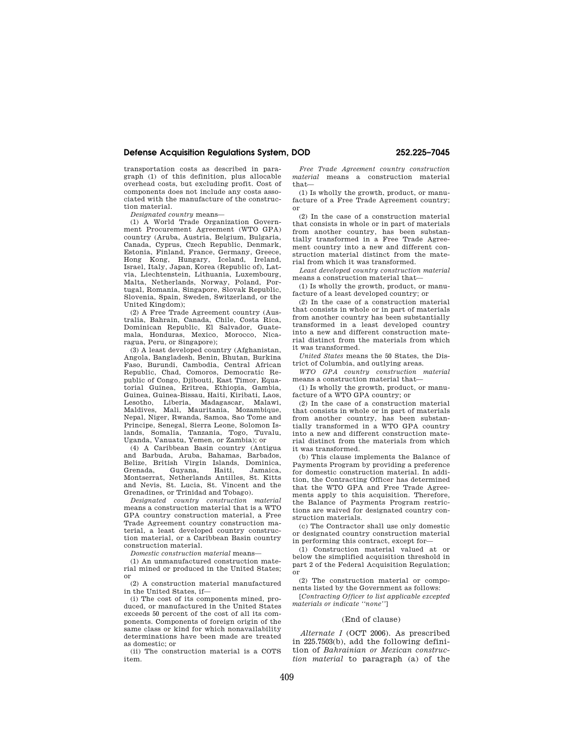transportation costs as described in paragraph (1) of this definition, plus allocable overhead costs, but excluding profit. Cost of components does not include any costs associated with the manufacture of the construction material.

*Designated country* means—

(1) A World Trade Organization Government Procurement Agreement (WTO GPA) country (Aruba, Austria, Belgium, Bulgaria, Canada, Cyprus, Czech Republic, Denmark, Estonia, Finland, France, Germany, Greece, Hong Kong, Hungary, Iceland, Ireland, Israel, Italy, Japan, Korea (Republic of), Latvia, Liechtenstein, Lithuania, Luxembourg, Malta, Netherlands, Norway, Poland, Portugal, Romania, Singapore, Slovak Republic, Slovenia, Spain, Sweden, Switzerland, or the United Kingdom);

(2) A Free Trade Agreement country (Australia, Bahrain, Canada, Chile, Costa Rica, Dominican Republic, El Salvador, Guatemala, Honduras, Mexico, Morocco, Nicaragua, Peru, or Singapore);

(3) A least developed country (Afghanistan, Angola, Bangladesh, Benin, Bhutan, Burkina Faso, Burundi, Cambodia, Central African Republic, Chad, Comoros, Democratic Republic of Congo, Djibouti, East Timor, Equatorial Guinea, Eritrea, Ethiopia, Gambia, Guinea, Guinea-Bissau, Haiti, Kiribati, Laos, Lesotho, Liberia, Madagascar, Malawi, Maldives, Mali, Mauritania, Mozambique, Nepal, Niger, Rwanda, Samoa, Sao Tome and Principe, Senegal, Sierra Leone, Solomon Islands, Somalia, Tanzania, Togo, Tuvalu, Uganda, Vanuatu, Yemen, or Zambia); or

(4) A Caribbean Basin country (Antigua and Barbuda, Aruba, Bahamas, Barbados, Belize, British Virgin Islands, Dominica, Grenada, Guyana, Haiti, Jamaica, Montserrat, Netherlands Antilles, St. Kitts and Nevis, St. Lucia, St. Vincent and the Grenadines, or Trinidad and Tobago).

*Designated country construction material* means a construction material that is a WTO GPA country construction material, a Free Trade Agreement country construction material, a least developed country construction material, or a Caribbean Basin country construction material.

*Domestic construction material* means—

(1) An unmanufactured construction material mined or produced in the United States; or

(2) A construction material manufactured in the United States, if—

(i) The cost of its components mined, produced, or manufactured in the United States exceeds 50 percent of the cost of all its components. Components of foreign origin of the same class or kind for which nonavailability determinations have been made are treated as domestic; or

(ii) The construction material is a COTS item.

*Free Trade Agreement country construction material* means a construction material that—

(1) Is wholly the growth, product, or manufacture of a Free Trade Agreement country; or

(2) In the case of a construction material that consists in whole or in part of materials from another country, has been substantially transformed in a Free Trade Agreement country into a new and different construction material distinct from the material from which it was transformed.

*Least developed country construction material* means a construction material that—

(1) Is wholly the growth, product, or manufacture of a least developed country; or

(2) In the case of a construction material that consists in whole or in part of materials from another country has been substantially transformed in a least developed country into a new and different construction material distinct from the materials from which it was transformed.

*United States* means the 50 States, the District of Columbia, and outlying areas.

*WTO GPA country construction material* means a construction material that—

(1) Is wholly the growth, product, or manufacture of a WTO GPA country; or

(2) In the case of a construction material that consists in whole or in part of materials from another country, has been substantially transformed in a WTO GPA country into a new and different construction material distinct from the materials from which it was transformed.

(b) This clause implements the Balance of Payments Program by providing a preference for domestic construction material. In addition, the Contracting Officer has determined that the WTO GPA and Free Trade Agreements apply to this acquisition. Therefore, the Balance of Payments Program restrictions are waived for designated country construction materials.

(c) The Contractor shall use only domestic or designated country construction material in performing this contract, except for—

(1) Construction material valued at or below the simplified acquisition threshold in part 2 of the Federal Acquisition Regulation; or

(2) The construction material or components listed by the Government as follows:

[*Contracting Officer to list applicable excepted materials or indicate "none"*]

(End of clause)

*Alternate I* (OCT 2006). As prescribed in 225.7503(b), add the following definition of *Bahrainian or Mexican construction material* to paragraph (a) of the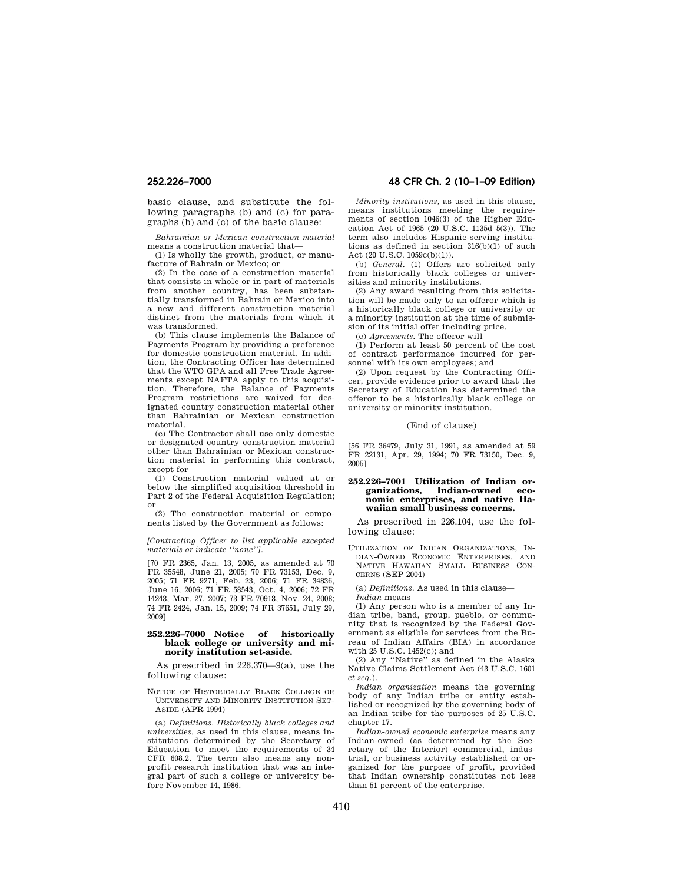basic clause, and substitute the following paragraphs (b) and (c) for paragraphs (b) and (c) of the basic clause:

*Bahrainian or Mexican construction material* means a construction material that—

(1) Is wholly the growth, product, or manufacture of Bahrain or Mexico; or

(2) In the case of a construction material that consists in whole or in part of materials from another country, has been substantially transformed in Bahrain or Mexico into a new and different construction material distinct from the materials from which it was transformed.

(b) This clause implements the Balance of Payments Program by providing a preference for domestic construction material. In addition, the Contracting Officer has determined that the WTO GPA and all Free Trade Agreements except NAFTA apply to this acquisition. Therefore, the Balance of Payments Program restrictions are waived for designated country construction material other than Bahrainian or Mexican construction material.

(c) The Contractor shall use only domestic or designated country construction material other than Bahrainian or Mexican construction material in performing this contract, except for—

(1) Construction material valued at or below the simplified acquisition threshold in Part 2 of the Federal Acquisition Regulation; or

(2) The construction material or components listed by the Government as follows:

*[Contracting Officer to list applicable excepted materials or indicate ''none'']*.

[70 FR 2365, Jan. 13, 2005, as amended at 70 FR 35548, June 21, 2005; 70 FR 73153, Dec. 9, 2005; 71 FR 9271, Feb. 23, 2006; 71 FR 34836, June 16, 2006; 71 FR 58543, Oct. 4, 2006; 72 FR 14243, Mar. 27, 2007; 73 FR 70913, Nov. 24, 2008; 74 FR 2424, Jan. 15, 2009; 74 FR 37651, July 29, 2009]

### 252.226–7000 Notice of historically black college or university and minority institution set-aside.

As prescribed in 226.370—9(a), use the following clause:

NOTICE OF HISTORICALLY BLACK COLLEGE OR UNIVERSITY AND MINORITY INSTITUTION SET-ASIDE (APR 1994)

(a) *Definitions. Historically black colleges and universities*, as used in this clause, means institutions determined by the Secretary of Education to meet the requirements of 34 CFR 608.2. The term also means any nonprofit research institution that was an integral part of such a college or university before November 14, 1986.

*Minority institutions*, as used in this clause, means institutions meeting the requirements of section 1046(3) of the Higher Education Act of 1965 (20 U.S.C. 1135d–5(3)). The term also includes Hispanic-serving institutions as defined in section 316(b)(1) of such Act (20 U.S.C. 1059c(b)(1)).

(b) *General*. (1) Offers are solicited only from historically black colleges or universities and minority institutions.

(2) Any award resulting from this solicitation will be made only to an offeror which is a historically black college or university or a minority institution at the time of submission of its initial offer including price.

(c) *Agreements*. The offeror will—

(1) Perform at least 50 percent of the cost of contract performance incurred for personnel with its own employees; and

(2) Upon request by the Contracting Officer, provide evidence prior to award that the Secretary of Education has determined the offeror to be a historically black college or university or minority institution.

(End of clause)

[56 FR 36479, July 31, 1991, as amended at 59 FR 22131, Apr. 29, 1994; 70 FR 73150, Dec. 9, 2005]

### 252.226–7001 Utilization of Indian organizations, Indian-owned economic enterprises, and native Hawaiian small business concerns.

As prescribed in 226.104, use the following clause:

UTILIZATION OF INDIAN ORGANIZATIONS, INDIAN-OWNED ECONOMIC ENTERPRISES, AND NATIVE HAWAIIAN SMALL BUSINESS CONCERNS (SEP 2004)

(a) *Definitions*. As used in this clause—

*Indian* means—

(1) Any person who is a member of any Indian tribe, band, group, pueblo, or community that is recognized by the Federal Government as eligible for services from the Bureau of Indian Affairs (BIA) in accordance with 25 U.S.C. 1452(c); and

(2) Any ''Native'' as defined in the Alaska Native Claims Settlement Act (43 U.S.C. 1601 *et seq.*).

*Indian organization* means the governing body of any Indian tribe or entity established or recognized by the governing body of an Indian tribe for the purposes of 25 U.S.C. chapter 17.

*Indian-owned economic enterprise* means any Indian-owned (as determined by the Secretary of the Interior) commercial, industrial, or business activity established or organized for the purpose of profit, provided that Indian ownership constitutes not less than 51 percent of the enterprise.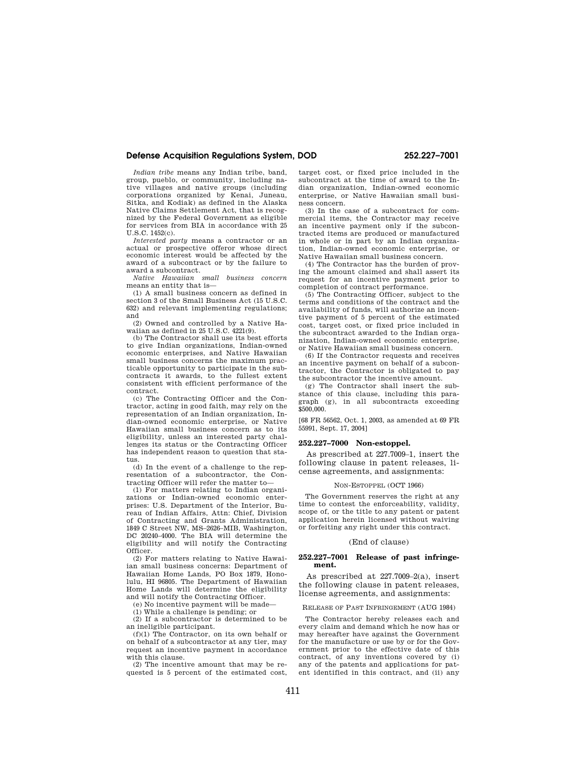*Indian tribe* means any Indian tribe, band, group, pueblo, or community, including native villages and native groups (including corporations organized by Kenai, Juneau, Sitka, and Kodiak) as defined in the Alaska Native Claims Settlement Act, that is recognized by the Federal Government as eligible for services from BIA in accordance with 25 U.S.C. 1452(c).

*Interested party* means a contractor or an actual or prospective offeror whose direct economic interest would be affected by the award of a subcontract or by the failure to award a subcontract.

*Native Hawaiian small business concern* means an entity that is—

(1) A small business concern as defined in section 3 of the Small Business Act (15 U.S.C. 632) and relevant implementing regulations; and

(2) Owned and controlled by a Native Hawaiian as defined in 25 U.S.C. 4221(9).

(b) The Contractor shall use its best efforts to give Indian organizations, Indian-owned economic enterprises, and Native Hawaiian small business concerns the maximum practicable opportunity to participate in the subcontracts it awards, to the fullest extent consistent with efficient performance of the contract.

(c) The Contracting Officer and the Contractor, acting in good faith, may rely on the representation of an Indian organization, Indian-owned economic enterprise, or Native Hawaiian small business concern as to its eligibility, unless an interested party challenges its status or the Contracting Officer has independent reason to question that status.

(d) In the event of a challenge to the representation of a subcontractor, the Contracting Officer will refer the matter to—

(1) For matters relating to Indian organizations or Indian-owned economic enterprises: U.S. Department of the Interior, Bureau of Indian Affairs, Attn: Chief, Division of Contracting and Grants Administration, 1849 C Street NW, MS–2626–MIB, Washington, DC 20240–4000. The BIA will determine the eligibility and will notify the Contracting Officer.

(2) For matters relating to Native Hawaiian small business concerns: Department of Hawaiian Home Lands, PO Box 1879, Honolulu, HI 96805. The Department of Hawaiian Home Lands will determine the eligibility and will notify the Contracting Officer.

(e) No incentive payment will be made—

(1) While a challenge is pending; or

(2) If a subcontractor is determined to be an ineligible participant.

(f)(1) The Contractor, on its own behalf or on behalf of a subcontractor at any tier, may request an incentive payment in accordance with this clause.

(2) The incentive amount that may be requested is 5 percent of the estimated cost, target cost, or fixed price included in the subcontract at the time of award to the Indian organization, Indian-owned economic enterprise, or Native Hawaiian small business concern.

(3) In the case of a subcontract for commercial items, the Contractor may receive an incentive payment only if the subcontracted items are produced or manufactured in whole or in part by an Indian organization, Indian-owned economic enterprise, or Native Hawaiian small business concern.

(4) The Contractor has the burden of proving the amount claimed and shall assert its request for an incentive payment prior to completion of contract performance.

(5) The Contracting Officer, subject to the terms and conditions of the contract and the availability of funds, will authorize an incentive payment of 5 percent of the estimated cost, target cost, or fixed price included in the subcontract awarded to the Indian organization, Indian-owned economic enterprise, or Native Hawaiian small business concern.

(6) If the Contractor requests and receives an incentive payment on behalf of a subcontractor, the Contractor is obligated to pay the subcontractor the incentive amount.

(g) The Contractor shall insert the substance of this clause, including this paragraph (g), in all subcontracts exceeding $500,000.

[68 FR 56562, Oct. 1, 2003, as amended at 69 FR 55991, Sept. 17, 2004]

### 252.227–7000 Non-estoppel.

As prescribed at 227.7009–1, insert the following clause in patent releases, license agreements, and assignments:

NON-ESTOPPEL (OCT 1966)

The Government reserves the right at any time to contest the enforceability, validity, scope of, or the title to any patent or patent application herein licensed without waiving or forfeiting any right under this contract.

(End of clause)

### 252.227–7001 Release of past infringement.

As prescribed at 227.7009–2(a), insert the following clause in patent releases, license agreements, and assignments:

RELEASE OF PAST INFRINGEMENT (AUG 1984)

The Contractor hereby releases each and every claim and demand which he now has or may hereafter have against the Government for the manufacture or use by or for the Government prior to the effective date of this contract, of any inventions covered by (i) any of the patents and applications for patent identified in this contract, and (ii) any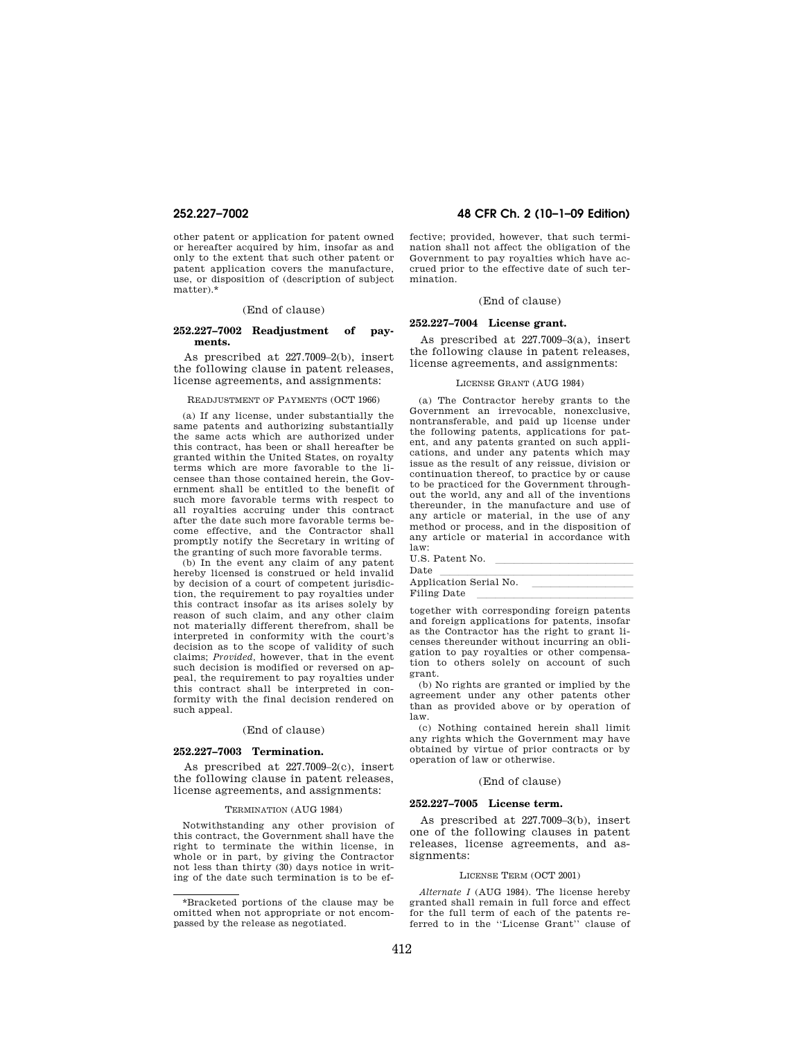other patent or application for patent owned or hereafter acquired by him, insofar as and only to the extent that such other patent or patent application covers the manufacture, use, or disposition of (description of subject matter).*

(End of clause)

### 252.227–7002 Readjustment of payments.

As prescribed at 227.7009–2(b), insert the following clause in patent releases, license agreements, and assignments:

READJUSTMENT OF PAYMENTS (OCT 1966)

(a) If any license, under substantially the same patents and authorizing substantially the same acts which are authorized under this contract, has been or shall hereafter be granted within the United States, on royalty terms which are more favorable to the licensee than those contained herein, the Government shall be entitled to the benefit of such more favorable terms with respect to all royalties accruing under this contract after the date such more favorable terms become effective, and the Contractor shall promptly notify the Secretary in writing of the granting of such more favorable terms.

(b) In the event any claim of any patent hereby licensed is construed or held invalid by decision of a court of competent jurisdiction, the requirement to pay royalties under this contract insofar as its arises solely by reason of such claim, and any other claim not materially different therefrom, shall be interpreted in conformity with the court's decision as to the scope of validity of such claims; *Provided,* however, that in the event such decision is modified or reversed on appeal, the requirement to pay royalties under this contract shall be interpreted in conformity with the final decision rendered on such appeal.

(End of clause)

### 252.227–7003 Termination.

As prescribed at 227.7009–2(c), insert the following clause in patent releases, license agreements, and assignments:

TERMINATION (AUG 1984)

Notwithstanding any other provision of this contract, the Government shall have the right to terminate the within license, in whole or in part, by giving the Contractor not less than thirty (30) days notice in writing of the date such termination is to be effective; provided, however, that such termination shall not affect the obligation of the Government to pay royalties which have accrued prior to the effective date of such termination.

(End of clause)

### 252.227–7004 License grant.

As prescribed at 227.7009–3(a), insert the following clause in patent releases, license agreements, and assignments:

LICENSE GRANT (AUG 1984)

(a) The Contractor hereby grants to the Government an irrevocable, nonexclusive, nontransferable, and paid up license under the following patents, applications for patent, and any patents granted on such applications, and under any patents which may issue as the result of any reissue, division or continuation thereof, to practice by or cause to be practiced for the Government throughout the world, any and all of the inventions thereunder, in the manufacture and use of any article or material, in the use of any method or process, and in the disposition of any article or material in accordance with law:

U.S. Patent No. \_\_\_\_\_\_\_\_\_\_\_\_\_\_\_\_\_\_\_\_\_\_\_\_

Date \_\_\_\_\_\_\_\_\_\_\_\_\_\_\_\_\_\_\_\_\_\_\_\_

Application Serial No. \_\_\_\_\_\_\_\_\_\_\_\_\_\_\_\_\_\_\_\_\_\_\_\_

Filing Date \_\_\_\_\_\_\_\_\_\_\_\_\_\_\_\_\_\_\_\_\_\_\_\_

together with corresponding foreign patents and foreign applications for patents, insofar as the Contractor has the right to grant licenses thereunder without incurring an obligation to pay royalties or other compensation to others solely on account of such grant.

(b) No rights are granted or implied by the agreement under any other patents other than as provided above or by operation of law.

(c) Nothing contained herein shall limit any rights which the Government may have obtained by virtue of prior contracts or by operation of law or otherwise.

(End of clause)

### 252.227–7005 License term.

As prescribed at 227.7009–3(b), insert one of the following clauses in patent releases, license agreements, and assignments:

LICENSE TERM (OCT 2001)

*Alternate I* (AUG 1984). The license hereby granted shall remain in full force and effect for the full term of each of the patents referred to in the ''License Grant'' clause of

---

*Bracketed portions of the clause may be omitted when not appropriate or not encompassed by the release as negotiated.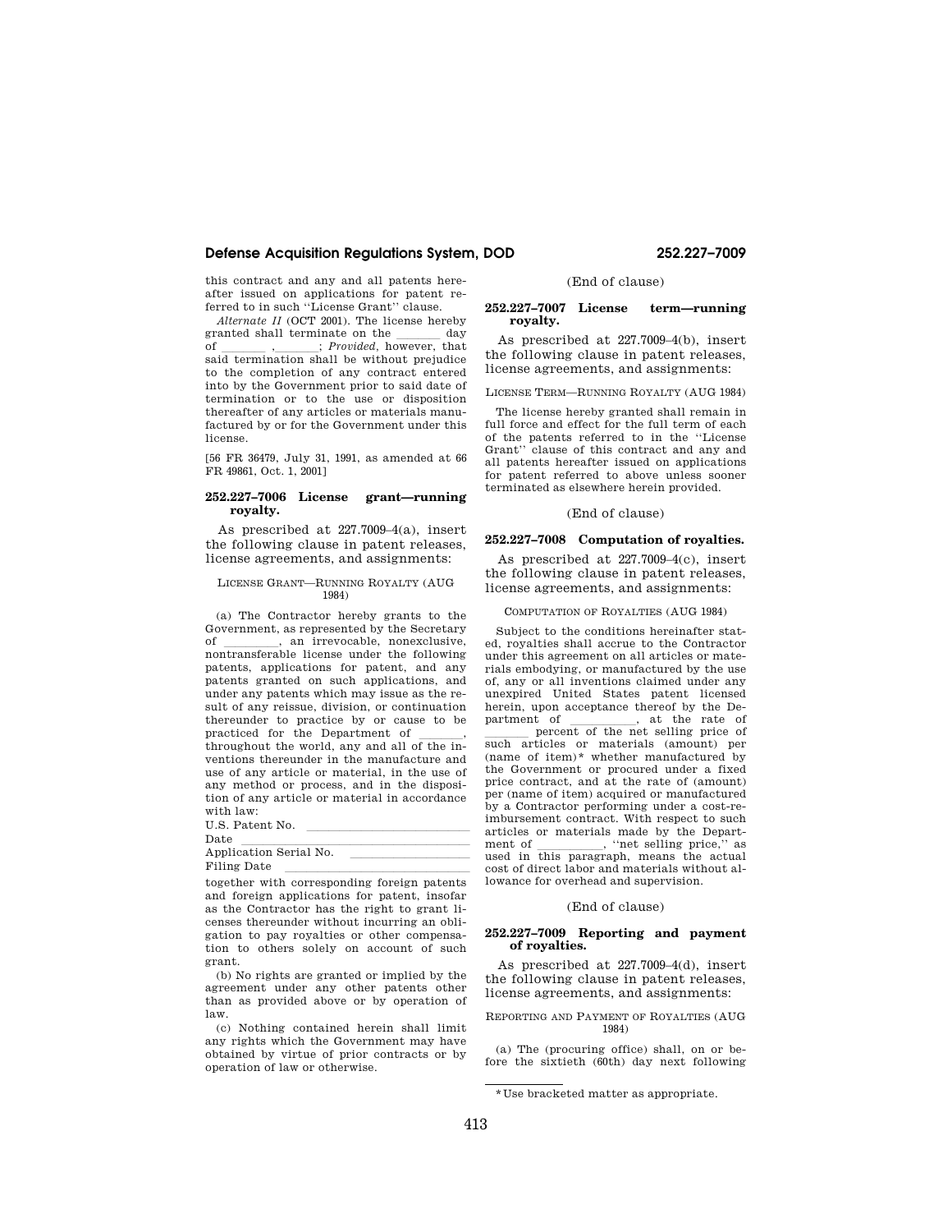this contract and any and all patents hereafter issued on applications for patent referred to in such ''License Grant'' clause.

*Alternate II* (OCT 2001). The license hereby granted shall terminate on the _______ day of _______ ,_______; *Provided,* however, that said termination shall be without prejudice to the completion of any contract entered into by the Government prior to said date of termination or to the use or disposition thereafter of any articles or materials manufactured by or for the Government under this license.

[56 FR 36479, July 31, 1991, as amended at 66 FR 49861, Oct. 1, 2001]

### 252.227–7006 License grant—running royalty.

As prescribed at 227.7009–4(a), insert the following clause in patent releases, license agreements, and assignments:

LICENSE GRANT—RUNNING ROYALTY (AUG 1984)

(a) The Contractor hereby grants to the Government, as represented by the Secretary of _________, an irrevocable, nonexclusive, nontransferable license under the following patents, applications for patent, and any patents granted on such applications, and under any patents which may issue as the result of any reissue, division, or continuation thereunder to practice by or cause to be practiced for the Department of _______, throughout the world, any and all of the inventions thereunder in the manufacture and use of any article or material, in the use of any method or process, and in the disposition of any article or material in accordance with law:

U.S. Patent No. _______________
Date _______________
Application Serial No. _______________
Filing Date _______________

together with corresponding foreign patents and foreign applications for patent, insofar as the Contractor has the right to grant licenses thereunder without incurring an obligation to pay royalties or other compensation to others solely on account of such grant.

(b) No rights are granted or implied by the agreement under any other patents other than as provided above or by operation of law.

(c) Nothing contained herein shall limit any rights which the Government may have obtained by virtue of prior contracts or by operation of law or otherwise.

(End of clause)

### 252.227–7007 License term—running royalty.

As prescribed at 227.7009–4(b), insert the following clause in patent releases, license agreements, and assignments:

LICENSE TERM—RUNNING ROYALTY (AUG 1984)

The license hereby granted shall remain in full force and effect for the full term of each of the patents referred to in the ''License Grant'' clause of this contract and any and all patents hereafter issued on applications for patent referred to above unless sooner terminated as elsewhere herein provided.

(End of clause)

### 252.227–7008 Computation of royalties.

As prescribed at 227.7009–4(c), insert the following clause in patent releases, license agreements, and assignments:

COMPUTATION OF ROYALTIES (AUG 1984)

Subject to the conditions hereinafter stated, royalties shall accrue to the Contractor under this agreement on all articles or materials embodying, or manufactured by the use of, any or all inventions claimed under any unexpired United States patent licensed herein, upon acceptance thereof by the Department of __________, at the rate of _______ percent of the net selling price of such articles or materials (amount) per (name of item)* whether manufactured by the Government or procured under a fixed price contract, and at the rate of (amount) per (name of item) acquired or manufactured by a Contractor performing under a cost-reimbursement contract. With respect to such articles or materials made by the Department of __________, ''net selling price,'' as used in this paragraph, means the actual cost of direct labor and materials without allowance for overhead and supervision.

(End of clause)

### 252.227–7009 Reporting and payment of royalties.

As prescribed at 227.7009–4(d), insert the following clause in patent releases, license agreements, and assignments:

REPORTING AND PAYMENT OF ROYALTIES (AUG 1984)

(a) The (procuring office) shall, on or before the sixtieth (60th) day next following

*Use bracketed matter as appropriate.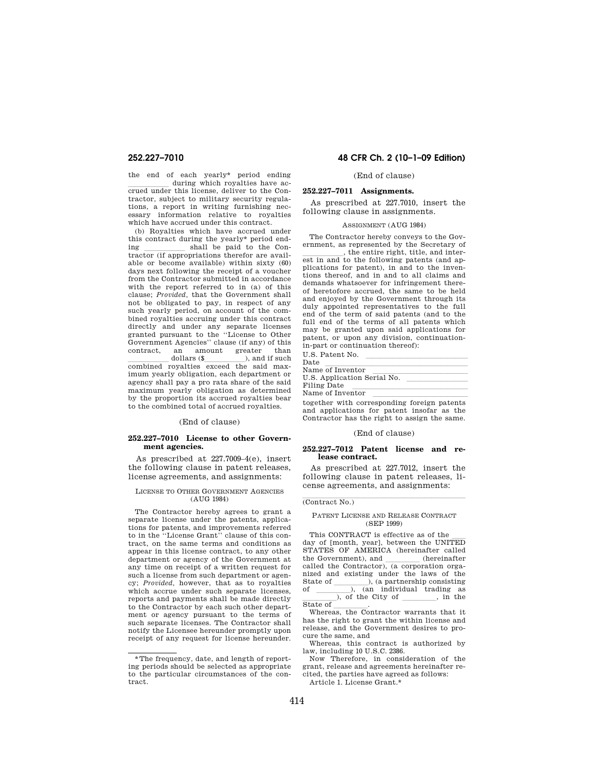the end of each yearly* period ending ____________ during which royalties have accrued under this license, deliver to the Contractor, subject to military security regulations, a report in writing furnishing necessary information relative to royalties which have accrued under this contract.

(b) Royalties which have accrued under this contract during the yearly* period ending ____________ shall be paid to the Contractor (if appropriations therefor are available or become available) within sixty (60) days next following the receipt of a voucher from the Contractor submitted in accordance with the report referred to in (a) of this clause; *Provided,* that the Government shall not be obligated to pay, in respect of any such yearly period, on account of the combined royalties accruing under this contract directly and under any separate licenses granted pursuant to the ''License to Other Government Agencies'' clause (if any) of this contract, an amount greater than ____________ dollars ($____________), and if such combined royalties exceed the said maximum yearly obligation, each department or agency shall pay a pro rata share of the said maximum yearly obligation as determined by the proportion its accrued royalties bear to the combined total of accrued royalties.

(End of clause)

### 252.227–7010 License to other Government agencies.

As prescribed at 227.7009–4(e), insert the following clause in patent releases, license agreements, and assignments:

LICENSE TO OTHER GOVERNMENT AGENCIES (AUG 1984)

The Contractor hereby agrees to grant a separate license under the patents, applications for patents, and improvements referred to in the ''License Grant'' clause of this contract, on the same terms and conditions as appear in this license contract, to any other department or agency of the Government at any time on receipt of a written request for such a license from such department or agency; *Provided,* however, that as to royalties which accrue under such separate licenses, reports and payments shall be made directly to the Contractor by each such other department or agency pursuant to the terms of such separate licenses. The Contractor shall notify the Licensee hereunder promptly upon receipt of any request for license hereunder.

*The frequency, date, and length of reporting periods should be selected as appropriate to the particular circumstances of the contract.

(End of clause)

### 252.227–7011 Assignments.

As prescribed at 227.7010, insert the following clause in assignments.

ASSIGNMENT (AUG 1984)

The Contractor hereby conveys to the Government, as represented by the Secretary of ____________, the entire right, title, and interest in and to the following patents (and applications for patent), in and to the inventions thereof, and in and to all claims and demands whatsoever for infringement thereof heretofore accrued, the same to be held and enjoyed by the Government through its duly appointed representatives to the full end of the term of said patents (and to the full end of the terms of all patents which may be granted upon said applications for patent, or upon any division, continuation-in-part or continuation thereof):

U.S. Patent No. ____________
Date ____________
Name of Inventor ____________
U.S. Application Serial No. ____________
Filing Date ____________
Name of Inventor ____________

together with corresponding foreign patents and applications for patent insofar as the Contractor has the right to assign the same.

(End of clause)

### 252.227–7012 Patent license and release contract.

As prescribed at 227.7012, insert the following clause in patent releases, license agreements, and assignments:

____________
(Contract No.)

PATENT LICENSE AND RELEASE CONTRACT (SEP 1999)

This CONTRACT is effective as of the ____ day of [month, year], between the UNITED STATES OF AMERICA (hereinafter called the Government), and ________ (hereinafter called the Contractor), (a corporation organized and existing under the laws of the State of ________), (a partnership consisting of ________), (an individual trading as ________), of the City of ________, in the State of ________.

Whereas, the Contractor warrants that it has the right to grant the within license and release, and the Government desires to procure the same, and

Whereas, this contract is authorized by law, including 10 U.S.C. 2386.

Now Therefore, in consideration of the grant, release and agreements hereinafter recited, the parties have agreed as follows:

Article 1. License Grant.*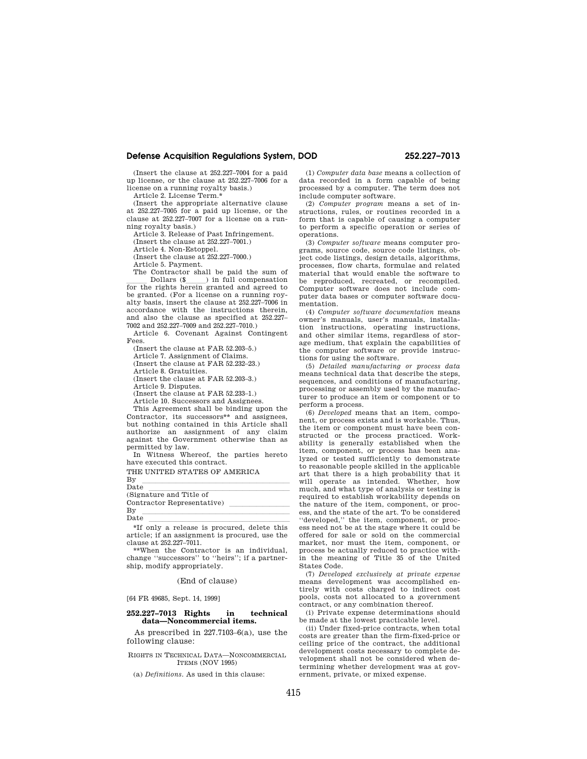(Insert the clause at 252.227–7004 for a paid up license, or the clause at 252.227–7006 for a license on a running royalty basis.)

Article 2. License Term.*

(Insert the appropriate alternative clause at 252.227–7005 for a paid up license, or the clause at 252.227–7007 for a license on a running royalty basis.)

Article 3. Release of Past Infringement.

(Insert the clause at 252.227–7001.)

Article 4. Non-Estoppel.

(Insert the clause at 252.227–7000.)

Article 5. Payment.

The Contractor shall be paid the sum of _____ Dollars ($_____) in full compensation for the rights herein granted and agreed to be granted. (For a license on a running royalty basis, insert the clause at 252.227–7006 in accordance with the instructions therein, and also the clause as specified at 252.227–7002 and 252.227–7009 and 252.227–7010.)

Article 6. Covenant Against Contingent Fees.

(Insert the clause at FAR 52.203–5.)

Article 7. Assignment of Claims.

(Insert the clause at FAR 52.232–23.)

Article 8. Gratuities.

(Insert the clause at FAR 52.203–3.)

Article 9. Disputes.

(Insert the clause at FAR 52.233–1.)

Article 10. Successors and Assignees.

This Agreement shall be binding upon the Contractor, its successors** and assignees, but nothing contained in this Article shall authorize an assignment of any claim against the Government otherwise than as permitted by law.

In Witness Whereof, the parties hereto have executed this contract.

THE UNITED STATES OF AMERICA

By ________________________________________

Date ______________________________________

(Signature and Title of Contractor Representative) _______________

By ________________________________________

Date ______________________________________

*If only a release is procured, delete this article; if an assignment is procured, use the clause at 252.227–7011.

**When the Contractor is an individual, change ''successors'' to ''heirs''; if a partnership, modify appropriately.

(End of clause)

[64 FR 49685, Sept. 14, 1999]

### 252.227–7013 Rights in technical data—Noncommercial items.

As prescribed in 227.7103–6(a), use the following clause:

RIGHTS IN TECHNICAL DATA—NONCOMMERCIAL ITEMS (NOV 1995)

(a) *Definitions*. As used in this clause:

(1) *Computer data base* means a collection of data recorded in a form capable of being processed by a computer. The term does not include computer software.

(2) *Computer program* means a set of instructions, rules, or routines recorded in a form that is capable of causing a computer to perform a specific operation or series of operations.

(3) *Computer software* means computer programs, source code, source code listings, object code listings, design details, algorithms, processes, flow charts, formulae and related material that would enable the software to be reproduced, recreated, or recompiled. Computer software does not include computer data bases or computer software documentation.

(4) *Computer software documentation* means owner's manuals, user's manuals, installation instructions, operating instructions, and other similar items, regardless of storage medium, that explain the capabilities of the computer software or provide instructions for using the software.

(5) *Detailed manufacturing or process data* means technical data that describe the steps, sequences, and conditions of manufacturing, processing or assembly used by the manufacturer to produce an item or component or to perform a process.

(6) *Developed* means that an item, component, or process exists and is workable. Thus, the item or component must have been constructed or the process practiced. Workability is generally established when the item, component, or process has been analyzed or tested sufficiently to demonstrate to reasonable people skilled in the applicable art that there is a high probability that it will operate as intended. Whether, how much, and what type of analysis or testing is required to establish workability depends on the nature of the item, component, or process, and the state of the art. To be considered ''developed,'' the item, component, or process need not be at the stage where it could be offered for sale or sold on the commercial market, nor must the item, component, or process be actually reduced to practice within the meaning of Title 35 of the United States Code.

(7) *Developed exclusively at private expense* means development was accomplished entirely with costs charged to indirect cost pools, costs not allocated to a government contract, or any combination thereof.

(i) Private expense determinations should be made at the lowest practicable level.

(ii) Under fixed-price contracts, when total costs are greater than the firm-fixed-price or ceiling price of the contract, the additional development costs necessary to complete development shall not be considered when determining whether development was at government, private, or mixed expense.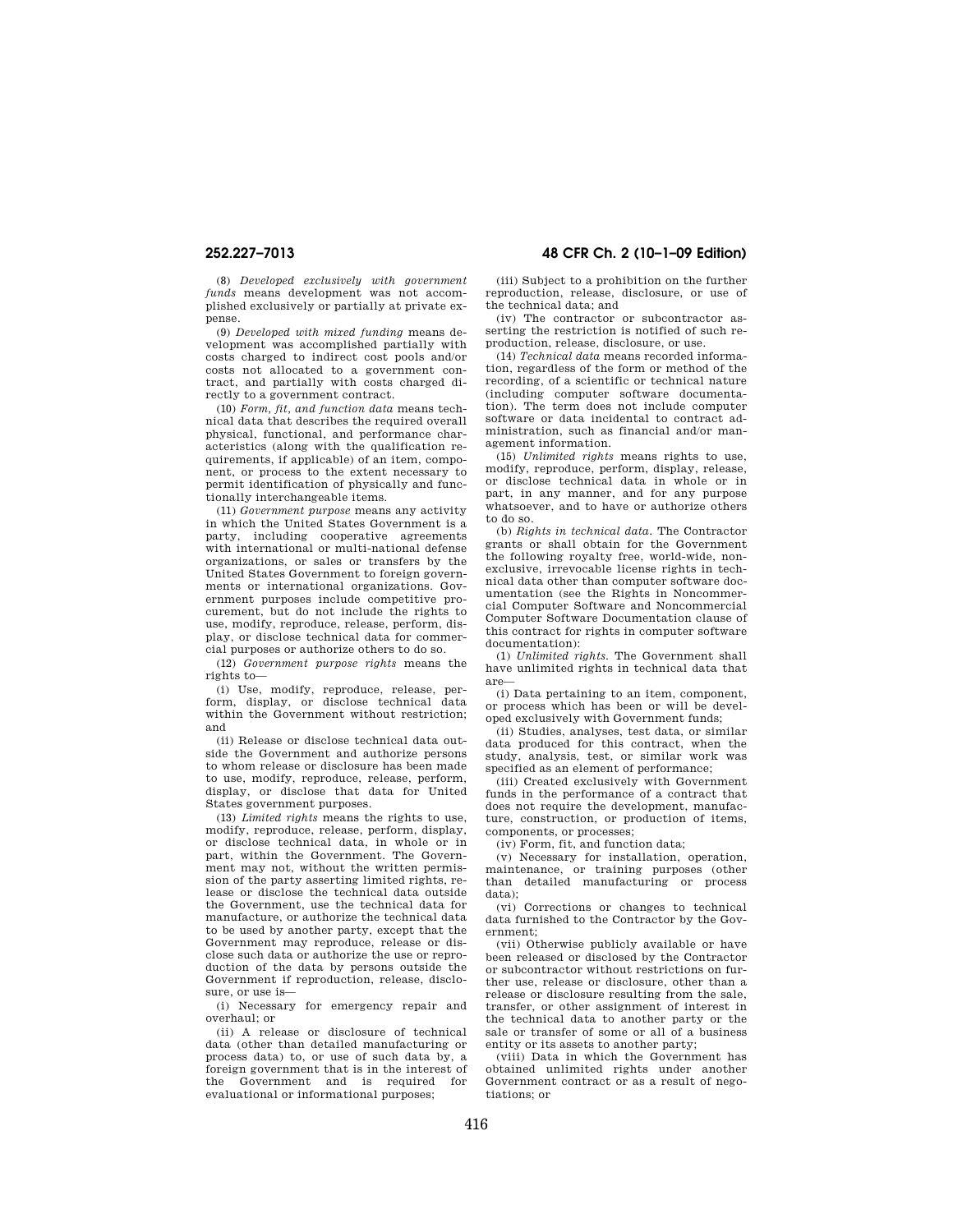(8) *Developed exclusively with government funds* means development was not accomplished exclusively or partially at private expense.

(9) *Developed with mixed funding* means development was accomplished partially with costs charged to indirect cost pools and/or costs not allocated to a government contract, and partially with costs charged directly to a government contract.

(10) *Form, fit, and function data* means technical data that describes the required overall physical, functional, and performance characteristics (along with the qualification requirements, if applicable) of an item, component, or process to the extent necessary to permit identification of physically and functionally interchangeable items.

(11) *Government purpose* means any activity in which the United States Government is a party, including cooperative agreements with international or multi-national defense organizations, or sales or transfers by the United States Government to foreign governments or international organizations. Government purposes include competitive procurement, but do not include the rights to use, modify, reproduce, release, perform, display, or disclose technical data for commercial purposes or authorize others to do so.

(12) *Government purpose rights* means the rights to—

(i) Use, modify, reproduce, release, perform, display, or disclose technical data within the Government without restriction; and

(ii) Release or disclose technical data outside the Government and authorize persons to whom release or disclosure has been made to use, modify, reproduce, release, perform, display, or disclose that data for United States government purposes.

(13) *Limited rights* means the rights to use, modify, reproduce, release, perform, display, or disclose technical data, in whole or in part, within the Government. The Government may not, without the written permission of the party asserting limited rights, release or disclose the technical data outside the Government, use the technical data for manufacture, or authorize the technical data to be used by another party, except that the Government may reproduce, release or disclose such data or authorize the use or reproduction of the data by persons outside the Government if reproduction, release, disclosure, or use is—

(i) Necessary for emergency repair and overhaul; or

(ii) A release or disclosure of technical data (other than detailed manufacturing or process data) to, or use of such data by, a foreign government that is in the interest of the Government and is required for evaluational or informational purposes;

(iii) Subject to a prohibition on the further reproduction, release, disclosure, or use of the technical data; and

(iv) The contractor or subcontractor asserting the restriction is notified of such reproduction, release, disclosure, or use.

(14) *Technical data* means recorded information, regardless of the form or method of the recording, of a scientific or technical nature (including computer software documentation). The term does not include computer software or data incidental to contract administration, such as financial and/or management information.

(15) *Unlimited rights* means rights to use, modify, reproduce, perform, display, release, or disclose technical data in whole or in part, in any manner, and for any purpose whatsoever, and to have or authorize others to do so.

(b) *Rights in technical data.* The Contractor grants or shall obtain for the Government the following royalty free, world-wide, nonexclusive, irrevocable license rights in technical data other than computer software documentation (see the Rights in Noncommercial Computer Software and Noncommercial Computer Software Documentation clause of this contract for rights in computer software documentation):

(1) *Unlimited rights.* The Government shall have unlimited rights in technical data that are—

(i) Data pertaining to an item, component, or process which has been or will be developed exclusively with Government funds;

(ii) Studies, analyses, test data, or similar data produced for this contract, when the study, analysis, test, or similar work was specified as an element of performance;

(iii) Created exclusively with Government funds in the performance of a contract that does not require the development, manufacture, construction, or production of items, components, or processes;

(iv) Form, fit, and function data;

(v) Necessary for installation, operation, maintenance, or training purposes (other than detailed manufacturing or process data);

(vi) Corrections or changes to technical data furnished to the Contractor by the Government;

(vii) Otherwise publicly available or have been released or disclosed by the Contractor or subcontractor without restrictions on further use, release or disclosure, other than a release or disclosure resulting from the sale, transfer, or other assignment of interest in the technical data to another party or the sale or transfer of some or all of a business entity or its assets to another party;

(viii) Data in which the Government has obtained unlimited rights under another Government contract or as a result of negotiations; or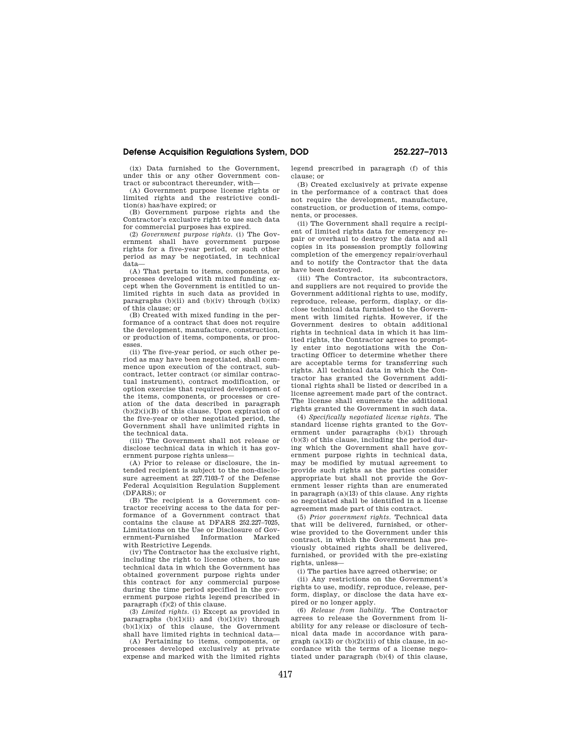(ix) Data furnished to the Government, under this or any other Government contract or subcontract thereunder, with—

(A) Government purpose license rights or limited rights and the restrictive condition(s) has/have expired; or

(B) Government purpose rights and the Contractor's exclusive right to use such data for commercial purposes has expired.

(2) *Government purpose rights.* (i) The Government shall have government purpose rights for a five-year period, or such other period as may be negotiated, in technical data—

(A) That pertain to items, components, or processes developed with mixed funding except when the Government is entitled to unlimited rights in such data as provided in paragraphs (b)(ii) and (b)(iv) through (b)(ix) of this clause; or

(B) Created with mixed funding in the performance of a contract that does not require the development, manufacture, construction, or production of items, components, or processes.

(ii) The five-year period, or such other period as may have been negotiated, shall commence upon execution of the contract, subcontract, letter contract (or similar contractual instrument), contract modification, or option exercise that required development of the items, components, or processes or creation of the data described in paragraph (b)(2)(i)(B) of this clause. Upon expiration of the five-year or other negotiated period, the Government shall have unlimited rights in the technical data.

(iii) The Government shall not release or disclose technical data in which it has government purpose rights unless—

(A) Prior to release or disclosure, the intended recipient is subject to the non-disclosure agreement at 227.7103–7 of the Defense Federal Acquisition Regulation Supplement (DFARS); or

(B) The recipient is a Government contractor receiving access to the data for performance of a Government contract that contains the clause at DFARS 252.227–7025, Limitations on the Use or Disclosure of Government-Furnished Information Marked with Restrictive Legends.

(iv) The Contractor has the exclusive right, including the right to license others, to use technical data in which the Government has obtained government purpose rights under this contract for any commercial purpose during the time period specified in the government purpose rights legend prescribed in paragraph (f)(2) of this clause.

(3) *Limited rights.* (i) Except as provided in paragraphs (b)(1)(ii) and (b)(1)(iv) through (b)(1)(ix) of this clause, the Government shall have limited rights in technical data—

(A) Pertaining to items, components, or processes developed exclusively at private expense and marked with the limited rights legend prescribed in paragraph (f) of this clause; or

(B) Created exclusively at private expense in the performance of a contract that does not require the development, manufacture, construction, or production of items, components, or processes.

(ii) The Government shall require a recipient of limited rights data for emergency repair or overhaul to destroy the data and all copies in its possession promptly following completion of the emergency repair/overhaul and to notify the Contractor that the data have been destroyed.

(iii) The Contractor, its subcontractors, and suppliers are not required to provide the Government additional rights to use, modify, reproduce, release, perform, display, or disclose technical data furnished to the Government with limited rights. However, if the Government desires to obtain additional rights in technical data in which it has limited rights, the Contractor agrees to promptly enter into negotiations with the Contracting Officer to determine whether there are acceptable terms for transferring such rights. All technical data in which the Contractor has granted the Government additional rights shall be listed or described in a license agreement made part of the contract. The license shall enumerate the additional rights granted the Government in such data.

(4) *Specifically negotiated license rights.* The standard license rights granted to the Government under paragraphs (b)(1) through (b)(3) of this clause, including the period during which the Government shall have government purpose rights in technical data, may be modified by mutual agreement to provide such rights as the parties consider appropriate but shall not provide the Government lesser rights than are enumerated in paragraph (a)(13) of this clause. Any rights so negotiated shall be identified in a license agreement made part of this contract.

(5) *Prior government rights.* Technical data that will be delivered, furnished, or otherwise provided to the Government under this contract, in which the Government has previously obtained rights shall be delivered, furnished, or provided with the pre-existing rights, unless—

(i) The parties have agreed otherwise; or

(ii) Any restrictions on the Government's rights to use, modify, reproduce, release, perform, display, or disclose the data have expired or no longer apply.

(6) *Release from liability.* The Contractor agrees to release the Government from liability for any release or disclosure of technical data made in accordance with paragraph (a)(13) or (b)(2)(iii) of this clause, in accordance with the terms of a license negotiated under paragraph (b)(4) of this clause,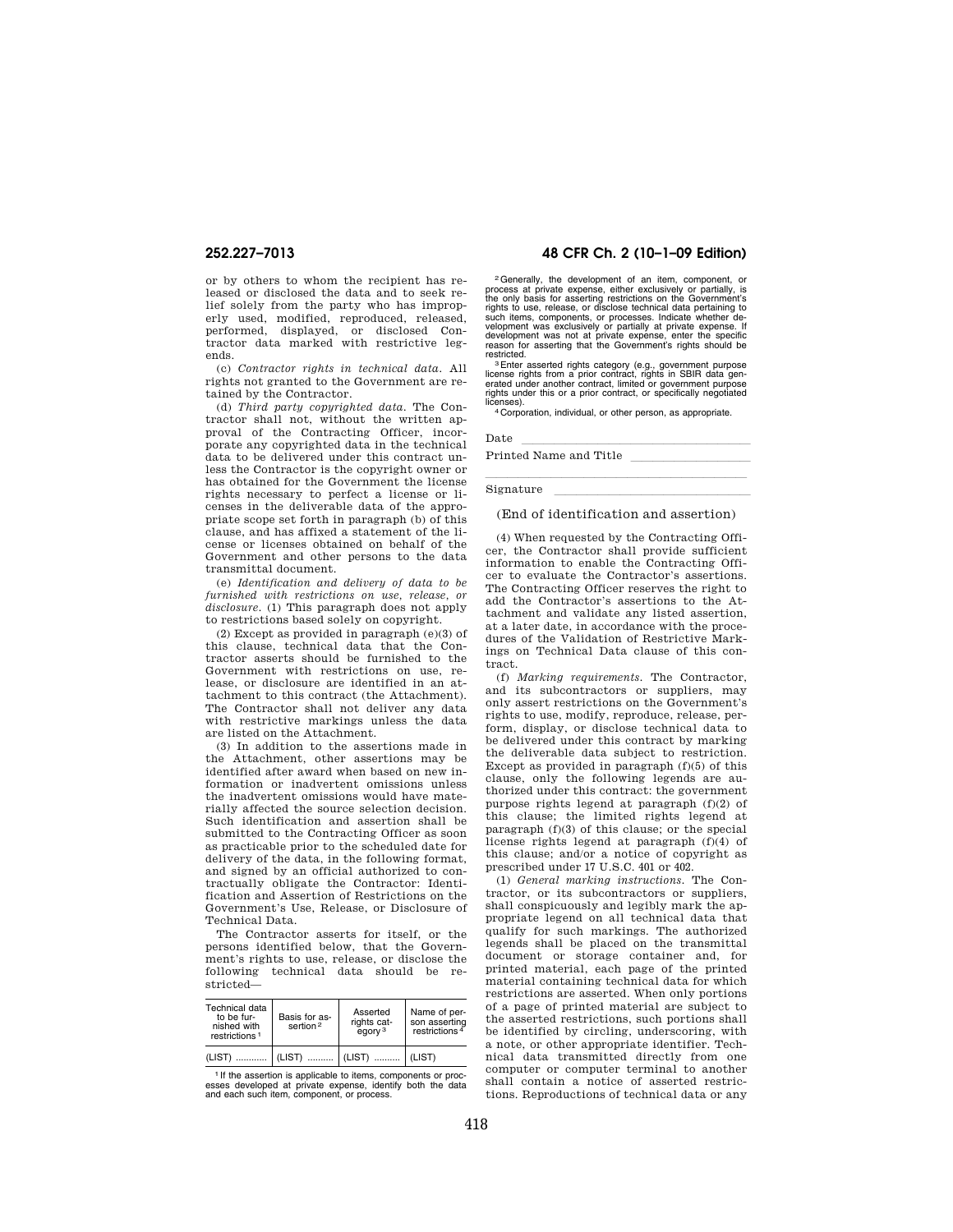or by others to whom the recipient has released or disclosed the data and to seek relief solely from the party who has improperly used, modified, reproduced, released, performed, displayed, or disclosed Contractor data marked with restrictive legends.

(c) *Contractor rights in technical data.* All rights not granted to the Government are retained by the Contractor.

(d) *Third party copyrighted data.* The Contractor shall not, without the written approval of the Contracting Officer, incorporate any copyrighted data in the technical data to be delivered under this contract unless the Contractor is the copyright owner or has obtained for the Government the license rights necessary to perfect a license or licenses in the deliverable data of the appropriate scope set forth in paragraph (b) of this clause, and has affixed a statement of the license or licenses obtained on behalf of the Government and other persons to the data transmittal document.

(e) *Identification and delivery of data to be furnished with restrictions on use, release, or disclosure.* (1) This paragraph does not apply to restrictions based solely on copyright.

(2) Except as provided in paragraph (e)(3) of this clause, technical data that the Contractor asserts should be furnished to the Government with restrictions on use, release, or disclosure are identified in an attachment to this contract (the Attachment). The Contractor shall not deliver any data with restrictive markings unless the data are listed on the Attachment.

(3) In addition to the assertions made in the Attachment, other assertions may be identified after award when based on new information or inadvertent omissions unless the inadvertent omissions would have materially affected the source selection decision. Such identification and assertion shall be submitted to the Contracting Officer as soon as practicable prior to the scheduled date for delivery of the data, in the following format, and signed by an official authorized to contractually obligate the Contractor: Identification and Assertion of Restrictions on the Government's Use, Release, or Disclosure of Technical Data.

The Contractor asserts for itself, or the persons identified below, that the Government's rights to use, release, or disclose the following technical data should be restricted—

| Technical data to be furnished with restrictions [1] | Basis for assertion [2] | Asserted rights category [3] | Name of person asserting restrictions [4] |
|---|---|---|---|
| (LIST) ............ | (LIST) .......... | (LIST) .......... | (LIST) |

[1] If the assertion is applicable to items, components or processes developed at private expense, identify both the data and each such item, component, or process.

[2] Generally, the development of an item, component, or process at private expense, either exclusively or partially, is the only basis for asserting restrictions on the Government's rights to use, release, or disclose technical data pertaining to such items, components, or processes. Indicate whether development was exclusively or partially at private expense. If development was not at private expense, enter the specific reason for asserting that the Government's rights should be restricted.

[3] Enter asserted rights category (e.g., government purpose license rights from a prior contract, rights in SBIR data generated under another contract, limited or government purpose rights under this or a prior contract, or specifically negotiated licenses).

[4] Corporation, individual, or other person, as appropriate.

Date \_\_\_\_\_\_\_\_\_\_\_\_\_\_\_\_\_\_\_\_\_\_\_\_\_\_\_\_\_\_\_\_

Printed Name and Title \_\_\_\_\_\_\_\_\_\_\_\_\_\_\_\_\_\_\_\_

\_\_\_\_\_\_\_\_\_\_\_\_\_\_\_\_\_\_\_\_\_\_\_\_\_\_\_\_\_\_\_\_\_\_\_\_\_\_\_\_

Signature \_\_\_\_\_\_\_\_\_\_\_\_\_\_\_\_\_\_\_\_\_\_\_\_\_\_\_\_\_\_\_\_

(End of identification and assertion)

(4) When requested by the Contracting Officer, the Contractor shall provide sufficient information to enable the Contracting Officer to evaluate the Contractor's assertions. The Contracting Officer reserves the right to add the Contractor's assertions to the Attachment and validate any listed assertion, at a later date, in accordance with the procedures of the Validation of Restrictive Markings on Technical Data clause of this contract.

(f) *Marking requirements.* The Contractor, and its subcontractors or suppliers, may only assert restrictions on the Government's rights to use, modify, reproduce, release, perform, display, or disclose technical data to be delivered under this contract by marking the deliverable data subject to restriction. Except as provided in paragraph (f)(5) of this clause, only the following legends are authorized under this contract: the government purpose rights legend at paragraph (f)(2) of this clause; the limited rights legend at paragraph (f)(3) of this clause; or the special license rights legend at paragraph (f)(4) of this clause; and/or a notice of copyright as prescribed under 17 U.S.C. 401 or 402.

(1) *General marking instructions.* The Contractor, or its subcontractors or suppliers, shall conspicuously and legibly mark the appropriate legend on all technical data that qualify for such markings. The authorized legends shall be placed on the transmittal document or storage container and, for printed material, each page of the printed material containing technical data for which restrictions are asserted. When only portions of a page of printed material are subject to the asserted restrictions, such portions shall be identified by circling, underscoring, with a note, or other appropriate identifier. Technical data transmitted directly from one computer or computer terminal to another shall contain a notice of asserted restrictions. Reproductions of technical data or any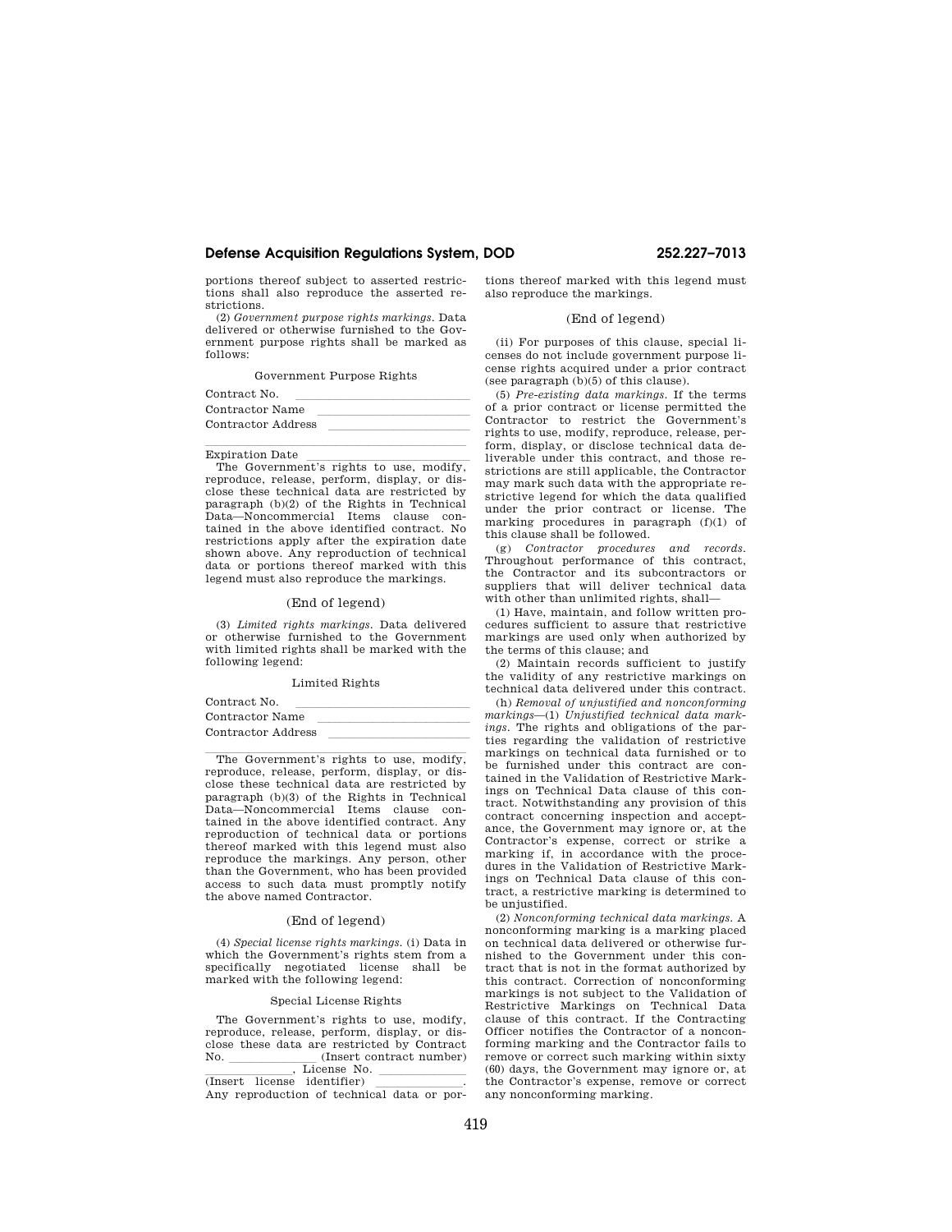portions thereof subject to asserted restrictions shall also reproduce the asserted restrictions.

(2) *Government purpose rights markings.* Data delivered or otherwise furnished to the Government purpose rights shall be marked as follows:

Government Purpose Rights

Contract No. ___

Contractor Name ___

Contractor Address ___

___

Expiration Date ___

The Government's rights to use, modify, reproduce, release, perform, display, or disclose these technical data are restricted by paragraph (b)(2) of the Rights in Technical Data—Noncommercial Items clause contained in the above identified contract. No restrictions apply after the expiration date shown above. Any reproduction of technical data or portions thereof marked with this legend must also reproduce the markings.

(End of legend)

(3) *Limited rights markings.* Data delivered or otherwise furnished to the Government with limited rights shall be marked with the following legend:

Limited Rights

Contract No. ___

Contractor Name ___

Contractor Address ___

___

The Government's rights to use, modify, reproduce, release, perform, display, or disclose these technical data are restricted by paragraph (b)(3) of the Rights in Technical Data—Noncommercial Items clause contained in the above identified contract. Any reproduction of technical data or portions thereof marked with this legend must also reproduce the markings. Any person, other than the Government, who has been provided access to such data must promptly notify the above named Contractor.

(End of legend)

(4) *Special license rights markings.* (i) Data in which the Government's rights stem from a specifically negotiated license shall be marked with the following legend:

Special License Rights

The Government's rights to use, modify, reproduce, release, perform, display, or disclose these data are restricted by Contract No. ___ (Insert contract number) ___, License No. ___ (Insert license identifier) ___. Any reproduction of technical data or portions thereof marked with this legend must also reproduce the markings.

(End of legend)

(ii) For purposes of this clause, special licenses do not include government purpose license rights acquired under a prior contract (see paragraph (b)(5) of this clause).

(5) *Pre-existing data markings.* If the terms of a prior contract or license permitted the Contractor to restrict the Government's rights to use, modify, reproduce, release, perform, display, or disclose technical data deliverable under this contract, and those restrictions are still applicable, the Contractor may mark such data with the appropriate restrictive legend for which the data qualified under the prior contract or license. The marking procedures in paragraph (f)(1) of this clause shall be followed.

(g) *Contractor procedures and records.* Throughout performance of this contract, the Contractor and its subcontractors or suppliers that will deliver technical data with other than unlimited rights, shall—

(1) Have, maintain, and follow written procedures sufficient to assure that restrictive markings are used only when authorized by the terms of this clause; and

(2) Maintain records sufficient to justify the validity of any restrictive markings on technical data delivered under this contract.

(h) *Removal of unjustified and nonconforming markings*—(1) *Unjustified technical data markings.* The rights and obligations of the parties regarding the validation of restrictive markings on technical data furnished or to be furnished under this contract are contained in the Validation of Restrictive Markings on Technical Data clause of this contract. Notwithstanding any provision of this contract concerning inspection and acceptance, the Government may ignore or, at the Contractor's expense, correct or strike a marking if, in accordance with the procedures in the Validation of Restrictive Markings on Technical Data clause of this contract, a restrictive marking is determined to be unjustified.

(2) *Nonconforming technical data markings.* A nonconforming marking is a marking placed on technical data delivered or otherwise furnished to the Government under this contract that is not in the format authorized by this contract. Correction of nonconforming markings is not subject to the Validation of Restrictive Markings on Technical Data clause of this contract. If the Contracting Officer notifies the Contractor of a nonconforming marking and the Contractor fails to remove or correct such marking within sixty (60) days, the Government may ignore or, at the Contractor's expense, remove or correct any nonconforming marking.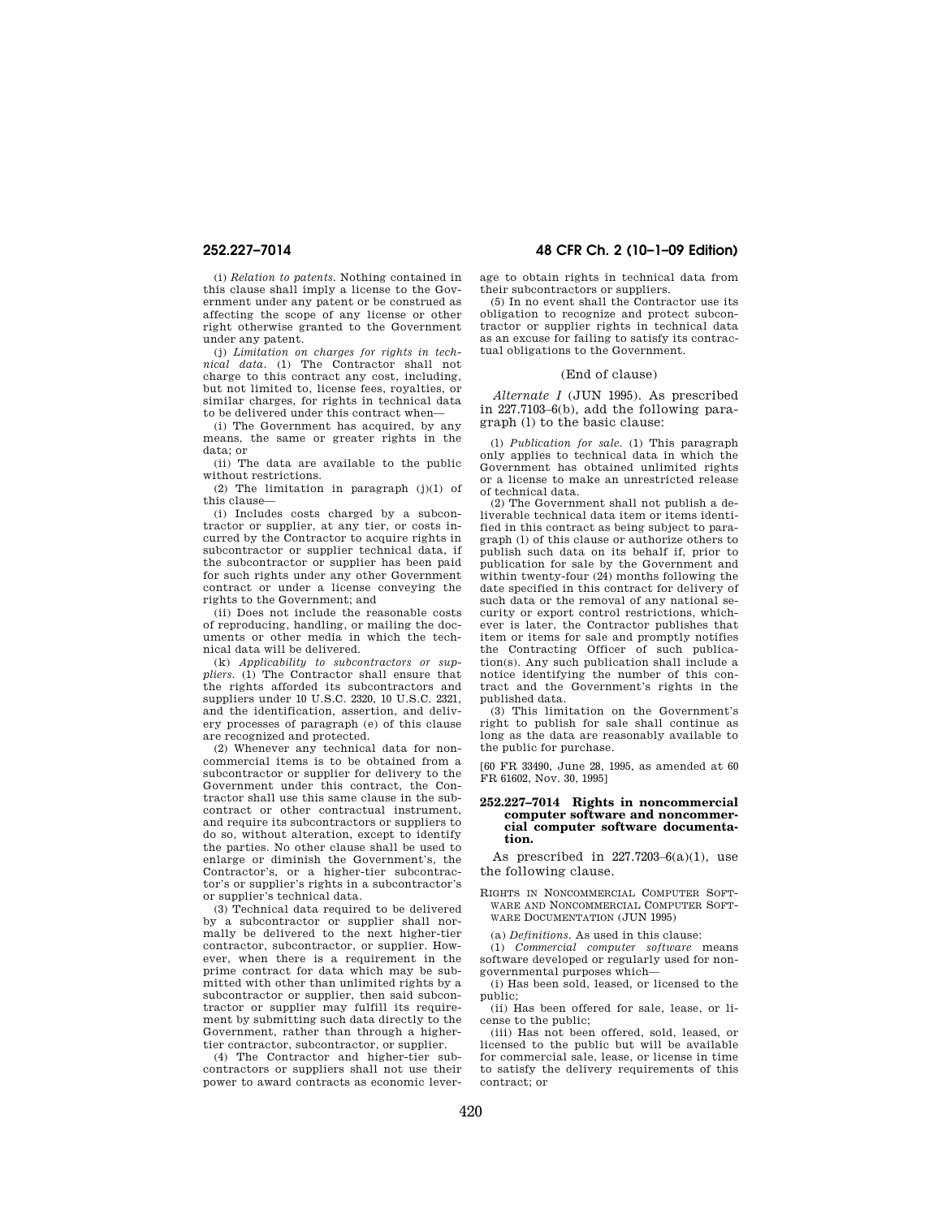(i) *Relation to patents.* Nothing contained in this clause shall imply a license to the Government under any patent or be construed as affecting the scope of any license or other right otherwise granted to the Government under any patent.

(j) *Limitation on charges for rights in technical data.* (1) The Contractor shall not charge to this contract any cost, including, but not limited to, license fees, royalties, or similar charges, for rights in technical data to be delivered under this contract when—

(i) The Government has acquired, by any means, the same or greater rights in the data; or

(ii) The data are available to the public without restrictions.

(2) The limitation in paragraph (j)(1) of this clause—

(i) Includes costs charged by a subcontractor or supplier, at any tier, or costs incurred by the Contractor to acquire rights in subcontractor or supplier technical data, if the subcontractor or supplier has been paid for such rights under any other Government contract or under a license conveying the rights to the Government; and

(ii) Does not include the reasonable costs of reproducing, handling, or mailing the documents or other media in which the technical data will be delivered.

(k) *Applicability to subcontractors or suppliers.* (1) The Contractor shall ensure that the rights afforded its subcontractors and suppliers under 10 U.S.C. 2320, 10 U.S.C. 2321, and the identification, assertion, and delivery processes of paragraph (e) of this clause are recognized and protected.

(2) Whenever any technical data for noncommercial items is to be obtained from a subcontractor or supplier for delivery to the Government under this contract, the Contractor shall use this same clause in the subcontract or other contractual instrument, and require its subcontractors or suppliers to do so, without alteration, except to identify the parties. No other clause shall be used to enlarge or diminish the Government's, the Contractor's, or a higher-tier subcontractor's or supplier's rights in a subcontractor's or supplier's technical data.

(3) Technical data required to be delivered by a subcontractor or supplier shall normally be delivered to the next higher-tier contractor, subcontractor, or supplier. However, when there is a requirement in the prime contract for data which may be submitted with other than unlimited rights by a subcontractor or supplier, then said subcontractor or supplier may fulfill its requirement by submitting such data directly to the Government, rather than through a higher-tier contractor, subcontractor, or supplier.

(4) The Contractor and higher-tier subcontractors or suppliers shall not use their power to award contracts as economic leverage to obtain rights in technical data from their subcontractors or suppliers.

(5) In no event shall the Contractor use its obligation to recognize and protect subcontractor or supplier rights in technical data as an excuse for failing to satisfy its contractual obligations to the Government.

(End of clause)

*Alternate I* (JUN 1995). As prescribed in 227.7103–6(b), add the following paragraph (l) to the basic clause:

(l) *Publication for sale.* (1) This paragraph only applies to technical data in which the Government has obtained unlimited rights or a license to make an unrestricted release of technical data.

(2) The Government shall not publish a deliverable technical data item or items identified in this contract as being subject to paragraph (l) of this clause or authorize others to publish such data on its behalf if, prior to publication for sale by the Government and within twenty-four (24) months following the date specified in this contract for delivery of such data or the removal of any national security or export control restrictions, whichever is later, the Contractor publishes that item or items for sale and promptly notifies the Contracting Officer of such publication(s). Any such publication shall include a notice identifying the number of this contract and the Government's rights in the published data.

(3) This limitation on the Government's right to publish for sale shall continue as long as the data are reasonably available to the public for purchase.

[60 FR 33490, June 28, 1995, as amended at 60 FR 61602, Nov. 30, 1995]

### 252.227–7014 Rights in noncommercial computer software and noncommercial computer software documentation.

As prescribed in 227.7203–6(a)(1), use the following clause.

RIGHTS IN NONCOMMERCIAL COMPUTER SOFTWARE AND NONCOMMERCIAL COMPUTER SOFTWARE DOCUMENTATION (JUN 1995)

(a) *Definitions.* As used in this clause:

(1) *Commercial computer software* means software developed or regularly used for non-governmental purposes which—

(i) Has been sold, leased, or licensed to the public;

(ii) Has been offered for sale, lease, or license to the public;

(iii) Has not been offered, sold, leased, or licensed to the public but will be available for commercial sale, lease, or license in time to satisfy the delivery requirements of this contract; or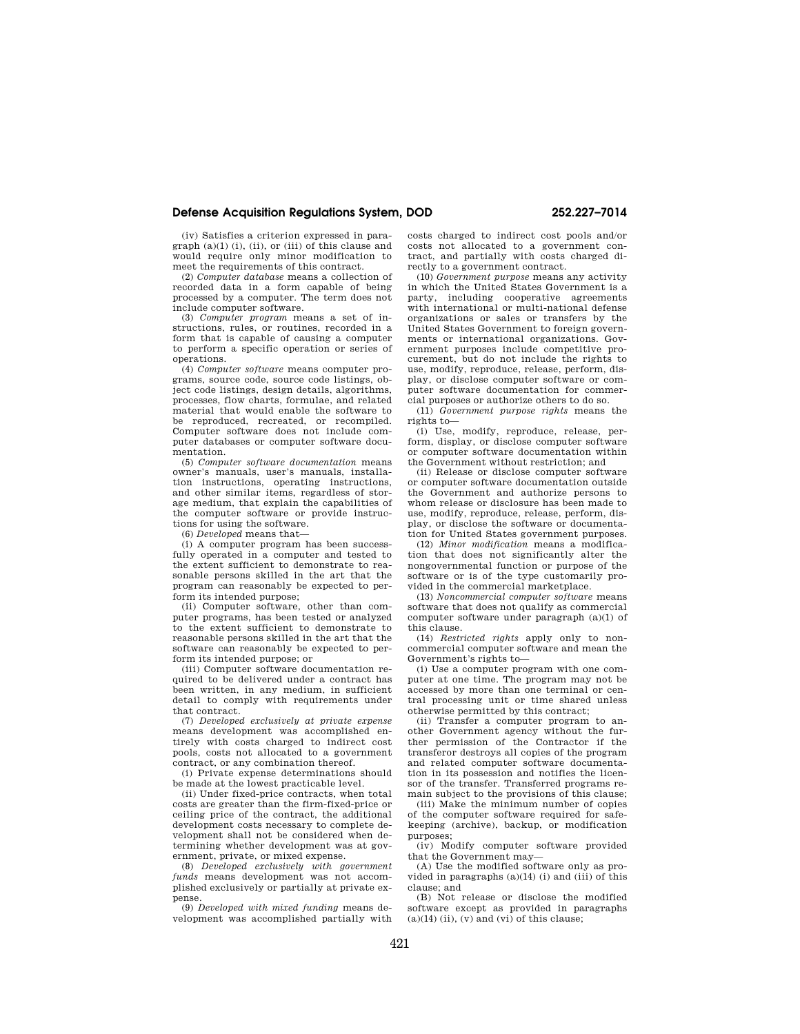(iv) Satisfies a criterion expressed in paragraph (a)(1) (i), (ii), or (iii) of this clause and would require only minor modification to meet the requirements of this contract.

(2) *Computer database* means a collection of recorded data in a form capable of being processed by a computer. The term does not include computer software.

(3) *Computer program* means a set of instructions, rules, or routines, recorded in a form that is capable of causing a computer to perform a specific operation or series of operations.

(4) *Computer software* means computer programs, source code, source code listings, object code listings, design details, algorithms, processes, flow charts, formulae, and related material that would enable the software to be reproduced, recreated, or recompiled. Computer software does not include computer databases or computer software documentation.

(5) *Computer software documentation* means owner's manuals, user's manuals, installation instructions, operating instructions, and other similar items, regardless of storage medium, that explain the capabilities of the computer software or provide instructions for using the software.

(6) *Developed* means that—

(i) A computer program has been successfully operated in a computer and tested to the extent sufficient to demonstrate to reasonable persons skilled in the art that the program can reasonably be expected to perform its intended purpose;

(ii) Computer software, other than computer programs, has been tested or analyzed to the extent sufficient to demonstrate to reasonable persons skilled in the art that the software can reasonably be expected to perform its intended purpose; or

(iii) Computer software documentation required to be delivered under a contract has been written, in any medium, in sufficient detail to comply with requirements under that contract.

(7) *Developed exclusively at private expense* means development was accomplished entirely with costs charged to indirect cost pools, costs not allocated to a government contract, or any combination thereof.

(i) Private expense determinations should be made at the lowest practicable level.

(ii) Under fixed-price contracts, when total costs are greater than the firm-fixed-price or ceiling price of the contract, the additional development costs necessary to complete development shall not be considered when determining whether development was at government, private, or mixed expense.

(8) *Developed exclusively with government funds* means development was not accomplished exclusively or partially at private expense.

(9) *Developed with mixed funding* means development was accomplished partially with costs charged to indirect cost pools and/or costs not allocated to a government contract, and partially with costs charged directly to a government contract.

(10) *Government purpose* means any activity in which the United States Government is a party, including cooperative agreements with international or multi-national defense organizations or sales or transfers by the United States Government to foreign governments or international organizations. Government purposes include competitive procurement, but do not include the rights to use, modify, reproduce, release, perform, display, or disclose computer software or computer software documentation for commercial purposes or authorize others to do so.

(11) *Government purpose rights* means the rights to—

(i) Use, modify, reproduce, release, perform, display, or disclose computer software or computer software documentation within the Government without restriction; and

(ii) Release or disclose computer software or computer software documentation outside the Government and authorize persons to whom release or disclosure has been made to use, modify, reproduce, release, perform, display, or disclose the software or documentation for United States government purposes.

(12) *Minor modification* means a modification that does not significantly alter the nongovernmental function or purpose of the software or is of the type customarily provided in the commercial marketplace.

(13) *Noncommercial computer software* means software that does not qualify as commercial computer software under paragraph (a)(1) of this clause.

(14) *Restricted rights* apply only to noncommercial computer software and mean the Government's rights to—

(i) Use a computer program with one computer at one time. The program may not be accessed by more than one terminal or central processing unit or time shared unless otherwise permitted by this contract;

(ii) Transfer a computer program to another Government agency without the further permission of the Contractor if the transferor destroys all copies of the program and related computer software documentation in its possession and notifies the licensor of the transfer. Transferred programs remain subject to the provisions of this clause;

(iii) Make the minimum number of copies of the computer software required for safekeeping (archive), backup, or modification purposes;

(iv) Modify computer software provided that the Government may—

(A) Use the modified software only as provided in paragraphs (a)(14) (i) and (iii) of this clause; and

(B) Not release or disclose the modified software except as provided in paragraphs (a)(14) (ii), (v) and (vi) of this clause;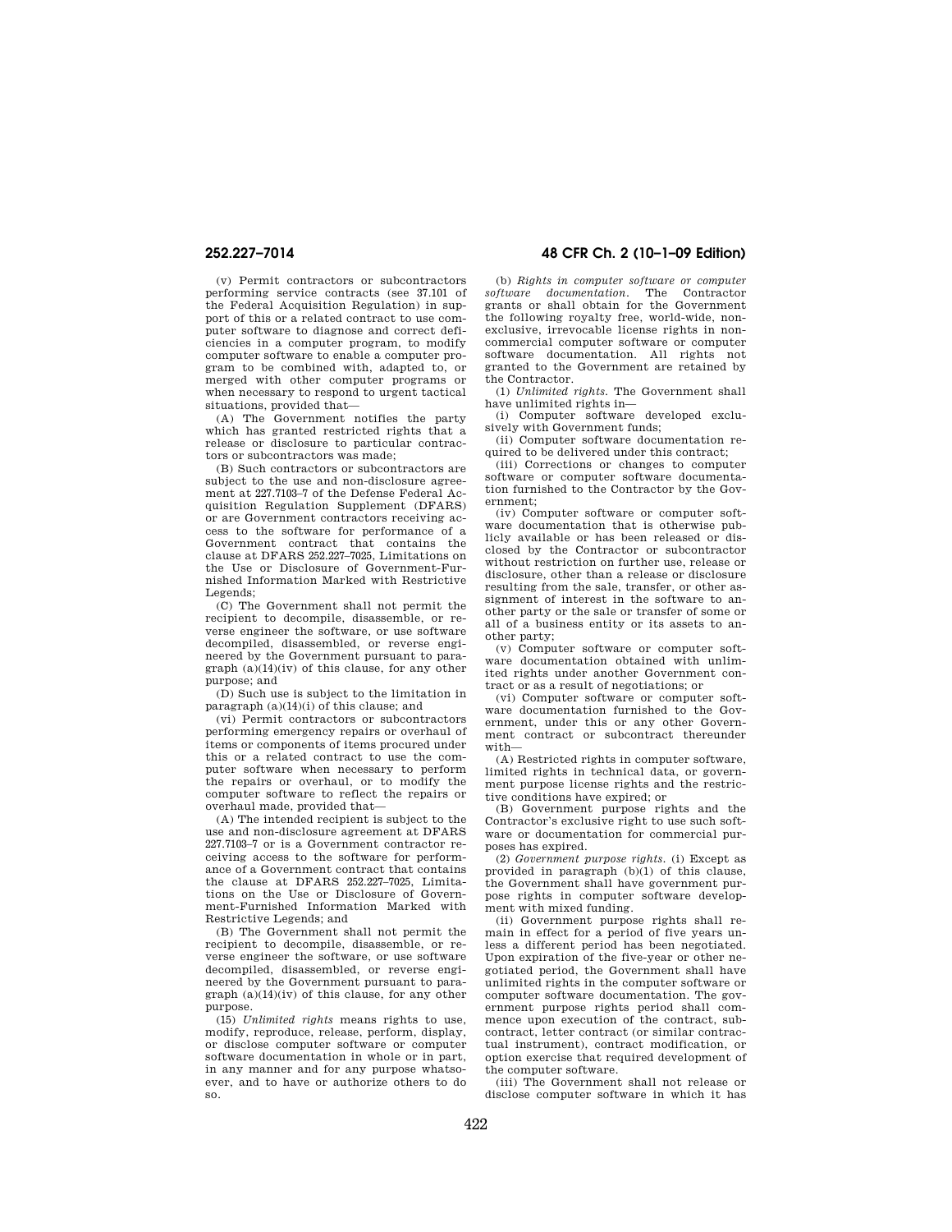(v) Permit contractors or subcontractors performing service contracts (see 37.101 of the Federal Acquisition Regulation) in support of this or a related contract to use computer software to diagnose and correct deficiencies in a computer program, to modify computer software to enable a computer program to be combined with, adapted to, or merged with other computer programs or when necessary to respond to urgent tactical situations, provided that—

(A) The Government notifies the party which has granted restricted rights that a release or disclosure to particular contractors or subcontractors was made;

(B) Such contractors or subcontractors are subject to the use and non-disclosure agreement at 227.7103–7 of the Defense Federal Acquisition Regulation Supplement (DFARS) or are Government contractors receiving access to the software for performance of a Government contract that contains the clause at DFARS 252.227–7025, Limitations on the Use or Disclosure of Government-Furnished Information Marked with Restrictive Legends;

(C) The Government shall not permit the recipient to decompile, disassemble, or reverse engineer the software, or use software decompiled, disassembled, or reverse engineered by the Government pursuant to paragraph (a)(14)(iv) of this clause, for any other purpose; and

(D) Such use is subject to the limitation in paragraph (a)(14)(i) of this clause; and

(vi) Permit contractors or subcontractors performing emergency repairs or overhaul of items or components of items procured under this or a related contract to use the computer software when necessary to perform the repairs or overhaul, or to modify the computer software to reflect the repairs or overhaul made, provided that—

(A) The intended recipient is subject to the use and non-disclosure agreement at DFARS 227.7103–7 or is a Government contractor receiving access to the software for performance of a Government contract that contains the clause at DFARS 252.227–7025, Limitations on the Use or Disclosure of Government-Furnished Information Marked with Restrictive Legends; and

(B) The Government shall not permit the recipient to decompile, disassemble, or reverse engineer the software, or use software decompiled, disassembled, or reverse engineered by the Government pursuant to paragraph (a)(14)(iv) of this clause, for any other purpose.

(15) *Unlimited rights* means rights to use, modify, reproduce, release, perform, display, or disclose computer software or computer software documentation in whole or in part, in any manner and for any purpose whatsoever, and to have or authorize others to do so.

(b) *Rights in computer software or computer software documentation.* The Contractor grants or shall obtain for the Government the following royalty free, world-wide, nonexclusive, irrevocable license rights in noncommercial computer software or computer software documentation. All rights not granted to the Government are retained by the Contractor.

(1) *Unlimited rights.* The Government shall have unlimited rights in—

(i) Computer software developed exclusively with Government funds;

(ii) Computer software documentation required to be delivered under this contract;

(iii) Corrections or changes to computer software or computer software documentation furnished to the Contractor by the Government;

(iv) Computer software or computer software documentation that is otherwise publicly available or has been released or disclosed by the Contractor or subcontractor without restriction on further use, release or disclosure, other than a release or disclosure resulting from the sale, transfer, or other assignment of interest in the software to another party or the sale or transfer of some or all of a business entity or its assets to another party;

(v) Computer software or computer software documentation obtained with unlimited rights under another Government contract or as a result of negotiations; or

(vi) Computer software or computer software documentation furnished to the Government, under this or any other Government contract or subcontract thereunder with—

(A) Restricted rights in computer software, limited rights in technical data, or government purpose license rights and the restrictive conditions have expired; or

(B) Government purpose rights and the Contractor's exclusive right to use such software or documentation for commercial purposes has expired.

(2) *Government purpose rights.* (i) Except as provided in paragraph (b)(1) of this clause, the Government shall have government purpose rights in computer software development with mixed funding.

(ii) Government purpose rights shall remain in effect for a period of five years unless a different period has been negotiated. Upon expiration of the five-year or other negotiated period, the Government shall have unlimited rights in the computer software or computer software documentation. The government purpose rights period shall commence upon execution of the contract, subcontract, letter contract (or similar contractual instrument), contract modification, or option exercise that required development of the computer software.

(iii) The Government shall not release or disclose computer software in which it has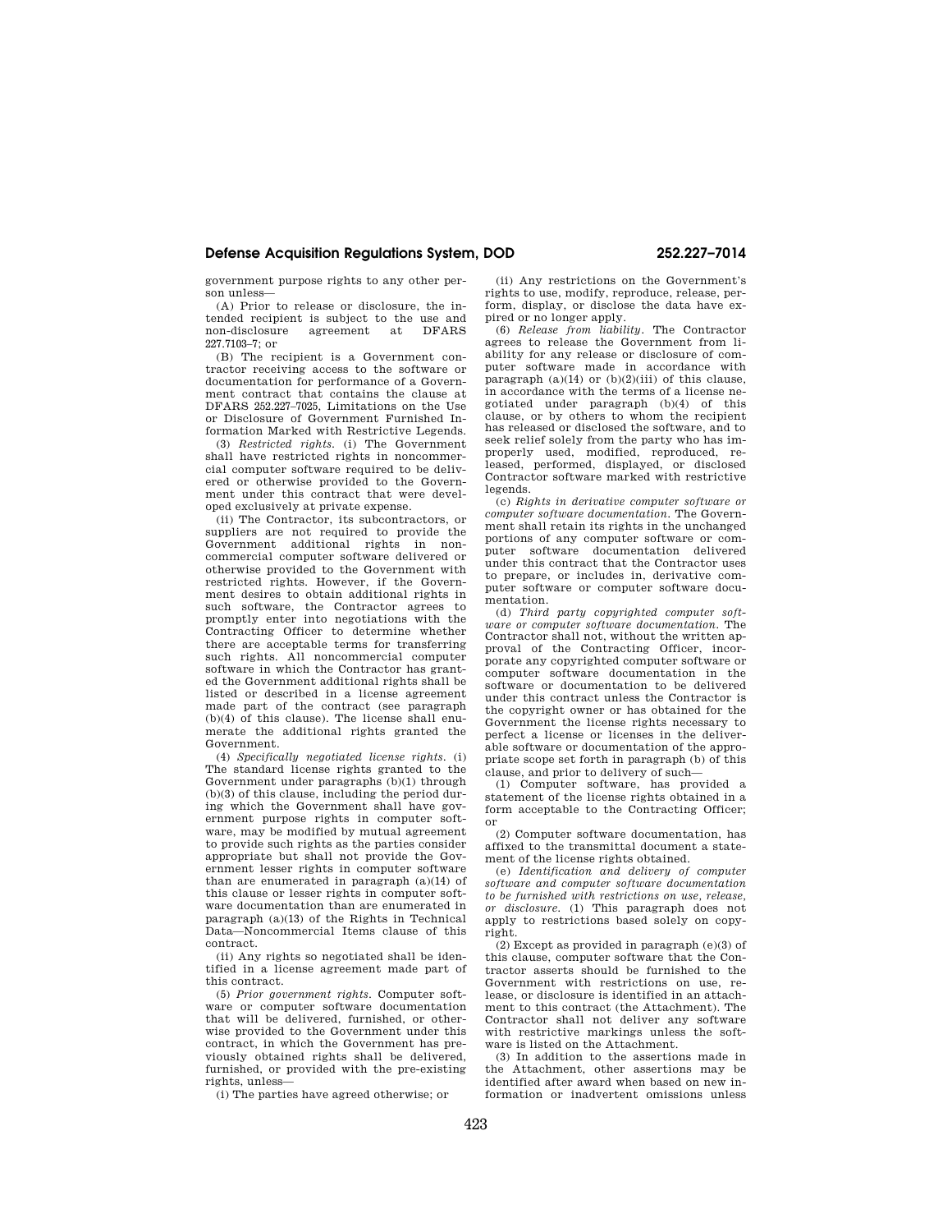government purpose rights to any other person unless—

(A) Prior to release or disclosure, the intended recipient is subject to the use and non-disclosure agreement at DFARS 227.7103–7; or

(B) The recipient is a Government contractor receiving access to the software or documentation for performance of a Government contract that contains the clause at DFARS 252.227–7025, Limitations on the Use or Disclosure of Government Furnished Information Marked with Restrictive Legends.

(3) *Restricted rights.* (i) The Government shall have restricted rights in noncommercial computer software required to be delivered or otherwise provided to the Government under this contract that were developed exclusively at private expense.

(ii) The Contractor, its subcontractors, or suppliers are not required to provide the Government additional rights in noncommercial computer software delivered or otherwise provided to the Government with restricted rights. However, if the Government desires to obtain additional rights in such software, the Contractor agrees to promptly enter into negotiations with the Contracting Officer to determine whether there are acceptable terms for transferring such rights. All noncommercial computer software in which the Contractor has granted the Government additional rights shall be listed or described in a license agreement made part of the contract (see paragraph (b)(4) of this clause). The license shall enumerate the additional rights granted the Government.

(4) *Specifically negotiated license rights.* (i) The standard license rights granted to the Government under paragraphs (b)(1) through (b)(3) of this clause, including the period during which the Government shall have government purpose rights in computer software, may be modified by mutual agreement to provide such rights as the parties consider appropriate but shall not provide the Government lesser rights in computer software than are enumerated in paragraph (a)(14) of this clause or lesser rights in computer software documentation than are enumerated in paragraph (a)(13) of the Rights in Technical Data—Noncommercial Items clause of this contract.

(ii) Any rights so negotiated shall be identified in a license agreement made part of this contract.

(5) *Prior government rights.* Computer software or computer software documentation that will be delivered, furnished, or otherwise provided to the Government under this contract, in which the Government has previously obtained rights shall be delivered, furnished, or provided with the pre-existing rights, unless—

(i) The parties have agreed otherwise; or

(ii) Any restrictions on the Government's rights to use, modify, reproduce, release, perform, display, or disclose the data have expired or no longer apply.

(6) *Release from liability.* The Contractor agrees to release the Government from liability for any release or disclosure of computer software made in accordance with paragraph (a)(14) or (b)(2)(iii) of this clause, in accordance with the terms of a license negotiated under paragraph (b)(4) of this clause, or by others to whom the recipient has released or disclosed the software, and to seek relief solely from the party who has improperly used, modified, reproduced, released, performed, displayed, or disclosed Contractor software marked with restrictive legends.

(c) *Rights in derivative computer software or computer software documentation.* The Government shall retain its rights in the unchanged portions of any computer software or computer software documentation delivered under this contract that the Contractor uses to prepare, or includes in, derivative computer software or computer software documentation.

(d) *Third party copyrighted computer software or computer software documentation.* The Contractor shall not, without the written approval of the Contracting Officer, incorporate any copyrighted computer software or computer software documentation in the software or documentation to be delivered under this contract unless the Contractor is the copyright owner or has obtained for the Government the license rights necessary to perfect a license or licenses in the deliverable software or documentation of the appropriate scope set forth in paragraph (b) of this clause, and prior to delivery of such—

(1) Computer software, has provided a statement of the license rights obtained in a form acceptable to the Contracting Officer; or

(2) Computer software documentation, has affixed to the transmittal document a statement of the license rights obtained.

(e) *Identification and delivery of computer software and computer software documentation to be furnished with restrictions on use, release, or disclosure.* (1) This paragraph does not apply to restrictions based solely on copyright.

(2) Except as provided in paragraph (e)(3) of this clause, computer software that the Contractor asserts should be furnished to the Government with restrictions on use, release, or disclosure is identified in an attachment to this contract (the Attachment). The Contractor shall not deliver any software with restrictive markings unless the software is listed on the Attachment.

(3) In addition to the assertions made in the Attachment, other assertions may be identified after award when based on new information or inadvertent omissions unless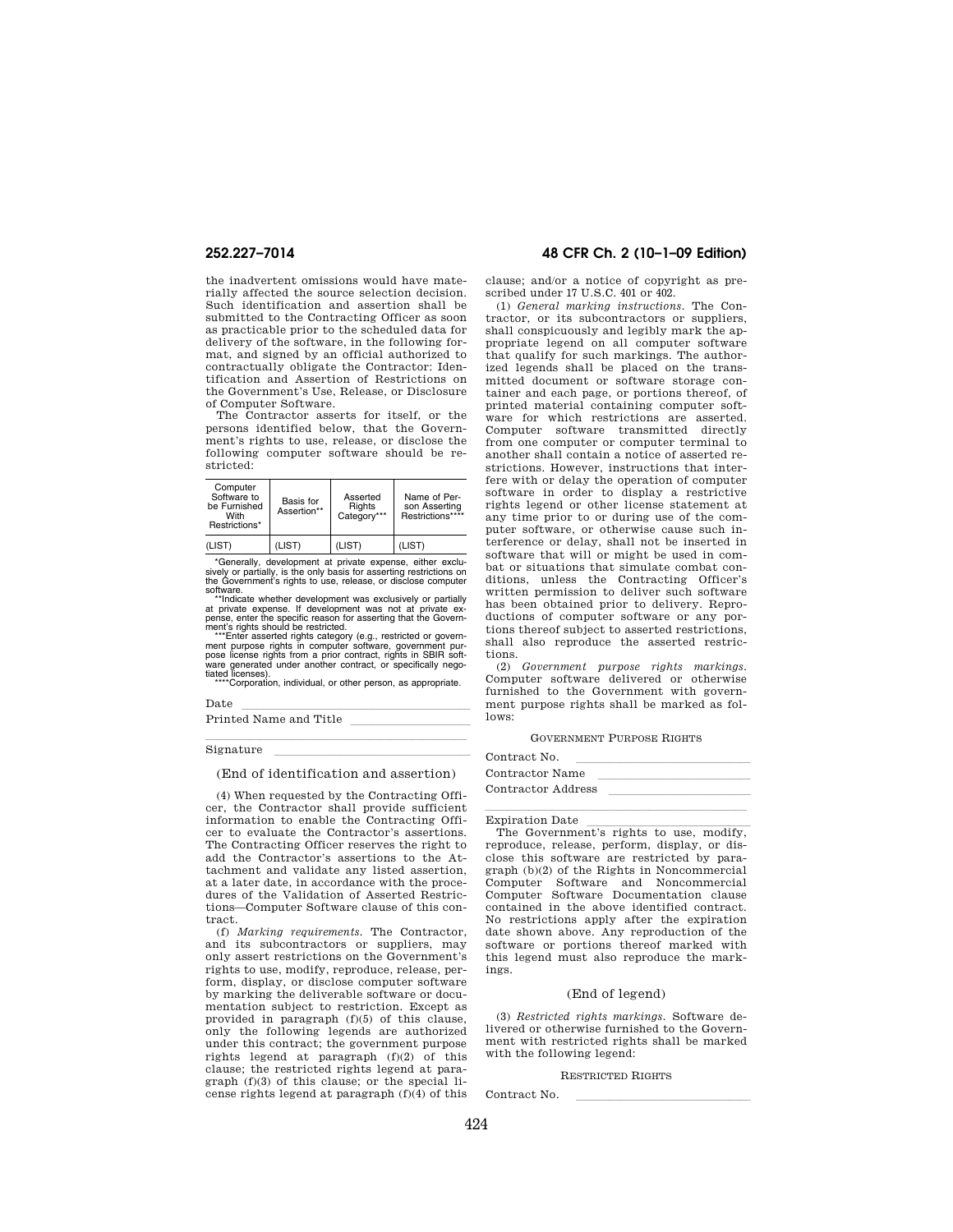the inadvertent omissions would have materially affected the source selection decision. Such identification and assertion shall be submitted to the Contracting Officer as soon as practicable prior to the scheduled data for delivery of the software, in the following format, and signed by an official authorized to contractually obligate the Contractor: Identification and Assertion of Restrictions on the Government's Use, Release, or Disclosure of Computer Software.

The Contractor asserts for itself, or the persons identified below, that the Government's rights to use, release, or disclose the following computer software should be restricted:

| Computer Software to be Furnished With Restrictions* | Basis for Assertion** | Asserted Rights Category*** | Name of Person Asserting Restrictions**** |
|---|---|---|---|
| (LIST) | (LIST) | (LIST) | (LIST) |

*Generally, development at private expense, either exclusively or partially, is the only basis for asserting restrictions on the Government's rights to use, release, or disclose computer software.

**Indicate whether development was exclusively or partially at private expense. If development was not at private expense, enter the specific reason for asserting that the Government's rights should be restricted.

***Enter asserted rights category (e.g., restricted or government purpose rights in computer software, government purpose license rights from a prior contract, rights in SBIR software generated under another contract, or specifically negotiated licenses).

****Corporation, individual, or other person, as appropriate.

Date \_\_\_\_\_\_\_\_\_\_\_\_\_\_\_\_\_\_\_\_\_\_\_\_\_\_\_\_\_\_\_\_

Printed Name and Title \_\_\_\_\_\_\_\_\_\_\_\_\_\_\_\_\_\_

\_\_\_\_\_\_\_\_\_\_\_\_\_\_\_\_\_\_\_\_\_\_\_\_\_\_\_\_\_\_\_\_\_\_\_\_\_\_\_\_

Signature \_\_\_\_\_\_\_\_\_\_\_\_\_\_\_\_\_\_\_\_\_\_\_\_\_\_\_\_\_\_\_\_

(End of identification and assertion)

(4) When requested by the Contracting Officer, the Contractor shall provide sufficient information to enable the Contracting Officer to evaluate the Contractor's assertions. The Contracting Officer reserves the right to add the Contractor's assertions to the Attachment and validate any listed assertion, at a later date, in accordance with the procedures of the Validation of Asserted Restrictions—Computer Software clause of this contract.

(f) *Marking requirements.* The Contractor, and its subcontractors or suppliers, may only assert restrictions on the Government's rights to use, modify, reproduce, release, perform, display, or disclose computer software by marking the deliverable software or documentation subject to restriction. Except as provided in paragraph (f)(5) of this clause, only the following legends are authorized under this contract; the government purpose rights legend at paragraph (f)(2) of this clause; the restricted rights legend at paragraph (f)(3) of this clause; or the special license rights legend at paragraph (f)(4) of this clause; and/or a notice of copyright as prescribed under 17 U.S.C. 401 or 402.

(1) *General marking instructions.* The Contractor, or its subcontractors or suppliers, shall conspicuously and legibly mark the appropriate legend on all computer software that qualify for such markings. The authorized legends shall be placed on the transmitted document or software storage container and each page, or portions thereof, of printed material containing computer software for which restrictions are asserted. Computer software transmitted directly from one computer or computer terminal to another shall contain a notice of asserted restrictions. However, instructions that interfere with or delay the operation of computer software in order to display a restrictive rights legend or other license statement at any time prior to or during use of the computer software, or otherwise cause such interference or delay, shall not be inserted in software that will or might be used in combat or situations that simulate combat conditions, unless the Contracting Officer's written permission to deliver such software has been obtained prior to delivery. Reproductions of computer software or any portions thereof subject to asserted restrictions, shall also reproduce the asserted restrictions.

(2) *Government purpose rights markings.* Computer software delivered or otherwise furnished to the Government with government purpose rights shall be marked as follows:

GOVERNMENT PURPOSE RIGHTS

Contract No. \_\_\_\_\_\_\_\_\_\_\_\_\_\_\_\_\_\_\_\_\_\_\_\_\_\_\_\_

Contractor Name \_\_\_\_\_\_\_\_\_\_\_\_\_\_\_\_\_\_\_\_\_\_\_\_

Contractor Address \_\_\_\_\_\_\_\_\_\_\_\_\_\_\_\_\_\_\_\_\_\_

\_\_\_\_\_\_\_\_\_\_\_\_\_\_\_\_\_\_\_\_\_\_\_\_\_\_\_\_\_\_\_\_\_\_\_\_\_\_\_\_

Expiration Date \_\_\_\_\_\_\_\_\_\_\_\_\_\_\_\_\_\_\_\_\_\_\_\_\_

The Government's rights to use, modify, reproduce, release, perform, display, or disclose this software are restricted by paragraph (b)(2) of the Rights in Noncommercial Computer Software and Noncommercial Computer Software Documentation clause contained in the above identified contract. No restrictions apply after the expiration date shown above. Any reproduction of the software or portions thereof marked with this legend must also reproduce the markings.

(End of legend)

(3) *Restricted rights markings.* Software delivered or otherwise furnished to the Government with restricted rights shall be marked with the following legend:

RESTRICTED RIGHTS

Contract No. \_\_\_\_\_\_\_\_\_\_\_\_\_\_\_\_\_\_\_\_\_\_\_\_\_\_\_\_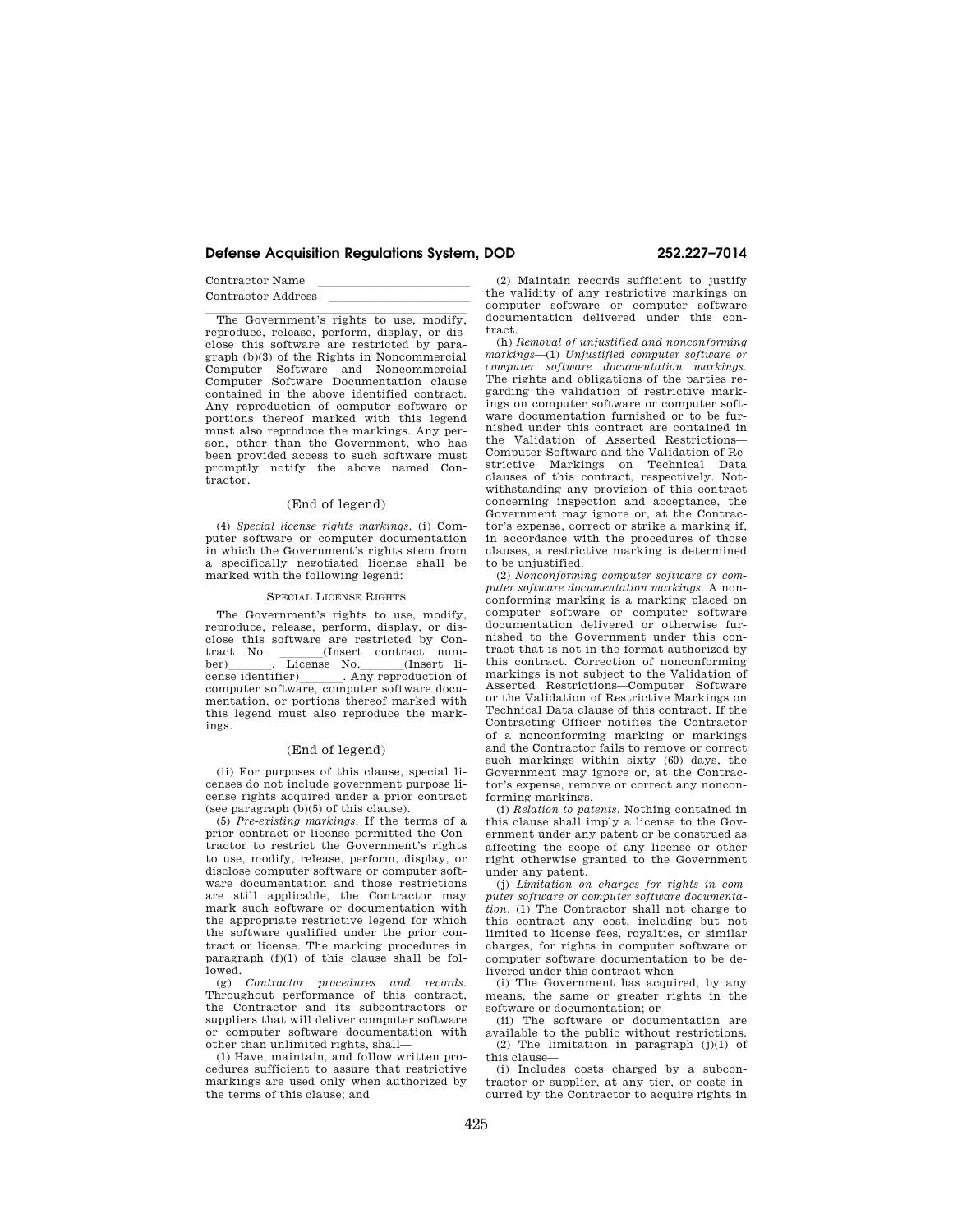Contractor Name \_\_\_\_\_\_\_\_\_\_\_\_\_\_\_\_\_\_\_\_\_\_\_\_

Contractor Address \_\_\_\_\_\_\_\_\_\_\_\_\_\_\_\_\_\_\_\_\_\_\_\_

The Government's rights to use, modify, reproduce, release, perform, display, or disclose this software are restricted by paragraph (b)(3) of the Rights in Noncommercial Computer Software and Noncommercial Computer Software Documentation clause contained in the above identified contract. Any reproduction of computer software or portions thereof marked with this legend must also reproduce the markings. Any person, other than the Government, who has been provided access to such software must promptly notify the above named Contractor.

(End of legend)

(4) *Special license rights markings.* (i) Computer software or computer documentation in which the Government's rights stem from a specifically negotiated license shall be marked with the following legend:

SPECIAL LICENSE RIGHTS

The Government's rights to use, modify, reproduce, release, perform, display, or disclose this software are restricted by Contract No. \_\_\_\_\_\_\_(Insert contract number)\_\_\_\_\_\_\_, License No.\_\_\_\_\_\_\_(Insert license identifier)\_\_\_\_\_\_\_. Any reproduction of computer software, computer software documentation, or portions thereof marked with this legend must also reproduce the markings.

(End of legend)

(ii) For purposes of this clause, special licenses do not include government purpose license rights acquired under a prior contract (see paragraph (b)(5) of this clause).

(5) *Pre-existing markings.* If the terms of a prior contract or license permitted the Contractor to restrict the Government's rights to use, modify, release, perform, display, or disclose computer software or computer software documentation and those restrictions are still applicable, the Contractor may mark such software or documentation with the appropriate restrictive legend for which the software qualified under the prior contract or license. The marking procedures in paragraph (f)(1) of this clause shall be followed.

(g) *Contractor procedures and records.* Throughout performance of this contract, the Contractor and its subcontractors or suppliers that will deliver computer software or computer software documentation with other than unlimited rights, shall—

(1) Have, maintain, and follow written procedures sufficient to assure that restrictive markings are used only when authorized by the terms of this clause; and

(2) Maintain records sufficient to justify the validity of any restrictive markings on computer software or computer software documentation delivered under this contract.

(h) *Removal of unjustified and nonconforming markings*—(1) *Unjustified computer software or computer software documentation markings.* The rights and obligations of the parties regarding the validation of restrictive markings on computer software or computer software documentation furnished or to be furnished under this contract are contained in the Validation of Asserted Restrictions—Computer Software and the Validation of Restrictive Markings on Technical Data clauses of this contract, respectively. Notwithstanding any provision of this contract concerning inspection and acceptance, the Government may ignore or, at the Contractor's expense, correct or strike a marking if, in accordance with the procedures of those clauses, a restrictive marking is determined to be unjustified.

(2) *Nonconforming computer software or computer software documentation markings.* A nonconforming marking is a marking placed on computer software or computer software documentation delivered or otherwise furnished to the Government under this contract that is not in the format authorized by this contract. Correction of nonconforming markings is not subject to the Validation of Asserted Restrictions—Computer Software or the Validation of Restrictive Markings on Technical Data clause of this contract. If the Contracting Officer notifies the Contractor of a nonconforming marking or markings and the Contractor fails to remove or correct such markings within sixty (60) days, the Government may ignore or, at the Contractor's expense, remove or correct any nonconforming markings.

(i) *Relation to patents.* Nothing contained in this clause shall imply a license to the Government under any patent or be construed as affecting the scope of any license or other right otherwise granted to the Government under any patent.

(j) *Limitation on charges for rights in computer software or computer software documentation.* (1) The Contractor shall not charge to this contract any cost, including but not limited to license fees, royalties, or similar charges, for rights in computer software or computer software documentation to be delivered under this contract when—

(i) The Government has acquired, by any means, the same or greater rights in the software or documentation; or

(ii) The software or documentation are available to the public without restrictions.

(2) The limitation in paragraph (j)(1) of this clause—

(i) Includes costs charged by a subcontractor or supplier, at any tier, or costs incurred by the Contractor to acquire rights in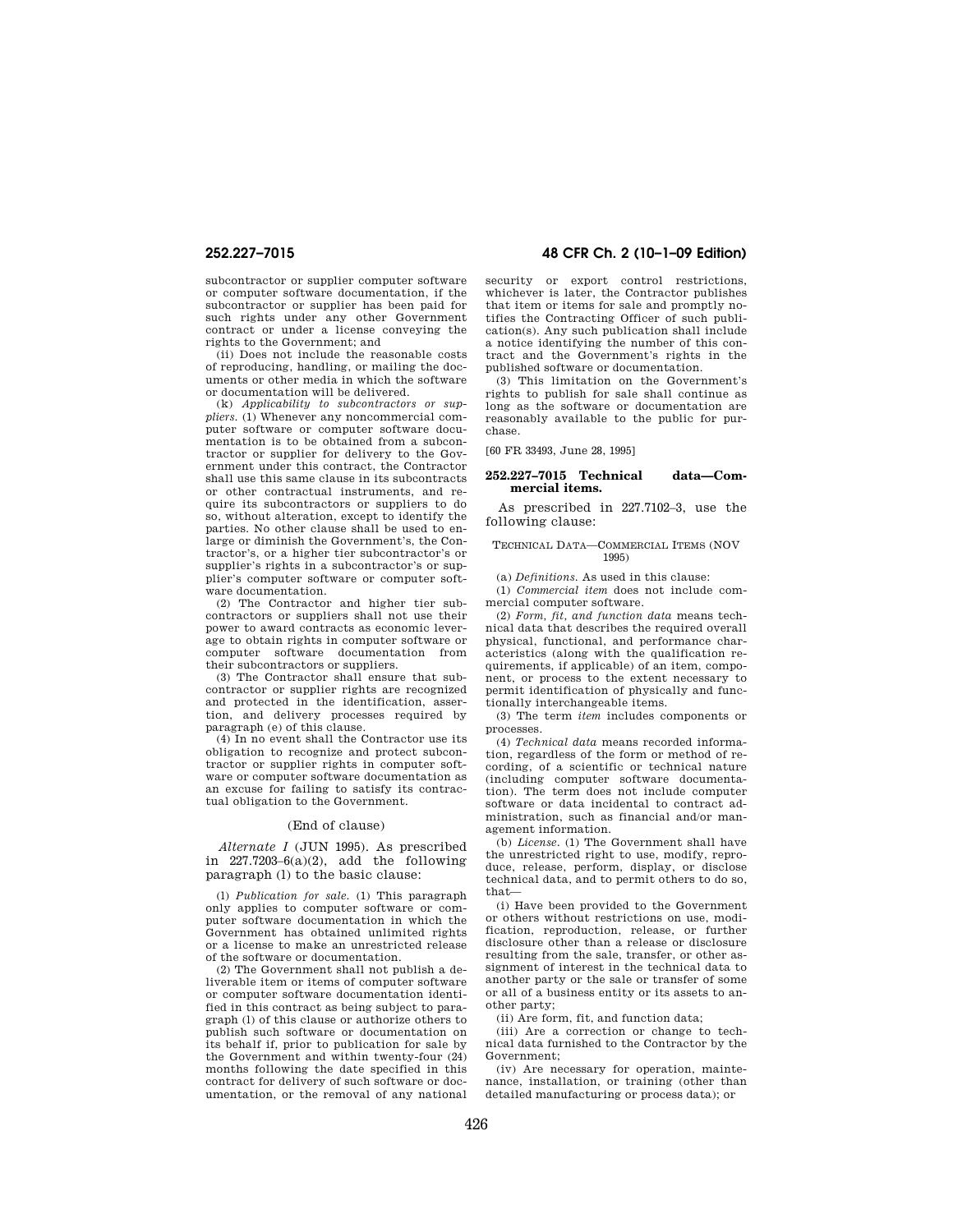subcontractor or supplier computer software or computer software documentation, if the subcontractor or supplier has been paid for such rights under any other Government contract or under a license conveying the rights to the Government; and

(ii) Does not include the reasonable costs of reproducing, handling, or mailing the documents or other media in which the software or documentation will be delivered.

(k) *Applicability to subcontractors or suppliers.* (1) Whenever any noncommercial computer software or computer software documentation is to be obtained from a subcontractor or supplier for delivery to the Government under this contract, the Contractor shall use this same clause in its subcontracts or other contractual instruments, and require its subcontractors or suppliers to do so, without alteration, except to identify the parties. No other clause shall be used to enlarge or diminish the Government's, the Contractor's, or a higher tier subcontractor's or supplier's rights in a subcontractor's or supplier's computer software or computer software documentation.

(2) The Contractor and higher tier subcontractors or suppliers shall not use their power to award contracts as economic leverage to obtain rights in computer software or computer software documentation from their subcontractors or suppliers.

(3) The Contractor shall ensure that subcontractor or supplier rights are recognized and protected in the identification, assertion, and delivery processes required by paragraph (e) of this clause.

(4) In no event shall the Contractor use its obligation to recognize and protect subcontractor or supplier rights in computer software or computer software documentation as an excuse for failing to satisfy its contractual obligation to the Government.

(End of clause)

*Alternate I* (JUN 1995). As prescribed in 227.7203–6(a)(2), add the following paragraph (l) to the basic clause:

(l) *Publication for sale.* (1) This paragraph only applies to computer software or computer software documentation in which the Government has obtained unlimited rights or a license to make an unrestricted release of the software or documentation.

(2) The Government shall not publish a deliverable item or items of computer software or computer software documentation identified in this contract as being subject to paragraph (l) of this clause or authorize others to publish such software or documentation on its behalf if, prior to publication for sale by the Government and within twenty-four (24) months following the date specified in this contract for delivery of such software or documentation, or the removal of any national security or export control restrictions, whichever is later, the Contractor publishes that item or items for sale and promptly notifies the Contracting Officer of such publication(s). Any such publication shall include a notice identifying the number of this contract and the Government's rights in the published software or documentation.

(3) This limitation on the Government's rights to publish for sale shall continue as long as the software or documentation are reasonably available to the public for purchase.

[60 FR 33493, June 28, 1995]

## 252.227–7015 Technical data—Commercial items.

As prescribed in 227.7102–3, use the following clause:

TECHNICAL DATA—COMMERCIAL ITEMS (NOV 1995)

(a) *Definitions.* As used in this clause:

(1) *Commercial item* does not include commercial computer software.

(2) *Form, fit, and function data* means technical data that describes the required overall physical, functional, and performance characteristics (along with the qualification requirements, if applicable) of an item, component, or process to the extent necessary to permit identification of physically and functionally interchangeable items.

(3) The term *item* includes components or processes.

(4) *Technical data* means recorded information, regardless of the form or method of recording, of a scientific or technical nature (including computer software documentation). The term does not include computer software or data incidental to contract administration, such as financial and/or management information.

(b) *License.* (1) The Government shall have the unrestricted right to use, modify, reproduce, release, perform, display, or disclose technical data, and to permit others to do so, that—

(i) Have been provided to the Government or others without restrictions on use, modification, reproduction, release, or further disclosure other than a release or disclosure resulting from the sale, transfer, or other assignment of interest in the technical data to another party or the sale or transfer of some or all of a business entity or its assets to another party;

(ii) Are form, fit, and function data;

(iii) Are a correction or change to technical data furnished to the Contractor by the Government;

(iv) Are necessary for operation, maintenance, installation, or training (other than detailed manufacturing or process data); or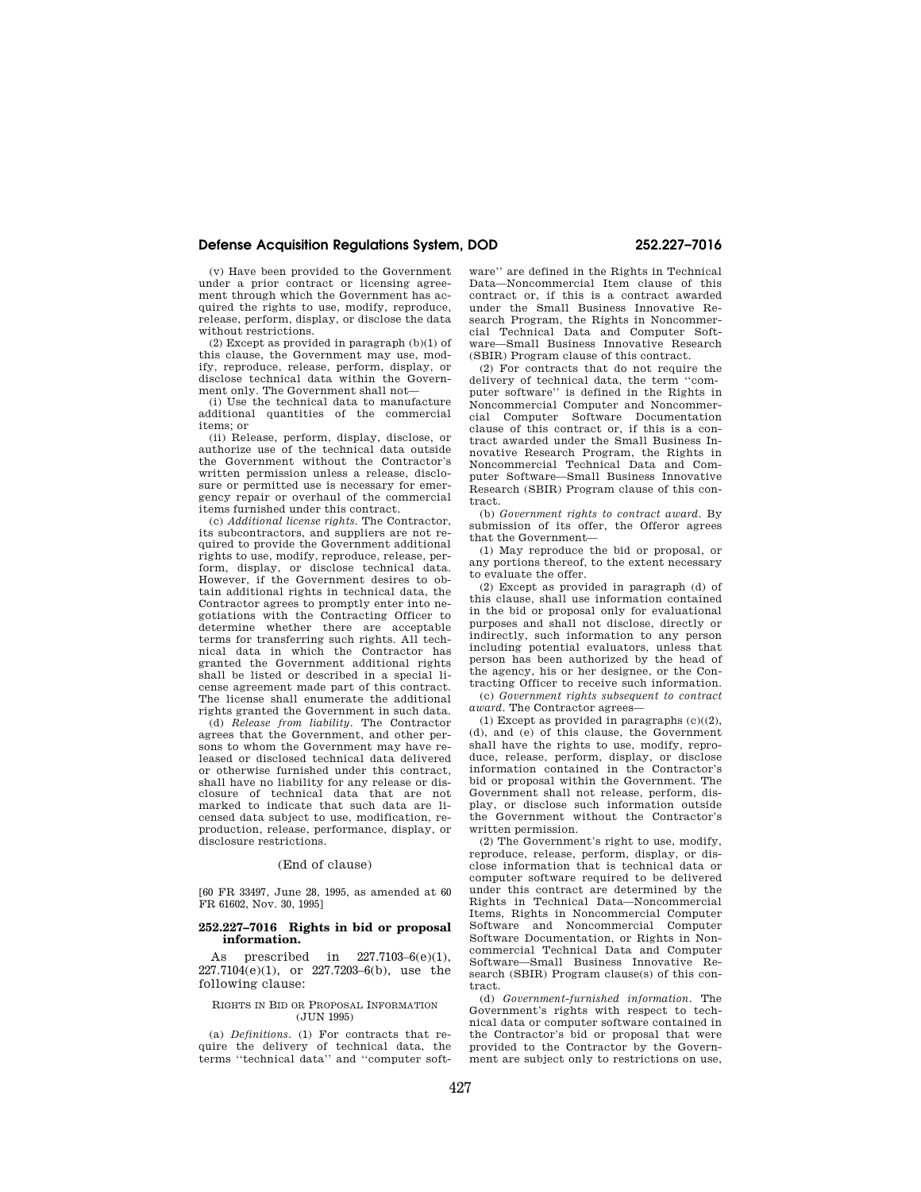(v) Have been provided to the Government under a prior contract or licensing agreement through which the Government has acquired the rights to use, modify, reproduce, release, perform, display, or disclose the data without restrictions.

(2) Except as provided in paragraph (b)(1) of this clause, the Government may use, modify, reproduce, release, perform, display, or disclose technical data within the Government only. The Government shall not—

(i) Use the technical data to manufacture additional quantities of the commercial items; or

(ii) Release, perform, display, disclose, or authorize use of the technical data outside the Government without the Contractor's written permission unless a release, disclosure or permitted use is necessary for emergency repair or overhaul of the commercial items furnished under this contract.

(c) *Additional license rights.* The Contractor, its subcontractors, and suppliers are not required to provide the Government additional rights to use, modify, reproduce, release, perform, display, or disclose technical data. However, if the Government desires to obtain additional rights in technical data, the Contractor agrees to promptly enter into negotiations with the Contracting Officer to determine whether there are acceptable terms for transferring such rights. All technical data in which the Contractor has granted the Government additional rights shall be listed or described in a special license agreement made part of this contract. The license shall enumerate the additional rights granted the Government in such data.

(d) *Release from liability.* The Contractor agrees that the Government, and other persons to whom the Government may have released or disclosed technical data delivered or otherwise furnished under this contract, shall have no liability for any release or disclosure of technical data that are not marked to indicate that such data are licensed data subject to use, modification, reproduction, release, performance, display, or disclosure restrictions.

(End of clause)

[60 FR 33497, June 28, 1995, as amended at 60 FR 61602, Nov. 30, 1995]

### 252.227–7016 Rights in bid or proposal information.

As prescribed in 227.7103–6(e)(1), 227.7104(e)(1), or 227.7203–6(b), use the following clause:

RIGHTS IN BID OR PROPOSAL INFORMATION (JUN 1995)

(a) *Definitions.* (1) For contracts that require the delivery of technical data, the terms ''technical data'' and ''computer software'' are defined in the Rights in Technical Data—Noncommercial Item clause of this contract or, if this is a contract awarded under the Small Business Innovative Research Program, the Rights in Noncommercial Technical Data and Computer Software—Small Business Innovative Research (SBIR) Program clause of this contract.

(2) For contracts that do not require the delivery of technical data, the term ''computer software'' is defined in the Rights in Noncommercial Computer and Noncommercial Computer Software Documentation clause of this contract or, if this is a contract awarded under the Small Business Innovative Research Program, the Rights in Noncommercial Technical Data and Computer Software—Small Business Innovative Research (SBIR) Program clause of this contract.

(b) *Government rights to contract award.* By submission of its offer, the Offeror agrees that the Government—

(1) May reproduce the bid or proposal, or any portions thereof, to the extent necessary to evaluate the offer.

(2) Except as provided in paragraph (d) of this clause, shall use information contained in the bid or proposal only for evaluational purposes and shall not disclose, directly or indirectly, such information to any person including potential evaluators, unless that person has been authorized by the head of the agency, his or her designee, or the Contracting Officer to receive such information.

(c) *Government rights subsequent to contract award.* The Contractor agrees—

(1) Except as provided in paragraphs (c)((2), (d), and (e) of this clause, the Government shall have the rights to use, modify, reproduce, release, perform, display, or disclose information contained in the Contractor's bid or proposal within the Government. The Government shall not release, perform, display, or disclose such information outside the Government without the Contractor's written permission.

(2) The Government's right to use, modify, reproduce, release, perform, display, or disclose information that is technical data or computer software required to be delivered under this contract are determined by the Rights in Technical Data—Noncommercial Items, Rights in Noncommercial Computer Software and Noncommercial Computer Software Documentation, or Rights in Noncommercial Technical Data and Computer Software—Small Business Innovative Research (SBIR) Program clause(s) of this contract.

(d) *Government-furnished information.* The Government's rights with respect to technical data or computer software contained in the Contractor's bid or proposal that were provided to the Contractor by the Government are subject only to restrictions on use,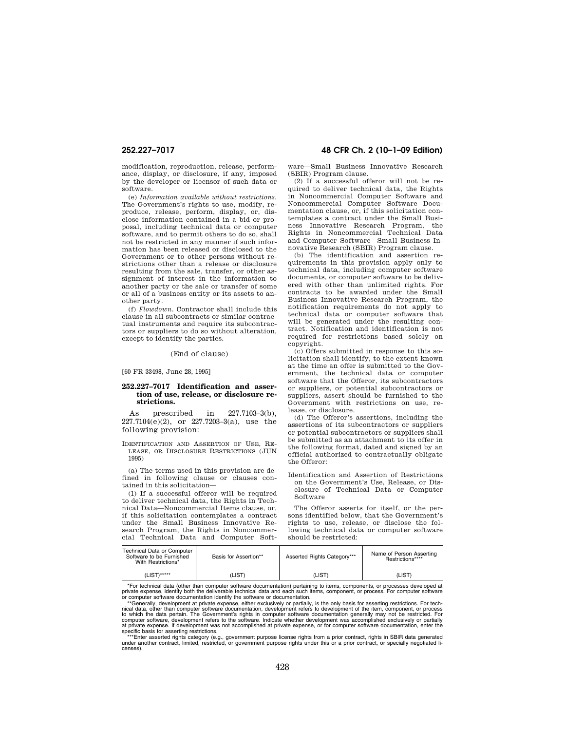modification, reproduction, release, performance, display, or disclosure, if any, imposed by the developer or licensor of such data or software.

(e) *Information available without restrictions.* The Government's rights to use, modify, reproduce, release, perform, display, or disclose information contained in a bid or proposal, including technical data or computer software, and to permit others to do so, shall not be restricted in any manner if such information has been released or disclosed to the Government or to other persons without restrictions other than a release or disclosure resulting from the sale, transfer, or other assignment of interest in the information to another party or the sale or transfer of some or all of a business entity or its assets to another party.

(f) *Flowdown.* Contractor shall include this clause in all subcontracts or similar contractual instruments and require its subcontractors or suppliers to do so without alteration, except to identify the parties.

(End of clause)

[60 FR 33498, June 28, 1995]

### 252.227–7017 Identification and assertion of use, release, or disclosure restrictions.

As prescribed in 227.7103–3(b), 227.7104(e)(2), or 227.7203–3(a), use the following provision:

IDENTIFICATION AND ASSERTION OF USE, RELEASE, OR DISCLOSURE RESTRICTIONS (JUN 1995)

(a) The terms used in this provision are defined in following clause or clauses contained in this solicitation—

(1) If a successful offeror will be required to deliver technical data, the Rights in Technical Data—Noncommercial Items clause, or, if this solicitation contemplates a contract under the Small Business Innovative Research Program, the Rights in Noncommercial Technical Data and Computer Software—Small Business Innovative Research (SBIR) Program clause.

(2) If a successful offeror will not be required to deliver technical data, the Rights in Noncommercial Computer Software and Noncommercial Computer Software Documentation clause, or, if this solicitation contemplates a contract under the Small Business Innovative Research Program, the Rights in Noncommercial Technical Data and Computer Software—Small Business Innovative Research (SBIR) Program clause.

(b) The identification and assertion requirements in this provision apply only to technical data, including computer software documents, or computer software to be delivered with other than unlimited rights. For contracts to be awarded under the Small Business Innovative Research Program, the notification requirements do not apply to technical data or computer software that will be generated under the resulting contract. Notification and identification is not required for restrictions based solely on copyright.

(c) Offers submitted in response to this solicitation shall identify, to the extent known at the time an offer is submitted to the Government, the technical data or computer software that the Offeror, its subcontractors or suppliers, or potential subcontractors or suppliers, assert should be furnished to the Government with restrictions on use, release, or disclosure.

(d) The Offeror's assertions, including the assertions of its subcontractors or suppliers or potential subcontractors or suppliers shall be submitted as an attachment to its offer in the following format, dated and signed by an official authorized to contractually obligate the Offeror:

Identification and Assertion of Restrictions on the Government's Use, Release, or Disclosure of Technical Data or Computer Software

The Offeror asserts for itself, or the persons identified below, that the Government's rights to use, release, or disclose the following technical data or computer software should be restricted:

| Technical Data or Computer Software to be Furnished With Restrictions* | Basis for Assertion** | Asserted Rights Category*** | Name of Person Asserting Restrictions**** |
|---|---|---|---|
| (LIST)***** | (LIST) | (LIST) | (LIST) |

*For technical data (other than computer software documentation) pertaining to items, components, or processes developed at private expense, identify both the deliverable technical data and each such items, component, or process. For computer software or computer software documentation identify the software or documentation.

**Generally, development at private expense, either exclusively or partially, is the only basis for asserting restrictions. For technical data, other than computer software documentation, development refers to development of the item, component, or process to which the data pertain. The Government's rights in computer software documentation generally may not be restricted. For computer software, development refers to the software. Indicate whether development was accomplished exclusively or partially at private expense. If development was not accomplished at private expense, or for computer software documentation, enter the specific basis for asserting restrictions.

***Enter asserted rights category (e.g., government purpose license rights from a prior contract, rights in SBIR data generated under another contract, limited, restricted, or government purpose rights under this or a prior contract, or specially negotiated licenses).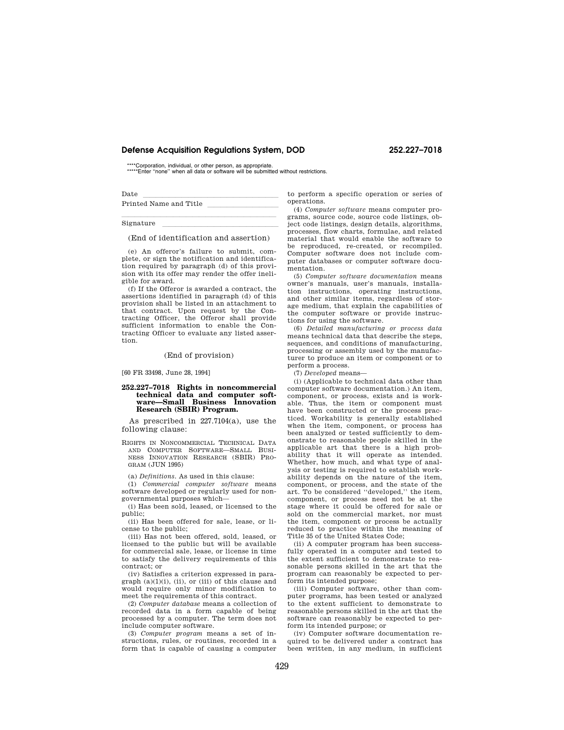****Corporation, individual, or other person, as appropriate.
*****Enter "none" when all data or software will be submitted without restrictions.

Date ______________________________

Printed Name and Title ______________________________

______________________________

Signature ______________________________

(End of identification and assertion)

(e) An offeror's failure to submit, complete, or sign the notification and identification required by paragraph (d) of this provision with its offer may render the offer ineligible for award.

(f) If the Offeror is awarded a contract, the assertions identified in paragraph (d) of this provision shall be listed in an attachment to that contract. Upon request by the Contracting Officer, the Offeror shall provide sufficient information to enable the Contracting Officer to evaluate any listed assertion.

(End of provision)

[60 FR 33498, June 28, 1994]

## 252.227–7018 Rights in noncommercial technical data and computer software—Small Business Innovation Research (SBIR) Program.

As prescribed in 227.7104(a), use the following clause:

RIGHTS IN NONCOMMERCIAL TECHNICAL DATA AND COMPUTER SOFTWARE—SMALL BUSINESS INNOVATION RESEARCH (SBIR) PROGRAM (JUN 1995)

(a) *Definitions.* As used in this clause:

(1) *Commercial computer software* means software developed or regularly used for non-governmental purposes which—

(i) Has been sold, leased, or licensed to the public;

(ii) Has been offered for sale, lease, or license to the public;

(iii) Has not been offered, sold, leased, or licensed to the public but will be available for commercial sale, lease, or license in time to satisfy the delivery requirements of this contract; or

(iv) Satisfies a criterion expressed in paragraph (a)(1)(i), (ii), or (iii) of this clause and would require only minor modification to meet the requirements of this contract.

(2) *Computer database* means a collection of recorded data in a form capable of being processed by a computer. The term does not include computer software.

(3) *Computer program* means a set of instructions, rules, or routines, recorded in a form that is capable of causing a computer to perform a specific operation or series of operations.

(4) *Computer software* means computer programs, source code, source code listings, object code listings, design details, algorithms, processes, flow charts, formulae, and related material that would enable the software to be reproduced, re-created, or recompiled. Computer software does not include computer databases or computer software documentation.

(5) *Computer software documentation* means owner's manuals, user's manuals, installation instructions, operating instructions, and other similar items, regardless of storage medium, that explain the capabilities of the computer software or provide instructions for using the software.

(6) *Detailed manufacturing or process data* means technical data that describe the steps, sequences, and conditions of manufacturing, processing or assembly used by the manufacturer to produce an item or component or to perform a process.

(7) *Developed* means—

(i) (Applicable to technical data other than computer software documentation.) An item, component, or process, exists and is workable. Thus, the item or component must have been constructed or the process practiced. Workability is generally established when the item, component, or process has been analyzed or tested sufficiently to demonstrate to reasonable people skilled in the applicable art that there is a high probability that it will operate as intended. Whether, how much, and what type of analysis or testing is required to establish workability depends on the nature of the item, component, or process, and the state of the art. To be considered "developed," the item, component, or process need not be at the stage where it could be offered for sale or sold on the commercial market, nor must the item, component or process be actually reduced to practice within the meaning of Title 35 of the United States Code;

(ii) A computer program has been successfully operated in a computer and tested to the extent sufficient to demonstrate to reasonable persons skilled in the art that the program can reasonably be expected to perform its intended purpose;

(iii) Computer software, other than computer programs, has been tested or analyzed to the extent sufficient to demonstrate to reasonable persons skilled in the art that the software can reasonably be expected to perform its intended purpose; or

(iv) Computer software documentation required to be delivered under a contract has been written, in any medium, in sufficient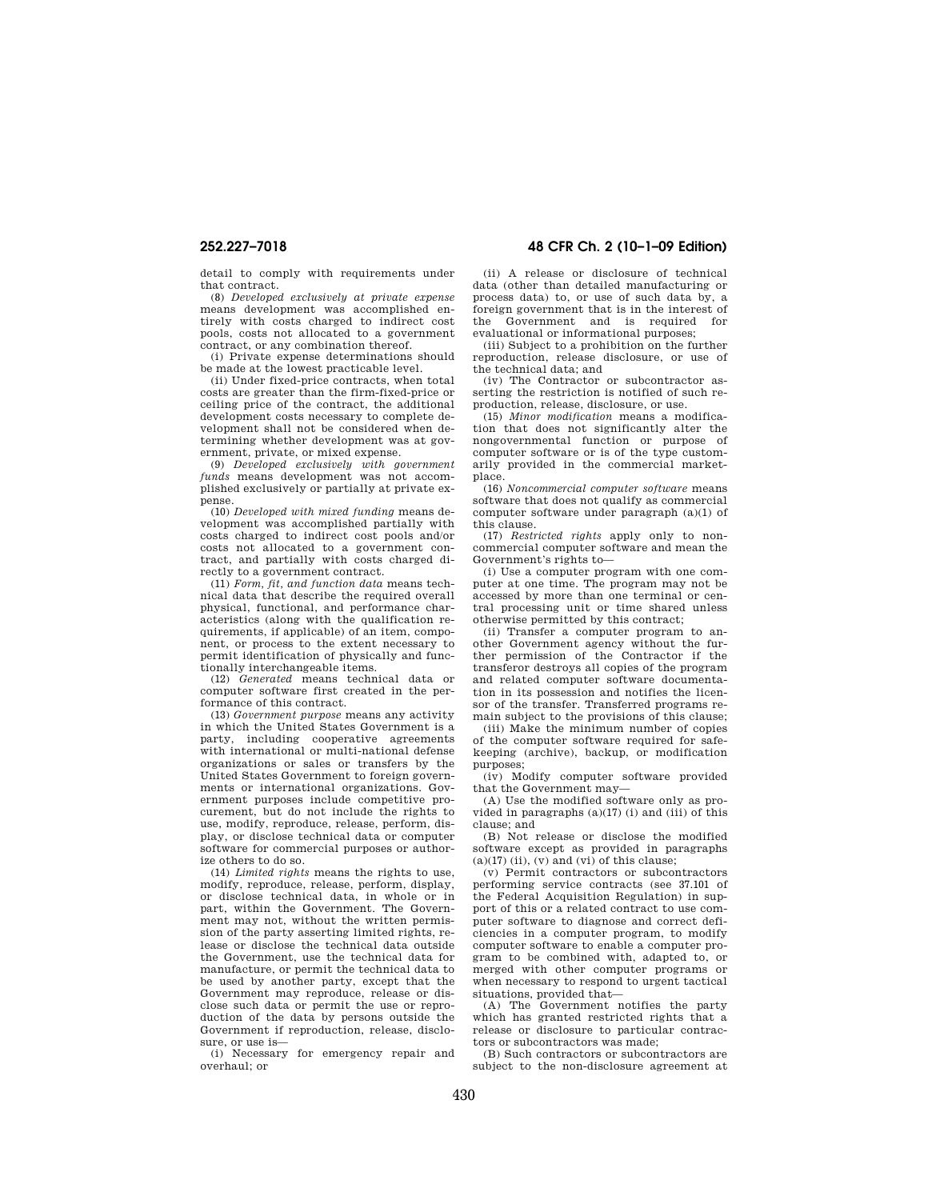detail to comply with requirements under that contract.

(8) *Developed exclusively at private expense* means development was accomplished entirely with costs charged to indirect cost pools, costs not allocated to a government contract, or any combination thereof.

(i) Private expense determinations should be made at the lowest practicable level.

(ii) Under fixed-price contracts, when total costs are greater than the firm-fixed-price or ceiling price of the contract, the additional development costs necessary to complete development shall not be considered when determining whether development was at government, private, or mixed expense.

(9) *Developed exclusively with government funds* means development was not accomplished exclusively or partially at private expense.

(10) *Developed with mixed funding* means development was accomplished partially with costs charged to indirect cost pools and/or costs not allocated to a government contract, and partially with costs charged directly to a government contract.

(11) *Form, fit, and function data* means technical data that describe the required overall physical, functional, and performance characteristics (along with the qualification requirements, if applicable) of an item, component, or process to the extent necessary to permit identification of physically and functionally interchangeable items.

(12) *Generated* means technical data or computer software first created in the performance of this contract.

(13) *Government purpose* means any activity in which the United States Government is a party, including cooperative agreements with international or multi-national defense organizations or sales or transfers by the United States Government to foreign governments or international organizations. Government purposes include competitive procurement, but do not include the rights to use, modify, reproduce, release, perform, display, or disclose technical data or computer software for commercial purposes or authorize others to do so.

(14) *Limited rights* means the rights to use, modify, reproduce, release, perform, display, or disclose technical data, in whole or in part, within the Government. The Government may not, without the written permission of the party asserting limited rights, release or disclose the technical data outside the Government, use the technical data for manufacture, or permit the technical data to be used by another party, except that the Government may reproduce, release or disclose such data or permit the use or reproduction of the data by persons outside the Government if reproduction, release, disclosure, or use is—

(i) Necessary for emergency repair and overhaul; or

(ii) A release or disclosure of technical data (other than detailed manufacturing or process data) to, or use of such data by, a foreign government that is in the interest of the Government and is required for evaluational or informational purposes;

(iii) Subject to a prohibition on the further reproduction, release disclosure, or use of the technical data; and

(iv) The Contractor or subcontractor asserting the restriction is notified of such reproduction, release, disclosure, or use.

(15) *Minor modification* means a modification that does not significantly alter the nongovernmental function or purpose of computer software or is of the type customarily provided in the commercial marketplace.

(16) *Noncommercial computer software* means software that does not qualify as commercial computer software under paragraph (a)(1) of this clause.

(17) *Restricted rights* apply only to noncommercial computer software and mean the Government's rights to—

(i) Use a computer program with one computer at one time. The program may not be accessed by more than one terminal or central processing unit or time shared unless otherwise permitted by this contract;

(ii) Transfer a computer program to another Government agency without the further permission of the Contractor if the transferor destroys all copies of the program and related computer software documentation in its possession and notifies the licensor of the transfer. Transferred programs remain subject to the provisions of this clause;

(iii) Make the minimum number of copies of the computer software required for safekeeping (archive), backup, or modification purposes;

(iv) Modify computer software provided that the Government may—

(A) Use the modified software only as provided in paragraphs (a)(17) (i) and (iii) of this clause; and

(B) Not release or disclose the modified software except as provided in paragraphs (a)(17) (ii), (v) and (vi) of this clause;

(v) Permit contractors or subcontractors performing service contracts (see 37.101 of the Federal Acquisition Regulation) in support of this or a related contract to use computer software to diagnose and correct deficiencies in a computer program, to modify computer software to enable a computer program to be combined with, adapted to, or merged with other computer programs or when necessary to respond to urgent tactical situations, provided that—

(A) The Government notifies the party which has granted restricted rights that a release or disclosure to particular contractors or subcontractors was made;

(B) Such contractors or subcontractors are subject to the non-disclosure agreement at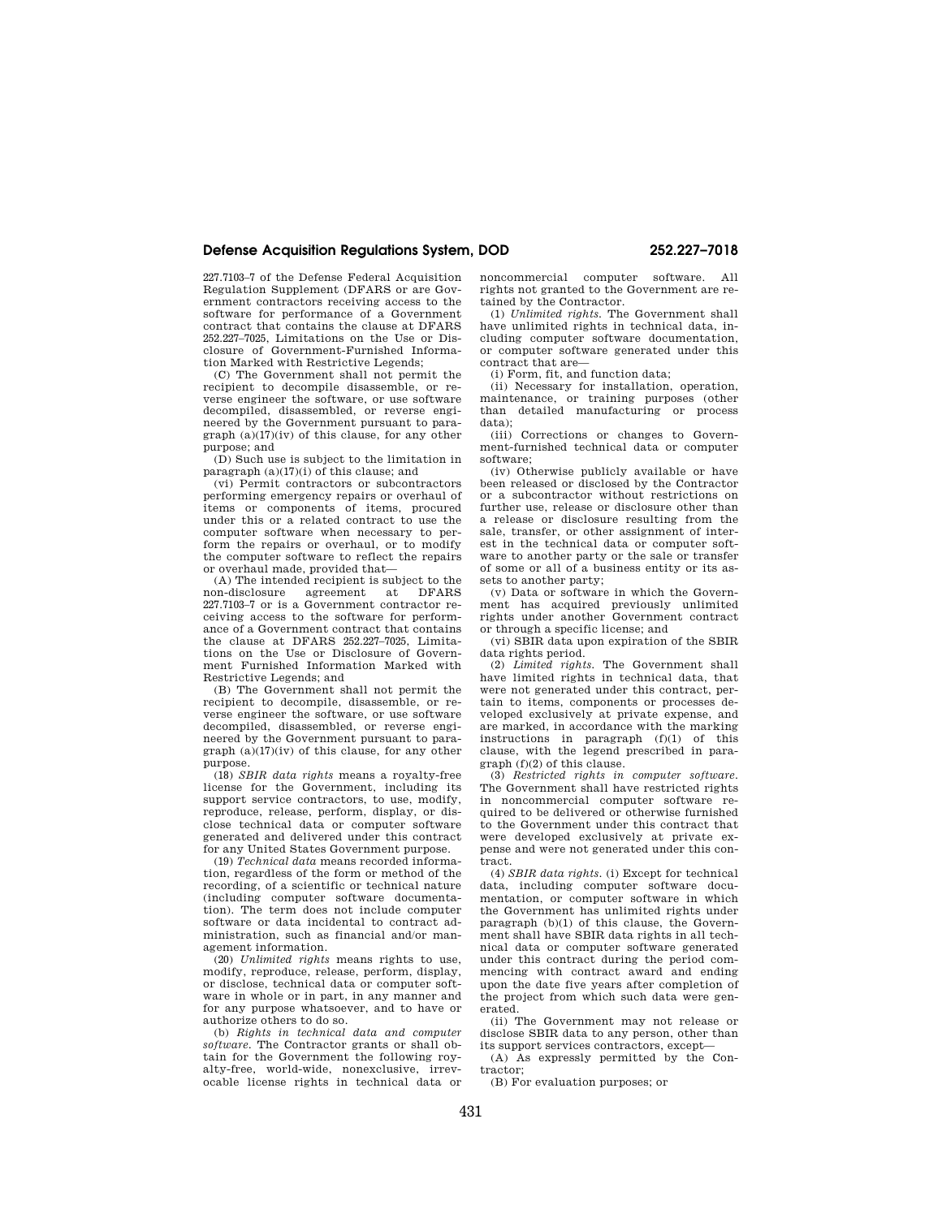227.7103–7 of the Defense Federal Acquisition Regulation Supplement (DFARS or are Government contractors receiving access to the software for performance of a Government contract that contains the clause at DFARS 252.227–7025, Limitations on the Use or Disclosure of Government-Furnished Information Marked with Restrictive Legends;

(C) The Government shall not permit the recipient to decompile disassemble, or reverse engineer the software, or use software decompiled, disassembled, or reverse engineered by the Government pursuant to paragraph (a)(17)(iv) of this clause, for any other purpose; and

(D) Such use is subject to the limitation in paragraph (a)(17)(i) of this clause; and

(vi) Permit contractors or subcontractors performing emergency repairs or overhaul of items or components of items, procured under this or a related contract to use the computer software when necessary to perform the repairs or overhaul, or to modify the computer software to reflect the repairs or overhaul made, provided that—

(A) The intended recipient is subject to the non-disclosure agreement at DFARS 227.7103–7 or is a Government contractor receiving access to the software for performance of a Government contract that contains the clause at DFARS 252.227–7025, Limitations on the Use or Disclosure of Government Furnished Information Marked with Restrictive Legends; and

(B) The Government shall not permit the recipient to decompile, disassemble, or reverse engineer the software, or use software decompiled, disassembled, or reverse engineered by the Government pursuant to paragraph (a)(17)(iv) of this clause, for any other purpose.

(18) *SBIR data rights* means a royalty-free license for the Government, including its support service contractors, to use, modify, reproduce, release, perform, display, or disclose technical data or computer software generated and delivered under this contract for any United States Government purpose.

(19) *Technical data* means recorded information, regardless of the form or method of the recording, of a scientific or technical nature (including computer software documentation). The term does not include computer software or data incidental to contract administration, such as financial and/or management information.

(20) *Unlimited rights* means rights to use, modify, reproduce, release, perform, display, or disclose, technical data or computer software in whole or in part, in any manner and for any purpose whatsoever, and to have or authorize others to do so.

(b) *Rights in technical data and computer software.* The Contractor grants or shall obtain for the Government the following royalty-free, world-wide, nonexclusive, irrevocable license rights in technical data or noncommercial computer software. All rights not granted to the Government are retained by the Contractor.

(1) *Unlimited rights.* The Government shall have unlimited rights in technical data, including computer software documentation, or computer software generated under this contract that are—

(i) Form, fit, and function data;

(ii) Necessary for installation, operation, maintenance, or training purposes (other than detailed manufacturing or process data);

(iii) Corrections or changes to Government-furnished technical data or computer software;

(iv) Otherwise publicly available or have been released or disclosed by the Contractor or a subcontractor without restrictions on further use, release or disclosure other than a release or disclosure resulting from the sale, transfer, or other assignment of interest in the technical data or computer software to another party or the sale or transfer of some or all of a business entity or its assets to another party;

(v) Data or software in which the Government has acquired previously unlimited rights under another Government contract or through a specific license; and

(vi) SBIR data upon expiration of the SBIR data rights period.

(2) *Limited rights.* The Government shall have limited rights in technical data, that were not generated under this contract, pertain to items, components or processes developed exclusively at private expense, and are marked, in accordance with the marking instructions in paragraph (f)(1) of this clause, with the legend prescribed in paragraph (f)(2) of this clause.

(3) *Restricted rights in computer software.* The Government shall have restricted rights in noncommercial computer software required to be delivered or otherwise furnished to the Government under this contract that were developed exclusively at private expense and were not generated under this contract.

(4) *SBIR data rights.* (i) Except for technical data, including computer software documentation, or computer software in which the Government has unlimited rights under paragraph (b)(1) of this clause, the Government shall have SBIR data rights in all technical data or computer software generated under this contract during the period commencing with contract award and ending upon the date five years after completion of the project from which such data were generated.

(ii) The Government may not release or disclose SBIR data to any person, other than its support services contractors, except—

(A) As expressly permitted by the Contractor;

(B) For evaluation purposes; or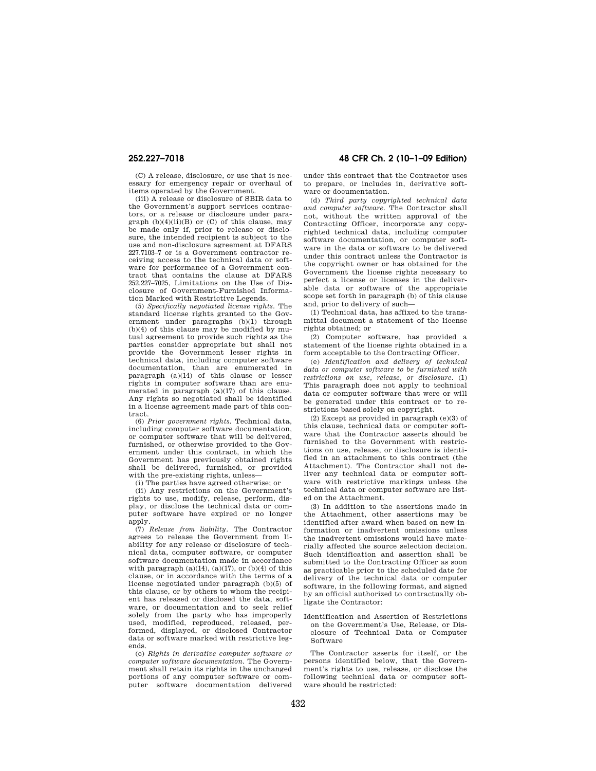(C) A release, disclosure, or use that is necessary for emergency repair or overhaul of items operated by the Government.

(iii) A release or disclosure of SBIR data to the Government's support services contractors, or a release or disclosure under paragraph (b)(4)(ii)(B) or (C) of this clause, may be made only if, prior to release or disclosure, the intended recipient is subject to the use and non-disclosure agreement at DFARS 227.7103–7 or is a Government contractor receiving access to the technical data or software for performance of a Government contract that contains the clause at DFARS 252.227–7025, Limitations on the Use of Disclosure of Government-Furnished Information Marked with Restrictive Legends.

(5) *Specifically negotiated license rights.* The standard license rights granted to the Government under paragraphs (b)(1) through (b)(4) of this clause may be modified by mutual agreement to provide such rights as the parties consider appropriate but shall not provide the Government lesser rights in technical data, including computer software documentation, than are enumerated in paragraph (a)(14) of this clause or lesser rights in computer software than are enumerated in paragraph (a)(17) of this clause. Any rights so negotiated shall be identified in a license agreement made part of this contract.

(6) *Prior government rights.* Technical data, including computer software documentation, or computer software that will be delivered, furnished, or otherwise provided to the Government under this contract, in which the Government has previously obtained rights shall be delivered, furnished, or provided with the pre-existing rights, unless—

(i) The parties have agreed otherwise; or

(ii) Any restrictions on the Government's rights to use, modify, release, perform, display, or disclose the technical data or computer software have expired or no longer apply.

(7) *Release from liability.* The Contractor agrees to release the Government from liability for any release or disclosure of technical data, computer software, or computer software documentation made in accordance with paragraph (a)(14), (a)(17), or (b)(4) of this clause, or in accordance with the terms of a license negotiated under paragraph (b)(5) of this clause, or by others to whom the recipient has released or disclosed the data, software, or documentation and to seek relief solely from the party who has improperly used, modified, reproduced, released, performed, displayed, or disclosed Contractor data or software marked with restrictive legends.

(c) *Rights in derivative computer software or computer software documentation.* The Government shall retain its rights in the unchanged portions of any computer software or computer software documentation delivered under this contract that the Contractor uses to prepare, or includes in, derivative software or documentation.

(d) *Third party copyrighted technical data and computer software.* The Contractor shall not, without the written approval of the Contracting Officer, incorporate any copyrighted technical data, including computer software documentation, or computer software in the data or software to be delivered under this contract unless the Contractor is the copyright owner or has obtained for the Government the license rights necessary to perfect a license or licenses in the deliverable data or software of the appropriate scope set forth in paragraph (b) of this clause and, prior to delivery of such—

(1) Technical data, has affixed to the transmittal document a statement of the license rights obtained; or

(2) Computer software, has provided a statement of the license rights obtained in a form acceptable to the Contracting Officer.

(e) *Identification and delivery of technical data or computer software to be furnished with restrictions on use, release, or disclosure.* (1) This paragraph does not apply to technical data or computer software that were or will be generated under this contract or to restrictions based solely on copyright.

(2) Except as provided in paragraph (e)(3) of this clause, technical data or computer software that the Contractor asserts should be furnished to the Government with restrictions on use, release, or disclosure is identified in an attachment to this contract (the Attachment). The Contractor shall not deliver any technical data or computer software with restrictive markings unless the technical data or computer software are listed on the Attachment.

(3) In addition to the assertions made in the Attachment, other assertions may be identified after award when based on new information or inadvertent omissions unless the inadvertent omissions would have materially affected the source selection decision. Such identification and assertion shall be submitted to the Contracting Officer as soon as practicable prior to the scheduled date for delivery of the technical data or computer software, in the following format, and signed by an official authorized to contractually obligate the Contractor:

Identification and Assertion of Restrictions on the Government's Use, Release, or Disclosure of Technical Data or Computer Software

The Contractor asserts for itself, or the persons identified below, that the Government's rights to use, release, or disclose the following technical data or computer software should be restricted: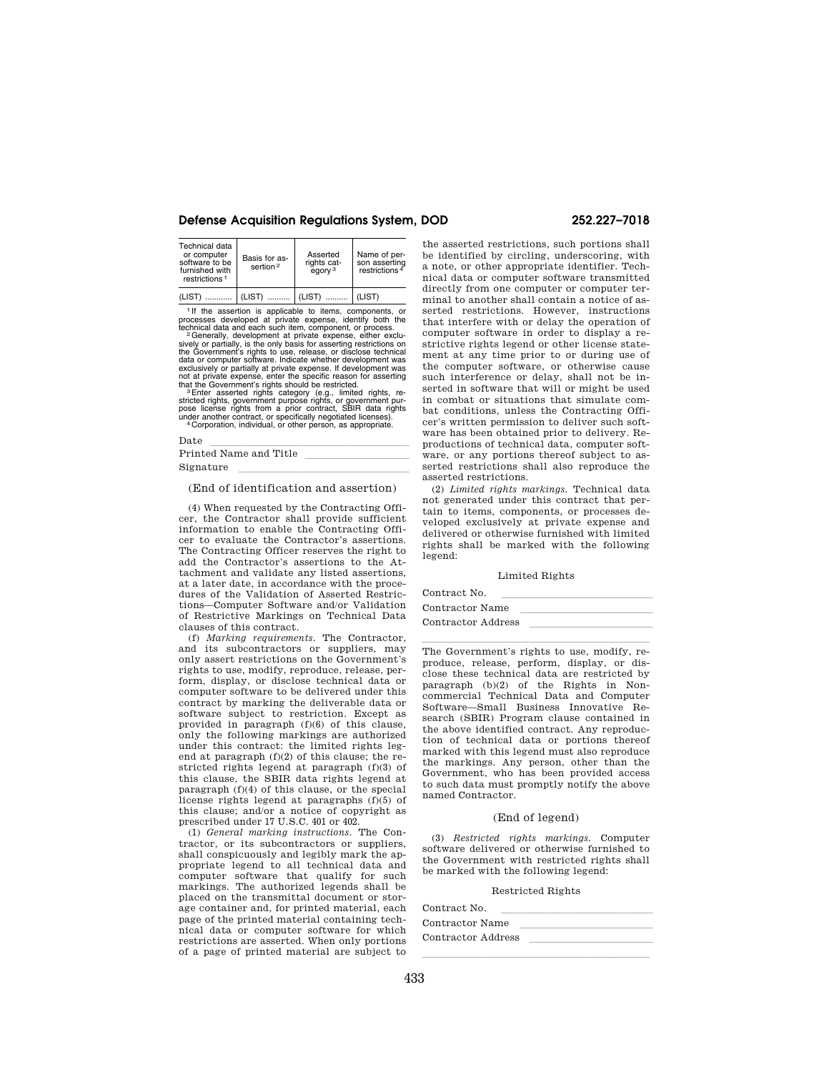| Technical data or computer software to be furnished with restrictions [1] | Basis for assertion [2] | Asserted rights category [3] | Name of person asserting restrictions [4] |
|---|---|---|---|
| (LIST) ............ | (LIST) .......... | (LIST) .......... | (LIST) |

[1] If the assertion is applicable to items, components, or processes developed at private expense, identify both the technical data and each such item, component, or process.

[2] Generally, development at private expense, either exclusively or partially, is the only basis for asserting restrictions on the Government's rights to use, release, or disclose technical data or computer software. Indicate whether development was exclusively or partially at private expense. If development was not at private expense, enter the specific reason for asserting that the Government's rights should be restricted.

[3] Enter asserted rights category (e.g., limited rights, restricted rights, government purpose rights, or government purpose license rights from a prior contract, SBIR data rights under another contract, or specifically negotiated licenses).

[4] Corporation, individual, or other person, as appropriate.

Date \_\_\_\_\_\_\_\_\_\_\_\_\_\_\_\_\_\_\_\_\_\_\_\_\_\_\_\_\_\_\_\_

Printed Name and Title \_\_\_\_\_\_\_\_\_\_\_\_\_\_\_\_\_\_\_\_

Signature \_\_\_\_\_\_\_\_\_\_\_\_\_\_\_\_\_\_\_\_\_\_\_\_\_\_\_\_\_\_\_\_

(End of identification and assertion)

(4) When requested by the Contracting Officer, the Contractor shall provide sufficient information to enable the Contracting Officer to evaluate the Contractor's assertions. The Contracting Officer reserves the right to add the Contractor's assertions to the Attachment and validate any listed assertions, at a later date, in accordance with the procedures of the Validation of Asserted Restrictions—Computer Software and/or Validation of Restrictive Markings on Technical Data clauses of this contract.

(f) *Marking requirements.* The Contractor, and its subcontractors or suppliers, may only assert restrictions on the Government's rights to use, modify, reproduce, release, perform, display, or disclose technical data or computer software to be delivered under this contract by marking the deliverable data or software subject to restriction. Except as provided in paragraph (f)(6) of this clause, only the following markings are authorized under this contract: the limited rights legend at paragraph (f)(2) of this clause; the restricted rights legend at paragraph (f)(3) of this clause, the SBIR data rights legend at paragraph (f)(4) of this clause, or the special license rights legend at paragraphs (f)(5) of this clause; and/or a notice of copyright as prescribed under 17 U.S.C. 401 or 402.

(1) *General marking instructions.* The Contractor, or its subcontractors or suppliers, shall conspicuously and legibly mark the appropriate legend to all technical data and computer software that qualify for such markings. The authorized legends shall be placed on the transmittal document or storage container and, for printed material, each page of the printed material containing technical data or computer software for which restrictions are asserted. When only portions of a page of printed material are subject to the asserted restrictions, such portions shall be identified by circling, underscoring, with a note, or other appropriate identifier. Technical data or computer software transmitted directly from one computer or computer terminal to another shall contain a notice of asserted restrictions. However, instructions that interfere with or delay the operation of computer software in order to display a restrictive rights legend or other license statement at any time prior to or during use of the computer software, or otherwise cause such interference or delay, shall not be inserted in software that will or might be used in combat or situations that simulate combat conditions, unless the Contracting Officer's written permission to deliver such software has been obtained prior to delivery. Reproductions of technical data, computer software, or any portions thereof subject to asserted restrictions shall also reproduce the asserted restrictions.

(2) *Limited rights markings.* Technical data not generated under this contract that pertain to items, components, or processes developed exclusively at private expense and delivered or otherwise furnished with limited rights shall be marked with the following legend:

Limited Rights

Contract No. \_\_\_\_\_\_\_\_\_\_\_\_\_\_\_\_\_\_\_\_\_\_\_\_\_\_\_\_

Contractor Name \_\_\_\_\_\_\_\_\_\_\_\_\_\_\_\_\_\_\_\_\_\_\_\_

Contractor Address \_\_\_\_\_\_\_\_\_\_\_\_\_\_\_\_\_\_\_\_\_\_

\_\_\_\_\_\_\_\_\_\_\_\_\_\_\_\_\_\_\_\_\_\_\_\_\_\_\_\_\_\_\_\_\_\_\_\_\_\_\_\_\_\_

The Government's rights to use, modify, reproduce, release, perform, display, or disclose these technical data are restricted by paragraph (b)(2) of the Rights in Noncommercial Technical Data and Computer Software—Small Business Innovative Research (SBIR) Program clause contained in the above identified contract. Any reproduction of technical data or portions thereof marked with this legend must also reproduce the markings. Any person, other than the Government, who has been provided access to such data must promptly notify the above named Contractor.

(End of legend)

(3) *Restricted rights markings.* Computer software delivered or otherwise furnished to the Government with restricted rights shall be marked with the following legend:

Restricted Rights

Contract No. \_\_\_\_\_\_\_\_\_\_\_\_\_\_\_\_\_\_\_\_\_\_\_\_\_\_\_\_

Contractor Name \_\_\_\_\_\_\_\_\_\_\_\_\_\_\_\_\_\_\_\_\_\_\_\_

Contractor Address \_\_\_\_\_\_\_\_\_\_\_\_\_\_\_\_\_\_\_\_\_\_

\_\_\_\_\_\_\_\_\_\_\_\_\_\_\_\_\_\_\_\_\_\_\_\_\_\_\_\_\_\_\_\_\_\_\_\_\_\_\_\_\_\_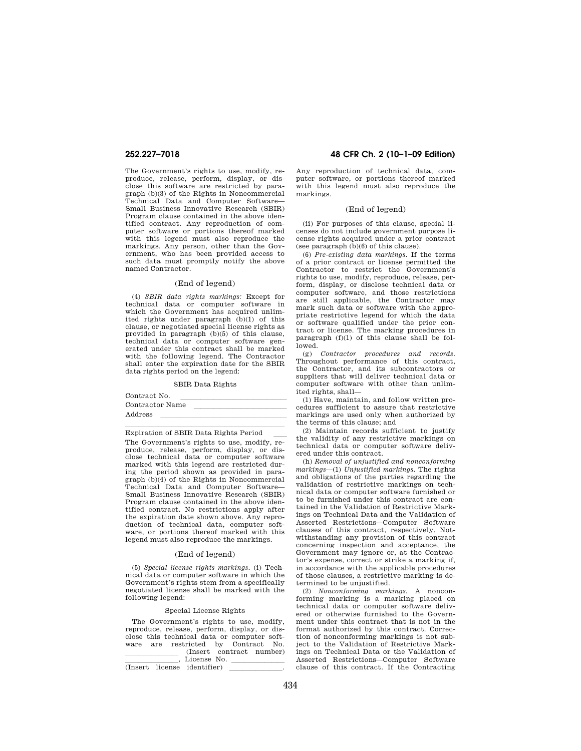The Government's rights to use, modify, reproduce, release, perform, display, or disclose this software are restricted by paragraph (b)(3) of the Rights in Noncommercial Technical Data and Computer Software—Small Business Innovative Research (SBIR) Program clause contained in the above identified contract. Any reproduction of computer software or portions thereof marked with this legend must also reproduce the markings. Any person, other than the Government, who has been provided access to such data must promptly notify the above named Contractor.

(End of legend)

(4) *SBIR data rights markings:* Except for technical data or computer software in which the Government has acquired unlimited rights under paragraph (b)(1) of this clause, or negotiated special license rights as provided in paragraph (b)(5) of this clause, technical data or computer software generated under this contract shall be marked with the following legend. The Contractor shall enter the expiration date for the SBIR data rights period on the legend:

SBIR Data Rights

Contract No. ____________________

Contractor Name ____________________

Address ____________________

____________________

Expiration of SBIR Data Rights Period ____

The Government's rights to use, modify, reproduce, release, perform, display, or disclose technical data or computer software marked with this legend are restricted during the period shown as provided in paragraph (b)(4) of the Rights in Noncommercial Technical Data and Computer Software—Small Business Innovative Research (SBIR) Program clause contained in the above identified contract. No restrictions apply after the expiration date shown above. Any reproduction of technical data, computer software, or portions thereof marked with this legend must also reproduce the markings.

(End of legend)

(5) *Special license rights markings.* (i) Technical data or computer software in which the Government's rights stem from a specifically negotiated license shall be marked with the following legend:

Special License Rights

The Government's rights to use, modify, reproduce, release, perform, display, or disclose this technical data or computer software are restricted by Contract No. ____________ (Insert contract number) ____________, License No. ____________ (Insert license identifier) ____________.

Any reproduction of technical data, computer software, or portions thereof marked with this legend must also reproduce the markings.

(End of legend)

(ii) For purposes of this clause, special licenses do not include government purpose license rights acquired under a prior contract (see paragraph (b)(6) of this clause).

(6) *Pre-existing data markings.* If the terms of a prior contract or license permitted the Contractor to restrict the Government's rights to use, modify, reproduce, release, perform, display, or disclose technical data or computer software, and those restrictions are still applicable, the Contractor may mark such data or software with the appropriate restrictive legend for which the data or software qualified under the prior contract or license. The marking procedures in paragraph (f)(1) of this clause shall be followed.

(g) *Contractor procedures and records.* Throughout performance of this contract, the Contractor, and its subcontractors or suppliers that will deliver technical data or computer software with other than unlimited rights, shall—

(1) Have, maintain, and follow written procedures sufficient to assure that restrictive markings are used only when authorized by the terms of this clause; and

(2) Maintain records sufficient to justify the validity of any restrictive markings on technical data or computer software delivered under this contract.

(h) *Removal of unjustified and nonconforming markings*—(1) *Unjustified markings.* The rights and obligations of the parties regarding the validation of restrictive markings on technical data or computer software furnished or to be furnished under this contract are contained in the Validation of Restrictive Markings on Technical Data and the Validation of Asserted Restrictions—Computer Software clauses of this contract, respectively. Notwithstanding any provision of this contract concerning inspection and acceptance, the Government may ignore or, at the Contractor's expense, correct or strike a marking if, in accordance with the applicable procedures of those clauses, a restrictive marking is determined to be unjustified.

(2) *Nonconforming markings.* A nonconforming marking is a marking placed on technical data or computer software delivered or otherwise furnished to the Government under this contract that is not in the format authorized by this contract. Correction of nonconforming markings is not subject to the Validation of Restrictive Markings on Technical Data or the Validation of Asserted Restrictions—Computer Software clause of this contract. If the Contracting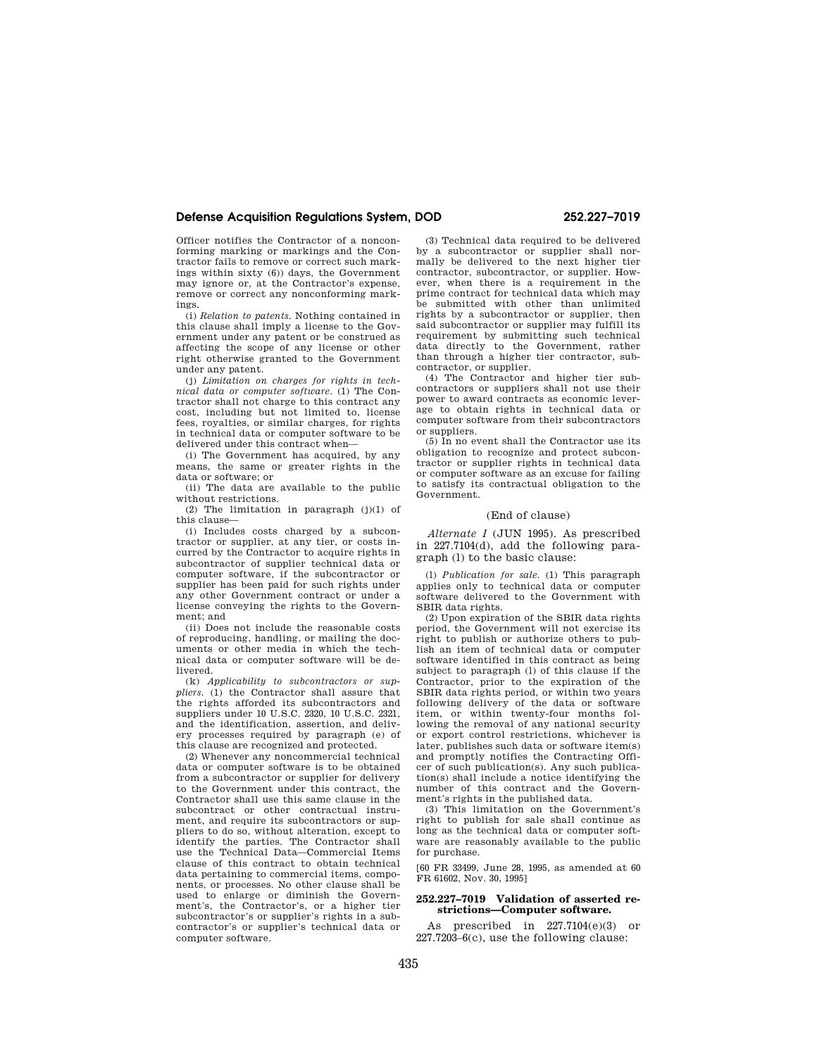Officer notifies the Contractor of a nonconforming marking or markings and the Contractor fails to remove or correct such markings within sixty (6)) days, the Government may ignore or, at the Contractor's expense, remove or correct any nonconforming markings.

(i) *Relation to patents.* Nothing contained in this clause shall imply a license to the Government under any patent or be construed as affecting the scope of any license or other right otherwise granted to the Government under any patent.

(j) *Limitation on charges for rights in technical data or computer software.* (1) The Contractor shall not charge to this contract any cost, including but not limited to, license fees, royalties, or similar charges, for rights in technical data or computer software to be delivered under this contract when—

(i) The Government has acquired, by any means, the same or greater rights in the data or software; or

(ii) The data are available to the public without restrictions.

(2) The limitation in paragraph (j)(1) of this clause—

(i) Includes costs charged by a subcontractor or supplier, at any tier, or costs incurred by the Contractor to acquire rights in subcontractor of supplier technical data or computer software, if the subcontractor or supplier has been paid for such rights under any other Government contract or under a license conveying the rights to the Government; and

(ii) Does not include the reasonable costs of reproducing, handling, or mailing the documents or other media in which the technical data or computer software will be delivered.

(k) *Applicability to subcontractors or suppliers.* (1) the Contractor shall assure that the rights afforded its subcontractors and suppliers under 10 U.S.C. 2320, 10 U.S.C. 2321, and the identification, assertion, and delivery processes required by paragraph (e) of this clause are recognized and protected.

(2) Whenever any noncommercial technical data or computer software is to be obtained from a subcontractor or supplier for delivery to the Government under this contract, the Contractor shall use this same clause in the subcontract or other contractual instrument, and require its subcontractors or suppliers to do so, without alteration, except to identify the parties. The Contractor shall use the Technical Data—Commercial Items clause of this contract to obtain technical data pertaining to commercial items, components, or processes. No other clause shall be used to enlarge or diminish the Government's, the Contractor's, or a higher tier subcontractor's or supplier's rights in a subcontractor's or supplier's technical data or computer software.

(3) Technical data required to be delivered by a subcontractor or supplier shall normally be delivered to the next higher tier contractor, subcontractor, or supplier. However, when there is a requirement in the prime contract for technical data which may be submitted with other than unlimited rights by a subcontractor or supplier, then said subcontractor or supplier may fulfill its requirement by submitting such technical data directly to the Government, rather than through a higher tier contractor, subcontractor, or supplier.

(4) The Contractor and higher tier subcontractors or suppliers shall not use their power to award contracts as economic leverage to obtain rights in technical data or computer software from their subcontractors or suppliers.

(5) In no event shall the Contractor use its obligation to recognize and protect subcontractor or supplier rights in technical data or computer software as an excuse for failing to satisfy its contractual obligation to the Government.

(End of clause)

*Alternate I* (JUN 1995). As prescribed in 227.7104(d), add the following paragraph (l) to the basic clause:

(l) *Publication for sale.* (1) This paragraph applies only to technical data or computer software delivered to the Government with SBIR data rights.

(2) Upon expiration of the SBIR data rights period, the Government will not exercise its right to publish or authorize others to publish an item of technical data or computer software identified in this contract as being subject to paragraph (l) of this clause if the Contractor, prior to the expiration of the SBIR data rights period, or within two years following delivery of the data or software item, or within twenty-four months following the removal of any national security or export control restrictions, whichever is later, publishes such data or software item(s) and promptly notifies the Contracting Officer of such publication(s). Any such publication(s) shall include a notice identifying the number of this contract and the Government's rights in the published data.

(3) This limitation on the Government's right to publish for sale shall continue as long as the technical data or computer software are reasonably available to the public for purchase.

[60 FR 33499, June 28, 1995, as amended at 60 FR 61602, Nov. 30, 1995]

### 252.227–7019 Validation of asserted restrictions—Computer software.

As prescribed in 227.7104(e)(3) or 227.7203–6(c), use the following clause: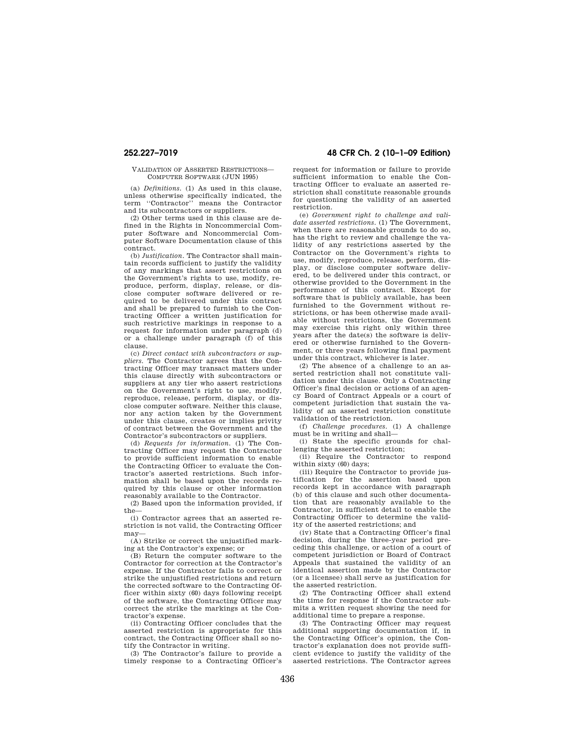VALIDATION OF ASSERTED RESTRICTIONS—COMPUTER SOFTWARE (JUN 1995)

(a) *Definitions.* (1) As used in this clause, unless otherwise specifically indicated, the term ''Contractor'' means the Contractor and its subcontractors or suppliers.

(2) Other terms used in this clause are defined in the Rights in Noncommercial Computer Software and Noncommercial Computer Software Documentation clause of this contract.

(b) *Justification.* The Contractor shall maintain records sufficient to justify the validity of any markings that assert restrictions on the Government's rights to use, modify, reproduce, perform, display, release, or disclose computer software delivered or required to be delivered under this contract and shall be prepared to furnish to the Contracting Officer a written justification for such restrictive markings in response to a request for information under paragraph (d) or a challenge under paragraph (f) of this clause.

(c) *Direct contact with subcontractors or suppliers.* The Contractor agrees that the Contracting Officer may transact matters under this clause directly with subcontractors or suppliers at any tier who assert restrictions on the Government's right to use, modify, reproduce, release, perform, display, or disclose computer software. Neither this clause, nor any action taken by the Government under this clause, creates or implies privity of contract between the Government and the Contractor's subcontractors or suppliers.

(d) *Requests for information.* (1) The Contracting Officer may request the Contractor to provide sufficient information to enable the Contracting Officer to evaluate the Contractor's asserted restrictions. Such information shall be based upon the records required by this clause or other information reasonably available to the Contractor.

(2) Based upon the information provided, if the—

(i) Contractor agrees that an asserted restriction is not valid, the Contracting Officer may—

(A) Strike or correct the unjustified marking at the Contractor's expense; or

(B) Return the computer software to the Contractor for correction at the Contractor's expense. If the Contractor fails to correct or strike the unjustified restrictions and return the corrected software to the Contracting Officer within sixty (60) days following receipt of the software, the Contracting Officer may correct the strike the markings at the Contractor's expense.

(ii) Contracting Officer concludes that the asserted restriction is appropriate for this contract, the Contracting Officer shall so notify the Contractor in writing.

(3) The Contractor's failure to provide a timely response to a Contracting Officer's request for information or failure to provide sufficient information to enable the Contracting Officer to evaluate an asserted restriction shall constitute reasonable grounds for questioning the validity of an asserted restriction.

(e) *Government right to challenge and validate asserted restrictions.* (1) The Government, when there are reasonable grounds to do so, has the right to review and challenge the validity of any restrictions asserted by the Contractor on the Government's rights to use, modify, reproduce, release, perform, display, or disclose computer software delivered, to be delivered under this contract, or otherwise provided to the Government in the performance of this contract. Except for software that is publicly available, has been furnished to the Government without restrictions, or has been otherwise made available without restrictions, the Government may exercise this right only within three years after the date(s) the software is delivered or otherwise furnished to the Government, or three years following final payment under this contract, whichever is later.

(2) The absence of a challenge to an asserted restriction shall not constitute validation under this clause. Only a Contracting Officer's final decision or actions of an agency Board of Contract Appeals or a court of competent jurisdiction that sustain the validity of an asserted restriction constitute validation of the restriction.

(f) *Challenge procedures.* (1) A challenge must be in writing and shall—

(i) State the specific grounds for challenging the asserted restriction;

(ii) Require the Contractor to respond within sixty (60) days;

(iii) Require the Contractor to provide justification for the assertion based upon records kept in accordance with paragraph (b) of this clause and such other documentation that are reasonably available to the Contractor, in sufficient detail to enable the Contracting Officer to determine the validity of the asserted restrictions; and

(iv) State that a Contracting Officer's final decision, during the three-year period preceding this challenge, or action of a court of competent jurisdiction or Board of Contract Appeals that sustained the validity of an identical assertion made by the Contractor (or a licensee) shall serve as justification for the asserted restriction.

(2) The Contracting Officer shall extend the time for response if the Contractor submits a written request showing the need for additional time to prepare a response.

(3) The Contracting Officer may request additional supporting documentation if, in the Contracting Officer's opinion, the Contractor's explanation does not provide sufficient evidence to justify the validity of the asserted restrictions. The Contractor agrees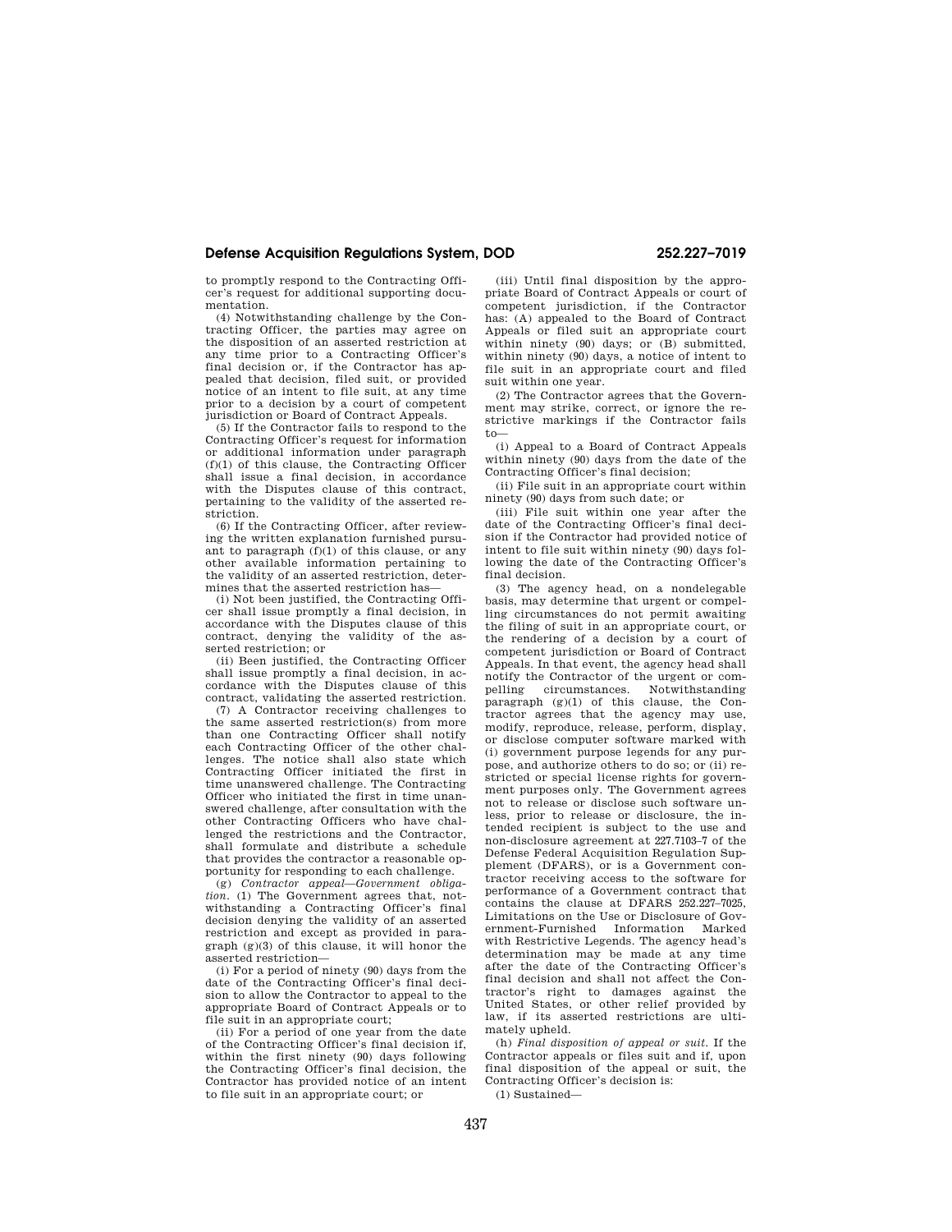to promptly respond to the Contracting Officer's request for additional supporting documentation.

(4) Notwithstanding challenge by the Contracting Officer, the parties may agree on the disposition of an asserted restriction at any time prior to a Contracting Officer's final decision or, if the Contractor has appealed that decision, filed suit, or provided notice of an intent to file suit, at any time prior to a decision by a court of competent jurisdiction or Board of Contract Appeals.

(5) If the Contractor fails to respond to the Contracting Officer's request for information or additional information under paragraph (f)(1) of this clause, the Contracting Officer shall issue a final decision, in accordance with the Disputes clause of this contract, pertaining to the validity of the asserted restriction.

(6) If the Contracting Officer, after reviewing the written explanation furnished pursuant to paragraph (f)(1) of this clause, or any other available information pertaining to the validity of an asserted restriction, determines that the asserted restriction has—

(i) Not been justified, the Contracting Officer shall issue promptly a final decision, in accordance with the Disputes clause of this contract, denying the validity of the asserted restriction; or

(ii) Been justified, the Contracting Officer shall issue promptly a final decision, in accordance with the Disputes clause of this contract, validating the asserted restriction.

(7) A Contractor receiving challenges to the same asserted restriction(s) from more than one Contracting Officer shall notify each Contracting Officer of the other challenges. The notice shall also state which Contracting Officer initiated the first in time unanswered challenge. The Contracting Officer who initiated the first in time unanswered challenge, after consultation with the other Contracting Officers who have challenged the restrictions and the Contractor, shall formulate and distribute a schedule that provides the contractor a reasonable opportunity for responding to each challenge.

(g) *Contractor appeal—Government obligation.* (1) The Government agrees that, notwithstanding a Contracting Officer's final decision denying the validity of an asserted restriction and except as provided in paragraph (g)(3) of this clause, it will honor the asserted restriction—

(i) For a period of ninety (90) days from the date of the Contracting Officer's final decision to allow the Contractor to appeal to the appropriate Board of Contract Appeals or to file suit in an appropriate court;

(ii) For a period of one year from the date of the Contracting Officer's final decision if, within the first ninety (90) days following the Contracting Officer's final decision, the Contractor has provided notice of an intent to file suit in an appropriate court; or

(iii) Until final disposition by the appropriate Board of Contract Appeals or court of competent jurisdiction, if the Contractor has: (A) appealed to the Board of Contract Appeals or filed suit an appropriate court within ninety (90) days; or (B) submitted, within ninety (90) days, a notice of intent to file suit in an appropriate court and filed suit within one year.

(2) The Contractor agrees that the Government may strike, correct, or ignore the restrictive markings if the Contractor fails to—

(i) Appeal to a Board of Contract Appeals within ninety (90) days from the date of the Contracting Officer's final decision;

(ii) File suit in an appropriate court within ninety (90) days from such date; or

(iii) File suit within one year after the date of the Contracting Officer's final decision if the Contractor had provided notice of intent to file suit within ninety (90) days following the date of the Contracting Officer's final decision.

(3) The agency head, on a nondelegable basis, may determine that urgent or compelling circumstances do not permit awaiting the filing of suit in an appropriate court, or the rendering of a decision by a court of competent jurisdiction or Board of Contract Appeals. In that event, the agency head shall notify the Contractor of the urgent or compelling circumstances. Notwithstanding paragraph (g)(1) of this clause, the Contractor agrees that the agency may use, modify, reproduce, release, perform, display, or disclose computer software marked with (i) government purpose legends for any purpose, and authorize others to do so; or (ii) restricted or special license rights for government purposes only. The Government agrees not to release or disclose such software unless, prior to release or disclosure, the intended recipient is subject to the use and non-disclosure agreement at 227.7103–7 of the Defense Federal Acquisition Regulation Supplement (DFARS), or is a Government contractor receiving access to the software for performance of a Government contract that contains the clause at DFARS 252.227–7025, Limitations on the Use or Disclosure of Government-Furnished Information Marked with Restrictive Legends. The agency head's determination may be made at any time after the date of the Contracting Officer's final decision and shall not affect the Contractor's right to damages against the United States, or other relief provided by law, if its asserted restrictions are ultimately upheld.

(h) *Final disposition of appeal or suit.* If the Contractor appeals or files suit and if, upon final disposition of the appeal or suit, the Contracting Officer's decision is:

(1) Sustained—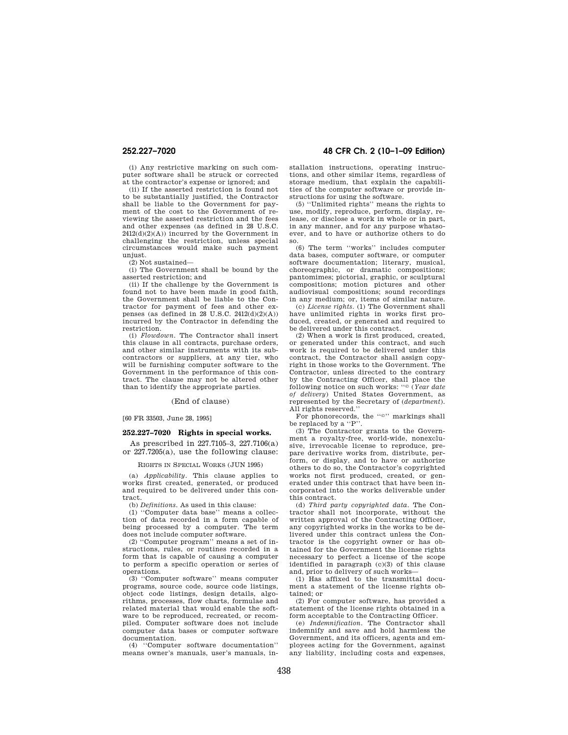(i) Any restrictive marking on such computer software shall be struck or corrected at the contractor's expense or ignored; and

(ii) If the asserted restriction is found not to be substantially justified, the Contractor shall be liable to the Government for payment of the cost to the Government of reviewing the asserted restriction and the fees and other expenses (as defined in 28 U.S.C. 2412(d)(2)(A)) incurred by the Government in challenging the restriction, unless special circumstances would make such payment unjust.

(2) Not sustained—

(i) The Government shall be bound by the asserted restriction; and

(ii) If the challenge by the Government is found not to have been made in good faith, the Government shall be liable to the Contractor for payment of fees and other expenses (as defined in 28 U.S.C. 2412(d)(2)(A)) incurred by the Contractor in defending the restriction.

(i) *Flowdown.* The Contractor shall insert this clause in all contracts, purchase orders, and other similar instruments with its subcontractors or suppliers, at any tier, who will be furnishing computer software to the Government in the performance of this contract. The clause may not be altered other than to identify the appropriate parties.

(End of clause)

[60 FR 33503, June 28, 1995]

## 252.227–7020 Rights in special works.

As prescribed in 227.7105–3, 227.7106(a) or 227.7205(a), use the following clause:

RIGHTS IN SPECIAL WORKS (JUN 1995)

(a) *Applicability.* This clause applies to works first created, generated, or produced and required to be delivered under this contract.

(b) *Definitions.* As used in this clause:

(1) ''Computer data base'' means a collection of data recorded in a form capable of being processed by a computer. The term does not include computer software.

(2) ''Computer program'' means a set of instructions, rules, or routines recorded in a form that is capable of causing a computer to perform a specific operation or series of operations.

(3) ''Computer software'' means computer programs, source code, source code listings, object code listings, design details, algorithms, processes, flow charts, formulae and related material that would enable the software to be reproduced, recreated, or recompiled. Computer software does not include computer data bases or computer software documentation.

(4) ''Computer software documentation'' means owner's manuals, user's manuals, installation instructions, operating instructions, and other similar items, regardless of storage medium, that explain the capabilities of the computer software or provide instructions for using the software.

(5) ''Unlimited rights'' means the rights to use, modify, reproduce, perform, display, release, or disclose a work in whole or in part, in any manner, and for any purpose whatsoever, and to have or authorize others to do so.

(6) The term ''works'' includes computer data bases, computer software, or computer software documentation; literary, musical, choreographic, or dramatic compositions; pantomimes; pictorial, graphic, or sculptural compositions; motion pictures and other audiovisual compositions; sound recordings in any medium; or, items of similar nature.

(c) *License rights.* (1) The Government shall have unlimited rights in works first produced, created, or generated and required to be delivered under this contract.

(2) When a work is first produced, created, or generated under this contract, and such work is required to be delivered under this contract, the Contractor shall assign copyright in those works to the Government. The Contractor, unless directed to the contrary by the Contracting Officer, shall place the following notice on such works: ''© (*Year date of delivery*) United States Government, as represented by the Secretary of (*department*). All rights reserved.''

For phonorecords, the ''©'' markings shall be replaced by a ''P''.

(3) The Contractor grants to the Government a royalty-free, world-wide, nonexclusive, irrevocable license to reproduce, prepare derivative works from, distribute, perform, or display, and to have or authorize others to do so, the Contractor's copyrighted works not first produced, created, or generated under this contract that have been incorporated into the works deliverable under this contract.

(d) *Third party copyrighted data.* The Contractor shall not incorporate, without the written approval of the Contracting Officer, any copyrighted works in the works to be delivered under this contract unless the Contractor is the copyright owner or has obtained for the Government the license rights necessary to perfect a license of the scope identified in paragraph (c)(3) of this clause and, prior to delivery of such works—

(1) Has affixed to the transmittal document a statement of the license rights obtained; or

(2) For computer software, has provided a statement of the license rights obtained in a form acceptable to the Contracting Officer.

(e) *Indemnification.* The Contractor shall indemnify and save and hold harmless the Government, and its officers, agents and employees acting for the Government, against any liability, including costs and expenses,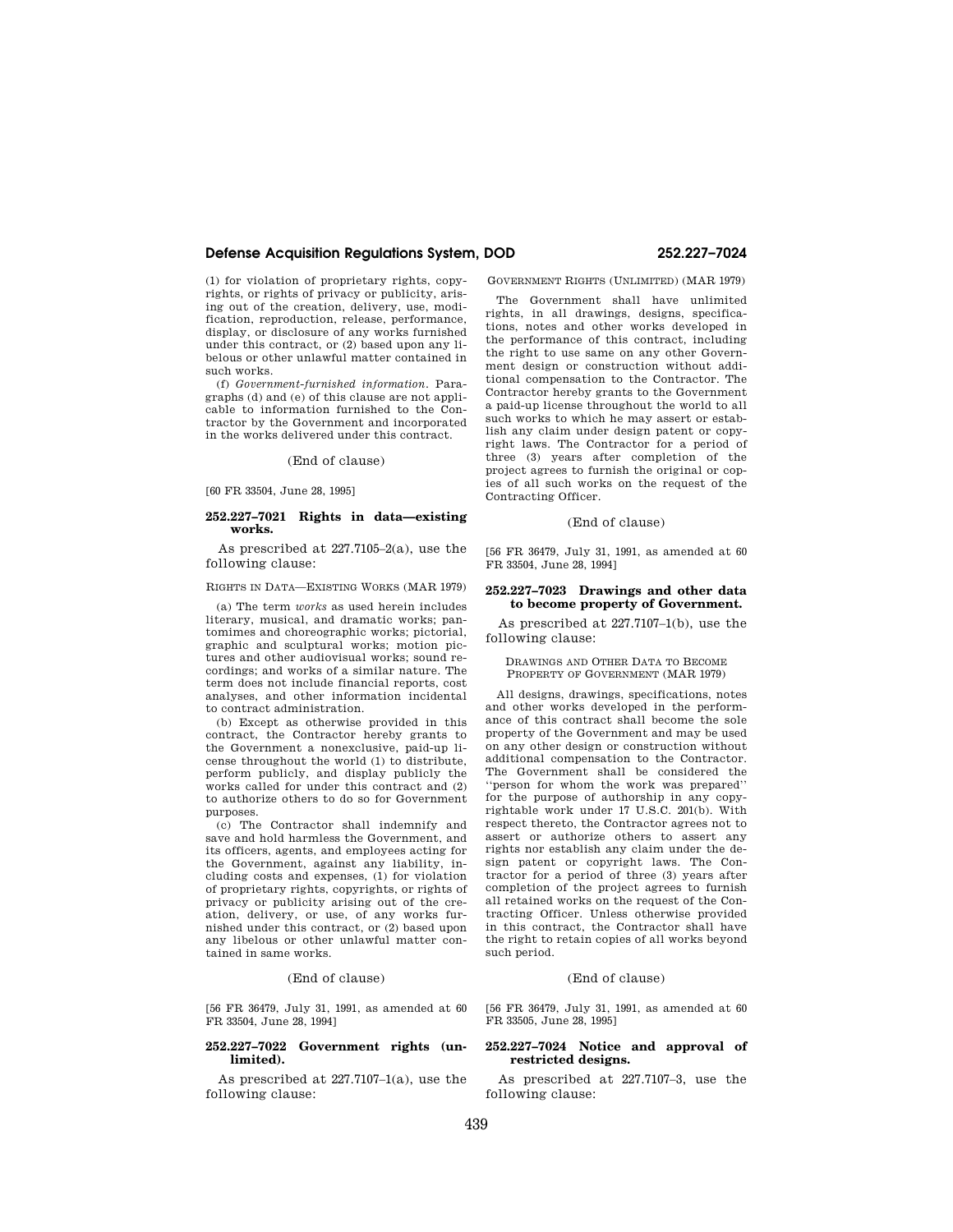(1) for violation of proprietary rights, copyrights, or rights of privacy or publicity, arising out of the creation, delivery, use, modification, reproduction, release, performance, display, or disclosure of any works furnished under this contract, or (2) based upon any libelous or other unlawful matter contained in such works.

(f) *Government-furnished information.* Paragraphs (d) and (e) of this clause are not applicable to information furnished to the Contractor by the Government and incorporated in the works delivered under this contract.

(End of clause)

[60 FR 33504, June 28, 1995]

### 252.227–7021 Rights in data—existing works.

As prescribed at 227.7105–2(a), use the following clause:

RIGHTS IN DATA—EXISTING WORKS (MAR 1979)

(a) The term *works* as used herein includes literary, musical, and dramatic works; pantomimes and choreographic works; pictorial, graphic and sculptural works; motion pictures and other audiovisual works; sound recordings; and works of a similar nature. The term does not include financial reports, cost analyses, and other information incidental to contract administration.

(b) Except as otherwise provided in this contract, the Contractor hereby grants to the Government a nonexclusive, paid-up license throughout the world (1) to distribute, perform publicly, and display publicly the works called for under this contract and (2) to authorize others to do so for Government purposes.

(c) The Contractor shall indemnify and save and hold harmless the Government, and its officers, agents, and employees acting for the Government, against any liability, including costs and expenses, (1) for violation of proprietary rights, copyrights, or rights of privacy or publicity arising out of the creation, delivery, or use, of any works furnished under this contract, or (2) based upon any libelous or other unlawful matter contained in same works.

(End of clause)

[56 FR 36479, July 31, 1991, as amended at 60 FR 33504, June 28, 1994]

### 252.227–7022 Government rights (unlimited).

As prescribed at 227.7107–1(a), use the following clause:

GOVERNMENT RIGHTS (UNLIMITED) (MAR 1979)

The Government shall have unlimited rights, in all drawings, designs, specifications, notes and other works developed in the performance of this contract, including the right to use same on any other Government design or construction without additional compensation to the Contractor. The Contractor hereby grants to the Government a paid-up license throughout the world to all such works to which he may assert or establish any claim under design patent or copyright laws. The Contractor for a period of three (3) years after completion of the project agrees to furnish the original or copies of all such works on the request of the Contracting Officer.

(End of clause)

[56 FR 36479, July 31, 1991, as amended at 60 FR 33504, June 28, 1994]

### 252.227–7023 Drawings and other data to become property of Government.

As prescribed at 227.7107–1(b), use the following clause:

DRAWINGS AND OTHER DATA TO BECOME PROPERTY OF GOVERNMENT (MAR 1979)

All designs, drawings, specifications, notes and other works developed in the performance of this contract shall become the sole property of the Government and may be used on any other design or construction without additional compensation to the Contractor. The Government shall be considered the ''person for whom the work was prepared'' for the purpose of authorship in any copyrightable work under 17 U.S.C. 201(b). With respect thereto, the Contractor agrees not to assert or authorize others to assert any rights nor establish any claim under the design patent or copyright laws. The Contractor for a period of three (3) years after completion of the project agrees to furnish all retained works on the request of the Contracting Officer. Unless otherwise provided in this contract, the Contractor shall have the right to retain copies of all works beyond such period.

(End of clause)

[56 FR 36479, July 31, 1991, as amended at 60 FR 33505, June 28, 1995]

### 252.227–7024 Notice and approval of restricted designs.

As prescribed at 227.7107–3, use the following clause: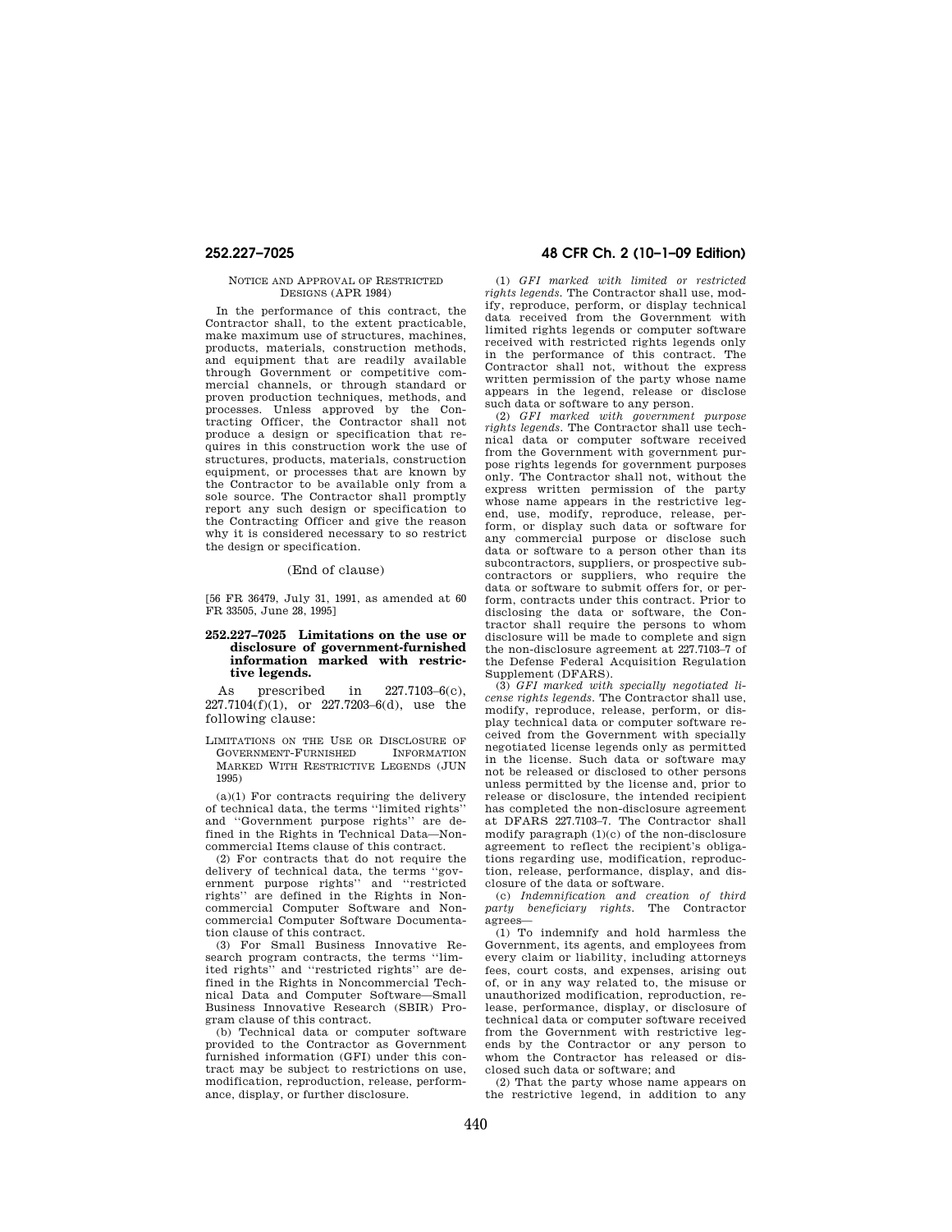NOTICE AND APPROVAL OF RESTRICTED DESIGNS (APR 1984)

In the performance of this contract, the Contractor shall, to the extent practicable, make maximum use of structures, machines, products, materials, construction methods, and equipment that are readily available through Government or competitive commercial channels, or through standard or proven production techniques, methods, and processes. Unless approved by the Contracting Officer, the Contractor shall not produce a design or specification that requires in this construction work the use of structures, products, materials, construction equipment, or processes that are known by the Contractor to be available only from a sole source. The Contractor shall promptly report any such design or specification to the Contracting Officer and give the reason why it is considered necessary to so restrict the design or specification.

(End of clause)

[56 FR 36479, July 31, 1991, as amended at 60 FR 33505, June 28, 1995]

## 252.227–7025 Limitations on the use or disclosure of government-furnished information marked with restrictive legends.

As prescribed in 227.7103–6(c), 227.7104(f)(1), or 227.7203–6(d), use the following clause:

LIMITATIONS ON THE USE OR DISCLOSURE OF GOVERNMENT-FURNISHED INFORMATION MARKED WITH RESTRICTIVE LEGENDS (JUN 1995)

(a)(1) For contracts requiring the delivery of technical data, the terms ''limited rights'' and ''Government purpose rights'' are defined in the Rights in Technical Data—Noncommercial Items clause of this contract.

(2) For contracts that do not require the delivery of technical data, the terms ''government purpose rights'' and ''restricted rights'' are defined in the Rights in Noncommercial Computer Software and Noncommercial Computer Software Documentation clause of this contract.

(3) For Small Business Innovative Research program contracts, the terms ''limited rights'' and ''restricted rights'' are defined in the Rights in Noncommercial Technical Data and Computer Software—Small Business Innovative Research (SBIR) Program clause of this contract.

(b) Technical data or computer software provided to the Contractor as Government furnished information (GFI) under this contract may be subject to restrictions on use, modification, reproduction, release, performance, display, or further disclosure.

(1) *GFI marked with limited or restricted rights legends.* The Contractor shall use, modify, reproduce, perform, or display technical data received from the Government with limited rights legends or computer software received with restricted rights legends only in the performance of this contract. The Contractor shall not, without the express written permission of the party whose name appears in the legend, release or disclose such data or software to any person.

(2) *GFI marked with government purpose rights legends.* The Contractor shall use technical data or computer software received from the Government with government purpose rights legends for government purposes only. The Contractor shall not, without the express written permission of the party whose name appears in the restrictive legend, use, modify, reproduce, release, perform, or display such data or software for any commercial purpose or disclose such data or software to a person other than its subcontractors, suppliers, or prospective subcontractors or suppliers, who require the data or software to submit offers for, or perform, contracts under this contract. Prior to disclosing the data or software, the Contractor shall require the persons to whom disclosure will be made to complete and sign the non-disclosure agreement at 227.7103–7 of the Defense Federal Acquisition Regulation Supplement (DFARS).

(3) *GFI marked with specially negotiated license rights legends.* The Contractor shall use, modify, reproduce, release, perform, or display technical data or computer software received from the Government with specially negotiated license legends only as permitted in the license. Such data or software may not be released or disclosed to other persons unless permitted by the license and, prior to release or disclosure, the intended recipient has completed the non-disclosure agreement at DFARS 227.7103–7. The Contractor shall modify paragraph (1)(c) of the non-disclosure agreement to reflect the recipient's obligations regarding use, modification, reproduction, release, performance, display, and disclosure of the data or software.

(c) *Indemnification and creation of third party beneficiary rights.* The Contractor agrees—

(1) To indemnify and hold harmless the Government, its agents, and employees from every claim or liability, including attorneys fees, court costs, and expenses, arising out of, or in any way related to, the misuse or unauthorized modification, reproduction, release, performance, display, or disclosure of technical data or computer software received from the Government with restrictive legends by the Contractor or any person to whom the Contractor has released or disclosed such data or software; and

(2) That the party whose name appears on the restrictive legend, in addition to any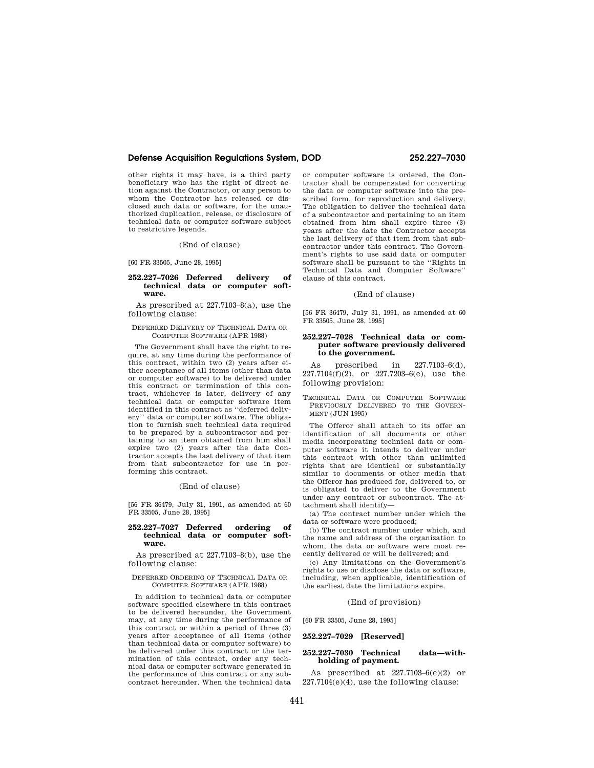other rights it may have, is a third party beneficiary who has the right of direct action against the Contractor, or any person to whom the Contractor has released or disclosed such data or software, for the unauthorized duplication, release, or disclosure of technical data or computer software subject to restrictive legends.

(End of clause)

[60 FR 33505, June 28, 1995]

### 252.227–7026 Deferred delivery of technical data or computer software.

As prescribed at 227.7103–8(a), use the following clause:

DEFERRED DELIVERY OF TECHNICAL DATA OR COMPUTER SOFTWARE (APR 1988)

The Government shall have the right to require, at any time during the performance of this contract, within two (2) years after either acceptance of all items (other than data or computer software) to be delivered under this contract or termination of this contract, whichever is later, delivery of any technical data or computer software item identified in this contract as ''deferred delivery'' data or computer software. The obligation to furnish such technical data required to be prepared by a subcontractor and pertaining to an item obtained from him shall expire two (2) years after the date Contractor accepts the last delivery of that item from that subcontractor for use in performing this contract.

(End of clause)

[56 FR 36479, July 31, 1991, as amended at 60 FR 33505, June 28, 1995]

### 252.227–7027 Deferred ordering of technical data or computer software.

As prescribed at 227.7103–8(b), use the following clause:

DEFERRED ORDERING OF TECHNICAL DATA OR COMPUTER SOFTWARE (APR 1988)

In addition to technical data or computer software specified elsewhere in this contract to be delivered hereunder, the Government may, at any time during the performance of this contract or within a period of three (3) years after acceptance of all items (other than technical data or computer software) to be delivered under this contract or the termination of this contract, order any technical data or computer software generated in the performance of this contract or any subcontract hereunder. When the technical data or computer software is ordered, the Contractor shall be compensated for converting the data or computer software into the prescribed form, for reproduction and delivery. The obligation to deliver the technical data of a subcontractor and pertaining to an item obtained from him shall expire three (3) years after the date the Contractor accepts the last delivery of that item from that subcontractor under this contract. The Government's rights to use said data or computer software shall be pursuant to the ''Rights in Technical Data and Computer Software'' clause of this contract.

(End of clause)

[56 FR 36479, July 31, 1991, as amended at 60 FR 33505, June 28, 1995]

### 252.227–7028 Technical data or computer software previously delivered to the government.

As prescribed in 227.7103–6(d), 227.7104(f)(2), or 227.7203–6(e), use the following provision:

TECHNICAL DATA OR COMPUTER SOFTWARE PREVIOUSLY DELIVERED TO THE GOVERNMENT (JUN 1995)

The Offeror shall attach to its offer an identification of all documents or other media incorporating technical data or computer software it intends to deliver under this contract with other than unlimited rights that are identical or substantially similar to documents or other media that the Offeror has produced for, delivered to, or is obligated to deliver to the Government under any contract or subcontract. The attachment shall identify—

(a) The contract number under which the data or software were produced;

(b) The contract number under which, and the name and address of the organization to whom, the data or software were most recently delivered or will be delivered; and

(c) Any limitations on the Government's rights to use or disclose the data or software, including, when applicable, identification of the earliest date the limitations expire.

(End of provision)

[60 FR 33505, June 28, 1995]

### 252.227–7029 [Reserved]

### 252.227–7030 Technical data—withholding of payment.

As prescribed at 227.7103–6(e)(2) or 227.7104(e)(4), use the following clause: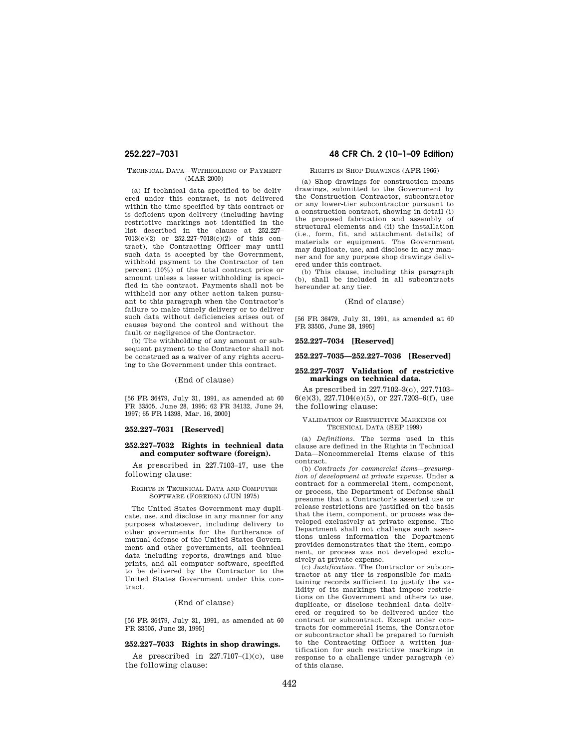TECHNICAL DATA—WITHHOLDING OF PAYMENT (MAR 2000)

(a) If technical data specified to be delivered under this contract, is not delivered within the time specified by this contract or is deficient upon delivery (including having restrictive markings not identified in the list described in the clause at 252.227–7013(e)(2) or 252.227–7018(e)(2) of this contract), the Contracting Officer may until such data is accepted by the Government, withhold payment to the Contractor of ten percent (10%) of the total contract price or amount unless a lesser withholding is specified in the contract. Payments shall not be withheld nor any other action taken pursuant to this paragraph when the Contractor's failure to make timely delivery or to deliver such data without deficiencies arises out of causes beyond the control and without the fault or negligence of the Contractor.

(b) The withholding of any amount or subsequent payment to the Contractor shall not be construed as a waiver of any rights accruing to the Government under this contract.

(End of clause)

[56 FR 36479, July 31, 1991, as amended at 60 FR 33505, June 28, 1995; 62 FR 34132, June 24, 1997; 65 FR 14398, Mar. 16, 2000]

### 252.227–7031 [Reserved]

### 252.227–7032 Rights in technical data and computer software (foreign).

As prescribed in 227.7103–17, use the following clause:

RIGHTS IN TECHNICAL DATA AND COMPUTER SOFTWARE (FOREIGN) (JUN 1975)

The United States Government may duplicate, use, and disclose in any manner for any purposes whatsoever, including delivery to other governments for the furtherance of mutual defense of the United States Government and other governments, all technical data including reports, drawings and blueprints, and all computer software, specified to be delivered by the Contractor to the United States Government under this contract.

(End of clause)

[56 FR 36479, July 31, 1991, as amended at 60 FR 33505, June 28, 1995]

### 252.227–7033 Rights in shop drawings.

As prescribed in 227.7107–(1)(c), use the following clause:

RIGHTS IN SHOP DRAWINGS (APR 1966)

(a) Shop drawings for construction means drawings, submitted to the Government by the Construction Contractor, subcontractor or any lower-tier subcontractor pursuant to a construction contract, showing in detail (i) the proposed fabrication and assembly of structural elements and (ii) the installation (i.e., form, fit, and attachment details) of materials or equipment. The Government may duplicate, use, and disclose in any manner and for any purpose shop drawings delivered under this contract.

(b) This clause, including this paragraph (b), shall be included in all subcontracts hereunder at any tier.

(End of clause)

[56 FR 36479, July 31, 1991, as amended at 60 FR 33505, June 28, 1995]

### 252.227–7034 [Reserved]

### 252.227–7035—252.227–7036 [Reserved]

### 252.227–7037 Validation of restrictive markings on technical data.

As prescribed in 227.7102–3(c), 227.7103–6(e)(3), 227.7104(e)(5), or 227.7203–6(f), use the following clause:

VALIDATION OF RESTRICTIVE MARKINGS ON TECHNICAL DATA (SEP 1999)

(a) *Definitions.* The terms used in this clause are defined in the Rights in Technical Data—Noncommercial Items clause of this contract.

(b) *Contracts for commercial items—presumption of development at private expense.* Under a contract for a commercial item, component, or process, the Department of Defense shall presume that a Contractor's asserted use or release restrictions are justified on the basis that the item, component, or process was developed exclusively at private expense. The Department shall not challenge such assertions unless information the Department provides demonstrates that the item, component, or process was not developed exclusively at private expense.

(c) *Justification.* The Contractor or subcontractor at any tier is responsible for maintaining records sufficient to justify the validity of its markings that impose restrictions on the Government and others to use, duplicate, or disclose technical data delivered or required to be delivered under the contract or subcontract. Except under contracts for commercial items, the Contractor or subcontractor shall be prepared to furnish to the Contracting Officer a written justification for such restrictive markings in response to a challenge under paragraph (e) of this clause.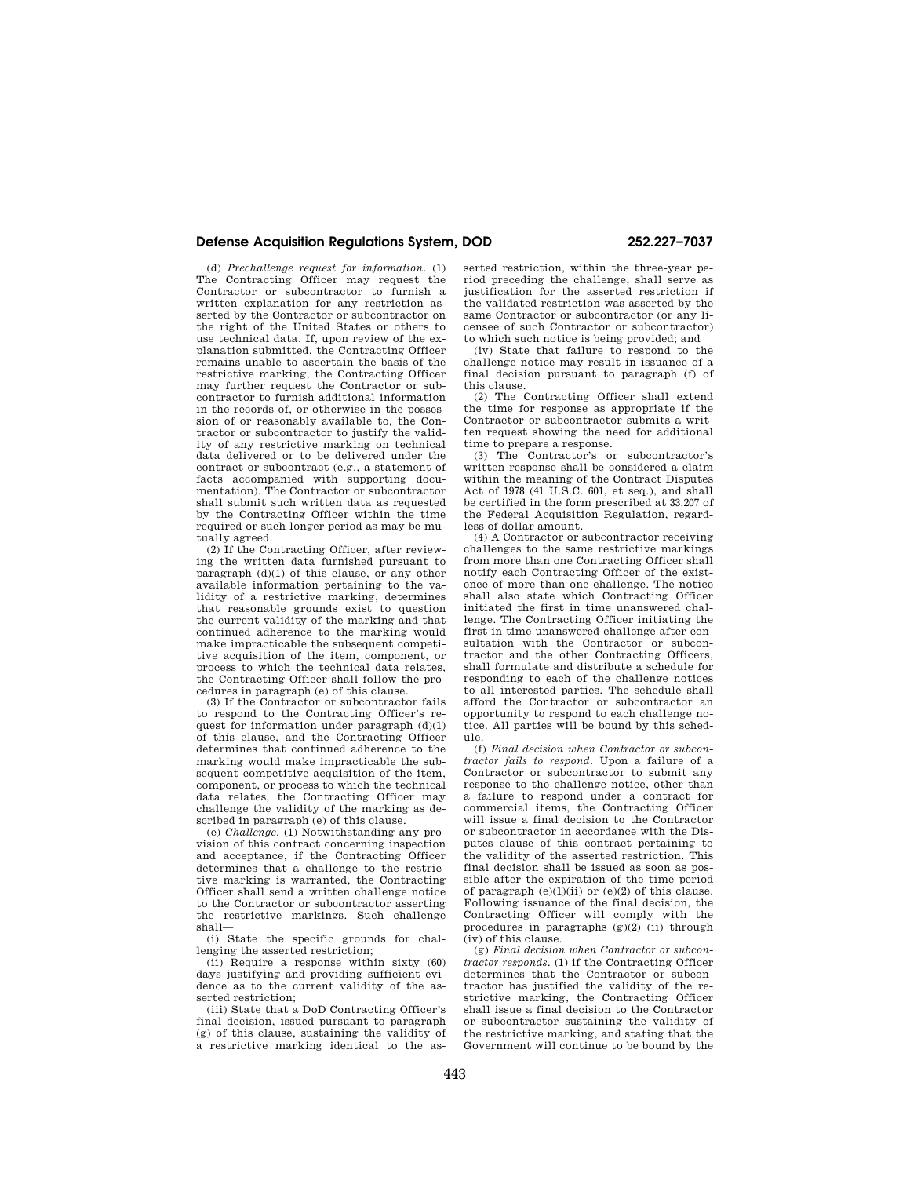(d) *Prechallenge request for information.* (1) The Contracting Officer may request the Contractor or subcontractor to furnish a written explanation for any restriction asserted by the Contractor or subcontractor on the right of the United States or others to use technical data. If, upon review of the explanation submitted, the Contracting Officer remains unable to ascertain the basis of the restrictive marking, the Contracting Officer may further request the Contractor or subcontractor to furnish additional information in the records of, or otherwise in the possession of or reasonably available to, the Contractor or subcontractor to justify the validity of any restrictive marking on technical data delivered or to be delivered under the contract or subcontract (e.g., a statement of facts accompanied with supporting documentation). The Contractor or subcontractor shall submit such written data as requested by the Contracting Officer within the time required or such longer period as may be mutually agreed.

(2) If the Contracting Officer, after reviewing the written data furnished pursuant to paragraph (d)(1) of this clause, or any other available information pertaining to the validity of a restrictive marking, determines that reasonable grounds exist to question the current validity of the marking and that continued adherence to the marking would make impracticable the subsequent competitive acquisition of the item, component, or process to which the technical data relates, the Contracting Officer shall follow the procedures in paragraph (e) of this clause.

(3) If the Contractor or subcontractor fails to respond to the Contracting Officer's request for information under paragraph (d)(1) of this clause, and the Contracting Officer determines that continued adherence to the marking would make impracticable the subsequent competitive acquisition of the item, component, or process to which the technical data relates, the Contracting Officer may challenge the validity of the marking as described in paragraph (e) of this clause.

(e) *Challenge.* (1) Notwithstanding any provision of this contract concerning inspection and acceptance, if the Contracting Officer determines that a challenge to the restrictive marking is warranted, the Contracting Officer shall send a written challenge notice to the Contractor or subcontractor asserting the restrictive markings. Such challenge shall—

(i) State the specific grounds for challenging the asserted restriction;

(ii) Require a response within sixty (60) days justifying and providing sufficient evidence as to the current validity of the asserted restriction;

(iii) State that a DoD Contracting Officer's final decision, issued pursuant to paragraph (g) of this clause, sustaining the validity of a restrictive marking identical to the asserted restriction, within the three-year period preceding the challenge, shall serve as justification for the asserted restriction if the validated restriction was asserted by the same Contractor or subcontractor (or any licensee of such Contractor or subcontractor) to which such notice is being provided; and

(iv) State that failure to respond to the challenge notice may result in issuance of a final decision pursuant to paragraph (f) of this clause.

(2) The Contracting Officer shall extend the time for response as appropriate if the Contractor or subcontractor submits a written request showing the need for additional time to prepare a response.

(3) The Contractor's or subcontractor's written response shall be considered a claim within the meaning of the Contract Disputes Act of 1978 (41 U.S.C. 601, et seq.), and shall be certified in the form prescribed at 33.207 of the Federal Acquisition Regulation, regardless of dollar amount.

(4) A Contractor or subcontractor receiving challenges to the same restrictive markings from more than one Contracting Officer shall notify each Contracting Officer of the existence of more than one challenge. The notice shall also state which Contracting Officer initiated the first in time unanswered challenge. The Contracting Officer initiating the first in time unanswered challenge after consultation with the Contractor or subcontractor and the other Contracting Officers, shall formulate and distribute a schedule for responding to each of the challenge notices to all interested parties. The schedule shall afford the Contractor or subcontractor an opportunity to respond to each challenge notice. All parties will be bound by this schedule.

(f) *Final decision when Contractor or subcontractor fails to respond.* Upon a failure of a Contractor or subcontractor to submit any response to the challenge notice, other than a failure to respond under a contract for commercial items, the Contracting Officer will issue a final decision to the Contractor or subcontractor in accordance with the Disputes clause of this contract pertaining to the validity of the asserted restriction. This final decision shall be issued as soon as possible after the expiration of the time period of paragraph (e)(1)(ii) or (e)(2) of this clause. Following issuance of the final decision, the Contracting Officer will comply with the procedures in paragraphs (g)(2) (ii) through (iv) of this clause.

(g) *Final decision when Contractor or subcontractor responds.* (1) if the Contracting Officer determines that the Contractor or subcontractor has justified the validity of the restrictive marking, the Contracting Officer shall issue a final decision to the Contractor or subcontractor sustaining the validity of the restrictive marking, and stating that the Government will continue to be bound by the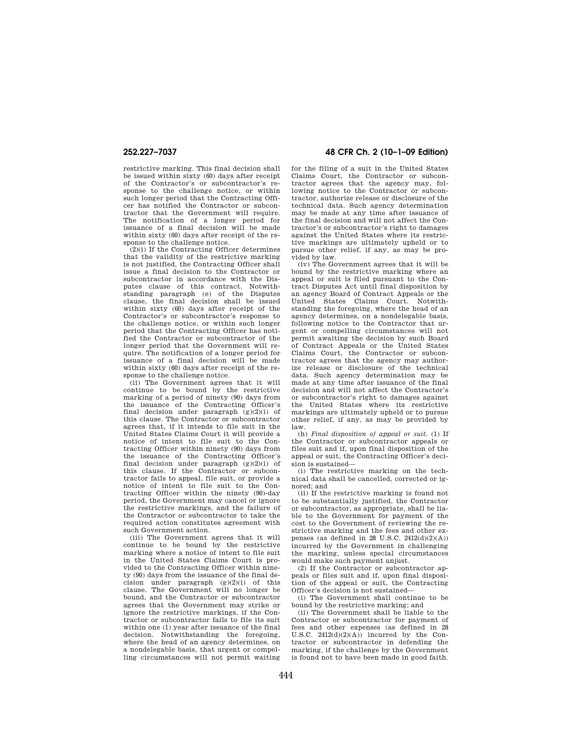restrictive marking. This final decision shall be issued within sixty (60) days after receipt of the Contractor's or subcontractor's response to the challenge notice, or within such longer period that the Contracting Officer has notified the Contractor or subcontractor that the Government will require. The notification of a longer period for issuance of a final decision will be made within sixty (60) days after receipt of the response to the challenge notice.

(2)(i) If the Contracting Officer determines that the validity of the restrictive marking is not justified, the Contracting Officer shall issue a final decision to the Contractor or subcontractor in accordance with the Disputes clause of this contract. Notwithstanding paragraph (e) of the Disputes clause, the final decision shall be issued within sixty (60) days after receipt of the Contractor's or subcontractor's response to the challenge notice, or within such longer period that the Contracting Officer has notified the Contractor or subcontractor of the longer period that the Government will require. The notification of a longer period for issuance of a final decision will be made within sixty (60) days after receipt of the response to the challenge notice.

(ii) The Government agrees that it will continue to be bound by the restrictive marking of a period of ninety (90) days from the issuance of the Contracting Officer's final decision under paragraph (g)(2)(i) of this clause. The Contractor or subcontractor agrees that, if it intends to file suit in the United States Claims Court it will provide a notice of intent to file suit to the Contracting Officer within ninety (90) days from the issuance of the Contracting Officer's final decision under paragraph (g)(2)(i) of this clause. If the Contractor or subcontractor fails to appeal, file suit, or provide a notice of intent to file suit to the Contracting Officer within the ninety (90)-day period, the Government may cancel or ignore the restrictive markings, and the failure of the Contractor or subcontractor to take the required action constitutes agreement with such Government action.

(iii) The Government agrees that it will continue to be bound by the restrictive marking where a notice of intent to file suit in the United States Claims Court is provided to the Contracting Officer within ninety (90) days from the issuance of the final decision under paragraph (g)(2)(i) of this clause. The Government will no longer be bound, and the Contractor or subcontractor agrees that the Government may strike or ignore the restrictive markings, if the Contractor or subcontractor fails to file its suit within one (1) year after issuance of the final decision. Notwithstanding the foregoing, where the head of an agency determines, on a nondelegable basis, that urgent or compelling circumstances will not permit waiting for the filing of a suit in the United States Claims Court, the Contractor or subcontractor agrees that the agency may, following notice to the Contractor or subcontractor, authorize release or disclosure of the technical data. Such agency determination may be made at any time after issuance of the final decision and will not affect the Contractor's or subcontractor's right to damages against the United States where its restrictive markings are ultimately upheld or to pursue other relief, if any, as may be provided by law.

(iv) The Government agrees that it will be bound by the restrictive marking where an appeal or suit is filed pursuant to the Contract Disputes Act until final disposition by an agency Board of Contract Appeals or the United States Claims Court. Notwithstanding the foregoing, where the head of an agency determines, on a nondelegable basis, following notice to the Contractor that urgent or compelling circumstances will not permit awaiting the decision by such Board of Contract Appeals or the United States Claims Court, the Contractor or subcontractor agrees that the agency may authorize release or disclosure of the technical data. Such agency determination may be made at any time after issuance of the final decision and will not affect the Contractor's or subcontractor's right to damages against the United States where its restrictive markings are ultimately upheld or to pursue other relief, if any, as may be provided by law.

(h) *Final disposition of appeal or suit.* (1) If the Contractor or subcontractor appeals or files suit and if, upon final disposition of the appeal or suit, the Contracting Officer's decision is sustained—

(i) The restrictive marking on the technical data shall be cancelled, corrected or ignored; and

(ii) If the restrictive marking is found not to be substantially justified, the Contractor or subcontractor, as appropriate, shall be liable to the Government for payment of the cost to the Government of reviewing the restrictive marking and the fees and other expenses (as defined in 28 U.S.C. 2412(d)(2)(A)) incurred by the Government in challenging the marking, unless special circumstances would make such payment unjust.

(2) If the Contractor or subcontractor appeals or files suit and if, upon final disposition of the appeal or suit, the Contracting Officer's decision is not sustained—

(i) The Government shall continue to be bound by the restrictive marking; and

(ii) The Government shall be liable to the Contractor or subcontractor for payment of fees and other expenses (as defined in 28 U.S.C. 2412(d)(2)(A)) incurred by the Contractor or subcontractor in defending the marking, if the challenge by the Government is found not to have been made in good faith.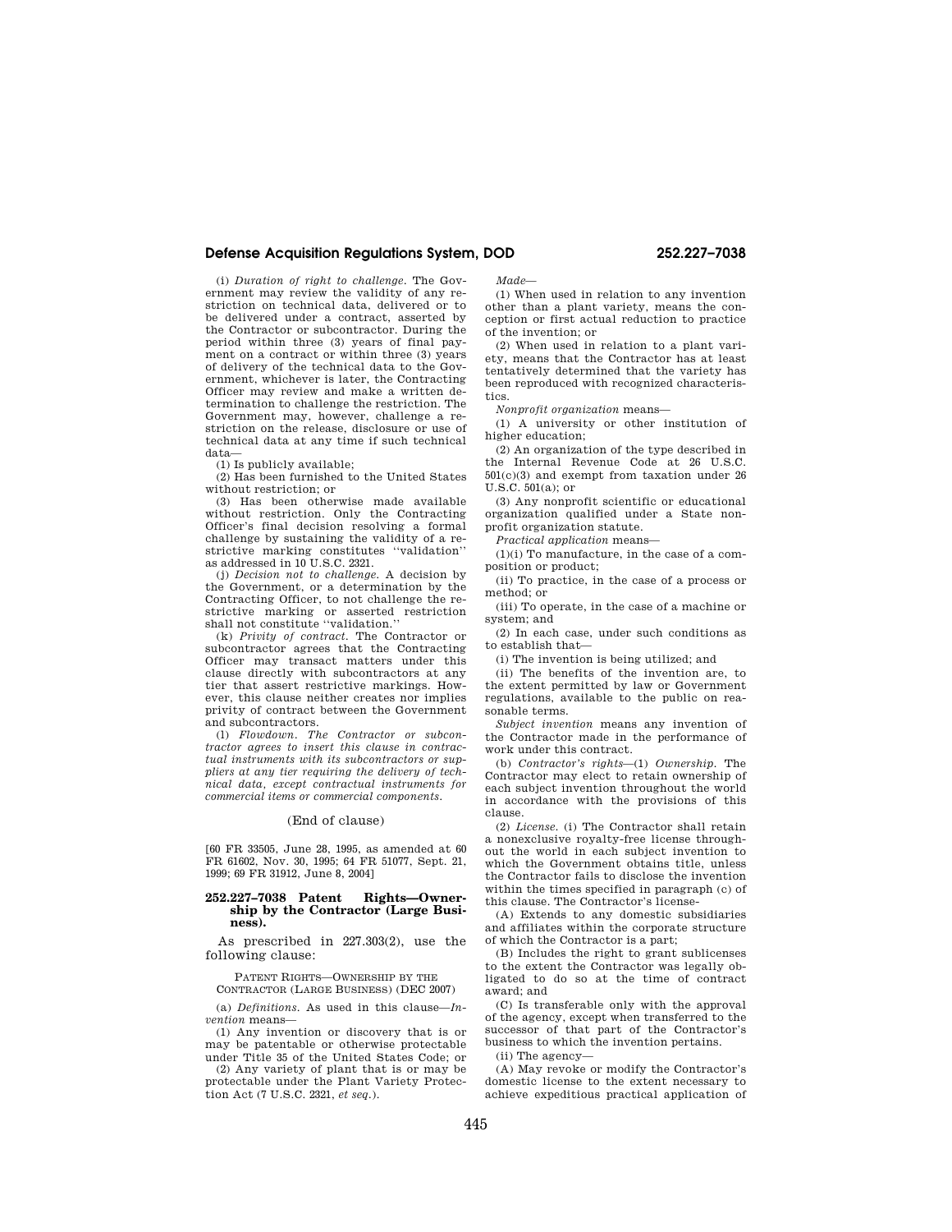(i) *Duration of right to challenge.* The Government may review the validity of any restriction on technical data, delivered or to be delivered under a contract, asserted by the Contractor or subcontractor. During the period within three (3) years of final payment on a contract or within three (3) years of delivery of the technical data to the Government, whichever is later, the Contracting Officer may review and make a written determination to challenge the restriction. The Government may, however, challenge a restriction on the release, disclosure or use of technical data at any time if such technical data—

(1) Is publicly available;

(2) Has been furnished to the United States without restriction; or

(3) Has been otherwise made available without restriction. Only the Contracting Officer's final decision resolving a formal challenge by sustaining the validity of a restrictive marking constitutes ''validation'' as addressed in 10 U.S.C. 2321.

(j) *Decision not to challenge.* A decision by the Government, or a determination by the Contracting Officer, to not challenge the restrictive marking or asserted restriction shall not constitute ''validation.''

(k) *Privity of contract.* The Contractor or subcontractor agrees that the Contracting Officer may transact matters under this clause directly with subcontractors at any tier that assert restrictive markings. However, this clause neither creates nor implies privity of contract between the Government and subcontractors.

(l) *Flowdown. The Contractor or subcontractor agrees to insert this clause in contractual instruments with its subcontractors or suppliers at any tier requiring the delivery of technical data, except contractual instruments for commercial items or commercial components.*

(End of clause)

[60 FR 33505, June 28, 1995, as amended at 60 FR 61602, Nov. 30, 1995; 64 FR 51077, Sept. 21, 1999; 69 FR 31912, June 8, 2004]

## 252.227–7038 Patent Rights—Ownership by the Contractor (Large Business).

As prescribed in 227.303(2), use the following clause:

PATENT RIGHTS—OWNERSHIP BY THE CONTRACTOR (LARGE BUSINESS) (DEC 2007)

(a) *Definitions.* As used in this clause—*Invention* means—

(1) Any invention or discovery that is or may be patentable or otherwise protectable under Title 35 of the United States Code; or

(2) Any variety of plant that is or may be protectable under the Plant Variety Protection Act (7 U.S.C. 2321, *et seq.*).

*Made*—

(1) When used in relation to any invention other than a plant variety, means the conception or first actual reduction to practice of the invention; or

(2) When used in relation to a plant variety, means that the Contractor has at least tentatively determined that the variety has been reproduced with recognized characteristics.

*Nonprofit organization* means—

(1) A university or other institution of higher education;

(2) An organization of the type described in the Internal Revenue Code at 26 U.S.C. 501(c)(3) and exempt from taxation under 26 U.S.C. 501(a); or

(3) Any nonprofit scientific or educational organization qualified under a State nonprofit organization statute.

*Practical application* means—

(1)(i) To manufacture, in the case of a composition or product;

(ii) To practice, in the case of a process or method; or

(iii) To operate, in the case of a machine or system; and

(2) In each case, under such conditions as to establish that—

(i) The invention is being utilized; and

(ii) The benefits of the invention are, to the extent permitted by law or Government regulations, available to the public on reasonable terms.

*Subject invention* means any invention of the Contractor made in the performance of work under this contract.

(b) *Contractor's rights*—(1) *Ownership.* The Contractor may elect to retain ownership of each subject invention throughout the world in accordance with the provisions of this clause.

(2) *License.* (i) The Contractor shall retain a nonexclusive royalty-free license throughout the world in each subject invention to which the Government obtains title, unless the Contractor fails to disclose the invention within the times specified in paragraph (c) of this clause. The Contractor's license-

(A) Extends to any domestic subsidiaries and affiliates within the corporate structure of which the Contractor is a part;

(B) Includes the right to grant sublicenses to the extent the Contractor was legally obligated to do so at the time of contract award; and

(C) Is transferable only with the approval of the agency, except when transferred to the successor of that part of the Contractor's business to which the invention pertains.

(ii) The agency—

(A) May revoke or modify the Contractor's domestic license to the extent necessary to achieve expeditious practical application of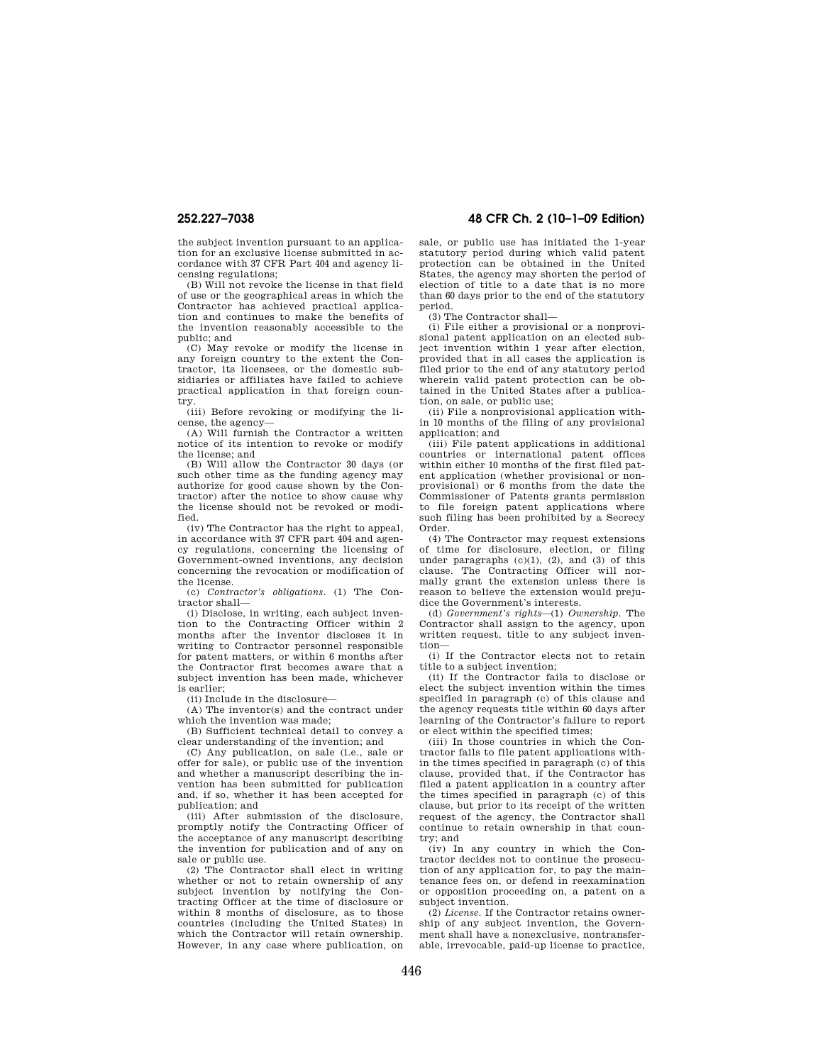the subject invention pursuant to an application for an exclusive license submitted in accordance with 37 CFR Part 404 and agency licensing regulations;

(B) Will not revoke the license in that field of use or the geographical areas in which the Contractor has achieved practical application and continues to make the benefits of the invention reasonably accessible to the public; and

(C) May revoke or modify the license in any foreign country to the extent the Contractor, its licensees, or the domestic subsidiaries or affiliates have failed to achieve practical application in that foreign country.

(iii) Before revoking or modifying the license, the agency—

(A) Will furnish the Contractor a written notice of its intention to revoke or modify the license; and

(B) Will allow the Contractor 30 days (or such other time as the funding agency may authorize for good cause shown by the Contractor) after the notice to show cause why the license should not be revoked or modified.

(iv) The Contractor has the right to appeal, in accordance with 37 CFR part 404 and agency regulations, concerning the licensing of Government-owned inventions, any decision concerning the revocation or modification of the license.

(c) *Contractor's obligations.* (1) The Contractor shall—

(i) Disclose, in writing, each subject invention to the Contracting Officer within 2 months after the inventor discloses it in writing to Contractor personnel responsible for patent matters, or within 6 months after the Contractor first becomes aware that a subject invention has been made, whichever is earlier;

(ii) Include in the disclosure—

(A) The inventor(s) and the contract under which the invention was made;

(B) Sufficient technical detail to convey a clear understanding of the invention; and

(C) Any publication, on sale (i.e., sale or offer for sale), or public use of the invention and whether a manuscript describing the invention has been submitted for publication and, if so, whether it has been accepted for publication; and

(iii) After submission of the disclosure, promptly notify the Contracting Officer of the acceptance of any manuscript describing the invention for publication and of any on sale or public use.

(2) The Contractor shall elect in writing whether or not to retain ownership of any subject invention by notifying the Contracting Officer at the time of disclosure or within 8 months of disclosure, as to those countries (including the United States) in which the Contractor will retain ownership. However, in any case where publication, on sale, or public use has initiated the 1-year statutory period during which valid patent protection can be obtained in the United States, the agency may shorten the period of election of title to a date that is no more than 60 days prior to the end of the statutory period.

(3) The Contractor shall—

(i) File either a provisional or a nonprovisional patent application on an elected subject invention within 1 year after election, provided that in all cases the application is filed prior to the end of any statutory period wherein valid patent protection can be obtained in the United States after a publication, on sale, or public use;

(ii) File a nonprovisional application within 10 months of the filing of any provisional application; and

(iii) File patent applications in additional countries or international patent offices within either 10 months of the first filed patent application (whether provisional or nonprovisional) or 6 months from the date the Commissioner of Patents grants permission to file foreign patent applications where such filing has been prohibited by a Secrecy Order.

(4) The Contractor may request extensions of time for disclosure, election, or filing under paragraphs (c)(1), (2), and (3) of this clause. The Contracting Officer will normally grant the extension unless there is reason to believe the extension would prejudice the Government's interests.

(d) *Government's rights*—(1) *Ownership.* The Contractor shall assign to the agency, upon written request, title to any subject invention—

(i) If the Contractor elects not to retain title to a subject invention;

(ii) If the Contractor fails to disclose or elect the subject invention within the times specified in paragraph (c) of this clause and the agency requests title within 60 days after learning of the Contractor's failure to report or elect within the specified times;

(iii) In those countries in which the Contractor fails to file patent applications within the times specified in paragraph (c) of this clause, provided that, if the Contractor has filed a patent application in a country after the times specified in paragraph (c) of this clause, but prior to its receipt of the written request of the agency, the Contractor shall continue to retain ownership in that country; and

(iv) In any country in which the Contractor decides not to continue the prosecution of any application for, to pay the maintenance fees on, or defend in reexamination or opposition proceeding on, a patent on a subject invention.

(2) *License.* If the Contractor retains ownership of any subject invention, the Government shall have a nonexclusive, nontransferable, irrevocable, paid-up license to practice,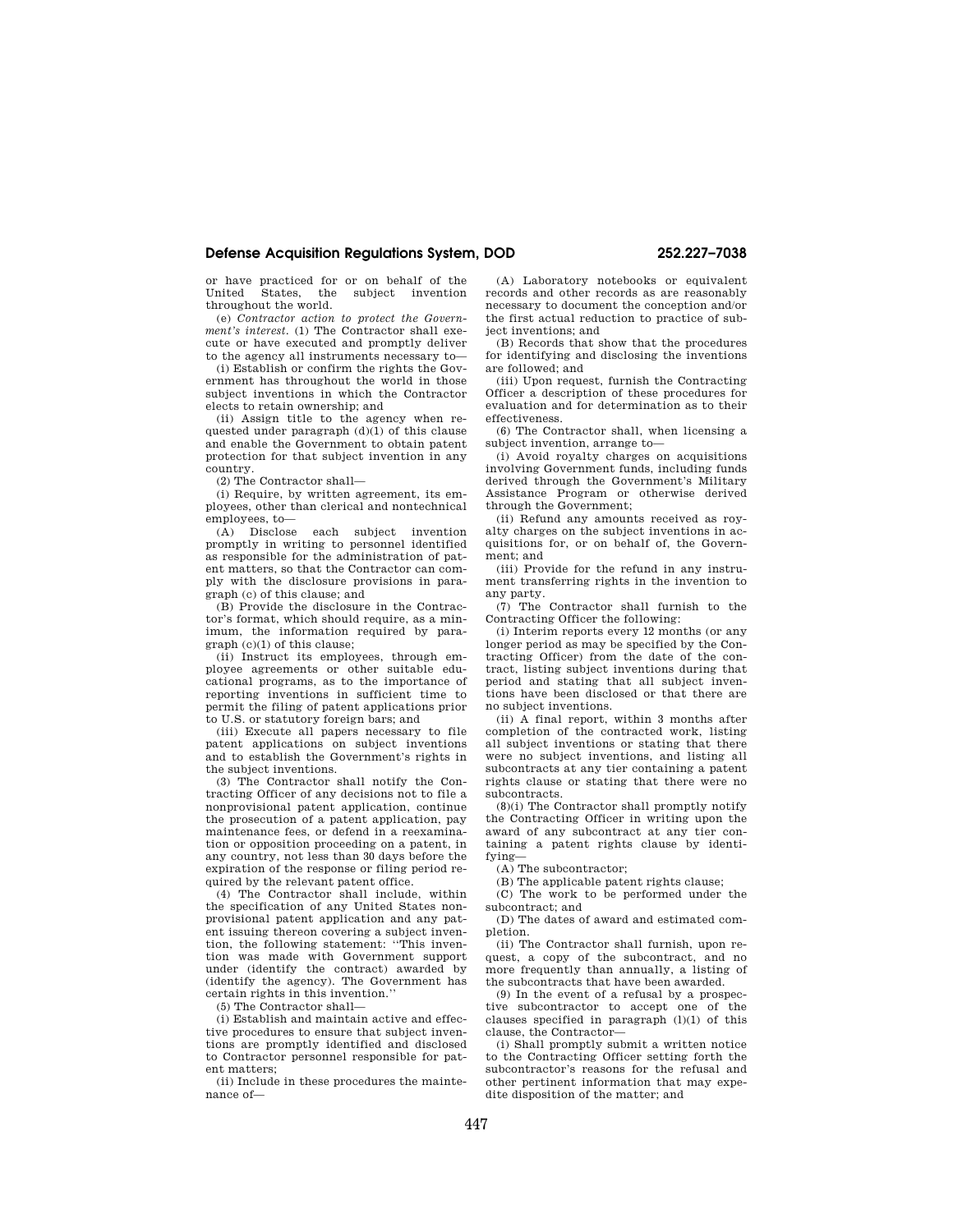or have practiced for or on behalf of the United States, the subject invention throughout the world.

(e) *Contractor action to protect the Government's interest.* (1) The Contractor shall execute or have executed and promptly deliver to the agency all instruments necessary to—

(i) Establish or confirm the rights the Government has throughout the world in those subject inventions in which the Contractor elects to retain ownership; and

(ii) Assign title to the agency when requested under paragraph (d)(1) of this clause and enable the Government to obtain patent protection for that subject invention in any country.

(2) The Contractor shall—

(i) Require, by written agreement, its employees, other than clerical and nontechnical employees, to—

(A) Disclose each subject invention promptly in writing to personnel identified as responsible for the administration of patent matters, so that the Contractor can comply with the disclosure provisions in paragraph (c) of this clause; and

(B) Provide the disclosure in the Contractor's format, which should require, as a minimum, the information required by paragraph (c)(1) of this clause;

(ii) Instruct its employees, through employee agreements or other suitable educational programs, as to the importance of reporting inventions in sufficient time to permit the filing of patent applications prior to U.S. or statutory foreign bars; and

(iii) Execute all papers necessary to file patent applications on subject inventions and to establish the Government's rights in the subject inventions.

(3) The Contractor shall notify the Contracting Officer of any decisions not to file a nonprovisional patent application, continue the prosecution of a patent application, pay maintenance fees, or defend in a reexamination or opposition proceeding on a patent, in any country, not less than 30 days before the expiration of the response or filing period required by the relevant patent office.

(4) The Contractor shall include, within the specification of any United States nonprovisional patent application and any patent issuing thereon covering a subject invention, the following statement: ''This invention was made with Government support under (identify the contract) awarded by (identify the agency). The Government has certain rights in this invention.''

(5) The Contractor shall—

(i) Establish and maintain active and effective procedures to ensure that subject inventions are promptly identified and disclosed to Contractor personnel responsible for patent matters;

(ii) Include in these procedures the maintenance of—

(A) Laboratory notebooks or equivalent records and other records as are reasonably necessary to document the conception and/or the first actual reduction to practice of subject inventions; and

(B) Records that show that the procedures for identifying and disclosing the inventions are followed; and

(iii) Upon request, furnish the Contracting Officer a description of these procedures for evaluation and for determination as to their effectiveness.

(6) The Contractor shall, when licensing a subject invention, arrange to—

(i) Avoid royalty charges on acquisitions involving Government funds, including funds derived through the Government's Military Assistance Program or otherwise derived through the Government;

(ii) Refund any amounts received as royalty charges on the subject inventions in acquisitions for, or on behalf of, the Government; and

(iii) Provide for the refund in any instrument transferring rights in the invention to any party.

(7) The Contractor shall furnish to the Contracting Officer the following:

(i) Interim reports every 12 months (or any longer period as may be specified by the Contracting Officer) from the date of the contract, listing subject inventions during that period and stating that all subject inventions have been disclosed or that there are no subject inventions.

(ii) A final report, within 3 months after completion of the contracted work, listing all subject inventions or stating that there were no subject inventions, and listing all subcontracts at any tier containing a patent rights clause or stating that there were no subcontracts.

(8)(i) The Contractor shall promptly notify the Contracting Officer in writing upon the award of any subcontract at any tier containing a patent rights clause by identifying—

(A) The subcontractor;

(B) The applicable patent rights clause;

(C) The work to be performed under the subcontract; and

(D) The dates of award and estimated completion.

(ii) The Contractor shall furnish, upon request, a copy of the subcontract, and no more frequently than annually, a listing of the subcontracts that have been awarded.

(9) In the event of a refusal by a prospective subcontractor to accept one of the clauses specified in paragraph (l)(1) of this clause, the Contractor—

(i) Shall promptly submit a written notice to the Contracting Officer setting forth the subcontractor's reasons for the refusal and other pertinent information that may expedite disposition of the matter; and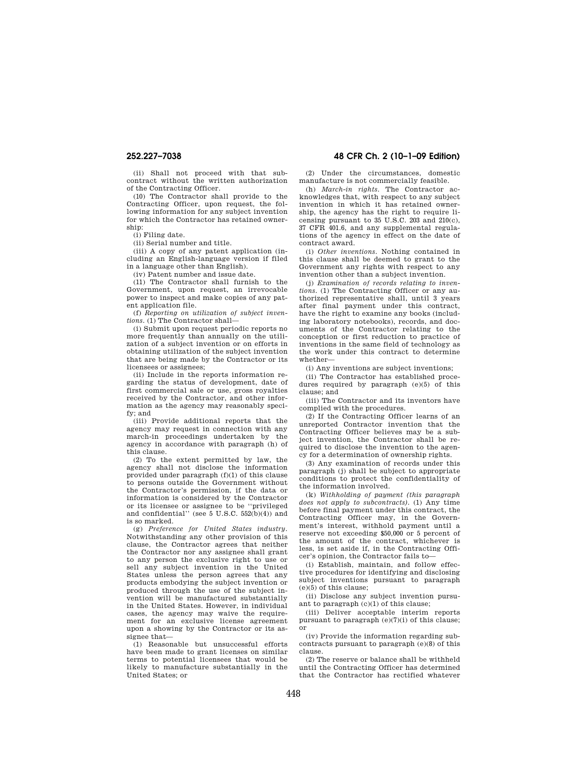(ii) Shall not proceed with that subcontract without the written authorization of the Contracting Officer.

(10) The Contractor shall provide to the Contracting Officer, upon request, the following information for any subject invention for which the Contractor has retained ownership:

(i) Filing date.

(ii) Serial number and title.

(iii) A copy of any patent application (including an English-language version if filed in a language other than English).

(iv) Patent number and issue date.

(11) The Contractor shall furnish to the Government, upon request, an irrevocable power to inspect and make copies of any patent application file.

(f) *Reporting on utilization of subject inventions.* (1) The Contractor shall—

(i) Submit upon request periodic reports no more frequently than annually on the utilization of a subject invention or on efforts in obtaining utilization of the subject invention that are being made by the Contractor or its licensees or assignees;

(ii) Include in the reports information regarding the status of development, date of first commercial sale or use, gross royalties received by the Contractor, and other information as the agency may reasonably specify; and

(iii) Provide additional reports that the agency may request in connection with any march-in proceedings undertaken by the agency in accordance with paragraph (h) of this clause.

(2) To the extent permitted by law, the agency shall not disclose the information provided under paragraph (f)(1) of this clause to persons outside the Government without the Contractor's permission, if the data or information is considered by the Contractor or its licensee or assignee to be ''privileged and confidential'' (see 5 U.S.C. 552(b)(4)) and is so marked.

(g) *Preference for United States industry.* Notwithstanding any other provision of this clause, the Contractor agrees that neither the Contractor nor any assignee shall grant to any person the exclusive right to use or sell any subject invention in the United States unless the person agrees that any products embodying the subject invention or produced through the use of the subject invention will be manufactured substantially in the United States. However, in individual cases, the agency may waive the requirement for an exclusive license agreement upon a showing by the Contractor or its assignee that—

(1) Reasonable but unsuccessful efforts have been made to grant licenses on similar terms to potential licensees that would be likely to manufacture substantially in the United States; or

(2) Under the circumstances, domestic manufacture is not commercially feasible.

(h) *March-in rights.* The Contractor acknowledges that, with respect to any subject invention in which it has retained ownership, the agency has the right to require licensing pursuant to 35 U.S.C. 203 and 210(c), 37 CFR 401.6, and any supplemental regulations of the agency in effect on the date of contract award.

(i) *Other inventions.* Nothing contained in this clause shall be deemed to grant to the Government any rights with respect to any invention other than a subject invention.

(j) *Examination of records relating to inventions.* (1) The Contracting Officer or any authorized representative shall, until 3 years after final payment under this contract, have the right to examine any books (including laboratory notebooks), records, and documents of the Contractor relating to the conception or first reduction to practice of inventions in the same field of technology as the work under this contract to determine whether—

(i) Any inventions are subject inventions;

(ii) The Contractor has established procedures required by paragraph (e)(5) of this clause; and

(iii) The Contractor and its inventors have complied with the procedures.

(2) If the Contracting Officer learns of an unreported Contractor invention that the Contracting Officer believes may be a subject invention, the Contractor shall be required to disclose the invention to the agency for a determination of ownership rights.

(3) Any examination of records under this paragraph (j) shall be subject to appropriate conditions to protect the confidentiality of the information involved.

(k) *Withholding of payment (this paragraph does not apply to subcontracts).* (1) Any time before final payment under this contract, the Contracting Officer may, in the Government's interest, withhold payment until a reserve not exceeding $50,000 or 5 percent of the amount of the contract, whichever is less, is set aside if, in the Contracting Officer's opinion, the Contractor fails to—

(i) Establish, maintain, and follow effective procedures for identifying and disclosing subject inventions pursuant to paragraph (e)(5) of this clause;

(ii) Disclose any subject invention pursuant to paragraph (c)(1) of this clause;

(iii) Deliver acceptable interim reports pursuant to paragraph (e)(7)(i) of this clause; or

(iv) Provide the information regarding subcontracts pursuant to paragraph (e)(8) of this clause.

(2) The reserve or balance shall be withheld until the Contracting Officer has determined that the Contractor has rectified whatever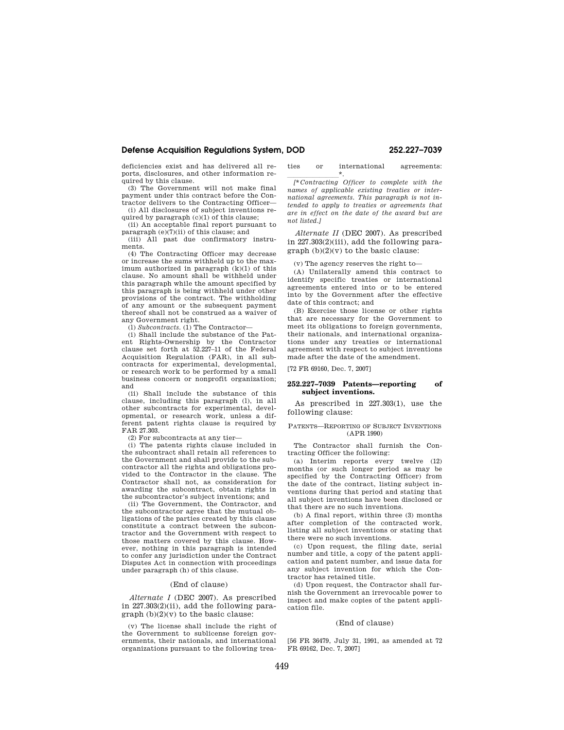deficiencies exist and has delivered all reports, disclosures, and other information required by this clause.

(3) The Government will not make final payment under this contract before the Contractor delivers to the Contracting Officer—

(i) All disclosures of subject inventions required by paragraph (c)(1) of this clause;

(ii) An acceptable final report pursuant to paragraph (e)(7)(ii) of this clause; and

(iii) All past due confirmatory instruments.

(4) The Contracting Officer may decrease or increase the sums withheld up to the maximum authorized in paragraph (k)(1) of this clause. No amount shall be withheld under this paragraph while the amount specified by this paragraph is being withheld under other provisions of the contract. The withholding of any amount or the subsequent payment thereof shall not be construed as a waiver of any Government right.

(l) *Subcontracts.* (1) The Contractor—

(i) Shall include the substance of the Patent Rights-Ownership by the Contractor clause set forth at 52.227–11 of the Federal Acquisition Regulation (FAR), in all subcontracts for experimental, developmental, or research work to be performed by a small business concern or nonprofit organization; and

(ii) Shall include the substance of this clause, including this paragraph (l), in all other subcontracts for experimental, developmental, or research work, unless a different patent rights clause is required by FAR 27.303.

(2) For subcontracts at any tier—

(i) The patents rights clause included in the subcontract shall retain all references to the Government and shall provide to the subcontractor all the rights and obligations provided to the Contractor in the clause. The Contractor shall not, as consideration for awarding the subcontract, obtain rights in the subcontractor's subject inventions; and

(ii) The Government, the Contractor, and the subcontractor agree that the mutual obligations of the parties created by this clause constitute a contract between the subcontractor and the Government with respect to those matters covered by this clause. However, nothing in this paragraph is intended to confer any jurisdiction under the Contract Disputes Act in connection with proceedings under paragraph (h) of this clause.

(End of clause)

*Alternate I* (DEC 2007). As prescribed in 227.303(2)(ii), add the following paragraph (b)(2)(v) to the basic clause:

(v) The license shall include the right of the Government to sublicense foreign governments, their nationals, and international organizations pursuant to the following treaties or international agreements: \_\_\_\_\_\_\_\_\_\_\_\_\_\_\_\_\*.

*[\*Contracting Officer to complete with the names of applicable existing treaties or international agreements. This paragraph is not intended to apply to treaties or agreements that are in effect on the date of the award but are not listed.]*

*Alternate II* (DEC 2007). As prescribed in 227.303(2)(iii), add the following paragraph (b)(2)(v) to the basic clause:

(v) The agency reserves the right to—

(A) Unilaterally amend this contract to identify specific treaties or international agreements entered into or to be entered into by the Government after the effective date of this contract; and

(B) Exercise those license or other rights that are necessary for the Government to meet its obligations to foreign governments, their nationals, and international organizations under any treaties or international agreement with respect to subject inventions made after the date of the amendment.

[72 FR 69160, Dec. 7, 2007]

### 252.227–7039 Patents—reporting of subject inventions.

As prescribed in 227.303(1), use the following clause:

PATENTS—REPORTING OF SUBJECT INVENTIONS (APR 1990)

The Contractor shall furnish the Contracting Officer the following:

(a) Interim reports every twelve (12) months (or such longer period as may be specified by the Contracting Officer) from the date of the contract, listing subject inventions during that period and stating that all subject inventions have been disclosed or that there are no such inventions.

(b) A final report, within three (3) months after completion of the contracted work, listing all subject inventions or stating that there were no such inventions.

(c) Upon request, the filing date, serial number and title, a copy of the patent application and patent number, and issue data for any subject invention for which the Contractor has retained title.

(d) Upon request, the Contractor shall furnish the Government an irrevocable power to inspect and make copies of the patent application file.

(End of clause)

[56 FR 36479, July 31, 1991, as amended at 72 FR 69162, Dec. 7, 2007]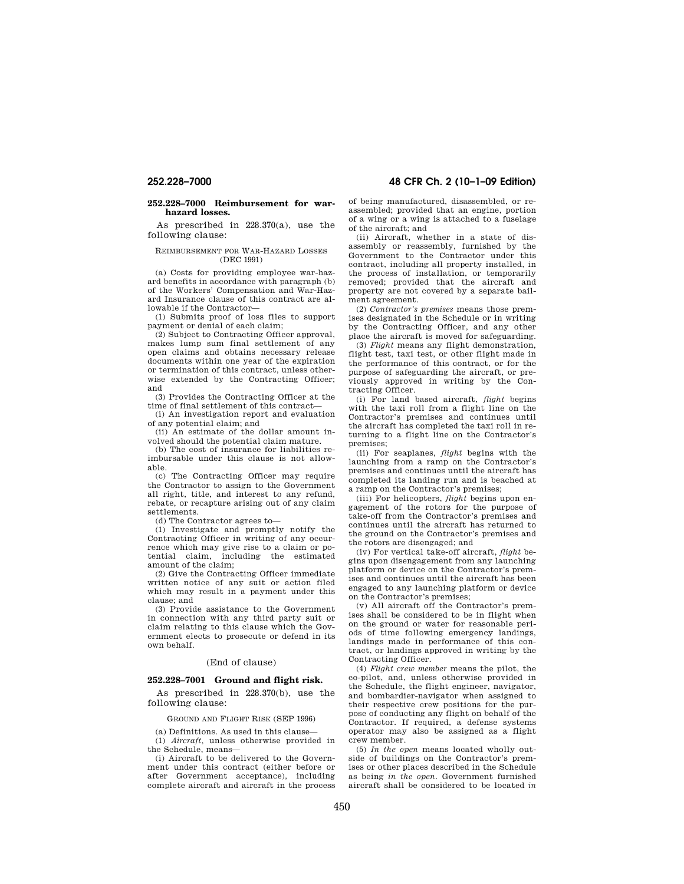### 252.228–7000 Reimbursement for war-hazard losses.

As prescribed in 228.370(a), use the following clause:

REIMBURSEMENT FOR WAR-HAZARD LOSSES (DEC 1991)

(a) Costs for providing employee war-hazard benefits in accordance with paragraph (b) of the Workers' Compensation and War-Hazard Insurance clause of this contract are allowable if the Contractor—

(1) Submits proof of loss files to support payment or denial of each claim;

(2) Subject to Contracting Officer approval, makes lump sum final settlement of any open claims and obtains necessary release documents within one year of the expiration or termination of this contract, unless otherwise extended by the Contracting Officer; and

(3) Provides the Contracting Officer at the time of final settlement of this contract—

(i) An investigation report and evaluation of any potential claim; and

(ii) An estimate of the dollar amount involved should the potential claim mature.

(b) The cost of insurance for liabilities reimbursable under this clause is not allowable.

(c) The Contracting Officer may require the Contractor to assign to the Government all right, title, and interest to any refund, rebate, or recapture arising out of any claim settlements.

(d) The Contractor agrees to—

(1) Investigate and promptly notify the Contracting Officer in writing of any occurrence which may give rise to a claim or potential claim, including the estimated amount of the claim;

(2) Give the Contracting Officer immediate written notice of any suit or action filed which may result in a payment under this clause; and

(3) Provide assistance to the Government in connection with any third party suit or claim relating to this clause which the Government elects to prosecute or defend in its own behalf.

(End of clause)

### 252.228–7001 Ground and flight risk.

As prescribed in 228.370(b), use the following clause:

GROUND AND FLIGHT RISK (SEP 1996)

(a) Definitions. As used in this clause—

(1) *Aircraft*, unless otherwise provided in the Schedule, means—

(i) Aircraft to be delivered to the Government under this contract (either before or after Government acceptance), including complete aircraft and aircraft in the process of being manufactured, disassembled, or reassembled; provided that an engine, portion of a wing or a wing is attached to a fuselage of the aircraft; and

(ii) Aircraft, whether in a state of disassembly or reassembly, furnished by the Government to the Contractor under this contract, including all property installed, in the process of installation, or temporarily removed; provided that the aircraft and property are not covered by a separate bailment agreement.

(2) *Contractor's premises* means those premises designated in the Schedule or in writing by the Contracting Officer, and any other place the aircraft is moved for safeguarding.

(3) *Flight* means any flight demonstration, flight test, taxi test, or other flight made in the performance of this contract, or for the purpose of safeguarding the aircraft, or previously approved in writing by the Contracting Officer.

(i) For land based aircraft, *flight* begins with the taxi roll from a flight line on the Contractor's premises and continues until the aircraft has completed the taxi roll in returning to a flight line on the Contractor's premises;

(ii) For seaplanes, *flight* begins with the launching from a ramp on the Contractor's premises and continues until the aircraft has completed its landing run and is beached at a ramp on the Contractor's premises;

(iii) For helicopters, *flight* begins upon engagement of the rotors for the purpose of take-off from the Contractor's premises and continues until the aircraft has returned to the ground on the Contractor's premises and the rotors are disengaged; and

(iv) For vertical take-off aircraft, *flight* begins upon disengagement from any launching platform or device on the Contractor's premises and continues until the aircraft has been engaged to any launching platform or device on the Contractor's premises;

(v) All aircraft off the Contractor's premises shall be considered to be in flight when on the ground or water for reasonable periods of time following emergency landings, landings made in performance of this contract, or landings approved in writing by the Contracting Officer.

(4) *Flight crew member* means the pilot, the co-pilot, and, unless otherwise provided in the Schedule, the flight engineer, navigator, and bombardier-navigator when assigned to their respective crew positions for the purpose of conducting any flight on behalf of the Contractor. If required, a defense systems operator may also be assigned as a flight crew member.

(5) *In the open* means located wholly outside of buildings on the Contractor's premises or other places described in the Schedule as being *in the open*. Government furnished aircraft shall be considered to be located *in*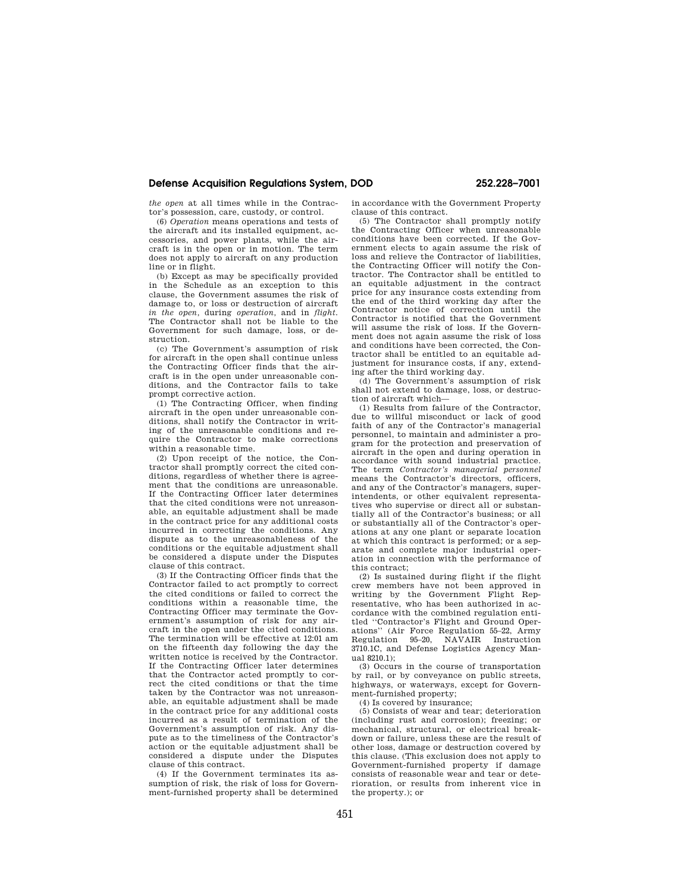*the open* at all times while in the Contractor's possession, care, custody, or control.

(6) *Operation* means operations and tests of the aircraft and its installed equipment, accessories, and power plants, while the aircraft is in the open or in motion. The term does not apply to aircraft on any production line or in flight.

(b) Except as may be specifically provided in the Schedule as an exception to this clause, the Government assumes the risk of damage to, or loss or destruction of aircraft *in the open,* during *operation,* and in *flight.* The Contractor shall not be liable to the Government for such damage, loss, or destruction.

(c) The Government's assumption of risk for aircraft in the open shall continue unless the Contracting Officer finds that the aircraft is in the open under unreasonable conditions, and the Contractor fails to take prompt corrective action.

(1) The Contracting Officer, when finding aircraft in the open under unreasonable conditions, shall notify the Contractor in writing of the unreasonable conditions and require the Contractor to make corrections within a reasonable time.

(2) Upon receipt of the notice, the Contractor shall promptly correct the cited conditions, regardless of whether there is agreement that the conditions are unreasonable. If the Contracting Officer later determines that the cited conditions were not unreasonable, an equitable adjustment shall be made in the contract price for any additional costs incurred in correcting the conditions. Any dispute as to the unreasonableness of the conditions or the equitable adjustment shall be considered a dispute under the Disputes clause of this contract.

(3) If the Contracting Officer finds that the Contractor failed to act promptly to correct the cited conditions or failed to correct the conditions within a reasonable time, the Contracting Officer may terminate the Government's assumption of risk for any aircraft in the open under the cited conditions. The termination will be effective at 12:01 am on the fifteenth day following the day the written notice is received by the Contractor. If the Contracting Officer later determines that the Contractor acted promptly to correct the cited conditions or that the time taken by the Contractor was not unreasonable, an equitable adjustment shall be made in the contract price for any additional costs incurred as a result of termination of the Government's assumption of risk. Any dispute as to the timeliness of the Contractor's action or the equitable adjustment shall be considered a dispute under the Disputes clause of this contract.

(4) If the Government terminates its assumption of risk, the risk of loss for Government-furnished property shall be determined in accordance with the Government Property clause of this contract.

(5) The Contractor shall promptly notify the Contracting Officer when unreasonable conditions have been corrected. If the Government elects to again assume the risk of loss and relieve the Contractor of liabilities, the Contracting Officer will notify the Contractor. The Contractor shall be entitled to an equitable adjustment in the contract price for any insurance costs extending from the end of the third working day after the Contractor notice of correction until the Contractor is notified that the Government will assume the risk of loss. If the Government does not again assume the risk of loss and conditions have been corrected, the Contractor shall be entitled to an equitable adjustment for insurance costs, if any, extending after the third working day.

(d) The Government's assumption of risk shall not extend to damage, loss, or destruction of aircraft which—

(1) Results from failure of the Contractor, due to willful misconduct or lack of good faith of any of the Contractor's managerial personnel, to maintain and administer a program for the protection and preservation of aircraft in the open and during operation in accordance with sound industrial practice. The term *Contractor's managerial personnel* means the Contractor's directors, officers, and any of the Contractor's managers, superintendents, or other equivalent representatives who supervise or direct all or substantially all of the Contractor's business; or all or substantially all of the Contractor's operations at any one plant or separate location at which this contract is performed; or a separate and complete major industrial operation in connection with the performance of this contract;

(2) Is sustained during flight if the flight crew members have not been approved in writing by the Government Flight Representative, who has been authorized in accordance with the combined regulation entitled ''Contractor's Flight and Ground Operations'' (Air Force Regulation 55–22, Army Regulation 95–20, NAVAIR Instruction 3710.1C, and Defense Logistics Agency Manual 8210.1);

(3) Occurs in the course of transportation by rail, or by conveyance on public streets, highways, or waterways, except for Government-furnished property;

(4) Is covered by insurance;

(5) Consists of wear and tear; deterioration (including rust and corrosion); freezing; or mechanical, structural, or electrical breakdown or failure, unless these are the result of other loss, damage or destruction covered by this clause. (This exclusion does not apply to Government-furnished property if damage consists of reasonable wear and tear or deterioration, or results from inherent vice in the property.); or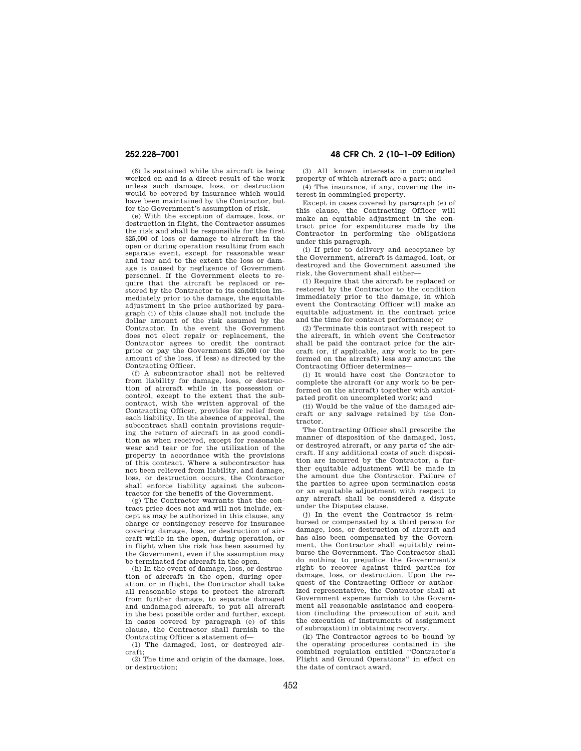(6) Is sustained while the aircraft is being worked on and is a direct result of the work unless such damage, loss, or destruction would be covered by insurance which would have been maintained by the Contractor, but for the Government's assumption of risk.

(e) With the exception of damage, loss, or destruction in flight, the Contractor assumes the risk and shall be responsible for the first $25,000 of loss or damage to aircraft in the open or during operation resulting from each separate event, except for reasonable wear and tear and to the extent the loss or damage is caused by negligence of Government personnel. If the Government elects to require that the aircraft be replaced or restored by the Contractor to its condition immediately prior to the damage, the equitable adjustment in the price authorized by paragraph (i) of this clause shall not include the dollar amount of the risk assumed by the Contractor. In the event the Government does not elect repair or replacement, the Contractor agrees to credit the contract price or pay the Government $25,000 (or the amount of the loss, if less) as directed by the Contracting Officer.

(f) A subcontractor shall not be relieved from liability for damage, loss, or destruction of aircraft while in its possession or control, except to the extent that the subcontract, with the written approval of the Contracting Officer, provides for relief from each liability. In the absence of approval, the subcontract shall contain provisions requiring the return of aircraft in as good condition as when received, except for reasonable wear and tear or for the utilization of the property in accordance with the provisions of this contract. Where a subcontractor has not been relieved from liability, and damage, loss, or destruction occurs, the Contractor shall enforce liability against the subcontractor for the benefit of the Government.

(g) The Contractor warrants that the contract price does not and will not include, except as may be authorized in this clause, any charge or contingency reserve for insurance covering damage, loss, or destruction of aircraft while in the open, during operation, or in flight when the risk has been assumed by the Government, even if the assumption may be terminated for aircraft in the open.

(h) In the event of damage, loss, or destruction of aircraft in the open, during operation, or in flight, the Contractor shall take all reasonable steps to protect the aircraft from further damage, to separate damaged and undamaged aircraft, to put all aircraft in the best possible order and further, except in cases covered by paragraph (e) of this clause, the Contractor shall furnish to the Contracting Officer a statement of—

(1) The damaged, lost, or destroyed aircraft;

(2) The time and origin of the damage, loss, or destruction;

(3) All known interests in commingled property of which aircraft are a part; and

(4) The insurance, if any, covering the interest in commingled property.

Except in cases covered by paragraph (e) of this clause, the Contracting Officer will make an equitable adjustment in the contract price for expenditures made by the Contractor in performing the obligations under this paragraph.

(i) If prior to delivery and acceptance by the Government, aircraft is damaged, lost, or destroyed and the Government assumed the risk, the Government shall either—

(1) Require that the aircraft be replaced or restored by the Contractor to the condition immediately prior to the damage, in which event the Contracting Officer will make an equitable adjustment in the contract price and the time for contract performance; or

(2) Terminate this contract with respect to the aircraft, in which event the Contractor shall be paid the contract price for the aircraft (or, if applicable, any work to be performed on the aircraft) less any amount the Contracting Officer determines—

(i) It would have cost the Contractor to complete the aircraft (or any work to be performed on the aircraft) together with anticipated profit on uncompleted work; and

(ii) Would be the value of the damaged aircraft or any salvage retained by the Contractor.

The Contracting Officer shall prescribe the manner of disposition of the damaged, lost, or destroyed aircraft, or any parts of the aircraft. If any additional costs of such disposition are incurred by the Contractor, a further equitable adjustment will be made in the amount due the Contractor. Failure of the parties to agree upon termination costs or an equitable adjustment with respect to any aircraft shall be considered a dispute under the Disputes clause.

(j) In the event the Contractor is reimbursed or compensated by a third person for damage, loss, or destruction of aircraft and has also been compensated by the Government, the Contractor shall equitably reimburse the Government. The Contractor shall do nothing to prejudice the Government's right to recover against third parties for damage, loss, or destruction. Upon the request of the Contracting Officer or authorized representative, the Contractor shall at Government expense furnish to the Government all reasonable assistance and cooperation (including the prosecution of suit and the execution of instruments of assignment of subrogation) in obtaining recovery.

(k) The Contractor agrees to be bound by the operating procedures contained in the combined regulation entitled "Contractor's Flight and Ground Operations" in effect on the date of contract award.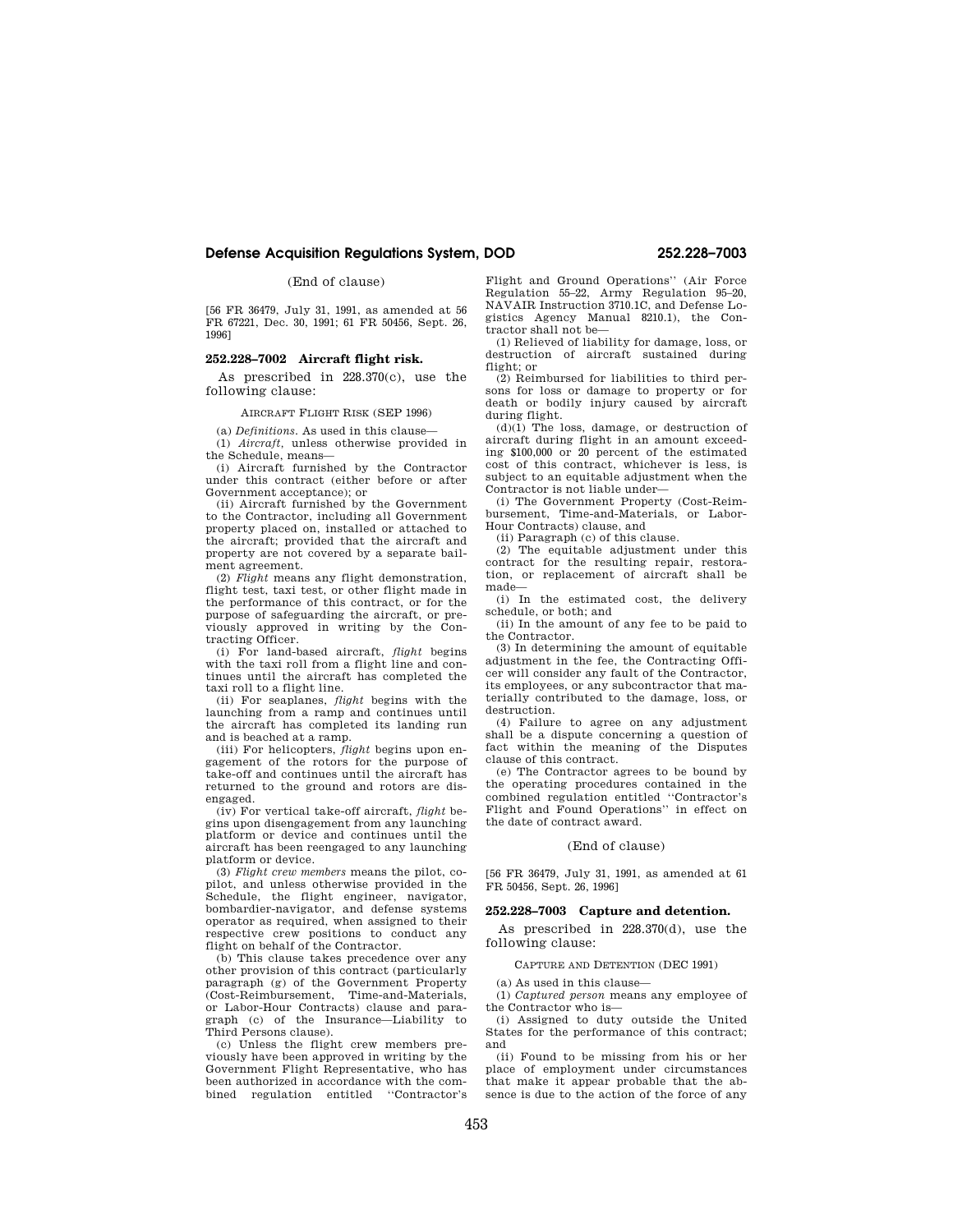(End of clause)

[56 FR 36479, July 31, 1991, as amended at 56 FR 67221, Dec. 30, 1991; 61 FR 50456, Sept. 26, 1996]

## 252.228–7002 Aircraft flight risk.

As prescribed in 228.370(c), use the following clause:

AIRCRAFT FLIGHT RISK (SEP 1996)

(a) *Definitions.* As used in this clause—

(1) *Aircraft,* unless otherwise provided in the Schedule, means—

(i) Aircraft furnished by the Contractor under this contract (either before or after Government acceptance); or

(ii) Aircraft furnished by the Government to the Contractor, including all Government property placed on, installed or attached to the aircraft; provided that the aircraft and property are not covered by a separate bailment agreement.

(2) *Flight* means any flight demonstration, flight test, taxi test, or other flight made in the performance of this contract, or for the purpose of safeguarding the aircraft, or previously approved in writing by the Contracting Officer.

(i) For land-based aircraft, *flight* begins with the taxi roll from a flight line and continues until the aircraft has completed the taxi roll to a flight line.

(ii) For seaplanes, *flight* begins with the launching from a ramp and continues until the aircraft has completed its landing run and is beached at a ramp.

(iii) For helicopters, *flight* begins upon engagement of the rotors for the purpose of take-off and continues until the aircraft has returned to the ground and rotors are disengaged.

(iv) For vertical take-off aircraft, *flight* begins upon disengagement from any launching platform or device and continues until the aircraft has been reengaged to any launching platform or device.

(3) *Flight crew members* means the pilot, copilot, and unless otherwise provided in the Schedule, the flight engineer, navigator, bombardier-navigator, and defense systems operator as required, when assigned to their respective crew positions to conduct any flight on behalf of the Contractor.

(b) This clause takes precedence over any other provision of this contract (particularly paragraph (g) of the Government Property (Cost-Reimbursement, Time-and-Materials, or Labor-Hour Contracts) clause and paragraph (c) of the Insurance—Liability to Third Persons clause).

(c) Unless the flight crew members previously have been approved in writing by the Government Flight Representative, who has been authorized in accordance with the combined regulation entitled ''Contractor's Flight and Ground Operations'' (Air Force Regulation 55–22, Army Regulation 95–20, NAVAIR Instruction 3710.1C, and Defense Logistics Agency Manual 8210.1), the Contractor shall not be—

(1) Relieved of liability for damage, loss, or destruction of aircraft sustained during flight; or

(2) Reimbursed for liabilities to third persons for loss or damage to property or for death or bodily injury caused by aircraft during flight.

(d)(1) The loss, damage, or destruction of aircraft during flight in an amount exceeding $100,000 or 20 percent of the estimated cost of this contract, whichever is less, is subject to an equitable adjustment when the Contractor is not liable under—

(i) The Government Property (Cost-Reimbursement, Time-and-Materials, or Labor-Hour Contracts) clause, and

(ii) Paragraph (c) of this clause.

(2) The equitable adjustment under this contract for the resulting repair, restoration, or replacement of aircraft shall be made—

(i) In the estimated cost, the delivery schedule, or both; and

(ii) In the amount of any fee to be paid to the Contractor.

(3) In determining the amount of equitable adjustment in the fee, the Contracting Officer will consider any fault of the Contractor, its employees, or any subcontractor that materially contributed to the damage, loss, or destruction.

(4) Failure to agree on any adjustment shall be a dispute concerning a question of fact within the meaning of the Disputes clause of this contract.

(e) The Contractor agrees to be bound by the operating procedures contained in the combined regulation entitled ''Contractor's Flight and Found Operations'' in effect on the date of contract award.

(End of clause)

[56 FR 36479, July 31, 1991, as amended at 61 FR 50456, Sept. 26, 1996]

## 252.228–7003 Capture and detention.

As prescribed in 228.370(d), use the following clause:

CAPTURE AND DETENTION (DEC 1991)

(a) As used in this clause—

(1) *Captured person* means any employee of the Contractor who is—

(i) Assigned to duty outside the United States for the performance of this contract; and

(ii) Found to be missing from his or her place of employment under circumstances that make it appear probable that the absence is due to the action of the force of any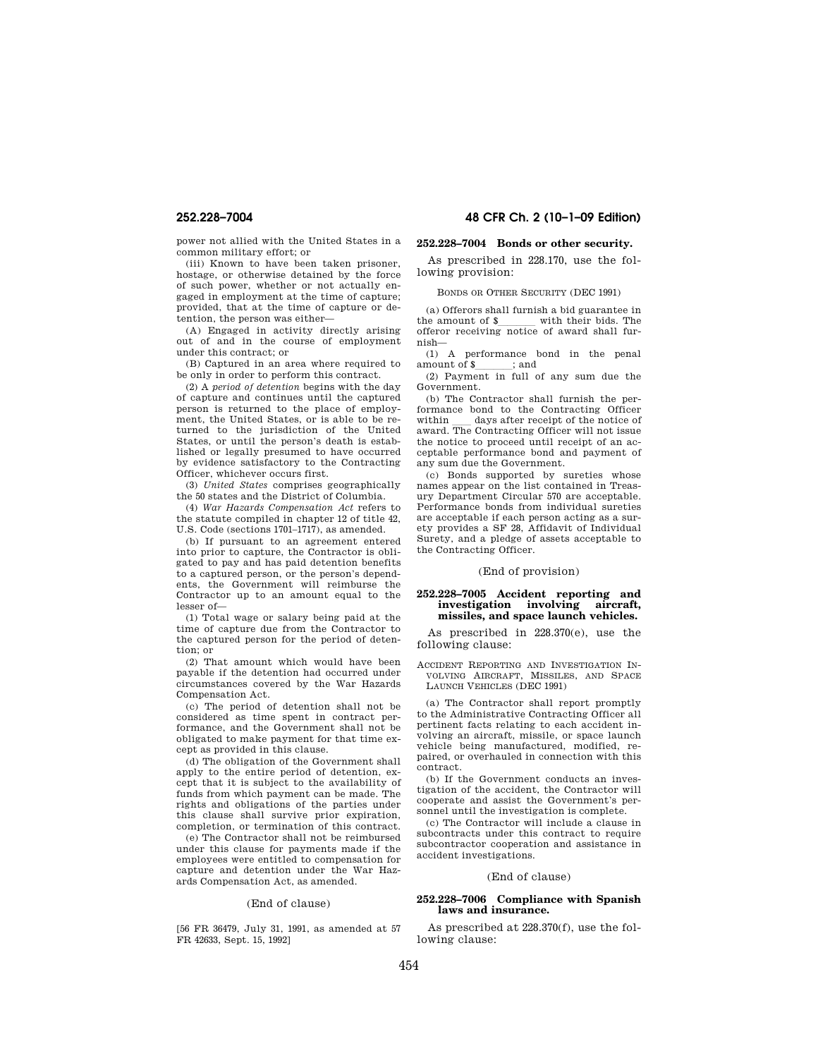power not allied with the United States in a common military effort; or

(iii) Known to have been taken prisoner, hostage, or otherwise detained by the force of such power, whether or not actually engaged in employment at the time of capture; provided, that at the time of capture or detention, the person was either—

(A) Engaged in activity directly arising out of and in the course of employment under this contract; or

(B) Captured in an area where required to be only in order to perform this contract.

(2) A *period of detention* begins with the day of capture and continues until the captured person is returned to the place of employment, the United States, or is able to be returned to the jurisdiction of the United States, or until the person's death is established or legally presumed to have occurred by evidence satisfactory to the Contracting Officer, whichever occurs first.

(3) *United States* comprises geographically the 50 states and the District of Columbia.

(4) *War Hazards Compensation Act* refers to the statute compiled in chapter 12 of title 42, U.S. Code (sections 1701–1717), as amended.

(b) If pursuant to an agreement entered into prior to capture, the Contractor is obligated to pay and has paid detention benefits to a captured person, or the person's dependents, the Government will reimburse the Contractor up to an amount equal to the lesser of—

(1) Total wage or salary being paid at the time of capture due from the Contractor to the captured person for the period of detention; or

(2) That amount which would have been payable if the detention had occurred under circumstances covered by the War Hazards Compensation Act.

(c) The period of detention shall not be considered as time spent in contract performance, and the Government shall not be obligated to make payment for that time except as provided in this clause.

(d) The obligation of the Government shall apply to the entire period of detention, except that it is subject to the availability of funds from which payment can be made. The rights and obligations of the parties under this clause shall survive prior expiration, completion, or termination of this contract.

(e) The Contractor shall not be reimbursed under this clause for payments made if the employees were entitled to compensation for capture and detention under the War Hazards Compensation Act, as amended.

(End of clause)

[56 FR 36479, July 31, 1991, as amended at 57 FR 42633, Sept. 15, 1992]

### 252.228–7004 Bonds or other security.

As prescribed in 228.170, use the following provision:

BONDS OR OTHER SECURITY (DEC 1991)

(a) Offerors shall furnish a bid guarantee in the amount of $_______ with their bids. The offeror receiving notice of award shall furnish—

(1) A performance bond in the penal amount of $_______; and

(2) Payment in full of any sum due the Government.

(b) The Contractor shall furnish the performance bond to the Contracting Officer within ___ days after receipt of the notice of award. The Contracting Officer will not issue the notice to proceed until receipt of an acceptable performance bond and payment of any sum due the Government.

(c) Bonds supported by sureties whose names appear on the list contained in Treasury Department Circular 570 are acceptable. Performance bonds from individual sureties are acceptable if each person acting as a surety provides a SF 28, Affidavit of Individual Surety, and a pledge of assets acceptable to the Contracting Officer.

(End of provision)

### 252.228–7005 Accident reporting and investigation involving aircraft, missiles, and space launch vehicles.

As prescribed in 228.370(e), use the following clause:

ACCIDENT REPORTING AND INVESTIGATION INVOLVING AIRCRAFT, MISSILES, AND SPACE LAUNCH VEHICLES (DEC 1991)

(a) The Contractor shall report promptly to the Administrative Contracting Officer all pertinent facts relating to each accident involving an aircraft, missile, or space launch vehicle being manufactured, modified, repaired, or overhauled in connection with this contract.

(b) If the Government conducts an investigation of the accident, the Contractor will cooperate and assist the Government's personnel until the investigation is complete.

(c) The Contractor will include a clause in subcontracts under this contract to require subcontractor cooperation and assistance in accident investigations.

(End of clause)

### 252.228–7006 Compliance with Spanish laws and insurance.

As prescribed at 228.370(f), use the following clause: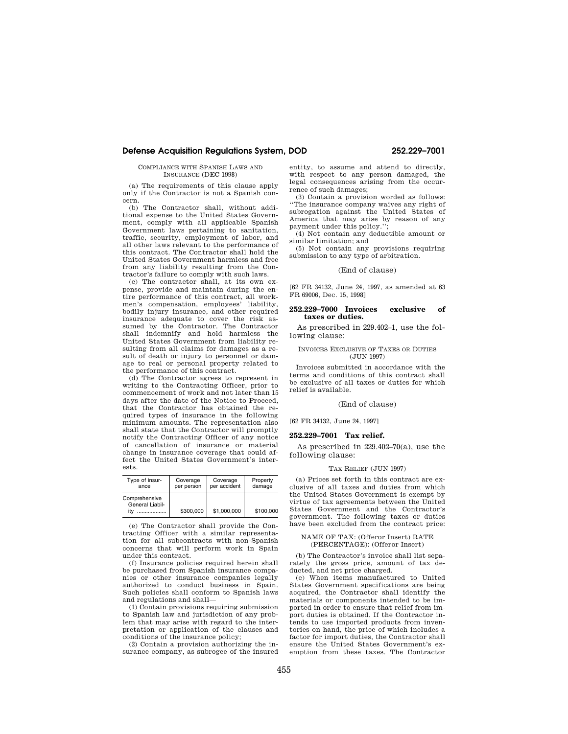COMPLIANCE WITH SPANISH LAWS AND INSURANCE (DEC 1998)

(a) The requirements of this clause apply only if the Contractor is not a Spanish concern.

(b) The Contractor shall, without additional expense to the United States Government, comply with all applicable Spanish Government laws pertaining to sanitation, traffic, security, employment of labor, and all other laws relevant to the performance of this contract. The Contractor shall hold the United States Government harmless and free from any liability resulting from the Contractor's failure to comply with such laws.

(c) The contractor shall, at its own expense, provide and maintain during the entire performance of this contract, all workmen's compensation, employees' liability, bodily injury insurance, and other required insurance adequate to cover the risk assumed by the Contractor. The Contractor shall indemnify and hold harmless the United States Government from liability resulting from all claims for damages as a result of death or injury to personnel or damage to real or personal property related to the performance of this contract.

(d) The Contractor agrees to represent in writing to the Contracting Officer, prior to commencement of work and not later than 15 days after the date of the Notice to Proceed, that the Contractor has obtained the required types of insurance in the following minimum amounts. The representation also shall state that the Contractor will promptly notify the Contracting Officer of any notice of cancellation of insurance or material change in insurance coverage that could affect the United States Government's interests.

| Type of insurance | Coverage per person | Coverage per accident | Property damage |
|---|---|---|---|
| Comprehensive General Liability .................. | $300,000 | $1,000,000 | $100,000 |

(e) The Contractor shall provide the Contracting Officer with a similar representation for all subcontracts with non-Spanish concerns that will perform work in Spain under this contract.

(f) Insurance policies required herein shall be purchased from Spanish insurance companies or other insurance companies legally authorized to conduct business in Spain. Such policies shall conform to Spanish laws and regulations and shall—

(1) Contain provisions requiring submission to Spanish law and jurisdiction of any problem that may arise with regard to the interpretation or application of the clauses and conditions of the insurance policy;

(2) Contain a provision authorizing the insurance company, as subrogee of the insured entity, to assume and attend to directly, with respect to any person damaged, the legal consequences arising from the occurrence of such damages;

(3) Contain a provision worded as follows: ''The insurance company waives any right of subrogation against the United States of America that may arise by reason of any payment under this policy.'';

(4) Not contain any deductible amount or similar limitation; and

(5) Not contain any provisions requiring submission to any type of arbitration.

(End of clause)

[62 FR 34132, June 24, 1997, as amended at 63 FR 69006, Dec. 15, 1998]

## 252.229–7000 Invoices exclusive of taxes or duties.

As prescribed in 229.402–1, use the following clause:

INVOICES EXCLUSIVE OF TAXES OR DUTIES (JUN 1997)

Invoices submitted in accordance with the terms and conditions of this contract shall be exclusive of all taxes or duties for which relief is available.

(End of clause)

[62 FR 34132, June 24, 1997]

## 252.229–7001 Tax relief.

As prescribed in 229.402–70(a), use the following clause:

TAX RELIEF (JUN 1997)

(a) Prices set forth in this contract are exclusive of all taxes and duties from which the United States Government is exempt by virtue of tax agreements between the United States Government and the Contractor's government. The following taxes or duties have been excluded from the contract price:

NAME OF TAX: (Offeror Insert) RATE (PERCENTAGE): (Offeror Insert)

(b) The Contractor's invoice shall list separately the gross price, amount of tax deducted, and net price charged.

(c) When items manufactured to United States Government specifications are being acquired, the Contractor shall identify the materials or components intended to be imported in order to ensure that relief from import duties is obtained. If the Contractor intends to use imported products from inventories on hand, the price of which includes a factor for import duties, the Contractor shall ensure the United States Government's exemption from these taxes. The Contractor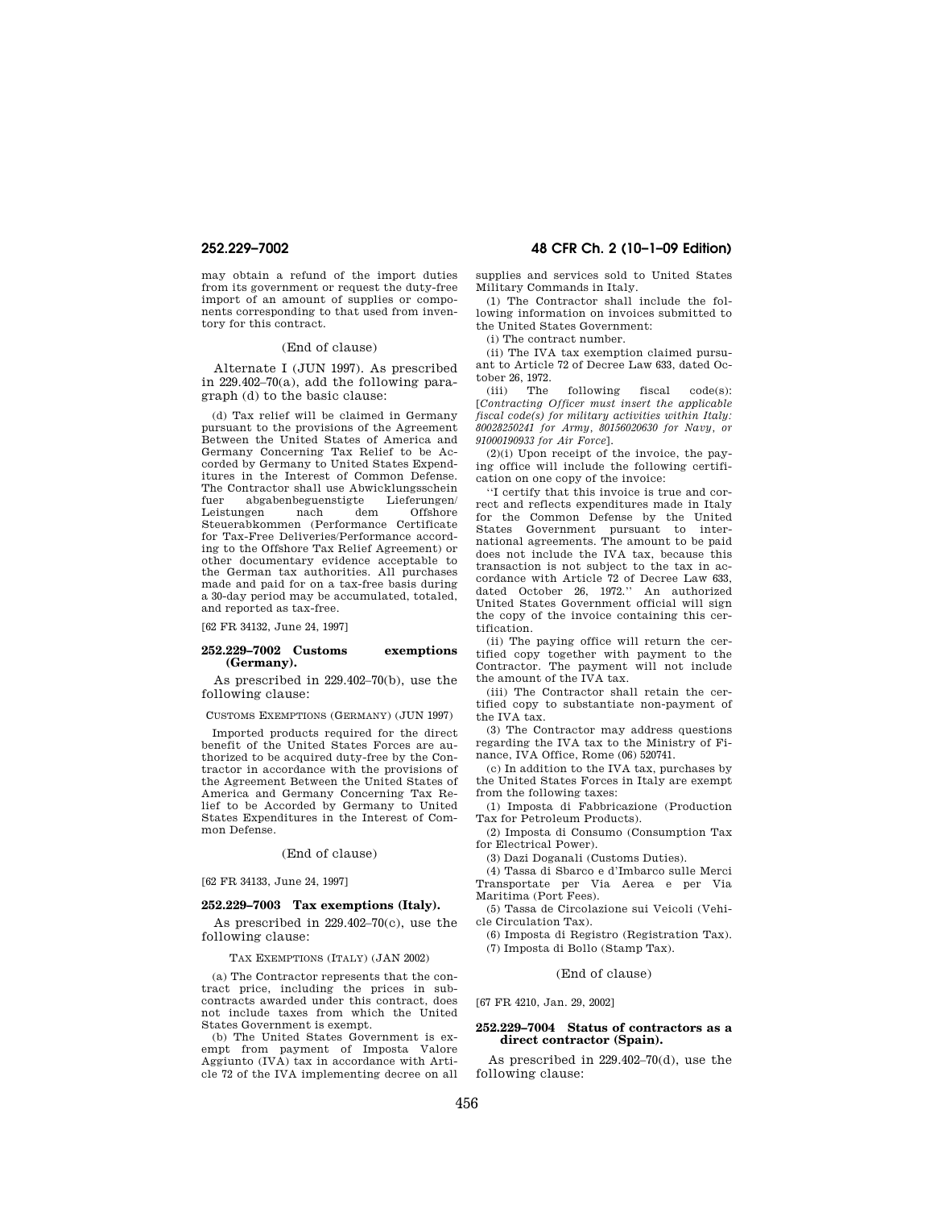may obtain a refund of the import duties from its government or request the duty-free import of an amount of supplies or components corresponding to that used from inventory for this contract.

(End of clause)

Alternate I (JUN 1997). As prescribed in 229.402–70(a), add the following paragraph (d) to the basic clause:

(d) Tax relief will be claimed in Germany pursuant to the provisions of the Agreement Between the United States of America and Germany Concerning Tax Relief to be Accorded by Germany to United States Expenditures in the Interest of Common Defense. The Contractor shall use Abwicklungsschein fuer abgabenbeguenstigte Lieferungen/Leistungen nach dem Offshore Steuerabkommen (Performance Certificate for Tax-Free Deliveries/Performance according to the Offshore Tax Relief Agreement) or other documentary evidence acceptable to the German tax authorities. All purchases made and paid for on a tax-free basis during a 30-day period may be accumulated, totaled, and reported as tax-free.

[62 FR 34132, June 24, 1997]

### 252.229–7002 Customs exemptions (Germany).

As prescribed in 229.402–70(b), use the following clause:

CUSTOMS EXEMPTIONS (GERMANY) (JUN 1997)

Imported products required for the direct benefit of the United States Forces are authorized to be acquired duty-free by the Contractor in accordance with the provisions of the Agreement Between the United States of America and Germany Concerning Tax Relief to be Accorded by Germany to United States Expenditures in the Interest of Common Defense.

(End of clause)

[62 FR 34133, June 24, 1997]

### 252.229–7003 Tax exemptions (Italy).

As prescribed in 229.402–70(c), use the following clause:

TAX EXEMPTIONS (ITALY) (JAN 2002)

(a) The Contractor represents that the contract price, including the prices in subcontracts awarded under this contract, does not include taxes from which the United States Government is exempt.

(b) The United States Government is exempt from payment of Imposta Valore Aggiunto (IVA) tax in accordance with Article 72 of the IVA implementing decree on all supplies and services sold to United States Military Commands in Italy.

(1) The Contractor shall include the following information on invoices submitted to the United States Government:

(i) The contract number.

(ii) The IVA tax exemption claimed pursuant to Article 72 of Decree Law 633, dated October 26, 1972.

(iii) The following fiscal code(s): [*Contracting Officer must insert the applicable fiscal code(s) for military activities within Italy: 80028250241 for Army, 80156020630 for Navy, or 91000190933 for Air Force*].

(2)(i) Upon receipt of the invoice, the paying office will include the following certification on one copy of the invoice:

''I certify that this invoice is true and correct and reflects expenditures made in Italy for the Common Defense by the United States Government pursuant to international agreements. The amount to be paid does not include the IVA tax, because this transaction is not subject to the tax in accordance with Article 72 of Decree Law 633, dated October 26, 1972.'' An authorized United States Government official will sign the copy of the invoice containing this certification.

(ii) The paying office will return the certified copy together with payment to the Contractor. The payment will not include the amount of the IVA tax.

(iii) The Contractor shall retain the certified copy to substantiate non-payment of the IVA tax.

(3) The Contractor may address questions regarding the IVA tax to the Ministry of Finance, IVA Office, Rome (06) 520741.

(c) In addition to the IVA tax, purchases by the United States Forces in Italy are exempt from the following taxes:

(1) Imposta di Fabbricazione (Production Tax for Petroleum Products).

(2) Imposta di Consumo (Consumption Tax for Electrical Power).

(3) Dazi Doganali (Customs Duties).

(4) Tassa di Sbarco e d'Imbarco sulle Merci Transportate per Via Aerea e per Via Maritima (Port Fees).

(5) Tassa de Circolazione sui Veicoli (Vehicle Circulation Tax).

(6) Imposta di Registro (Registration Tax).

(7) Imposta di Bollo (Stamp Tax).

(End of clause)

[67 FR 4210, Jan. 29, 2002]

### 252.229–7004 Status of contractors as a direct contractor (Spain).

As prescribed in 229.402–70(d), use the following clause: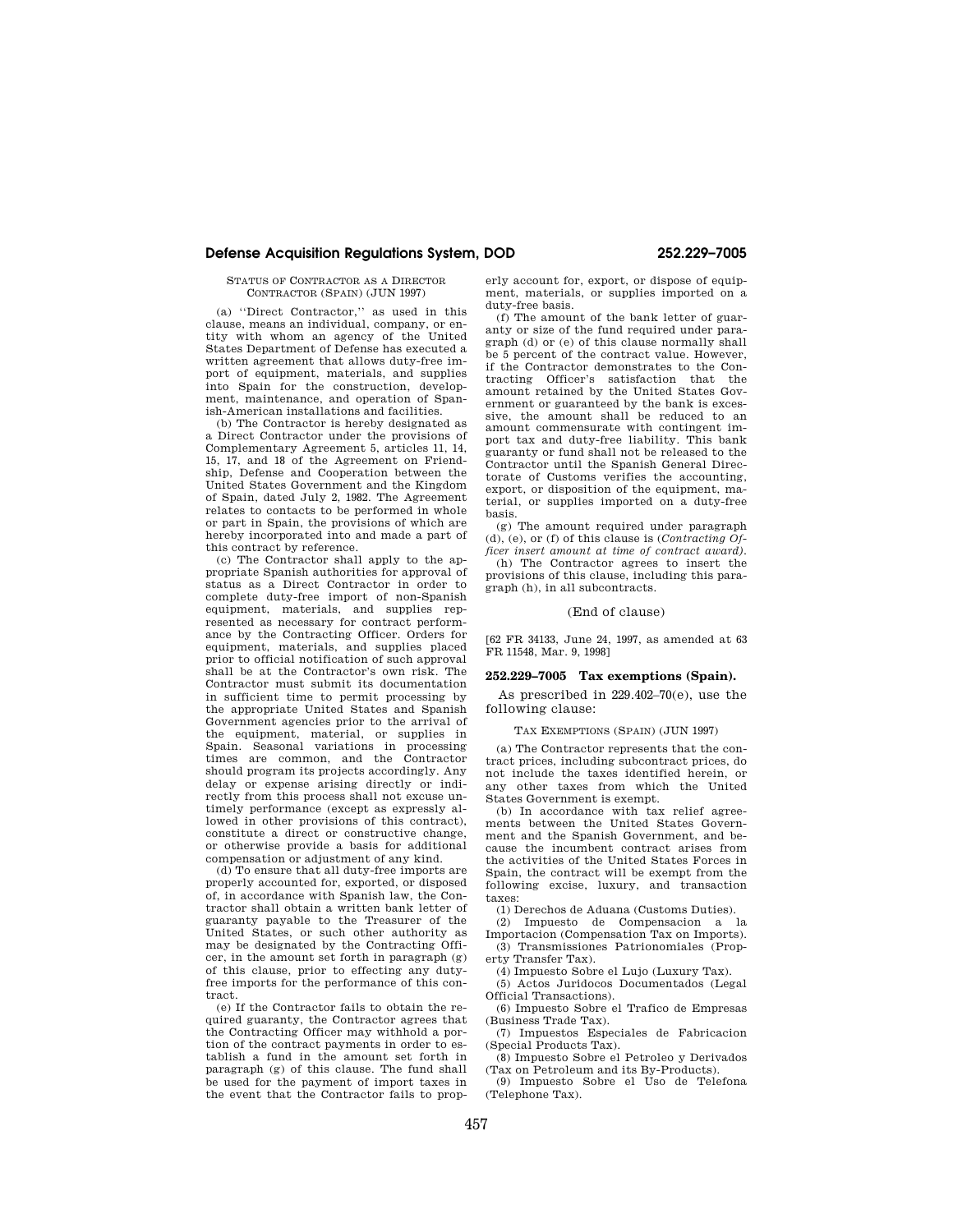STATUS OF CONTRACTOR AS A DIRECTOR CONTRACTOR (SPAIN) (JUN 1997)

(a) ''Direct Contractor,'' as used in this clause, means an individual, company, or entity with whom an agency of the United States Department of Defense has executed a written agreement that allows duty-free import of equipment, materials, and supplies into Spain for the construction, development, maintenance, and operation of Spanish-American installations and facilities.

(b) The Contractor is hereby designated as a Direct Contractor under the provisions of Complementary Agreement 5, articles 11, 14, 15, 17, and 18 of the Agreement on Friendship, Defense and Cooperation between the United States Government and the Kingdom of Spain, dated July 2, 1982. The Agreement relates to contacts to be performed in whole or part in Spain, the provisions of which are hereby incorporated into and made a part of this contract by reference.

(c) The Contractor shall apply to the appropriate Spanish authorities for approval of status as a Direct Contractor in order to complete duty-free import of non-Spanish equipment, materials, and supplies represented as necessary for contract performance by the Contracting Officer. Orders for equipment, materials, and supplies placed prior to official notification of such approval shall be at the Contractor's own risk. The Contractor must submit its documentation in sufficient time to permit processing by the appropriate United States and Spanish Government agencies prior to the arrival of the equipment, material, or supplies in Spain. Seasonal variations in processing times are common, and the Contractor should program its projects accordingly. Any delay or expense arising directly or indirectly from this process shall not excuse untimely performance (except as expressly allowed in other provisions of this contract), constitute a direct or constructive change, or otherwise provide a basis for additional compensation or adjustment of any kind.

(d) To ensure that all duty-free imports are properly accounted for, exported, or disposed of, in accordance with Spanish law, the Contractor shall obtain a written bank letter of guaranty payable to the Treasurer of the United States, or such other authority as may be designated by the Contracting Officer, in the amount set forth in paragraph (g) of this clause, prior to effecting any duty-free imports for the performance of this contract.

(e) If the Contractor fails to obtain the required guaranty, the Contractor agrees that the Contracting Officer may withhold a portion of the contract payments in order to establish a fund in the amount set forth in paragraph (g) of this clause. The fund shall be used for the payment of import taxes in the event that the Contractor fails to properly account for, export, or dispose of equipment, materials, or supplies imported on a duty-free basis.

(f) The amount of the bank letter of guaranty or size of the fund required under paragraph (d) or (e) of this clause normally shall be 5 percent of the contract value. However, if the Contractor demonstrates to the Contracting Officer's satisfaction that the amount retained by the United States Government or guaranteed by the bank is excessive, the amount shall be reduced to an amount commensurate with contingent import tax and duty-free liability. This bank guaranty or fund shall not be released to the Contractor until the Spanish General Directorate of Customs verifies the accounting, export, or disposition of the equipment, material, or supplies imported on a duty-free basis.

(g) The amount required under paragraph (d), (e), or (f) of this clause is (*Contracting Officer insert amount at time of contract award*).

(h) The Contractor agrees to insert the provisions of this clause, including this paragraph (h), in all subcontracts.

(End of clause)

[62 FR 34133, June 24, 1997, as amended at 63 FR 11548, Mar. 9, 1998]

## 252.229–7005 Tax exemptions (Spain).

As prescribed in 229.402–70(e), use the following clause:

TAX EXEMPTIONS (SPAIN) (JUN 1997)

(a) The Contractor represents that the contract prices, including subcontract prices, do not include the taxes identified herein, or any other taxes from which the United States Government is exempt.

(b) In accordance with tax relief agreements between the United States Government and the Spanish Government, and because the incumbent contract arises from the activities of the United States Forces in Spain, the contract will be exempt from the following excise, luxury, and transaction taxes:

(1) Derechos de Aduana (Customs Duties).

(2) Impuesto de Compensacion a la Importacion (Compensation Tax on Imports).

(3) Transmissiones Patrionomiales (Property Transfer Tax).

(4) Impuesto Sobre el Lujo (Luxury Tax).

(5) Actos Juridocos Documentados (Legal Official Transactions).

(6) Impuesto Sobre el Trafico de Empresas (Business Trade Tax).

(7) Impuestos Especiales de Fabricacion (Special Products Tax).

(8) Impuesto Sobre el Petroleo y Derivados (Tax on Petroleum and its By-Products).

(9) Impuesto Sobre el Uso de Telefona (Telephone Tax).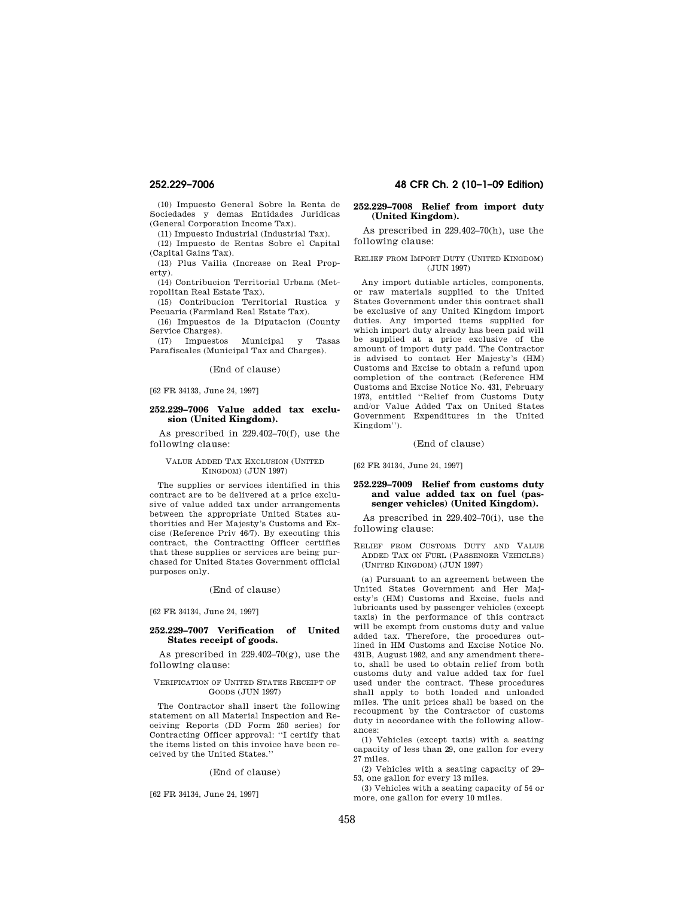(10) Impuesto General Sobre la Renta de Sociedades y demas Entidades Juridicas (General Corporation Income Tax).

(11) Impuesto Industrial (Industrial Tax).

(12) Impuesto de Rentas Sobre el Capital (Capital Gains Tax).

(13) Plus Vailia (Increase on Real Property).

(14) Contribucion Territorial Urbana (Metropolitan Real Estate Tax).

(15) Contribucion Territorial Rustica y Pecuaria (Farmland Real Estate Tax).

(16) Impuestos de la Diputacion (County Service Charges).

(17) Impuestos Municipal y Tasas Parafiscales (Municipal Tax and Charges).

(End of clause)

[62 FR 34133, June 24, 1997]

### 252.229–7006 Value added tax exclusion (United Kingdom).

As prescribed in 229.402–70(f), use the following clause:

VALUE ADDED TAX EXCLUSION (UNITED KINGDOM) (JUN 1997)

The supplies or services identified in this contract are to be delivered at a price exclusive of value added tax under arrangements between the appropriate United States authorities and Her Majesty's Customs and Excise (Reference Priv 46/7). By executing this contract, the Contracting Officer certifies that these supplies or services are being purchased for United States Government official purposes only.

(End of clause)

[62 FR 34134, June 24, 1997]

### 252.229–7007 Verification of United States receipt of goods.

As prescribed in 229.402–70(g), use the following clause:

VERIFICATION OF UNITED STATES RECEIPT OF GOODS (JUN 1997)

The Contractor shall insert the following statement on all Material Inspection and Receiving Reports (DD Form 250 series) for Contracting Officer approval: "I certify that the items listed on this invoice have been received by the United States."

(End of clause)

[62 FR 34134, June 24, 1997]

### 252.229–7008 Relief from import duty (United Kingdom).

As prescribed in 229.402–70(h), use the following clause:

RELIEF FROM IMPORT DUTY (UNITED KINGDOM) (JUN 1997)

Any import dutiable articles, components, or raw materials supplied to the United States Government under this contract shall be exclusive of any United Kingdom import duties. Any imported items supplied for which import duty already has been paid will be supplied at a price exclusive of the amount of import duty paid. The Contractor is advised to contact Her Majesty's (HM) Customs and Excise to obtain a refund upon completion of the contract (Reference HM Customs and Excise Notice No. 431, February 1973, entitled "Relief from Customs Duty and/or Value Added Tax on United States Government Expenditures in the United Kingdom").

(End of clause)

[62 FR 34134, June 24, 1997]

### 252.229–7009 Relief from customs duty and value added tax on fuel (passenger vehicles) (United Kingdom).

As prescribed in 229.402–70(i), use the following clause:

RELIEF FROM CUSTOMS DUTY AND VALUE ADDED TAX ON FUEL (PASSENGER VEHICLES) (UNITED KINGDOM) (JUN 1997)

(a) Pursuant to an agreement between the United States Government and Her Majesty's (HM) Customs and Excise, fuels and lubricants used by passenger vehicles (except taxis) in the performance of this contract will be exempt from customs duty and value added tax. Therefore, the procedures outlined in HM Customs and Excise Notice No. 431B, August 1982, and any amendment thereto, shall be used to obtain relief from both customs duty and value added tax for fuel used under the contract. These procedures shall apply to both loaded and unloaded miles. The unit prices shall be based on the recoupment by the Contractor of customs duty in accordance with the following allowances:

(1) Vehicles (except taxis) with a seating capacity of less than 29, one gallon for every 27 miles.

(2) Vehicles with a seating capacity of 29–53, one gallon for every 13 miles.

(3) Vehicles with a seating capacity of 54 or more, one gallon for every 10 miles.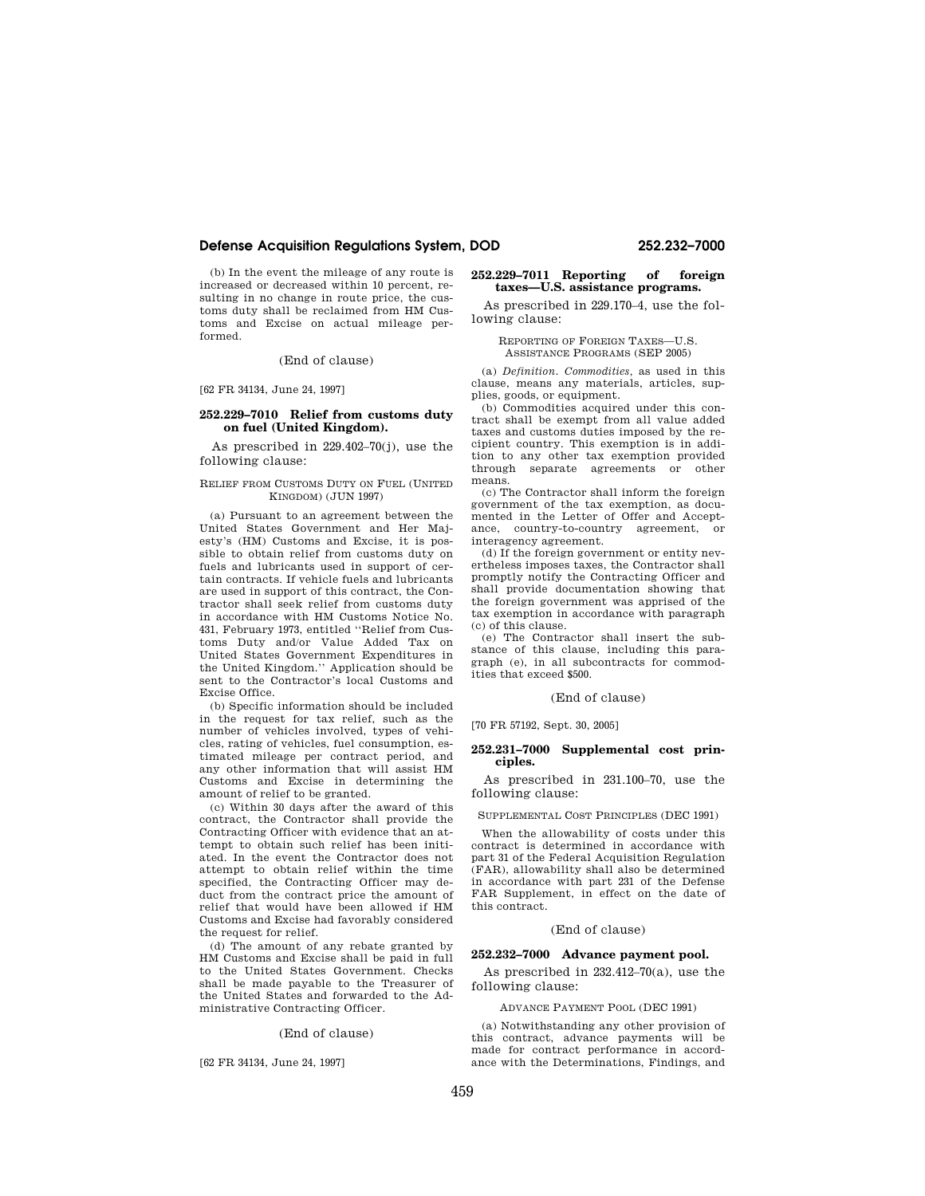(b) In the event the mileage of any route is increased or decreased within 10 percent, resulting in no change in route price, the customs duty shall be reclaimed from HM Customs and Excise on actual mileage performed.

(End of clause)

[62 FR 34134, June 24, 1997]

### 252.229–7010 Relief from customs duty on fuel (United Kingdom).

As prescribed in 229.402–70(j), use the following clause:

RELIEF FROM CUSTOMS DUTY ON FUEL (UNITED KINGDOM) (JUN 1997)

(a) Pursuant to an agreement between the United States Government and Her Majesty's (HM) Customs and Excise, it is possible to obtain relief from customs duty on fuels and lubricants used in support of certain contracts. If vehicle fuels and lubricants are used in support of this contract, the Contractor shall seek relief from customs duty in accordance with HM Customs Notice No. 431, February 1973, entitled ''Relief from Customs Duty and/or Value Added Tax on United States Government Expenditures in the United Kingdom.'' Application should be sent to the Contractor's local Customs and Excise Office.

(b) Specific information should be included in the request for tax relief, such as the number of vehicles involved, types of vehicles, rating of vehicles, fuel consumption, estimated mileage per contract period, and any other information that will assist HM Customs and Excise in determining the amount of relief to be granted.

(c) Within 30 days after the award of this contract, the Contractor shall provide the Contracting Officer with evidence that an attempt to obtain such relief has been initiated. In the event the Contractor does not attempt to obtain relief within the time specified, the Contracting Officer may deduct from the contract price the amount of relief that would have been allowed if HM Customs and Excise had favorably considered the request for relief.

(d) The amount of any rebate granted by HM Customs and Excise shall be paid in full to the United States Government. Checks shall be made payable to the Treasurer of the United States and forwarded to the Administrative Contracting Officer.

(End of clause)

[62 FR 34134, June 24, 1997]

### 252.229–7011 Reporting of foreign taxes—U.S. assistance programs.

As prescribed in 229.170–4, use the following clause:

REPORTING OF FOREIGN TAXES—U.S. ASSISTANCE PROGRAMS (SEP 2005)

(a) *Definition. Commodities*, as used in this clause, means any materials, articles, supplies, goods, or equipment.

(b) Commodities acquired under this contract shall be exempt from all value added taxes and customs duties imposed by the recipient country. This exemption is in addition to any other tax exemption provided through separate agreements or other means.

(c) The Contractor shall inform the foreign government of the tax exemption, as documented in the Letter of Offer and Acceptance, country-to-country agreement, or interagency agreement.

(d) If the foreign government or entity nevertheless imposes taxes, the Contractor shall promptly notify the Contracting Officer and shall provide documentation showing that the foreign government was apprised of the tax exemption in accordance with paragraph (c) of this clause.

(e) The Contractor shall insert the substance of this clause, including this paragraph (e), in all subcontracts for commodities that exceed $500.

(End of clause)

[70 FR 57192, Sept. 30, 2005]

### 252.231–7000 Supplemental cost principles.

As prescribed in 231.100–70, use the following clause:

SUPPLEMENTAL COST PRINCIPLES (DEC 1991)

When the allowability of costs under this contract is determined in accordance with part 31 of the Federal Acquisition Regulation (FAR), allowability shall also be determined in accordance with part 231 of the Defense FAR Supplement, in effect on the date of this contract.

(End of clause)

### 252.232–7000 Advance payment pool.

As prescribed in 232.412–70(a), use the following clause:

ADVANCE PAYMENT POOL (DEC 1991)

(a) Notwithstanding any other provision of this contract, advance payments will be made for contract performance in accordance with the Determinations, Findings, and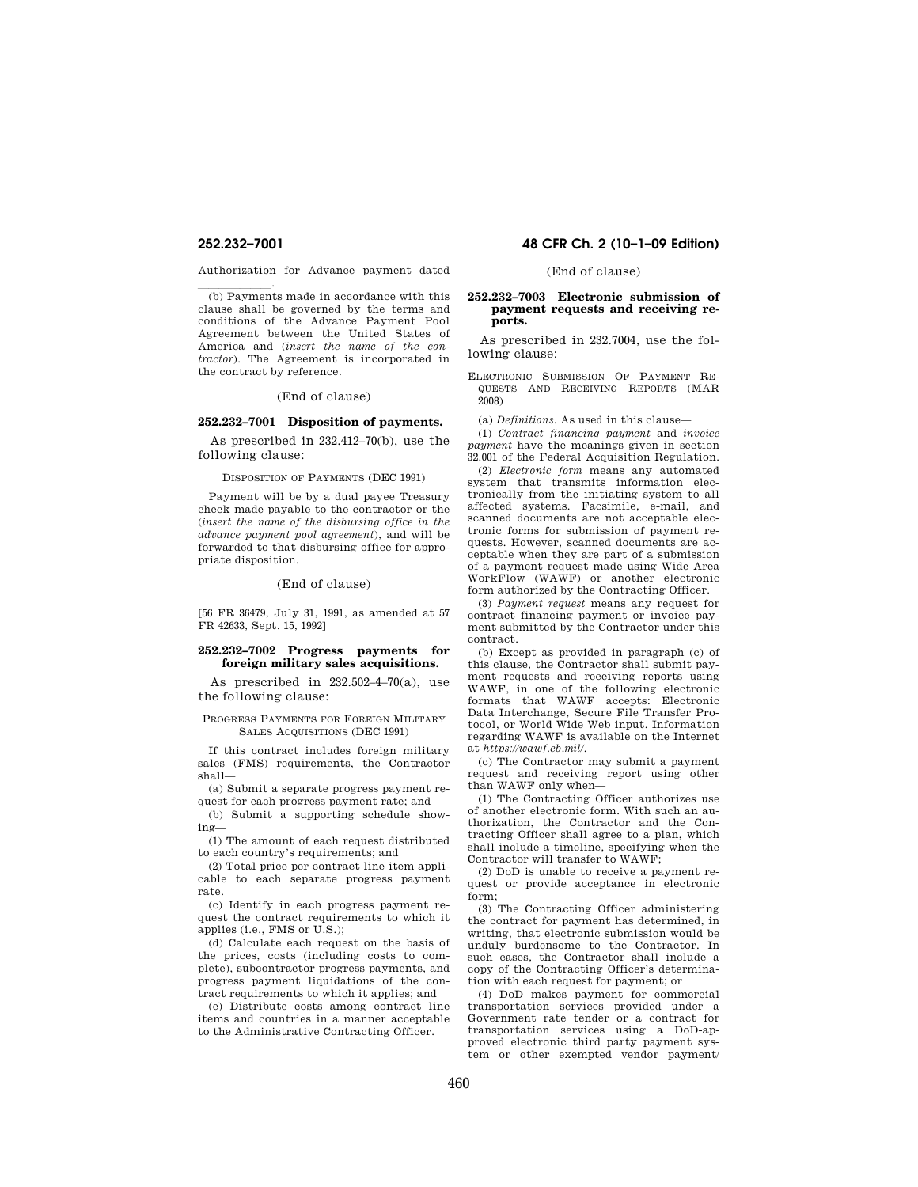Authorization for Advance payment dated \_\_\_\_\_\_\_\_\_\_\_\_.

(b) Payments made in accordance with this clause shall be governed by the terms and conditions of the Advance Payment Pool Agreement between the United States of America and (*insert the name of the contractor*). The Agreement is incorporated in the contract by reference.

(End of clause)

### 252.232–7001 Disposition of payments.

As prescribed in 232.412–70(b), use the following clause:

DISPOSITION OF PAYMENTS (DEC 1991)

Payment will be by a dual payee Treasury check made payable to the contractor or the (*insert the name of the disbursing office in the advance payment pool agreement*), and will be forwarded to that disbursing office for appropriate disposition.

(End of clause)

[56 FR 36479, July 31, 1991, as amended at 57 FR 42633, Sept. 15, 1992]

### 252.232–7002 Progress payments for foreign military sales acquisitions.

As prescribed in 232.502–4–70(a), use the following clause:

PROGRESS PAYMENTS FOR FOREIGN MILITARY SALES ACQUISITIONS (DEC 1991)

If this contract includes foreign military sales (FMS) requirements, the Contractor shall—

(a) Submit a separate progress payment request for each progress payment rate; and

(b) Submit a supporting schedule showing—

(1) The amount of each request distributed to each country's requirements; and

(2) Total price per contract line item applicable to each separate progress payment rate.

(c) Identify in each progress payment request the contract requirements to which it applies (i.e., FMS or U.S.);

(d) Calculate each request on the basis of the prices, costs (including costs to complete), subcontractor progress payments, and progress payment liquidations of the contract requirements to which it applies; and

(e) Distribute costs among contract line items and countries in a manner acceptable to the Administrative Contracting Officer.

(End of clause)

### 252.232–7003 Electronic submission of payment requests and receiving reports.

As prescribed in 232.7004, use the following clause:

ELECTRONIC SUBMISSION OF PAYMENT REQUESTS AND RECEIVING REPORTS (MAR 2008)

(a) *Definitions.* As used in this clause—

(1) *Contract financing payment* and *invoice payment* have the meanings given in section 32.001 of the Federal Acquisition Regulation.

(2) *Electronic form* means any automated system that transmits information electronically from the initiating system to all affected systems. Facsimile, e-mail, and scanned documents are not acceptable electronic forms for submission of payment requests. However, scanned documents are acceptable when they are part of a submission of a payment request made using Wide Area WorkFlow (WAWF) or another electronic form authorized by the Contracting Officer.

(3) *Payment request* means any request for contract financing payment or invoice payment submitted by the Contractor under this contract.

(b) Except as provided in paragraph (c) of this clause, the Contractor shall submit payment requests and receiving reports using WAWF, in one of the following electronic formats that WAWF accepts: Electronic Data Interchange, Secure File Transfer Protocol, or World Wide Web input. Information regarding WAWF is available on the Internet at *https://wawf.eb.mil/*.

(c) The Contractor may submit a payment request and receiving report using other than WAWF only when—

(1) The Contracting Officer authorizes use of another electronic form. With such an authorization, the Contractor and the Contracting Officer shall agree to a plan, which shall include a timeline, specifying when the Contractor will transfer to WAWF;

(2) DoD is unable to receive a payment request or provide acceptance in electronic form;

(3) The Contracting Officer administering the contract for payment has determined, in writing, that electronic submission would be unduly burdensome to the Contractor. In such cases, the Contractor shall include a copy of the Contracting Officer's determination with each request for payment; or

(4) DoD makes payment for commercial transportation services provided under a Government rate tender or a contract for transportation services using a DoD-approved electronic third party payment system or other exempted vendor payment/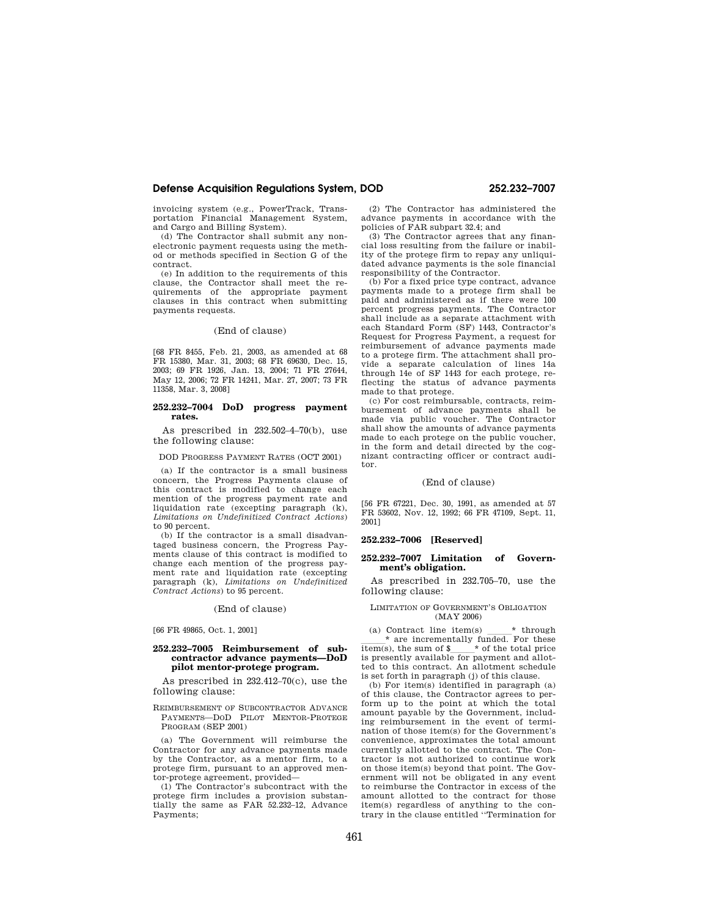invoicing system (e.g., PowerTrack, Transportation Financial Management System, and Cargo and Billing System).

(d) The Contractor shall submit any non-electronic payment requests using the method or methods specified in Section G of the contract.

(e) In addition to the requirements of this clause, the Contractor shall meet the requirements of the appropriate payment clauses in this contract when submitting payments requests.

(End of clause)

[68 FR 8455, Feb. 21, 2003, as amended at 68 FR 15380, Mar. 31, 2003; 68 FR 69630, Dec. 15, 2003; 69 FR 1926, Jan. 13, 2004; 71 FR 27644, May 12, 2006; 72 FR 14241, Mar. 27, 2007; 73 FR 11358, Mar. 3, 2008]

### 252.232–7004 DoD progress payment rates.

As prescribed in 232.502–4–70(b), use the following clause:

DOD PROGRESS PAYMENT RATES (OCT 2001)

(a) If the contractor is a small business concern, the Progress Payments clause of this contract is modified to change each mention of the progress payment rate and liquidation rate (excepting paragraph (k), *Limitations on Undefinitized Contract Actions*) to 90 percent.

(b) If the contractor is a small disadvantaged business concern, the Progress Payments clause of this contract is modified to change each mention of the progress payment rate and liquidation rate (excepting paragraph (k), *Limitations on Undefinitized Contract Actions*) to 95 percent.

(End of clause)

[66 FR 49865, Oct. 1, 2001]

### 252.232–7005 Reimbursement of subcontractor advance payments—DoD pilot mentor-protege program.

As prescribed in 232.412–70(c), use the following clause:

REIMBURSEMENT OF SUBCONTRACTOR ADVANCE PAYMENTS—DOD PILOT MENTOR-PROTEGE PROGRAM (SEP 2001)

(a) The Government will reimburse the Contractor for any advance payments made by the Contractor, as a mentor firm, to a protege firm, pursuant to an approved mentor-protege agreement, provided—

(1) The Contractor's subcontract with the protege firm includes a provision substantially the same as FAR 52.232–12, Advance Payments;

(2) The Contractor has administered the advance payments in accordance with the policies of FAR subpart 32.4; and

(3) The Contractor agrees that any financial loss resulting from the failure or inability of the protege firm to repay any unliquidated advance payments is the sole financial responsibility of the Contractor.

(b) For a fixed price type contract, advance payments made to a protege firm shall be paid and administered as if there were 100 percent progress payments. The Contractor shall include as a separate attachment with each Standard Form (SF) 1443, Contractor's Request for Progress Payment, a request for reimbursement of advance payments made to a protege firm. The attachment shall provide a separate calculation of lines 14a through 14e of SF 1443 for each protege, reflecting the status of advance payments made to that protege.

(c) For cost reimbursable, contracts, reimbursement of advance payments shall be made via public voucher. The Contractor shall show the amounts of advance payments made to each protege on the public voucher, in the form and detail directed by the cognizant contracting officer or contract auditor.

(End of clause)

[56 FR 67221, Dec. 30, 1991, as amended at 57 FR 53602, Nov. 12, 1992; 66 FR 47109, Sept. 11, 2001]

### 252.232–7006 [Reserved]

### 252.232–7007 Limitation of Government's obligation.

As prescribed in 232.705–70, use the following clause:

LIMITATION OF GOVERNMENT'S OBLIGATION (MAY 2006)

(a) Contract line item(s) _____* through _____* are incrementally funded. For these item(s), the sum of $_____* of the total price is presently available for payment and allotted to this contract. An allotment schedule is set forth in paragraph (j) of this clause.

(b) For item(s) identified in paragraph (a) of this clause, the Contractor agrees to perform up to the point at which the total amount payable by the Government, including reimbursement in the event of termination of those item(s) for the Government's convenience, approximates the total amount currently allotted to the contract. The Contractor is not authorized to continue work on those item(s) beyond that point. The Government will not be obligated in any event to reimburse the Contractor in excess of the amount allotted to the contract for those item(s) regardless of anything to the contrary in the clause entitled "Termination for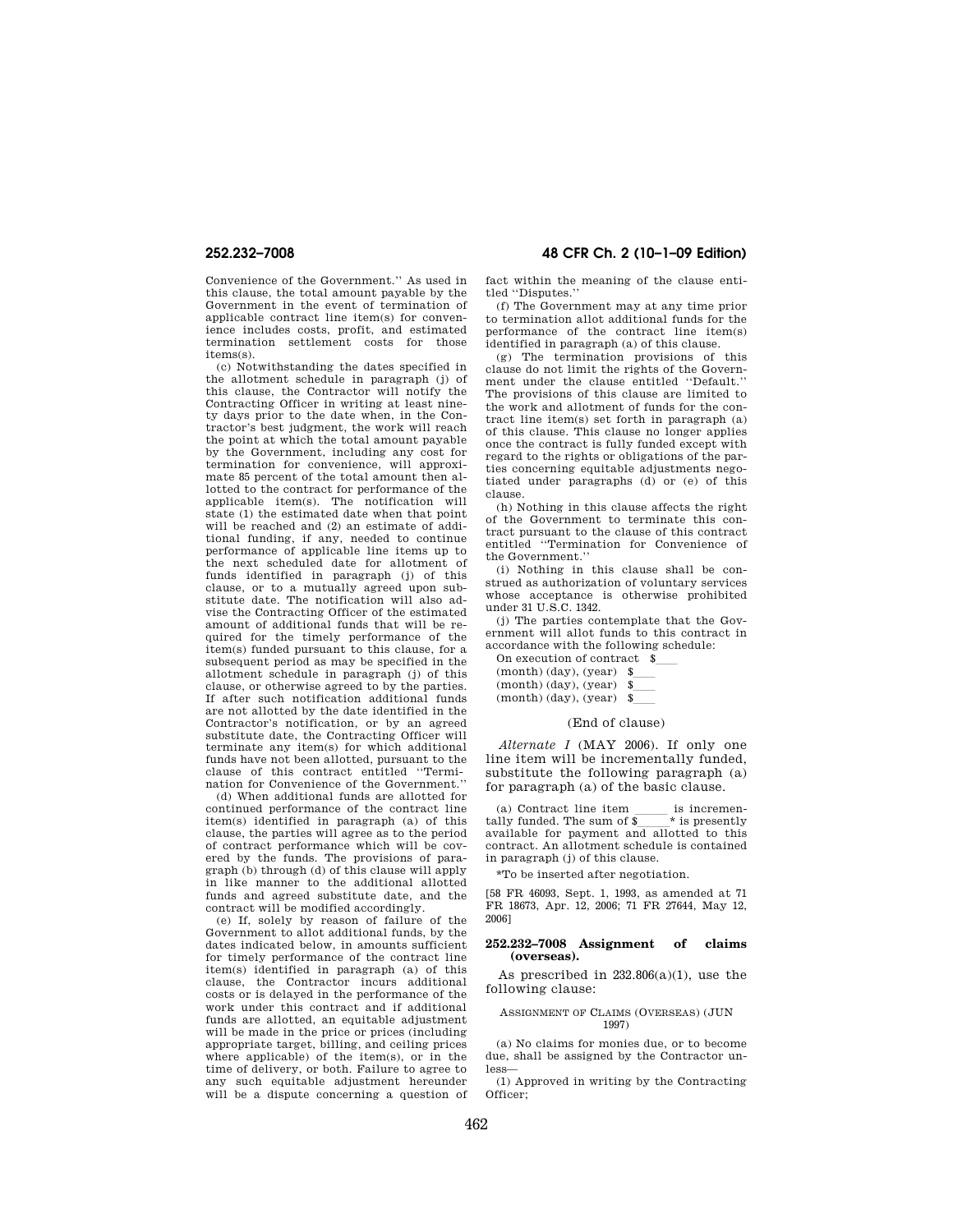Convenience of the Government.'' As used in this clause, the total amount payable by the Government in the event of termination of applicable contract line item(s) for convenience includes costs, profit, and estimated termination settlement costs for those items(s).

(c) Notwithstanding the dates specified in the allotment schedule in paragraph (j) of this clause, the Contractor will notify the Contracting Officer in writing at least ninety days prior to the date when, in the Contractor's best judgment, the work will reach the point at which the total amount payable by the Government, including any cost for termination for convenience, will approximate 85 percent of the total amount then allotted to the contract for performance of the applicable item(s). The notification will state (1) the estimated date when that point will be reached and (2) an estimate of additional funding, if any, needed to continue performance of applicable line items up to the next scheduled date for allotment of funds identified in paragraph (j) of this clause, or to a mutually agreed upon substitute date. The notification will also advise the Contracting Officer of the estimated amount of additional funds that will be required for the timely performance of the item(s) funded pursuant to this clause, for a subsequent period as may be specified in the allotment schedule in paragraph (j) of this clause, or otherwise agreed to by the parties. If after such notification additional funds are not allotted by the date identified in the Contractor's notification, or by an agreed substitute date, the Contracting Officer will terminate any item(s) for which additional funds have not been allotted, pursuant to the clause of this contract entitled ''Termination for Convenience of the Government.''

(d) When additional funds are allotted for continued performance of the contract line item(s) identified in paragraph (a) of this clause, the parties will agree as to the period of contract performance which will be covered by the funds. The provisions of paragraph (b) through (d) of this clause will apply in like manner to the additional allotted funds and agreed substitute date, and the contract will be modified accordingly.

(e) If, solely by reason of failure of the Government to allot additional funds, by the dates indicated below, in amounts sufficient for timely performance of the contract line item(s) identified in paragraph (a) of this clause, the Contractor incurs additional costs or is delayed in the performance of the work under this contract and if additional funds are allotted, an equitable adjustment will be made in the price or prices (including appropriate target, billing, and ceiling prices where applicable) of the item(s), or in the time of delivery, or both. Failure to agree to any such equitable adjustment hereunder will be a dispute concerning a question of fact within the meaning of the clause entitled ''Disputes.''

(f) The Government may at any time prior to termination allot additional funds for the performance of the contract line item(s) identified in paragraph (a) of this clause.

(g) The termination provisions of this clause do not limit the rights of the Government under the clause entitled ''Default.'' The provisions of this clause are limited to the work and allotment of funds for the contract line item(s) set forth in paragraph (a) of this clause. This clause no longer applies once the contract is fully funded except with regard to the rights or obligations of the parties concerning equitable adjustments negotiated under paragraphs (d) or (e) of this clause.

(h) Nothing in this clause affects the right of the Government to terminate this contract pursuant to the clause of this contract entitled ''Termination for Convenience of the Government.''

(i) Nothing in this clause shall be construed as authorization of voluntary services whose acceptance is otherwise prohibited under 31 U.S.C. 1342.

(j) The parties contemplate that the Government will allot funds to this contract in accordance with the following schedule:

On execution of contract $___

(month) (day), (year) $___

(month) (day), (year) $___

(month) (day), (year) $___

(End of clause)

*Alternate I* (MAY 2006). If only one line item will be incrementally funded, substitute the following paragraph (a) for paragraph (a) of the basic clause.

(a) Contract line item _____ is incrementally funded. The sum of $_____* is presently available for payment and allotted to this contract. An allotment schedule is contained in paragraph (j) of this clause.

*To be inserted after negotiation.

[58 FR 46093, Sept. 1, 1993, as amended at 71 FR 18673, Apr. 12, 2006; 71 FR 27644, May 12, 2006]

### 252.232–7008 Assignment of claims (overseas).

As prescribed in 232.806(a)(1), use the following clause:

ASSIGNMENT OF CLAIMS (OVERSEAS) (JUN 1997)

(a) No claims for monies due, or to become due, shall be assigned by the Contractor unless—

(1) Approved in writing by the Contracting Officer;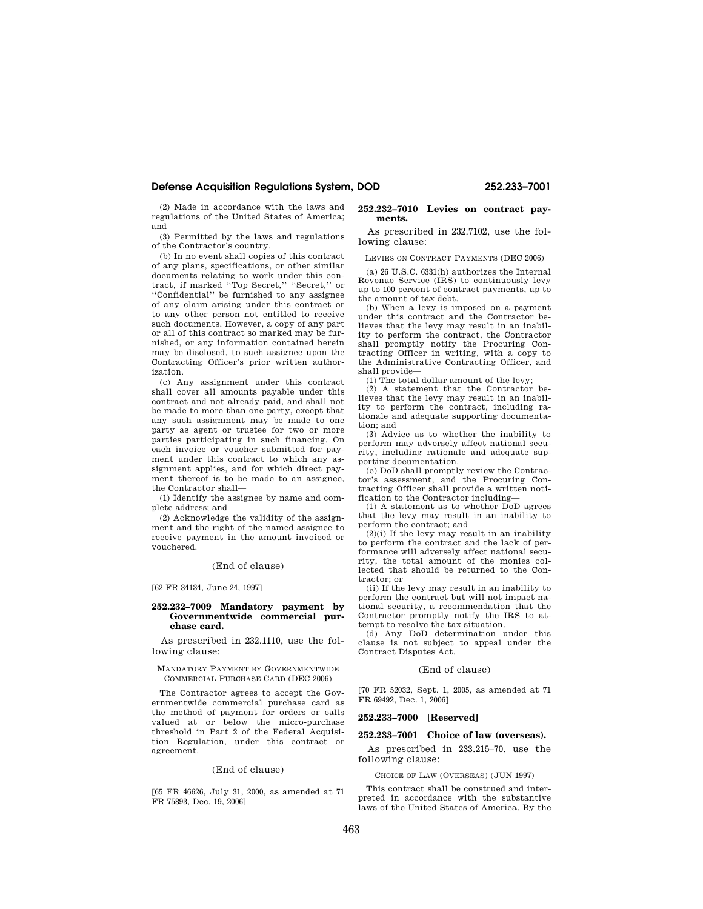(2) Made in accordance with the laws and regulations of the United States of America; and

(3) Permitted by the laws and regulations of the Contractor's country.

(b) In no event shall copies of this contract of any plans, specifications, or other similar documents relating to work under this contract, if marked ''Top Secret,'' ''Secret,'' or ''Confidential'' be furnished to any assignee of any claim arising under this contract or to any other person not entitled to receive such documents. However, a copy of any part or all of this contract so marked may be furnished, or any information contained herein may be disclosed, to such assignee upon the Contracting Officer's prior written authorization.

(c) Any assignment under this contract shall cover all amounts payable under this contract and not already paid, and shall not be made to more than one party, except that any such assignment may be made to one party as agent or trustee for two or more parties participating in such financing. On each invoice or voucher submitted for payment under this contract to which any assignment applies, and for which direct payment thereof is to be made to an assignee, the Contractor shall—

(1) Identify the assignee by name and complete address; and

(2) Acknowledge the validity of the assignment and the right of the named assignee to receive payment in the amount invoiced or vouchered.

(End of clause)

[62 FR 34134, June 24, 1997]

## 252.232–7009 Mandatory payment by Governmentwide commercial purchase card.

As prescribed in 232.1110, use the following clause:

MANDATORY PAYMENT BY GOVERNMENTWIDE COMMERCIAL PURCHASE CARD (DEC 2006)

The Contractor agrees to accept the Governmentwide commercial purchase card as the method of payment for orders or calls valued at or below the micro-purchase threshold in Part 2 of the Federal Acquisition Regulation, under this contract or agreement.

(End of clause)

[65 FR 46626, July 31, 2000, as amended at 71 FR 75893, Dec. 19, 2006]

## 252.232–7010 Levies on contract payments.

As prescribed in 232.7102, use the following clause:

LEVIES ON CONTRACT PAYMENTS (DEC 2006)

(a) 26 U.S.C. 6331(h) authorizes the Internal Revenue Service (IRS) to continuously levy up to 100 percent of contract payments, up to the amount of tax debt.

(b) When a levy is imposed on a payment under this contract and the Contractor believes that the levy may result in an inability to perform the contract, the Contractor shall promptly notify the Procuring Contracting Officer in writing, with a copy to the Administrative Contracting Officer, and shall provide—

(1) The total dollar amount of the levy;

(2) A statement that the Contractor believes that the levy may result in an inability to perform the contract, including rationale and adequate supporting documentation; and

(3) Advice as to whether the inability to perform may adversely affect national security, including rationale and adequate supporting documentation.

(c) DoD shall promptly review the Contractor's assessment, and the Procuring Contracting Officer shall provide a written notification to the Contractor including—

(1) A statement as to whether DoD agrees that the levy may result in an inability to perform the contract; and

(2)(i) If the levy may result in an inability to perform the contract and the lack of performance will adversely affect national security, the total amount of the monies collected that should be returned to the Contractor; or

(ii) If the levy may result in an inability to perform the contract but will not impact national security, a recommendation that the Contractor promptly notify the IRS to attempt to resolve the tax situation.

(d) Any DoD determination under this clause is not subject to appeal under the Contract Disputes Act.

(End of clause)

[70 FR 52032, Sept. 1, 2005, as amended at 71 FR 69492, Dec. 1, 2006]

## 252.233–7000 [Reserved]

## 252.233–7001 Choice of law (overseas).

As prescribed in 233.215–70, use the following clause:

CHOICE OF LAW (OVERSEAS) (JUN 1997)

This contract shall be construed and interpreted in accordance with the substantive laws of the United States of America. By the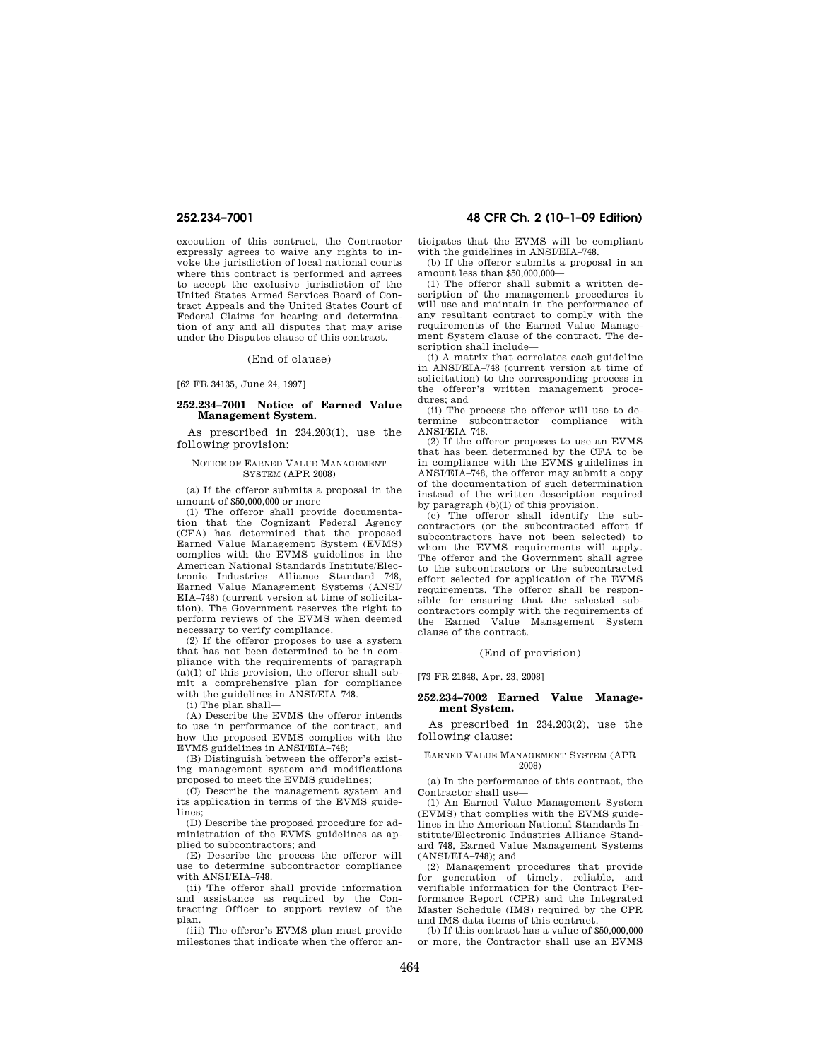execution of this contract, the Contractor expressly agrees to waive any rights to invoke the jurisdiction of local national courts where this contract is performed and agrees to accept the exclusive jurisdiction of the United States Armed Services Board of Contract Appeals and the United States Court of Federal Claims for hearing and determination of any and all disputes that may arise under the Disputes clause of this contract.

(End of clause)

[62 FR 34135, June 24, 1997]

### 252.234–7001 Notice of Earned Value Management System.

As prescribed in 234.203(1), use the following provision:

NOTICE OF EARNED VALUE MANAGEMENT SYSTEM (APR 2008)

(a) If the offeror submits a proposal in the amount of $50,000,000 or more—

(1) The offeror shall provide documentation that the Cognizant Federal Agency (CFA) has determined that the proposed Earned Value Management System (EVMS) complies with the EVMS guidelines in the American National Standards Institute/Electronic Industries Alliance Standard 748, Earned Value Management Systems (ANSI/EIA–748) (current version at time of solicitation). The Government reserves the right to perform reviews of the EVMS when deemed necessary to verify compliance.

(2) If the offeror proposes to use a system that has not been determined to be in compliance with the requirements of paragraph (a)(1) of this provision, the offeror shall submit a comprehensive plan for compliance with the guidelines in ANSI/EIA–748.

(i) The plan shall—

(A) Describe the EVMS the offeror intends to use in performance of the contract, and how the proposed EVMS complies with the EVMS guidelines in ANSI/EIA–748;

(B) Distinguish between the offeror's existing management system and modifications proposed to meet the EVMS guidelines;

(C) Describe the management system and its application in terms of the EVMS guidelines;

(D) Describe the proposed procedure for administration of the EVMS guidelines as applied to subcontractors; and

(E) Describe the process the offeror will use to determine subcontractor compliance with ANSI/EIA–748.

(ii) The offeror shall provide information and assistance as required by the Contracting Officer to support review of the plan.

(iii) The offeror's EVMS plan must provide milestones that indicate when the offeror anticipates that the EVMS will be compliant with the guidelines in ANSI/EIA–748.

(b) If the offeror submits a proposal in an amount less than $50,000,000—

(1) The offeror shall submit a written description of the management procedures it will use and maintain in the performance of any resultant contract to comply with the requirements of the Earned Value Management System clause of the contract. The description shall include—

(i) A matrix that correlates each guideline in ANSI/EIA–748 (current version at time of solicitation) to the corresponding process in the offeror's written management procedures; and

(ii) The process the offeror will use to determine subcontractor compliance with ANSI/EIA–748.

(2) If the offeror proposes to use an EVMS that has been determined by the CFA to be in compliance with the EVMS guidelines in ANSI/EIA–748, the offeror may submit a copy of the documentation of such determination instead of the written description required by paragraph (b)(1) of this provision.

(c) The offeror shall identify the subcontractors (or the subcontracted effort if subcontractors have not been selected) to whom the EVMS requirements will apply. The offeror and the Government shall agree to the subcontractors or the subcontracted effort selected for application of the EVMS requirements. The offeror shall be responsible for ensuring that the selected subcontractors comply with the requirements of the Earned Value Management System clause of the contract.

(End of provision)

[73 FR 21848, Apr. 23, 2008]

### 252.234–7002 Earned Value Management System.

As prescribed in 234.203(2), use the following clause:

EARNED VALUE MANAGEMENT SYSTEM (APR 2008)

(a) In the performance of this contract, the Contractor shall use—

(1) An Earned Value Management System (EVMS) that complies with the EVMS guidelines in the American National Standards Institute/Electronic Industries Alliance Standard 748, Earned Value Management Systems (ANSI/EIA–748); and

(2) Management procedures that provide for generation of timely, reliable, and verifiable information for the Contract Performance Report (CPR) and the Integrated Master Schedule (IMS) required by the CPR and IMS data items of this contract.

(b) If this contract has a value of $50,000,000 or more, the Contractor shall use an EVMS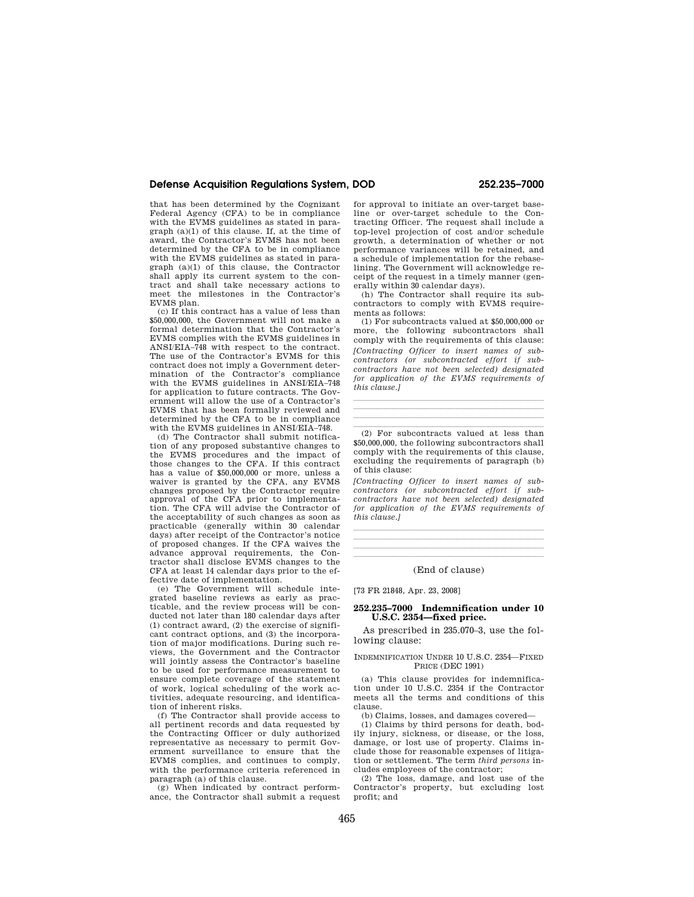that has been determined by the Cognizant Federal Agency (CFA) to be in compliance with the EVMS guidelines as stated in paragraph (a)(1) of this clause. If, at the time of award, the Contractor's EVMS has not been determined by the CFA to be in compliance with the EVMS guidelines as stated in paragraph (a)(1) of this clause, the Contractor shall apply its current system to the contract and shall take necessary actions to meet the milestones in the Contractor's EVMS plan.

(c) If this contract has a value of less than $50,000,000, the Government will not make a formal determination that the Contractor's EVMS complies with the EVMS guidelines in ANSI/EIA–748 with respect to the contract. The use of the Contractor's EVMS for this contract does not imply a Government determination of the Contractor's compliance with the EVMS guidelines in ANSI/EIA–748 for application to future contracts. The Government will allow the use of a Contractor's EVMS that has been formally reviewed and determined by the CFA to be in compliance with the EVMS guidelines in ANSI/EIA–748.

(d) The Contractor shall submit notification of any proposed substantive changes to the EVMS procedures and the impact of those changes to the CFA. If this contract has a value of $50,000,000 or more, unless a waiver is granted by the CFA, any EVMS changes proposed by the Contractor require approval of the CFA prior to implementation. The CFA will advise the Contractor of the acceptability of such changes as soon as practicable (generally within 30 calendar days) after receipt of the Contractor's notice of proposed changes. If the CFA waives the advance approval requirements, the Contractor shall disclose EVMS changes to the CFA at least 14 calendar days prior to the effective date of implementation.

(e) The Government will schedule integrated baseline reviews as early as practicable, and the review process will be conducted not later than 180 calendar days after (1) contract award, (2) the exercise of significant contract options, and (3) the incorporation of major modifications. During such reviews, the Government and the Contractor will jointly assess the Contractor's baseline to be used for performance measurement to ensure complete coverage of the statement of work, logical scheduling of the work activities, adequate resourcing, and identification of inherent risks.

(f) The Contractor shall provide access to all pertinent records and data requested by the Contracting Officer or duly authorized representative as necessary to permit Government surveillance to ensure that the EVMS complies, and continues to comply, with the performance criteria referenced in paragraph (a) of this clause.

(g) When indicated by contract performance, the Contractor shall submit a request for approval to initiate an over-target baseline or over-target schedule to the Contracting Officer. The request shall include a top-level projection of cost and/or schedule growth, a determination of whether or not performance variances will be retained, and a schedule of implementation for the rebaselining. The Government will acknowledge receipt of the request in a timely manner (generally within 30 calendar days).

(h) The Contractor shall require its subcontractors to comply with EVMS requirements as follows:

(1) For subcontracts valued at $50,000,000 or more, the following subcontractors shall comply with the requirements of this clause:

*[Contracting Officer to insert names of subcontractors (or subcontracted effort if subcontractors have not been selected) designated for application of the EVMS requirements of this clause.]*

\_\_\_\_\_\_\_\_\_\_\_\_\_\_\_\_\_\_\_\_\_\_\_\_\_\_\_\_\_\_\_\_\_\_\_\_\_\_\_\_

\_\_\_\_\_\_\_\_\_\_\_\_\_\_\_\_\_\_\_\_\_\_\_\_\_\_\_\_\_\_\_\_\_\_\_\_\_\_\_\_

\_\_\_\_\_\_\_\_\_\_\_\_\_\_\_\_\_\_\_\_\_\_\_\_\_\_\_\_\_\_\_\_\_\_\_\_\_\_\_\_

\_\_\_\_\_\_\_\_\_\_\_\_\_\_\_\_\_\_\_\_\_\_\_\_\_\_\_\_\_\_\_\_\_\_\_\_\_\_\_\_

(2) For subcontracts valued at less than $50,000,000, the following subcontractors shall comply with the requirements of this clause, excluding the requirements of paragraph (b) of this clause:

*[Contracting Officer to insert names of subcontractors (or subcontracted effort if subcontractors have not been selected) designated for application of the EVMS requirements of this clause.]*

\_\_\_\_\_\_\_\_\_\_\_\_\_\_\_\_\_\_\_\_\_\_\_\_\_\_\_\_\_\_\_\_\_\_\_\_\_\_\_\_

\_\_\_\_\_\_\_\_\_\_\_\_\_\_\_\_\_\_\_\_\_\_\_\_\_\_\_\_\_\_\_\_\_\_\_\_\_\_\_\_

\_\_\_\_\_\_\_\_\_\_\_\_\_\_\_\_\_\_\_\_\_\_\_\_\_\_\_\_\_\_\_\_\_\_\_\_\_\_\_\_

\_\_\_\_\_\_\_\_\_\_\_\_\_\_\_\_\_\_\_\_\_\_\_\_\_\_\_\_\_\_\_\_\_\_\_\_\_\_\_\_

(End of clause)

[73 FR 21848, Apr. 23, 2008]

### 252.235–7000 Indemnification under 10 U.S.C. 2354—fixed price.

As prescribed in 235.070–3, use the following clause:

INDEMNIFICATION UNDER 10 U.S.C. 2354—FIXED PRICE (DEC 1991)

(a) This clause provides for indemnification under 10 U.S.C. 2354 if the Contractor meets all the terms and conditions of this clause.

(b) Claims, losses, and damages covered—

(1) Claims by third persons for death, bodily injury, sickness, or disease, or the loss, damage, or lost use of property. Claims include those for reasonable expenses of litigation or settlement. The term *third persons* includes employees of the contractor;

(2) The loss, damage, and lost use of the Contractor's property, but excluding lost profit; and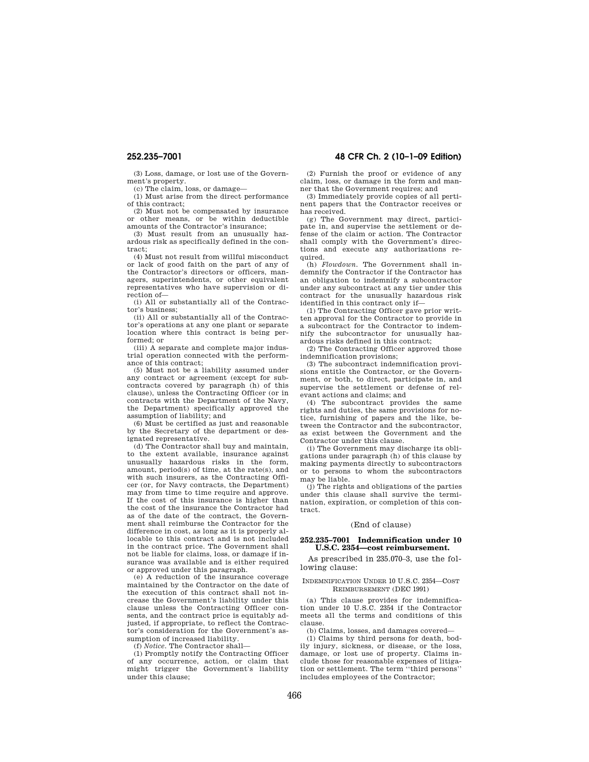(3) Loss, damage, or lost use of the Government's property.

(c) The claim, loss, or damage—

(1) Must arise from the direct performance of this contract;

(2) Must not be compensated by insurance or other means, or be within deductible amounts of the Contractor's insurance;

(3) Must result from an unusually hazardous risk as specifically defined in the contract;

(4) Must not result from willful misconduct or lack of good faith on the part of any of the Contractor's directors or officers, managers, superintendents, or other equivalent representatives who have supervision or direction of—

(i) All or substantially all of the Contractor's business;

(ii) All or substantially all of the Contractor's operations at any one plant or separate location where this contract is being performed; or

(iii) A separate and complete major industrial operation connected with the performance of this contract;

(5) Must not be a liability assumed under any contract or agreement (except for subcontracts covered by paragraph (h) of this clause), unless the Contracting Officer (or in contracts with the Department of the Navy, the Department) specifically approved the assumption of liability; and

(6) Must be certified as just and reasonable by the Secretary of the department or designated representative.

(d) The Contractor shall buy and maintain, to the extent available, insurance against unusually hazardous risks in the form, amount, period(s) of time, at the rate(s), and with such insurers, as the Contracting Officer (or, for Navy contracts, the Department) may from time to time require and approve. If the cost of this insurance is higher than the cost of the insurance the Contractor had as of the date of the contract, the Government shall reimburse the Contractor for the difference in cost, as long as it is properly allocable to this contract and is not included in the contract price. The Government shall not be liable for claims, loss, or damage if insurance was available and is either required or approved under this paragraph.

(e) A reduction of the insurance coverage maintained by the Contractor on the date of the execution of this contract shall not increase the Government's liability under this clause unless the Contracting Officer consents, and the contract price is equitably adjusted, if appropriate, to reflect the Contractor's consideration for the Government's assumption of increased liability.

(f) *Notice.* The Contractor shall—

(1) Promptly notify the Contracting Officer of any occurrence, action, or claim that might trigger the Government's liability under this clause;

(2) Furnish the proof or evidence of any claim, loss, or damage in the form and manner that the Government requires; and

(3) Immediately provide copies of all pertinent papers that the Contractor receives or has received.

(g) The Government may direct, participate in, and supervise the settlement or defense of the claim or action. The Contractor shall comply with the Government's directions and execute any authorizations required.

(h) *Flowdown.* The Government shall indemnify the Contractor if the Contractor has an obligation to indemnify a subcontractor under any subcontract at any tier under this contract for the unusually hazardous risk identified in this contract only if—

(1) The Contracting Officer gave prior written approval for the Contractor to provide in a subcontract for the Contractor to indemnify the subcontractor for unusually hazardous risks defined in this contract;

(2) The Contracting Officer approved those indemnification provisions;

(3) The subcontract indemnification provisions entitle the Contractor, or the Government, or both, to direct, participate in, and supervise the settlement or defense of relevant actions and claims; and

(4) The subcontract provides the same rights and duties, the same provisions for notice, furnishing of papers and the like, between the Contractor and the subcontractor, as exist between the Government and the Contractor under this clause.

(i) The Government may discharge its obligations under paragraph (h) of this clause by making payments directly to subcontractors or to persons to whom the subcontractors may be liable.

(j) The rights and obligations of the parties under this clause shall survive the termination, expiration, or completion of this contract.

(End of clause)

## 252.235–7001 Indemnification under 10 U.S.C. 2354—cost reimbursement.

As prescribed in 235.070–3, use the following clause:

INDEMNIFICATION UNDER 10 U.S.C. 2354—COST REIMBURSEMENT (DEC 1991)

(a) This clause provides for indemnification under 10 U.S.C. 2354 if the Contractor meets all the terms and conditions of this clause.

(b) Claims, losses, and damages covered—

(1) Claims by third persons for death, bodily injury, sickness, or disease, or the loss, damage, or lost use of property. Claims include those for reasonable expenses of litigation or settlement. The term "third persons" includes employees of the Contractor;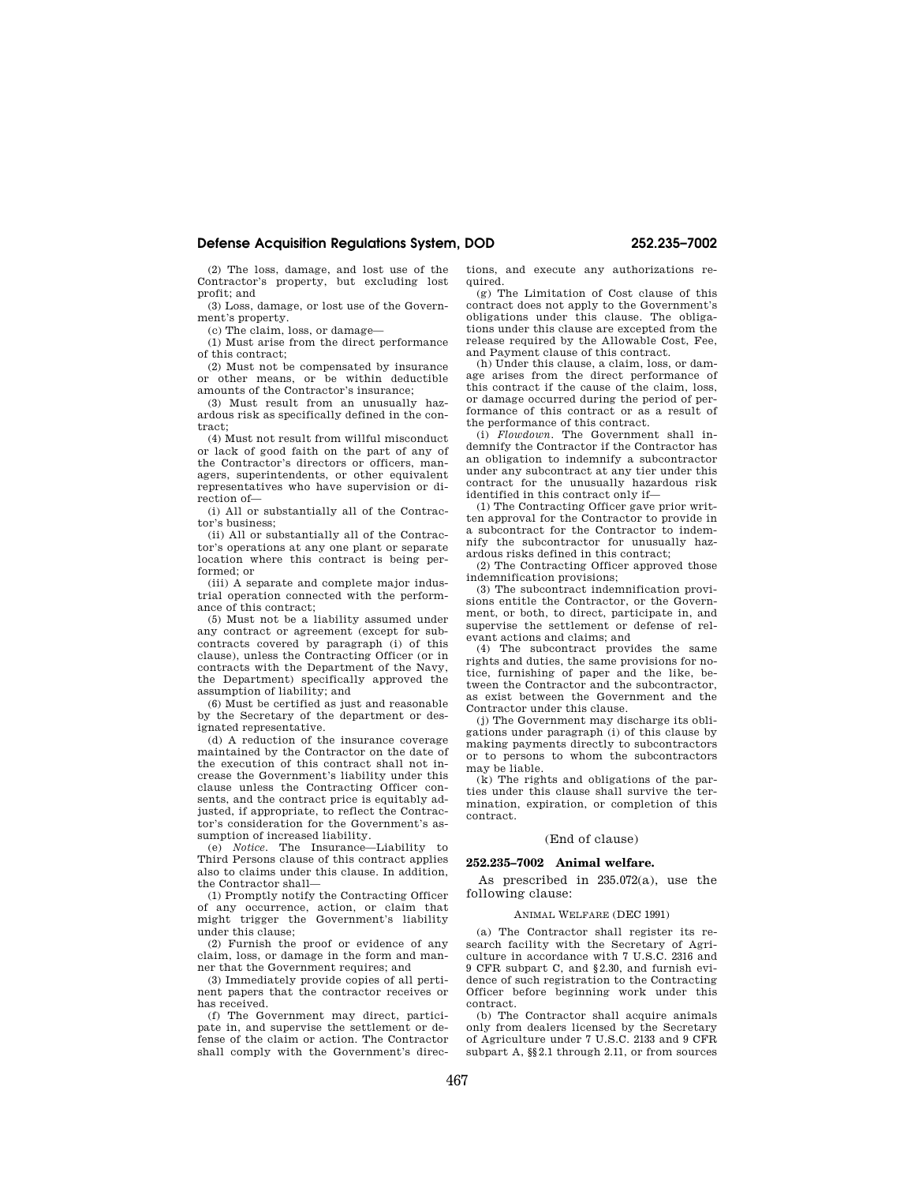(2) The loss, damage, and lost use of the Contractor's property, but excluding lost profit; and

(3) Loss, damage, or lost use of the Government's property.

(c) The claim, loss, or damage—

(1) Must arise from the direct performance of this contract;

(2) Must not be compensated by insurance or other means, or be within deductible amounts of the Contractor's insurance;

(3) Must result from an unusually hazardous risk as specifically defined in the contract;

(4) Must not result from willful misconduct or lack of good faith on the part of any of the Contractor's directors or officers, managers, superintendents, or other equivalent representatives who have supervision or direction of—

(i) All or substantially all of the Contractor's business;

(ii) All or substantially all of the Contractor's operations at any one plant or separate location where this contract is being performed; or

(iii) A separate and complete major industrial operation connected with the performance of this contract;

(5) Must not be a liability assumed under any contract or agreement (except for subcontracts covered by paragraph (i) of this clause), unless the Contracting Officer (or in contracts with the Department of the Navy, the Department) specifically approved the assumption of liability; and

(6) Must be certified as just and reasonable by the Secretary of the department or designated representative.

(d) A reduction of the insurance coverage maintained by the Contractor on the date of the execution of this contract shall not increase the Government's liability under this clause unless the Contracting Officer consents, and the contract price is equitably adjusted, if appropriate, to reflect the Contractor's consideration for the Government's assumption of increased liability.

(e) *Notice.* The Insurance—Liability to Third Persons clause of this contract applies also to claims under this clause. In addition, the Contractor shall—

(1) Promptly notify the Contracting Officer of any occurrence, action, or claim that might trigger the Government's liability under this clause;

(2) Furnish the proof or evidence of any claim, loss, or damage in the form and manner that the Government requires; and

(3) Immediately provide copies of all pertinent papers that the contractor receives or has received.

(f) The Government may direct, participate in, and supervise the settlement or defense of the claim or action. The Contractor shall comply with the Government's directions, and execute any authorizations required.

(g) The Limitation of Cost clause of this contract does not apply to the Government's obligations under this clause. The obligations under this clause are excepted from the release required by the Allowable Cost, Fee, and Payment clause of this contract.

(h) Under this clause, a claim, loss, or damage arises from the direct performance of this contract if the cause of the claim, loss, or damage occurred during the period of performance of this contract or as a result of the performance of this contract.

(i) *Flowdown.* The Government shall indemnify the Contractor if the Contractor has an obligation to indemnify a subcontractor under any subcontract at any tier under this contract for the unusually hazardous risk identified in this contract only if—

(1) The Contracting Officer gave prior written approval for the Contractor to provide in a subcontract for the Contractor to indemnify the subcontractor for unusually hazardous risks defined in this contract;

(2) The Contracting Officer approved those indemnification provisions;

(3) The subcontract indemnification provisions entitle the Contractor, or the Government, or both, to direct, participate in, and supervise the settlement or defense of relevant actions and claims; and

(4) The subcontract provides the same rights and duties, the same provisions for notice, furnishing of paper and the like, between the Contractor and the subcontractor, as exist between the Government and the Contractor under this clause.

(j) The Government may discharge its obligations under paragraph (i) of this clause by making payments directly to subcontractors or to persons to whom the subcontractors may be liable.

(k) The rights and obligations of the parties under this clause shall survive the termination, expiration, or completion of this contract.

(End of clause)

### 252.235–7002 Animal welfare.

As prescribed in 235.072(a), use the following clause:

ANIMAL WELFARE (DEC 1991)

(a) The Contractor shall register its research facility with the Secretary of Agriculture in accordance with 7 U.S.C. 2316 and 9 CFR subpart C, and §2.30, and furnish evidence of such registration to the Contracting Officer before beginning work under this contract.

(b) The Contractor shall acquire animals only from dealers licensed by the Secretary of Agriculture under 7 U.S.C. 2133 and 9 CFR subpart A, §§2.1 through 2.11, or from sources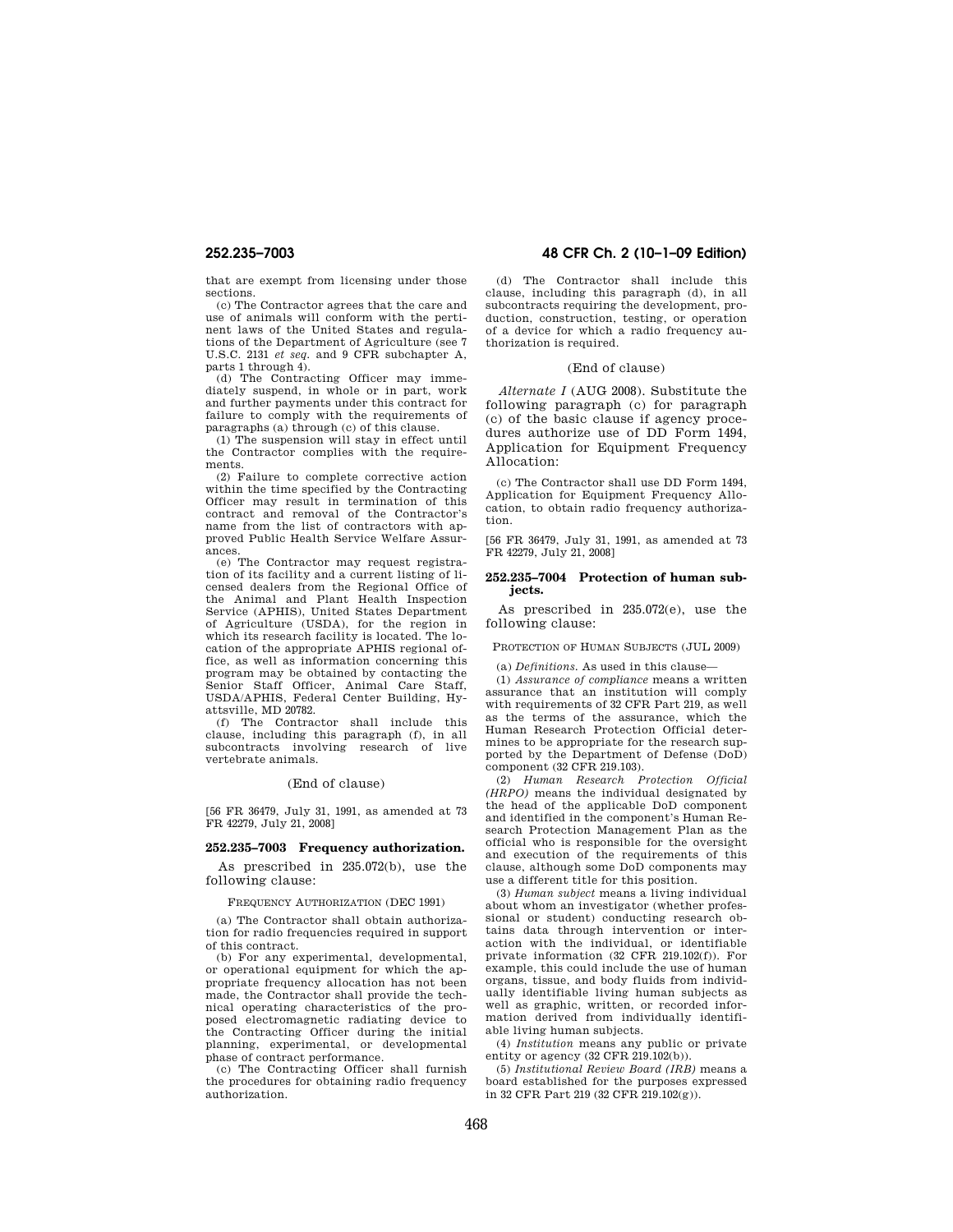that are exempt from licensing under those sections.

(c) The Contractor agrees that the care and use of animals will conform with the pertinent laws of the United States and regulations of the Department of Agriculture (see 7 U.S.C. 2131 *et seq.* and 9 CFR subchapter A, parts 1 through 4).

(d) The Contracting Officer may immediately suspend, in whole or in part, work and further payments under this contract for failure to comply with the requirements of paragraphs (a) through (c) of this clause.

(1) The suspension will stay in effect until the Contractor complies with the requirements.

(2) Failure to complete corrective action within the time specified by the Contracting Officer may result in termination of this contract and removal of the Contractor's name from the list of contractors with approved Public Health Service Welfare Assurances.

(e) The Contractor may request registration of its facility and a current listing of licensed dealers from the Regional Office of the Animal and Plant Health Inspection Service (APHIS), United States Department of Agriculture (USDA), for the region in which its research facility is located. The location of the appropriate APHIS regional office, as well as information concerning this program may be obtained by contacting the Senior Staff Officer, Animal Care Staff, USDA/APHIS, Federal Center Building, Hyattsville, MD 20782.

(f) The Contractor shall include this clause, including this paragraph (f), in all subcontracts involving research of live vertebrate animals.

(End of clause)

[56 FR 36479, July 31, 1991, as amended at 73 FR 42279, July 21, 2008]

## 252.235–7003 Frequency authorization.

As prescribed in 235.072(b), use the following clause:

FREQUENCY AUTHORIZATION (DEC 1991)

(a) The Contractor shall obtain authorization for radio frequencies required in support of this contract.

(b) For any experimental, developmental, or operational equipment for which the appropriate frequency allocation has not been made, the Contractor shall provide the technical operating characteristics of the proposed electromagnetic radiating device to the Contracting Officer during the initial planning, experimental, or developmental phase of contract performance.

(c) The Contracting Officer shall furnish the procedures for obtaining radio frequency authorization.

(d) The Contractor shall include this clause, including this paragraph (d), in all subcontracts requiring the development, production, construction, testing, or operation of a device for which a radio frequency authorization is required.

(End of clause)

*Alternate I* (AUG 2008). Substitute the following paragraph (c) for paragraph (c) of the basic clause if agency procedures authorize use of DD Form 1494, Application for Equipment Frequency Allocation:

(c) The Contractor shall use DD Form 1494, Application for Equipment Frequency Allocation, to obtain radio frequency authorization.

[56 FR 36479, July 31, 1991, as amended at 73 FR 42279, July 21, 2008]

## 252.235–7004 Protection of human subjects.

As prescribed in 235.072(e), use the following clause:

PROTECTION OF HUMAN SUBJECTS (JUL 2009)

(a) *Definitions.* As used in this clause—

(1) *Assurance of compliance* means a written assurance that an institution will comply with requirements of 32 CFR Part 219, as well as the terms of the assurance, which the Human Research Protection Official determines to be appropriate for the research supported by the Department of Defense (DoD) component (32 CFR 219.103).

(2) *Human Research Protection Official (HRPO)* means the individual designated by the head of the applicable DoD component and identified in the component's Human Research Protection Management Plan as the official who is responsible for the oversight and execution of the requirements of this clause, although some DoD components may use a different title for this position.

(3) *Human subject* means a living individual about whom an investigator (whether professional or student) conducting research obtains data through intervention or interaction with the individual, or identifiable private information (32 CFR 219.102(f)). For example, this could include the use of human organs, tissue, and body fluids from individually identifiable living human subjects as well as graphic, written, or recorded information derived from individually identifiable living human subjects.

(4) *Institution* means any public or private entity or agency (32 CFR 219.102(b)).

(5) *Institutional Review Board (IRB)* means a board established for the purposes expressed in 32 CFR Part 219 (32 CFR 219.102(g)).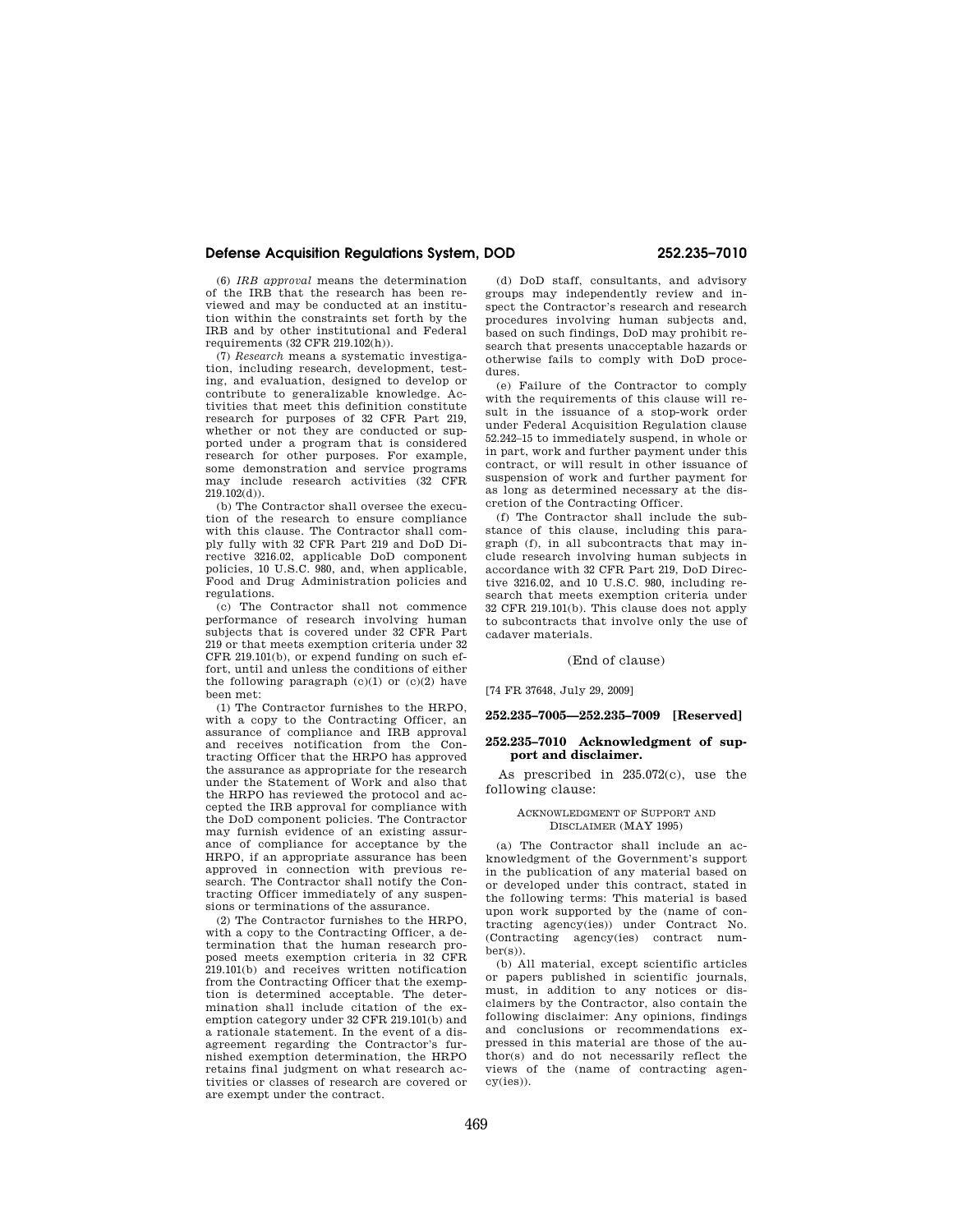(6) *IRB approval* means the determination of the IRB that the research has been reviewed and may be conducted at an institution within the constraints set forth by the IRB and by other institutional and Federal requirements (32 CFR 219.102(h)).

(7) *Research* means a systematic investigation, including research, development, testing, and evaluation, designed to develop or contribute to generalizable knowledge. Activities that meet this definition constitute research for purposes of 32 CFR Part 219, whether or not they are conducted or supported under a program that is considered research for other purposes. For example, some demonstration and service programs may include research activities (32 CFR 219.102(d)).

(b) The Contractor shall oversee the execution of the research to ensure compliance with this clause. The Contractor shall comply fully with 32 CFR Part 219 and DoD Directive 3216.02, applicable DoD component policies, 10 U.S.C. 980, and, when applicable, Food and Drug Administration policies and regulations.

(c) The Contractor shall not commence performance of research involving human subjects that is covered under 32 CFR Part 219 or that meets exemption criteria under 32 CFR 219.101(b), or expend funding on such effort, until and unless the conditions of either the following paragraph (c)(1) or (c)(2) have been met:

(1) The Contractor furnishes to the HRPO, with a copy to the Contracting Officer, an assurance of compliance and IRB approval and receives notification from the Contracting Officer that the HRPO has approved the assurance as appropriate for the research under the Statement of Work and also that the HRPO has reviewed the protocol and accepted the IRB approval for compliance with the DoD component policies. The Contractor may furnish evidence of an existing assurance of compliance for acceptance by the HRPO, if an appropriate assurance has been approved in connection with previous research. The Contractor shall notify the Contracting Officer immediately of any suspensions or terminations of the assurance.

(2) The Contractor furnishes to the HRPO, with a copy to the Contracting Officer, a determination that the human research proposed meets exemption criteria in 32 CFR 219.101(b) and receives written notification from the Contracting Officer that the exemption is determined acceptable. The determination shall include citation of the exemption category under 32 CFR 219.101(b) and a rationale statement. In the event of a disagreement regarding the Contractor's furnished exemption determination, the HRPO retains final judgment on what research activities or classes of research are covered or are exempt under the contract.

(d) DoD staff, consultants, and advisory groups may independently review and inspect the Contractor's research and research procedures involving human subjects and, based on such findings, DoD may prohibit research that presents unacceptable hazards or otherwise fails to comply with DoD procedures.

(e) Failure of the Contractor to comply with the requirements of this clause will result in the issuance of a stop-work order under Federal Acquisition Regulation clause 52.242–15 to immediately suspend, in whole or in part, work and further payment under this contract, or will result in other issuance of suspension of work and further payment for as long as determined necessary at the discretion of the Contracting Officer.

(f) The Contractor shall include the substance of this clause, including this paragraph (f), in all subcontracts that may include research involving human subjects in accordance with 32 CFR Part 219, DoD Directive 3216.02, and 10 U.S.C. 980, including research that meets exemption criteria under 32 CFR 219.101(b). This clause does not apply to subcontracts that involve only the use of cadaver materials.

(End of clause)

[74 FR 37648, July 29, 2009]

### 252.235–7005—252.235–7009 [Reserved]

### 252.235–7010 Acknowledgment of support and disclaimer.

As prescribed in 235.072(c), use the following clause:

ACKNOWLEDGMENT OF SUPPORT AND DISCLAIMER (MAY 1995)

(a) The Contractor shall include an acknowledgment of the Government's support in the publication of any material based on or developed under this contract, stated in the following terms: This material is based upon work supported by the (name of contracting agency(ies)) under Contract No. (Contracting agency(ies) contract number(s)).

(b) All material, except scientific articles or papers published in scientific journals, must, in addition to any notices or disclaimers by the Contractor, also contain the following disclaimer: Any opinions, findings and conclusions or recommendations expressed in this material are those of the author(s) and do not necessarily reflect the views of the (name of contracting agency(ies)).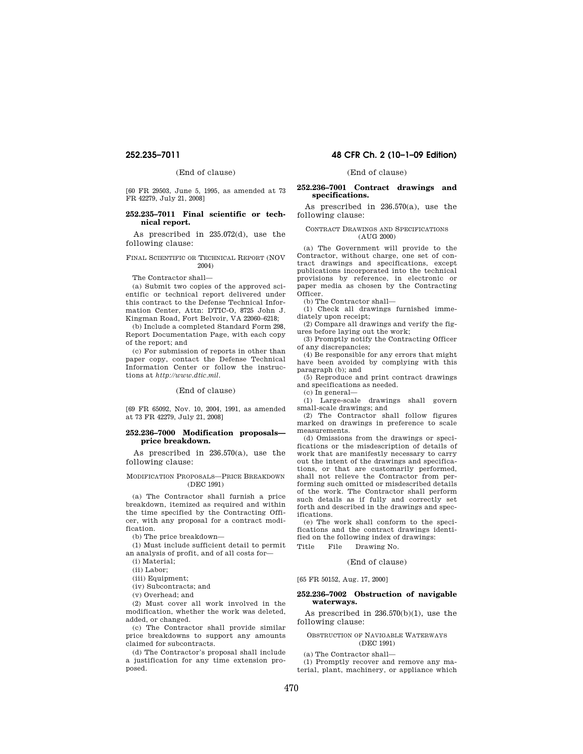(End of clause)

[60 FR 29503, June 5, 1995, as amended at 73 FR 42279, July 21, 2008]

### 252.235–7011 Final scientific or technical report.

As prescribed in 235.072(d), use the following clause:

FINAL SCIENTIFIC OR TECHNICAL REPORT (NOV 2004)

The Contractor shall—

(a) Submit two copies of the approved scientific or technical report delivered under this contract to the Defense Technical Information Center, Attn: DTIC-O, 8725 John J. Kingman Road, Fort Belvoir, VA 22060–6218;

(b) Include a completed Standard Form 298, Report Documentation Page, with each copy of the report; and

(c) For submission of reports in other than paper copy, contact the Defense Technical Information Center or follow the instructions at *http://www.dtic.mil*.

(End of clause)

[69 FR 65092, Nov. 10, 2004, 1991, as amended at 73 FR 42279, July 21, 2008]

### 252.236–7000 Modification proposals—price breakdown.

As prescribed in 236.570(a), use the following clause:

MODIFICATION PROPOSALS—PRICE BREAKDOWN (DEC 1991)

(a) The Contractor shall furnish a price breakdown, itemized as required and within the time specified by the Contracting Officer, with any proposal for a contract modification.

(b) The price breakdown—

(1) Must include sufficient detail to permit an analysis of profit, and of all costs for—

(i) Material;

(ii) Labor;

(iii) Equipment;

(iv) Subcontracts; and

(v) Overhead; and

(2) Must cover all work involved in the modification, whether the work was deleted, added, or changed.

(c) The Contractor shall provide similar price breakdowns to support any amounts claimed for subcontracts.

(d) The Contractor's proposal shall include a justification for any time extension proposed.

(End of clause)

### 252.236–7001 Contract drawings and specifications.

As prescribed in 236.570(a), use the following clause:

CONTRACT DRAWINGS AND SPECIFICATIONS (AUG 2000)

(a) The Government will provide to the Contractor, without charge, one set of contract drawings and specifications, except publications incorporated into the technical provisions by reference, in electronic or paper media as chosen by the Contracting Officer.

(b) The Contractor shall—

(1) Check all drawings furnished immediately upon receipt;

(2) Compare all drawings and verify the figures before laying out the work;

(3) Promptly notify the Contracting Officer of any discrepancies;

(4) Be responsible for any errors that might have been avoided by complying with this paragraph (b); and

(5) Reproduce and print contract drawings and specifications as needed.

(c) In general—

(1) Large-scale drawings shall govern small-scale drawings; and

(2) The Contractor shall follow figures marked on drawings in preference to scale measurements.

(d) Omissions from the drawings or specifications or the misdescription of details of work that are manifestly necessary to carry out the intent of the drawings and specifications, or that are customarily performed, shall not relieve the Contractor from performing such omitted or misdescribed details of the work. The Contractor shall perform such details as if fully and correctly set forth and described in the drawings and specifications.

(e) The work shall conform to the specifications and the contract drawings identified on the following index of drawings:

Title File Drawing No.

(End of clause)

[65 FR 50152, Aug. 17, 2000]

### 252.236–7002 Obstruction of navigable waterways.

As prescribed in 236.570(b)(1), use the following clause:

OBSTRUCTION OF NAVIGABLE WATERWAYS (DEC 1991)

(a) The Contractor shall—

(1) Promptly recover and remove any material, plant, machinery, or appliance which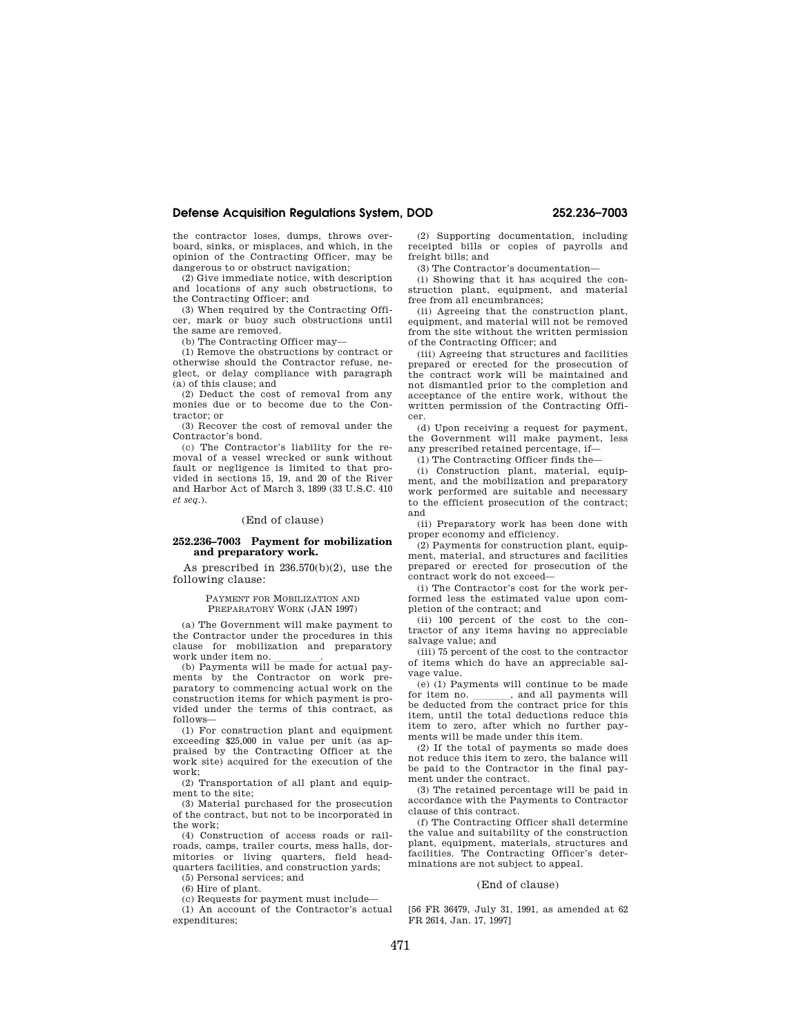the contractor loses, dumps, throws overboard, sinks, or misplaces, and which, in the opinion of the Contracting Officer, may be dangerous to or obstruct navigation;

(2) Give immediate notice, with description and locations of any such obstructions, to the Contracting Officer; and

(3) When required by the Contracting Officer, mark or buoy such obstructions until the same are removed.

(b) The Contracting Officer may—

(1) Remove the obstructions by contract or otherwise should the Contractor refuse, neglect, or delay compliance with paragraph (a) of this clause; and

(2) Deduct the cost of removal from any monies due or to become due to the Contractor; or

(3) Recover the cost of removal under the Contractor's bond.

(c) The Contractor's liability for the removal of a vessel wrecked or sunk without fault or negligence is limited to that provided in sections 15, 19, and 20 of the River and Harbor Act of March 3, 1899 (33 U.S.C. 410 *et seq.*).

(End of clause)

### 252.236–7003 Payment for mobilization and preparatory work.

As prescribed in 236.570(b)(2), use the following clause:

PAYMENT FOR MOBILIZATION AND PREPARATORY WORK (JAN 1997)

(a) The Government will make payment to the Contractor under the procedures in this clause for mobilization and preparatory work under item no. \_\_\_\_\_\_\_\_.

(b) Payments will be made for actual payments by the Contractor on work preparatory to commencing actual work on the construction items for which payment is provided under the terms of this contract, as follows—

(1) For construction plant and equipment exceeding $25,000 in value per unit (as appraised by the Contracting Officer at the work site) acquired for the execution of the work;

(2) Transportation of all plant and equipment to the site;

(3) Material purchased for the prosecution of the contract, but not to be incorporated in the work;

(4) Construction of access roads or railroads, camps, trailer courts, mess halls, dormitories or living quarters, field headquarters facilities, and construction yards;

(5) Personal services; and

(6) Hire of plant.

(c) Requests for payment must include—

(1) An account of the Contractor's actual expenditures;

(2) Supporting documentation, including receipted bills or copies of payrolls and freight bills; and

(3) The Contractor's documentation—

(i) Showing that it has acquired the construction plant, equipment, and material free from all encumbrances;

(ii) Agreeing that the construction plant, equipment, and material will not be removed from the site without the written permission of the Contracting Officer; and

(iii) Agreeing that structures and facilities prepared or erected for the prosecution of the contract work will be maintained and not dismantled prior to the completion and acceptance of the entire work, without the written permission of the Contracting Officer.

(d) Upon receiving a request for payment, the Government will make payment, less any prescribed retained percentage, if—

(1) The Contracting Officer finds the—

(i) Construction plant, material, equipment, and the mobilization and preparatory work performed are suitable and necessary to the efficient prosecution of the contract; and

(ii) Preparatory work has been done with proper economy and efficiency.

(2) Payments for construction plant, equipment, material, and structures and facilities prepared or erected for prosecution of the contract work do not exceed—

(i) The Contractor's cost for the work performed less the estimated value upon completion of the contract; and

(ii) 100 percent of the cost to the contractor of any items having no appreciable salvage value; and

(iii) 75 percent of the cost to the contractor of items which do have an appreciable salvage value.

(e) (1) Payments will continue to be made for item no. \_\_\_\_\_\_\_, and all payments will be deducted from the contract price for this item, until the total deductions reduce this item to zero, after which no further payments will be made under this item.

(2) If the total of payments so made does not reduce this item to zero, the balance will be paid to the Contractor in the final payment under the contract.

(3) The retained percentage will be paid in accordance with the Payments to Contractor clause of this contract.

(f) The Contracting Officer shall determine the value and suitability of the construction plant, equipment, materials, structures and facilities. The Contracting Officer's determinations are not subject to appeal.

(End of clause)

[56 FR 36479, July 31, 1991, as amended at 62 FR 2614, Jan. 17, 1997]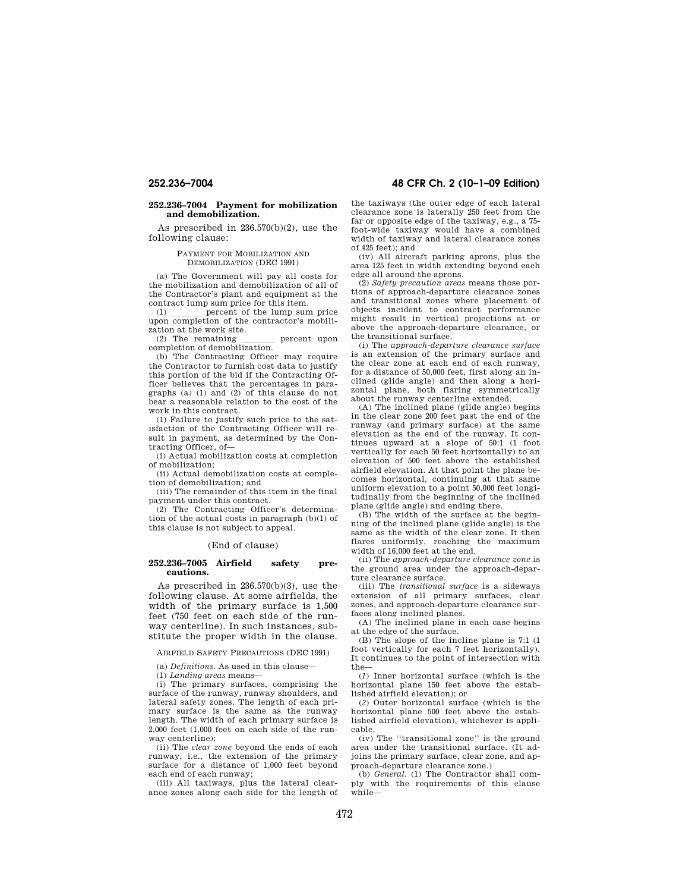### 252.236–7004 Payment for mobilization and demobilization.

As prescribed in 236.570(b)(2), use the following clause:

PAYMENT FOR MOBILIZATION AND DEMOBILIZATION (DEC 1991)

(a) The Government will pay all costs for the mobilization and demobilization of all of the Contractor's plant and equipment at the contract lump sum price for this item.

(1) _______ percent of the lump sum price upon completion of the contractor's mobilization at the work site.

(2) The remaining _______ percent upon completion of demobilization.

(b) The Contracting Officer may require the Contractor to furnish cost data to justify this portion of the bid if the Contracting Officer believes that the percentages in paragraphs (a) (1) and (2) of this clause do not bear a reasonable relation to the cost of the work in this contract.

(1) Failure to justify such price to the satisfaction of the Contracting Officer will result in payment, as determined by the Contracting Officer, of—

(i) Actual mobilization costs at completion of mobilization;

(ii) Actual demobilization costs at completion of demobilization; and

(iii) The remainder of this item in the final payment under this contract.

(2) The Contracting Officer's determination of the actual costs in paragraph (b)(1) of this clause is not subject to appeal.

(End of clause)

### 252.236–7005 Airfield safety precautions.

As prescribed in 236.570(b)(3), use the following clause. At some airfields, the width of the primary surface is 1,500 feet (750 feet on each side of the runway centerline). In such instances, substitute the proper width in the clause.

AIRFIELD SAFETY PRECAUTIONS (DEC 1991)

(a) *Definitions.* As used in this clause—

(1) *Landing areas* means—

(i) The primary surfaces, comprising the surface of the runway, runway shoulders, and lateral safety zones. The length of each primary surface is the same as the runway length. The width of each primary surface is 2,000 feet (1,000 feet on each side of the runway centerline);

(ii) The *clear zone* beyond the ends of each runway, i.e., the extension of the primary surface for a distance of 1,000 feet beyond each end of each runway;

(iii) All taxiways, plus the lateral clearance zones along each side for the length of the taxiways (the outer edge of each lateral clearance zone is laterally 250 feet from the far or opposite edge of the taxiway, e.g., a 75-foot-wide taxiway would have a combined width of taxiway and lateral clearance zones of 425 feet); and

(iv) All aircraft parking aprons, plus the area 125 feet in width extending beyond each edge all around the aprons.

(2) *Safety precaution areas* means those portions of approach-departure clearance zones and transitional zones where placement of objects incident to contract performance might result in vertical projections at or above the approach-departure clearance, or the transitional surface.

(i) The *approach-departure clearance surface* is an extension of the primary surface and the clear zone at each end of each runway, for a distance of 50,000 feet, first along an inclined (glide angle) and then along a horizontal plane, both flaring symmetrically about the runway centerline extended.

(A) The inclined plane (glide angle) begins in the clear zone 200 feet past the end of the runway (and primary surface) at the same elevation as the end of the runway. It continues upward at a slope of 50:1 (1 foot vertically for each 50 feet horizontally) to an elevation of 500 feet above the established airfield elevation. At that point the plane becomes horizontal, continuing at that same uniform elevation to a point 50,000 feet longitudinally from the beginning of the inclined plane (glide angle) and ending there.

(B) The width of the surface at the beginning of the inclined plane (glide angle) is the same as the width of the clear zone. It then flares uniformly, reaching the maximum width of 16,000 feet at the end.

(ii) The *approach-departure clearance zone* is the ground area under the approach-departure clearance surface.

(iii) The *transitional surface* is a sideways extension of all primary surfaces, clear zones, and approach-departure clearance surfaces along inclined planes.

(A) The inclined plane in each case begins at the edge of the surface.

(B) The slope of the incline plane is 7:1 (1 foot vertically for each 7 feet horizontally). It continues to the point of intersection with the—

(*1*) Inner horizontal surface (which is the horizontal plane 150 feet above the established airfield elevation); or

(*2*) Outer horizontal surface (which is the horizontal plane 500 feet above the established airfield elevation), whichever is applicable.

(iv) The "transitional zone" is the ground area under the transitional surface. (It adjoins the primary surface, clear zone, and approach-departure clearance zone.)

(b) *General.* (1) The Contractor shall comply with the requirements of this clause while—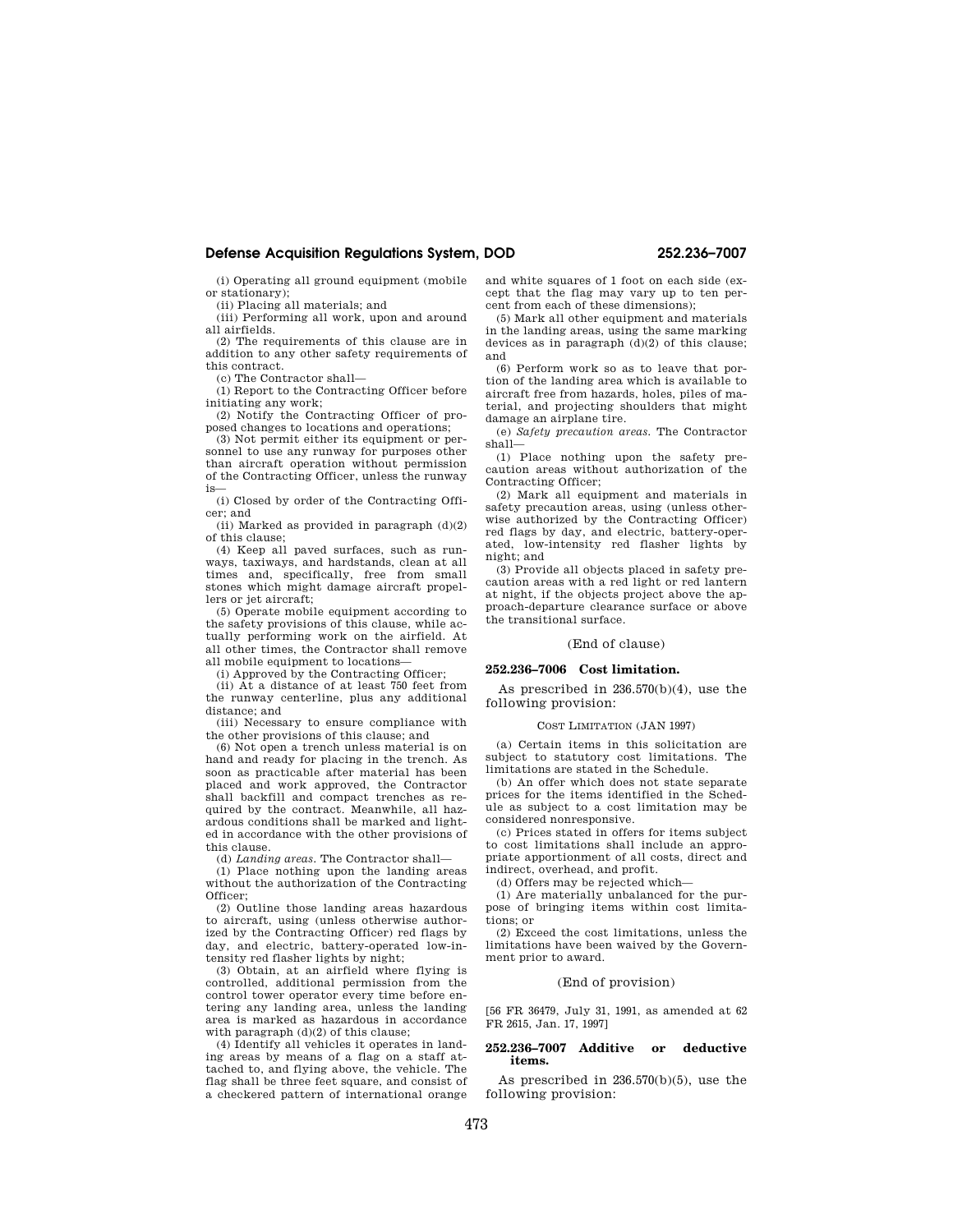(i) Operating all ground equipment (mobile or stationary);

(ii) Placing all materials; and

(iii) Performing all work, upon and around all airfields.

(2) The requirements of this clause are in addition to any other safety requirements of this contract.

(c) The Contractor shall—

(1) Report to the Contracting Officer before initiating any work;

(2) Notify the Contracting Officer of proposed changes to locations and operations;

(3) Not permit either its equipment or personnel to use any runway for purposes other than aircraft operation without permission of the Contracting Officer, unless the runway is—

(i) Closed by order of the Contracting Officer; and

(ii) Marked as provided in paragraph (d)(2) of this clause;

(4) Keep all paved surfaces, such as runways, taxiways, and hardstands, clean at all times and, specifically, free from small stones which might damage aircraft propellers or jet aircraft;

(5) Operate mobile equipment according to the safety provisions of this clause, while actually performing work on the airfield. At all other times, the Contractor shall remove all mobile equipment to locations—

(i) Approved by the Contracting Officer;

(ii) At a distance of at least 750 feet from the runway centerline, plus any additional distance; and

(iii) Necessary to ensure compliance with the other provisions of this clause; and

(6) Not open a trench unless material is on hand and ready for placing in the trench. As soon as practicable after material has been placed and work approved, the Contractor shall backfill and compact trenches as required by the contract. Meanwhile, all hazardous conditions shall be marked and lighted in accordance with the other provisions of this clause.

(d) *Landing areas.* The Contractor shall—

(1) Place nothing upon the landing areas without the authorization of the Contracting Officer;

(2) Outline those landing areas hazardous to aircraft, using (unless otherwise authorized by the Contracting Officer) red flags by day, and electric, battery-operated low-intensity red flasher lights by night;

(3) Obtain, at an airfield where flying is controlled, additional permission from the control tower operator every time before entering any landing area, unless the landing area is marked as hazardous in accordance with paragraph (d)(2) of this clause;

(4) Identify all vehicles it operates in landing areas by means of a flag on a staff attached to, and flying above, the vehicle. The flag shall be three feet square, and consist of a checkered pattern of international orange and white squares of 1 foot on each side (except that the flag may vary up to ten percent from each of these dimensions);

(5) Mark all other equipment and materials in the landing areas, using the same marking devices as in paragraph (d)(2) of this clause; and

(6) Perform work so as to leave that portion of the landing area which is available to aircraft free from hazards, holes, piles of material, and projecting shoulders that might damage an airplane tire.

(e) *Safety precaution areas.* The Contractor shall—

(1) Place nothing upon the safety precaution areas without authorization of the Contracting Officer;

(2) Mark all equipment and materials in safety precaution areas, using (unless otherwise authorized by the Contracting Officer) red flags by day, and electric, battery-operated, low-intensity red flasher lights by night; and

(3) Provide all objects placed in safety precaution areas with a red light or red lantern at night, if the objects project above the approach-departure clearance surface or above the transitional surface.

(End of clause)

### 252.236–7006 Cost limitation.

As prescribed in 236.570(b)(4), use the following provision:

COST LIMITATION (JAN 1997)

(a) Certain items in this solicitation are subject to statutory cost limitations. The limitations are stated in the Schedule.

(b) An offer which does not state separate prices for the items identified in the Schedule as subject to a cost limitation may be considered nonresponsive.

(c) Prices stated in offers for items subject to cost limitations shall include an appropriate apportionment of all costs, direct and indirect, overhead, and profit.

(d) Offers may be rejected which—

(1) Are materially unbalanced for the purpose of bringing items within cost limitations; or

(2) Exceed the cost limitations, unless the limitations have been waived by the Government prior to award.

(End of provision)

[56 FR 36479, July 31, 1991, as amended at 62 FR 2615, Jan. 17, 1997]

### 252.236–7007 Additive or deductive items.

As prescribed in 236.570(b)(5), use the following provision: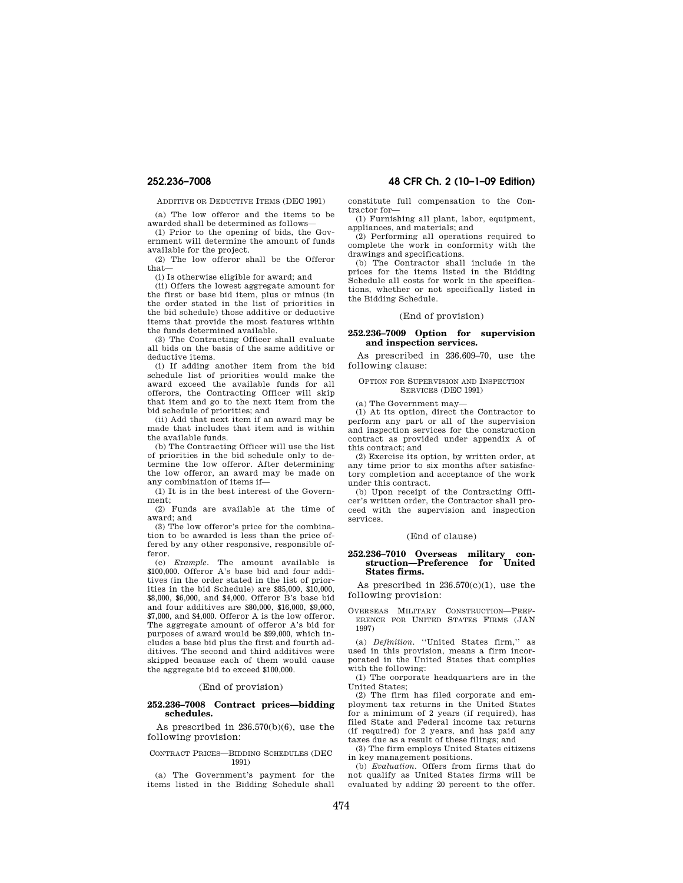ADDITIVE OR DEDUCTIVE ITEMS (DEC 1991)

(a) The low offeror and the items to be awarded shall be determined as follows—

(1) Prior to the opening of bids, the Government will determine the amount of funds available for the project.

(2) The low offeror shall be the Offeror that—

(i) Is otherwise eligible for award; and

(ii) Offers the lowest aggregate amount for the first or base bid item, plus or minus (in the order stated in the list of priorities in the bid schedule) those additive or deductive items that provide the most features within the funds determined available.

(3) The Contracting Officer shall evaluate all bids on the basis of the same additive or deductive items.

(i) If adding another item from the bid schedule list of priorities would make the award exceed the available funds for all offerors, the Contracting Officer will skip that item and go to the next item from the bid schedule of priorities; and

(ii) Add that next item if an award may be made that includes that item and is within the available funds.

(b) The Contracting Officer will use the list of priorities in the bid schedule only to determine the low offeror. After determining the low offeror, an award may be made on any combination of items if—

(1) It is in the best interest of the Government;

(2) Funds are available at the time of award; and

(3) The low offeror's price for the combination to be awarded is less than the price offered by any other responsive, responsible offeror.

(c) *Example.* The amount available is $100,000. Offeror A's base bid and four additives (in the order stated in the list of priorities in the bid Schedule) are $85,000, $10,000, $8,000, $6,000, and $4,000. Offeror B's base bid and four additives are $80,000, $16,000, $9,000, $7,000, and $4,000. Offeror A is the low offeror. The aggregate amount of offeror A's bid for purposes of award would be $99,000, which includes a base bid plus the first and fourth additives. The second and third additives were skipped because each of them would cause the aggregate bid to exceed $100,000.

(End of provision)

## 252.236–7008 Contract prices—bidding schedules.

As prescribed in 236.570(b)(6), use the following provision:

CONTRACT PRICES—BIDDING SCHEDULES (DEC 1991)

(a) The Government's payment for the items listed in the Bidding Schedule shall constitute full compensation to the Contractor for—

(1) Furnishing all plant, labor, equipment, appliances, and materials; and

(2) Performing all operations required to complete the work in conformity with the drawings and specifications.

(b) The Contractor shall include in the prices for the items listed in the Bidding Schedule all costs for work in the specifications, whether or not specifically listed in the Bidding Schedule.

(End of provision)

## 252.236–7009 Option for supervision and inspection services.

As prescribed in 236.609–70, use the following clause:

OPTION FOR SUPERVISION AND INSPECTION SERVICES (DEC 1991)

(a) The Government may—

(1) At its option, direct the Contractor to perform any part or all of the supervision and inspection services for the construction contract as provided under appendix A of this contract; and

(2) Exercise its option, by written order, at any time prior to six months after satisfactory completion and acceptance of the work under this contract.

(b) Upon receipt of the Contracting Officer's written order, the Contractor shall proceed with the supervision and inspection services.

(End of clause)

## 252.236–7010 Overseas military construction—Preference for United States firms.

As prescribed in 236.570(c)(1), use the following provision:

OVERSEAS MILITARY CONSTRUCTION—PREFERENCE FOR UNITED STATES FIRMS (JAN 1997)

(a) *Definition.* "United States firm," as used in this provision, means a firm incorporated in the United States that complies with the following:

(1) The corporate headquarters are in the United States;

(2) The firm has filed corporate and employment tax returns in the United States for a minimum of 2 years (if required), has filed State and Federal income tax returns (if required) for 2 years, and has paid any taxes due as a result of these filings; and

(3) The firm employs United States citizens in key management positions.

(b) *Evaluation.* Offers from firms that do not qualify as United States firms will be evaluated by adding 20 percent to the offer.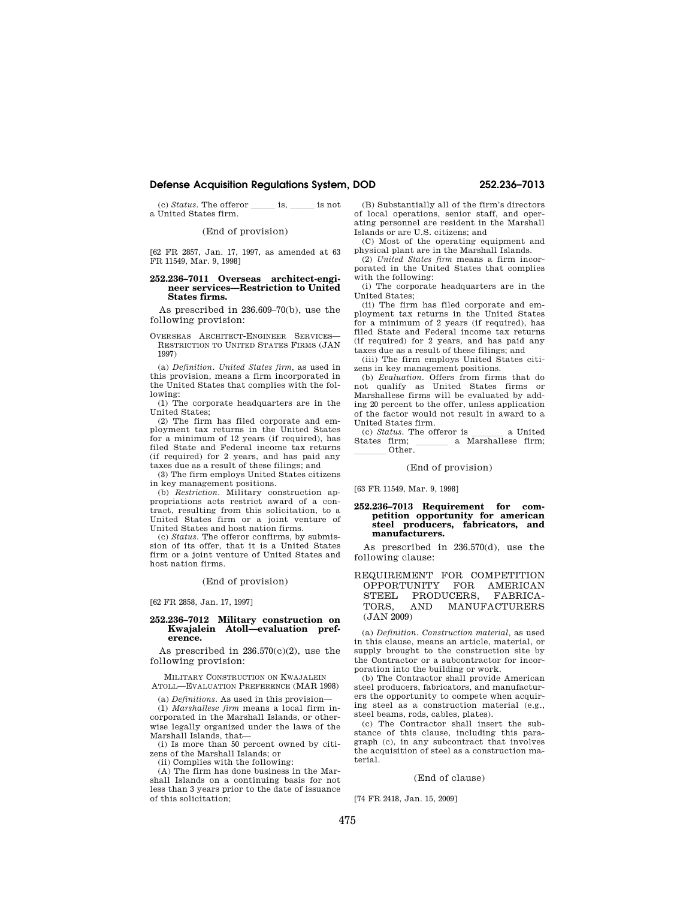(c) *Status*. The offeror _____ is, _____ is not a United States firm.

(End of provision)

[62 FR 2857, Jan. 17, 1997, as amended at 63 FR 11549, Mar. 9, 1998]

### 252.236–7011 Overseas architect-engineer services—Restriction to United States firms.

As prescribed in 236.609–70(b), use the following provision:

OVERSEAS ARCHITECT-ENGINEER SERVICES—RESTRICTION TO UNITED STATES FIRMS (JAN 1997)

(a) *Definition*. *United States firm*, as used in this provision, means a firm incorporated in the United States that complies with the following:

(1) The corporate headquarters are in the United States;

(2) The firm has filed corporate and employment tax returns in the United States for a minimum of 12 years (if required), has filed State and Federal income tax returns (if required) for 2 years, and has paid any taxes due as a result of these filings; and

(3) The firm employs United States citizens in key management positions.

(b) *Restriction*. Military construction appropriations acts restrict award of a contract, resulting from this solicitation, to a United States firm or a joint venture of United States and host nation firms.

(c) *Status*. The offeror confirms, by submission of its offer, that it is a United States firm or a joint venture of United States and host nation firms.

(End of provision)

[62 FR 2858, Jan. 17, 1997]

### 252.236–7012 Military construction on Kwajalein Atoll—evaluation preference.

As prescribed in 236.570(c)(2), use the following provision:

MILITARY CONSTRUCTION ON KWAJALEIN ATOLL—EVALUATION PREFERENCE (MAR 1998)

(a) *Definitions*. As used in this provision—

(1) *Marshallese firm* means a local firm incorporated in the Marshall Islands, or otherwise legally organized under the laws of the Marshall Islands, that—

(i) Is more than 50 percent owned by citizens of the Marshall Islands; or

(ii) Complies with the following:

(A) The firm has done business in the Marshall Islands on a continuing basis for not less than 3 years prior to the date of issuance of this solicitation;

(B) Substantially all of the firm's directors of local operations, senior staff, and operating personnel are resident in the Marshall Islands or are U.S. citizens; and

(C) Most of the operating equipment and physical plant are in the Marshall Islands.

(2) *United States firm* means a firm incorporated in the United States that complies with the following:

(i) The corporate headquarters are in the United States;

(ii) The firm has filed corporate and employment tax returns in the United States for a minimum of 2 years (if required), has filed State and Federal income tax returns (if required) for 2 years, and has paid any taxes due as a result of these filings; and

(iii) The firm employs United States citizens in key management positions.

(b) *Evaluation*. Offers from firms that do not qualify as United States firms or Marshallese firms will be evaluated by adding 20 percent to the offer, unless application of the factor would not result in award to a United States firm.

(c) *Status*. The offeror is _______ a United States firm; _______ a Marshallese firm; _______ Other.

(End of provision)

[63 FR 11549, Mar. 9, 1998]

### 252.236–7013 Requirement for competition opportunity for american steel producers, fabricators, and manufacturers.

As prescribed in 236.570(d), use the following clause:

REQUIREMENT FOR COMPETITION OPPORTUNITY FOR AMERICAN STEEL PRODUCERS, FABRICATORS, AND MANUFACTURERS (JAN 2009)

(a) *Definition*. *Construction material*, as used in this clause, means an article, material, or supply brought to the construction site by the Contractor or a subcontractor for incorporation into the building or work.

(b) The Contractor shall provide American steel producers, fabricators, and manufacturers the opportunity to compete when acquiring steel as a construction material (e.g., steel beams, rods, cables, plates).

(c) The Contractor shall insert the substance of this clause, including this paragraph (c), in any subcontract that involves the acquisition of steel as a construction material.

(End of clause)

[74 FR 2418, Jan. 15, 2009]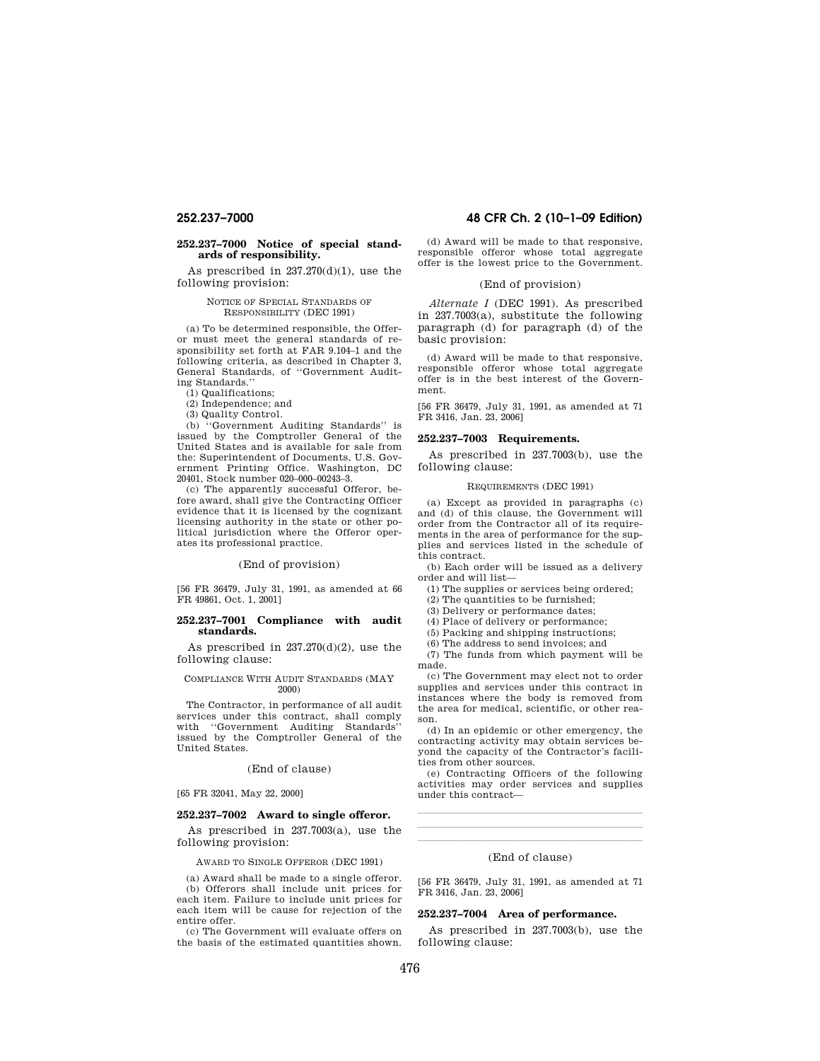**252.237–7000 Notice of special standards of responsibility.**

As prescribed in 237.270(d)(1), use the following provision:

NOTICE OF SPECIAL STANDARDS OF RESPONSIBILITY (DEC 1991)

(a) To be determined responsible, the Offeror must meet the general standards of responsibility set forth at FAR 9.104–1 and the following criteria, as described in Chapter 3, General Standards, of ''Government Auditing Standards.''

(1) Qualifications;

(2) Independence; and

(3) Quality Control.

(b) ''Government Auditing Standards'' is issued by the Comptroller General of the United States and is available for sale from the: Superintendent of Documents, U.S. Government Printing Office. Washington, DC 20401, Stock number 020–000–00243–3.

(c) The apparently successful Offeror, before award, shall give the Contracting Officer evidence that it is licensed by the cognizant licensing authority in the state or other political jurisdiction where the Offeror operates its professional practice.

(End of provision)

[56 FR 36479, July 31, 1991, as amended at 66 FR 49861, Oct. 1, 2001]

**252.237–7001 Compliance with audit standards.**

As prescribed in 237.270(d)(2), use the following clause:

COMPLIANCE WITH AUDIT STANDARDS (MAY 2000)

The Contractor, in performance of all audit services under this contract, shall comply with ''Government Auditing Standards'' issued by the Comptroller General of the United States.

(End of clause)

[65 FR 32041, May 22, 2000]

**252.237–7002 Award to single offeror.**

As prescribed in 237.7003(a), use the following provision:

AWARD TO SINGLE OFFEROR (DEC 1991)

(a) Award shall be made to a single offeror.

(b) Offerors shall include unit prices for each item. Failure to include unit prices for each item will be cause for rejection of the entire offer.

(c) The Government will evaluate offers on the basis of the estimated quantities shown.

(d) Award will be made to that responsive, responsible offeror whose total aggregate offer is the lowest price to the Government.

(End of provision)

*Alternate I* (DEC 1991). As prescribed in 237.7003(a), substitute the following paragraph (d) for paragraph (d) of the basic provision:

(d) Award will be made to that responsive, responsible offeror whose total aggregate offer is in the best interest of the Government.

[56 FR 36479, July 31, 1991, as amended at 71 FR 3416, Jan. 23, 2006]

**252.237–7003 Requirements.**

As prescribed in 237.7003(b), use the following clause:

REQUIREMENTS (DEC 1991)

(a) Except as provided in paragraphs (c) and (d) of this clause, the Government will order from the Contractor all of its requirements in the area of performance for the supplies and services listed in the schedule of this contract.

(b) Each order will be issued as a delivery order and will list—

(1) The supplies or services being ordered;

(2) The quantities to be furnished;

(3) Delivery or performance dates;

(4) Place of delivery or performance;

(5) Packing and shipping instructions;

(6) The address to send invoices; and

(7) The funds from which payment will be made.

(c) The Government may elect not to order supplies and services under this contract in instances where the body is removed from the area for medical, scientific, or other reason.

(d) In an epidemic or other emergency, the contracting activity may obtain services beyond the capacity of the Contractor's facilities from other sources.

(e) Contracting Officers of the following activities may order services and supplies under this contract—

\_\_\_\_\_\_\_\_\_\_\_\_\_\_\_\_\_\_\_\_\_\_\_\_\_\_\_\_\_\_\_\_\_\_\_\_\_\_

\_\_\_\_\_\_\_\_\_\_\_\_\_\_\_\_\_\_\_\_\_\_\_\_\_\_\_\_\_\_\_\_\_\_\_\_\_\_

\_\_\_\_\_\_\_\_\_\_\_\_\_\_\_\_\_\_\_\_\_\_\_\_\_\_\_\_\_\_\_\_\_\_\_\_\_\_

(End of clause)

[56 FR 36479, July 31, 1991, as amended at 71 FR 3416, Jan. 23, 2006]

**252.237–7004 Area of performance.**

As prescribed in 237.7003(b), use the following clause: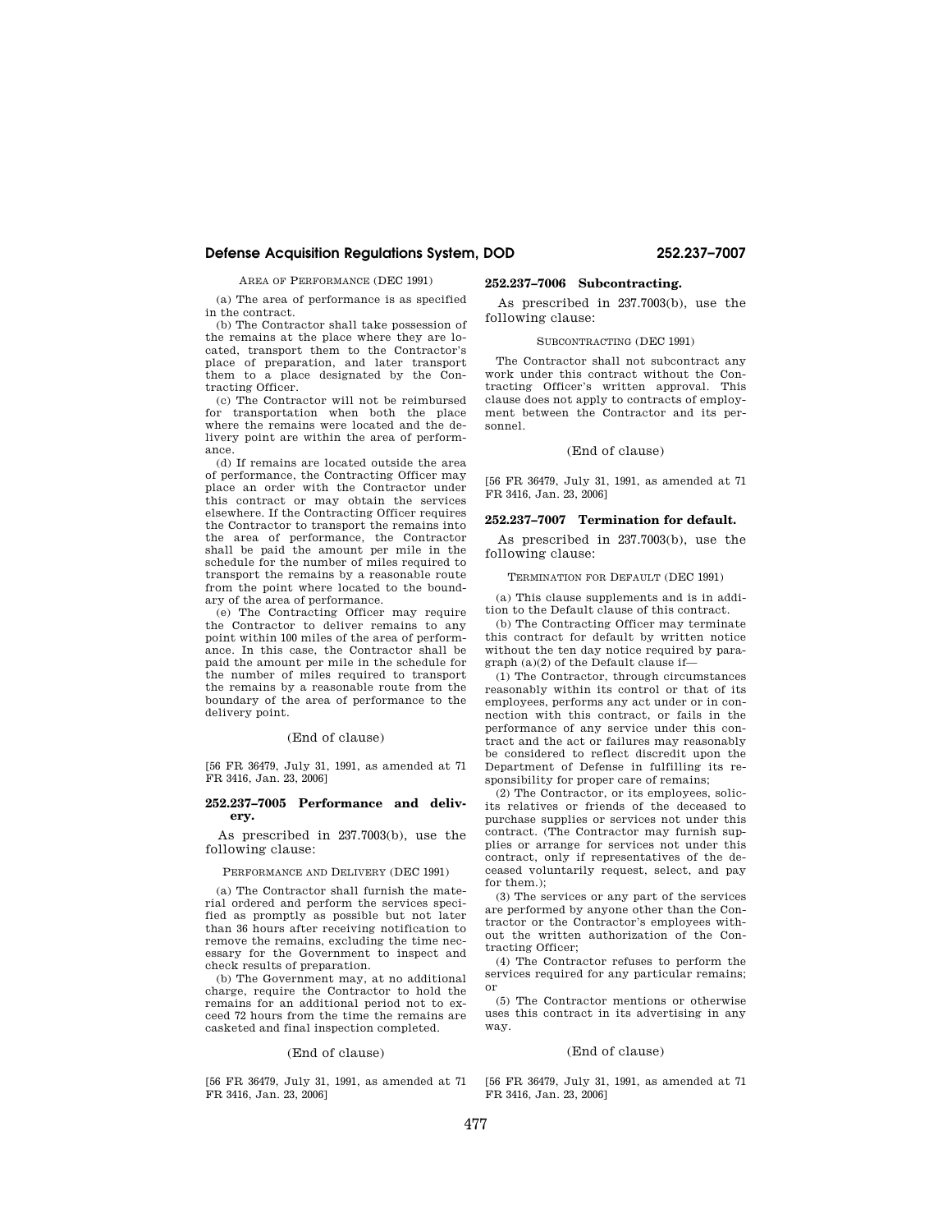AREA OF PERFORMANCE (DEC 1991)

(a) The area of performance is as specified in the contract.

(b) The Contractor shall take possession of the remains at the place where they are located, transport them to the Contractor's place of preparation, and later transport them to a place designated by the Contracting Officer.

(c) The Contractor will not be reimbursed for transportation when both the place where the remains were located and the delivery point are within the area of performance.

(d) If remains are located outside the area of performance, the Contracting Officer may place an order with the Contractor under this contract or may obtain the services elsewhere. If the Contracting Officer requires the Contractor to transport the remains into the area of performance, the Contractor shall be paid the amount per mile in the schedule for the number of miles required to transport the remains by a reasonable route from the point where located to the boundary of the area of performance.

(e) The Contracting Officer may require the Contractor to deliver remains to any point within 100 miles of the area of performance. In this case, the Contractor shall be paid the amount per mile in the schedule for the number of miles required to transport the remains by a reasonable route from the boundary of the area of performance to the delivery point.

(End of clause)

[56 FR 36479, July 31, 1991, as amended at 71 FR 3416, Jan. 23, 2006]

## 252.237-7005 Performance and delivery.

As prescribed in 237.7003(b), use the following clause:

PERFORMANCE AND DELIVERY (DEC 1991)

(a) The Contractor shall furnish the material ordered and perform the services specified as promptly as possible but not later than 36 hours after receiving notification to remove the remains, excluding the time necessary for the Government to inspect and check results of preparation.

(b) The Government may, at no additional charge, require the Contractor to hold the remains for an additional period not to exceed 72 hours from the time the remains are casketed and final inspection completed.

(End of clause)

[56 FR 36479, July 31, 1991, as amended at 71 FR 3416, Jan. 23, 2006]

## 252.237-7006 Subcontracting.

As prescribed in 237.7003(b), use the following clause:

SUBCONTRACTING (DEC 1991)

The Contractor shall not subcontract any work under this contract without the Contracting Officer's written approval. This clause does not apply to contracts of employment between the Contractor and its personnel.

(End of clause)

[56 FR 36479, July 31, 1991, as amended at 71 FR 3416, Jan. 23, 2006]

## 252.237-7007 Termination for default.

As prescribed in 237.7003(b), use the following clause:

TERMINATION FOR DEFAULT (DEC 1991)

(a) This clause supplements and is in addition to the Default clause of this contract.

(b) The Contracting Officer may terminate this contract for default by written notice without the ten day notice required by paragraph (a)(2) of the Default clause if—

(1) The Contractor, through circumstances reasonably within its control or that of its employees, performs any act under or in connection with this contract, or fails in the performance of any service under this contract and the act or failures may reasonably be considered to reflect discredit upon the Department of Defense in fulfilling its responsibility for proper care of remains;

(2) The Contractor, or its employees, solicits relatives or friends of the deceased to purchase supplies or services not under this contract. (The Contractor may furnish supplies or arrange for services not under this contract, only if representatives of the deceased voluntarily request, select, and pay for them.);

(3) The services or any part of the services are performed by anyone other than the Contractor or the Contractor's employees without the written authorization of the Contracting Officer;

(4) The Contractor refuses to perform the services required for any particular remains; or

(5) The Contractor mentions or otherwise uses this contract in its advertising in any way.

(End of clause)

[56 FR 36479, July 31, 1991, as amended at 71 FR 3416, Jan. 23, 2006]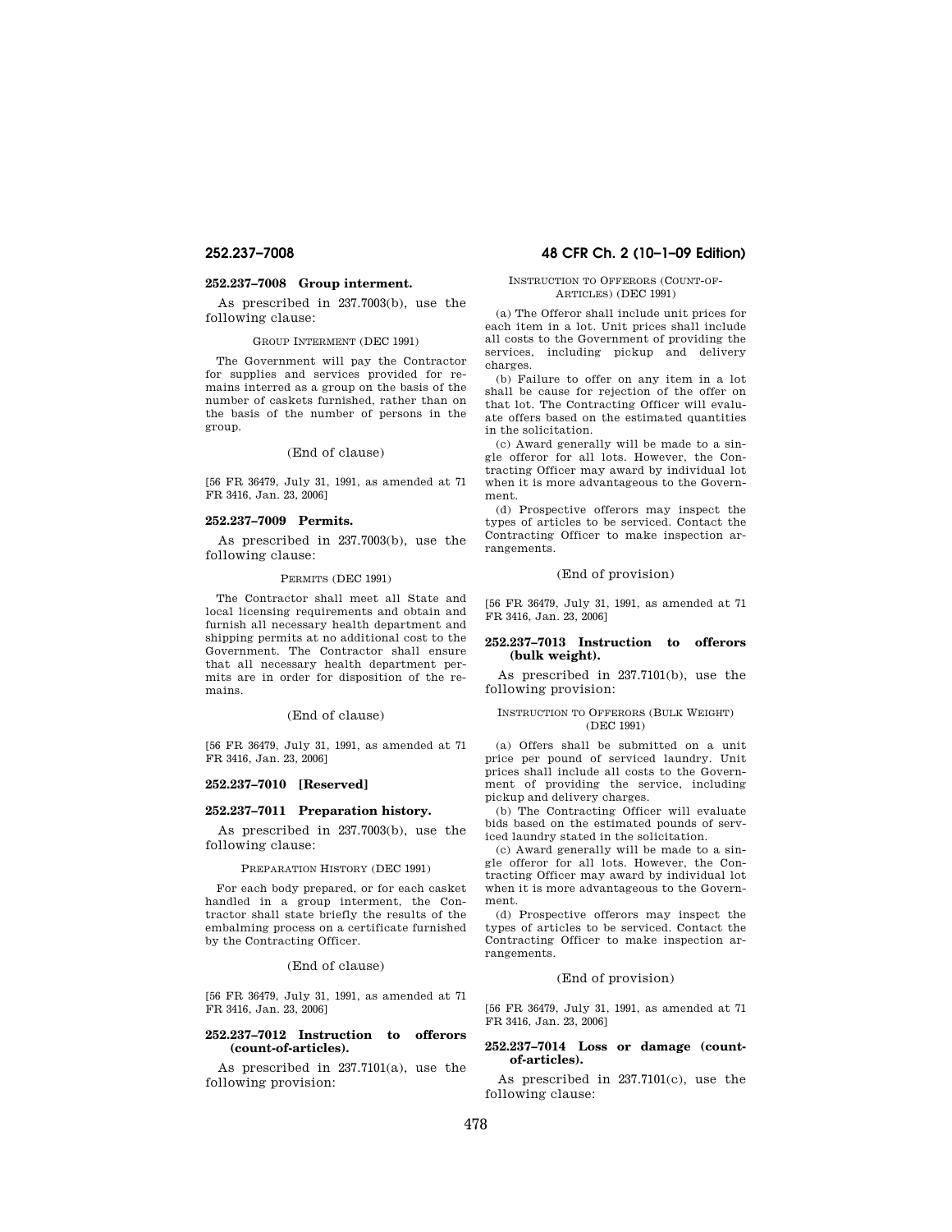### 252.237–7008 Group interment.

As prescribed in 237.7003(b), use the following clause:

GROUP INTERMENT (DEC 1991)

The Government will pay the Contractor for supplies and services provided for remains interred as a group on the basis of the number of caskets furnished, rather than on the basis of the number of persons in the group.

(End of clause)

[56 FR 36479, July 31, 1991, as amended at 71 FR 3416, Jan. 23, 2006]

### 252.237–7009 Permits.

As prescribed in 237.7003(b), use the following clause:

PERMITS (DEC 1991)

The Contractor shall meet all State and local licensing requirements and obtain and furnish all necessary health department and shipping permits at no additional cost to the Government. The Contractor shall ensure that all necessary health department permits are in order for disposition of the remains.

(End of clause)

[56 FR 36479, July 31, 1991, as amended at 71 FR 3416, Jan. 23, 2006]

### 252.237–7010 [Reserved]

### 252.237–7011 Preparation history.

As prescribed in 237.7003(b), use the following clause:

PREPARATION HISTORY (DEC 1991)

For each body prepared, or for each casket handled in a group interment, the Contractor shall state briefly the results of the embalming process on a certificate furnished by the Contracting Officer.

(End of clause)

[56 FR 36479, July 31, 1991, as amended at 71 FR 3416, Jan. 23, 2006]

### 252.237–7012 Instruction to offerors (count-of-articles).

As prescribed in 237.7101(a), use the following provision:

INSTRUCTION TO OFFERORS (COUNT-OF-ARTICLES) (DEC 1991)

(a) The Offeror shall include unit prices for each item in a lot. Unit prices shall include all costs to the Government of providing the services, including pickup and delivery charges.

(b) Failure to offer on any item in a lot shall be cause for rejection of the offer on that lot. The Contracting Officer will evaluate offers based on the estimated quantities in the solicitation.

(c) Award generally will be made to a single offeror for all lots. However, the Contracting Officer may award by individual lot when it is more advantageous to the Government.

(d) Prospective offerors may inspect the types of articles to be serviced. Contact the Contracting Officer to make inspection arrangements.

(End of provision)

[56 FR 36479, July 31, 1991, as amended at 71 FR 3416, Jan. 23, 2006]

### 252.237–7013 Instruction to offerors (bulk weight).

As prescribed in 237.7101(b), use the following provision:

INSTRUCTION TO OFFERORS (BULK WEIGHT) (DEC 1991)

(a) Offers shall be submitted on a unit price per pound of serviced laundry. Unit prices shall include all costs to the Government of providing the service, including pickup and delivery charges.

(b) The Contracting Officer will evaluate bids based on the estimated pounds of serviced laundry stated in the solicitation.

(c) Award generally will be made to a single offeror for all lots. However, the Contracting Officer may award by individual lot when it is more advantageous to the Government.

(d) Prospective offerors may inspect the types of articles to be serviced. Contact the Contracting Officer to make inspection arrangements.

(End of provision)

[56 FR 36479, July 31, 1991, as amended at 71 FR 3416, Jan. 23, 2006]

### 252.237–7014 Loss or damage (count-of-articles).

As prescribed in 237.7101(c), use the following clause: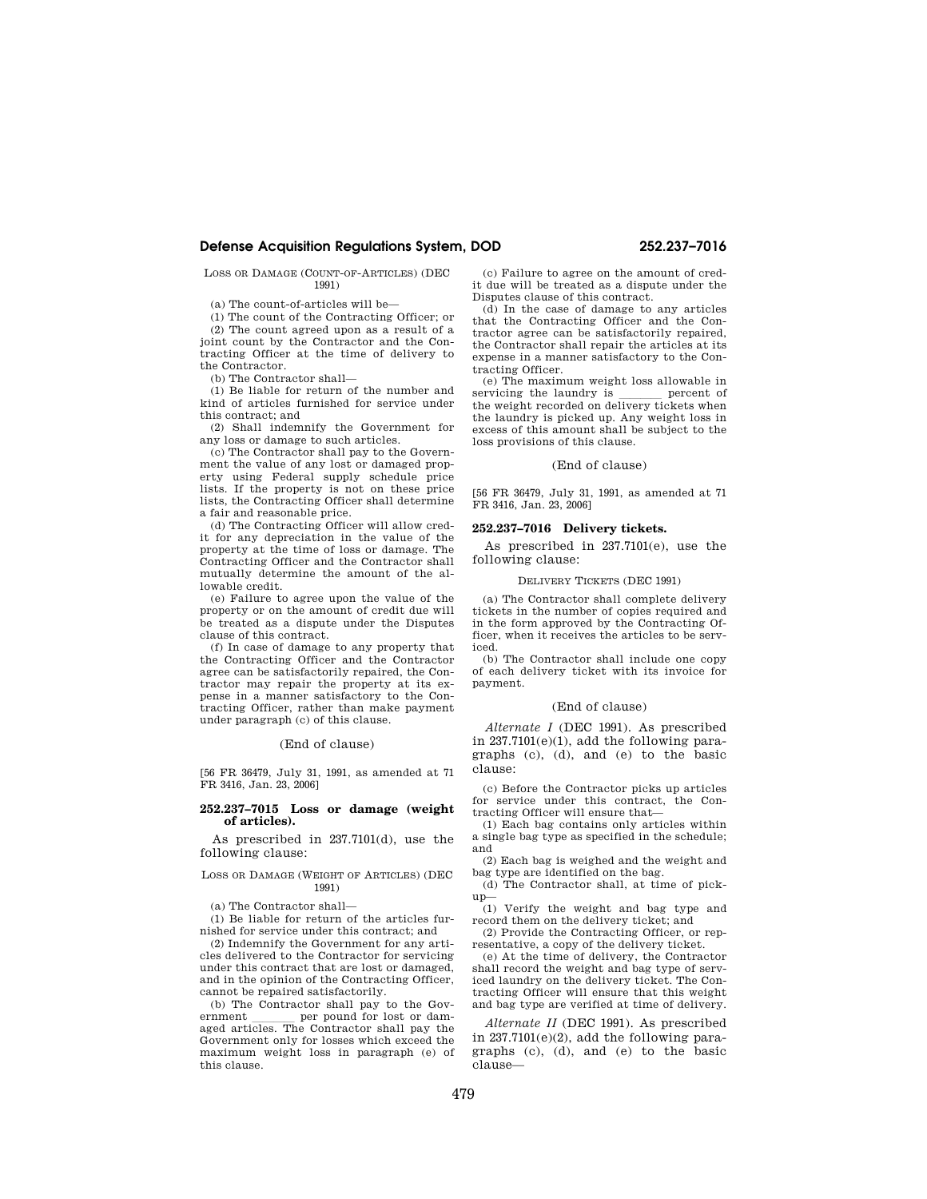LOSS OR DAMAGE (COUNT-OF-ARTICLES) (DEC 1991)

(a) The count-of-articles will be—

(1) The count of the Contracting Officer; or

(2) The count agreed upon as a result of a joint count by the Contractor and the Contracting Officer at the time of delivery to the Contractor.

(b) The Contractor shall—

(1) Be liable for return of the number and kind of articles furnished for service under this contract; and

(2) Shall indemnify the Government for any loss or damage to such articles.

(c) The Contractor shall pay to the Government the value of any lost or damaged property using Federal supply schedule price lists. If the property is not on these price lists, the Contracting Officer shall determine a fair and reasonable price.

(d) The Contracting Officer will allow credit for any depreciation in the value of the property at the time of loss or damage. The Contracting Officer and the Contractor shall mutually determine the amount of the allowable credit.

(e) Failure to agree upon the value of the property or on the amount of credit due will be treated as a dispute under the Disputes clause of this contract.

(f) In case of damage to any property that the Contracting Officer and the Contractor agree can be satisfactorily repaired, the Contractor may repair the property at its expense in a manner satisfactory to the Contracting Officer, rather than make payment under paragraph (c) of this clause.

(End of clause)

[56 FR 36479, July 31, 1991, as amended at 71 FR 3416, Jan. 23, 2006]

## 252.237–7015 Loss or damage (weight of articles).

As prescribed in 237.7101(d), use the following clause:

LOSS OR DAMAGE (WEIGHT OF ARTICLES) (DEC 1991)

(a) The Contractor shall—

(1) Be liable for return of the articles furnished for service under this contract; and

(2) Indemnify the Government for any articles delivered to the Contractor for servicing under this contract that are lost or damaged, and in the opinion of the Contracting Officer, cannot be repaired satisfactorily.

(b) The Contractor shall pay to the Government ________ per pound for lost or damaged articles. The Contractor shall pay the Government only for losses which exceed the maximum weight loss in paragraph (e) of this clause.

(c) Failure to agree on the amount of credit due will be treated as a dispute under the Disputes clause of this contract.

(d) In the case of damage to any articles that the Contracting Officer and the Contractor agree can be satisfactorily repaired, the Contractor shall repair the articles at its expense in a manner satisfactory to the Contracting Officer.

(e) The maximum weight loss allowable in servicing the laundry is ________ percent of the weight recorded on delivery tickets when the laundry is picked up. Any weight loss in excess of this amount shall be subject to the loss provisions of this clause.

(End of clause)

[56 FR 36479, July 31, 1991, as amended at 71 FR 3416, Jan. 23, 2006]

## 252.237–7016 Delivery tickets.

As prescribed in 237.7101(e), use the following clause:

DELIVERY TICKETS (DEC 1991)

(a) The Contractor shall complete delivery tickets in the number of copies required and in the form approved by the Contracting Officer, when it receives the articles to be serviced.

(b) The Contractor shall include one copy of each delivery ticket with its invoice for payment.

(End of clause)

*Alternate I* (DEC 1991). As prescribed in 237.7101(e)(1), add the following paragraphs (c), (d), and (e) to the basic clause:

(c) Before the Contractor picks up articles for service under this contract, the Contracting Officer will ensure that—

(1) Each bag contains only articles within a single bag type as specified in the schedule; and

(2) Each bag is weighed and the weight and bag type are identified on the bag.

(d) The Contractor shall, at time of pickup—

(1) Verify the weight and bag type and record them on the delivery ticket; and

(2) Provide the Contracting Officer, or representative, a copy of the delivery ticket.

(e) At the time of delivery, the Contractor shall record the weight and bag type of serviced laundry on the delivery ticket. The Contracting Officer will ensure that this weight and bag type are verified at time of delivery.

*Alternate II* (DEC 1991). As prescribed in 237.7101(e)(2), add the following paragraphs (c), (d), and (e) to the basic clause—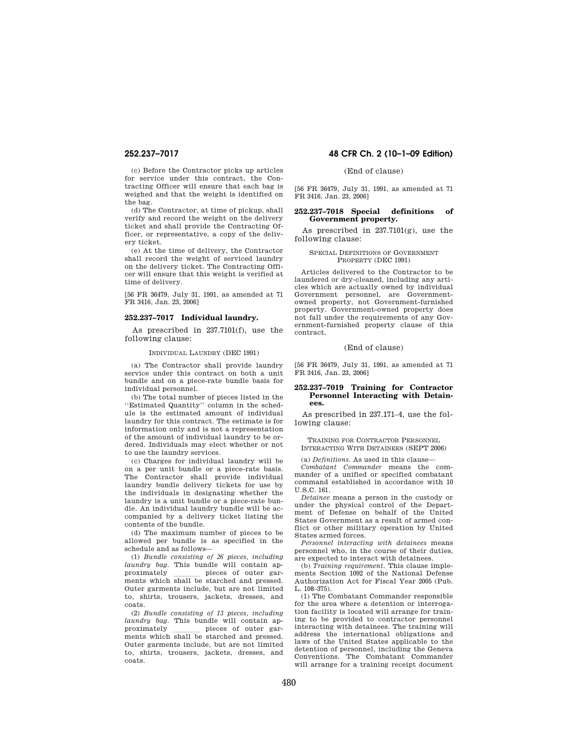(c) Before the Contractor picks up articles for service under this contract, the Contracting Officer will ensure that each bag is weighed and that the weight is identified on the bag.

(d) The Contractor, at time of pickup, shall verify and record the weight on the delivery ticket and shall provide the Contracting Officer, or representative, a copy of the delivery ticket.

(e) At the time of delivery, the Contractor shall record the weight of serviced laundry on the delivery ticket. The Contracting Officer will ensure that this weight is verified at time of delivery.

(End of clause)

[56 FR 36479, July 31, 1991, as amended at 71 FR 3416, Jan. 23, 2006]

## 252.237–7017 Individual laundry.

As prescribed in 237.7101(f), use the following clause:

INDIVIDUAL LAUNDRY (DEC 1991)

(a) The Contractor shall provide laundry service under this contract on both a unit bundle and on a piece-rate bundle basis for individual personnel.

(b) The total number of pieces listed in the ''Estimated Quantity'' column in the schedule is the estimated amount of individual laundry for this contract. The estimate is for information only and is not a representation of the amount of individual laundry to be ordered. Individuals may elect whether or not to use the laundry services.

(c) Charges for individual laundry will be on a per unit bundle or a piece-rate basis. The Contractor shall provide individual laundry bundle delivery tickets for use by the individuals in designating whether the laundry is a unit bundle or a piece-rate bundle. An individual laundry bundle will be accompanied by a delivery ticket listing the contents of the bundle.

(d) The maximum number of pieces to be allowed per bundle is as specified in the schedule and as follows—

(1) *Bundle consisting of 26 pieces, including laundry bag.* This bundle will contain approximately _______ pieces of outer garments which shall be starched and pressed. Outer garments include, but are not limited to, shirts, trousers, jackets, dresses, and coats.

(2) *Bundle consisting of 13 pieces, including laundry bag.* This bundle will contain approximately _______ pieces of outer garments which shall be starched and pressed. Outer garments include, but are not limited to, shirts, trousers, jackets, dresses, and coats.

(End of clause)

[56 FR 36479, July 31, 1991, as amended at 71 FR 3416, Jan. 23, 2006]

## 252.237–7018 Special definitions of Government property.

As prescribed in 237.7101(g), use the following clause:

SPECIAL DEFINITIONS OF GOVERNMENT PROPERTY (DEC 1991)

Articles delivered to the Contractor to be laundered or dry-cleaned, including any articles which are actually owned by individual Government personnel, are Government-owned property, not Government-furnished property. Government-owned property does not fall under the requirements of any Government-furnished property clause of this contract.

(End of clause)

[56 FR 36479, July 31, 1991, as amended at 71 FR 3416, Jan. 23, 2006]

## 252.237–7019 Training for Contractor Personnel Interacting with Detainees.

As prescribed in 237.171–4, use the following clause:

TRAINING FOR CONTRACTOR PERSONNEL INTERACTING WITH DETAINEES (SEPT 2006)

(a) *Definitions.* As used in this clause—

*Combatant Commander* means the commander of a unified or specified combatant command established in accordance with 10 U.S.C. 161.

*Detainee* means a person in the custody or under the physical control of the Department of Defense on behalf of the United States Government as a result of armed conflict or other military operation by United States armed forces.

*Personnel interacting with detainees* means personnel who, in the course of their duties, are expected to interact with detainees.

(b) *Training requirement.* This clause implements Section 1092 of the National Defense Authorization Act for Fiscal Year 2005 (Pub. L. 108–375).

(1) The Combatant Commander responsible for the area where a detention or interrogation facility is located will arrange for training to be provided to contractor personnel interacting with detainees. The training will address the international obligations and laws of the United States applicable to the detention of personnel, including the Geneva Conventions. The Combatant Commander will arrange for a training receipt document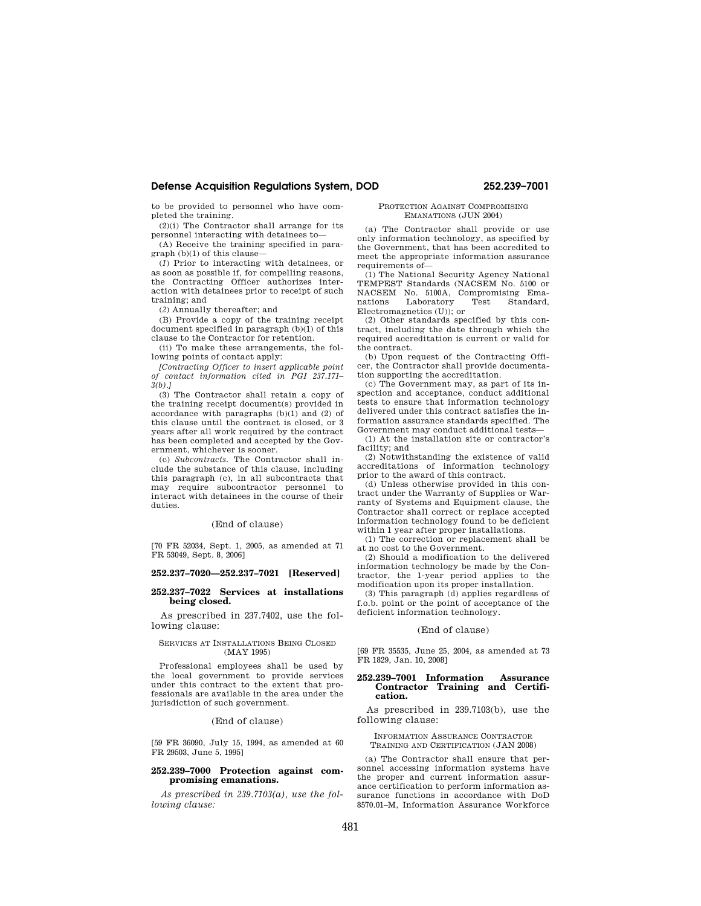to be provided to personnel who have completed the training.

(2)(i) The Contractor shall arrange for its personnel interacting with detainees to—

(A) Receive the training specified in paragraph (b)(1) of this clause—

(*1*) Prior to interacting with detainees, or as soon as possible if, for compelling reasons, the Contracting Officer authorizes interaction with detainees prior to receipt of such training; and

(*2*) Annually thereafter; and

(B) Provide a copy of the training receipt document specified in paragraph (b)(1) of this clause to the Contractor for retention.

(ii) To make these arrangements, the following points of contact apply:

*[Contracting Officer to insert applicable point of contact information cited in PGI 237.171–3(b).]*

(3) The Contractor shall retain a copy of the training receipt document(s) provided in accordance with paragraphs (b)(1) and (2) of this clause until the contract is closed, or 3 years after all work required by the contract has been completed and accepted by the Government, whichever is sooner.

(c) *Subcontracts.* The Contractor shall include the substance of this clause, including this paragraph (c), in all subcontracts that may require subcontractor personnel to interact with detainees in the course of their duties.

(End of clause)

[70 FR 52034, Sept. 1, 2005, as amended at 71 FR 53049, Sept. 8, 2006]

### 252.237–7020—252.237–7021 [Reserved]

### 252.237–7022 Services at installations being closed.

As prescribed in 237.7402, use the following clause:

SERVICES AT INSTALLATIONS BEING CLOSED (MAY 1995)

Professional employees shall be used by the local government to provide services under this contract to the extent that professionals are available in the area under the jurisdiction of such government.

(End of clause)

[59 FR 36090, July 15, 1994, as amended at 60 FR 29503, June 5, 1995]

### 252.239–7000 Protection against compromising emanations.

*As prescribed in 239.7103(a), use the following clause:*

PROTECTION AGAINST COMPROMISING EMANATIONS (JUN 2004)

(a) The Contractor shall provide or use only information technology, as specified by the Government, that has been accredited to meet the appropriate information assurance requirements of—

(1) The National Security Agency National TEMPEST Standards (NACSEM No. 5100 or NACSEM No. 5100A, Compromising Emanations Laboratory Test Standard, Electromagnetics (U)); or

(2) Other standards specified by this contract, including the date through which the required accreditation is current or valid for the contract.

(b) Upon request of the Contracting Officer, the Contractor shall provide documentation supporting the accreditation.

(c) The Government may, as part of its inspection and acceptance, conduct additional tests to ensure that information technology delivered under this contract satisfies the information assurance standards specified. The Government may conduct additional tests—

(1) At the installation site or contractor's facility; and

(2) Notwithstanding the existence of valid accreditations of information technology prior to the award of this contract.

(d) Unless otherwise provided in this contract under the Warranty of Supplies or Warranty of Systems and Equipment clause, the Contractor shall correct or replace accepted information technology found to be deficient within 1 year after proper installations.

(1) The correction or replacement shall be at no cost to the Government.

(2) Should a modification to the delivered information technology be made by the Contractor, the 1-year period applies to the modification upon its proper installation.

(3) This paragraph (d) applies regardless of f.o.b. point or the point of acceptance of the deficient information technology.

(End of clause)

[69 FR 35535, June 25, 2004, as amended at 73 FR 1829, Jan. 10, 2008]

### 252.239–7001 Information Assurance Contractor Training and Certification.

As prescribed in 239.7103(b), use the following clause:

INFORMATION ASSURANCE CONTRACTOR TRAINING AND CERTIFICATION (JAN 2008)

(a) The Contractor shall ensure that personnel accessing information systems have the proper and current information assurance certification to perform information assurance functions in accordance with DoD 8570.01–M, Information Assurance Workforce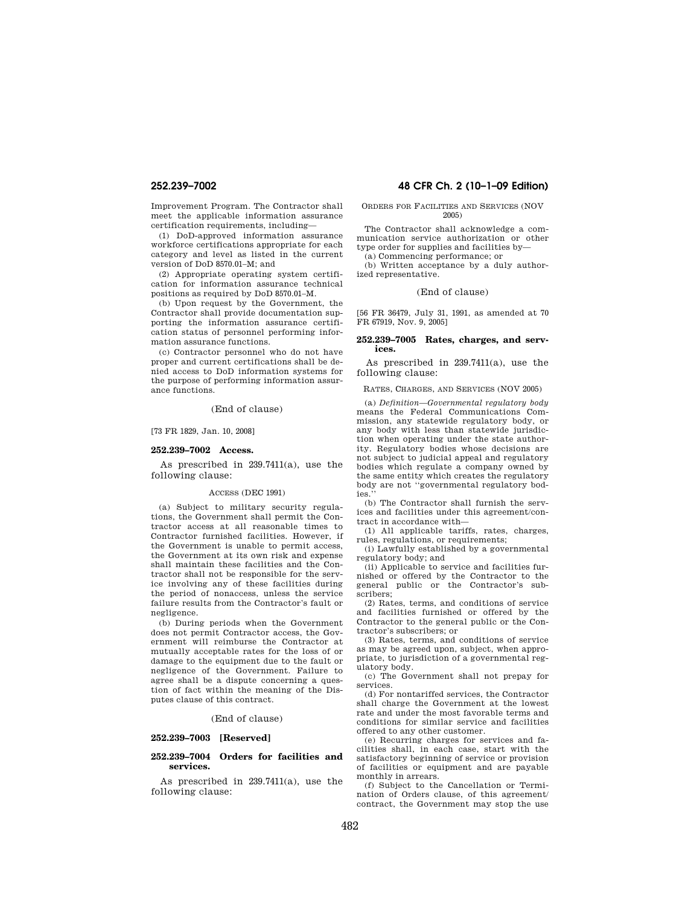Improvement Program. The Contractor shall meet the applicable information assurance certification requirements, including—

(1) DoD-approved information assurance workforce certifications appropriate for each category and level as listed in the current version of DoD 8570.01–M; and

(2) Appropriate operating system certification for information assurance technical positions as required by DoD 8570.01–M.

(b) Upon request by the Government, the Contractor shall provide documentation supporting the information assurance certification status of personnel performing information assurance functions.

(c) Contractor personnel who do not have proper and current certifications shall be denied access to DoD information systems for the purpose of performing information assurance functions.

(End of clause)

[73 FR 1829, Jan. 10, 2008]

### 252.239–7002 Access.

As prescribed in 239.7411(a), use the following clause:

ACCESS (DEC 1991)

(a) Subject to military security regulations, the Government shall permit the Contractor access at all reasonable times to Contractor furnished facilities. However, if the Government is unable to permit access, the Government at its own risk and expense shall maintain these facilities and the Contractor shall not be responsible for the service involving any of these facilities during the period of nonaccess, unless the service failure results from the Contractor's fault or negligence.

(b) During periods when the Government does not permit Contractor access, the Government will reimburse the Contractor at mutually acceptable rates for the loss of or damage to the equipment due to the fault or negligence of the Government. Failure to agree shall be a dispute concerning a question of fact within the meaning of the Disputes clause of this contract.

(End of clause)

### 252.239–7003 [Reserved]

### 252.239–7004 Orders for facilities and services.

As prescribed in 239.7411(a), use the following clause:

ORDERS FOR FACILITIES AND SERVICES (NOV 2005)

The Contractor shall acknowledge a communication service authorization or other type order for supplies and facilities by—

(a) Commencing performance; or

(b) Written acceptance by a duly authorized representative.

(End of clause)

[56 FR 36479, July 31, 1991, as amended at 70 FR 67919, Nov. 9, 2005]

### 252.239–7005 Rates, charges, and services.

As prescribed in 239.7411(a), use the following clause:

RATES, CHARGES, AND SERVICES (NOV 2005)

(a) *Definition—Governmental regulatory body* means the Federal Communications Commission, any statewide regulatory body, or any body with less than statewide jurisdiction when operating under the state authority. Regulatory bodies whose decisions are not subject to judicial appeal and regulatory bodies which regulate a company owned by the same entity which creates the regulatory body are not "governmental regulatory bodies."

(b) The Contractor shall furnish the services and facilities under this agreement/contract in accordance with—

(1) All applicable tariffs, rates, charges, rules, regulations, or requirements;

(i) Lawfully established by a governmental regulatory body; and

(ii) Applicable to service and facilities furnished or offered by the Contractor to the general public or the Contractor's subscribers;

(2) Rates, terms, and conditions of service and facilities furnished or offered by the Contractor to the general public or the Contractor's subscribers; or

(3) Rates, terms, and conditions of service as may be agreed upon, subject, when appropriate, to jurisdiction of a governmental regulatory body.

(c) The Government shall not prepay for services.

(d) For nontariffed services, the Contractor shall charge the Government at the lowest rate and under the most favorable terms and conditions for similar service and facilities offered to any other customer.

(e) Recurring charges for services and facilities shall, in each case, start with the satisfactory beginning of service or provision of facilities or equipment and are payable monthly in arrears.

(f) Subject to the Cancellation or Termination of Orders clause, of this agreement/contract, the Government may stop the use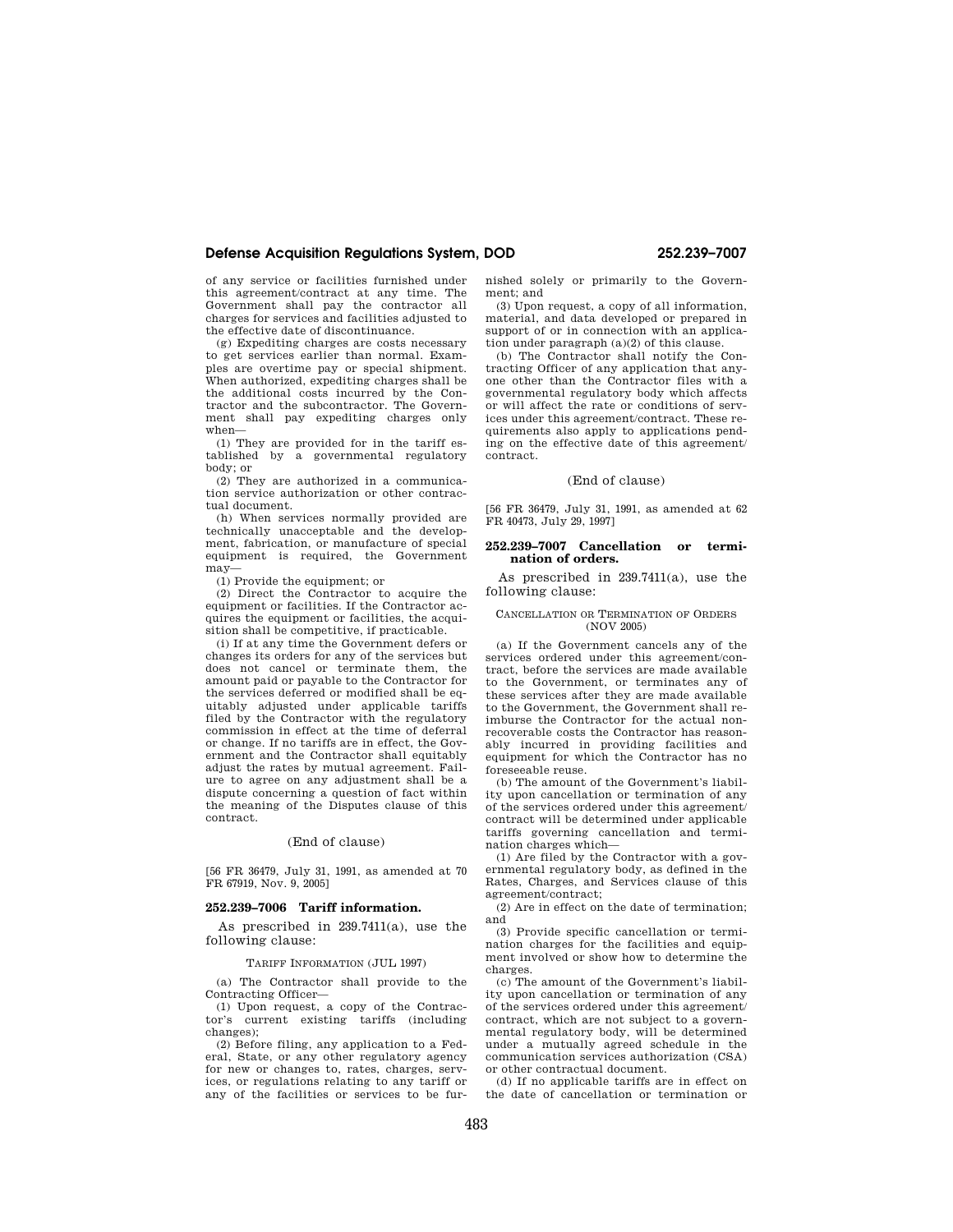of any service or facilities furnished under this agreement/contract at any time. The Government shall pay the contractor all charges for services and facilities adjusted to the effective date of discontinuance.

(g) Expediting charges are costs necessary to get services earlier than normal. Examples are overtime pay or special shipment. When authorized, expediting charges shall be the additional costs incurred by the Contractor and the subcontractor. The Government shall pay expediting charges only when—

(1) They are provided for in the tariff established by a governmental regulatory body; or

(2) They are authorized in a communication service authorization or other contractual document.

(h) When services normally provided are technically unacceptable and the development, fabrication, or manufacture of special equipment is required, the Government may—

(1) Provide the equipment; or

(2) Direct the Contractor to acquire the equipment or facilities. If the Contractor acquires the equipment or facilities, the acquisition shall be competitive, if practicable.

(i) If at any time the Government defers or changes its orders for any of the services but does not cancel or terminate them, the amount paid or payable to the Contractor for the services deferred or modified shall be equitably adjusted under applicable tariffs filed by the Contractor with the regulatory commission in effect at the time of deferral or change. If no tariffs are in effect, the Government and the Contractor shall equitably adjust the rates by mutual agreement. Failure to agree on any adjustment shall be a dispute concerning a question of fact within the meaning of the Disputes clause of this contract.

(End of clause)

[56 FR 36479, July 31, 1991, as amended at 70 FR 67919, Nov. 9, 2005]

### 252.239–7006 Tariff information.

As prescribed in 239.7411(a), use the following clause:

TARIFF INFORMATION (JUL 1997)

(a) The Contractor shall provide to the Contracting Officer—

(1) Upon request, a copy of the Contractor's current existing tariffs (including changes);

(2) Before filing, any application to a Federal, State, or any other regulatory agency for new or changes to, rates, charges, services, or regulations relating to any tariff or any of the facilities or services to be furnished solely or primarily to the Government; and

(3) Upon request, a copy of all information, material, and data developed or prepared in support of or in connection with an application under paragraph (a)(2) of this clause.

(b) The Contractor shall notify the Contracting Officer of any application that anyone other than the Contractor files with a governmental regulatory body which affects or will affect the rate or conditions of services under this agreement/contract. These requirements also apply to applications pending on the effective date of this agreement/contract.

(End of clause)

[56 FR 36479, July 31, 1991, as amended at 62 FR 40473, July 29, 1997]

### 252.239–7007 Cancellation or termination of orders.

As prescribed in 239.7411(a), use the following clause:

CANCELLATION OR TERMINATION OF ORDERS (NOV 2005)

(a) If the Government cancels any of the services ordered under this agreement/contract, before the services are made available to the Government, or terminates any of these services after they are made available to the Government, the Government shall reimburse the Contractor for the actual nonrecoverable costs the Contractor has reasonably incurred in providing facilities and equipment for which the Contractor has no foreseeable reuse.

(b) The amount of the Government's liability upon cancellation or termination of any of the services ordered under this agreement/contract will be determined under applicable tariffs governing cancellation and termination charges which—

(1) Are filed by the Contractor with a governmental regulatory body, as defined in the Rates, Charges, and Services clause of this agreement/contract;

(2) Are in effect on the date of termination; and

(3) Provide specific cancellation or termination charges for the facilities and equipment involved or show how to determine the charges.

(c) The amount of the Government's liability upon cancellation or termination of any of the services ordered under this agreement/contract, which are not subject to a governmental regulatory body, will be determined under a mutually agreed schedule in the communication services authorization (CSA) or other contractual document.

(d) If no applicable tariffs are in effect on the date of cancellation or termination or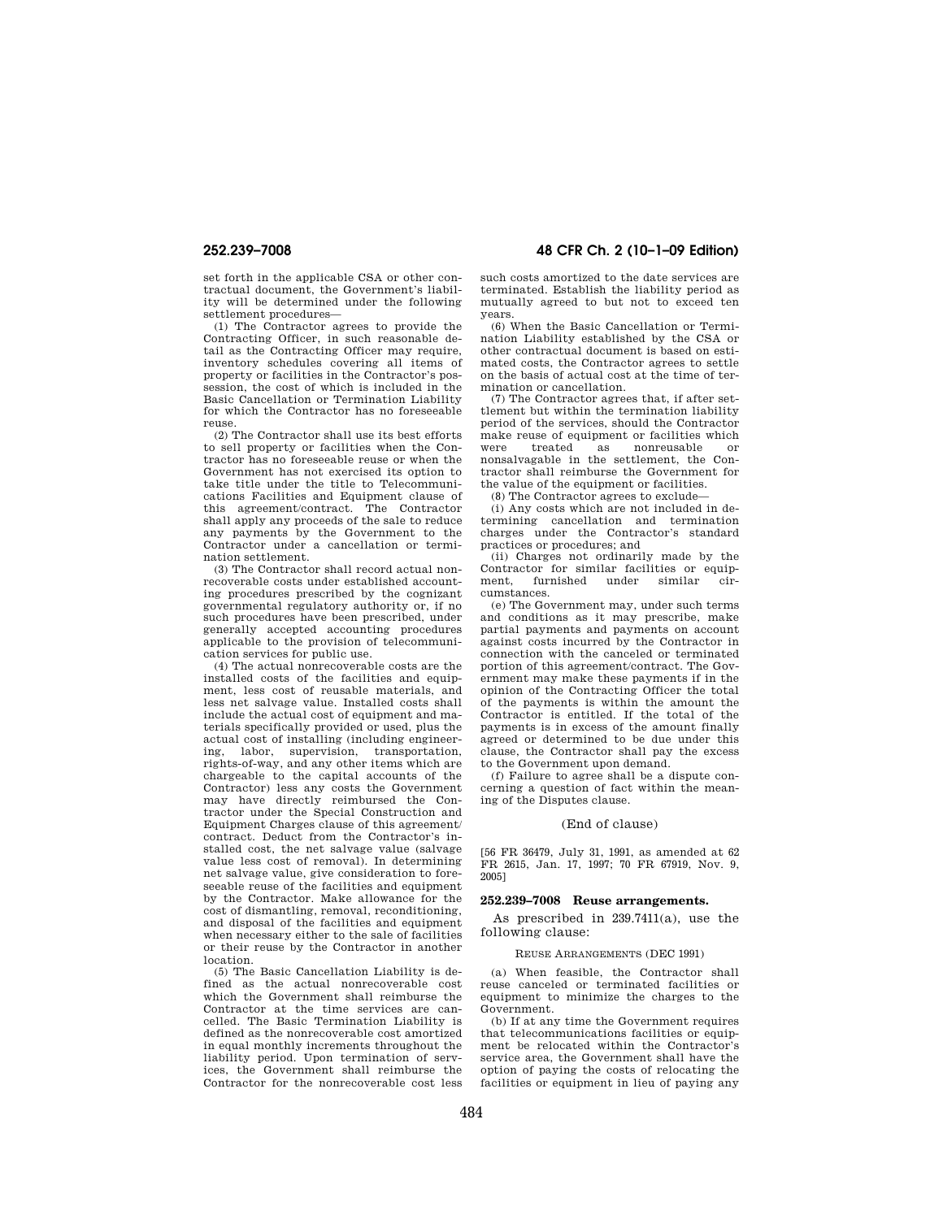set forth in the applicable CSA or other contractual document, the Government's liability will be determined under the following settlement procedures—

(1) The Contractor agrees to provide the Contracting Officer, in such reasonable detail as the Contracting Officer may require, inventory schedules covering all items of property or facilities in the Contractor's possession, the cost of which is included in the Basic Cancellation or Termination Liability for which the Contractor has no foreseeable reuse.

(2) The Contractor shall use its best efforts to sell property or facilities when the Contractor has no foreseeable reuse or when the Government has not exercised its option to take title under the title to Telecommunications Facilities and Equipment clause of this agreement/contract. The Contractor shall apply any proceeds of the sale to reduce any payments by the Government to the Contractor under a cancellation or termination settlement.

(3) The Contractor shall record actual nonrecoverable costs under established accounting procedures prescribed by the cognizant governmental regulatory authority or, if no such procedures have been prescribed, under generally accepted accounting procedures applicable to the provision of telecommunication services for public use.

(4) The actual nonrecoverable costs are the installed costs of the facilities and equipment, less cost of reusable materials, and less net salvage value. Installed costs shall include the actual cost of equipment and materials specifically provided or used, plus the actual cost of installing (including engineering, labor, supervision, transportation, rights-of-way, and any other items which are chargeable to the capital accounts of the Contractor) less any costs the Government may have directly reimbursed the Contractor under the Special Construction and Equipment Charges clause of this agreement/contract. Deduct from the Contractor's installed cost, the net salvage value (salvage value less cost of removal). In determining net salvage value, give consideration to foreseeable reuse of the facilities and equipment by the Contractor. Make allowance for the cost of dismantling, removal, reconditioning, and disposal of the facilities and equipment when necessary either to the sale of facilities or their reuse by the Contractor in another location.

(5) The Basic Cancellation Liability is defined as the actual nonrecoverable cost which the Government shall reimburse the Contractor at the time services are cancelled. The Basic Termination Liability is defined as the nonrecoverable cost amortized in equal monthly increments throughout the liability period. Upon termination of services, the Government shall reimburse the Contractor for the nonrecoverable cost less such costs amortized to the date services are terminated. Establish the liability period as mutually agreed to but not to exceed ten years.

(6) When the Basic Cancellation or Termination Liability established by the CSA or other contractual document is based on estimated costs, the Contractor agrees to settle on the basis of actual cost at the time of termination or cancellation.

(7) The Contractor agrees that, if after settlement but within the termination liability period of the services, should the Contractor make reuse of equipment or facilities which were treated as nonreusable or nonsalvagable in the settlement, the Contractor shall reimburse the Government for the value of the equipment or facilities.

(8) The Contractor agrees to exclude—

(i) Any costs which are not included in determining cancellation and termination charges under the Contractor's standard practices or procedures; and

(ii) Charges not ordinarily made by the Contractor for similar facilities or equipment, furnished under similar circumstances.

(e) The Government may, under such terms and conditions as it may prescribe, make partial payments and payments on account against costs incurred by the Contractor in connection with the canceled or terminated portion of this agreement/contract. The Government may make these payments if in the opinion of the Contracting Officer the total of the payments is within the amount the Contractor is entitled. If the total of the payments is in excess of the amount finally agreed or determined to be due under this clause, the Contractor shall pay the excess to the Government upon demand.

(f) Failure to agree shall be a dispute concerning a question of fact within the meaning of the Disputes clause.

(End of clause)

[56 FR 36479, July 31, 1991, as amended at 62 FR 2615, Jan. 17, 1997; 70 FR 67919, Nov. 9, 2005]

### 252.239–7008 Reuse arrangements.

As prescribed in 239.7411(a), use the following clause:

REUSE ARRANGEMENTS (DEC 1991)

(a) When feasible, the Contractor shall reuse canceled or terminated facilities or equipment to minimize the charges to the Government.

(b) If at any time the Government requires that telecommunications facilities or equipment be relocated within the Contractor's service area, the Government shall have the option of paying the costs of relocating the facilities or equipment in lieu of paying any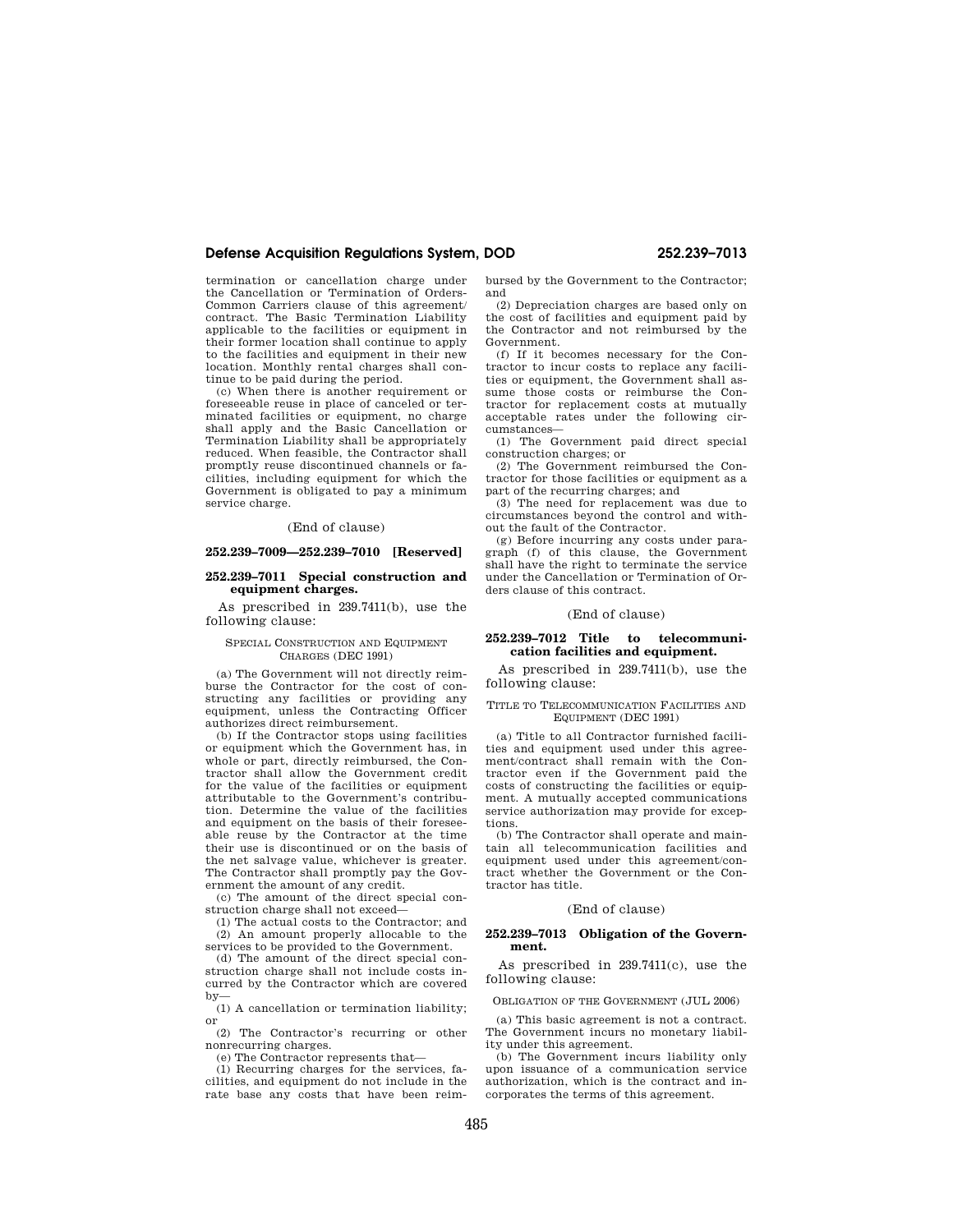termination or cancellation charge under the Cancellation or Termination of Orders-Common Carriers clause of this agreement/contract. The Basic Termination Liability applicable to the facilities or equipment in their former location shall continue to apply to the facilities and equipment in their new location. Monthly rental charges shall continue to be paid during the period.

(c) When there is another requirement or foreseeable reuse in place of canceled or terminated facilities or equipment, no charge shall apply and the Basic Cancellation or Termination Liability shall be appropriately reduced. When feasible, the Contractor shall promptly reuse discontinued channels or facilities, including equipment for which the Government is obligated to pay a minimum service charge.

(End of clause)

### 252.239–7009—252.239–7010 [Reserved]

### 252.239–7011 Special construction and equipment charges.

As prescribed in 239.7411(b), use the following clause:

SPECIAL CONSTRUCTION AND EQUIPMENT CHARGES (DEC 1991)

(a) The Government will not directly reimburse the Contractor for the cost of constructing any facilities or providing any equipment, unless the Contracting Officer authorizes direct reimbursement.

(b) If the Contractor stops using facilities or equipment which the Government has, in whole or part, directly reimbursed, the Contractor shall allow the Government credit for the value of the facilities or equipment attributable to the Government's contribution. Determine the value of the facilities and equipment on the basis of their foreseeable reuse by the Contractor at the time their use is discontinued or on the basis of the net salvage value, whichever is greater. The Contractor shall promptly pay the Government the amount of any credit.

(c) The amount of the direct special construction charge shall not exceed—

(1) The actual costs to the Contractor; and

(2) An amount properly allocable to the services to be provided to the Government.

(d) The amount of the direct special construction charge shall not include costs incurred by the Contractor which are covered by—

(1) A cancellation or termination liability; or

(2) The Contractor's recurring or other nonrecurring charges.

(e) The Contractor represents that—

(1) Recurring charges for the services, facilities, and equipment do not include in the rate base any costs that have been reimbursed by the Government to the Contractor; and

(2) Depreciation charges are based only on the cost of facilities and equipment paid by the Contractor and not reimbursed by the Government.

(f) If it becomes necessary for the Contractor to incur costs to replace any facilities or equipment, the Government shall assume those costs or reimburse the Contractor for replacement costs at mutually acceptable rates under the following circumstances—

(1) The Government paid direct special construction charges; or

(2) The Government reimbursed the Contractor for those facilities or equipment as a part of the recurring charges; and

(3) The need for replacement was due to circumstances beyond the control and without the fault of the Contractor.

(g) Before incurring any costs under paragraph (f) of this clause, the Government shall have the right to terminate the service under the Cancellation or Termination of Orders clause of this contract.

(End of clause)

### 252.239–7012 Title to telecommunication facilities and equipment.

As prescribed in 239.7411(b), use the following clause:

TITLE TO TELECOMMUNICATION FACILITIES AND EQUIPMENT (DEC 1991)

(a) Title to all Contractor furnished facilities and equipment used under this agreement/contract shall remain with the Contractor even if the Government paid the costs of constructing the facilities or equipment. A mutually accepted communications service authorization may provide for exceptions.

(b) The Contractor shall operate and maintain all telecommunication facilities and equipment used under this agreement/contract whether the Government or the Contractor has title.

(End of clause)

### 252.239–7013 Obligation of the Government.

As prescribed in 239.7411(c), use the following clause:

OBLIGATION OF THE GOVERNMENT (JUL 2006)

(a) This basic agreement is not a contract. The Government incurs no monetary liability under this agreement.

(b) The Government incurs liability only upon issuance of a communication service authorization, which is the contract and incorporates the terms of this agreement.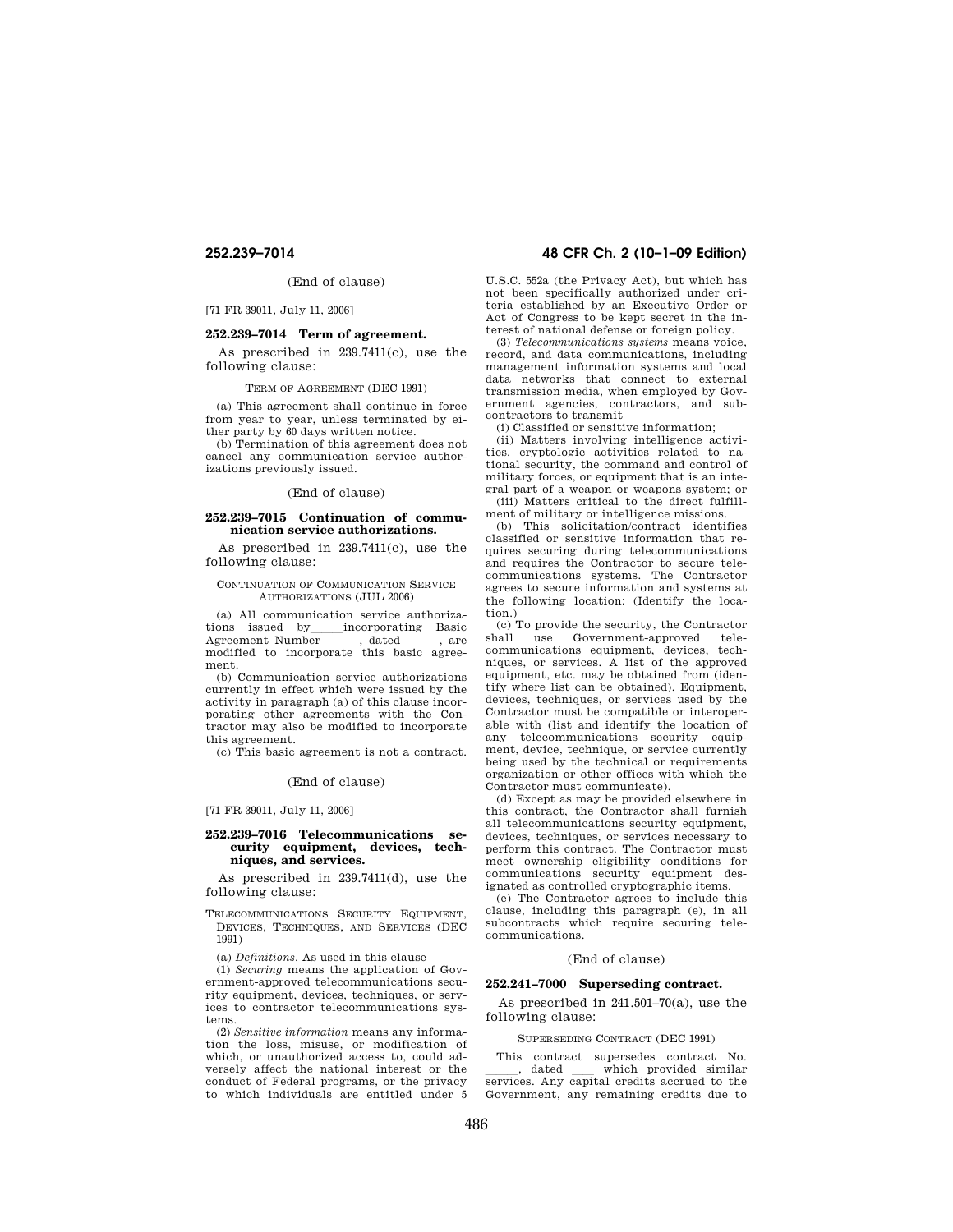(End of clause)

[71 FR 39011, July 11, 2006]

### 252.239–7014 Term of agreement.

As prescribed in 239.7411(c), use the following clause:

TERM OF AGREEMENT (DEC 1991)

(a) This agreement shall continue in force from year to year, unless terminated by either party by 60 days written notice.

(b) Termination of this agreement does not cancel any communication service authorizations previously issued.

(End of clause)

### 252.239–7015 Continuation of communication service authorizations.

As prescribed in 239.7411(c), use the following clause:

CONTINUATION OF COMMUNICATION SERVICE AUTHORIZATIONS (JUL 2006)

(a) All communication service authorizations issued by_____incorporating Basic Agreement Number _____, dated _____, are modified to incorporate this basic agreement.

(b) Communication service authorizations currently in effect which were issued by the activity in paragraph (a) of this clause incorporating other agreements with the Contractor may also be modified to incorporate this agreement.

(c) This basic agreement is not a contract.

(End of clause)

[71 FR 39011, July 11, 2006]

### 252.239–7016 Telecommunications security equipment, devices, techniques, and services.

As prescribed in 239.7411(d), use the following clause:

TELECOMMUNICATIONS SECURITY EQUIPMENT, DEVICES, TECHNIQUES, AND SERVICES (DEC 1991)

(a) *Definitions.* As used in this clause—

(1) *Securing* means the application of Government-approved telecommunications security equipment, devices, techniques, or services to contractor telecommunications systems.

(2) *Sensitive information* means any information the loss, misuse, or modification of which, or unauthorized access to, could adversely affect the national interest or the conduct of Federal programs, or the privacy to which individuals are entitled under 5 U.S.C. 552a (the Privacy Act), but which has not been specifically authorized under criteria established by an Executive Order or Act of Congress to be kept secret in the interest of national defense or foreign policy.

(3) *Telecommunications systems* means voice, record, and data communications, including management information systems and local data networks that connect to external transmission media, when employed by Government agencies, contractors, and subcontractors to transmit—

(i) Classified or sensitive information;

(ii) Matters involving intelligence activities, cryptologic activities related to national security, the command and control of military forces, or equipment that is an integral part of a weapon or weapons system; or

(iii) Matters critical to the direct fulfillment of military or intelligence missions.

(b) This solicitation/contract identifies classified or sensitive information that requires securing during telecommunications and requires the Contractor to secure telecommunications systems. The Contractor agrees to secure information and systems at the following location: (Identify the location.)

(c) To provide the security, the Contractor shall use Government-approved telecommunications equipment, devices, techniques, or services. A list of the approved equipment, etc. may be obtained from (identify where list can be obtained). Equipment, devices, techniques, or services used by the Contractor must be compatible or interoperable with (list and identify the location of any telecommunications security equipment, device, technique, or service currently being used by the technical or requirements organization or other offices with which the Contractor must communicate).

(d) Except as may be provided elsewhere in this contract, the Contractor shall furnish all telecommunications security equipment, devices, techniques, or services necessary to perform this contract. The Contractor must meet ownership eligibility conditions for communications security equipment designated as controlled cryptographic items.

(e) The Contractor agrees to include this clause, including this paragraph (e), in all subcontracts which require securing telecommunications.

(End of clause)

### 252.241–7000 Superseding contract.

As prescribed in 241.501–70(a), use the following clause:

SUPERSEDING CONTRACT (DEC 1991)

This contract supersedes contract No. _____, dated ___ which provided similar services. Any capital credits accrued to the Government, any remaining credits due to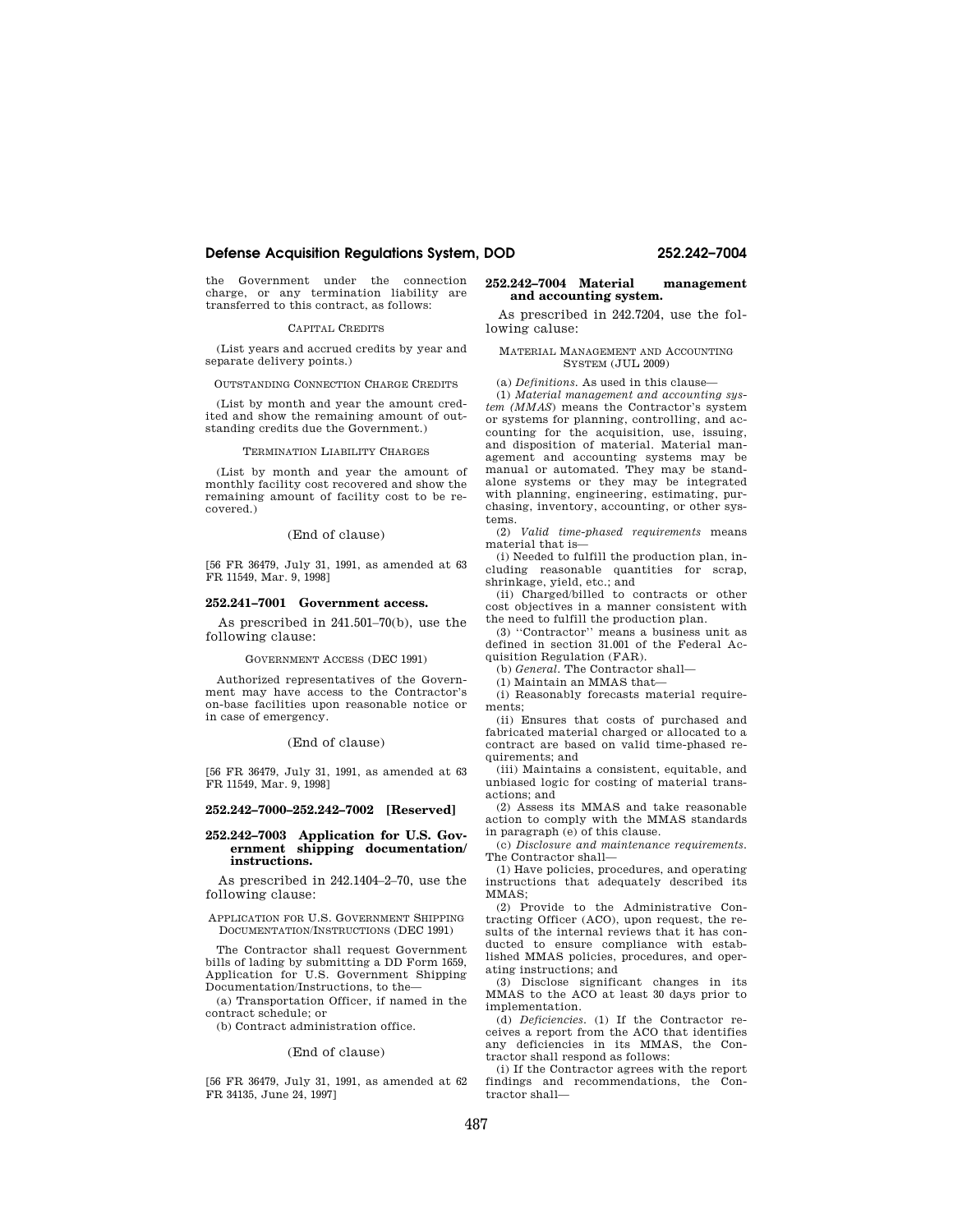the Government under the connection charge, or any termination liability are transferred to this contract, as follows:

CAPITAL CREDITS

(List years and accrued credits by year and separate delivery points.)

OUTSTANDING CONNECTION CHARGE CREDITS

(List by month and year the amount credited and show the remaining amount of outstanding credits due the Government.)

TERMINATION LIABILITY CHARGES

(List by month and year the amount of monthly facility cost recovered and show the remaining amount of facility cost to be recovered.)

(End of clause)

[56 FR 36479, July 31, 1991, as amended at 63 FR 11549, Mar. 9, 1998]

### 252.241–7001 Government access.

As prescribed in 241.501–70(b), use the following clause:

GOVERNMENT ACCESS (DEC 1991)

Authorized representatives of the Government may have access to the Contractor's on-base facilities upon reasonable notice or in case of emergency.

(End of clause)

[56 FR 36479, July 31, 1991, as amended at 63 FR 11549, Mar. 9, 1998]

### 252.242–7000–252.242–7002 [Reserved]

### 252.242–7003 Application for U.S. Government shipping documentation/instructions.

As prescribed in 242.1404–2–70, use the following clause:

APPLICATION FOR U.S. GOVERNMENT SHIPPING DOCUMENTATION/INSTRUCTIONS (DEC 1991)

The Contractor shall request Government bills of lading by submitting a DD Form 1659, Application for U.S. Government Shipping Documentation/Instructions, to the—

(a) Transportation Officer, if named in the contract schedule; or

(b) Contract administration office.

(End of clause)

[56 FR 36479, July 31, 1991, as amended at 62 FR 34135, June 24, 1997]

### 252.242–7004 Material management and accounting system.

As prescribed in 242.7204, use the following caluse:

MATERIAL MANAGEMENT AND ACCOUNTING SYSTEM (JUL 2009)

(a) *Definitions.* As used in this clause—

(1) *Material management and accounting system (MMAS)* means the Contractor's system or systems for planning, controlling, and accounting for the acquisition, use, issuing, and disposition of material. Material management and accounting systems may be manual or automated. They may be standalone systems or they may be integrated with planning, engineering, estimating, purchasing, inventory, accounting, or other systems.

(2) *Valid time-phased requirements* means material that is—

(i) Needed to fulfill the production plan, including reasonable quantities for scrap, shrinkage, yield, etc.; and

(ii) Charged/billed to contracts or other cost objectives in a manner consistent with the need to fulfill the production plan.

(3) ''Contractor'' means a business unit as defined in section 31.001 of the Federal Acquisition Regulation (FAR).

(b) *General.* The Contractor shall—

(1) Maintain an MMAS that—

(i) Reasonably forecasts material requirements;

(ii) Ensures that costs of purchased and fabricated material charged or allocated to a contract are based on valid time-phased requirements; and

(iii) Maintains a consistent, equitable, and unbiased logic for costing of material transactions; and

(2) Assess its MMAS and take reasonable action to comply with the MMAS standards in paragraph (e) of this clause.

(c) *Disclosure and maintenance requirements.* The Contractor shall—

(1) Have policies, procedures, and operating instructions that adequately described its MMAS;

(2) Provide to the Administrative Contracting Officer (ACO), upon request, the results of the internal reviews that it has conducted to ensure compliance with established MMAS policies, procedures, and operating instructions; and

(3) Disclose significant changes in its MMAS to the ACO at least 30 days prior to implementation.

(d) *Deficiencies.* (1) If the Contractor receives a report from the ACO that identifies any deficiencies in its MMAS, the Contractor shall respond as follows:

(i) If the Contractor agrees with the report findings and recommendations, the Contractor shall—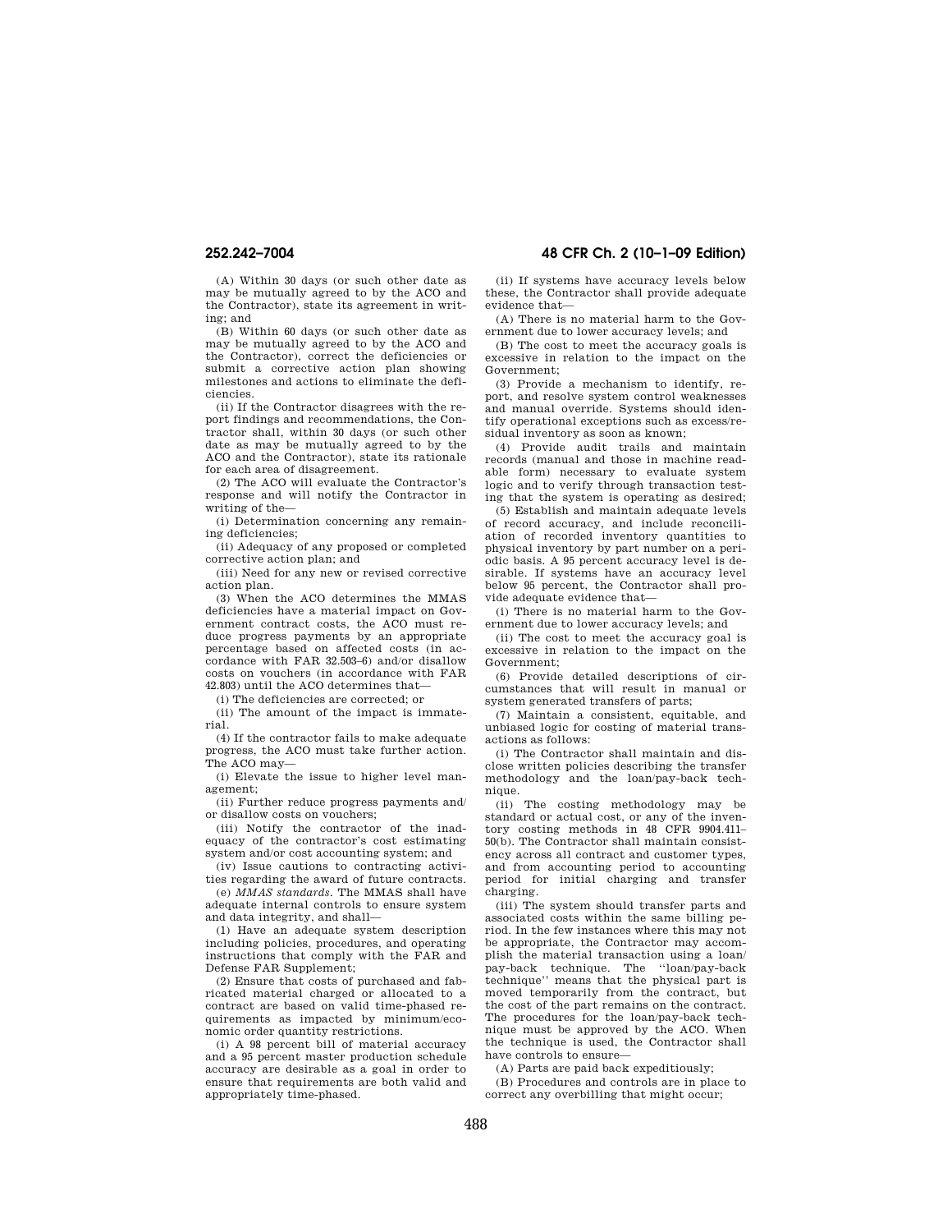(A) Within 30 days (or such other date as may be mutually agreed to by the ACO and the Contractor), state its agreement in writing; and

(B) Within 60 days (or such other date as may be mutually agreed to by the ACO and the Contractor), correct the deficiencies or submit a corrective action plan showing milestones and actions to eliminate the deficiencies.

(ii) If the Contractor disagrees with the report findings and recommendations, the Contractor shall, within 30 days (or such other date as may be mutually agreed to by the ACO and the Contractor), state its rationale for each area of disagreement.

(2) The ACO will evaluate the Contractor's response and will notify the Contractor in writing of the—

(i) Determination concerning any remaining deficiencies;

(ii) Adequacy of any proposed or completed corrective action plan; and

(iii) Need for any new or revised corrective action plan.

(3) When the ACO determines the MMAS deficiencies have a material impact on Government contract costs, the ACO must reduce progress payments by an appropriate percentage based on affected costs (in accordance with FAR 32.503–6) and/or disallow costs on vouchers (in accordance with FAR 42.803) until the ACO determines that—

(i) The deficiencies are corrected; or

(ii) The amount of the impact is immaterial.

(4) If the contractor fails to make adequate progress, the ACO must take further action. The ACO may—

(i) Elevate the issue to higher level management;

(ii) Further reduce progress payments and/or disallow costs on vouchers;

(iii) Notify the contractor of the inadequacy of the contractor's cost estimating system and/or cost accounting system; and

(iv) Issue cautions to contracting activities regarding the award of future contracts.

(e) *MMAS standards.* The MMAS shall have adequate internal controls to ensure system and data integrity, and shall—

(1) Have an adequate system description including policies, procedures, and operating instructions that comply with the FAR and Defense FAR Supplement;

(2) Ensure that costs of purchased and fabricated material charged or allocated to a contract are based on valid time-phased requirements as impacted by minimum/economic order quantity restrictions.

(i) A 98 percent bill of material accuracy and a 95 percent master production schedule accuracy are desirable as a goal in order to ensure that requirements are both valid and appropriately time-phased.

(ii) If systems have accuracy levels below these, the Contractor shall provide adequate evidence that—

(A) There is no material harm to the Government due to lower accuracy levels; and

(B) The cost to meet the accuracy goals is excessive in relation to the impact on the Government;

(3) Provide a mechanism to identify, report, and resolve system control weaknesses and manual override. Systems should identify operational exceptions such as excess/residual inventory as soon as known;

(4) Provide audit trails and maintain records (manual and those in machine readable form) necessary to evaluate system logic and to verify through transaction testing that the system is operating as desired;

(5) Establish and maintain adequate levels of record accuracy, and include reconciliation of recorded inventory quantities to physical inventory by part number on a periodic basis. A 95 percent accuracy level is desirable. If systems have an accuracy level below 95 percent, the Contractor shall provide adequate evidence that—

(i) There is no material harm to the Government due to lower accuracy levels; and

(ii) The cost to meet the accuracy goal is excessive in relation to the impact on the Government;

(6) Provide detailed descriptions of circumstances that will result in manual or system generated transfers of parts;

(7) Maintain a consistent, equitable, and unbiased logic for costing of material transactions as follows:

(i) The Contractor shall maintain and disclose written policies describing the transfer methodology and the loan/pay-back technique.

(ii) The costing methodology may be standard or actual cost, or any of the inventory costing methods in 48 CFR 9904.411–50(b). The Contractor shall maintain consistency across all contract and customer types, and from accounting period to accounting period for initial charging and transfer charging.

(iii) The system should transfer parts and associated costs within the same billing period. In the few instances where this may not be appropriate, the Contractor may accomplish the material transaction using a loan/pay-back technique. The "loan/pay-back technique" means that the physical part is moved temporarily from the contract, but the cost of the part remains on the contract. The procedures for the loan/pay-back technique must be approved by the ACO. When the technique is used, the Contractor shall have controls to ensure—

(A) Parts are paid back expeditiously;

(B) Procedures and controls are in place to correct any overbilling that might occur;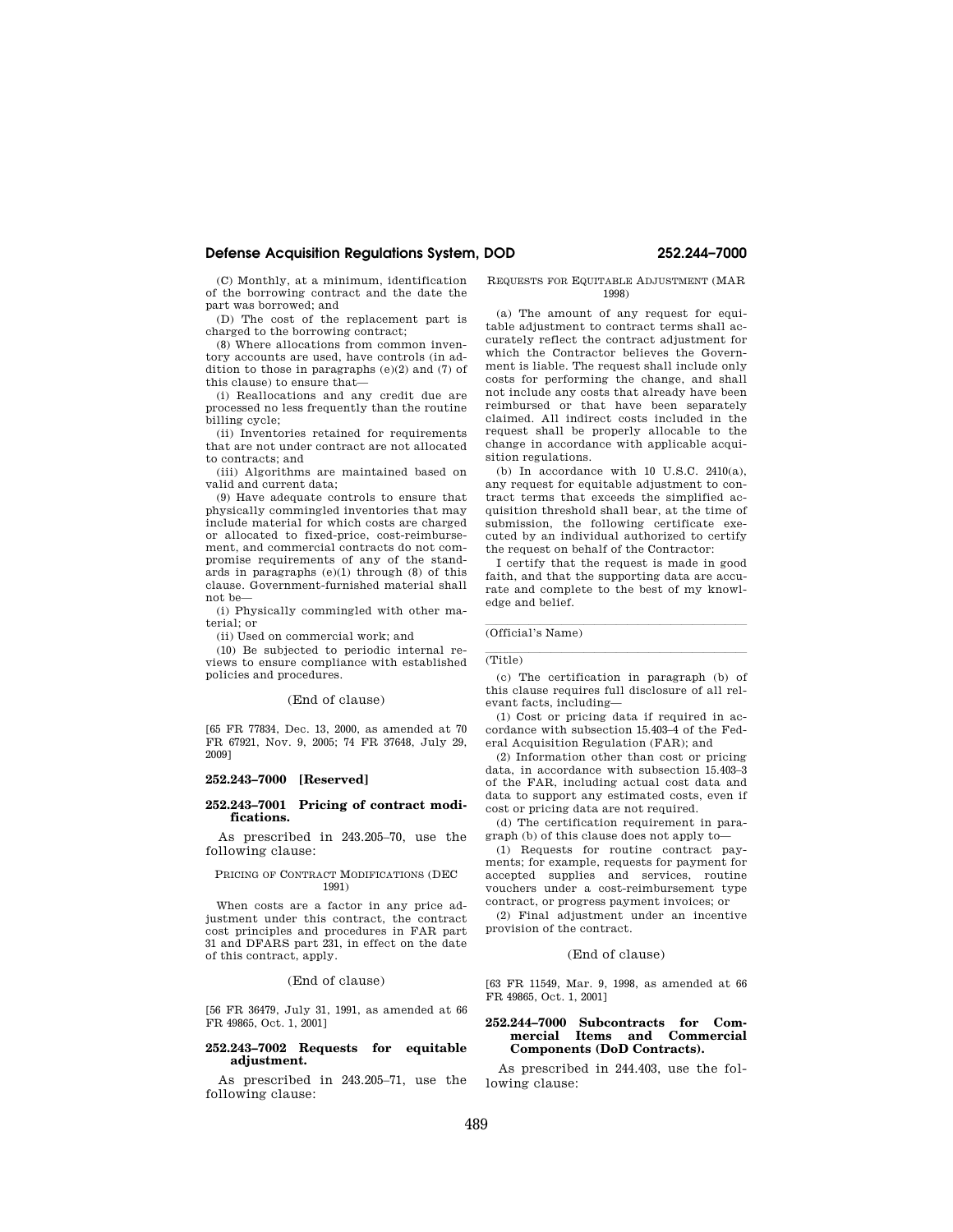(C) Monthly, at a minimum, identification of the borrowing contract and the date the part was borrowed; and

(D) The cost of the replacement part is charged to the borrowing contract;

(8) Where allocations from common inventory accounts are used, have controls (in addition to those in paragraphs (e)(2) and (7) of this clause) to ensure that—

(i) Reallocations and any credit due are processed no less frequently than the routine billing cycle;

(ii) Inventories retained for requirements that are not under contract are not allocated to contracts; and

(iii) Algorithms are maintained based on valid and current data;

(9) Have adequate controls to ensure that physically commingled inventories that may include material for which costs are charged or allocated to fixed-price, cost-reimbursement, and commercial contracts do not compromise requirements of any of the standards in paragraphs (e)(1) through (8) of this clause. Government-furnished material shall not be—

(i) Physically commingled with other material; or

(ii) Used on commercial work; and

(10) Be subjected to periodic internal reviews to ensure compliance with established policies and procedures.

(End of clause)

[65 FR 77834, Dec. 13, 2000, as amended at 70 FR 67921, Nov. 9, 2005; 74 FR 37648, July 29, 2009]

### 252.243–7000 [Reserved]

### 252.243–7001 Pricing of contract modifications.

As prescribed in 243.205–70, use the following clause:

PRICING OF CONTRACT MODIFICATIONS (DEC 1991)

When costs are a factor in any price adjustment under this contract, the contract cost principles and procedures in FAR part 31 and DFARS part 231, in effect on the date of this contract, apply.

(End of clause)

[56 FR 36479, July 31, 1991, as amended at 66 FR 49865, Oct. 1, 2001]

### 252.243–7002 Requests for equitable adjustment.

As prescribed in 243.205–71, use the following clause:

REQUESTS FOR EQUITABLE ADJUSTMENT (MAR 1998)

(a) The amount of any request for equitable adjustment to contract terms shall accurately reflect the contract adjustment for which the Contractor believes the Government is liable. The request shall include only costs for performing the change, and shall not include any costs that already have been reimbursed or that have been separately claimed. All indirect costs included in the request shall be properly allocable to the change in accordance with applicable acquisition regulations.

(b) In accordance with 10 U.S.C. 2410(a), any request for equitable adjustment to contract terms that exceeds the simplified acquisition threshold shall bear, at the time of submission, the following certificate executed by an individual authorized to certify the request on behalf of the Contractor:

I certify that the request is made in good faith, and that the supporting data are accurate and complete to the best of my knowledge and belief.

\_\_\_\_\_\_\_\_\_\_\_\_\_\_\_\_\_\_\_\_\_\_\_\_\_\_\_\_\_\_\_\_\_\_\_\_\_\_\_\_

(Official's Name)

\_\_\_\_\_\_\_\_\_\_\_\_\_\_\_\_\_\_\_\_\_\_\_\_\_\_\_\_\_\_\_\_\_\_\_\_\_\_\_\_

(Title)

(c) The certification in paragraph (b) of this clause requires full disclosure of all relevant facts, including—

(1) Cost or pricing data if required in accordance with subsection 15.403–4 of the Federal Acquisition Regulation (FAR); and

(2) Information other than cost or pricing data, in accordance with subsection 15.403–3 of the FAR, including actual cost data and data to support any estimated costs, even if cost or pricing data are not required.

(d) The certification requirement in paragraph (b) of this clause does not apply to—

(1) Requests for routine contract payments; for example, requests for payment for accepted supplies and services, routine vouchers under a cost-reimbursement type contract, or progress payment invoices; or

(2) Final adjustment under an incentive provision of the contract.

(End of clause)

[63 FR 11549, Mar. 9, 1998, as amended at 66 FR 49865, Oct. 1, 2001]

### 252.244–7000 Subcontracts for Commercial Items and Commercial Components (DoD Contracts).

As prescribed in 244.403, use the following clause: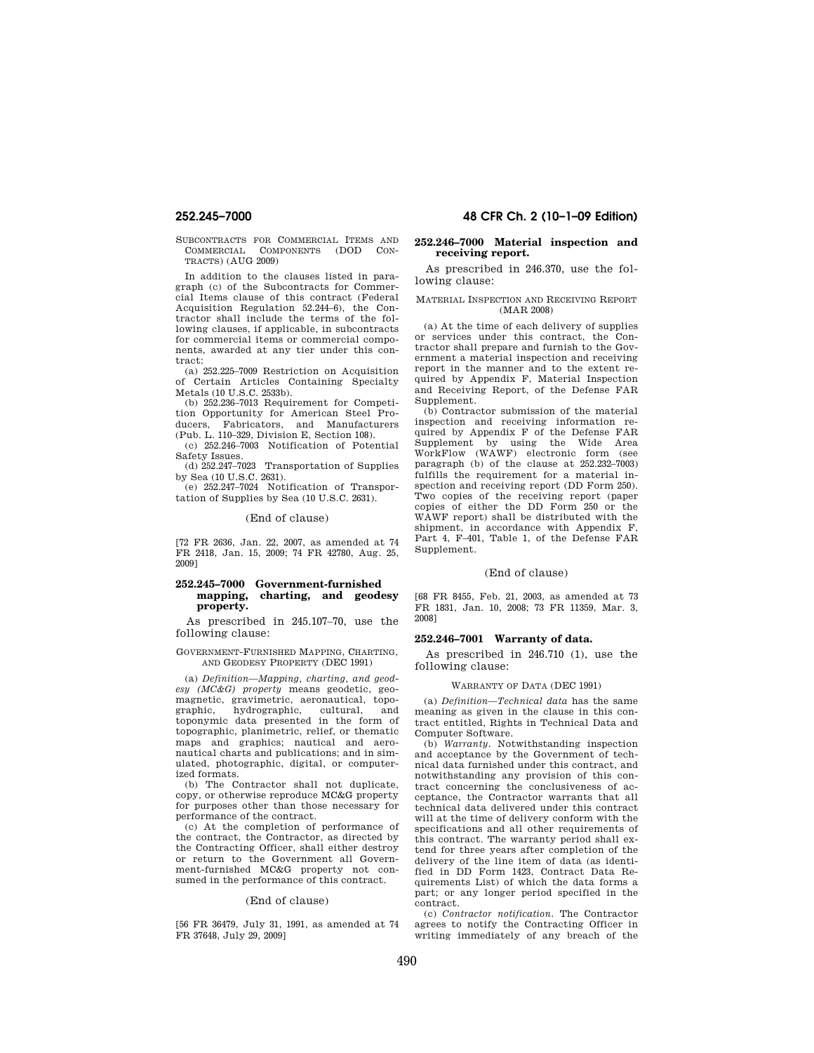SUBCONTRACTS FOR COMMERCIAL ITEMS AND COMMERCIAL COMPONENTS (DOD CONTRACTS) (AUG 2009)

In addition to the clauses listed in paragraph (c) of the Subcontracts for Commercial Items clause of this contract (Federal Acquisition Regulation 52.244–6), the Contractor shall include the terms of the following clauses, if applicable, in subcontracts for commercial items or commercial components, awarded at any tier under this contract:

(a) 252.225–7009 Restriction on Acquisition of Certain Articles Containing Specialty Metals (10 U.S.C. 2533b).

(b) 252.236–7013 Requirement for Competition Opportunity for American Steel Producers, Fabricators, and Manufacturers (Pub. L. 110–329, Division E, Section 108).

(c) 252.246–7003 Notification of Potential Safety Issues.

(d) 252.247–7023 Transportation of Supplies by Sea (10 U.S.C. 2631).

(e) 252.247–7024 Notification of Transportation of Supplies by Sea (10 U.S.C. 2631).

(End of clause)

[72 FR 2636, Jan. 22, 2007, as amended at 74 FR 2418, Jan. 15, 2009; 74 FR 42780, Aug. 25, 2009]

## 252.245–7000 Government-furnished mapping, charting, and geodesy property.

As prescribed in 245.107–70, use the following clause:

GOVERNMENT-FURNISHED MAPPING, CHARTING, AND GEODESY PROPERTY (DEC 1991)

(a) *Definition—Mapping, charting, and geodesy (MC&G) property* means geodetic, geomagnetic, gravimetric, aeronautical, topographic, hydrographic, cultural, and toponymic data presented in the form of topographic, planimetric, relief, or thematic maps and graphics; nautical and aeronautical charts and publications; and in simulated, photographic, digital, or computerized formats.

(b) The Contractor shall not duplicate, copy, or otherwise reproduce MC&G property for purposes other than those necessary for performance of the contract.

(c) At the completion of performance of the contract, the Contractor, as directed by the Contracting Officer, shall either destroy or return to the Government all Government-furnished MC&G property not consumed in the performance of this contract.

(End of clause)

[56 FR 36479, July 31, 1991, as amended at 74 FR 37648, July 29, 2009]

## 252.246–7000 Material inspection and receiving report.

As prescribed in 246.370, use the following clause:

MATERIAL INSPECTION AND RECEIVING REPORT (MAR 2008)

(a) At the time of each delivery of supplies or services under this contract, the Contractor shall prepare and furnish to the Government a material inspection and receiving report in the manner and to the extent required by Appendix F, Material Inspection and Receiving Report, of the Defense FAR Supplement.

(b) Contractor submission of the material inspection and receiving information required by Appendix F of the Defense FAR Supplement by using the Wide Area WorkFlow (WAWF) electronic form (see paragraph (b) of the clause at 252.232–7003) fulfills the requirement for a material inspection and receiving report (DD Form 250). Two copies of the receiving report (paper copies of either the DD Form 250 or the WAWF report) shall be distributed with the shipment, in accordance with Appendix F, Part 4, F–401, Table 1, of the Defense FAR Supplement.

(End of clause)

[68 FR 8455, Feb. 21, 2003, as amended at 73 FR 1831, Jan. 10, 2008; 73 FR 11359, Mar. 3, 2008]

## 252.246–7001 Warranty of data.

As prescribed in 246.710 (1), use the following clause:

WARRANTY OF DATA (DEC 1991)

(a) *Definition—Technical data* has the same meaning as given in the clause in this contract entitled, Rights in Technical Data and Computer Software.

(b) *Warranty*. Notwithstanding inspection and acceptance by the Government of technical data furnished under this contract, and notwithstanding any provision of this contract concerning the conclusiveness of acceptance, the Contractor warrants that all technical data delivered under this contract will at the time of delivery conform with the specifications and all other requirements of this contract. The warranty period shall extend for three years after completion of the delivery of the line item of data (as identified in DD Form 1423, Contract Data Requirements List) of which the data forms a part; or any longer period specified in the contract.

(c) *Contractor notification*. The Contractor agrees to notify the Contracting Officer in writing immediately of any breach of the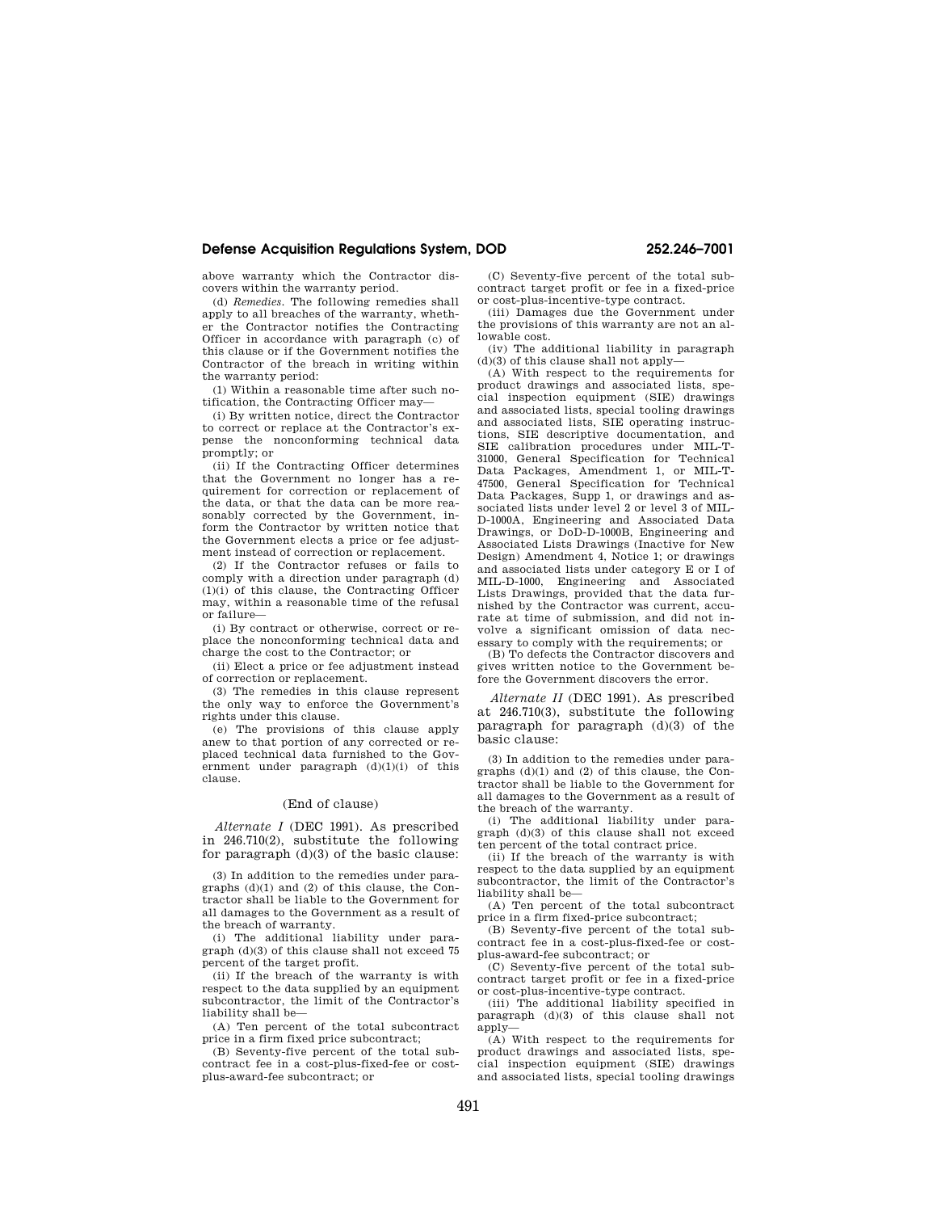above warranty which the Contractor discovers within the warranty period.

(d) *Remedies.* The following remedies shall apply to all breaches of the warranty, whether the Contractor notifies the Contracting Officer in accordance with paragraph (c) of this clause or if the Government notifies the Contractor of the breach in writing within the warranty period:

(1) Within a reasonable time after such notification, the Contracting Officer may—

(i) By written notice, direct the Contractor to correct or replace at the Contractor's expense the nonconforming technical data promptly; or

(ii) If the Contracting Officer determines that the Government no longer has a requirement for correction or replacement of the data, or that the data can be more reasonably corrected by the Government, inform the Contractor by written notice that the Government elects a price or fee adjustment instead of correction or replacement.

(2) If the Contractor refuses or fails to comply with a direction under paragraph (d)(1)(i) of this clause, the Contracting Officer may, within a reasonable time of the refusal or failure—

(i) By contract or otherwise, correct or replace the nonconforming technical data and charge the cost to the Contractor; or

(ii) Elect a price or fee adjustment instead of correction or replacement.

(3) The remedies in this clause represent the only way to enforce the Government's rights under this clause.

(e) The provisions of this clause apply anew to that portion of any corrected or replaced technical data furnished to the Government under paragraph (d)(1)(i) of this clause.

(End of clause)

*Alternate I* (DEC 1991). As prescribed in 246.710(2), substitute the following for paragraph (d)(3) of the basic clause:

(3) In addition to the remedies under paragraphs (d)(1) and (2) of this clause, the Contractor shall be liable to the Government for all damages to the Government as a result of the breach of warranty.

(i) The additional liability under paragraph (d)(3) of this clause shall not exceed 75 percent of the target profit.

(ii) If the breach of the warranty is with respect to the data supplied by an equipment subcontractor, the limit of the Contractor's liability shall be—

(A) Ten percent of the total subcontract price in a firm fixed price subcontract;

(B) Seventy-five percent of the total subcontract fee in a cost-plus-fixed-fee or cost-plus-award-fee subcontract; or

(C) Seventy-five percent of the total subcontract target profit or fee in a fixed-price or cost-plus-incentive-type contract.

(iii) Damages due the Government under the provisions of this warranty are not an allowable cost.

(iv) The additional liability in paragraph (d)(3) of this clause shall not apply—

(A) With respect to the requirements for product drawings and associated lists, special inspection equipment (SIE) drawings and associated lists, special tooling drawings and associated lists, SIE operating instructions, SIE descriptive documentation, and SIE calibration procedures under MIL-T-31000, General Specification for Technical Data Packages, Amendment 1, or MIL-T-47500, General Specification for Technical Data Packages, Supp 1, or drawings and associated lists under level 2 or level 3 of MIL-D-1000A, Engineering and Associated Data Drawings, or DoD-D-1000B, Engineering and Associated Lists Drawings (Inactive for New Design) Amendment 4, Notice 1; or drawings and associated lists under category E or I of MIL-D-1000, Engineering and Associated Lists Drawings, provided that the data furnished by the Contractor was current, accurate at time of submission, and did not involve a significant omission of data necessary to comply with the requirements; or

(B) To defects the Contractor discovers and gives written notice to the Government before the Government discovers the error.

*Alternate II* (DEC 1991). As prescribed at 246.710(3), substitute the following paragraph for paragraph (d)(3) of the basic clause:

(3) In addition to the remedies under paragraphs (d)(1) and (2) of this clause, the Contractor shall be liable to the Government for all damages to the Government as a result of the breach of the warranty.

(i) The additional liability under paragraph (d)(3) of this clause shall not exceed ten percent of the total contract price.

(ii) If the breach of the warranty is with respect to the data supplied by an equipment subcontractor, the limit of the Contractor's liability shall be—

(A) Ten percent of the total subcontract price in a firm fixed-price subcontract;

(B) Seventy-five percent of the total subcontract fee in a cost-plus-fixed-fee or cost-plus-award-fee subcontract; or

(C) Seventy-five percent of the total subcontract target profit or fee in a fixed-price or cost-plus-incentive-type contract.

(iii) The additional liability specified in paragraph (d)(3) of this clause shall not apply—

(A) With respect to the requirements for product drawings and associated lists, special inspection equipment (SIE) drawings and associated lists, special tooling drawings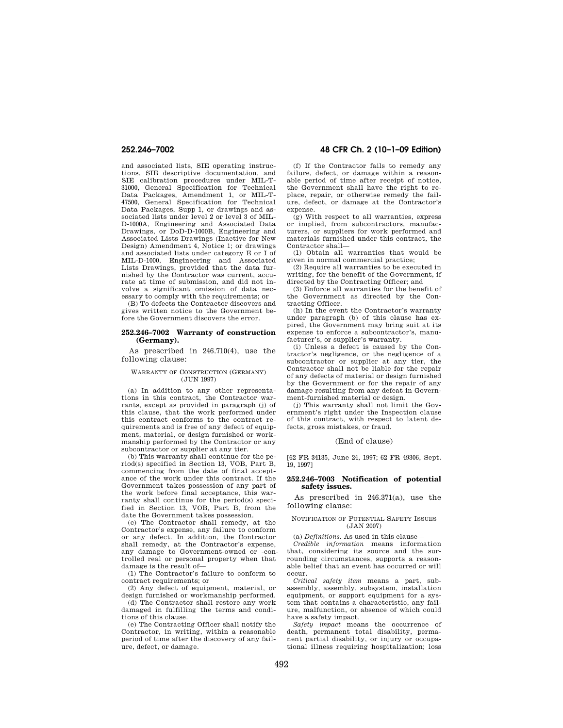and associated lists, SIE operating instructions, SIE descriptive documentation, and SIE calibration procedures under MIL-T-31000, General Specification for Technical Data Packages, Amendment 1, or MIL-T-47500, General Specification for Technical Data Packages, Supp 1, or drawings and associated lists under level 2 or level 3 of MIL-D-1000A, Engineering and Associated Data Drawings, or DoD-D-1000B, Engineering and Associated Lists Drawings (Inactive for New Design) Amendment 4, Notice 1; or drawings and associated lists under category E or I of MIL-D-1000, Engineering and Associated Lists Drawings, provided that the data furnished by the Contractor was current, accurate at time of submission, and did not involve a significant omission of data necessary to comply with the requirements; or

(B) To defects the Contractor discovers and gives written notice to the Government before the Government discovers the error.

## 252.246–7002 Warranty of construction (Germany).

As prescribed in 246.710(4), use the following clause:

WARRANTY OF CONSTRUCTION (GERMANY) (JUN 1997)

(a) In addition to any other representations in this contract, the Contractor warrants, except as provided in paragraph (j) of this clause, that the work performed under this contract conforms to the contract requirements and is free of any defect of equipment, material, or design furnished or workmanship performed by the Contractor or any subcontractor or supplier at any tier.

(b) This warranty shall continue for the period(s) specified in Section 13, VOB, Part B, commencing from the date of final acceptance of the work under this contract. If the Government takes possession of any part of the work before final acceptance, this warranty shall continue for the period(s) specified in Section 13, VOB, Part B, from the date the Government takes possession.

(c) The Contractor shall remedy, at the Contractor's expense, any failure to conform or any defect. In addition, the Contractor shall remedy, at the Contractor's expense, any damage to Government-owned or -controlled real or personal property when that damage is the result of—

(1) The Contractor's failure to conform to contract requirements; or

(2) Any defect of equipment, material, or design furnished or workmanship performed.

(d) The Contractor shall restore any work damaged in fulfilling the terms and conditions of this clause.

(e) The Contracting Officer shall notify the Contractor, in writing, within a reasonable period of time after the discovery of any failure, defect, or damage.

(f) If the Contractor fails to remedy any failure, defect, or damage within a reasonable period of time after receipt of notice, the Government shall have the right to replace, repair, or otherwise remedy the failure, defect, or damage at the Contractor's expense.

(g) With respect to all warranties, express or implied, from subcontractors, manufacturers, or suppliers for work performed and materials furnished under this contract, the Contractor shall—

(1) Obtain all warranties that would be given in normal commercial practice;

(2) Require all warranties to be executed in writing, for the benefit of the Government, if directed by the Contracting Officer; and

(3) Enforce all warranties for the benefit of the Government as directed by the Contracting Officer.

(h) In the event the Contractor's warranty under paragraph (b) of this clause has expired, the Government may bring suit at its expense to enforce a subcontractor's, manufacturer's, or supplier's warranty.

(i) Unless a defect is caused by the Contractor's negligence, or the negligence of a subcontractor or supplier at any tier, the Contractor shall not be liable for the repair of any defects of material or design furnished by the Government or for the repair of any damage resulting from any defeat in Government-furnished material or design.

(j) This warranty shall not limit the Government's right under the Inspection clause of this contract, with respect to latent defects, gross mistakes, or fraud.

(End of clause)

[62 FR 34135, June 24, 1997; 62 FR 49306, Sept. 19, 1997]

## 252.246–7003 Notification of potential safety issues.

As prescribed in 246.371(a), use the following clause:

NOTIFICATION OF POTENTIAL SAFETY ISSUES (JAN 2007)

(a) *Definitions.* As used in this clause—

*Credible information* means information that, considering its source and the surrounding circumstances, supports a reasonable belief that an event has occurred or will occur.

*Critical safety item* means a part, subassembly, assembly, subsystem, installation equipment, or support equipment for a system that contains a characteristic, any failure, malfunction, or absence of which could have a safety impact.

*Safety impact* means the occurrence of death, permanent total disability, permanent partial disability, or injury or occupational illness requiring hospitalization; loss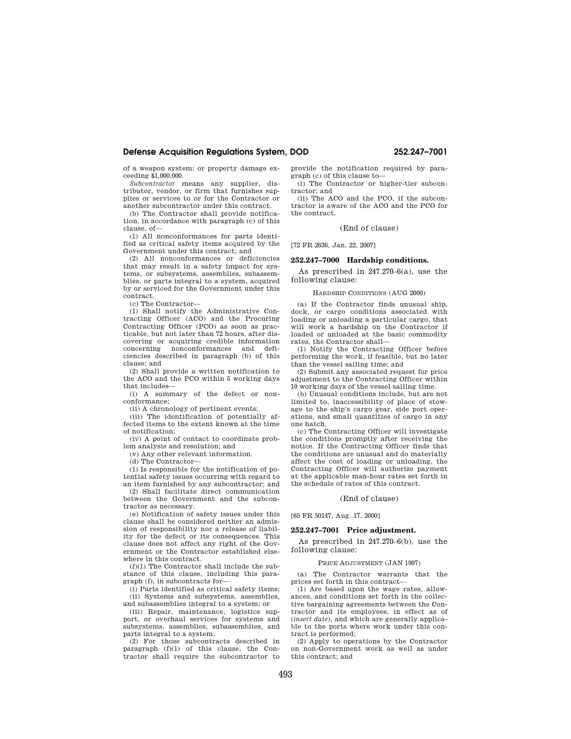of a weapon system; or property damage exceeding $1,000,000.

*Subcontractor* means any supplier, distributor, vendor, or firm that furnishes supplies or services to or for the Contractor or another subcontractor under this contract.

(b) The Contractor shall provide notification, in accordance with paragraph (c) of this clause, of—

(1) All nonconformances for parts identified as critical safety items acquired by the Government under this contract; and

(2) All nonconformances or deficiencies that may result in a safety impact for systems, or subsystems, assemblies, subassemblies, or parts integral to a system, acquired by or serviced for the Government under this contract.

(c) The Contractor—

(1) Shall notify the Administrative Contracting Officer (ACO) and the Procuring Contracting Officer (PCO) as soon as practicable, but not later than 72 hours, after discovering or acquiring credible information concerning nonconformances and deficiencies described in paragraph (b) of this clause; and

(2) Shall provide a written notification to the ACO and the PCO within 5 working days that includes—

(i) A summary of the defect or nonconformance;

(ii) A chronology of pertinent events;

(iii) The identification of potentially affected items to the extent known at the time of notification;

(iv) A point of contact to coordinate problem analysis and resolution; and

(v) Any other relevant information.

(d) The Contractor—

(1) Is responsible for the notification of potential safety issues occurring with regard to an item furnished by any subcontractor; and

(2) Shall facilitate direct communication between the Government and the subcontractor as necessary.

(e) Notification of safety issues under this clause shall be considered neither an admission of responsibility nor a release of liability for the defect or its consequences. This clause does not affect any right of the Government or the Contractor established elsewhere in this contract.

(f)(1) The Contractor shall include the substance of this clause, including this paragraph (f), in subcontracts for—

(i) Parts identified as critical safety items;

(ii) Systems and subsystems, assemblies, and subassemblies integral to a system; or

(iii) Repair, maintenance, logistics support, or overhaul services for systems and subsystems, assemblies, subassemblies, and parts integral to a system.

(2) For those subcontracts described in paragraph (f)(1) of this clause, the Contractor shall require the subcontractor to provide the notification required by paragraph (c) of this clause to—

(i) The Contractor or higher-tier subcontractor; and

(ii) The ACO and the PCO, if the subcontractor is aware of the ACO and the PCO for the contract.

(End of clause)

[72 FR 2636, Jan. 22, 2007]

## 252.247-7000 Hardship conditions.

As prescribed in 247.270-6(a), use the following clause:

HARDSHIP CONDITIONS (AUG 2000)

(a) If the Contractor finds unusual ship, dock, or cargo conditions associated with loading or unloading a particular cargo, that will work a hardship on the Contractor if loaded or unloaded at the basic commodity rates, the Contractor shall—

(1) Notify the Contracting Officer before performing the work, if feasible, but no later than the vessel sailing time; and

(2) Submit any associated request for price adjustment to the Contracting Officer within 10 working days of the vessel sailing time.

(b) Unusual conditions include, but are not limited to, inaccessibility of place of stowage to the ship's cargo gear, side port operations, and small quantities of cargo in any one hatch.

(c) The Contracting Officer will investigate the conditions promptly after receiving the notice. If the Contracting Officer finds that the conditions are unusual and do materially affect the cost of loading or unloading, the Contracting Officer will authorize payment at the applicable man-hour rates set forth in the schedule of rates of this contract.

(End of clause)

[65 FR 50147, Aug. 17, 2000]

## 252.247-7001 Price adjustment.

As prescribed in 247.270-6(b), use the following clause:

PRICE ADJUSTMENT (JAN 1997)

(a) The Contractor warrants that the prices set forth in this contract—

(1) Are based upon the wage rates, allowances, and conditions set forth in the collective bargaining agreements between the Contractor and its employees, in effect as of (*insert date*), and which are generally applicable to the ports where work under this contract is performed;

(2) Apply to operations by the Contractor on non-Government work as well as under this contract; and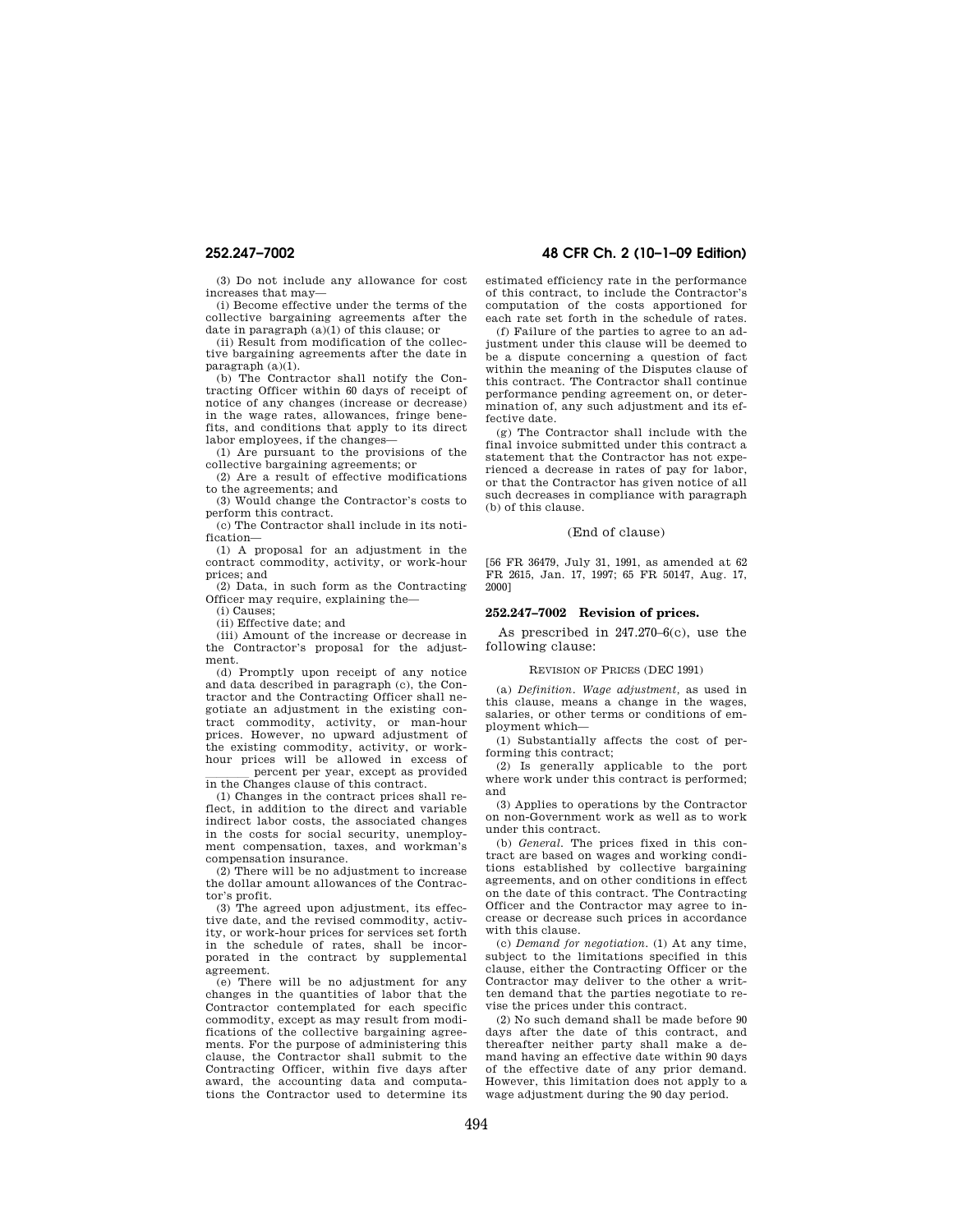(3) Do not include any allowance for cost increases that may—

(i) Become effective under the terms of the collective bargaining agreements after the date in paragraph (a)(1) of this clause; or

(ii) Result from modification of the collective bargaining agreements after the date in paragraph (a)(1).

(b) The Contractor shall notify the Contracting Officer within 60 days of receipt of notice of any changes (increase or decrease) in the wage rates, allowances, fringe benefits, and conditions that apply to its direct labor employees, if the changes—

(1) Are pursuant to the provisions of the collective bargaining agreements; or

(2) Are a result of effective modifications to the agreements; and

(3) Would change the Contractor's costs to perform this contract.

(c) The Contractor shall include in its notification—

(1) A proposal for an adjustment in the contract commodity, activity, or work-hour prices; and

(2) Data, in such form as the Contracting Officer may require, explaining the—

(i) Causes;

(ii) Effective date; and

(iii) Amount of the increase or decrease in the Contractor's proposal for the adjustment.

(d) Promptly upon receipt of any notice and data described in paragraph (c), the Contractor and the Contracting Officer shall negotiate an adjustment in the existing contract commodity, activity, or man-hour prices. However, no upward adjustment of the existing commodity, activity, or work-hour prices will be allowed in excess of _______ percent per year, except as provided in the Changes clause of this contract.

(1) Changes in the contract prices shall reflect, in addition to the direct and variable indirect labor costs, the associated changes in the costs for social security, unemployment compensation, taxes, and workman's compensation insurance.

(2) There will be no adjustment to increase the dollar amount allowances of the Contractor's profit.

(3) The agreed upon adjustment, its effective date, and the revised commodity, activity, or work-hour prices for services set forth in the schedule of rates, shall be incorporated in the contract by supplemental agreement.

(e) There will be no adjustment for any changes in the quantities of labor that the Contractor contemplated for each specific commodity, except as may result from modifications of the collective bargaining agreements. For the purpose of administering this clause, the Contractor shall submit to the Contracting Officer, within five days after award, the accounting data and computations the Contractor used to determine its estimated efficiency rate in the performance of this contract, to include the Contractor's computation of the costs apportioned for each rate set forth in the schedule of rates.

(f) Failure of the parties to agree to an adjustment under this clause will be deemed to be a dispute concerning a question of fact within the meaning of the Disputes clause of this contract. The Contractor shall continue performance pending agreement on, or determination of, any such adjustment and its effective date.

(g) The Contractor shall include with the final invoice submitted under this contract a statement that the Contractor has not experienced a decrease in rates of pay for labor, or that the Contractor has given notice of all such decreases in compliance with paragraph (b) of this clause.

(End of clause)

[56 FR 36479, July 31, 1991, as amended at 62 FR 2615, Jan. 17, 1997; 65 FR 50147, Aug. 17, 2000]

### 252.247–7002 Revision of prices.

As prescribed in 247.270–6(c), use the following clause:

REVISION OF PRICES (DEC 1991)

(a) *Definition. Wage adjustment*, as used in this clause, means a change in the wages, salaries, or other terms or conditions of employment which—

(1) Substantially affects the cost of performing this contract;

(2) Is generally applicable to the port where work under this contract is performed; and

(3) Applies to operations by the Contractor on non-Government work as well as to work under this contract.

(b) *General.* The prices fixed in this contract are based on wages and working conditions established by collective bargaining agreements, and on other conditions in effect on the date of this contract. The Contracting Officer and the Contractor may agree to increase or decrease such prices in accordance with this clause.

(c) *Demand for negotiation.* (1) At any time, subject to the limitations specified in this clause, either the Contracting Officer or the Contractor may deliver to the other a written demand that the parties negotiate to revise the prices under this contract.

(2) No such demand shall be made before 90 days after the date of this contract, and thereafter neither party shall make a demand having an effective date within 90 days of the effective date of any prior demand. However, this limitation does not apply to a wage adjustment during the 90 day period.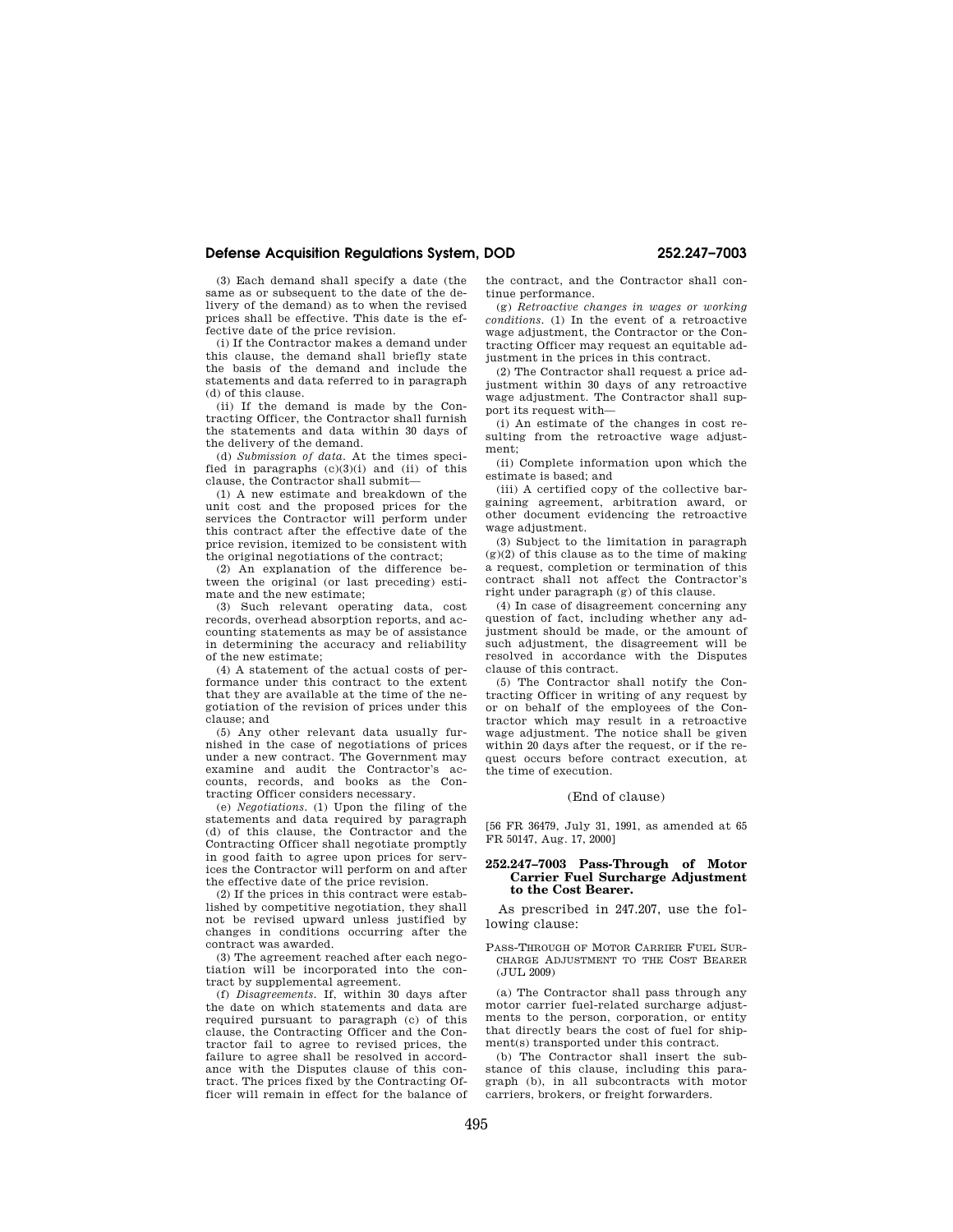(3) Each demand shall specify a date (the same as or subsequent to the date of the delivery of the demand) as to when the revised prices shall be effective. This date is the effective date of the price revision.

(i) If the Contractor makes a demand under this clause, the demand shall briefly state the basis of the demand and include the statements and data referred to in paragraph (d) of this clause.

(ii) If the demand is made by the Contracting Officer, the Contractor shall furnish the statements and data within 30 days of the delivery of the demand.

(d) *Submission of data.* At the times specified in paragraphs (c)(3)(i) and (ii) of this clause, the Contractor shall submit—

(1) A new estimate and breakdown of the unit cost and the proposed prices for the services the Contractor will perform under this contract after the effective date of the price revision, itemized to be consistent with the original negotiations of the contract;

(2) An explanation of the difference between the original (or last preceding) estimate and the new estimate;

(3) Such relevant operating data, cost records, overhead absorption reports, and accounting statements as may be of assistance in determining the accuracy and reliability of the new estimate;

(4) A statement of the actual costs of performance under this contract to the extent that they are available at the time of the negotiation of the revision of prices under this clause; and

(5) Any other relevant data usually furnished in the case of negotiations of prices under a new contract. The Government may examine and audit the Contractor's accounts, records, and books as the Contracting Officer considers necessary.

(e) *Negotiations.* (1) Upon the filing of the statements and data required by paragraph (d) of this clause, the Contractor and the Contracting Officer shall negotiate promptly in good faith to agree upon prices for services the Contractor will perform on and after the effective date of the price revision.

(2) If the prices in this contract were established by competitive negotiation, they shall not be revised upward unless justified by changes in conditions occurring after the contract was awarded.

(3) The agreement reached after each negotiation will be incorporated into the contract by supplemental agreement.

(f) *Disagreements.* If, within 30 days after the date on which statements and data are required pursuant to paragraph (c) of this clause, the Contracting Officer and the Contractor fail to agree to revised prices, the failure to agree shall be resolved in accordance with the Disputes clause of this contract. The prices fixed by the Contracting Officer will remain in effect for the balance of the contract, and the Contractor shall continue performance.

(g) *Retroactive changes in wages or working conditions.* (1) In the event of a retroactive wage adjustment, the Contractor or the Contracting Officer may request an equitable adjustment in the prices in this contract.

(2) The Contractor shall request a price adjustment within 30 days of any retroactive wage adjustment. The Contractor shall support its request with—

(i) An estimate of the changes in cost resulting from the retroactive wage adjustment;

(ii) Complete information upon which the estimate is based; and

(iii) A certified copy of the collective bargaining agreement, arbitration award, or other document evidencing the retroactive wage adjustment.

(3) Subject to the limitation in paragraph (g)(2) of this clause as to the time of making a request, completion or termination of this contract shall not affect the Contractor's right under paragraph (g) of this clause.

(4) In case of disagreement concerning any question of fact, including whether any adjustment should be made, or the amount of such adjustment, the disagreement will be resolved in accordance with the Disputes clause of this contract.

(5) The Contractor shall notify the Contracting Officer in writing of any request by or on behalf of the employees of the Contractor which may result in a retroactive wage adjustment. The notice shall be given within 20 days after the request, or if the request occurs before contract execution, at the time of execution.

(End of clause)

[56 FR 36479, July 31, 1991, as amended at 65 FR 50147, Aug. 17, 2000]

### 252.247–7003 Pass-Through of Motor Carrier Fuel Surcharge Adjustment to the Cost Bearer.

As prescribed in 247.207, use the following clause:

PASS-THROUGH OF MOTOR CARRIER FUEL SURCHARGE ADJUSTMENT TO THE COST BEARER (JUL 2009)

(a) The Contractor shall pass through any motor carrier fuel-related surcharge adjustments to the person, corporation, or entity that directly bears the cost of fuel for shipment(s) transported under this contract.

(b) The Contractor shall insert the substance of this clause, including this paragraph (b), in all subcontracts with motor carriers, brokers, or freight forwarders.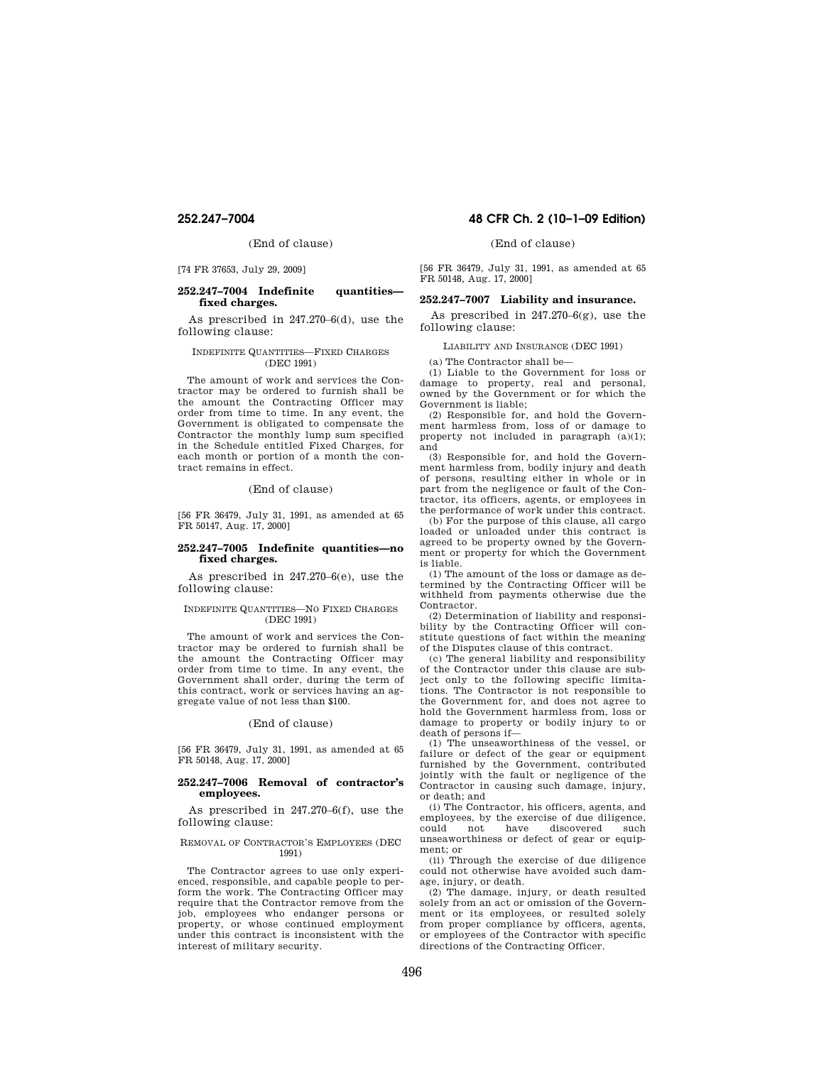(End of clause)

[74 FR 37653, July 29, 2009]

### 252.247–7004 Indefinite quantities—fixed charges.

As prescribed in 247.270–6(d), use the following clause:

INDEFINITE QUANTITIES—FIXED CHARGES (DEC 1991)

The amount of work and services the Contractor may be ordered to furnish shall be the amount the Contracting Officer may order from time to time. In any event, the Government is obligated to compensate the Contractor the monthly lump sum specified in the Schedule entitled Fixed Charges, for each month or portion of a month the contract remains in effect.

(End of clause)

[56 FR 36479, July 31, 1991, as amended at 65 FR 50147, Aug. 17, 2000]

### 252.247–7005 Indefinite quantities—no fixed charges.

As prescribed in 247.270–6(e), use the following clause:

INDEFINITE QUANTITIES—NO FIXED CHARGES (DEC 1991)

The amount of work and services the Contractor may be ordered to furnish shall be the amount the Contracting Officer may order from time to time. In any event, the Government shall order, during the term of this contract, work or services having an aggregate value of not less than $100.

(End of clause)

[56 FR 36479, July 31, 1991, as amended at 65 FR 50148, Aug. 17, 2000]

### 252.247–7006 Removal of contractor's employees.

As prescribed in 247.270–6(f), use the following clause:

REMOVAL OF CONTRACTOR'S EMPLOYEES (DEC 1991)

The Contractor agrees to use only experienced, responsible, and capable people to perform the work. The Contracting Officer may require that the Contractor remove from the job, employees who endanger persons or property, or whose continued employment under this contract is inconsistent with the interest of military security.

(End of clause)

[56 FR 36479, July 31, 1991, as amended at 65 FR 50148, Aug. 17, 2000]

### 252.247–7007 Liability and insurance.

As prescribed in 247.270–6(g), use the following clause:

LIABILITY AND INSURANCE (DEC 1991)

(a) The Contractor shall be—

(1) Liable to the Government for loss or damage to property, real and personal, owned by the Government or for which the Government is liable;

(2) Responsible for, and hold the Government harmless from, loss of or damage to property not included in paragraph (a)(1); and

(3) Responsible for, and hold the Government harmless from, bodily injury and death of persons, resulting either in whole or in part from the negligence or fault of the Contractor, its officers, agents, or employees in the performance of work under this contract.

(b) For the purpose of this clause, all cargo loaded or unloaded under this contract is agreed to be property owned by the Government or property for which the Government is liable.

(1) The amount of the loss or damage as determined by the Contracting Officer will be withheld from payments otherwise due the Contractor.

(2) Determination of liability and responsibility by the Contracting Officer will constitute questions of fact within the meaning of the Disputes clause of this contract.

(c) The general liability and responsibility of the Contractor under this clause are subject only to the following specific limitations. The Contractor is not responsible to the Government for, and does not agree to hold the Government harmless from, loss or damage to property or bodily injury to or death of persons if—

(1) The unseaworthiness of the vessel, or failure or defect of the gear or equipment furnished by the Government, contributed jointly with the fault or negligence of the Contractor in causing such damage, injury, or death; and

(i) The Contractor, his officers, agents, and employees, by the exercise of due diligence, could not have discovered such unseaworthiness or defect of gear or equipment; or

(ii) Through the exercise of due diligence could not otherwise have avoided such damage, injury, or death.

(2) The damage, injury, or death resulted solely from an act or omission of the Government or its employees, or resulted solely from proper compliance by officers, agents, or employees of the Contractor with specific directions of the Contracting Officer.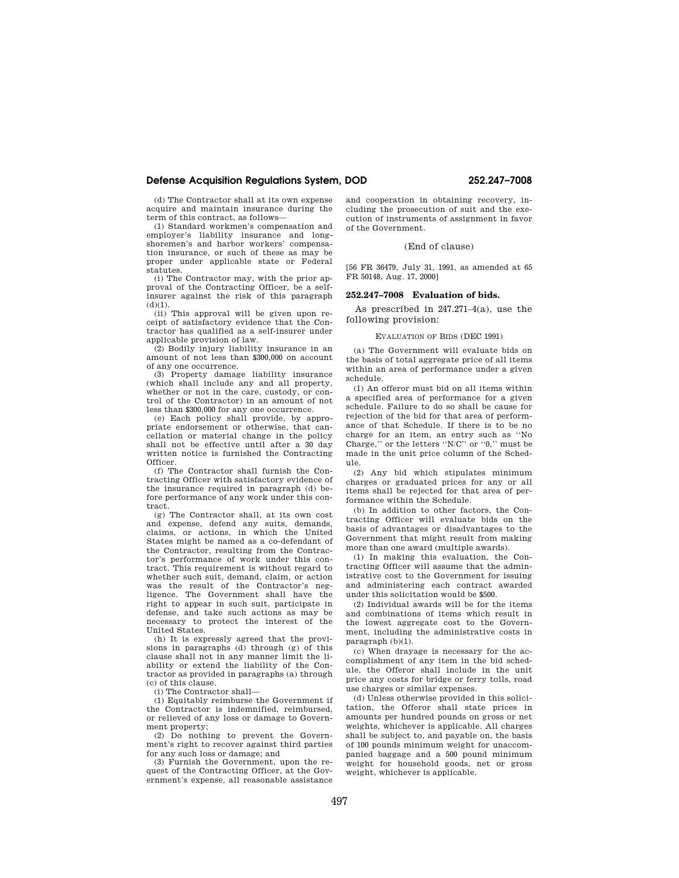(d) The Contractor shall at its own expense acquire and maintain insurance during the term of this contract, as follows—

(1) Standard workmen's compensation and employer's liability insurance and longshoremen's and harbor workers' compensation insurance, or such of these as may be proper under applicable state or Federal statutes.

(i) The Contractor may, with the prior approval of the Contracting Officer, be a self-insurer against the risk of this paragraph (d)(1).

(ii) This approval will be given upon receipt of satisfactory evidence that the Contractor has qualified as a self-insurer under applicable provision of law.

(2) Bodily injury liability insurance in an amount of not less than $300,000 on account of any one occurrence.

(3) Property damage liability insurance (which shall include any and all property, whether or not in the care, custody, or control of the Contractor) in an amount of not less than $300,000 for any one occurrence.

(e) Each policy shall provide, by appropriate endorsement or otherwise, that cancellation or material change in the policy shall not be effective until after a 30 day written notice is furnished the Contracting Officer.

(f) The Contractor shall furnish the Contracting Officer with satisfactory evidence of the insurance required in paragraph (d) before performance of any work under this contract.

(g) The Contractor shall, at its own cost and expense, defend any suits, demands, claims, or actions, in which the United States might be named as a co-defendant of the Contractor, resulting from the Contractor's performance of work under this contract. This requirement is without regard to whether such suit, demand, claim, or action was the result of the Contractor's negligence. The Government shall have the right to appear in such suit, participate in defense, and take such actions as may be necessary to protect the interest of the United States.

(h) It is expressly agreed that the provisions in paragraphs (d) through (g) of this clause shall not in any manner limit the liability or extend the liability of the Contractor as provided in paragraphs (a) through (c) of this clause.

(i) The Contractor shall—

(1) Equitably reimburse the Government if the Contractor is indemnified, reimbursed, or relieved of any loss or damage to Government property;

(2) Do nothing to prevent the Government's right to recover against third parties for any such loss or damage; and

(3) Furnish the Government, upon the request of the Contracting Officer, at the Government's expense, all reasonable assistance and cooperation in obtaining recovery, including the prosecution of suit and the execution of instruments of assignment in favor of the Government.

(End of clause)

[56 FR 36479, July 31, 1991, as amended at 65 FR 50148, Aug. 17, 2000]

## 252.247–7008 Evaluation of bids.

As prescribed in 247.271–4(a), use the following provision:

EVALUATION OF BIDS (DEC 1991)

(a) The Government will evaluate bids on the basis of total aggregate price of all items within an area of performance under a given schedule.

(1) An offeror must bid on all items within a specified area of performance for a given schedule. Failure to do so shall be cause for rejection of the bid for that area of performance of that Schedule. If there is to be no charge for an item, an entry such as ''No Charge,'' or the letters ''N/C'' or ''0,'' must be made in the unit price column of the Schedule.

(2) Any bid which stipulates minimum charges or graduated prices for any or all items shall be rejected for that area of performance within the Schedule.

(b) In addition to other factors, the Contracting Officer will evaluate bids on the basis of advantages or disadvantages to the Government that might result from making more than one award (multiple awards).

(1) In making this evaluation, the Contracting Officer will assume that the administrative cost to the Government for issuing and administering each contract awarded under this solicitation would be $500.

(2) Individual awards will be for the items and combinations of items which result in the lowest aggregate cost to the Government, including the administrative costs in paragraph (b)(1).

(c) When drayage is necessary for the accomplishment of any item in the bid schedule, the Offeror shall include in the unit price any costs for bridge or ferry tolls, road use charges or similar expenses.

(d) Unless otherwise provided in this solicitation, the Offeror shall state prices in amounts per hundred pounds on gross or net weights, whichever is applicable. All charges shall be subject to, and payable on, the basis of 100 pounds minimum weight for unaccompanied baggage and a 500 pound minimum weight for household goods, net or gross weight, whichever is applicable.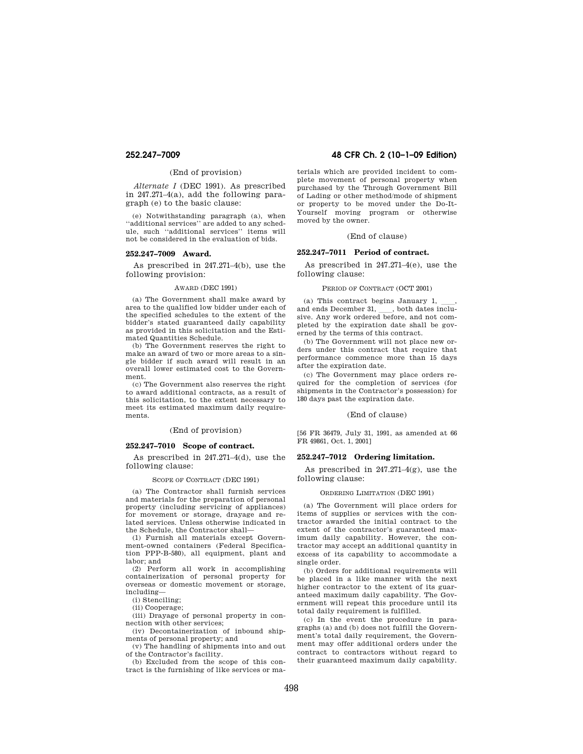(End of provision)

*Alternate I* (DEC 1991). As prescribed in 247.271–4(a), add the following paragraph (e) to the basic clause:

(e) Notwithstanding paragraph (a), when ''additional services'' are added to any schedule, such ''additional services'' items will not be considered in the evaluation of bids.

### 252.247–7009 Award.

As prescribed in 247.271–4(b), use the following provision:

AWARD (DEC 1991)

(a) The Government shall make award by area to the qualified low bidder under each of the specified schedules to the extent of the bidder's stated guaranteed daily capability as provided in this solicitation and the Estimated Quantities Schedule.

(b) The Government reserves the right to make an award of two or more areas to a single bidder if such award will result in an overall lower estimated cost to the Government.

(c) The Government also reserves the right to award additional contracts, as a result of this solicitation, to the extent necessary to meet its estimated maximum daily requirements.

(End of provision)

### 252.247–7010 Scope of contract.

As prescribed in 247.271–4(d), use the following clause:

SCOPE OF CONTRACT (DEC 1991)

(a) The Contractor shall furnish services and materials for the preparation of personal property (including servicing of appliances) for movement or storage, drayage and related services. Unless otherwise indicated in the Schedule, the Contractor shall—

(1) Furnish all materials except Government-owned containers (Federal Specification PPP-B-580), all equipment, plant and labor; and

(2) Perform all work in accomplishing containerization of personal property for overseas or domestic movement or storage, including—

(i) Stenciling;

(ii) Cooperage;

(iii) Drayage of personal property in connection with other services;

(iv) Decontainerization of inbound shipments of personal property; and

(v) The handling of shipments into and out of the Contractor's facility.

(b) Excluded from the scope of this contract is the furnishing of like services or materials which are provided incident to complete movement of personal property when purchased by the Through Government Bill of Lading or other method/mode of shipment or property to be moved under the Do-It-Yourself moving program or otherwise moved by the owner.

(End of clause)

### 252.247–7011 Period of contract.

As prescribed in 247.271–4(e), use the following clause:

PERIOD OF CONTRACT (OCT 2001)

(a) This contract begins January 1, \_\_\_\_, and ends December 31, \_\_\_\_, both dates inclusive. Any work ordered before, and not completed by the expiration date shall be governed by the terms of this contract.

(b) The Government will not place new orders under this contract that require that performance commence more than 15 days after the expiration date.

(c) The Government may place orders required for the completion of services (for shipments in the Contractor's possession) for 180 days past the expiration date.

(End of clause)

[56 FR 36479, July 31, 1991, as amended at 66 FR 49861, Oct. 1, 2001]

### 252.247–7012 Ordering limitation.

As prescribed in 247.271–4(g), use the following clause:

ORDERING LIMITATION (DEC 1991)

(a) The Government will place orders for items of supplies or services with the contractor awarded the initial contract to the extent of the contractor's guaranteed maximum daily capability. However, the contractor may accept an additional quantity in excess of its capability to accommodate a single order.

(b) Orders for additional requirements will be placed in a like manner with the next higher contractor to the extent of its guaranteed maximum daily capability. The Government will repeat this procedure until its total daily requirement is fulfilled.

(c) In the event the procedure in paragraphs (a) and (b) does not fulfill the Government's total daily requirement, the Government may offer additional orders under the contract to contractors without regard to their guaranteed maximum daily capability.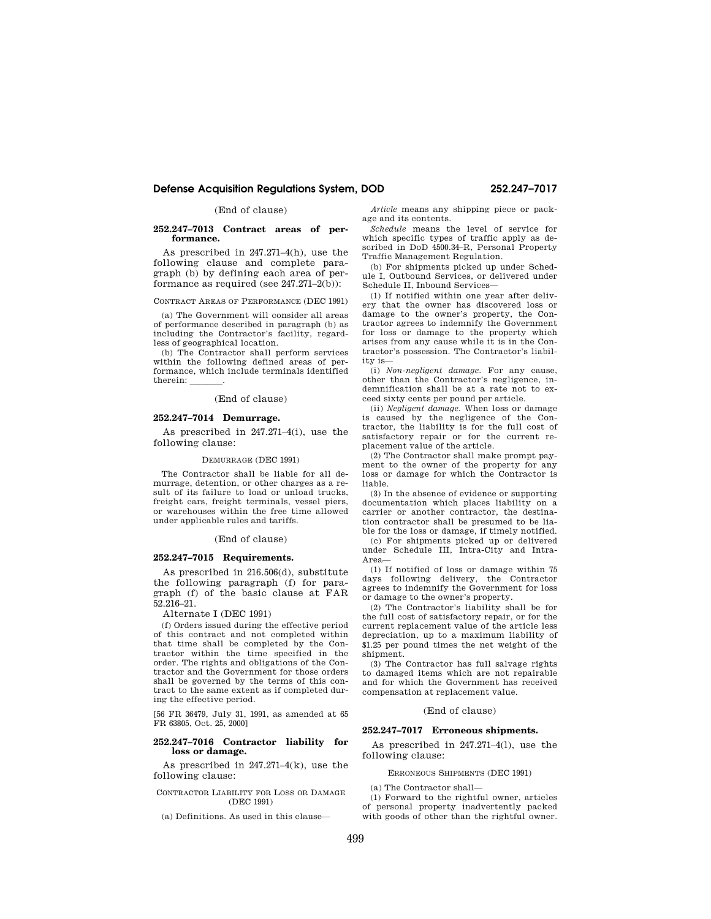(End of clause)

### 252.247–7013 Contract areas of performance.

As prescribed in 247.271–4(h), use the following clause and complete paragraph (b) by defining each area of performance as required (see 247.271–2(b)):

CONTRACT AREAS OF PERFORMANCE (DEC 1991)

(a) The Government will consider all areas of performance described in paragraph (b) as including the Contractor's facility, regardless of geographical location.

(b) The Contractor shall perform services within the following defined areas of performance, which include terminals identified therein: _______.

(End of clause)

### 252.247–7014 Demurrage.

As prescribed in 247.271–4(i), use the following clause:

DEMURRAGE (DEC 1991)

The Contractor shall be liable for all demurrage, detention, or other charges as a result of its failure to load or unload trucks, freight cars, freight terminals, vessel piers, or warehouses within the free time allowed under applicable rules and tariffs.

(End of clause)

### 252.247–7015 Requirements.

As prescribed in 216.506(d), substitute the following paragraph (f) for paragraph (f) of the basic clause at FAR 52.216–21.

Alternate I (DEC 1991)

(f) Orders issued during the effective period of this contract and not completed within that time shall be completed by the Contractor within the time specified in the order. The rights and obligations of the Contractor and the Government for those orders shall be governed by the terms of this contract to the same extent as if completed during the effective period.

[56 FR 36479, July 31, 1991, as amended at 65 FR 63805, Oct. 25, 2000]

### 252.247–7016 Contractor liability for loss or damage.

As prescribed in 247.271–4(k), use the following clause:

CONTRACTOR LIABILITY FOR LOSS OR DAMAGE (DEC 1991)

(a) Definitions. As used in this clause—

*Article* means any shipping piece or package and its contents.

*Schedule* means the level of service for which specific types of traffic apply as described in DoD 4500.34–R, Personal Property Traffic Management Regulation.

(b) For shipments picked up under Schedule I, Outbound Services, or delivered under Schedule II, Inbound Services—

(1) If notified within one year after delivery that the owner has discovered loss or damage to the owner's property, the Contractor agrees to indemnify the Government for loss or damage to the property which arises from any cause while it is in the Contractor's possession. The Contractor's liability is—

(i) *Non-negligent damage.* For any cause, other than the Contractor's negligence, indemnification shall be at a rate not to exceed sixty cents per pound per article.

(ii) *Negligent damage.* When loss or damage is caused by the negligence of the Contractor, the liability is for the full cost of satisfactory repair or for the current replacement value of the article.

(2) The Contractor shall make prompt payment to the owner of the property for any loss or damage for which the Contractor is liable.

(3) In the absence of evidence or supporting documentation which places liability on a carrier or another contractor, the destination contractor shall be presumed to be liable for the loss or damage, if timely notified.

(c) For shipments picked up or delivered under Schedule III, Intra-City and Intra-Area—

(1) If notified of loss or damage within 75 days following delivery, the Contractor agrees to indemnify the Government for loss or damage to the owner's property.

(2) The Contractor's liability shall be for the full cost of satisfactory repair, or for the current replacement value of the article less depreciation, up to a maximum liability of $1.25 per pound times the net weight of the shipment.

(3) The Contractor has full salvage rights to damaged items which are not repairable and for which the Government has received compensation at replacement value.

(End of clause)

### 252.247–7017 Erroneous shipments.

As prescribed in 247.271–4(l), use the following clause:

ERRONEOUS SHIPMENTS (DEC 1991)

(a) The Contractor shall—

(1) Forward to the rightful owner, articles of personal property inadvertently packed with goods of other than the rightful owner.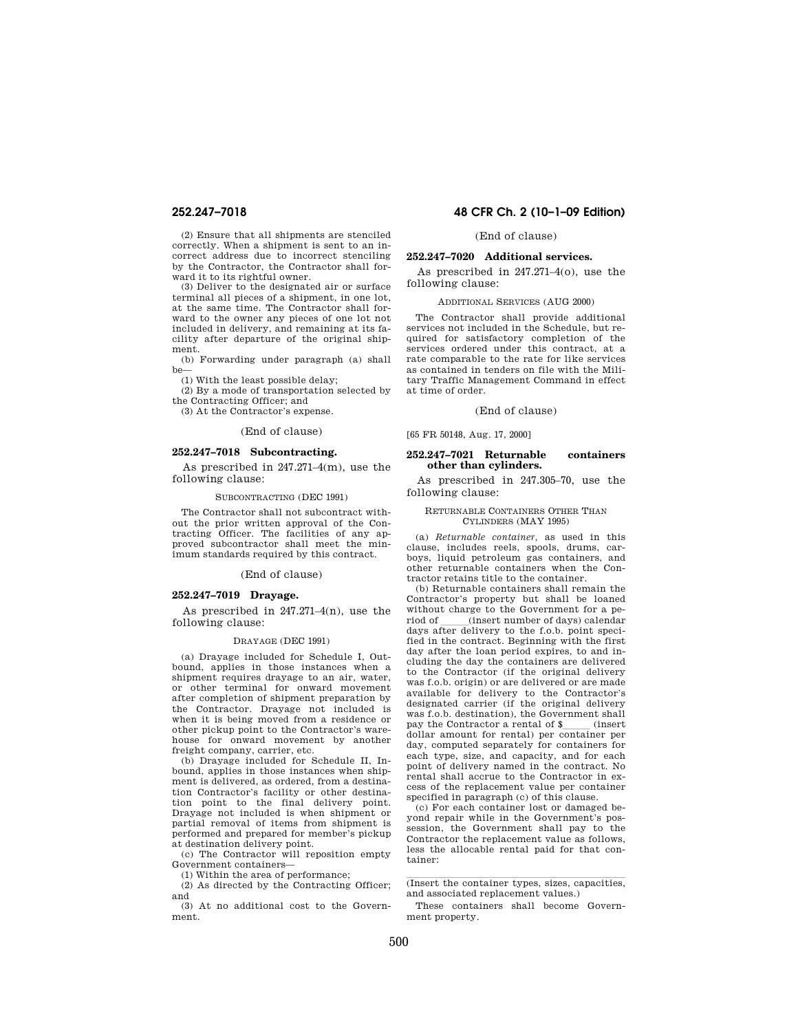(2) Ensure that all shipments are stenciled correctly. When a shipment is sent to an incorrect address due to incorrect stenciling by the Contractor, the Contractor shall forward it to its rightful owner.

(3) Deliver to the designated air or surface terminal all pieces of a shipment, in one lot, at the same time. The Contractor shall forward to the owner any pieces of one lot not included in delivery, and remaining at its facility after departure of the original shipment.

(b) Forwarding under paragraph (a) shall be—

(1) With the least possible delay;

(2) By a mode of transportation selected by the Contracting Officer; and

(3) At the Contractor's expense.

(End of clause)

## 252.247–7018 Subcontracting.

As prescribed in 247.271–4(m), use the following clause:

SUBCONTRACTING (DEC 1991)

The Contractor shall not subcontract without the prior written approval of the Contracting Officer. The facilities of any approved subcontractor shall meet the minimum standards required by this contract.

(End of clause)

## 252.247–7019 Drayage.

As prescribed in 247.271–4(n), use the following clause:

DRAYAGE (DEC 1991)

(a) Drayage included for Schedule I, Outbound, applies in those instances when a shipment requires drayage to an air, water, or other terminal for onward movement after completion of shipment preparation by the Contractor. Drayage not included is when it is being moved from a residence or other pickup point to the Contractor's warehouse for onward movement by another freight company, carrier, etc.

(b) Drayage included for Schedule II, Inbound, applies in those instances when shipment is delivered, as ordered, from a destination Contractor's facility or other destination point to the final delivery point. Drayage not included is when shipment or partial removal of items from shipment is performed and prepared for member's pickup at destination delivery point.

(c) The Contractor will reposition empty Government containers—

(1) Within the area of performance;

(2) As directed by the Contracting Officer; and

(3) At no additional cost to the Government.

(End of clause)

## 252.247–7020 Additional services.

As prescribed in 247.271–4(o), use the following clause:

ADDITIONAL SERVICES (AUG 2000)

The Contractor shall provide additional services not included in the Schedule, but required for satisfactory completion of the services ordered under this contract, at a rate comparable to the rate for like services as contained in tenders on file with the Military Traffic Management Command in effect at time of order.

(End of clause)

[65 FR 50148, Aug. 17, 2000]

## 252.247–7021 Returnable containers other than cylinders.

As prescribed in 247.305–70, use the following clause:

RETURNABLE CONTAINERS OTHER THAN CYLINDERS (MAY 1995)

(a) *Returnable container*, as used in this clause, includes reels, spools, drums, carboys, liquid petroleum gas containers, and other returnable containers when the Contractor retains title to the container.

(b) Returnable containers shall remain the Contractor's property but shall be loaned without charge to the Government for a period of \_\_\_\_\_(insert number of days) calendar days after delivery to the f.o.b. point specified in the contract. Beginning with the first day after the loan period expires, to and including the day the containers are delivered to the Contractor (if the original delivery was f.o.b. origin) or are delivered or are made available for delivery to the Contractor's designated carrier (if the original delivery was f.o.b. destination), the Government shall pay the Contractor a rental of $\_\_\_\_\_ (insert dollar amount for rental) per container per day, computed separately for containers for each type, size, and capacity, and for each point of delivery named in the contract. No rental shall accrue to the Contractor in excess of the replacement value per container specified in paragraph (c) of this clause.

(c) For each container lost or damaged beyond repair while in the Government's possession, the Government shall pay to the Contractor the replacement value as follows, less the allocable rental paid for that container:

\_\_\_\_\_\_\_\_\_\_\_\_\_\_\_\_\_\_\_\_\_\_\_\_\_\_\_\_\_\_\_\_\_\_\_\_\_\_\_\_

(Insert the container types, sizes, capacities, and associated replacement values.)

These containers shall become Government property.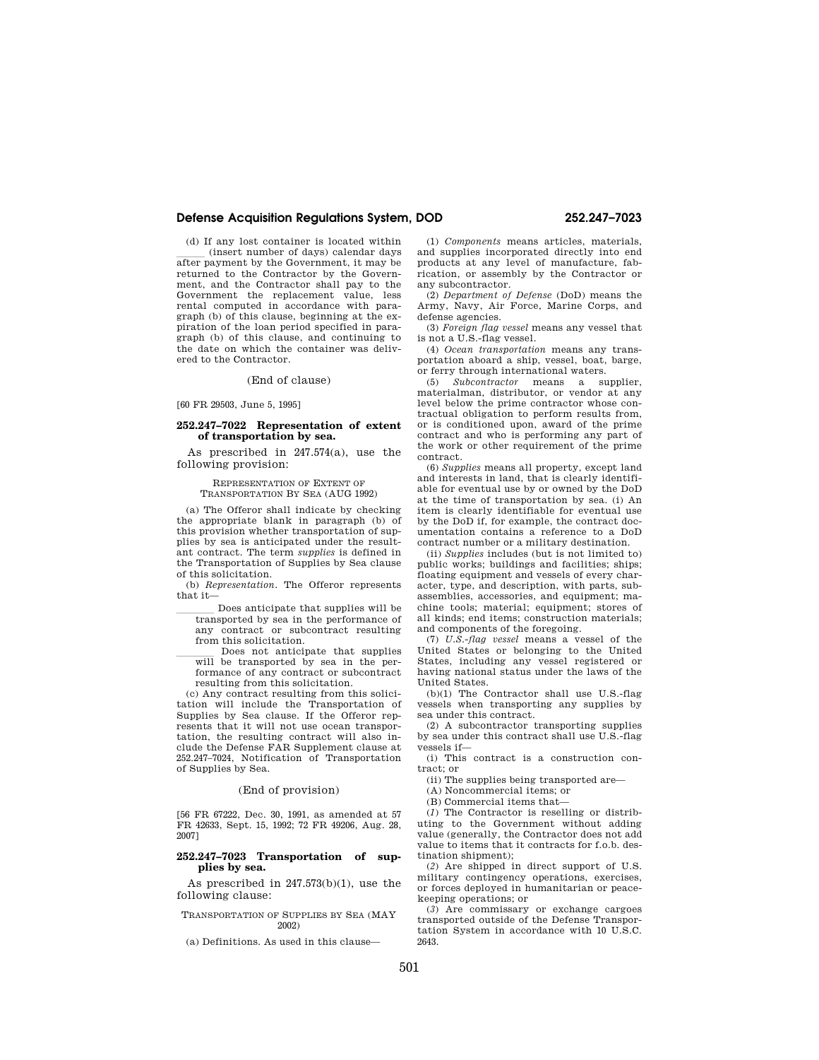(d) If any lost container is located within ______ (insert number of days) calendar days after payment by the Government, it may be returned to the Contractor by the Government, and the Contractor shall pay to the Government the replacement value, less rental computed in accordance with paragraph (b) of this clause, beginning at the expiration of the loan period specified in paragraph (b) of this clause, and continuing to the date on which the container was delivered to the Contractor.

(End of clause)

[60 FR 29503, June 5, 1995]

### 252.247-7022 Representation of extent of transportation by sea.

As prescribed in 247.574(a), use the following provision:

REPRESENTATION OF EXTENT OF TRANSPORTATION BY SEA (AUG 1992)

(a) The Offeror shall indicate by checking the appropriate blank in paragraph (b) of this provision whether transportation of supplies by sea is anticipated under the resultant contract. The term *supplies* is defined in the Transportation of Supplies by Sea clause of this solicitation.

(b) *Representation.* The Offeror represents that it—

______ Does anticipate that supplies will be transported by sea in the performance of any contract or subcontract resulting from this solicitation.

______ Does not anticipate that supplies will be transported by sea in the performance of any contract or subcontract resulting from this solicitation.

(c) Any contract resulting from this solicitation will include the Transportation of Supplies by Sea clause. If the Offeror represents that it will not use ocean transportation, the resulting contract will also include the Defense FAR Supplement clause at 252.247-7024, Notification of Transportation of Supplies by Sea.

(End of provision)

[56 FR 67222, Dec. 30, 1991, as amended at 57 FR 42633, Sept. 15, 1992; 72 FR 49206, Aug. 28, 2007]

### 252.247-7023 Transportation of supplies by sea.

As prescribed in 247.573(b)(1), use the following clause:

TRANSPORTATION OF SUPPLIES BY SEA (MAY 2002)

(a) Definitions. As used in this clause—

(1) *Components* means articles, materials, and supplies incorporated directly into end products at any level of manufacture, fabrication, or assembly by the Contractor or any subcontractor.

(2) *Department of Defense* (DoD) means the Army, Navy, Air Force, Marine Corps, and defense agencies.

(3) *Foreign flag vessel* means any vessel that is not a U.S.-flag vessel.

(4) *Ocean transportation* means any transportation aboard a ship, vessel, boat, barge, or ferry through international waters.

(5) *Subcontractor* means a supplier, materialman, distributor, or vendor at any level below the prime contractor whose contractual obligation to perform results from, or is conditioned upon, award of the prime contract and who is performing any part of the work or other requirement of the prime contract.

(6) *Supplies* means all property, except land and interests in land, that is clearly identifiable for eventual use by or owned by the DoD at the time of transportation by sea. (i) An item is clearly identifiable for eventual use by the DoD if, for example, the contract documentation contains a reference to a DoD contract number or a military destination.

(ii) *Supplies* includes (but is not limited to) public works; buildings and facilities; ships; floating equipment and vessels of every character, type, and description, with parts, subassemblies, accessories, and equipment; machine tools; material; equipment; stores of all kinds; end items; construction materials; and components of the foregoing.

(7) *U.S.-flag vessel* means a vessel of the United States or belonging to the United States, including any vessel registered or having national status under the laws of the United States.

(b)(1) The Contractor shall use U.S.-flag vessels when transporting any supplies by sea under this contract.

(2) A subcontractor transporting supplies by sea under this contract shall use U.S.-flag vessels if—

(i) This contract is a construction contract; or

(ii) The supplies being transported are—

(A) Noncommercial items; or

(B) Commercial items that—

(*1*) The Contractor is reselling or distributing to the Government without adding value (generally, the Contractor does not add value to items that it contracts for f.o.b. destination shipment);

(*2*) Are shipped in direct support of U.S. military contingency operations, exercises, or forces deployed in humanitarian or peacekeeping operations; or

(*3*) Are commissary or exchange cargoes transported outside of the Defense Transportation System in accordance with 10 U.S.C. 2643.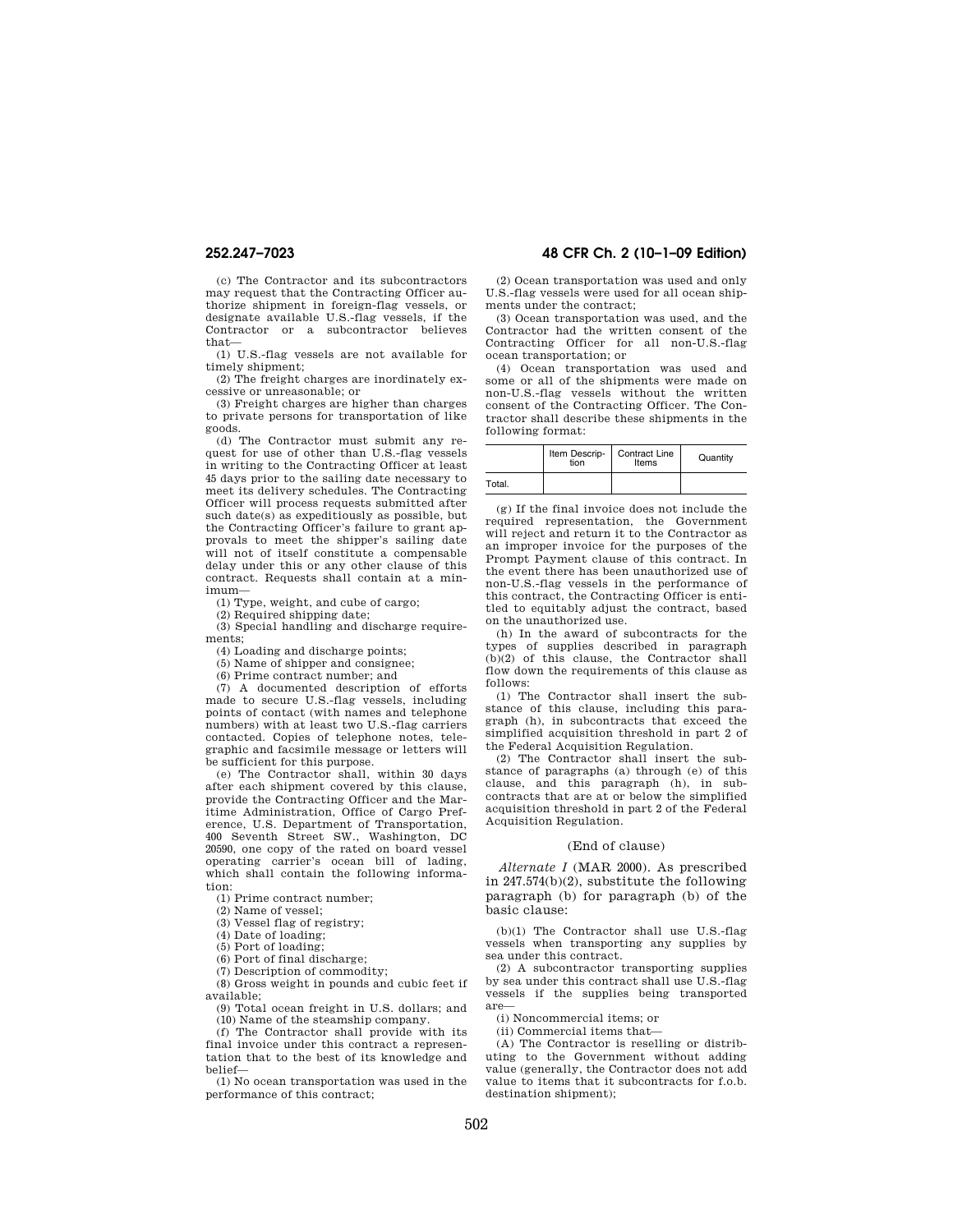(c) The Contractor and its subcontractors may request that the Contracting Officer authorize shipment in foreign-flag vessels, or designate available U.S.-flag vessels, if the Contractor or a subcontractor believes that—

(1) U.S.-flag vessels are not available for timely shipment;

(2) The freight charges are inordinately excessive or unreasonable; or

(3) Freight charges are higher than charges to private persons for transportation of like goods.

(d) The Contractor must submit any request for use of other than U.S.-flag vessels in writing to the Contracting Officer at least 45 days prior to the sailing date necessary to meet its delivery schedules. The Contracting Officer will process requests submitted after such date(s) as expeditiously as possible, but the Contracting Officer's failure to grant approvals to meet the shipper's sailing date will not of itself constitute a compensable delay under this or any other clause of this contract. Requests shall contain at a minimum—

(1) Type, weight, and cube of cargo;

(2) Required shipping date;

(3) Special handling and discharge requirements;

(4) Loading and discharge points;

(5) Name of shipper and consignee;

(6) Prime contract number; and

(7) A documented description of efforts made to secure U.S.-flag vessels, including points of contact (with names and telephone numbers) with at least two U.S.-flag carriers contacted. Copies of telephone notes, telegraphic and facsimile message or letters will be sufficient for this purpose.

(e) The Contractor shall, within 30 days after each shipment covered by this clause, provide the Contracting Officer and the Maritime Administration, Office of Cargo Preference, U.S. Department of Transportation, 400 Seventh Street SW., Washington, DC 20590, one copy of the rated on board vessel operating carrier's ocean bill of lading, which shall contain the following information:

(1) Prime contract number;

(2) Name of vessel;

(3) Vessel flag of registry;

(4) Date of loading;

(5) Port of loading;

(6) Port of final discharge;

(7) Description of commodity;

(8) Gross weight in pounds and cubic feet if available;

(9) Total ocean freight in U.S. dollars; and

(10) Name of the steamship company.

(f) The Contractor shall provide with its final invoice under this contract a representation that to the best of its knowledge and belief—

(1) No ocean transportation was used in the performance of this contract;

(2) Ocean transportation was used and only U.S.-flag vessels were used for all ocean shipments under the contract;

(3) Ocean transportation was used, and the Contractor had the written consent of the Contracting Officer for all non-U.S.-flag ocean transportation; or

(4) Ocean transportation was used and some or all of the shipments were made on non-U.S.-flag vessels without the written consent of the Contracting Officer. The Contractor shall describe these shipments in the following format:

| | Item Description | Contract Line Items | Quantity |
|---|---|---|---|
| Total. | | | |

(g) If the final invoice does not include the required representation, the Government will reject and return it to the Contractor as an improper invoice for the purposes of the Prompt Payment clause of this contract. In the event there has been unauthorized use of non-U.S.-flag vessels in the performance of this contract, the Contracting Officer is entitled to equitably adjust the contract, based on the unauthorized use.

(h) In the award of subcontracts for the types of supplies described in paragraph (b)(2) of this clause, the Contractor shall flow down the requirements of this clause as follows:

(1) The Contractor shall insert the substance of this clause, including this paragraph (h), in subcontracts that exceed the simplified acquisition threshold in part 2 of the Federal Acquisition Regulation.

(2) The Contractor shall insert the substance of paragraphs (a) through (e) of this clause, and this paragraph (h), in subcontracts that are at or below the simplified acquisition threshold in part 2 of the Federal Acquisition Regulation.

(End of clause)

*Alternate I* (MAR 2000). As prescribed in 247.574(b)(2), substitute the following paragraph (b) for paragraph (b) of the basic clause:

(b)(1) The Contractor shall use U.S.-flag vessels when transporting any supplies by sea under this contract.

(2) A subcontractor transporting supplies by sea under this contract shall use U.S.-flag vessels if the supplies being transported are—

(i) Noncommercial items; or

(ii) Commercial items that—

(A) The Contractor is reselling or distributing to the Government without adding value (generally, the Contractor does not add value to items that it subcontracts for f.o.b. destination shipment);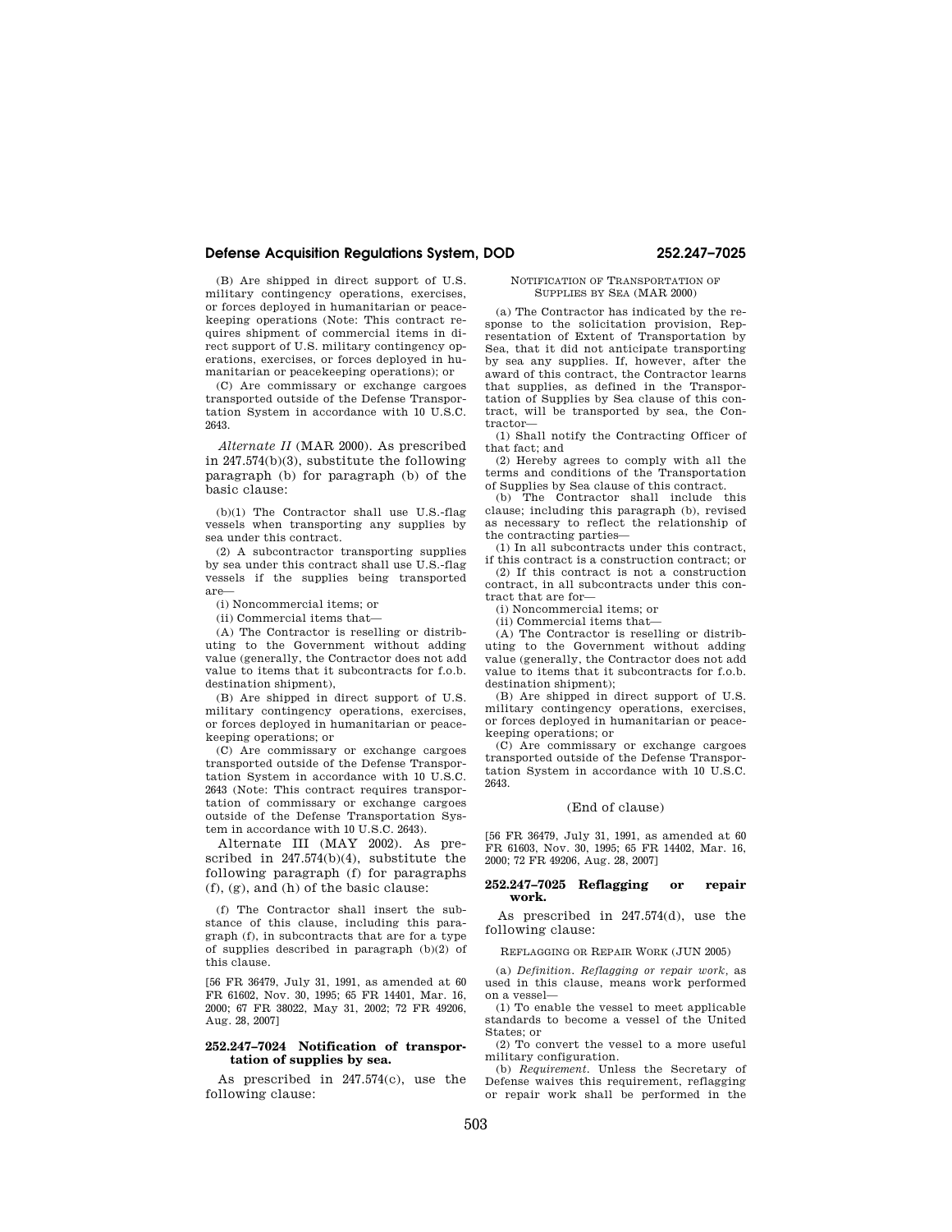(B) Are shipped in direct support of U.S. military contingency operations, exercises, or forces deployed in humanitarian or peacekeeping operations (Note: This contract requires shipment of commercial items in direct support of U.S. military contingency operations, exercises, or forces deployed in humanitarian or peacekeeping operations); or

(C) Are commissary or exchange cargoes transported outside of the Defense Transportation System in accordance with 10 U.S.C. 2643.

*Alternate II* (MAR 2000). As prescribed in 247.574(b)(3), substitute the following paragraph (b) for paragraph (b) of the basic clause:

(b)(1) The Contractor shall use U.S.-flag vessels when transporting any supplies by sea under this contract.

(2) A subcontractor transporting supplies by sea under this contract shall use U.S.-flag vessels if the supplies being transported are—

(i) Noncommercial items; or

(ii) Commercial items that—

(A) The Contractor is reselling or distributing to the Government without adding value (generally, the Contractor does not add value to items that it subcontracts for f.o.b. destination shipment),

(B) Are shipped in direct support of U.S. military contingency operations, exercises, or forces deployed in humanitarian or peacekeeping operations; or

(C) Are commissary or exchange cargoes transported outside of the Defense Transportation System in accordance with 10 U.S.C. 2643 (Note: This contract requires transportation of commissary or exchange cargoes outside of the Defense Transportation System in accordance with 10 U.S.C. 2643).

Alternate III (MAY 2002). As prescribed in 247.574(b)(4), substitute the following paragraph (f) for paragraphs (f), (g), and (h) of the basic clause:

(f) The Contractor shall insert the substance of this clause, including this paragraph (f), in subcontracts that are for a type of supplies described in paragraph (b)(2) of this clause.

[56 FR 36479, July 31, 1991, as amended at 60 FR 61602, Nov. 30, 1995; 65 FR 14401, Mar. 16, 2000; 67 FR 38022, May 31, 2002; 72 FR 49206, Aug. 28, 2007]

### 252.247-7024 Notification of transportation of supplies by sea.

As prescribed in 247.574(c), use the following clause:

NOTIFICATION OF TRANSPORTATION OF SUPPLIES BY SEA (MAR 2000)

(a) The Contractor has indicated by the response to the solicitation provision, Representation of Extent of Transportation by Sea, that it did not anticipate transporting by sea any supplies. If, however, after the award of this contract, the Contractor learns that supplies, as defined in the Transportation of Supplies by Sea clause of this contract, will be transported by sea, the Contractor—

(1) Shall notify the Contracting Officer of that fact; and

(2) Hereby agrees to comply with all the terms and conditions of the Transportation of Supplies by Sea clause of this contract.

(b) The Contractor shall include this clause; including this paragraph (b), revised as necessary to reflect the relationship of the contracting parties—

(1) In all subcontracts under this contract, if this contract is a construction contract; or

(2) If this contract is not a construction contract, in all subcontracts under this contract that are for—

(i) Noncommercial items; or

(ii) Commercial items that—

(A) The Contractor is reselling or distributing to the Government without adding value (generally, the Contractor does not add value to items that it subcontracts for f.o.b. destination shipment);

(B) Are shipped in direct support of U.S. military contingency operations, exercises, or forces deployed in humanitarian or peacekeeping operations; or

(C) Are commissary or exchange cargoes transported outside of the Defense Transportation System in accordance with 10 U.S.C. 2643.

(End of clause)

[56 FR 36479, July 31, 1991, as amended at 60 FR 61603, Nov. 30, 1995; 65 FR 14402, Mar. 16, 2000; 72 FR 49206, Aug. 28, 2007]

### 252.247-7025 Reflagging or repair work.

As prescribed in 247.574(d), use the following clause:

REFLAGGING OR REPAIR WORK (JUN 2005)

(a) *Definition. Reflagging or repair work,* as used in this clause, means work performed on a vessel—

(1) To enable the vessel to meet applicable standards to become a vessel of the United States; or

(2) To convert the vessel to a more useful military configuration.

(b) *Requirement.* Unless the Secretary of Defense waives this requirement, reflagging or repair work shall be performed in the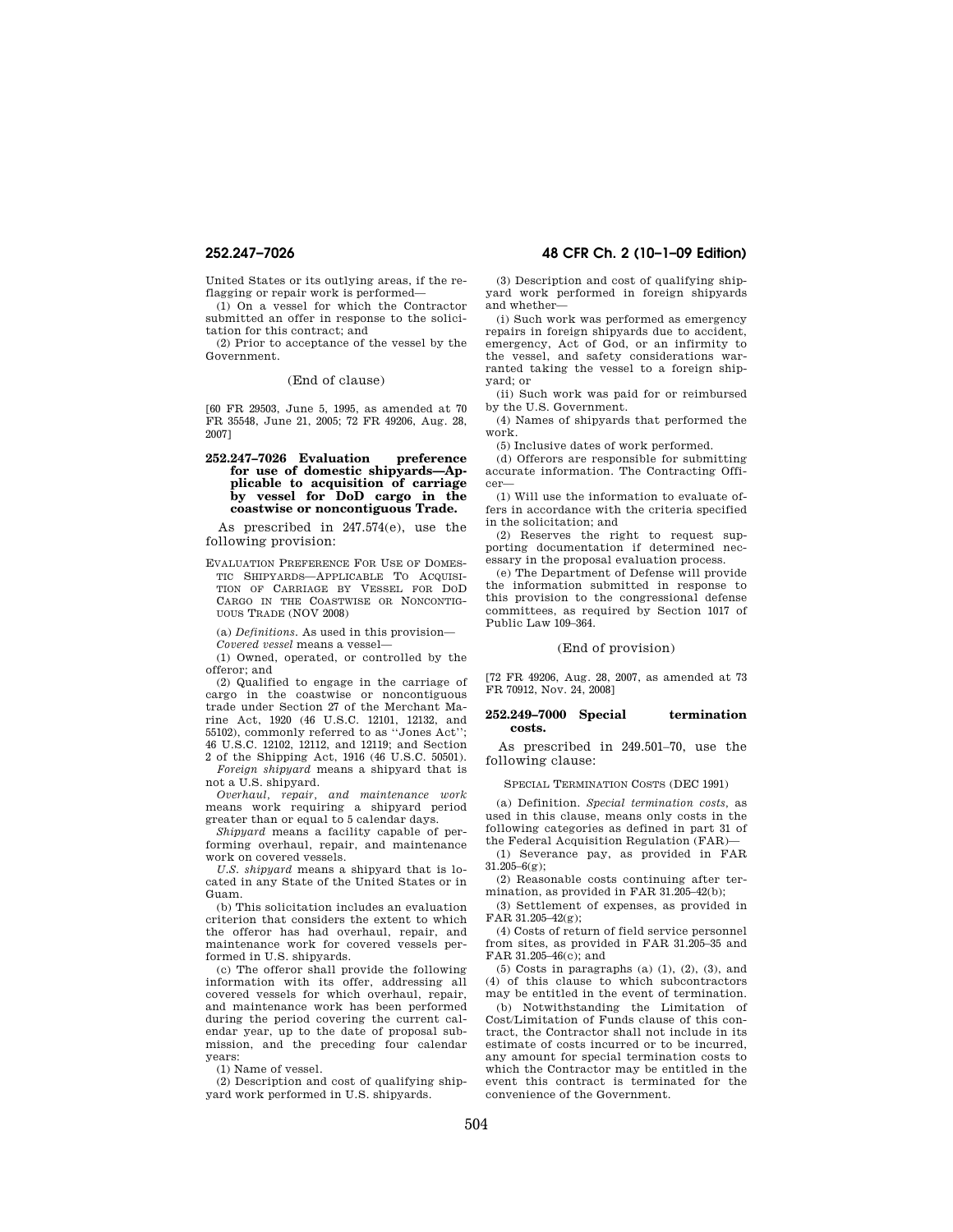United States or its outlying areas, if the reflagging or repair work is performed—

(1) On a vessel for which the Contractor submitted an offer in response to the solicitation for this contract; and

(2) Prior to acceptance of the vessel by the Government.

(End of clause)

[60 FR 29503, June 5, 1995, as amended at 70 FR 35548, June 21, 2005; 72 FR 49206, Aug. 28, 2007]

## 252.247–7026 Evaluation preference for use of domestic shipyards—Applicable to acquisition of carriage by vessel for DoD cargo in the coastwise or noncontiguous Trade.

As prescribed in 247.574(e), use the following provision:

EVALUATION PREFERENCE FOR USE OF DOMESTIC SHIPYARDS—APPLICABLE TO ACQUISITION OF CARRIAGE BY VESSEL FOR DOD CARGO IN THE COASTWISE OR NONCONTIGUOUS TRADE (NOV 2008)

(a) *Definitions.* As used in this provision—

*Covered vessel* means a vessel—

(1) Owned, operated, or controlled by the offeror; and

(2) Qualified to engage in the carriage of cargo in the coastwise or noncontiguous trade under Section 27 of the Merchant Marine Act, 1920 (46 U.S.C. 12101, 12132, and 55102), commonly referred to as ''Jones Act''; 46 U.S.C. 12102, 12112, and 12119; and Section 2 of the Shipping Act, 1916 (46 U.S.C. 50501).

*Foreign shipyard* means a shipyard that is not a U.S. shipyard.

*Overhaul, repair, and maintenance work* means work requiring a shipyard period greater than or equal to 5 calendar days.

*Shipyard* means a facility capable of performing overhaul, repair, and maintenance work on covered vessels.

*U.S. shipyard* means a shipyard that is located in any State of the United States or in Guam.

(b) This solicitation includes an evaluation criterion that considers the extent to which the offeror has had overhaul, repair, and maintenance work for covered vessels performed in U.S. shipyards.

(c) The offeror shall provide the following information with its offer, addressing all covered vessels for which overhaul, repair, and maintenance work has been performed during the period covering the current calendar year, up to the date of proposal submission, and the preceding four calendar years:

(1) Name of vessel.

(2) Description and cost of qualifying shipyard work performed in U.S. shipyards.

(3) Description and cost of qualifying shipyard work performed in foreign shipyards and whether—

(i) Such work was performed as emergency repairs in foreign shipyards due to accident, emergency, Act of God, or an infirmity to the vessel, and safety considerations warranted taking the vessel to a foreign shipyard; or

(ii) Such work was paid for or reimbursed by the U.S. Government.

(4) Names of shipyards that performed the work.

(5) Inclusive dates of work performed.

(d) Offerors are responsible for submitting accurate information. The Contracting Officer—

(1) Will use the information to evaluate offers in accordance with the criteria specified in the solicitation; and

(2) Reserves the right to request supporting documentation if determined necessary in the proposal evaluation process.

(e) The Department of Defense will provide the information submitted in response to this provision to the congressional defense committees, as required by Section 1017 of Public Law 109–364.

(End of provision)

[72 FR 49206, Aug. 28, 2007, as amended at 73 FR 70912, Nov. 24, 2008]

## 252.249–7000 Special termination costs.

As prescribed in 249.501–70, use the following clause:

SPECIAL TERMINATION COSTS (DEC 1991)

(a) Definition. *Special termination costs,* as used in this clause, means only costs in the following categories as defined in part 31 of the Federal Acquisition Regulation (FAR)—

(1) Severance pay, as provided in FAR 31.205–6(g);

(2) Reasonable costs continuing after termination, as provided in FAR 31.205–42(b);

(3) Settlement of expenses, as provided in FAR 31.205–42(g);

(4) Costs of return of field service personnel from sites, as provided in FAR 31.205–35 and FAR 31.205–46(c); and

(5) Costs in paragraphs (a) (1), (2), (3), and (4) of this clause to which subcontractors may be entitled in the event of termination.

(b) Notwithstanding the Limitation of Cost/Limitation of Funds clause of this contract, the Contractor shall not include in its estimate of costs incurred or to be incurred, any amount for special termination costs to which the Contractor may be entitled in the event this contract is terminated for the convenience of the Government.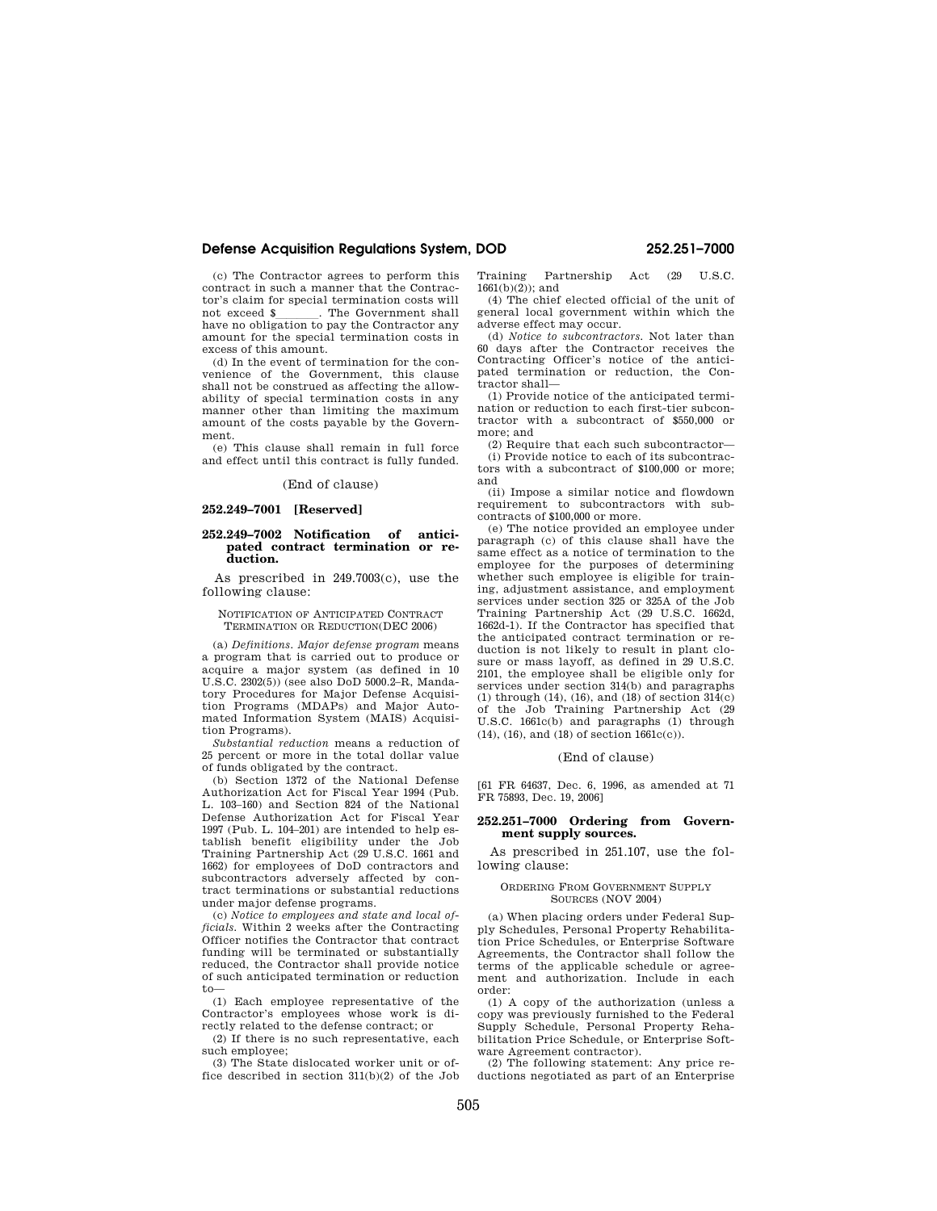(c) The Contractor agrees to perform this contract in such a manner that the Contractor's claim for special termination costs will not exceed $\_\_\_\_\_\_\_. The Government shall have no obligation to pay the Contractor any amount for the special termination costs in excess of this amount.

(d) In the event of termination for the convenience of the Government, this clause shall not be construed as affecting the allowability of special termination costs in any manner other than limiting the maximum amount of the costs payable by the Government.

(e) This clause shall remain in full force and effect until this contract is fully funded.

(End of clause)

## 252.249–7001 [Reserved]

## 252.249–7002 Notification of anticipated contract termination or reduction.

As prescribed in 249.7003(c), use the following clause:

NOTIFICATION OF ANTICIPATED CONTRACT TERMINATION OR REDUCTION(DEC 2006)

(a) *Definitions. Major defense program* means a program that is carried out to produce or acquire a major system (as defined in 10 U.S.C. 2302(5)) (see also DoD 5000.2–R, Mandatory Procedures for Major Defense Acquisition Programs (MDAPs) and Major Automated Information System (MAIS) Acquisition Programs).

*Substantial reduction* means a reduction of 25 percent or more in the total dollar value of funds obligated by the contract.

(b) Section 1372 of the National Defense Authorization Act for Fiscal Year 1994 (Pub. L. 103–160) and Section 824 of the National Defense Authorization Act for Fiscal Year 1997 (Pub. L. 104–201) are intended to help establish benefit eligibility under the Job Training Partnership Act (29 U.S.C. 1661 and 1662) for employees of DoD contractors and subcontractors adversely affected by contract terminations or substantial reductions under major defense programs.

(c) *Notice to employees and state and local officials.* Within 2 weeks after the Contracting Officer notifies the Contractor that contract funding will be terminated or substantially reduced, the Contractor shall provide notice of such anticipated termination or reduction to—

(1) Each employee representative of the Contractor's employees whose work is directly related to the defense contract; or

(2) If there is no such representative, each such employee;

(3) The State dislocated worker unit or office described in section 311(b)(2) of the Job Training Partnership Act (29 U.S.C. 1661(b)(2)); and

(4) The chief elected official of the unit of general local government within which the adverse effect may occur.

(d) *Notice to subcontractors.* Not later than 60 days after the Contractor receives the Contracting Officer's notice of the anticipated termination or reduction, the Contractor shall—

(1) Provide notice of the anticipated termination or reduction to each first-tier subcontractor with a subcontract of $550,000 or more; and

(2) Require that each such subcontractor—

(i) Provide notice to each of its subcontractors with a subcontract of $100,000 or more; and

(ii) Impose a similar notice and flowdown requirement to subcontractors with subcontracts of $100,000 or more.

(e) The notice provided an employee under paragraph (c) of this clause shall have the same effect as a notice of termination to the employee for the purposes of determining whether such employee is eligible for training, adjustment assistance, and employment services under section 325 or 325A of the Job Training Partnership Act (29 U.S.C. 1662d, 1662d-1). If the Contractor has specified that the anticipated contract termination or reduction is not likely to result in plant closure or mass layoff, as defined in 29 U.S.C. 2101, the employee shall be eligible only for services under section 314(b) and paragraphs (1) through (14), (16), and (18) of section 314(c) of the Job Training Partnership Act (29 U.S.C. 1661c(b) and paragraphs (1) through (14), (16), and (18) of section 1661c(c)).

(End of clause)

[61 FR 64637, Dec. 6, 1996, as amended at 71 FR 75893, Dec. 19, 2006]

## 252.251–7000 Ordering from Government supply sources.

As prescribed in 251.107, use the following clause:

ORDERING FROM GOVERNMENT SUPPLY SOURCES (NOV 2004)

(a) When placing orders under Federal Supply Schedules, Personal Property Rehabilitation Price Schedules, or Enterprise Software Agreements, the Contractor shall follow the terms of the applicable schedule or agreement and authorization. Include in each order:

(1) A copy of the authorization (unless a copy was previously furnished to the Federal Supply Schedule, Personal Property Rehabilitation Price Schedule, or Enterprise Software Agreement contractor).

(2) The following statement: Any price reductions negotiated as part of an Enterprise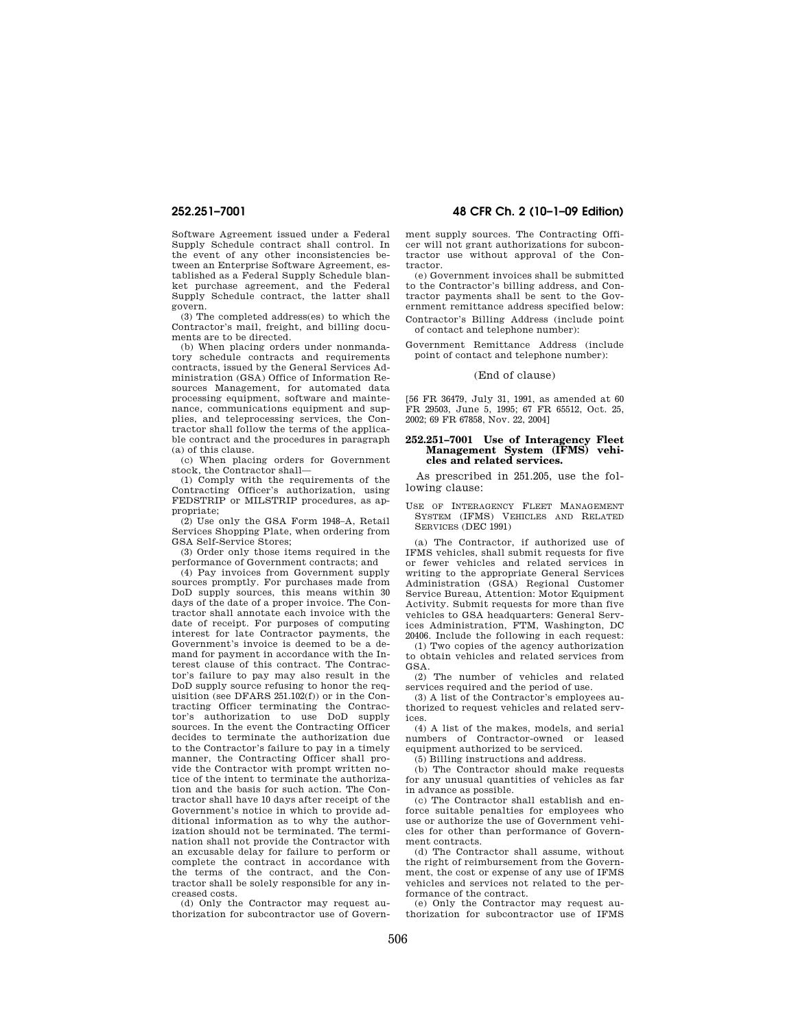Software Agreement issued under a Federal Supply Schedule contract shall control. In the event of any other inconsistencies between an Enterprise Software Agreement, established as a Federal Supply Schedule blanket purchase agreement, and the Federal Supply Schedule contract, the latter shall govern.

(3) The completed address(es) to which the Contractor's mail, freight, and billing documents are to be directed.

(b) When placing orders under nonmandatory schedule contracts and requirements contracts, issued by the General Services Administration (GSA) Office of Information Resources Management, for automated data processing equipment, software and maintenance, communications equipment and supplies, and teleprocessing services, the Contractor shall follow the terms of the applicable contract and the procedures in paragraph (a) of this clause.

(c) When placing orders for Government stock, the Contractor shall—

(1) Comply with the requirements of the Contracting Officer's authorization, using FEDSTRIP or MILSTRIP procedures, as appropriate;

(2) Use only the GSA Form 1948–A, Retail Services Shopping Plate, when ordering from GSA Self-Service Stores;

(3) Order only those items required in the performance of Government contracts; and

(4) Pay invoices from Government supply sources promptly. For purchases made from DoD supply sources, this means within 30 days of the date of a proper invoice. The Contractor shall annotate each invoice with the date of receipt. For purposes of computing interest for late Contractor payments, the Government's invoice is deemed to be a demand for payment in accordance with the Interest clause of this contract. The Contractor's failure to pay may also result in the DoD supply source refusing to honor the requisition (see DFARS 251.102(f)) or in the Contracting Officer terminating the Contractor's authorization to use DoD supply sources. In the event the Contracting Officer decides to terminate the authorization due to the Contractor's failure to pay in a timely manner, the Contracting Officer shall provide the Contractor with prompt written notice of the intent to terminate the authorization and the basis for such action. The Contractor shall have 10 days after receipt of the Government's notice in which to provide additional information as to why the authorization should not be terminated. The termination shall not provide the Contractor with an excusable delay for failure to perform or complete the contract in accordance with the terms of the contract, and the Contractor shall be solely responsible for any increased costs.

(d) Only the Contractor may request authorization for subcontractor use of Government supply sources. The Contracting Officer will not grant authorizations for subcontractor use without approval of the Contractor.

(e) Government invoices shall be submitted to the Contractor's billing address, and Contractor payments shall be sent to the Government remittance address specified below:

Contractor's Billing Address (include point of contact and telephone number):

Government Remittance Address (include point of contact and telephone number):

(End of clause)

[56 FR 36479, July 31, 1991, as amended at 60 FR 29503, June 5, 1995; 67 FR 65512, Oct. 25, 2002; 69 FR 67858, Nov. 22, 2004]

### 252.251–7001 Use of Interagency Fleet Management System (IFMS) vehicles and related services.

As prescribed in 251.205, use the following clause:

USE OF INTERAGENCY FLEET MANAGEMENT SYSTEM (IFMS) VEHICLES AND RELATED SERVICES (DEC 1991)

(a) The Contractor, if authorized use of IFMS vehicles, shall submit requests for five or fewer vehicles and related services in writing to the appropriate General Services Administration (GSA) Regional Customer Service Bureau, Attention: Motor Equipment Activity. Submit requests for more than five vehicles to GSA headquarters: General Services Administration, FTM, Washington, DC 20406. Include the following in each request:

(1) Two copies of the agency authorization to obtain vehicles and related services from GSA.

(2) The number of vehicles and related services required and the period of use.

(3) A list of the Contractor's employees authorized to request vehicles and related services.

(4) A list of the makes, models, and serial numbers of Contractor-owned or leased equipment authorized to be serviced.

(5) Billing instructions and address.

(b) The Contractor should make requests for any unusual quantities of vehicles as far in advance as possible.

(c) The Contractor shall establish and enforce suitable penalties for employees who use or authorize the use of Government vehicles for other than performance of Government contracts.

(d) The Contractor shall assume, without the right of reimbursement from the Government, the cost or expense of any use of IFMS vehicles and services not related to the performance of the contract.

(e) Only the Contractor may request authorization for subcontractor use of IFMS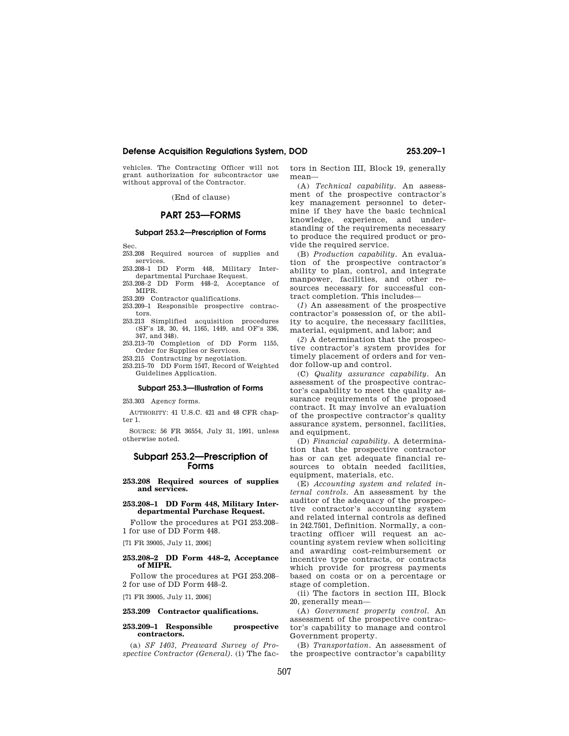vehicles. The Contracting Officer will not grant authorization for subcontractor use without approval of the Contractor.

(End of clause)

# PART 253—FORMS

### Subpart 253.2—Prescription of Forms

Sec.

253.208 Required sources of supplies and services.

253.208–1 DD Form 448, Military Interdepartmental Purchase Request.

253.208–2 DD Form 448–2, Acceptance of MIPR.

253.209 Contractor qualifications.

253.209–1 Responsible prospective contractors.

253.213 Simplified acquisition procedures (SF's 18, 30, 44, 1165, 1449, and OF's 336, 347, and 348).

253.213–70 Completion of DD Form 1155, Order for Supplies or Services.

253.215 Contracting by negotiation.

253.215–70 DD Form 1547, Record of Weighted Guidelines Application.

### Subpart 253.3—Illustration of Forms

253.303 Agency forms.

AUTHORITY: 41 U.S.C. 421 and 48 CFR chapter 1.

SOURCE: 56 FR 36554, July 31, 1991, unless otherwise noted.

## Subpart 253.2—Prescription of Forms

### 253.208 Required sources of supplies and services.

### 253.208–1 DD Form 448, Military Interdepartmental Purchase Request.

Follow the procedures at PGI 253.208–1 for use of DD Form 448.

[71 FR 39005, July 11, 2006]

### 253.208–2 DD Form 448–2, Acceptance of MIPR.

Follow the procedures at PGI 253.208–2 for use of DD Form 448–2.

[71 FR 39005, July 11, 2006]

### 253.209 Contractor qualifications.

### 253.209–1 Responsible prospective contractors.

(a) *SF 1403, Preaward Survey of Prospective Contractor (General).* (i) The factors in Section III, Block 19, generally mean—

(A) *Technical capability.* An assessment of the prospective contractor's key management personnel to determine if they have the basic technical knowledge, experience, and understanding of the requirements necessary to produce the required product or provide the required service.

(B) *Production capability.* An evaluation of the prospective contractor's ability to plan, control, and integrate manpower, facilities, and other resources necessary for successful contract completion. This includes—

(*1*) An assessment of the prospective contractor's possession of, or the ability to acquire, the necessary facilities, material, equipment, and labor; and

(*2*) A determination that the prospective contractor's system provides for timely placement of orders and for vendor follow-up and control.

(C) *Quality assurance capability.* An assessment of the prospective contractor's capability to meet the quality assurance requirements of the proposed contract. It may involve an evaluation of the prospective contractor's quality assurance system, personnel, facilities, and equipment.

(D) *Financial capability.* A determination that the prospective contractor has or can get adequate financial resources to obtain needed facilities, equipment, materials, etc.

(E) *Accounting system and related internal controls.* An assessment by the auditor of the adequacy of the prospective contractor's accounting system and related internal controls as defined in 242.7501, Definition. Normally, a contracting officer will request an accounting system review when soliciting and awarding cost-reimbursement or incentive type contracts, or contracts which provide for progress payments based on costs or on a percentage or stage of completion.

(ii) The factors in section III, Block 20, generally mean—

(A) *Government property control.* An assessment of the prospective contractor's capability to manage and control Government property.

(B) *Transportation.* An assessment of the prospective contractor's capability